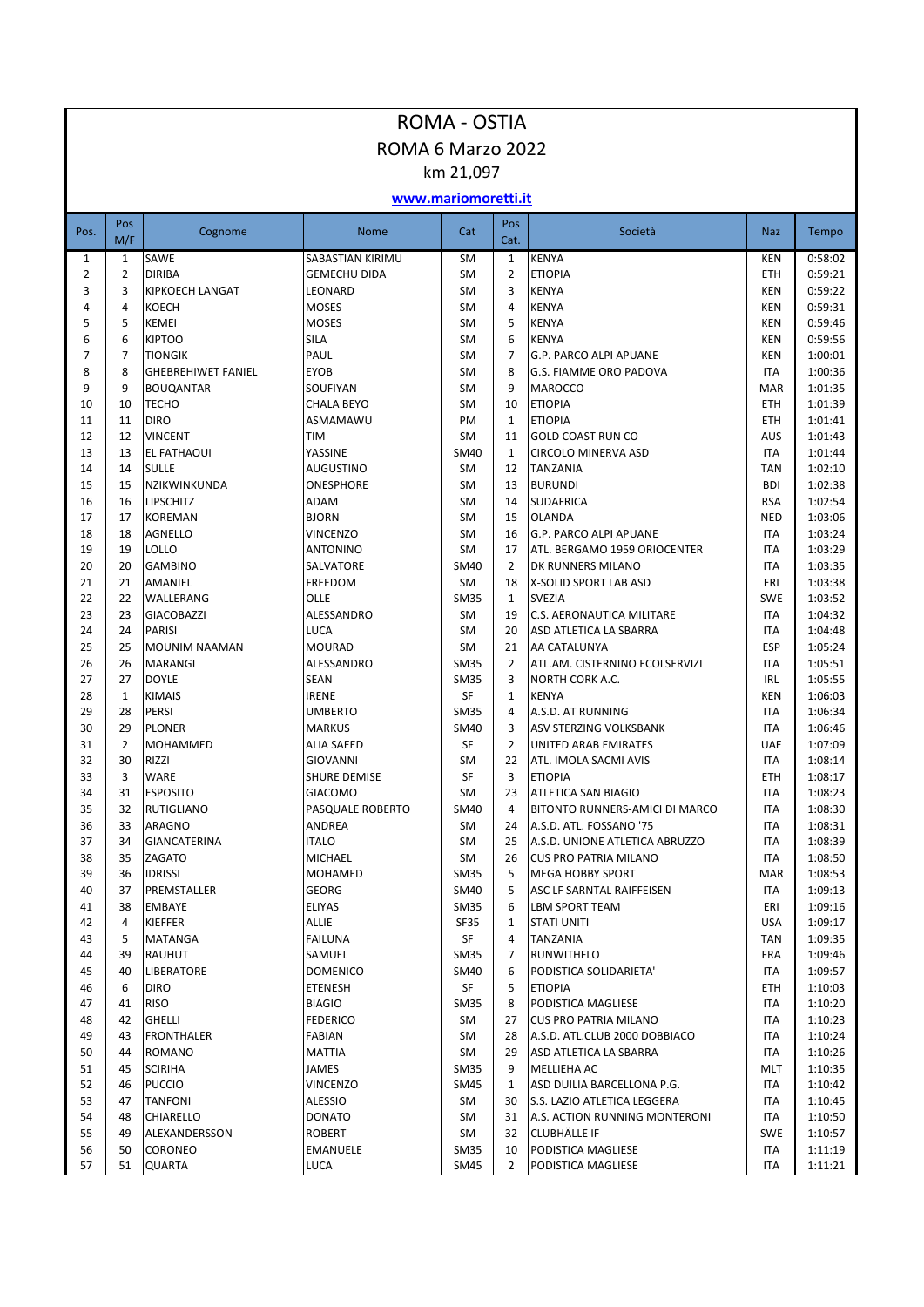# ROMA - OSTIA

ROMA 6 Marzo 2022

km 21,097

**www.mariomoretti.it**

| Pos. | Pos M/F | Cognome | Nome | Cat | Pos Cat. | Società | Naz | Tempo |
|---|---|---|---|---|---|---|---|---|
| 1 | 1 | SAWE | SABASTIAN KIRIMU | SM | 1 | KENYA | KEN | 0:58:02 |
| 2 | 2 | DIRIBA | GEMECHU DIDA | SM | 2 | ETIOPIA | ETH | 0:59:21 |
| 3 | 3 | KIPKOECH LANGAT | LEONARD | SM | 3 | KENYA | KEN | 0:59:22 |
| 4 | 4 | KOECH | MOSES | SM | 4 | KENYA | KEN | 0:59:31 |
| 5 | 5 | KEMEI | MOSES | SM | 5 | KENYA | KEN | 0:59:46 |
| 6 | 6 | KIPTOO | SILA | SM | 6 | KENYA | KEN | 0:59:56 |
| 7 | 7 | TIONGIK | PAUL | SM | 7 | G.P. PARCO ALPI APUANE | KEN | 1:00:01 |
| 8 | 8 | GHEBREHIWET FANIEL | EYOB | SM | 8 | G.S. FIAMME ORO PADOVA | ITA | 1:00:36 |
| 9 | 9 | BOUQANTAR | SOUFIYAN | SM | 9 | MAROCCO | MAR | 1:01:35 |
| 10 | 10 | TECHO | CHALA BEYO | SM | 10 | ETIOPIA | ETH | 1:01:39 |
| 11 | 11 | DIRO | ASMAMAWU | PM | 1 | ETIOPIA | ETH | 1:01:41 |
| 12 | 12 | VINCENT | TIM | SM | 11 | GOLD COAST RUN CO | AUS | 1:01:43 |
| 13 | 13 | EL FATHAOUI | YASSINE | SM40 | 1 | CIRCOLO MINERVA ASD | ITA | 1:01:44 |
| 14 | 14 | SULLE | AUGUSTINO | SM | 12 | TANZANIA | TAN | 1:02:10 |
| 15 | 15 | NZIKWINKUNDA | ONESPHORE | SM | 13 | BURUNDI | BDI | 1:02:38 |
| 16 | 16 | LIPSCHITZ | ADAM | SM | 14 | SUDAFRICA | RSA | 1:02:54 |
| 17 | 17 | KOREMAN | BJORN | SM | 15 | OLANDA | NED | 1:03:06 |
| 18 | 18 | AGNELLO | VINCENZO | SM | 16 | G.P. PARCO ALPI APUANE | ITA | 1:03:24 |
| 19 | 19 | LOLLO | ANTONINO | SM | 17 | ATL. BERGAMO 1959 ORIOCENTER | ITA | 1:03:29 |
| 20 | 20 | GAMBINO | SALVATORE | SM40 | 2 | DK RUNNERS MILANO | ITA | 1:03:35 |
| 21 | 21 | AMANIEL | FREEDOM | SM | 18 | X-SOLID SPORT LAB ASD | ERI | 1:03:38 |
| 22 | 22 | WALLERANG | OLLE | SM35 | 1 | SVEZIA | SWE | 1:03:52 |
| 23 | 23 | GIACOBAZZI | ALESSANDRO | SM | 19 | C.S. AERONAUTICA MILITARE | ITA | 1:04:32 |
| 24 | 24 | PARISI | LUCA | SM | 20 | ASD ATLETICA LA SBARRA | ITA | 1:04:48 |
| 25 | 25 | MOUNIM NAAMAN | MOURAD | SM | 21 | AA CATALUNYA | ESP | 1:05:24 |
| 26 | 26 | MARANGI | ALESSANDRO | SM35 | 2 | ATL.AM. CISTERNINO ECOLSERVIZI | ITA | 1:05:51 |
| 27 | 27 | DOYLE | SEAN | SM35 | 3 | NORTH CORK A.C. | IRL | 1:05:55 |
| 28 | 1 | KIMAIS | IRENE | SF | 1 | KENYA | KEN | 1:06:03 |
| 29 | 28 | PERSI | UMBERTO | SM35 | 4 | A.S.D. AT RUNNING | ITA | 1:06:34 |
| 30 | 29 | PLONER | MARKUS | SM40 | 3 | ASV STERZING VOLKSBANK | ITA | 1:06:46 |
| 31 | 2 | MOHAMMED | ALIA SAEED | SF | 2 | UNITED ARAB EMIRATES | UAE | 1:07:09 |
| 32 | 30 | RIZZI | GIOVANNI | SM | 22 | ATL. IMOLA SACMI AVIS | ITA | 1:08:14 |
| 33 | 3 | WARE | SHURE DEMISE | SF | 3 | ETIOPIA | ETH | 1:08:17 |
| 34 | 31 | ESPOSITO | GIACOMO | SM | 23 | ATLETICA SAN BIAGIO | ITA | 1:08:23 |
| 35 | 32 | RUTIGLIANO | PASQUALE ROBERTO | SM40 | 4 | BITONTO RUNNERS-AMICI DI MARCO | ITA | 1:08:30 |
| 36 | 33 | ARAGNO | ANDREA | SM | 24 | A.S.D. ATL. FOSSANO '75 | ITA | 1:08:31 |
| 37 | 34 | GIANCATERINA | ITALO | SM | 25 | A.S.D. UNIONE ATLETICA ABRUZZO | ITA | 1:08:39 |
| 38 | 35 | ZAGATO | MICHAEL | SM | 26 | CUS PRO PATRIA MILANO | ITA | 1:08:50 |
| 39 | 36 | IDRISSI | MOHAMED | SM35 | 5 | MEGA HOBBY SPORT | MAR | 1:08:53 |
| 40 | 37 | PREMSTALLER | GEORG | SM40 | 5 | ASC LF SARNTAL RAIFFEISEN | ITA | 1:09:13 |
| 41 | 38 | EMBAYE | ELIYAS | SM35 | 6 | LBM SPORT TEAM | ERI | 1:09:16 |
| 42 | 4 | KIEFFER | ALLIE | SF35 | 1 | STATI UNITI | USA | 1:09:17 |
| 43 | 5 | MATANGA | FAILUNA | SF | 4 | TANZANIA | TAN | 1:09:35 |
| 44 | 39 | RAUHUT | SAMUEL | SM35 | 7 | RUNWITHFLO | FRA | 1:09:46 |
| 45 | 40 | LIBERATORE | DOMENICO | SM40 | 6 | PODISTICA SOLIDARIETA' | ITA | 1:09:57 |
| 46 | 6 | DIRO | ETENESH | SF | 5 | ETIOPIA | ETH | 1:10:03 |
| 47 | 41 | RISO | BIAGIO | SM35 | 8 | PODISTICA MAGLIESE | ITA | 1:10:20 |
| 48 | 42 | GHELLI | FEDERICO | SM | 27 | CUS PRO PATRIA MILANO | ITA | 1:10:23 |
| 49 | 43 | FRONTHALER | FABIAN | SM | 28 | A.S.D. ATL.CLUB 2000 DOBBIACO | ITA | 1:10:24 |
| 50 | 44 | ROMANO | MATTIA | SM | 29 | ASD ATLETICA LA SBARRA | ITA | 1:10:26 |
| 51 | 45 | SCIRIHA | JAMES | SM35 | 9 | MELLIEHA AC | MLT | 1:10:35 |
| 52 | 46 | PUCCIO | VINCENZO | SM45 | 1 | ASD DUILIA BARCELLONA P.G. | ITA | 1:10:42 |
| 53 | 47 | TANFONI | ALESSIO | SM | 30 | S.S. LAZIO ATLETICA LEGGERA | ITA | 1:10:45 |
| 54 | 48 | CHIARELLO | DONATO | SM | 31 | A.S. ACTION RUNNING MONTERONI | ITA | 1:10:50 |
| 55 | 49 | ALEXANDERSSON | ROBERT | SM | 32 | CLUBHÄLLE IF | SWE | 1:10:57 |
| 56 | 50 | CORONEO | EMANUELE | SM35 | 10 | PODISTICA MAGLIESE | ITA | 1:11:19 |
| 57 | 51 | QUARTA | LUCA | SM45 | 2 | PODISTICA MAGLIESE | ITA | 1:11:21 |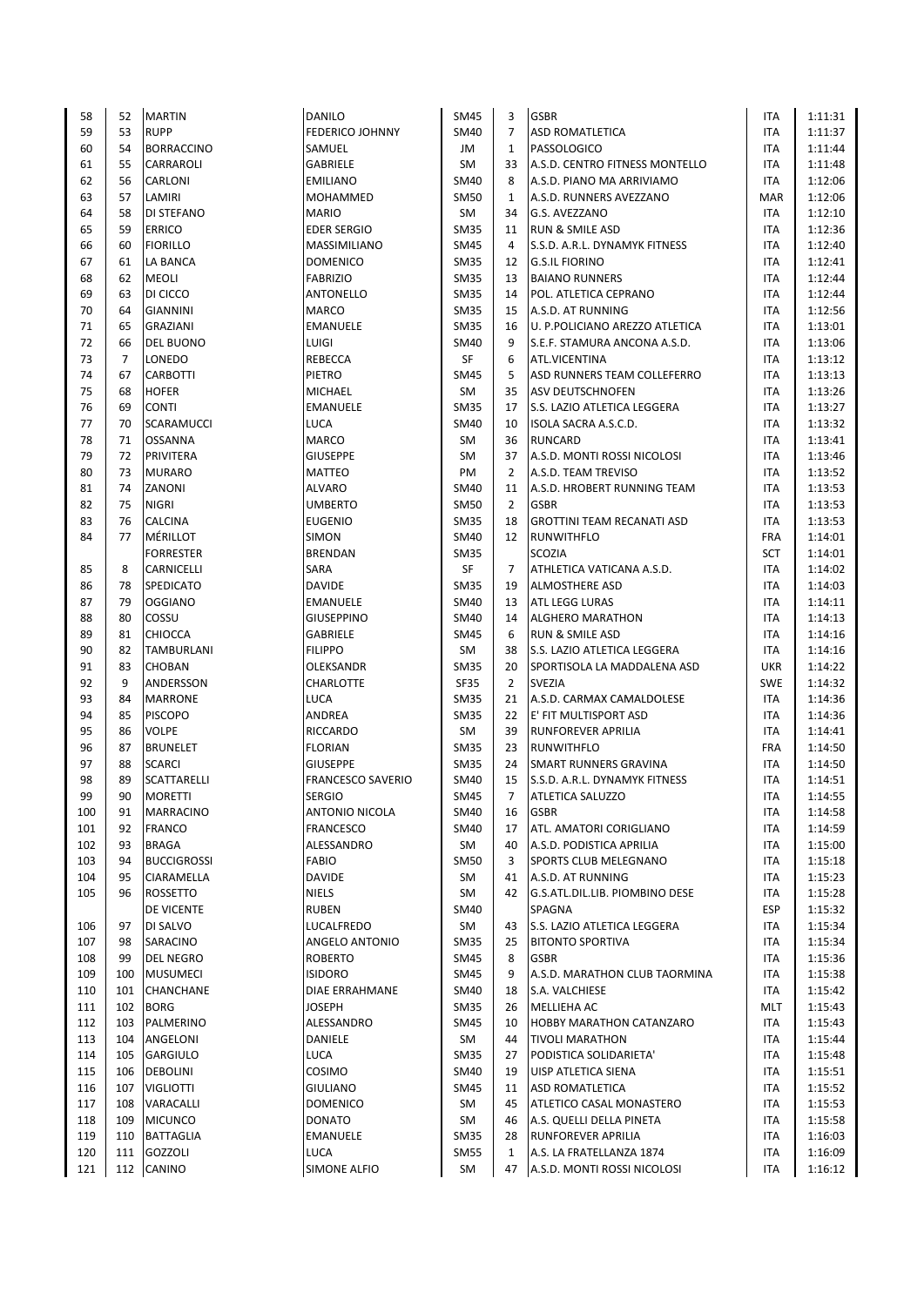| | | | | | | | | |
|---|---|---|---|---|---|---|---|---|
| 58 | 52 | MARTIN | DANILO | SM45 | 3 | GSBR | ITA | 1:11:31 |
| 59 | 53 | RUPP | FEDERICO JOHNNY | SM40 | 7 | ASD ROMATLETICA | ITA | 1:11:37 |
| 60 | 54 | BORRACCINO | SAMUEL | JM | 1 | PASSOLOGICO | ITA | 1:11:44 |
| 61 | 55 | CARRAROLI | GABRIELE | SM | 33 | A.S.D. CENTRO FITNESS MONTELLO | ITA | 1:11:48 |
| 62 | 56 | CARLONI | EMILIANO | SM40 | 8 | A.S.D. PIANO MA ARRIVIAMO | ITA | 1:12:06 |
| 63 | 57 | LAMIRI | MOHAMMED | SM50 | 1 | A.S.D. RUNNERS AVEZZANO | MAR | 1:12:06 |
| 64 | 58 | DI STEFANO | MARIO | SM | 34 | G.S. AVEZZANO | ITA | 1:12:10 |
| 65 | 59 | ERRICO | EDER SERGIO | SM35 | 11 | RUN & SMILE ASD | ITA | 1:12:36 |
| 66 | 60 | FIORILLO | MASSIMILIANO | SM45 | 4 | S.S.D. A.R.L. DYNAMYK FITNESS | ITA | 1:12:40 |
| 67 | 61 | LA BANCA | DOMENICO | SM35 | 12 | G.S.IL FIORINO | ITA | 1:12:41 |
| 68 | 62 | MEOLI | FABRIZIO | SM35 | 13 | BAIANO RUNNERS | ITA | 1:12:44 |
| 69 | 63 | DI CICCO | ANTONELLO | SM35 | 14 | POL. ATLETICA CEPRANO | ITA | 1:12:44 |
| 70 | 64 | GIANNINI | MARCO | SM35 | 15 | A.S.D. AT RUNNING | ITA | 1:12:56 |
| 71 | 65 | GRAZIANI | EMANUELE | SM35 | 16 | U. P.POLICIANO AREZZO ATLETICA | ITA | 1:13:01 |
| 72 | 66 | DEL BUONO | LUIGI | SM40 | 9 | S.E.F. STAMURA ANCONA A.S.D. | ITA | 1:13:06 |
| 73 | 7 | LONEDO | REBECCA | SF | 6 | ATL.VICENTINA | ITA | 1:13:12 |
| 74 | 67 | CARBOTTI | PIETRO | SM45 | 5 | ASD RUNNERS TEAM COLLEFERRO | ITA | 1:13:13 |
| 75 | 68 | HOFER | MICHAEL | SM | 35 | ASV DEUTSCHNOFEN | ITA | 1:13:26 |
| 76 | 69 | CONTI | EMANUELE | SM35 | 17 | S.S. LAZIO ATLETICA LEGGERA | ITA | 1:13:27 |
| 77 | 70 | SCARAMUCCI | LUCA | SM40 | 10 | ISOLA SACRA A.S.C.D. | ITA | 1:13:32 |
| 78 | 71 | OSSANNA | MARCO | SM | 36 | RUNCARD | ITA | 1:13:41 |
| 79 | 72 | PRIVITERA | GIUSEPPE | SM | 37 | A.S.D. MONTI ROSSI NICOLOSI | ITA | 1:13:46 |
| 80 | 73 | MURARO | MATTEO | PM | 2 | A.S.D. TEAM TREVISO | ITA | 1:13:52 |
| 81 | 74 | ZANONI | ALVARO | SM40 | 11 | A.S.D. HROBERT RUNNING TEAM | ITA | 1:13:53 |
| 82 | 75 | NIGRI | UMBERTO | SM50 | 2 | GSBR | ITA | 1:13:53 |
| 83 | 76 | CALCINA | EUGENIO | SM35 | 18 | GROTTINI TEAM RECANATI ASD | ITA | 1:13:53 |
| 84 | 77 | MÉRILLOT | SIMON | SM40 | 12 | RUNWITHFLO | FRA | 1:14:01 |
| | | FORRESTER | BRENDAN | SM35 | | SCOZIA | SCT | 1:14:01 |
| 85 | 8 | CARNICELLI | SARA | SF | 7 | ATHLETICA VATICANA A.S.D. | ITA | 1:14:02 |
| 86 | 78 | SPEDICATO | DAVIDE | SM35 | 19 | ALMOSTHERE ASD | ITA | 1:14:03 |
| 87 | 79 | OGGIANO | EMANUELE | SM40 | 13 | ATL LEGG LURAS | ITA | 1:14:11 |
| 88 | 80 | COSSU | GIUSEPPINO | SM40 | 14 | ALGHERO MARATHON | ITA | 1:14:13 |
| 89 | 81 | CHIOCCA | GABRIELE | SM45 | 6 | RUN & SMILE ASD | ITA | 1:14:16 |
| 90 | 82 | TAMBURLANI | FILIPPO | SM | 38 | S.S. LAZIO ATLETICA LEGGERA | ITA | 1:14:16 |
| 91 | 83 | CHOBAN | OLEKSANDR | SM35 | 20 | SPORTISOLA LA MADDALENA ASD | UKR | 1:14:22 |
| 92 | 9 | ANDERSSON | CHARLOTTE | SF35 | 2 | SVEZIA | SWE | 1:14:32 |
| 93 | 84 | MARRONE | LUCA | SM35 | 21 | A.S.D. CARMAX CAMALDOLESE | ITA | 1:14:36 |
| 94 | 85 | PISCOPO | ANDREA | SM35 | 22 | E' FIT MULTISPORT ASD | ITA | 1:14:36 |
| 95 | 86 | VOLPE | RICCARDO | SM | 39 | RUNFOREVER APRILIA | ITA | 1:14:41 |
| 96 | 87 | BRUNELET | FLORIAN | SM35 | 23 | RUNWITHFLO | FRA | 1:14:50 |
| 97 | 88 | SCARCI | GIUSEPPE | SM35 | 24 | SMART RUNNERS GRAVINA | ITA | 1:14:50 |
| 98 | 89 | SCATTARELLI | FRANCESCO SAVERIO | SM40 | 15 | S.S.D. A.R.L. DYNAMYK FITNESS | ITA | 1:14:51 |
| 99 | 90 | MORETTI | SERGIO | SM45 | 7 | ATLETICA SALUZZO | ITA | 1:14:55 |
| 100 | 91 | MARRACINO | ANTONIO NICOLA | SM40 | 16 | GSBR | ITA | 1:14:58 |
| 101 | 92 | FRANCO | FRANCESCO | SM40 | 17 | ATL. AMATORI CORIGLIANO | ITA | 1:14:59 |
| 102 | 93 | BRAGA | ALESSANDRO | SM | 40 | A.S.D. PODISTICA APRILIA | ITA | 1:15:00 |
| 103 | 94 | BUCCIGROSSI | FABIO | SM50 | 3 | SPORTS CLUB MELEGNANO | ITA | 1:15:18 |
| 104 | 95 | CIARAMELLA | DAVIDE | SM | 41 | A.S.D. AT RUNNING | ITA | 1:15:23 |
| 105 | 96 | ROSSETTO | NIELS | SM | 42 | G.S.ATL.DIL.LIB. PIOMBINO DESE | ITA | 1:15:28 |
| | | DE VICENTE | RUBEN | SM40 | | SPAGNA | ESP | 1:15:32 |
| 106 | 97 | DI SALVO | LUCALFREDO | SM | 43 | S.S. LAZIO ATLETICA LEGGERA | ITA | 1:15:34 |
| 107 | 98 | SARACINO | ANGELO ANTONIO | SM35 | 25 | BITONTO SPORTIVA | ITA | 1:15:34 |
| 108 | 99 | DEL NEGRO | ROBERTO | SM45 | 8 | GSBR | ITA | 1:15:36 |
| 109 | 100 | MUSUMECI | ISIDORO | SM45 | 9 | A.S.D. MARATHON CLUB TAORMINA | ITA | 1:15:38 |
| 110 | 101 | CHANCHANE | DIAE ERRAHMANE | SM40 | 18 | S.A. VALCHIESE | ITA | 1:15:42 |
| 111 | 102 | BORG | JOSEPH | SM35 | 26 | MELLIEHA AC | MLT | 1:15:43 |
| 112 | 103 | PALMERINO | ALESSANDRO | SM45 | 10 | HOBBY MARATHON CATANZARO | ITA | 1:15:43 |
| 113 | 104 | ANGELONI | DANIELE | SM | 44 | TIVOLI MARATHON | ITA | 1:15:44 |
| 114 | 105 | GARGIULO | LUCA | SM35 | 27 | PODISTICA SOLIDARIETA' | ITA | 1:15:48 |
| 115 | 106 | DEBOLINI | COSIMO | SM40 | 19 | UISP ATLETICA SIENA | ITA | 1:15:51 |
| 116 | 107 | VIGLIOTTI | GIULIANO | SM45 | 11 | ASD ROMATLETICA | ITA | 1:15:52 |
| 117 | 108 | VARACALLI | DOMENICO | SM | 45 | ATLETICO CASAL MONASTERO | ITA | 1:15:53 |
| 118 | 109 | MICUNCO | DONATO | SM | 46 | A.S. QUELLI DELLA PINETA | ITA | 1:15:58 |
| 119 | 110 | BATTAGLIA | EMANUELE | SM35 | 28 | RUNFOREVER APRILIA | ITA | 1:16:03 |
| 120 | 111 | GOZZOLI | LUCA | SM55 | 1 | A.S. LA FRATELLANZA 1874 | ITA | 1:16:09 |
| 121 | 112 | CANINO | SIMONE ALFIO | SM | 47 | A.S.D. MONTI ROSSI NICOLOSI | ITA | 1:16:12 |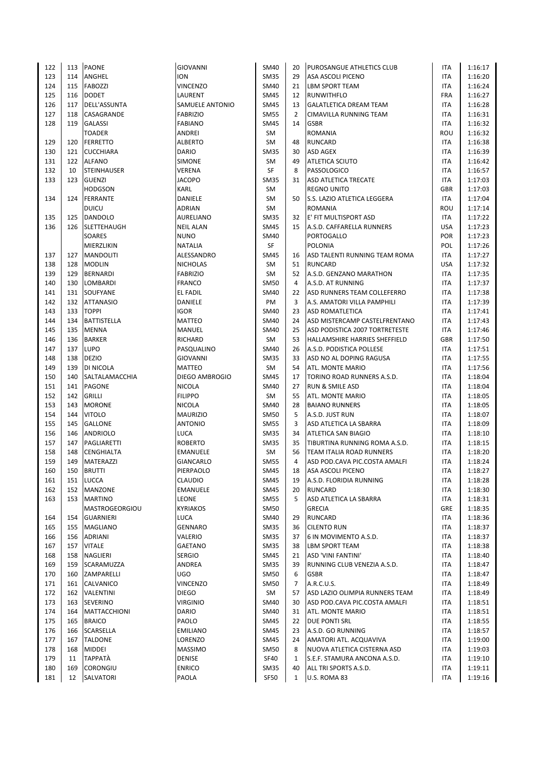| | | | | | | | | |
|---|---|---|---|---|---|---|---|---|
| 122 | 113 | PAONE | GIOVANNI | SM40 | 20 | PUROSANGUE ATHLETICS CLUB | ITA | 1:16:17 |
| 123 | 114 | ANGHEL | ION | SM35 | 29 | ASA ASCOLI PICENO | ITA | 1:16:20 |
| 124 | 115 | FABOZZI | VINCENZO | SM40 | 21 | LBM SPORT TEAM | ITA | 1:16:24 |
| 125 | 116 | DODET | LAURENT | SM45 | 12 | RUNWITHFLO | FRA | 1:16:27 |
| 126 | 117 | DELL'ASSUNTA | SAMUELE ANTONIO | SM45 | 13 | GALATLETICA DREAM TEAM | ITA | 1:16:28 |
| 127 | 118 | CASAGRANDE | FABRIZIO | SM55 | 2 | CIMAVILLA RUNNING TEAM | ITA | 1:16:31 |
| 128 | 119 | GALASSI | FABIANO | SM45 | 14 | GSBR | ITA | 1:16:32 |
| | | TOADER | ANDREI | SM | | ROMANIA | ROU | 1:16:32 |
| 129 | 120 | FERRETTO | ALBERTO | SM | 48 | RUNCARD | ITA | 1:16:38 |
| 130 | 121 | CUCCHIARA | DARIO | SM35 | 30 | ASD AGEX | ITA | 1:16:39 |
| 131 | 122 | ALFANO | SIMONE | SM | 49 | ATLETICA SCIUTO | ITA | 1:16:42 |
| 132 | 10 | STEINHAUSER | VERENA | SF | 8 | PASSOLOGICO | ITA | 1:16:57 |
| 133 | 123 | GUENZI | JACOPO | SM35 | 31 | ASD ATLETICA TRECATE | ITA | 1:17:03 |
| | | HODGSON | KARL | SM | | REGNO UNITO | GBR | 1:17:03 |
| 134 | 124 | FERRANTE | DANIELE | SM | 50 | S.S. LAZIO ATLETICA LEGGERA | ITA | 1:17:04 |
| | | DUICU | ADRIAN | SM | | ROMANIA | ROU | 1:17:14 |
| 135 | 125 | DANDOLO | AURELIANO | SM35 | 32 | E' FIT MULTISPORT ASD | ITA | 1:17:22 |
| 136 | 126 | SLETTEHAUGH | NEIL ALAN | SM45 | 15 | A.S.D. CAFFARELLA RUNNERS | USA | 1:17:23 |
| | | SOARES | NUNO | SM40 | | PORTOGALLO | POR | 1:17:23 |
| | | MIERZLIKIN | NATALIA | SF | | POLONIA | POL | 1:17:26 |
| 137 | 127 | MANDOLITI | ALESSANDRO | SM45 | 16 | ASD TALENTI RUNNING TEAM ROMA | ITA | 1:17:27 |
| 138 | 128 | MODLIN | NICHOLAS | SM | 51 | RUNCARD | USA | 1:17:32 |
| 139 | 129 | BERNARDI | FABRIZIO | SM | 52 | A.S.D. GENZANO MARATHON | ITA | 1:17:35 |
| 140 | 130 | LOMBARDI | FRANCO | SM50 | 4 | A.S.D. AT RUNNING | ITA | 1:17:37 |
| 141 | 131 | SOUFYANE | EL FADIL | SM40 | 22 | ASD RUNNERS TEAM COLLEFERRO | ITA | 1:17:38 |
| 142 | 132 | ATTANASIO | DANIELE | PM | 3 | A.S. AMATORI VILLA PAMPHILI | ITA | 1:17:39 |
| 143 | 133 | TOPPI | IGOR | SM40 | 23 | ASD ROMATLETICA | ITA | 1:17:41 |
| 144 | 134 | BATTISTELLA | MATTEO | SM40 | 24 | ASD MISTERCAMP CASTELFRENTANO | ITA | 1:17:43 |
| 145 | 135 | MENNA | MANUEL | SM40 | 25 | ASD PODISTICA 2007 TORTRETESTE | ITA | 1:17:46 |
| 146 | 136 | BARKER | RICHARD | SM | 53 | HALLAMSHIRE HARRIES SHEFFIELD | GBR | 1:17:50 |
| 147 | 137 | LUPO | PASQUALINO | SM40 | 26 | A.S.D. PODISTICA POLLESE | ITA | 1:17:51 |
| 148 | 138 | DEZIO | GIOVANNI | SM35 | 33 | ASD NO AL DOPING RAGUSA | ITA | 1:17:55 |
| 149 | 139 | DI NICOLA | MATTEO | SM | 54 | ATL. MONTE MARIO | ITA | 1:17:56 |
| 150 | 140 | SALTALAMACCHIA | DIEGO AMBROGIO | SM45 | 17 | TORINO ROAD RUNNERS A.S.D. | ITA | 1:18:04 |
| 151 | 141 | PAGONE | NICOLA | SM40 | 27 | RUN & SMILE ASD | ITA | 1:18:04 |
| 152 | 142 | GRILLI | FILIPPO | SM | 55 | ATL. MONTE MARIO | ITA | 1:18:05 |
| 153 | 143 | MORONE | NICOLA | SM40 | 28 | BAIANO RUNNERS | ITA | 1:18:05 |
| 154 | 144 | VITOLO | MAURIZIO | SM50 | 5 | A.S.D. JUST RUN | ITA | 1:18:07 |
| 155 | 145 | GALLONE | ANTONIO | SM55 | 3 | ASD ATLETICA LA SBARRA | ITA | 1:18:09 |
| 156 | 146 | ANDRIOLO | LUCA | SM35 | 34 | ATLETICA SAN BIAGIO | ITA | 1:18:10 |
| 157 | 147 | PAGLIARETTI | ROBERTO | SM35 | 35 | TIBURTINA RUNNING ROMA A.S.D. | ITA | 1:18:15 |
| 158 | 148 | CENGHIALTA | EMANUELE | SM | 56 | TEAM ITALIA ROAD RUNNERS | ITA | 1:18:20 |
| 159 | 149 | MATERAZZI | GIANCARLO | SM55 | 4 | ASD POD.CAVA PIC.COSTA AMALFI | ITA | 1:18:24 |
| 160 | 150 | BRUTTI | PIERPAOLO | SM45 | 18 | ASA ASCOLI PICENO | ITA | 1:18:27 |
| 161 | 151 | LUCCA | CLAUDIO | SM45 | 19 | A.S.D. FLORIDIA RUNNING | ITA | 1:18:28 |
| 162 | 152 | MANZONE | EMANUELE | SM45 | 20 | RUNCARD | ITA | 1:18:30 |
| 163 | 153 | MARTINO | LEONE | SM55 | 5 | ASD ATLETICA LA SBARRA | ITA | 1:18:31 |
| | | MASTROGEORGIOU | KYRIAKOS | SM50 | | GRECIA | GRE | 1:18:35 |
| 164 | 154 | GUARNIERI | LUCA | SM40 | 29 | RUNCARD | ITA | 1:18:36 |
| 165 | 155 | MAGLIANO | GENNARO | SM35 | 36 | CILENTO RUN | ITA | 1:18:37 |
| 166 | 156 | ADRIANI | VALERIO | SM35 | 37 | 6 IN MOVIMENTO A.S.D. | ITA | 1:18:37 |
| 167 | 157 | VITALE | GAETANO | SM35 | 38 | LBM SPORT TEAM | ITA | 1:18:38 |
| 168 | 158 | NAGLIERI | SERGIO | SM45 | 21 | ASD 'VINI FANTINI' | ITA | 1:18:40 |
| 169 | 159 | SCARAMUZZA | ANDREA | SM35 | 39 | RUNNING CLUB VENEZIA A.S.D. | ITA | 1:18:47 |
| 170 | 160 | ZAMPARELLI | UGO | SM50 | 6 | GSBR | ITA | 1:18:47 |
| 171 | 161 | CALVANICO | VINCENZO | SM50 | 7 | A.R.C.U.S. | ITA | 1:18:49 |
| 172 | 162 | VALENTINI | DIEGO | SM | 57 | ASD LAZIO OLIMPIA RUNNERS TEAM | ITA | 1:18:49 |
| 173 | 163 | SEVERINO | VIRGINIO | SM40 | 30 | ASD POD.CAVA PIC.COSTA AMALFI | ITA | 1:18:51 |
| 174 | 164 | MATTACCHIONI | DARIO | SM40 | 31 | ATL. MONTE MARIO | ITA | 1:18:51 |
| 175 | 165 | BRAICO | PAOLO | SM45 | 22 | DUE PONTI SRL | ITA | 1:18:55 |
| 176 | 166 | SCARSELLA | EMILIANO | SM45 | 23 | A.S.D. GO RUNNING | ITA | 1:18:57 |
| 177 | 167 | TALDONE | LORENZO | SM45 | 24 | AMATORI ATL. ACQUAVIVA | ITA | 1:19:00 |
| 178 | 168 | MIDDEI | MASSIMO | SM50 | 8 | NUOVA ATLETICA CISTERNA ASD | ITA | 1:19:03 |
| 179 | 11 | TAPPATÀ | DENISE | SF40 | 1 | S.E.F. STAMURA ANCONA A.S.D. | ITA | 1:19:10 |
| 180 | 169 | CORONGIU | ENRICO | SM35 | 40 | ALL TRI SPORTS A.S.D. | ITA | 1:19:11 |
| 181 | 12 | SALVATORI | PAOLA | SF50 | 1 | U.S. ROMA 83 | ITA | 1:19:16 |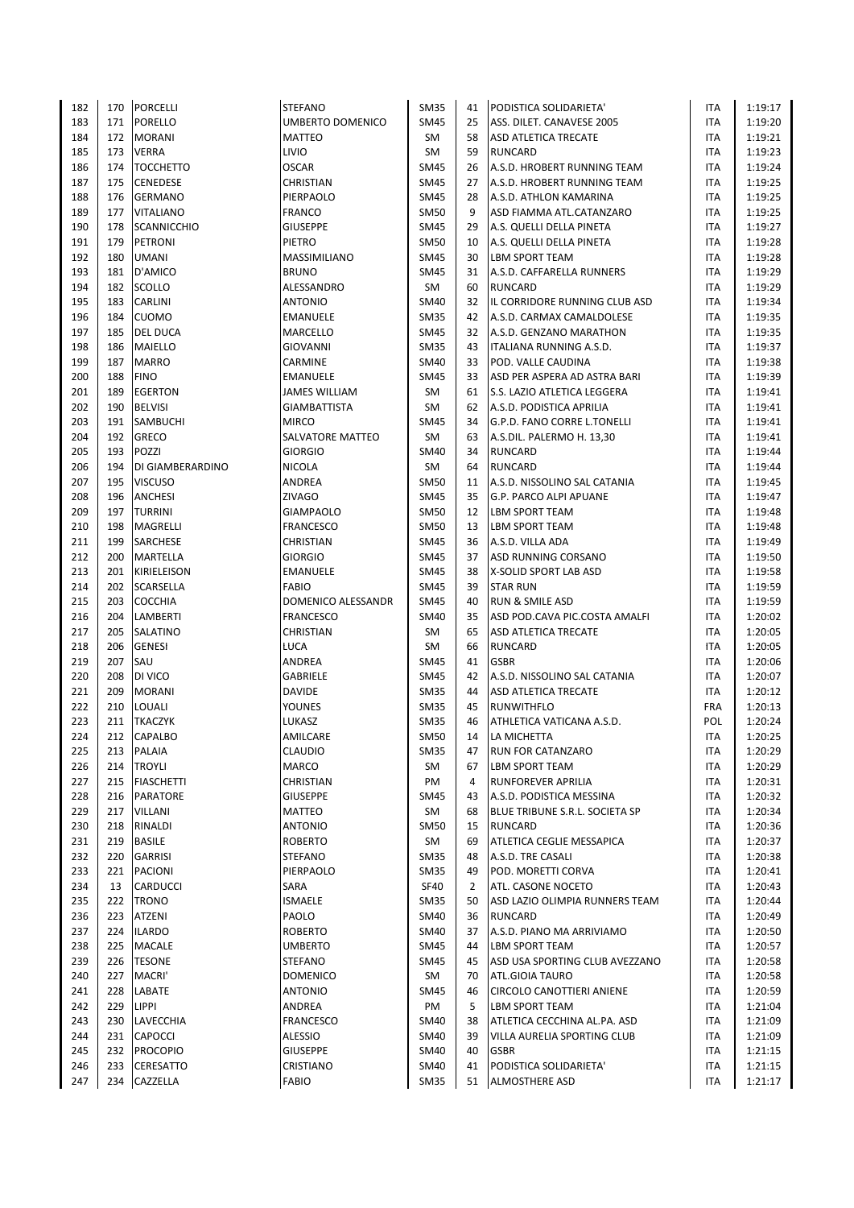| | | | | | | | | |
|---|---|---|---|---|---|---|---|---|
| 182 | 170 | PORCELLI | STEFANO | SM35 | 41 | PODISTICA SOLIDARIETA' | ITA | 1:19:17 |
| 183 | 171 | PORELLO | UMBERTO DOMENICO | SM45 | 25 | ASS. DILET. CANAVESE 2005 | ITA | 1:19:20 |
| 184 | 172 | MORANI | MATTEO | SM | 58 | ASD ATLETICA TRECATE | ITA | 1:19:21 |
| 185 | 173 | VERRA | LIVIO | SM | 59 | RUNCARD | ITA | 1:19:23 |
| 186 | 174 | TOCCHETTO | OSCAR | SM45 | 26 | A.S.D. HROBERT RUNNING TEAM | ITA | 1:19:24 |
| 187 | 175 | CENEDESE | CHRISTIAN | SM45 | 27 | A.S.D. HROBERT RUNNING TEAM | ITA | 1:19:25 |
| 188 | 176 | GERMANO | PIERPAOLO | SM45 | 28 | A.S.D. ATHLON KAMARINA | ITA | 1:19:25 |
| 189 | 177 | VITALIANO | FRANCO | SM50 | 9 | ASD FIAMMA ATL.CATANZARO | ITA | 1:19:25 |
| 190 | 178 | SCANNICCHIO | GIUSEPPE | SM45 | 29 | A.S. QUELLI DELLA PINETA | ITA | 1:19:27 |
| 191 | 179 | PETRONI | PIETRO | SM50 | 10 | A.S. QUELLI DELLA PINETA | ITA | 1:19:28 |
| 192 | 180 | UMANI | MASSIMILIANO | SM45 | 30 | LBM SPORT TEAM | ITA | 1:19:28 |
| 193 | 181 | D'AMICO | BRUNO | SM45 | 31 | A.S.D. CAFFARELLA RUNNERS | ITA | 1:19:29 |
| 194 | 182 | SCOLLO | ALESSANDRO | SM | 60 | RUNCARD | ITA | 1:19:29 |
| 195 | 183 | CARLINI | ANTONIO | SM40 | 32 | IL CORRIDORE RUNNING CLUB ASD | ITA | 1:19:34 |
| 196 | 184 | CUOMO | EMANUELE | SM35 | 42 | A.S.D. CARMAX CAMALDOLESE | ITA | 1:19:35 |
| 197 | 185 | DEL DUCA | MARCELLO | SM45 | 32 | A.S.D. GENZANO MARATHON | ITA | 1:19:35 |
| 198 | 186 | MAIELLO | GIOVANNI | SM35 | 43 | ITALIANA RUNNING A.S.D. | ITA | 1:19:37 |
| 199 | 187 | MARRO | CARMINE | SM40 | 33 | POD. VALLE CAUDINA | ITA | 1:19:38 |
| 200 | 188 | FINO | EMANUELE | SM45 | 33 | ASD PER ASPERA AD ASTRA BARI | ITA | 1:19:39 |
| 201 | 189 | EGERTON | JAMES WILLIAM | SM | 61 | S.S. LAZIO ATLETICA LEGGERA | ITA | 1:19:41 |
| 202 | 190 | BELVISI | GIAMBATTISTA | SM | 62 | A.S.D. PODISTICA APRILIA | ITA | 1:19:41 |
| 203 | 191 | SAMBUCHI | MIRCO | SM45 | 34 | G.P.D. FANO CORRE L.TONELLI | ITA | 1:19:41 |
| 204 | 192 | GRECO | SALVATORE MATTEO | SM | 63 | A.S.DIL. PALERMO H. 13,30 | ITA | 1:19:41 |
| 205 | 193 | POZZI | GIORGIO | SM40 | 34 | RUNCARD | ITA | 1:19:44 |
| 206 | 194 | DI GIAMBERARDINO | NICOLA | SM | 64 | RUNCARD | ITA | 1:19:44 |
| 207 | 195 | VISCUSO | ANDREA | SM50 | 11 | A.S.D. NISSOLINO SAL CATANIA | ITA | 1:19:45 |
| 208 | 196 | ANCHESI | ZIVAGO | SM45 | 35 | G.P. PARCO ALPI APUANE | ITA | 1:19:47 |
| 209 | 197 | TURRINI | GIAMPAOLO | SM50 | 12 | LBM SPORT TEAM | ITA | 1:19:48 |
| 210 | 198 | MAGRELLI | FRANCESCO | SM50 | 13 | LBM SPORT TEAM | ITA | 1:19:48 |
| 211 | 199 | SARCHESE | CHRISTIAN | SM45 | 36 | A.S.D. VILLA ADA | ITA | 1:19:49 |
| 212 | 200 | MARTELLA | GIORGIO | SM45 | 37 | ASD RUNNING CORSANO | ITA | 1:19:50 |
| 213 | 201 | KIRIELEISON | EMANUELE | SM45 | 38 | X-SOLID SPORT LAB ASD | ITA | 1:19:58 |
| 214 | 202 | SCARSELLA | FABIO | SM45 | 39 | STAR RUN | ITA | 1:19:59 |
| 215 | 203 | COCCHIA | DOMENICO ALESSANDR | SM45 | 40 | RUN & SMILE ASD | ITA | 1:19:59 |
| 216 | 204 | LAMBERTI | FRANCESCO | SM40 | 35 | ASD POD.CAVA PIC.COSTA AMALFI | ITA | 1:20:02 |
| 217 | 205 | SALATINO | CHRISTIAN | SM | 65 | ASD ATLETICA TRECATE | ITA | 1:20:05 |
| 218 | 206 | GENESI | LUCA | SM | 66 | RUNCARD | ITA | 1:20:05 |
| 219 | 207 | SAU | ANDREA | SM45 | 41 | GSBR | ITA | 1:20:06 |
| 220 | 208 | DI VICO | GABRIELE | SM45 | 42 | A.S.D. NISSOLINO SAL CATANIA | ITA | 1:20:07 |
| 221 | 209 | MORANI | DAVIDE | SM35 | 44 | ASD ATLETICA TRECATE | ITA | 1:20:12 |
| 222 | 210 | LOUALI | YOUNES | SM35 | 45 | RUNWITHFLO | FRA | 1:20:13 |
| 223 | 211 | TKACZYK | LUKASZ | SM35 | 46 | ATHLETICA VATICANA A.S.D. | POL | 1:20:24 |
| 224 | 212 | CAPALBO | AMILCARE | SM50 | 14 | LA MICHETTA | ITA | 1:20:25 |
| 225 | 213 | PALAIA | CLAUDIO | SM35 | 47 | RUN FOR CATANZARO | ITA | 1:20:29 |
| 226 | 214 | TROYLI | MARCO | SM | 67 | LBM SPORT TEAM | ITA | 1:20:29 |
| 227 | 215 | FIASCHETTI | CHRISTIAN | PM | 4 | RUNFOREVER APRILIA | ITA | 1:20:31 |
| 228 | 216 | PARATORE | GIUSEPPE | SM45 | 43 | A.S.D. PODISTICA MESSINA | ITA | 1:20:32 |
| 229 | 217 | VILLANI | MATTEO | SM | 68 | BLUE TRIBUNE S.R.L. SOCIETA SP | ITA | 1:20:34 |
| 230 | 218 | RINALDI | ANTONIO | SM50 | 15 | RUNCARD | ITA | 1:20:36 |
| 231 | 219 | BASILE | ROBERTO | SM | 69 | ATLETICA CEGLIE MESSAPICA | ITA | 1:20:37 |
| 232 | 220 | GARRISI | STEFANO | SM35 | 48 | A.S.D. TRE CASALI | ITA | 1:20:38 |
| 233 | 221 | PACIONI | PIERPAOLO | SM35 | 49 | POD. MORETTI CORVA | ITA | 1:20:41 |
| 234 | 13 | CARDUCCI | SARA | SF40 | 2 | ATL. CASONE NOCETO | ITA | 1:20:43 |
| 235 | 222 | TRONO | ISMAELE | SM35 | 50 | ASD LAZIO OLIMPIA RUNNERS TEAM | ITA | 1:20:44 |
| 236 | 223 | ATZENI | PAOLO | SM40 | 36 | RUNCARD | ITA | 1:20:49 |
| 237 | 224 | ILARDO | ROBERTO | SM40 | 37 | A.S.D. PIANO MA ARRIVIAMO | ITA | 1:20:50 |
| 238 | 225 | MACALE | UMBERTO | SM45 | 44 | LBM SPORT TEAM | ITA | 1:20:57 |
| 239 | 226 | TESONE | STEFANO | SM45 | 45 | ASD USA SPORTING CLUB AVEZZANO | ITA | 1:20:58 |
| 240 | 227 | MACRI' | DOMENICO | SM | 70 | ATL.GIOIA TAURO | ITA | 1:20:58 |
| 241 | 228 | LABATE | ANTONIO | SM45 | 46 | CIRCOLO CANOTTIERI ANIENE | ITA | 1:20:59 |
| 242 | 229 | LIPPI | ANDREA | PM | 5 | LBM SPORT TEAM | ITA | 1:21:04 |
| 243 | 230 | LAVECCHIA | FRANCESCO | SM40 | 38 | ATLETICA CECCHINA AL.PA. ASD | ITA | 1:21:09 |
| 244 | 231 | CAPOCCI | ALESSIO | SM40 | 39 | VILLA AURELIA SPORTING CLUB | ITA | 1:21:09 |
| 245 | 232 | PROCOPIO | GIUSEPPE | SM40 | 40 | GSBR | ITA | 1:21:15 |
| 246 | 233 | CERESATTO | CRISTIANO | SM40 | 41 | PODISTICA SOLIDARIETA' | ITA | 1:21:15 |
| 247 | 234 | CAZZELLA | FABIO | SM35 | 51 | ALMOSTHERE ASD | ITA | 1:21:17 |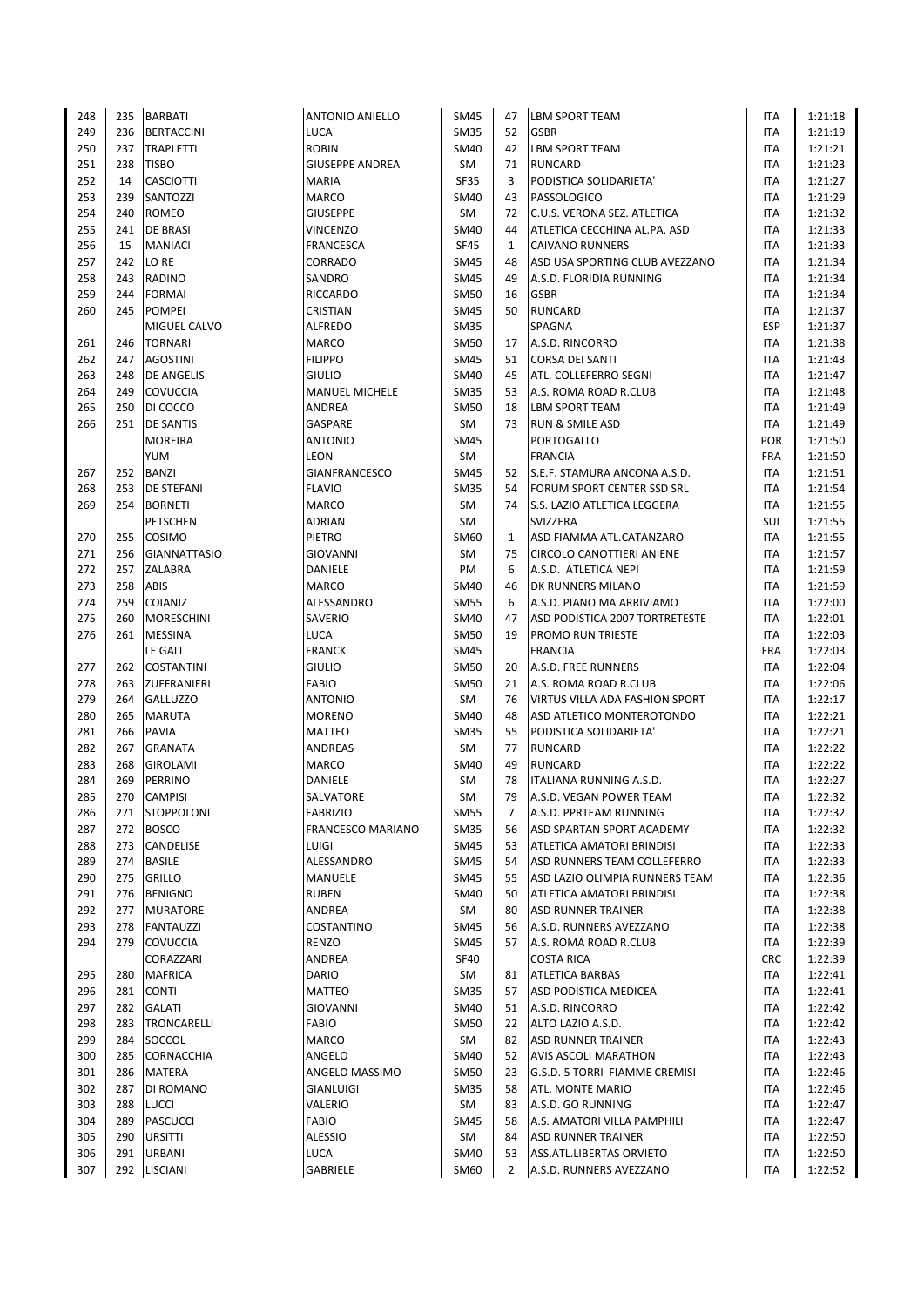| | | | | | | | | |
|---|---|---|---|---|---|---|---|---|
| 248 | 235 | BARBATI | ANTONIO ANIELLO | SM45 | 47 | LBM SPORT TEAM | ITA | 1:21:18 |
| 249 | 236 | BERTACCINI | LUCA | SM35 | 52 | GSBR | ITA | 1:21:19 |
| 250 | 237 | TRAPLETTI | ROBIN | SM40 | 42 | LBM SPORT TEAM | ITA | 1:21:21 |
| 251 | 238 | TISBO | GIUSEPPE ANDREA | SM | 71 | RUNCARD | ITA | 1:21:23 |
| 252 | 14 | CASCIOTTI | MARIA | SF35 | 3 | PODISTICA SOLIDARIETA' | ITA | 1:21:27 |
| 253 | 239 | SANTOZZI | MARCO | SM40 | 43 | PASSOLOGICO | ITA | 1:21:29 |
| 254 | 240 | ROMEO | GIUSEPPE | SM | 72 | C.U.S. VERONA SEZ. ATLETICA | ITA | 1:21:32 |
| 255 | 241 | DE BRASI | VINCENZO | SM40 | 44 | ATLETICA CECCHINA AL.PA. ASD | ITA | 1:21:33 |
| 256 | 15 | MANIACI | FRANCESCA | SF45 | 1 | CAIVANO RUNNERS | ITA | 1:21:33 |
| 257 | 242 | LO RE | CORRADO | SM45 | 48 | ASD USA SPORTING CLUB AVEZZANO | ITA | 1:21:34 |
| 258 | 243 | RADINO | SANDRO | SM45 | 49 | A.S.D. FLORIDIA RUNNING | ITA | 1:21:34 |
| 259 | 244 | FORMAI | RICCARDO | SM50 | 16 | GSBR | ITA | 1:21:34 |
| 260 | 245 | POMPEI | CRISTIAN | SM45 | 50 | RUNCARD | ITA | 1:21:37 |
| | | MIGUEL CALVO | ALFREDO | SM35 | | SPAGNA | ESP | 1:21:37 |
| 261 | 246 | TORNARI | MARCO | SM50 | 17 | A.S.D. RINCORRO | ITA | 1:21:38 |
| 262 | 247 | AGOSTINI | FILIPPO | SM45 | 51 | CORSA DEI SANTI | ITA | 1:21:43 |
| 263 | 248 | DE ANGELIS | GIULIO | SM40 | 45 | ATL. COLLEFERRO SEGNI | ITA | 1:21:47 |
| 264 | 249 | COVUCCIA | MANUEL MICHELE | SM35 | 53 | A.S. ROMA ROAD R.CLUB | ITA | 1:21:48 |
| 265 | 250 | DI COCCO | ANDREA | SM50 | 18 | LBM SPORT TEAM | ITA | 1:21:49 |
| 266 | 251 | DE SANTIS | GASPARE | SM | 73 | RUN & SMILE ASD | ITA | 1:21:49 |
| | | MOREIRA | ANTONIO | SM45 | | PORTOGALLO | POR | 1:21:50 |
| | | YUM | LEON | SM | | FRANCIA | FRA | 1:21:50 |
| 267 | 252 | BANZI | GIANFRANCESCO | SM45 | 52 | S.E.F. STAMURA ANCONA A.S.D. | ITA | 1:21:51 |
| 268 | 253 | DE STEFANI | FLAVIO | SM35 | 54 | FORUM SPORT CENTER SSD SRL | ITA | 1:21:54 |
| 269 | 254 | BORNETI | MARCO | SM | 74 | S.S. LAZIO ATLETICA LEGGERA | ITA | 1:21:55 |
| | | PETSCHEN | ADRIAN | SM | | SVIZZERA | SUI | 1:21:55 |
| 270 | 255 | COSIMO | PIETRO | SM60 | 1 | ASD FIAMMA ATL.CATANZARO | ITA | 1:21:55 |
| 271 | 256 | GIANNATTASIO | GIOVANNI | SM | 75 | CIRCOLO CANOTTIERI ANIENE | ITA | 1:21:57 |
| 272 | 257 | ZALABRA | DANIELE | PM | 6 | A.S.D. ATLETICA NEPI | ITA | 1:21:59 |
| 273 | 258 | ABIS | MARCO | SM40 | 46 | DK RUNNERS MILANO | ITA | 1:21:59 |
| 274 | 259 | COIANIZ | ALESSANDRO | SM55 | 6 | A.S.D. PIANO MA ARRIVIAMO | ITA | 1:22:00 |
| 275 | 260 | MORESCHINI | SAVERIO | SM40 | 47 | ASD PODISTICA 2007 TORTRETESTE | ITA | 1:22:01 |
| 276 | 261 | MESSINA | LUCA | SM50 | 19 | PROMO RUN TRIESTE | ITA | 1:22:03 |
| | | LE GALL | FRANCK | SM45 | | FRANCIA | FRA | 1:22:03 |
| 277 | 262 | COSTANTINI | GIULIO | SM50 | 20 | A.S.D. FREE RUNNERS | ITA | 1:22:04 |
| 278 | 263 | ZUFFRANIERI | FABIO | SM50 | 21 | A.S. ROMA ROAD R.CLUB | ITA | 1:22:06 |
| 279 | 264 | GALLUZZO | ANTONIO | SM | 76 | VIRTUS VILLA ADA FASHION SPORT | ITA | 1:22:17 |
| 280 | 265 | MARUTA | MORENO | SM40 | 48 | ASD ATLETICO MONTEROTONDO | ITA | 1:22:21 |
| 281 | 266 | PAVIA | MATTEO | SM35 | 55 | PODISTICA SOLIDARIETA' | ITA | 1:22:21 |
| 282 | 267 | GRANATA | ANDREAS | SM | 77 | RUNCARD | ITA | 1:22:22 |
| 283 | 268 | GIROLAMI | MARCO | SM40 | 49 | RUNCARD | ITA | 1:22:22 |
| 284 | 269 | PERRINO | DANIELE | SM | 78 | ITALIANA RUNNING A.S.D. | ITA | 1:22:27 |
| 285 | 270 | CAMPISI | SALVATORE | SM | 79 | A.S.D. VEGAN POWER TEAM | ITA | 1:22:32 |
| 286 | 271 | STOPPOLONI | FABRIZIO | SM55 | 7 | A.S.D. PPRTEAM RUNNING | ITA | 1:22:32 |
| 287 | 272 | BOSCO | FRANCESCO MARIANO | SM35 | 56 | ASD SPARTAN SPORT ACADEMY | ITA | 1:22:32 |
| 288 | 273 | CANDELISE | LUIGI | SM45 | 53 | ATLETICA AMATORI BRINDISI | ITA | 1:22:33 |
| 289 | 274 | BASILE | ALESSANDRO | SM45 | 54 | ASD RUNNERS TEAM COLLEFERRO | ITA | 1:22:33 |
| 290 | 275 | GRILLO | MANUELE | SM45 | 55 | ASD LAZIO OLIMPIA RUNNERS TEAM | ITA | 1:22:36 |
| 291 | 276 | BENIGNO | RUBEN | SM40 | 50 | ATLETICA AMATORI BRINDISI | ITA | 1:22:38 |
| 292 | 277 | MURATORE | ANDREA | SM | 80 | ASD RUNNER TRAINER | ITA | 1:22:38 |
| 293 | 278 | FANTAUZZI | COSTANTINO | SM45 | 56 | A.S.D. RUNNERS AVEZZANO | ITA | 1:22:38 |
| 294 | 279 | COVUCCIA | RENZO | SM45 | 57 | A.S. ROMA ROAD R.CLUB | ITA | 1:22:39 |
| | | CORAZZARI | ANDREA | SF40 | | COSTA RICA | CRC | 1:22:39 |
| 295 | 280 | MAFRICA | DARIO | SM | 81 | ATLETICA BARBAS | ITA | 1:22:41 |
| 296 | 281 | CONTI | MATTEO | SM35 | 57 | ASD PODISTICA MEDICEA | ITA | 1:22:41 |
| 297 | 282 | GALATI | GIOVANNI | SM40 | 51 | A.S.D. RINCORRO | ITA | 1:22:42 |
| 298 | 283 | TRONCARELLI | FABIO | SM50 | 22 | ALTO LAZIO A.S.D. | ITA | 1:22:42 |
| 299 | 284 | SOCCOL | MARCO | SM | 82 | ASD RUNNER TRAINER | ITA | 1:22:43 |
| 300 | 285 | CORNACCHIA | ANGELO | SM40 | 52 | AVIS ASCOLI MARATHON | ITA | 1:22:43 |
| 301 | 286 | MATERA | ANGELO MASSIMO | SM50 | 23 | G.S.D. 5 TORRI FIAMME CREMISI | ITA | 1:22:46 |
| 302 | 287 | DI ROMANO | GIANLUIGI | SM35 | 58 | ATL. MONTE MARIO | ITA | 1:22:46 |
| 303 | 288 | LUCCI | VALERIO | SM | 83 | A.S.D. GO RUNNING | ITA | 1:22:47 |
| 304 | 289 | PASCUCCI | FABIO | SM45 | 58 | A.S. AMATORI VILLA PAMPHILI | ITA | 1:22:47 |
| 305 | 290 | URSITTI | ALESSIO | SM | 84 | ASD RUNNER TRAINER | ITA | 1:22:50 |
| 306 | 291 | URBANI | LUCA | SM40 | 53 | ASS.ATL.LIBERTAS ORVIETO | ITA | 1:22:50 |
| 307 | 292 | LISCIANI | GABRIELE | SM60 | 2 | A.S.D. RUNNERS AVEZZANO | ITA | 1:22:52 |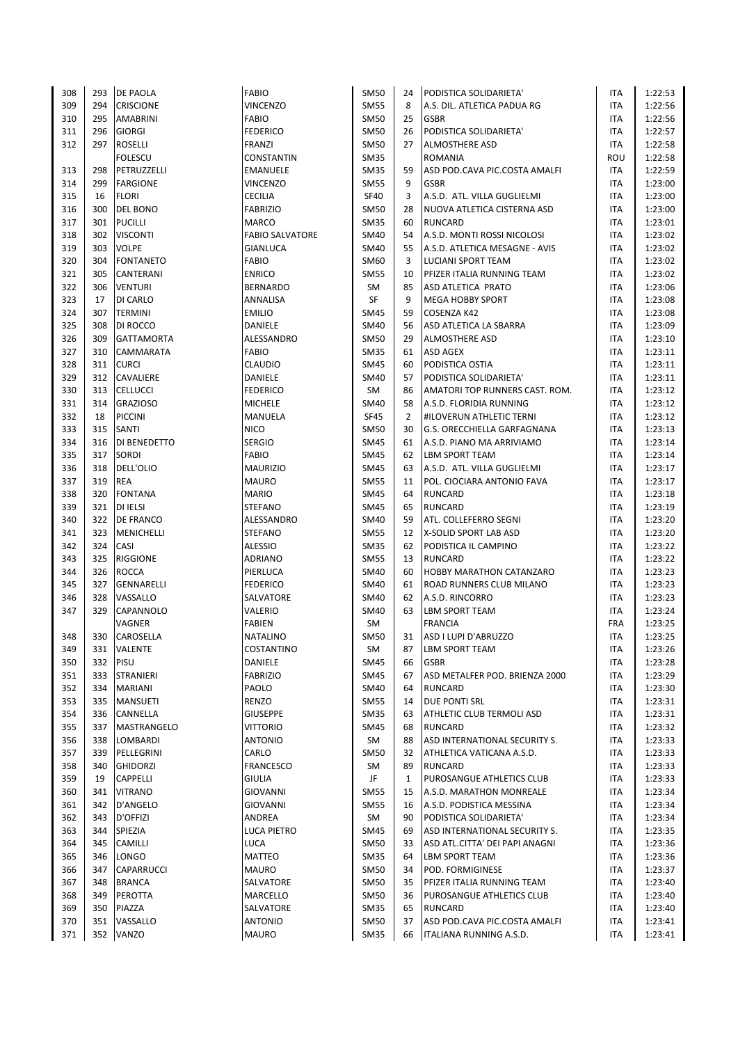| | | | | | | | | |
|---|---|---|---|---|---|---|---|---|
| 308 | 293 | DE PAOLA | FABIO | SM50 | 24 | PODISTICA SOLIDARIETA' | ITA | 1:22:53 |
| 309 | 294 | CRISCIONE | VINCENZO | SM55 | 8 | A.S. DIL. ATLETICA PADUA RG | ITA | 1:22:56 |
| 310 | 295 | AMABRINI | FABIO | SM50 | 25 | GSBR | ITA | 1:22:56 |
| 311 | 296 | GIORGI | FEDERICO | SM50 | 26 | PODISTICA SOLIDARIETA' | ITA | 1:22:57 |
| 312 | 297 | ROSELLI | FRANZI | SM50 | 27 | ALMOSTHERE ASD | ITA | 1:22:58 |
| | | FOLESCU | CONSTANTIN | SM35 | | ROMANIA | ROU | 1:22:58 |
| 313 | 298 | PETRUZZELLI | EMANUELE | SM35 | 59 | ASD POD.CAVA PIC.COSTA AMALFI | ITA | 1:22:59 |
| 314 | 299 | FARGIONE | VINCENZO | SM55 | 9 | GSBR | ITA | 1:23:00 |
| 315 | 16 | FLORI | CECILIA | SF40 | 3 | A.S.D. ATL. VILLA GUGLIELMI | ITA | 1:23:00 |
| 316 | 300 | DEL BONO | FABRIZIO | SM50 | 28 | NUOVA ATLETICA CISTERNA ASD | ITA | 1:23:00 |
| 317 | 301 | PUCILLI | MARCO | SM35 | 60 | RUNCARD | ITA | 1:23:01 |
| 318 | 302 | VISCONTI | FABIO SALVATORE | SM40 | 54 | A.S.D. MONTI ROSSI NICOLOSI | ITA | 1:23:02 |
| 319 | 303 | VOLPE | GIANLUCA | SM40 | 55 | A.S.D. ATLETICA MESAGNE - AVIS | ITA | 1:23:02 |
| 320 | 304 | FONTANETO | FABIO | SM60 | 3 | LUCIANI SPORT TEAM | ITA | 1:23:02 |
| 321 | 305 | CANTERANI | ENRICO | SM55 | 10 | PFIZER ITALIA RUNNING TEAM | ITA | 1:23:02 |
| 322 | 306 | VENTURI | BERNARDO | SM | 85 | ASD ATLETICA PRATO | ITA | 1:23:06 |
| 323 | 17 | DI CARLO | ANNALISA | SF | 9 | MEGA HOBBY SPORT | ITA | 1:23:08 |
| 324 | 307 | TERMINI | EMILIO | SM45 | 59 | COSENZA K42 | ITA | 1:23:08 |
| 325 | 308 | DI ROCCO | DANIELE | SM40 | 56 | ASD ATLETICA LA SBARRA | ITA | 1:23:09 |
| 326 | 309 | GATTAMORTA | ALESSANDRO | SM50 | 29 | ALMOSTHERE ASD | ITA | 1:23:10 |
| 327 | 310 | CAMMARATA | FABIO | SM35 | 61 | ASD AGEX | ITA | 1:23:11 |
| 328 | 311 | CURCI | CLAUDIO | SM45 | 60 | PODISTICA OSTIA | ITA | 1:23:11 |
| 329 | 312 | CAVALIERE | DANIELE | SM40 | 57 | PODISTICA SOLIDARIETA' | ITA | 1:23:11 |
| 330 | 313 | CELLUCCI | FEDERICO | SM | 86 | AMATORI TOP RUNNERS CAST. ROM. | ITA | 1:23:12 |
| 331 | 314 | GRAZIOSO | MICHELE | SM40 | 58 | A.S.D. FLORIDIA RUNNING | ITA | 1:23:12 |
| 332 | 18 | PICCINI | MANUELA | SF45 | 2 | #ILOVERUN ATHLETIC TERNI | ITA | 1:23:12 |
| 333 | 315 | SANTI | NICO | SM50 | 30 | G.S. ORECCHIELLA GARFAGNANA | ITA | 1:23:13 |
| 334 | 316 | DI BENEDETTO | SERGIO | SM45 | 61 | A.S.D. PIANO MA ARRIVIAMO | ITA | 1:23:14 |
| 335 | 317 | SORDI | FABIO | SM45 | 62 | LBM SPORT TEAM | ITA | 1:23:14 |
| 336 | 318 | DELL'OLIO | MAURIZIO | SM45 | 63 | A.S.D. ATL. VILLA GUGLIELMI | ITA | 1:23:17 |
| 337 | 319 | REA | MAURO | SM55 | 11 | POL. CIOCIARA ANTONIO FAVA | ITA | 1:23:17 |
| 338 | 320 | FONTANA | MARIO | SM45 | 64 | RUNCARD | ITA | 1:23:18 |
| 339 | 321 | DI IELSI | STEFANO | SM45 | 65 | RUNCARD | ITA | 1:23:19 |
| 340 | 322 | DE FRANCO | ALESSANDRO | SM40 | 59 | ATL. COLLEFERRO SEGNI | ITA | 1:23:20 |
| 341 | 323 | MENICHELLI | STEFANO | SM55 | 12 | X-SOLID SPORT LAB ASD | ITA | 1:23:20 |
| 342 | 324 | CASI | ALESSIO | SM35 | 62 | PODISTICA IL CAMPINO | ITA | 1:23:22 |
| 343 | 325 | RIGGIONE | ADRIANO | SM55 | 13 | RUNCARD | ITA | 1:23:22 |
| 344 | 326 | ROCCA | PIERLUCA | SM40 | 60 | HOBBY MARATHON CATANZARO | ITA | 1:23:23 |
| 345 | 327 | GENNARELLI | FEDERICO | SM40 | 61 | ROAD RUNNERS CLUB MILANO | ITA | 1:23:23 |
| 346 | 328 | VASSALLO | SALVATORE | SM40 | 62 | A.S.D. RINCORRO | ITA | 1:23:23 |
| 347 | 329 | CAPANNOLO | VALERIO | SM40 | 63 | LBM SPORT TEAM | ITA | 1:23:24 |
| | | VAGNER | FABIEN | SM | | FRANCIA | FRA | 1:23:25 |
| 348 | 330 | CAROSELLA | NATALINO | SM50 | 31 | ASD I LUPI D'ABRUZZO | ITA | 1:23:25 |
| 349 | 331 | VALENTE | COSTANTINO | SM | 87 | LBM SPORT TEAM | ITA | 1:23:26 |
| 350 | 332 | PISU | DANIELE | SM45 | 66 | GSBR | ITA | 1:23:28 |
| 351 | 333 | STRANIERI | FABRIZIO | SM45 | 67 | ASD METALFER POD. BRIENZA 2000 | ITA | 1:23:29 |
| 352 | 334 | MARIANI | PAOLO | SM40 | 64 | RUNCARD | ITA | 1:23:30 |
| 353 | 335 | MANSUETI | RENZO | SM55 | 14 | DUE PONTI SRL | ITA | 1:23:31 |
| 354 | 336 | CANNELLA | GIUSEPPE | SM35 | 63 | ATHLETIC CLUB TERMOLI ASD | ITA | 1:23:31 |
| 355 | 337 | MASTRANGELO | VITTORIO | SM45 | 68 | RUNCARD | ITA | 1:23:32 |
| 356 | 338 | LOMBARDI | ANTONIO | SM | 88 | ASD INTERNATIONAL SECURITY S. | ITA | 1:23:33 |
| 357 | 339 | PELLEGRINI | CARLO | SM50 | 32 | ATHLETICA VATICANA A.S.D. | ITA | 1:23:33 |
| 358 | 340 | GHIDORZI | FRANCESCO | SM | 89 | RUNCARD | ITA | 1:23:33 |
| 359 | 19 | CAPPELLI | GIULIA | JF | 1 | PUROSANGUE ATHLETICS CLUB | ITA | 1:23:33 |
| 360 | 341 | VITRANO | GIOVANNI | SM55 | 15 | A.S.D. MARATHON MONREALE | ITA | 1:23:34 |
| 361 | 342 | D'ANGELO | GIOVANNI | SM55 | 16 | A.S.D. PODISTICA MESSINA | ITA | 1:23:34 |
| 362 | 343 | D'OFFIZI | ANDREA | SM | 90 | PODISTICA SOLIDARIETA' | ITA | 1:23:34 |
| 363 | 344 | SPIEZIA | LUCA PIETRO | SM45 | 69 | ASD INTERNATIONAL SECURITY S. | ITA | 1:23:35 |
| 364 | 345 | CAMILLI | LUCA | SM50 | 33 | ASD ATL.CITTA' DEI PAPI ANAGNI | ITA | 1:23:36 |
| 365 | 346 | LONGO | MATTEO | SM35 | 64 | LBM SPORT TEAM | ITA | 1:23:36 |
| 366 | 347 | CAPARRUCCI | MAURO | SM50 | 34 | POD. FORMIGINESE | ITA | 1:23:37 |
| 367 | 348 | BRANCA | SALVATORE | SM50 | 35 | PFIZER ITALIA RUNNING TEAM | ITA | 1:23:40 |
| 368 | 349 | PEROTTA | MARCELLO | SM50 | 36 | PUROSANGUE ATHLETICS CLUB | ITA | 1:23:40 |
| 369 | 350 | PIAZZA | SALVATORE | SM35 | 65 | RUNCARD | ITA | 1:23:40 |
| 370 | 351 | VASSALLO | ANTONIO | SM50 | 37 | ASD POD.CAVA PIC.COSTA AMALFI | ITA | 1:23:41 |
| 371 | 352 | VANZO | MAURO | SM35 | 66 | ITALIANA RUNNING A.S.D. | ITA | 1:23:41 |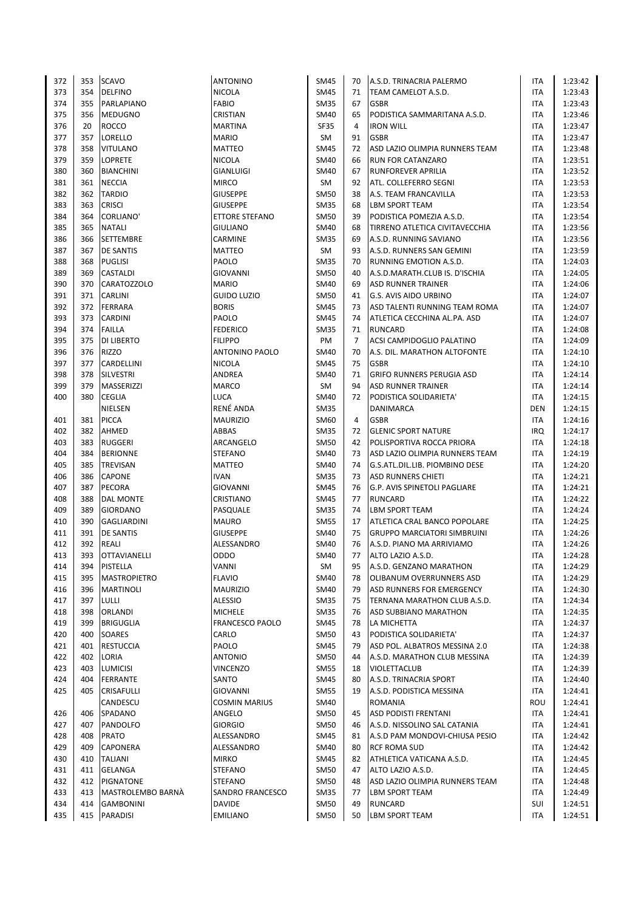| | | | | | | | | |
|---|---|---|---|---|---|---|---|---|
| 372 | 353 | SCAVO | ANTONINO | SM45 | 70 | A.S.D. TRINACRIA PALERMO | ITA | 1:23:42 |
| 373 | 354 | DELFINO | NICOLA | SM45 | 71 | TEAM CAMELOT A.S.D. | ITA | 1:23:43 |
| 374 | 355 | PARLAPIANO | FABIO | SM35 | 67 | GSBR | ITA | 1:23:43 |
| 375 | 356 | MEDUGNO | CRISTIAN | SM40 | 65 | PODISTICA SAMMARITANA A.S.D. | ITA | 1:23:46 |
| 376 | 20 | ROCCO | MARTINA | SF35 | 4 | IRON WILL | ITA | 1:23:47 |
| 377 | 357 | LORELLO | MARIO | SM | 91 | GSBR | ITA | 1:23:47 |
| 378 | 358 | VITULANO | MATTEO | SM45 | 72 | ASD LAZIO OLIMPIA RUNNERS TEAM | ITA | 1:23:48 |
| 379 | 359 | LOPRETE | NICOLA | SM40 | 66 | RUN FOR CATANZARO | ITA | 1:23:51 |
| 380 | 360 | BIANCHINI | GIANLUIGI | SM40 | 67 | RUNFOREVER APRILIA | ITA | 1:23:52 |
| 381 | 361 | NECCIA | MIRCO | SM | 92 | ATL. COLLEFERRO SEGNI | ITA | 1:23:53 |
| 382 | 362 | TARDIO | GIUSEPPE | SM50 | 38 | A.S. TEAM FRANCAVILLA | ITA | 1:23:53 |
| 383 | 363 | CRISCI | GIUSEPPE | SM35 | 68 | LBM SPORT TEAM | ITA | 1:23:54 |
| 384 | 364 | CORLIANO' | ETTORE STEFANO | SM50 | 39 | PODISTICA POMEZIA A.S.D. | ITA | 1:23:54 |
| 385 | 365 | NATALI | GIULIANO | SM40 | 68 | TIRRENO ATLETICA CIVITAVECCHIA | ITA | 1:23:56 |
| 386 | 366 | SETTEMBRE | CARMINE | SM35 | 69 | A.S.D. RUNNING SAVIANO | ITA | 1:23:56 |
| 387 | 367 | DE SANTIS | MATTEO | SM | 93 | A.S.D. RUNNERS SAN GEMINI | ITA | 1:23:59 |
| 388 | 368 | PUGLISI | PAOLO | SM35 | 70 | RUNNING EMOTION A.S.D. | ITA | 1:24:03 |
| 389 | 369 | CASTALDI | GIOVANNI | SM50 | 40 | A.S.D.MARATH.CLUB IS. D'ISCHIA | ITA | 1:24:05 |
| 390 | 370 | CARATOZZOLO | MARIO | SM40 | 69 | ASD RUNNER TRAINER | ITA | 1:24:06 |
| 391 | 371 | CARLINI | GUIDO LUZIO | SM50 | 41 | G.S. AVIS AIDO URBINO | ITA | 1:24:07 |
| 392 | 372 | FERRARA | BORIS | SM45 | 73 | ASD TALENTI RUNNING TEAM ROMA | ITA | 1:24:07 |
| 393 | 373 | CARDINI | PAOLO | SM45 | 74 | ATLETICA CECCHINA AL.PA. ASD | ITA | 1:24:07 |
| 394 | 374 | FAILLA | FEDERICO | SM35 | 71 | RUNCARD | ITA | 1:24:08 |
| 395 | 375 | DI LIBERTO | FILIPPO | PM | 7 | ACSI CAMPIDOGLIO PALATINO | ITA | 1:24:09 |
| 396 | 376 | RIZZO | ANTONINO PAOLO | SM40 | 70 | A.S. DIL. MARATHON ALTOFONTE | ITA | 1:24:10 |
| 397 | 377 | CARDELLINI | NICOLA | SM45 | 75 | GSBR | ITA | 1:24:10 |
| 398 | 378 | SILVESTRI | ANDREA | SM40 | 71 | GRIFO RUNNERS PERUGIA ASD | ITA | 1:24:14 |
| 399 | 379 | MASSERIZZI | MARCO | SM | 94 | ASD RUNNER TRAINER | ITA | 1:24:14 |
| 400 | 380 | CEGLIA | LUCA | SM40 | 72 | PODISTICA SOLIDARIETA' | ITA | 1:24:15 |
| | | NIELSEN | RENÉ ANDA | SM35 | | DANIMARCA | DEN | 1:24:15 |
| 401 | 381 | PICCA | MAURIZIO | SM60 | 4 | GSBR | ITA | 1:24:16 |
| 402 | 382 | AHMED | ABBAS | SM35 | 72 | GLENIC SPORT NATURE | IRQ | 1:24:17 |
| 403 | 383 | RUGGERI | ARCANGELO | SM50 | 42 | POLISPORTIVA ROCCA PRIORA | ITA | 1:24:18 |
| 404 | 384 | BERIONNE | STEFANO | SM40 | 73 | ASD LAZIO OLIMPIA RUNNERS TEAM | ITA | 1:24:19 |
| 405 | 385 | TREVISAN | MATTEO | SM40 | 74 | G.S.ATL.DIL.LIB. PIOMBINO DESE | ITA | 1:24:20 |
| 406 | 386 | CAPONE | IVAN | SM35 | 73 | ASD RUNNERS CHIETI | ITA | 1:24:21 |
| 407 | 387 | PECORA | GIOVANNI | SM45 | 76 | G.P. AVIS SPINETOLI PAGLIARE | ITA | 1:24:21 |
| 408 | 388 | DAL MONTE | CRISTIANO | SM45 | 77 | RUNCARD | ITA | 1:24:22 |
| 409 | 389 | GIORDANO | PASQUALE | SM35 | 74 | LBM SPORT TEAM | ITA | 1:24:24 |
| 410 | 390 | GAGLIARDINI | MAURO | SM55 | 17 | ATLETICA CRAL BANCO POPOLARE | ITA | 1:24:25 |
| 411 | 391 | DE SANTIS | GIUSEPPE | SM40 | 75 | GRUPPO MARCIATORI SIMBRUINI | ITA | 1:24:26 |
| 412 | 392 | REALI | ALESSANDRO | SM40 | 76 | A.S.D. PIANO MA ARRIVIAMO | ITA | 1:24:26 |
| 413 | 393 | OTTAVIANELLI | ODDO | SM40 | 77 | ALTO LAZIO A.S.D. | ITA | 1:24:28 |
| 414 | 394 | PISTELLA | VANNI | SM | 95 | A.S.D. GENZANO MARATHON | ITA | 1:24:29 |
| 415 | 395 | MASTROPIETRO | FLAVIO | SM40 | 78 | OLIBANUM OVERRUNNERS ASD | ITA | 1:24:29 |
| 416 | 396 | MARTINOLI | MAURIZIO | SM40 | 79 | ASD RUNNERS FOR EMERGENCY | ITA | 1:24:30 |
| 417 | 397 | LULLI | ALESSIO | SM35 | 75 | TERNANA MARATHON CLUB A.S.D. | ITA | 1:24:34 |
| 418 | 398 | ORLANDI | MICHELE | SM35 | 76 | ASD SUBBIANO MARATHON | ITA | 1:24:35 |
| 419 | 399 | BRIGUGLIA | FRANCESCO PAOLO | SM45 | 78 | LA MICHETTA | ITA | 1:24:37 |
| 420 | 400 | SOARES | CARLO | SM50 | 43 | PODISTICA SOLIDARIETA' | ITA | 1:24:37 |
| 421 | 401 | RESTUCCIA | PAOLO | SM45 | 79 | ASD POL. ALBATROS MESSINA 2.0 | ITA | 1:24:38 |
| 422 | 402 | LORIA | ANTONIO | SM50 | 44 | A.S.D. MARATHON CLUB MESSINA | ITA | 1:24:39 |
| 423 | 403 | LUMICISI | VINCENZO | SM55 | 18 | VIOLETTACLUB | ITA | 1:24:39 |
| 424 | 404 | FERRANTE | SANTO | SM45 | 80 | A.S.D. TRINACRIA SPORT | ITA | 1:24:40 |
| 425 | 405 | CRISAFULLI | GIOVANNI | SM55 | 19 | A.S.D. PODISTICA MESSINA | ITA | 1:24:41 |
| | | CANDESCU | COSMIN MARIUS | SM40 | | ROMANIA | ROU | 1:24:41 |
| 426 | 406 | SPADANO | ANGELO | SM50 | 45 | ASD PODISTI FRENTANI | ITA | 1:24:41 |
| 427 | 407 | PANDOLFO | GIORGIO | SM50 | 46 | A.S.D. NISSOLINO SAL CATANIA | ITA | 1:24:41 |
| 428 | 408 | PRATO | ALESSANDRO | SM45 | 81 | A.S.D PAM MONDOVI-CHIUSA PESIO | ITA | 1:24:42 |
| 429 | 409 | CAPONERA | ALESSANDRO | SM40 | 80 | RCF ROMA SUD | ITA | 1:24:42 |
| 430 | 410 | TALIANI | MIRKO | SM45 | 82 | ATHLETICA VATICANA A.S.D. | ITA | 1:24:45 |
| 431 | 411 | GELANGA | STEFANO | SM50 | 47 | ALTO LAZIO A.S.D. | ITA | 1:24:45 |
| 432 | 412 | PIGNATONE | STEFANO | SM50 | 48 | ASD LAZIO OLIMPIA RUNNERS TEAM | ITA | 1:24:48 |
| 433 | 413 | MASTROLEMBO BARNÀ | SANDRO FRANCESCO | SM35 | 77 | LBM SPORT TEAM | ITA | 1:24:49 |
| 434 | 414 | GAMBONINI | DAVIDE | SM50 | 49 | RUNCARD | SUI | 1:24:51 |
| 435 | 415 | PARADISI | EMILIANO | SM50 | 50 | LBM SPORT TEAM | ITA | 1:24:51 |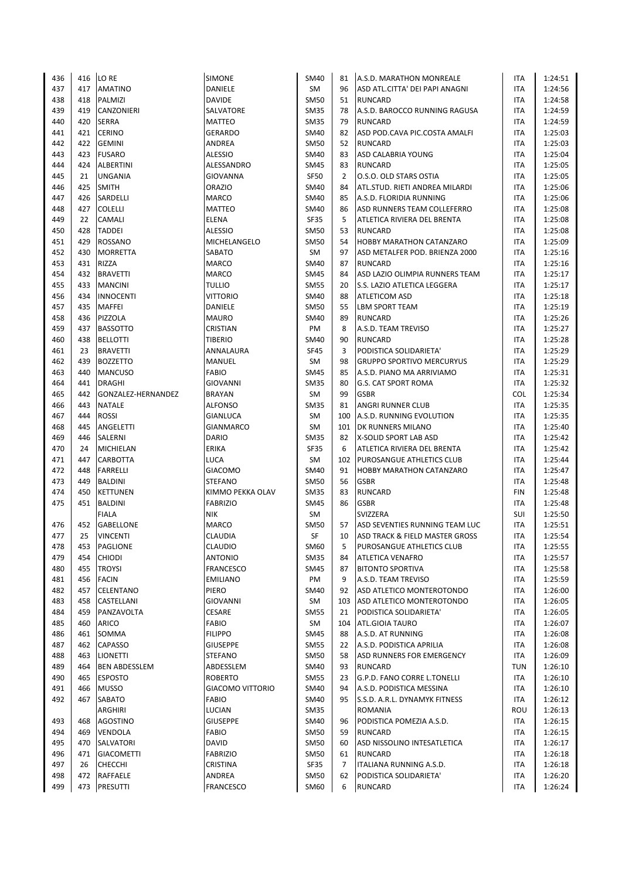| | | | | | | | | |
|---|---|---|---|---|---|---|---|---|
| 436 | 416 | LO RE | SIMONE | SM40 | 81 | A.S.D. MARATHON MONREALE | ITA | 1:24:51 |
| 437 | 417 | AMATINO | DANIELE | SM | 96 | ASD ATL.CITTA' DEI PAPI ANAGNI | ITA | 1:24:56 |
| 438 | 418 | PALMIZI | DAVIDE | SM50 | 51 | RUNCARD | ITA | 1:24:58 |
| 439 | 419 | CANZONIERI | SALVATORE | SM35 | 78 | A.S.D. BAROCCO RUNNING RAGUSA | ITA | 1:24:59 |
| 440 | 420 | SERRA | MATTEO | SM35 | 79 | RUNCARD | ITA | 1:24:59 |
| 441 | 421 | CERINO | GERARDO | SM40 | 82 | ASD POD.CAVA PIC.COSTA AMALFI | ITA | 1:25:03 |
| 442 | 422 | GEMINI | ANDREA | SM50 | 52 | RUNCARD | ITA | 1:25:03 |
| 443 | 423 | FUSARO | ALESSIO | SM40 | 83 | ASD CALABRIA YOUNG | ITA | 1:25:04 |
| 444 | 424 | ALBERTINI | ALESSANDRO | SM45 | 83 | RUNCARD | ITA | 1:25:05 |
| 445 | 21 | UNGANIA | GIOVANNA | SF50 | 2 | O.S.O. OLD STARS OSTIA | ITA | 1:25:05 |
| 446 | 425 | SMITH | ORAZIO | SM40 | 84 | ATL.STUD. RIETI ANDREA MILARDI | ITA | 1:25:06 |
| 447 | 426 | SARDELLI | MARCO | SM40 | 85 | A.S.D. FLORIDIA RUNNING | ITA | 1:25:06 |
| 448 | 427 | COLELLI | MATTEO | SM40 | 86 | ASD RUNNERS TEAM COLLEFERRO | ITA | 1:25:08 |
| 449 | 22 | CAMALI | ELENA | SF35 | 5 | ATLETICA RIVIERA DEL BRENTA | ITA | 1:25:08 |
| 450 | 428 | TADDEI | ALESSIO | SM50 | 53 | RUNCARD | ITA | 1:25:08 |
| 451 | 429 | ROSSANO | MICHELANGELO | SM50 | 54 | HOBBY MARATHON CATANZARO | ITA | 1:25:09 |
| 452 | 430 | MORRETTA | SABATO | SM | 97 | ASD METALFER POD. BRIENZA 2000 | ITA | 1:25:16 |
| 453 | 431 | RIZZA | MARCO | SM40 | 87 | RUNCARD | ITA | 1:25:16 |
| 454 | 432 | BRAVETTI | MARCO | SM45 | 84 | ASD LAZIO OLIMPIA RUNNERS TEAM | ITA | 1:25:17 |
| 455 | 433 | MANCINI | TULLIO | SM55 | 20 | S.S. LAZIO ATLETICA LEGGERA | ITA | 1:25:17 |
| 456 | 434 | INNOCENTI | VITTORIO | SM40 | 88 | ATLETICOM ASD | ITA | 1:25:18 |
| 457 | 435 | MAFFEI | DANIELE | SM50 | 55 | LBM SPORT TEAM | ITA | 1:25:19 |
| 458 | 436 | PIZZOLA | MAURO | SM40 | 89 | RUNCARD | ITA | 1:25:26 |
| 459 | 437 | BASSOTTO | CRISTIAN | PM | 8 | A.S.D. TEAM TREVISO | ITA | 1:25:27 |
| 460 | 438 | BELLOTTI | TIBERIO | SM40 | 90 | RUNCARD | ITA | 1:25:28 |
| 461 | 23 | BRAVETTI | ANNALAURA | SF45 | 3 | PODISTICA SOLIDARIETA' | ITA | 1:25:29 |
| 462 | 439 | BOZZETTO | MANUEL | SM | 98 | GRUPPO SPORTIVO MERCURYUS | ITA | 1:25:29 |
| 463 | 440 | MANCUSO | FABIO | SM45 | 85 | A.S.D. PIANO MA ARRIVIAMO | ITA | 1:25:31 |
| 464 | 441 | DRAGHI | GIOVANNI | SM35 | 80 | G.S. CAT SPORT ROMA | ITA | 1:25:32 |
| 465 | 442 | GONZALEZ-HERNANDEZ | BRAYAN | SM | 99 | GSBR | COL | 1:25:34 |
| 466 | 443 | NATALE | ALFONSO | SM35 | 81 | ANGRI RUNNER CLUB | ITA | 1:25:35 |
| 467 | 444 | ROSSI | GIANLUCA | SM | 100 | A.S.D. RUNNING EVOLUTION | ITA | 1:25:35 |
| 468 | 445 | ANGELETTI | GIANMARCO | SM | 101 | DK RUNNERS MILANO | ITA | 1:25:40 |
| 469 | 446 | SALERNI | DARIO | SM35 | 82 | X-SOLID SPORT LAB ASD | ITA | 1:25:42 |
| 470 | 24 | MICHIELAN | ERIKA | SF35 | 6 | ATLETICA RIVIERA DEL BRENTA | ITA | 1:25:42 |
| 471 | 447 | CARBOTTA | LUCA | SM | 102 | PUROSANGUE ATHLETICS CLUB | ITA | 1:25:44 |
| 472 | 448 | FARRELLI | GIACOMO | SM40 | 91 | HOBBY MARATHON CATANZARO | ITA | 1:25:47 |
| 473 | 449 | BALDINI | STEFANO | SM50 | 56 | GSBR | ITA | 1:25:48 |
| 474 | 450 | KETTUNEN | KIMMO PEKKA OLAV | SM35 | 83 | RUNCARD | FIN | 1:25:48 |
| 475 | 451 | BALDINI | FABRIZIO | SM45 | 86 | GSBR | ITA | 1:25:48 |
| | | FIALA | NIK | SM | | SVIZZERA | SUI | 1:25:50 |
| 476 | 452 | GABELLONE | MARCO | SM50 | 57 | ASD SEVENTIES RUNNING TEAM LUC | ITA | 1:25:51 |
| 477 | 25 | VINCENTI | CLAUDIA | SF | 10 | ASD TRACK & FIELD MASTER GROSS | ITA | 1:25:54 |
| 478 | 453 | PAGLIONE | CLAUDIO | SM60 | 5 | PUROSANGUE ATHLETICS CLUB | ITA | 1:25:55 |
| 479 | 454 | CHIODI | ANTONIO | SM35 | 84 | ATLETICA VENAFRO | ITA | 1:25:57 |
| 480 | 455 | TROYSI | FRANCESCO | SM45 | 87 | BITONTO SPORTIVA | ITA | 1:25:58 |
| 481 | 456 | FACIN | EMILIANO | PM | 9 | A.S.D. TEAM TREVISO | ITA | 1:25:59 |
| 482 | 457 | CELENTANO | PIERO | SM40 | 92 | ASD ATLETICO MONTEROTONDO | ITA | 1:26:00 |
| 483 | 458 | CASTELLANI | GIOVANNI | SM | 103 | ASD ATLETICO MONTEROTONDO | ITA | 1:26:05 |
| 484 | 459 | PANZAVOLTA | CESARE | SM55 | 21 | PODISTICA SOLIDARIETA' | ITA | 1:26:05 |
| 485 | 460 | ARICO | FABIO | SM | 104 | ATL.GIOIA TAURO | ITA | 1:26:07 |
| 486 | 461 | SOMMA | FILIPPO | SM45 | 88 | A.S.D. AT RUNNING | ITA | 1:26:08 |
| 487 | 462 | CAPASSO | GIUSEPPE | SM55 | 22 | A.S.D. PODISTICA APRILIA | ITA | 1:26:08 |
| 488 | 463 | LIONETTI | STEFANO | SM50 | 58 | ASD RUNNERS FOR EMERGENCY | ITA | 1:26:09 |
| 489 | 464 | BEN ABDESSLEM | ABDESSLEM | SM40 | 93 | RUNCARD | TUN | 1:26:10 |
| 490 | 465 | ESPOSTO | ROBERTO | SM55 | 23 | G.P.D. FANO CORRE L.TONELLI | ITA | 1:26:10 |
| 491 | 466 | MUSSO | GIACOMO VITTORIO | SM40 | 94 | A.S.D. PODISTICA MESSINA | ITA | 1:26:10 |
| 492 | 467 | SABATO | FABIO | SM40 | 95 | S.S.D. A.R.L. DYNAMYK FITNESS | ITA | 1:26:12 |
| | | ARGHIRI | LUCIAN | SM35 | | ROMANIA | ROU | 1:26:13 |
| 493 | 468 | AGOSTINO | GIUSEPPE | SM40 | 96 | PODISTICA POMEZIA A.S.D. | ITA | 1:26:15 |
| 494 | 469 | VENDOLA | FABIO | SM50 | 59 | RUNCARD | ITA | 1:26:15 |
| 495 | 470 | SALVATORI | DAVID | SM50 | 60 | ASD NISSOLINO INTESATLETICA | ITA | 1:26:17 |
| 496 | 471 | GIACOMETTI | FABRIZIO | SM50 | 61 | RUNCARD | ITA | 1:26:18 |
| 497 | 26 | CHECCHI | CRISTINA | SF35 | 7 | ITALIANA RUNNING A.S.D. | ITA | 1:26:18 |
| 498 | 472 | RAFFAELE | ANDREA | SM50 | 62 | PODISTICA SOLIDARIETA' | ITA | 1:26:20 |
| 499 | 473 | PRESUTTI | FRANCESCO | SM60 | 6 | RUNCARD | ITA | 1:26:24 |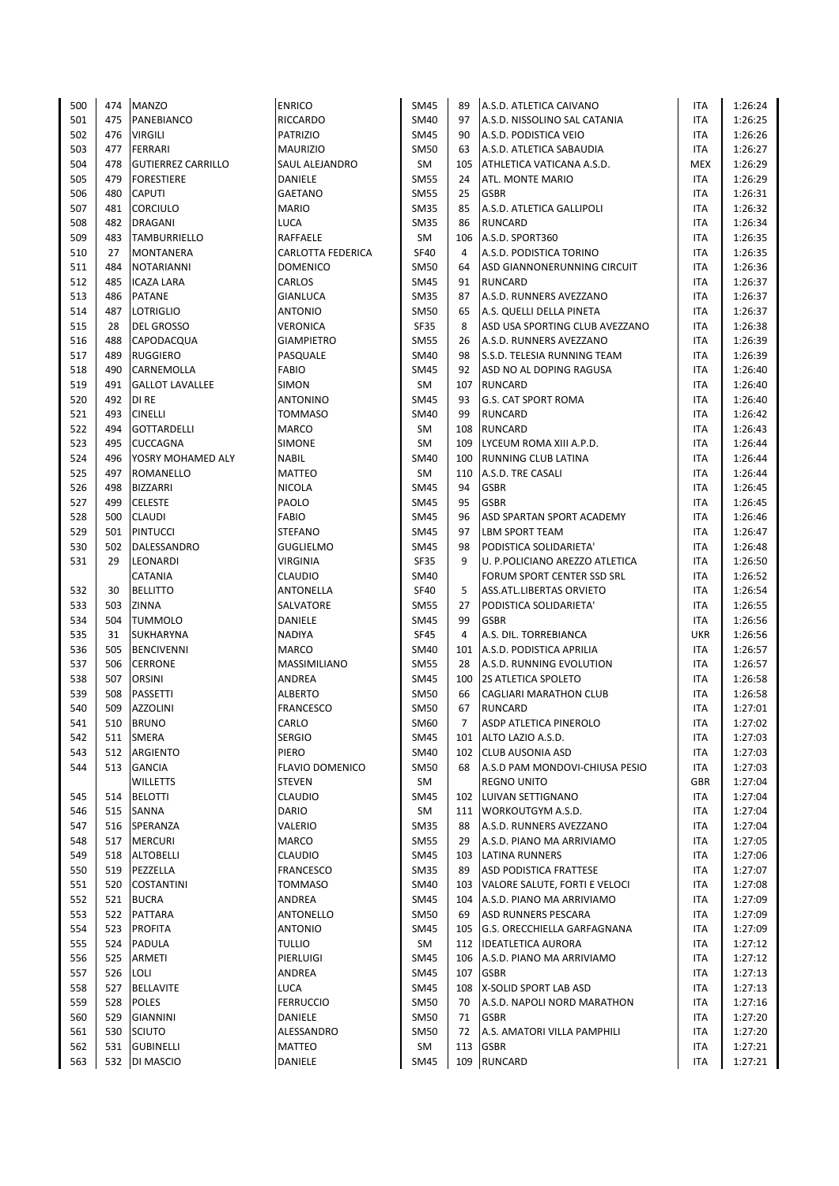| | | | | | | | | |
|---|---|---|---|---|---|---|---|---|
| 500 | 474 | MANZO | ENRICO | SM45 | 89 | A.S.D. ATLETICA CAIVANO | ITA | 1:26:24 |
| 501 | 475 | PANEBIANCO | RICCARDO | SM40 | 97 | A.S.D. NISSOLINO SAL CATANIA | ITA | 1:26:25 |
| 502 | 476 | VIRGILI | PATRIZIO | SM45 | 90 | A.S.D. PODISTICA VEIO | ITA | 1:26:26 |
| 503 | 477 | FERRARI | MAURIZIO | SM50 | 63 | A.S.D. ATLETICA SABAUDIA | ITA | 1:26:27 |
| 504 | 478 | GUTIERREZ CARRILLO | SAUL ALEJANDRO | SM | 105 | ATHLETICA VATICANA A.S.D. | MEX | 1:26:29 |
| 505 | 479 | FORESTIERE | DANIELE | SM55 | 24 | ATL. MONTE MARIO | ITA | 1:26:29 |
| 506 | 480 | CAPUTI | GAETANO | SM55 | 25 | GSBR | ITA | 1:26:31 |
| 507 | 481 | CORCIULO | MARIO | SM35 | 85 | A.S.D. ATLETICA GALLIPOLI | ITA | 1:26:32 |
| 508 | 482 | DRAGANI | LUCA | SM35 | 86 | RUNCARD | ITA | 1:26:34 |
| 509 | 483 | TAMBURRIELLO | RAFFAELE | SM | 106 | A.S.D. SPORT360 | ITA | 1:26:35 |
| 510 | 27 | MONTANERA | CARLOTTA FEDERICA | SF40 | 4 | A.S.D. PODISTICA TORINO | ITA | 1:26:35 |
| 511 | 484 | NOTARIANNI | DOMENICO | SM50 | 64 | ASD GIANNONERUNNING CIRCUIT | ITA | 1:26:36 |
| 512 | 485 | ICAZA LARA | CARLOS | SM45 | 91 | RUNCARD | ITA | 1:26:37 |
| 513 | 486 | PATANE | GIANLUCA | SM35 | 87 | A.S.D. RUNNERS AVEZZANO | ITA | 1:26:37 |
| 514 | 487 | LOTRIGLIO | ANTONIO | SM50 | 65 | A.S. QUELLI DELLA PINETA | ITA | 1:26:37 |
| 515 | 28 | DEL GROSSO | VERONICA | SF35 | 8 | ASD USA SPORTING CLUB AVEZZANO | ITA | 1:26:38 |
| 516 | 488 | CAPODACQUA | GIAMPIETRO | SM55 | 26 | A.S.D. RUNNERS AVEZZANO | ITA | 1:26:39 |
| 517 | 489 | RUGGIERO | PASQUALE | SM40 | 98 | S.S.D. TELESIA RUNNING TEAM | ITA | 1:26:39 |
| 518 | 490 | CARNEMOLLA | FABIO | SM45 | 92 | ASD NO AL DOPING RAGUSA | ITA | 1:26:40 |
| 519 | 491 | GALLOT LAVALLEE | SIMON | SM | 107 | RUNCARD | ITA | 1:26:40 |
| 520 | 492 | DI RE | ANTONINO | SM45 | 93 | G.S. CAT SPORT ROMA | ITA | 1:26:40 |
| 521 | 493 | CINELLI | TOMMASO | SM40 | 99 | RUNCARD | ITA | 1:26:42 |
| 522 | 494 | GOTTARDELLI | MARCO | SM | 108 | RUNCARD | ITA | 1:26:43 |
| 523 | 495 | CUCCAGNA | SIMONE | SM | 109 | LYCEUM ROMA XIII A.P.D. | ITA | 1:26:44 |
| 524 | 496 | YOSRY MOHAMED ALY | NABIL | SM40 | 100 | RUNNING CLUB LATINA | ITA | 1:26:44 |
| 525 | 497 | ROMANELLO | MATTEO | SM | 110 | A.S.D. TRE CASALI | ITA | 1:26:44 |
| 526 | 498 | BIZZARRI | NICOLA | SM45 | 94 | GSBR | ITA | 1:26:45 |
| 527 | 499 | CELESTE | PAOLO | SM45 | 95 | GSBR | ITA | 1:26:45 |
| 528 | 500 | CLAUDI | FABIO | SM45 | 96 | ASD SPARTAN SPORT ACADEMY | ITA | 1:26:46 |
| 529 | 501 | PINTUCCI | STEFANO | SM45 | 97 | LBM SPORT TEAM | ITA | 1:26:47 |
| 530 | 502 | DALESSANDRO | GUGLIELMO | SM45 | 98 | PODISTICA SOLIDARIETA' | ITA | 1:26:48 |
| 531 | 29 | LEONARDI | VIRGINIA | SF35 | 9 | U. P.POLICIANO AREZZO ATLETICA | ITA | 1:26:50 |
| | | CATANIA | CLAUDIO | SM40 | | FORUM SPORT CENTER SSD SRL | ITA | 1:26:52 |
| 532 | 30 | BELLITTO | ANTONELLA | SF40 | 5 | ASS.ATL.LIBERTAS ORVIETO | ITA | 1:26:54 |
| 533 | 503 | ZINNA | SALVATORE | SM55 | 27 | PODISTICA SOLIDARIETA' | ITA | 1:26:55 |
| 534 | 504 | TUMMOLO | DANIELE | SM45 | 99 | GSBR | ITA | 1:26:56 |
| 535 | 31 | SUKHARYNA | NADIYA | SF45 | 4 | A.S. DIL. TORREBIANCA | UKR | 1:26:56 |
| 536 | 505 | BENCIVENNI | MARCO | SM40 | 101 | A.S.D. PODISTICA APRILIA | ITA | 1:26:57 |
| 537 | 506 | CERRONE | MASSIMILIANO | SM55 | 28 | A.S.D. RUNNING EVOLUTION | ITA | 1:26:57 |
| 538 | 507 | ORSINI | ANDREA | SM45 | 100 | 2S ATLETICA SPOLETO | ITA | 1:26:58 |
| 539 | 508 | PASSETTI | ALBERTO | SM50 | 66 | CAGLIARI MARATHON CLUB | ITA | 1:26:58 |
| 540 | 509 | AZZOLINI | FRANCESCO | SM50 | 67 | RUNCARD | ITA | 1:27:01 |
| 541 | 510 | BRUNO | CARLO | SM60 | 7 | ASDP ATLETICA PINEROLO | ITA | 1:27:02 |
| 542 | 511 | SMERA | SERGIO | SM45 | 101 | ALTO LAZIO A.S.D. | ITA | 1:27:03 |
| 543 | 512 | ARGIENTO | PIERO | SM40 | 102 | CLUB AUSONIA ASD | ITA | 1:27:03 |
| 544 | 513 | GANCIA | FLAVIO DOMENICO | SM50 | 68 | A.S.D PAM MONDOVI-CHIUSA PESIO | ITA | 1:27:03 |
| | | WILLETTS | STEVEN | SM | | REGNO UNITO | GBR | 1:27:04 |
| 545 | 514 | BELOTTI | CLAUDIO | SM45 | 102 | LUIVAN SETTIGNANO | ITA | 1:27:04 |
| 546 | 515 | SANNA | DARIO | SM | 111 | WORKOUTGYM A.S.D. | ITA | 1:27:04 |
| 547 | 516 | SPERANZA | VALERIO | SM35 | 88 | A.S.D. RUNNERS AVEZZANO | ITA | 1:27:04 |
| 548 | 517 | MERCURI | MARCO | SM55 | 29 | A.S.D. PIANO MA ARRIVIAMO | ITA | 1:27:05 |
| 549 | 518 | ALTOBELLI | CLAUDIO | SM45 | 103 | LATINA RUNNERS | ITA | 1:27:06 |
| 550 | 519 | PEZZELLA | FRANCESCO | SM35 | 89 | ASD PODISTICA FRATTESE | ITA | 1:27:07 |
| 551 | 520 | COSTANTINI | TOMMASO | SM40 | 103 | VALORE SALUTE, FORTI E VELOCI | ITA | 1:27:08 |
| 552 | 521 | BUCRA | ANDREA | SM45 | 104 | A.S.D. PIANO MA ARRIVIAMO | ITA | 1:27:09 |
| 553 | 522 | PATTARA | ANTONELLO | SM50 | 69 | ASD RUNNERS PESCARA | ITA | 1:27:09 |
| 554 | 523 | PROFITA | ANTONIO | SM45 | 105 | G.S. ORECCHIELLA GARFAGNANA | ITA | 1:27:09 |
| 555 | 524 | PADULA | TULLIO | SM | 112 | IDEATLETICA AURORA | ITA | 1:27:12 |
| 556 | 525 | ARMETI | PIERLUIGI | SM45 | 106 | A.S.D. PIANO MA ARRIVIAMO | ITA | 1:27:12 |
| 557 | 526 | LOLI | ANDREA | SM45 | 107 | GSBR | ITA | 1:27:13 |
| 558 | 527 | BELLAVITE | LUCA | SM45 | 108 | X-SOLID SPORT LAB ASD | ITA | 1:27:13 |
| 559 | 528 | POLES | FERRUCCIO | SM50 | 70 | A.S.D. NAPOLI NORD MARATHON | ITA | 1:27:16 |
| 560 | 529 | GIANNINI | DANIELE | SM50 | 71 | GSBR | ITA | 1:27:20 |
| 561 | 530 | SCIUTO | ALESSANDRO | SM50 | 72 | A.S. AMATORI VILLA PAMPHILI | ITA | 1:27:20 |
| 562 | 531 | GUBINELLI | MATTEO | SM | 113 | GSBR | ITA | 1:27:21 |
| 563 | 532 | DI MASCIO | DANIELE | SM45 | 109 | RUNCARD | ITA | 1:27:21 |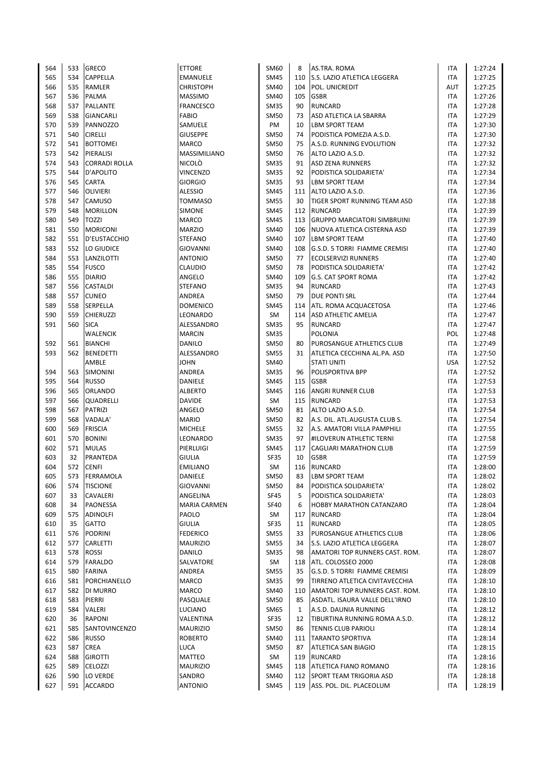| | | | | | | | | |
|---|---|---|---|---|---|---|---|---|
| 564 | 533 | GRECO | ETTORE | SM60 | 8 | AS.TRA. ROMA | ITA | 1:27:24 |
| 565 | 534 | CAPPELLA | EMANUELE | SM45 | 110 | S.S. LAZIO ATLETICA LEGGERA | ITA | 1:27:25 |
| 566 | 535 | RAMLER | CHRISTOPH | SM40 | 104 | POL. UNICREDIT | AUT | 1:27:25 |
| 567 | 536 | PALMA | MASSIMO | SM40 | 105 | GSBR | ITA | 1:27:26 |
| 568 | 537 | PALLANTE | FRANCESCO | SM35 | 90 | RUNCARD | ITA | 1:27:28 |
| 569 | 538 | GIANCARLI | FABIO | SM50 | 73 | ASD ATLETICA LA SBARRA | ITA | 1:27:29 |
| 570 | 539 | PANNOZZO | SAMUELE | PM | 10 | LBM SPORT TEAM | ITA | 1:27:30 |
| 571 | 540 | CIRELLI | GIUSEPPE | SM50 | 74 | PODISTICA POMEZIA A.S.D. | ITA | 1:27:30 |
| 572 | 541 | BOTTOMEI | MARCO | SM50 | 75 | A.S.D. RUNNING EVOLUTION | ITA | 1:27:32 |
| 573 | 542 | PIERALISI | MASSIMILIANO | SM50 | 76 | ALTO LAZIO A.S.D. | ITA | 1:27:32 |
| 574 | 543 | CORRADI ROLLA | NICOLÒ | SM35 | 91 | ASD ZENA RUNNERS | ITA | 1:27:32 |
| 575 | 544 | D'APOLITO | VINCENZO | SM35 | 92 | PODISTICA SOLIDARIETA' | ITA | 1:27:34 |
| 576 | 545 | CARTA | GIORGIO | SM35 | 93 | LBM SPORT TEAM | ITA | 1:27:34 |
| 577 | 546 | OLIVIERI | ALESSIO | SM45 | 111 | ALTO LAZIO A.S.D. | ITA | 1:27:36 |
| 578 | 547 | CAMUSO | TOMMASO | SM55 | 30 | TIGER SPORT RUNNING TEAM ASD | ITA | 1:27:38 |
| 579 | 548 | MORILLON | SIMONE | SM45 | 112 | RUNCARD | ITA | 1:27:39 |
| 580 | 549 | TOZZI | MARCO | SM45 | 113 | GRUPPO MARCIATORI SIMBRUINI | ITA | 1:27:39 |
| 581 | 550 | MORICONI | MARZIO | SM40 | 106 | NUOVA ATLETICA CISTERNA ASD | ITA | 1:27:39 |
| 582 | 551 | D'EUSTACCHIO | STEFANO | SM40 | 107 | LBM SPORT TEAM | ITA | 1:27:40 |
| 583 | 552 | LO GIUDICE | GIOVANNI | SM40 | 108 | G.S.D. 5 TORRI FIAMME CREMISI | ITA | 1:27:40 |
| 584 | 553 | LANZILOTTI | ANTONIO | SM50 | 77 | ECOLSERVIZI RUNNERS | ITA | 1:27:40 |
| 585 | 554 | FUSCO | CLAUDIO | SM50 | 78 | PODISTICA SOLIDARIETA' | ITA | 1:27:42 |
| 586 | 555 | DIARIO | ANGELO | SM40 | 109 | G.S. CAT SPORT ROMA | ITA | 1:27:42 |
| 587 | 556 | CASTALDI | STEFANO | SM35 | 94 | RUNCARD | ITA | 1:27:43 |
| 588 | 557 | CUNEO | ANDREA | SM50 | 79 | DUE PONTI SRL | ITA | 1:27:44 |
| 589 | 558 | SERPELLA | DOMENICO | SM45 | 114 | ATL. ROMA ACQUACETOSA | ITA | 1:27:46 |
| 590 | 559 | CHIERUZZI | LEONARDO | SM | 114 | ASD ATHLETIC AMELIA | ITA | 1:27:47 |
| 591 | 560 | SICA | ALESSANDRO | SM35 | 95 | RUNCARD | ITA | 1:27:47 |
| | | WALENCIK | MARCIN | SM35 | | POLONIA | POL | 1:27:48 |
| 592 | 561 | BIANCHI | DANILO | SM50 | 80 | PUROSANGUE ATHLETICS CLUB | ITA | 1:27:49 |
| 593 | 562 | BENEDETTI | ALESSANDRO | SM55 | 31 | ATLETICA CECCHINA AL.PA. ASD | ITA | 1:27:50 |
| | | AMBLE | JOHN | SM40 | | STATI UNITI | USA | 1:27:52 |
| 594 | 563 | SIMONINI | ANDREA | SM35 | 96 | POLISPORTIVA BPP | ITA | 1:27:52 |
| 595 | 564 | RUSSO | DANIELE | SM45 | 115 | GSBR | ITA | 1:27:53 |
| 596 | 565 | ORLANDO | ALBERTO | SM45 | 116 | ANGRI RUNNER CLUB | ITA | 1:27:53 |
| 597 | 566 | QUADRELLI | DAVIDE | SM | 115 | RUNCARD | ITA | 1:27:53 |
| 598 | 567 | PATRIZI | ANGELO | SM50 | 81 | ALTO LAZIO A.S.D. | ITA | 1:27:54 |
| 599 | 568 | VADALA' | MARIO | SM50 | 82 | A.S. DIL. ATL.AUGUSTA CLUB S. | ITA | 1:27:54 |
| 600 | 569 | FRISCIA | MICHELE | SM55 | 32 | A.S. AMATORI VILLA PAMPHILI | ITA | 1:27:55 |
| 601 | 570 | BONINI | LEONARDO | SM35 | 97 | #ILOVERUN ATHLETIC TERNI | ITA | 1:27:58 |
| 602 | 571 | MULAS | PIERLUIGI | SM45 | 117 | CAGLIARI MARATHON CLUB | ITA | 1:27:59 |
| 603 | 32 | PRANTEDA | GIULIA | SF35 | 10 | GSBR | ITA | 1:27:59 |
| 604 | 572 | CENFI | EMILIANO | SM | 116 | RUNCARD | ITA | 1:28:00 |
| 605 | 573 | FERRAMOLA | DANIELE | SM50 | 83 | LBM SPORT TEAM | ITA | 1:28:02 |
| 606 | 574 | TISCIONE | GIOVANNI | SM50 | 84 | PODISTICA SOLIDARIETA' | ITA | 1:28:02 |
| 607 | 33 | CAVALERI | ANGELINA | SF45 | 5 | PODISTICA SOLIDARIETA' | ITA | 1:28:03 |
| 608 | 34 | PAONESSA | MARIA CARMEN | SF40 | 6 | HOBBY MARATHON CATANZARO | ITA | 1:28:04 |
| 609 | 575 | ADINOLFI | PAOLO | SM | 117 | RUNCARD | ITA | 1:28:04 |
| 610 | 35 | GATTO | GIULIA | SF35 | 11 | RUNCARD | ITA | 1:28:05 |
| 611 | 576 | PODRINI | FEDERICO | SM55 | 33 | PUROSANGUE ATHLETICS CLUB | ITA | 1:28:06 |
| 612 | 577 | CARLETTI | MAURIZIO | SM55 | 34 | S.S. LAZIO ATLETICA LEGGERA | ITA | 1:28:07 |
| 613 | 578 | ROSSI | DANILO | SM35 | 98 | AMATORI TOP RUNNERS CAST. ROM. | ITA | 1:28:07 |
| 614 | 579 | FARALDO | SALVATORE | SM | 118 | ATL. COLOSSEO 2000 | ITA | 1:28:08 |
| 615 | 580 | FARINA | ANDREA | SM55 | 35 | G.S.D. 5 TORRI FIAMME CREMISI | ITA | 1:28:09 |
| 616 | 581 | PORCHIANELLO | MARCO | SM35 | 99 | TIRRENO ATLETICA CIVITAVECCHIA | ITA | 1:28:10 |
| 617 | 582 | DI MURRO | MARCO | SM40 | 110 | AMATORI TOP RUNNERS CAST. ROM. | ITA | 1:28:10 |
| 618 | 583 | PIERRI | PASQUALE | SM50 | 85 | ASDATL. ISAURA VALLE DELL'IRNO | ITA | 1:28:10 |
| 619 | 584 | VALERI | LUCIANO | SM65 | 1 | A.S.D. DAUNIA RUNNING | ITA | 1:28:12 |
| 620 | 36 | RAPONI | VALENTINA | SF35 | 12 | TIBURTINA RUNNING ROMA A.S.D. | ITA | 1:28:12 |
| 621 | 585 | SANTOVINCENZO | MAURIZIO | SM50 | 86 | TENNIS CLUB PARIOLI | ITA | 1:28:14 |
| 622 | 586 | RUSSO | ROBERTO | SM40 | 111 | TARANTO SPORTIVA | ITA | 1:28:14 |
| 623 | 587 | CREA | LUCA | SM50 | 87 | ATLETICA SAN BIAGIO | ITA | 1:28:15 |
| 624 | 588 | GIROTTI | MATTEO | SM | 119 | RUNCARD | ITA | 1:28:16 |
| 625 | 589 | CELOZZI | MAURIZIO | SM45 | 118 | ATLETICA FIANO ROMANO | ITA | 1:28:16 |
| 626 | 590 | LO VERDE | SANDRO | SM40 | 112 | SPORT TEAM TRIGORIA ASD | ITA | 1:28:18 |
| 627 | 591 | ACCARDO | ANTONIO | SM45 | 119 | ASS. POL. DIL. PLACEOLUM | ITA | 1:28:19 |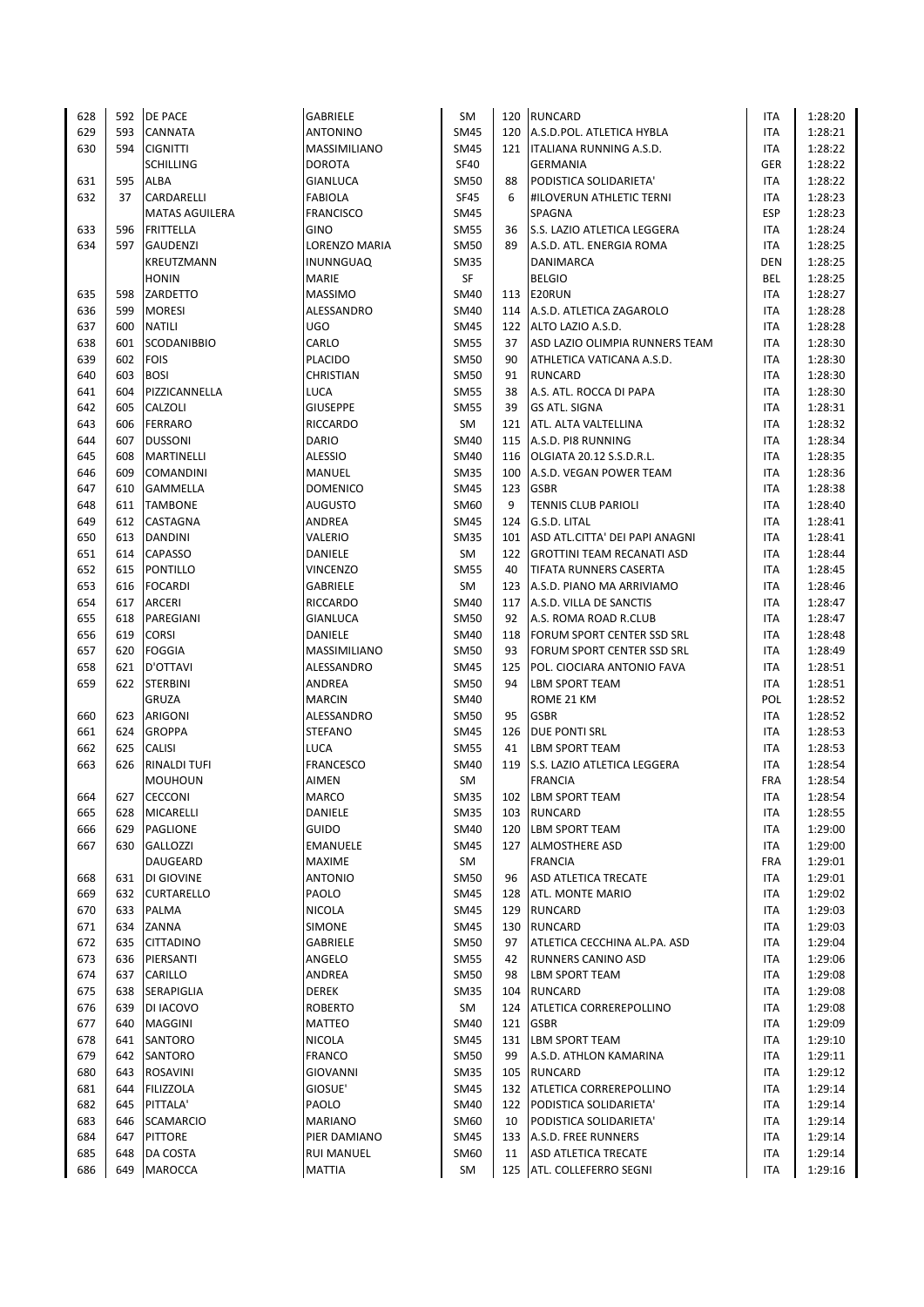| | | | | | | | | |
|---|---|---|---|---|---|---|---|---|
| 628 | 592 | DE PACE | GABRIELE | SM | 120 | RUNCARD | ITA | 1:28:20 |
| 629 | 593 | CANNATA | ANTONINO | SM45 | 120 | A.S.D.POL. ATLETICA HYBLA | ITA | 1:28:21 |
| 630 | 594 | CIGNITTI | MASSIMILIANO | SM45 | 121 | ITALIANA RUNNING A.S.D. | ITA | 1:28:22 |
| | | SCHILLING | DOROTA | SF40 | | GERMANIA | GER | 1:28:22 |
| 631 | 595 | ALBA | GIANLUCA | SM50 | 88 | PODISTICA SOLIDARIETA' | ITA | 1:28:22 |
| 632 | 37 | CARDARELLI | FABIOLA | SF45 | 6 | #ILOVERUN ATHLETIC TERNI | ITA | 1:28:23 |
| | | MATAS AGUILERA | FRANCISCO | SM45 | | SPAGNA | ESP | 1:28:23 |
| 633 | 596 | FRITTELLA | GINO | SM55 | 36 | S.S. LAZIO ATLETICA LEGGERA | ITA | 1:28:24 |
| 634 | 597 | GAUDENZI | LORENZO MARIA | SM50 | 89 | A.S.D. ATL. ENERGIA ROMA | ITA | 1:28:25 |
| | | KREUTZMANN | INUNNGUAQ | SM35 | | DANIMARCA | DEN | 1:28:25 |
| | | HONIN | MARIE | SF | | BELGIO | BEL | 1:28:25 |
| 635 | 598 | ZARDETTO | MASSIMO | SM40 | 113 | E20RUN | ITA | 1:28:27 |
| 636 | 599 | MORESI | ALESSANDRO | SM40 | 114 | A.S.D. ATLETICA ZAGAROLO | ITA | 1:28:28 |
| 637 | 600 | NATILI | UGO | SM45 | 122 | ALTO LAZIO A.S.D. | ITA | 1:28:28 |
| 638 | 601 | SCODANIBBIO | CARLO | SM55 | 37 | ASD LAZIO OLIMPIA RUNNERS TEAM | ITA | 1:28:30 |
| 639 | 602 | FOIS | PLACIDO | SM50 | 90 | ATHLETICA VATICANA A.S.D. | ITA | 1:28:30 |
| 640 | 603 | BOSI | CHRISTIAN | SM50 | 91 | RUNCARD | ITA | 1:28:30 |
| 641 | 604 | PIZZICANNELLA | LUCA | SM55 | 38 | A.S. ATL. ROCCA DI PAPA | ITA | 1:28:30 |
| 642 | 605 | CALZOLI | GIUSEPPE | SM55 | 39 | GS ATL. SIGNA | ITA | 1:28:31 |
| 643 | 606 | FERRARO | RICCARDO | SM | 121 | ATL. ALTA VALTELLINA | ITA | 1:28:32 |
| 644 | 607 | DUSSONI | DARIO | SM40 | 115 | A.S.D. PI8 RUNNING | ITA | 1:28:34 |
| 645 | 608 | MARTINELLI | ALESSIO | SM40 | 116 | OLGIATA 20.12 S.S.D.R.L. | ITA | 1:28:35 |
| 646 | 609 | COMANDINI | MANUEL | SM35 | 100 | A.S.D. VEGAN POWER TEAM | ITA | 1:28:36 |
| 647 | 610 | GAMMELLA | DOMENICO | SM45 | 123 | GSBR | ITA | 1:28:38 |
| 648 | 611 | TAMBONE | AUGUSTO | SM60 | 9 | TENNIS CLUB PARIOLI | ITA | 1:28:40 |
| 649 | 612 | CASTAGNA | ANDREA | SM45 | 124 | G.S.D. LITAL | ITA | 1:28:41 |
| 650 | 613 | DANDINI | VALERIO | SM35 | 101 | ASD ATL.CITTA' DEI PAPI ANAGNI | ITA | 1:28:41 |
| 651 | 614 | CAPASSO | DANIELE | SM | 122 | GROTTINI TEAM RECANATI ASD | ITA | 1:28:44 |
| 652 | 615 | PONTILLO | VINCENZO | SM55 | 40 | TIFATA RUNNERS CASERTA | ITA | 1:28:45 |
| 653 | 616 | FOCARDI | GABRIELE | SM | 123 | A.S.D. PIANO MA ARRIVIAMO | ITA | 1:28:46 |
| 654 | 617 | ARCERI | RICCARDO | SM40 | 117 | A.S.D. VILLA DE SANCTIS | ITA | 1:28:47 |
| 655 | 618 | PAREGIANI | GIANLUCA | SM50 | 92 | A.S. ROMA ROAD R.CLUB | ITA | 1:28:47 |
| 656 | 619 | CORSI | DANIELE | SM40 | 118 | FORUM SPORT CENTER SSD SRL | ITA | 1:28:48 |
| 657 | 620 | FOGGIA | MASSIMILIANO | SM50 | 93 | FORUM SPORT CENTER SSD SRL | ITA | 1:28:49 |
| 658 | 621 | D'OTTAVI | ALESSANDRO | SM45 | 125 | POL. CIOCIARA ANTONIO FAVA | ITA | 1:28:51 |
| 659 | 622 | STERBINI | ANDREA | SM50 | 94 | LBM SPORT TEAM | ITA | 1:28:51 |
| | | GRUZA | MARCIN | SM40 | | ROME 21 KM | POL | 1:28:52 |
| 660 | 623 | ARIGONI | ALESSANDRO | SM50 | 95 | GSBR | ITA | 1:28:52 |
| 661 | 624 | GROPPA | STEFANO | SM45 | 126 | DUE PONTI SRL | ITA | 1:28:53 |
| 662 | 625 | CALISI | LUCA | SM55 | 41 | LBM SPORT TEAM | ITA | 1:28:53 |
| 663 | 626 | RINALDI TUFI | FRANCESCO | SM40 | 119 | S.S. LAZIO ATLETICA LEGGERA | ITA | 1:28:54 |
| | | MOUHOUN | AIMEN | SM | | FRANCIA | FRA | 1:28:54 |
| 664 | 627 | CECCONI | MARCO | SM35 | 102 | LBM SPORT TEAM | ITA | 1:28:54 |
| 665 | 628 | MICARELLI | DANIELE | SM35 | 103 | RUNCARD | ITA | 1:28:55 |
| 666 | 629 | PAGLIONE | GUIDO | SM40 | 120 | LBM SPORT TEAM | ITA | 1:29:00 |
| 667 | 630 | GALLOZZI | EMANUELE | SM45 | 127 | ALMOSTHERE ASD | ITA | 1:29:00 |
| | | DAUGEARD | MAXIME | SM | | FRANCIA | FRA | 1:29:01 |
| 668 | 631 | DI GIOVINE | ANTONIO | SM50 | 96 | ASD ATLETICA TRECATE | ITA | 1:29:01 |
| 669 | 632 | CURTARELLO | PAOLO | SM45 | 128 | ATL. MONTE MARIO | ITA | 1:29:02 |
| 670 | 633 | PALMA | NICOLA | SM45 | 129 | RUNCARD | ITA | 1:29:03 |
| 671 | 634 | ZANNA | SIMONE | SM45 | 130 | RUNCARD | ITA | 1:29:03 |
| 672 | 635 | CITTADINO | GABRIELE | SM50 | 97 | ATLETICA CECCHINA AL.PA. ASD | ITA | 1:29:04 |
| 673 | 636 | PIERSANTI | ANGELO | SM55 | 42 | RUNNERS CANINO ASD | ITA | 1:29:06 |
| 674 | 637 | CARILLO | ANDREA | SM50 | 98 | LBM SPORT TEAM | ITA | 1:29:08 |
| 675 | 638 | SERAPIGLIA | DEREK | SM35 | 104 | RUNCARD | ITA | 1:29:08 |
| 676 | 639 | DI IACOVO | ROBERTO | SM | 124 | ATLETICA CORREREPOLLINO | ITA | 1:29:08 |
| 677 | 640 | MAGGINI | MATTEO | SM40 | 121 | GSBR | ITA | 1:29:09 |
| 678 | 641 | SANTORO | NICOLA | SM45 | 131 | LBM SPORT TEAM | ITA | 1:29:10 |
| 679 | 642 | SANTORO | FRANCO | SM50 | 99 | A.S.D. ATHLON KAMARINA | ITA | 1:29:11 |
| 680 | 643 | ROSAVINI | GIOVANNI | SM35 | 105 | RUNCARD | ITA | 1:29:12 |
| 681 | 644 | FILIZZOLA | GIOSUE' | SM45 | 132 | ATLETICA CORREREPOLLINO | ITA | 1:29:14 |
| 682 | 645 | PITTALA' | PAOLO | SM40 | 122 | PODISTICA SOLIDARIETA' | ITA | 1:29:14 |
| 683 | 646 | SCAMARCIO | MARIANO | SM60 | 10 | PODISTICA SOLIDARIETA' | ITA | 1:29:14 |
| 684 | 647 | PITTORE | PIER DAMIANO | SM45 | 133 | A.S.D. FREE RUNNERS | ITA | 1:29:14 |
| 685 | 648 | DA COSTA | RUI MANUEL | SM60 | 11 | ASD ATLETICA TRECATE | ITA | 1:29:14 |
| 686 | 649 | MAROCCA | MATTIA | SM | 125 | ATL. COLLEFERRO SEGNI | ITA | 1:29:16 |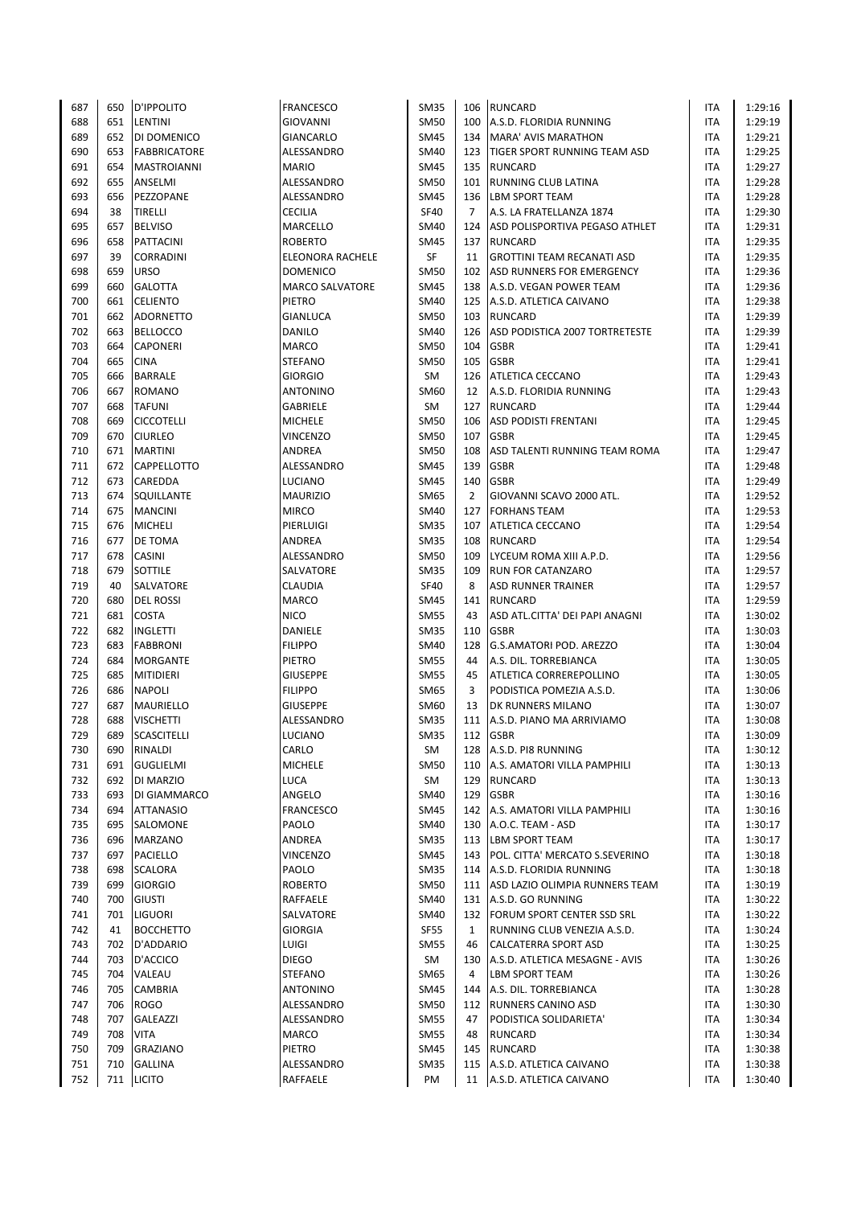| | | | | | | | | |
|---|---|---|---|---|---|---|---|---|
| 687 | 650 | D'IPPOLITO | FRANCESCO | SM35 | 106 | RUNCARD | ITA | 1:29:16 |
| 688 | 651 | LENTINI | GIOVANNI | SM50 | 100 | A.S.D. FLORIDIA RUNNING | ITA | 1:29:19 |
| 689 | 652 | DI DOMENICO | GIANCARLO | SM45 | 134 | MARA' AVIS MARATHON | ITA | 1:29:21 |
| 690 | 653 | FABBRICATORE | ALESSANDRO | SM40 | 123 | TIGER SPORT RUNNING TEAM ASD | ITA | 1:29:25 |
| 691 | 654 | MASTROIANNI | MARIO | SM45 | 135 | RUNCARD | ITA | 1:29:27 |
| 692 | 655 | ANSELMI | ALESSANDRO | SM50 | 101 | RUNNING CLUB LATINA | ITA | 1:29:28 |
| 693 | 656 | PEZZOPANE | ALESSANDRO | SM45 | 136 | LBM SPORT TEAM | ITA | 1:29:28 |
| 694 | 38 | TIRELLI | CECILIA | SF40 | 7 | A.S. LA FRATELLANZA 1874 | ITA | 1:29:30 |
| 695 | 657 | BELVISO | MARCELLO | SM40 | 124 | ASD POLISPORTIVA PEGASO ATHLET | ITA | 1:29:31 |
| 696 | 658 | PATTACINI | ROBERTO | SM45 | 137 | RUNCARD | ITA | 1:29:35 |
| 697 | 39 | CORRADINI | ELEONORA RACHELE | SF | 11 | GROTTINI TEAM RECANATI ASD | ITA | 1:29:35 |
| 698 | 659 | URSO | DOMENICO | SM50 | 102 | ASD RUNNERS FOR EMERGENCY | ITA | 1:29:36 |
| 699 | 660 | GALOTTA | MARCO SALVATORE | SM45 | 138 | A.S.D. VEGAN POWER TEAM | ITA | 1:29:36 |
| 700 | 661 | CELIENTO | PIETRO | SM40 | 125 | A.S.D. ATLETICA CAIVANO | ITA | 1:29:38 |
| 701 | 662 | ADORNETTO | GIANLUCA | SM50 | 103 | RUNCARD | ITA | 1:29:39 |
| 702 | 663 | BELLOCCO | DANILO | SM40 | 126 | ASD PODISTICA 2007 TORTRETESTE | ITA | 1:29:39 |
| 703 | 664 | CAPONERI | MARCO | SM50 | 104 | GSBR | ITA | 1:29:41 |
| 704 | 665 | CINA | STEFANO | SM50 | 105 | GSBR | ITA | 1:29:41 |
| 705 | 666 | BARRALE | GIORGIO | SM | 126 | ATLETICA CECCANO | ITA | 1:29:43 |
| 706 | 667 | ROMANO | ANTONINO | SM60 | 12 | A.S.D. FLORIDIA RUNNING | ITA | 1:29:43 |
| 707 | 668 | TAFUNI | GABRIELE | SM | 127 | RUNCARD | ITA | 1:29:44 |
| 708 | 669 | CICCOTELLI | MICHELE | SM50 | 106 | ASD PODISTI FRENTANI | ITA | 1:29:45 |
| 709 | 670 | CIURLEO | VINCENZO | SM50 | 107 | GSBR | ITA | 1:29:45 |
| 710 | 671 | MARTINI | ANDREA | SM50 | 108 | ASD TALENTI RUNNING TEAM ROMA | ITA | 1:29:47 |
| 711 | 672 | CAPPELLOTTO | ALESSANDRO | SM45 | 139 | GSBR | ITA | 1:29:48 |
| 712 | 673 | CAREDDA | LUCIANO | SM45 | 140 | GSBR | ITA | 1:29:49 |
| 713 | 674 | SQUILLANTE | MAURIZIO | SM65 | 2 | GIOVANNI SCAVO 2000 ATL. | ITA | 1:29:52 |
| 714 | 675 | MANCINI | MIRCO | SM40 | 127 | FORHANS TEAM | ITA | 1:29:53 |
| 715 | 676 | MICHELI | PIERLUIGI | SM35 | 107 | ATLETICA CECCANO | ITA | 1:29:54 |
| 716 | 677 | DE TOMA | ANDREA | SM35 | 108 | RUNCARD | ITA | 1:29:54 |
| 717 | 678 | CASINI | ALESSANDRO | SM50 | 109 | LYCEUM ROMA XIII A.P.D. | ITA | 1:29:56 |
| 718 | 679 | SOTTILE | SALVATORE | SM35 | 109 | RUN FOR CATANZARO | ITA | 1:29:57 |
| 719 | 40 | SALVATORE | CLAUDIA | SF40 | 8 | ASD RUNNER TRAINER | ITA | 1:29:57 |
| 720 | 680 | DEL ROSSI | MARCO | SM45 | 141 | RUNCARD | ITA | 1:29:59 |
| 721 | 681 | COSTA | NICO | SM55 | 43 | ASD ATL.CITTA' DEI PAPI ANAGNI | ITA | 1:30:02 |
| 722 | 682 | INGLETTI | DANIELE | SM35 | 110 | GSBR | ITA | 1:30:03 |
| 723 | 683 | FABBRONI | FILIPPO | SM40 | 128 | G.S.AMATORI POD. AREZZO | ITA | 1:30:04 |
| 724 | 684 | MORGANTE | PIETRO | SM55 | 44 | A.S. DIL. TORREBIANCA | ITA | 1:30:05 |
| 725 | 685 | MITIDIERI | GIUSEPPE | SM55 | 45 | ATLETICA CORREREPOLLINO | ITA | 1:30:05 |
| 726 | 686 | NAPOLI | FILIPPO | SM65 | 3 | PODISTICA POMEZIA A.S.D. | ITA | 1:30:06 |
| 727 | 687 | MAURIELLO | GIUSEPPE | SM60 | 13 | DK RUNNERS MILANO | ITA | 1:30:07 |
| 728 | 688 | VISCHETTI | ALESSANDRO | SM35 | 111 | A.S.D. PIANO MA ARRIVIAMO | ITA | 1:30:08 |
| 729 | 689 | SCASCITELLI | LUCIANO | SM35 | 112 | GSBR | ITA | 1:30:09 |
| 730 | 690 | RINALDI | CARLO | SM | 128 | A.S.D. PI8 RUNNING | ITA | 1:30:12 |
| 731 | 691 | GUGLIELMI | MICHELE | SM50 | 110 | A.S. AMATORI VILLA PAMPHILI | ITA | 1:30:13 |
| 732 | 692 | DI MARZIO | LUCA | SM | 129 | RUNCARD | ITA | 1:30:13 |
| 733 | 693 | DI GIAMMARCO | ANGELO | SM40 | 129 | GSBR | ITA | 1:30:16 |
| 734 | 694 | ATTANASIO | FRANCESCO | SM45 | 142 | A.S. AMATORI VILLA PAMPHILI | ITA | 1:30:16 |
| 735 | 695 | SALOMONE | PAOLO | SM40 | 130 | A.O.C. TEAM - ASD | ITA | 1:30:17 |
| 736 | 696 | MARZANO | ANDREA | SM35 | 113 | LBM SPORT TEAM | ITA | 1:30:17 |
| 737 | 697 | PACIELLO | VINCENZO | SM45 | 143 | POL. CITTA' MERCATO S.SEVERINO | ITA | 1:30:18 |
| 738 | 698 | SCALORA | PAOLO | SM35 | 114 | A.S.D. FLORIDIA RUNNING | ITA | 1:30:18 |
| 739 | 699 | GIORGIO | ROBERTO | SM50 | 111 | ASD LAZIO OLIMPIA RUNNERS TEAM | ITA | 1:30:19 |
| 740 | 700 | GIUSTI | RAFFAELE | SM40 | 131 | A.S.D. GO RUNNING | ITA | 1:30:22 |
| 741 | 701 | LIGUORI | SALVATORE | SM40 | 132 | FORUM SPORT CENTER SSD SRL | ITA | 1:30:22 |
| 742 | 41 | BOCCHETTO | GIORGIA | SF55 | 1 | RUNNING CLUB VENEZIA A.S.D. | ITA | 1:30:24 |
| 743 | 702 | D'ADDARIO | LUIGI | SM55 | 46 | CALCATERRA SPORT ASD | ITA | 1:30:25 |
| 744 | 703 | D'ACCICO | DIEGO | SM | 130 | A.S.D. ATLETICA MESAGNE - AVIS | ITA | 1:30:26 |
| 745 | 704 | VALEAU | STEFANO | SM65 | 4 | LBM SPORT TEAM | ITA | 1:30:26 |
| 746 | 705 | CAMBRIA | ANTONINO | SM45 | 144 | A.S. DIL. TORREBIANCA | ITA | 1:30:28 |
| 747 | 706 | ROGO | ALESSANDRO | SM50 | 112 | RUNNERS CANINO ASD | ITA | 1:30:30 |
| 748 | 707 | GALEAZZI | ALESSANDRO | SM55 | 47 | PODISTICA SOLIDARIETA' | ITA | 1:30:34 |
| 749 | 708 | VITA | MARCO | SM55 | 48 | RUNCARD | ITA | 1:30:34 |
| 750 | 709 | GRAZIANO | PIETRO | SM45 | 145 | RUNCARD | ITA | 1:30:38 |
| 751 | 710 | GALLINA | ALESSANDRO | SM35 | 115 | A.S.D. ATLETICA CAIVANO | ITA | 1:30:38 |
| 752 | 711 | LICITO | RAFFAELE | PM | 11 | A.S.D. ATLETICA CAIVANO | ITA | 1:30:40 |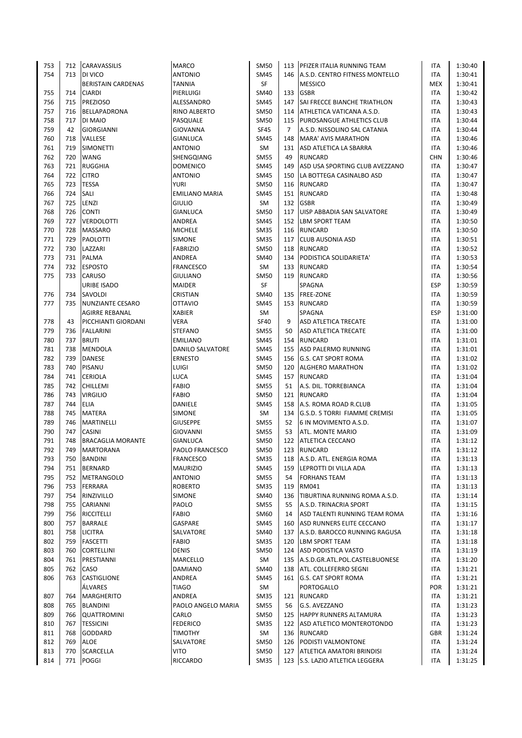| | | | | | | | | |
|---|---|---|---|---|---|---|---|---|
| 753 | 712 | CARAVASSILIS | MARCO | SM50 | 113 | PFIZER ITALIA RUNNING TEAM | ITA | 1:30:40 |
| 754 | 713 | DI VICO | ANTONIO | SM45 | 146 | A.S.D. CENTRO FITNESS MONTELLO | ITA | 1:30:41 |
| | | BERISTAIN CARDENAS | TANNIA | SF | | MESSICO | MEX | 1:30:41 |
| 755 | 714 | CIARDI | PIERLUIGI | SM40 | 133 | GSBR | ITA | 1:30:42 |
| 756 | 715 | PREZIOSO | ALESSANDRO | SM45 | 147 | SAI FRECCE BIANCHE TRIATHLON | ITA | 1:30:43 |
| 757 | 716 | BELLAPADRONA | RINO ALBERTO | SM50 | 114 | ATHLETICA VATICANA A.S.D. | ITA | 1:30:43 |
| 758 | 717 | DI MAIO | PASQUALE | SM50 | 115 | PUROSANGUE ATHLETICS CLUB | ITA | 1:30:44 |
| 759 | 42 | GIORGIANNI | GIOVANNA | SF45 | 7 | A.S.D. NISSOLINO SAL CATANIA | ITA | 1:30:44 |
| 760 | 718 | VALLESE | GIANLUCA | SM45 | 148 | MARA' AVIS MARATHON | ITA | 1:30:46 |
| 761 | 719 | SIMONETTI | ANTONIO | SM | 131 | ASD ATLETICA LA SBARRA | ITA | 1:30:46 |
| 762 | 720 | WANG | SHENGQIANG | SM55 | 49 | RUNCARD | CHN | 1:30:46 |
| 763 | 721 | RUGGHIA | DOMENICO | SM45 | 149 | ASD USA SPORTING CLUB AVEZZANO | ITA | 1:30:47 |
| 764 | 722 | CITRO | ANTONIO | SM45 | 150 | LA BOTTEGA CASINALBO ASD | ITA | 1:30:47 |
| 765 | 723 | TESSA | YURI | SM50 | 116 | RUNCARD | ITA | 1:30:47 |
| 766 | 724 | SALI | EMILIANO MARIA | SM45 | 151 | RUNCARD | ITA | 1:30:48 |
| 767 | 725 | LENZI | GIULIO | SM | 132 | GSBR | ITA | 1:30:49 |
| 768 | 726 | CONTI | GIANLUCA | SM50 | 117 | UISP ABBADIA SAN SALVATORE | ITA | 1:30:49 |
| 769 | 727 | VERDOLOTTI | ANDREA | SM45 | 152 | LBM SPORT TEAM | ITA | 1:30:50 |
| 770 | 728 | MASSARO | MICHELE | SM35 | 116 | RUNCARD | ITA | 1:30:50 |
| 771 | 729 | PAOLOTTI | SIMONE | SM35 | 117 | CLUB AUSONIA ASD | ITA | 1:30:51 |
| 772 | 730 | LAZZARI | FABRIZIO | SM50 | 118 | RUNCARD | ITA | 1:30:52 |
| 773 | 731 | PALMA | ANDREA | SM40 | 134 | PODISTICA SOLIDARIETA' | ITA | 1:30:53 |
| 774 | 732 | ESPOSTO | FRANCESCO | SM | 133 | RUNCARD | ITA | 1:30:54 |
| 775 | 733 | CARUSO | GIULIANO | SM50 | 119 | RUNCARD | ITA | 1:30:56 |
| | | URIBE ISADO | MAIDER | SF | | SPAGNA | ESP | 1:30:59 |
| 776 | 734 | SAVOLDI | CRISTIAN | SM40 | 135 | FREE-ZONE | ITA | 1:30:59 |
| 777 | 735 | NUNZIANTE CESARO | OTTAVIO | SM45 | 153 | RUNCARD | ITA | 1:30:59 |
| | | AGIRRE REBANAL | XABIER | SM | | SPAGNA | ESP | 1:31:00 |
| 778 | 43 | PICCHIANTI GIORDANI | VERA | SF40 | 9 | ASD ATLETICA TRECATE | ITA | 1:31:00 |
| 779 | 736 | FALLARINI | STEFANO | SM55 | 50 | ASD ATLETICA TRECATE | ITA | 1:31:00 |
| 780 | 737 | BRUTI | EMILIANO | SM45 | 154 | RUNCARD | ITA | 1:31:01 |
| 781 | 738 | MENDOLA | DANILO SALVATORE | SM45 | 155 | ASD PALERMO RUNNING | ITA | 1:31:01 |
| 782 | 739 | DANESE | ERNESTO | SM45 | 156 | G.S. CAT SPORT ROMA | ITA | 1:31:02 |
| 783 | 740 | PISANU | LUIGI | SM50 | 120 | ALGHERO MARATHON | ITA | 1:31:02 |
| 784 | 741 | CERIOLA | LUCA | SM45 | 157 | RUNCARD | ITA | 1:31:04 |
| 785 | 742 | CHILLEMI | FABIO | SM55 | 51 | A.S. DIL. TORREBIANCA | ITA | 1:31:04 |
| 786 | 743 | VIRGILIO | FABIO | SM50 | 121 | RUNCARD | ITA | 1:31:04 |
| 787 | 744 | ELIA | DANIELE | SM45 | 158 | A.S. ROMA ROAD R.CLUB | ITA | 1:31:05 |
| 788 | 745 | MATERA | SIMONE | SM | 134 | G.S.D. 5 TORRI FIAMME CREMISI | ITA | 1:31:05 |
| 789 | 746 | MARTINELLI | GIUSEPPE | SM55 | 52 | 6 IN MOVIMENTO A.S.D. | ITA | 1:31:07 |
| 790 | 747 | CASINI | GIOVANNI | SM55 | 53 | ATL. MONTE MARIO | ITA | 1:31:09 |
| 791 | 748 | BRACAGLIA MORANTE | GIANLUCA | SM50 | 122 | ATLETICA CECCANO | ITA | 1:31:12 |
| 792 | 749 | MARTORANA | PAOLO FRANCESCO | SM50 | 123 | RUNCARD | ITA | 1:31:12 |
| 793 | 750 | BANDINI | FRANCESCO | SM35 | 118 | A.S.D. ATL. ENERGIA ROMA | ITA | 1:31:13 |
| 794 | 751 | BERNARD | MAURIZIO | SM45 | 159 | LEPROTTI DI VILLA ADA | ITA | 1:31:13 |
| 795 | 752 | METRANGOLO | ANTONIO | SM55 | 54 | FORHANS TEAM | ITA | 1:31:13 |
| 796 | 753 | FERRARA | ROBERTO | SM35 | 119 | RM041 | ITA | 1:31:13 |
| 797 | 754 | RINZIVILLO | SIMONE | SM40 | 136 | TIBURTINA RUNNING ROMA A.S.D. | ITA | 1:31:14 |
| 798 | 755 | CARIANNI | PAOLO | SM55 | 55 | A.S.D. TRINACRIA SPORT | ITA | 1:31:15 |
| 799 | 756 | RICCITELLI | FABIO | SM60 | 14 | ASD TALENTI RUNNING TEAM ROMA | ITA | 1:31:16 |
| 800 | 757 | BARRALE | GASPARE | SM45 | 160 | ASD RUNNERS ELITE CECCANO | ITA | 1:31:17 |
| 801 | 758 | LICITRA | SALVATORE | SM40 | 137 | A.S.D. BAROCCO RUNNING RAGUSA | ITA | 1:31:18 |
| 802 | 759 | FASCETTI | FABIO | SM35 | 120 | LBM SPORT TEAM | ITA | 1:31:18 |
| 803 | 760 | CORTELLINI | DENIS | SM50 | 124 | ASD PODISTICA VASTO | ITA | 1:31:19 |
| 804 | 761 | PRESTIANNI | MARCELLO | SM | 135 | A.S.D.GR.ATL.POL.CASTELBUONESE | ITA | 1:31:20 |
| 805 | 762 | CASO | DAMIANO | SM40 | 138 | ATL. COLLEFERRO SEGNI | ITA | 1:31:21 |
| 806 | 763 | CASTIGLIONE | ANDREA | SM45 | 161 | G.S. CAT SPORT ROMA | ITA | 1:31:21 |
| | | ÁLVARES | TIAGO | SM | | PORTOGALLO | POR | 1:31:21 |
| 807 | 764 | MARGHERITO | ANDREA | SM35 | 121 | RUNCARD | ITA | 1:31:21 |
| 808 | 765 | BLANDINI | PAOLO ANGELO MARIA | SM55 | 56 | G.S. AVEZZANO | ITA | 1:31:23 |
| 809 | 766 | QUATTROMINI | CARLO | SM50 | 125 | HAPPY RUNNERS ALTAMURA | ITA | 1:31:23 |
| 810 | 767 | TESSICINI | FEDERICO | SM35 | 122 | ASD ATLETICO MONTEROTONDO | ITA | 1:31:23 |
| 811 | 768 | GODDARD | TIMOTHY | SM | 136 | RUNCARD | GBR | 1:31:24 |
| 812 | 769 | ALOE | SALVATORE | SM50 | 126 | PODISTI VALMONTONE | ITA | 1:31:24 |
| 813 | 770 | SCARCELLA | VITO | SM50 | 127 | ATLETICA AMATORI BRINDISI | ITA | 1:31:24 |
| 814 | 771 | POGGI | RICCARDO | SM35 | 123 | S.S. LAZIO ATLETICA LEGGERA | ITA | 1:31:25 |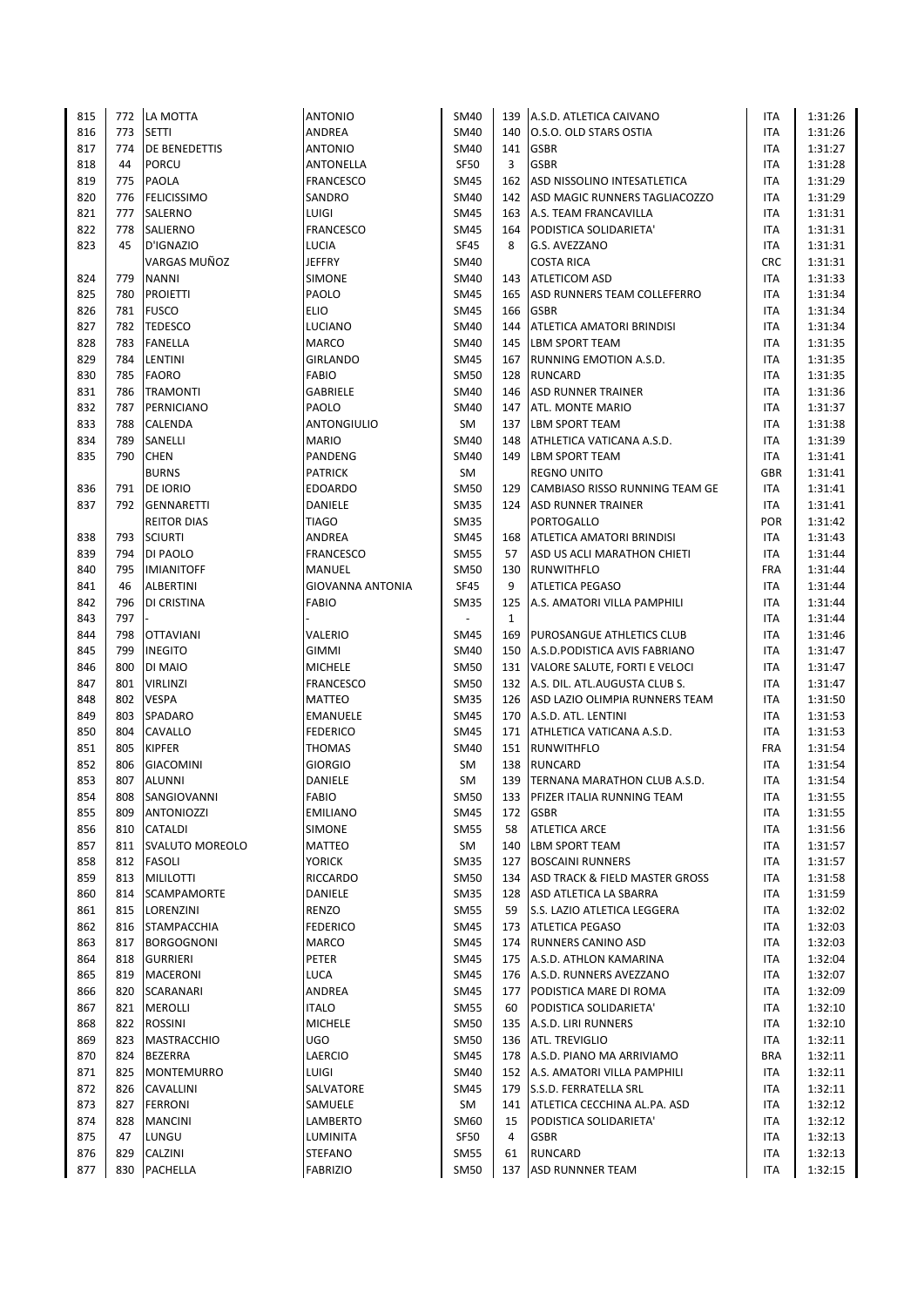| | | | | | | | | |
|---|---|---|---|---|---|---|---|---|
| 815 | 772 | LA MOTTA | ANTONIO | SM40 | 139 | A.S.D. ATLETICA CAIVANO | ITA | 1:31:26 |
| 816 | 773 | SETTI | ANDREA | SM40 | 140 | O.S.O. OLD STARS OSTIA | ITA | 1:31:26 |
| 817 | 774 | DE BENEDETTIS | ANTONIO | SM40 | 141 | GSBR | ITA | 1:31:27 |
| 818 | 44 | PORCU | ANTONELLA | SF50 | 3 | GSBR | ITA | 1:31:28 |
| 819 | 775 | PAOLA | FRANCESCO | SM45 | 162 | ASD NISSOLINO INTESATLETICA | ITA | 1:31:29 |
| 820 | 776 | FELICISSIMO | SANDRO | SM40 | 142 | ASD MAGIC RUNNERS TAGLIACOZZO | ITA | 1:31:29 |
| 821 | 777 | SALERNO | LUIGI | SM45 | 163 | A.S. TEAM FRANCAVILLA | ITA | 1:31:31 |
| 822 | 778 | SALIERNO | FRANCESCO | SM45 | 164 | PODISTICA SOLIDARIETA' | ITA | 1:31:31 |
| 823 | 45 | D'IGNAZIO | LUCIA | SF45 | 8 | G.S. AVEZZANO | ITA | 1:31:31 |
| | | VARGAS MUÑOZ | JEFFRY | SM40 | | COSTA RICA | CRC | 1:31:31 |
| 824 | 779 | NANNI | SIMONE | SM40 | 143 | ATLETICOM ASD | ITA | 1:31:33 |
| 825 | 780 | PROIETTI | PAOLO | SM45 | 165 | ASD RUNNERS TEAM COLLEFERRO | ITA | 1:31:34 |
| 826 | 781 | FUSCO | ELIO | SM45 | 166 | GSBR | ITA | 1:31:34 |
| 827 | 782 | TEDESCO | LUCIANO | SM40 | 144 | ATLETICA AMATORI BRINDISI | ITA | 1:31:34 |
| 828 | 783 | FANELLA | MARCO | SM40 | 145 | LBM SPORT TEAM | ITA | 1:31:35 |
| 829 | 784 | LENTINI | GIRLANDO | SM45 | 167 | RUNNING EMOTION A.S.D. | ITA | 1:31:35 |
| 830 | 785 | FAORO | FABIO | SM50 | 128 | RUNCARD | ITA | 1:31:35 |
| 831 | 786 | TRAMONTI | GABRIELE | SM40 | 146 | ASD RUNNER TRAINER | ITA | 1:31:36 |
| 832 | 787 | PERNICIANO | PAOLO | SM40 | 147 | ATL. MONTE MARIO | ITA | 1:31:37 |
| 833 | 788 | CALENDA | ANTONGIULIO | SM | 137 | LBM SPORT TEAM | ITA | 1:31:38 |
| 834 | 789 | SANELLI | MARIO | SM40 | 148 | ATHLETICA VATICANA A.S.D. | ITA | 1:31:39 |
| 835 | 790 | CHEN | PANDENG | SM40 | 149 | LBM SPORT TEAM | ITA | 1:31:41 |
| | | BURNS | PATRICK | SM | | REGNO UNITO | GBR | 1:31:41 |
| 836 | 791 | DE IORIO | EDOARDO | SM50 | 129 | CAMBIASO RISSO RUNNING TEAM GE | ITA | 1:31:41 |
| 837 | 792 | GENNARETTI | DANIELE | SM35 | 124 | ASD RUNNER TRAINER | ITA | 1:31:41 |
| | | REITOR DIAS | TIAGO | SM35 | | PORTOGALLO | POR | 1:31:42 |
| 838 | 793 | SCIURTI | ANDREA | SM45 | 168 | ATLETICA AMATORI BRINDISI | ITA | 1:31:43 |
| 839 | 794 | DI PAOLO | FRANCESCO | SM55 | 57 | ASD US ACLI MARATHON CHIETI | ITA | 1:31:44 |
| 840 | 795 | IMIANITOFF | MANUEL | SM50 | 130 | RUNWITHFLO | FRA | 1:31:44 |
| 841 | 46 | ALBERTINI | GIOVANNA ANTONIA | SF45 | 9 | ATLETICA PEGASO | ITA | 1:31:44 |
| 842 | 796 | DI CRISTINA | FABIO | SM35 | 125 | A.S. AMATORI VILLA PAMPHILI | ITA | 1:31:44 |
| 843 | 797 | - | - | - | 1 | | ITA | 1:31:44 |
| 844 | 798 | OTTAVIANI | VALERIO | SM45 | 169 | PUROSANGUE ATHLETICS CLUB | ITA | 1:31:46 |
| 845 | 799 | INEGITO | GIMMI | SM40 | 150 | A.S.D.PODISTICA AVIS FABRIANO | ITA | 1:31:47 |
| 846 | 800 | DI MAIO | MICHELE | SM50 | 131 | VALORE SALUTE, FORTI E VELOCI | ITA | 1:31:47 |
| 847 | 801 | VIRLINZI | FRANCESCO | SM50 | 132 | A.S. DIL. ATL.AUGUSTA CLUB S. | ITA | 1:31:47 |
| 848 | 802 | VESPA | MATTEO | SM35 | 126 | ASD LAZIO OLIMPIA RUNNERS TEAM | ITA | 1:31:50 |
| 849 | 803 | SPADARO | EMANUELE | SM45 | 170 | A.S.D. ATL. LENTINI | ITA | 1:31:53 |
| 850 | 804 | CAVALLO | FEDERICO | SM45 | 171 | ATHLETICA VATICANA A.S.D. | ITA | 1:31:53 |
| 851 | 805 | KIPFER | THOMAS | SM40 | 151 | RUNWITHFLO | FRA | 1:31:54 |
| 852 | 806 | GIACOMINI | GIORGIO | SM | 138 | RUNCARD | ITA | 1:31:54 |
| 853 | 807 | ALUNNI | DANIELE | SM | 139 | TERNANA MARATHON CLUB A.S.D. | ITA | 1:31:54 |
| 854 | 808 | SANGIOVANNI | FABIO | SM50 | 133 | PFIZER ITALIA RUNNING TEAM | ITA | 1:31:55 |
| 855 | 809 | ANTONIOZZI | EMILIANO | SM45 | 172 | GSBR | ITA | 1:31:55 |
| 856 | 810 | CATALDI | SIMONE | SM55 | 58 | ATLETICA ARCE | ITA | 1:31:56 |
| 857 | 811 | SVALUTO MOREOLO | MATTEO | SM | 140 | LBM SPORT TEAM | ITA | 1:31:57 |
| 858 | 812 | FASOLI | YORICK | SM35 | 127 | BOSCAINI RUNNERS | ITA | 1:31:57 |
| 859 | 813 | MILILOTTI | RICCARDO | SM50 | 134 | ASD TRACK & FIELD MASTER GROSS | ITA | 1:31:58 |
| 860 | 814 | SCAMPAMORTE | DANIELE | SM35 | 128 | ASD ATLETICA LA SBARRA | ITA | 1:31:59 |
| 861 | 815 | LORENZINI | RENZO | SM55 | 59 | S.S. LAZIO ATLETICA LEGGERA | ITA | 1:32:02 |
| 862 | 816 | STAMPACCHIA | FEDERICO | SM45 | 173 | ATLETICA PEGASO | ITA | 1:32:03 |
| 863 | 817 | BORGOGNONI | MARCO | SM45 | 174 | RUNNERS CANINO ASD | ITA | 1:32:03 |
| 864 | 818 | GURRIERI | PETER | SM45 | 175 | A.S.D. ATHLON KAMARINA | ITA | 1:32:04 |
| 865 | 819 | MACERONI | LUCA | SM45 | 176 | A.S.D. RUNNERS AVEZZANO | ITA | 1:32:07 |
| 866 | 820 | SCARANARI | ANDREA | SM45 | 177 | PODISTICA MARE DI ROMA | ITA | 1:32:09 |
| 867 | 821 | MEROLLI | ITALO | SM55 | 60 | PODISTICA SOLIDARIETA' | ITA | 1:32:10 |
| 868 | 822 | ROSSINI | MICHELE | SM50 | 135 | A.S.D. LIRI RUNNERS | ITA | 1:32:10 |
| 869 | 823 | MASTRACCHIO | UGO | SM50 | 136 | ATL. TREVIGLIO | ITA | 1:32:11 |
| 870 | 824 | BEZERRA | LAERCIO | SM45 | 178 | A.S.D. PIANO MA ARRIVIAMO | BRA | 1:32:11 |
| 871 | 825 | MONTEMURRO | LUIGI | SM40 | 152 | A.S. AMATORI VILLA PAMPHILI | ITA | 1:32:11 |
| 872 | 826 | CAVALLINI | SALVATORE | SM45 | 179 | S.S.D. FERRATELLA SRL | ITA | 1:32:11 |
| 873 | 827 | FERRONI | SAMUELE | SM | 141 | ATLETICA CECCHINA AL.PA. ASD | ITA | 1:32:12 |
| 874 | 828 | MANCINI | LAMBERTO | SM60 | 15 | PODISTICA SOLIDARIETA' | ITA | 1:32:12 |
| 875 | 47 | LUNGU | LUMINITA | SF50 | 4 | GSBR | ITA | 1:32:13 |
| 876 | 829 | CALZINI | STEFANO | SM55 | 61 | RUNCARD | ITA | 1:32:13 |
| 877 | 830 | PACHELLA | FABRIZIO | SM50 | 137 | ASD RUNNNER TEAM | ITA | 1:32:15 |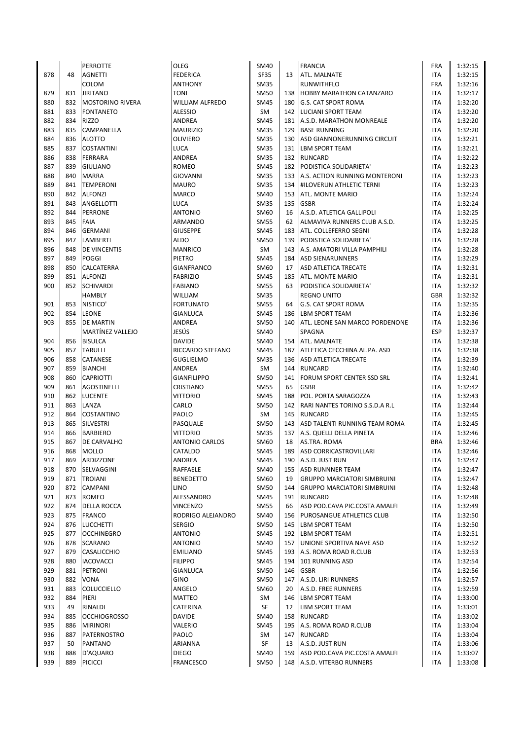| | | | | | | | | |
|---|---|---|---|---|---|---|---|---|
| | | PERROTTE | OLEG | SM40 | | FRANCIA | FRA | 1:32:15 |
| 878 | 48 | AGNETTI | FEDERICA | SF35 | 13 | ATL. MALNATE | ITA | 1:32:15 |
| | | COLOM | ANTHONY | SM35 | | RUNWITHFLO | FRA | 1:32:16 |
| 879 | 831 | JIRITANO | TONI | SM50 | 138 | HOBBY MARATHON CATANZARO | ITA | 1:32:17 |
| 880 | 832 | MOSTORINO RIVERA | WILLIAM ALFREDO | SM45 | 180 | G.S. CAT SPORT ROMA | ITA | 1:32:20 |
| 881 | 833 | FONTANETO | ALESSIO | SM | 142 | LUCIANI SPORT TEAM | ITA | 1:32:20 |
| 882 | 834 | RIZZO | ANDREA | SM45 | 181 | A.S.D. MARATHON MONREALE | ITA | 1:32:20 |
| 883 | 835 | CAMPANELLA | MAURIZIO | SM35 | 129 | BASE RUNNING | ITA | 1:32:20 |
| 884 | 836 | ALOTTO | OLIVIERO | SM35 | 130 | ASD GIANNONERUNNING CIRCUIT | ITA | 1:32:21 |
| 885 | 837 | COSTANTINI | LUCA | SM35 | 131 | LBM SPORT TEAM | ITA | 1:32:21 |
| 886 | 838 | FERRARA | ANDREA | SM35 | 132 | RUNCARD | ITA | 1:32:22 |
| 887 | 839 | GIULIANO | ROMEO | SM45 | 182 | PODISTICA SOLIDARIETA' | ITA | 1:32:23 |
| 888 | 840 | MARRA | GIOVANNI | SM35 | 133 | A.S. ACTION RUNNING MONTERONI | ITA | 1:32:23 |
| 889 | 841 | TEMPERONI | MAURO | SM35 | 134 | #ILOVERUN ATHLETIC TERNI | ITA | 1:32:23 |
| 890 | 842 | ALFONZI | MARCO | SM40 | 153 | ATL. MONTE MARIO | ITA | 1:32:24 |
| 891 | 843 | ANGELLOTTI | LUCA | SM35 | 135 | GSBR | ITA | 1:32:24 |
| 892 | 844 | PERRONE | ANTONIO | SM60 | 16 | A.S.D. ATLETICA GALLIPOLI | ITA | 1:32:25 |
| 893 | 845 | FAIA | ARMANDO | SM55 | 62 | ALMAVIVA RUNNERS CLUB A.S.D. | ITA | 1:32:25 |
| 894 | 846 | GERMANI | GIUSEPPE | SM45 | 183 | ATL. COLLEFERRO SEGNI | ITA | 1:32:28 |
| 895 | 847 | LAMBERTI | ALDO | SM50 | 139 | PODISTICA SOLIDARIETA' | ITA | 1:32:28 |
| 896 | 848 | DE VINCENTIS | MANRICO | SM | 143 | A.S. AMATORI VILLA PAMPHILI | ITA | 1:32:28 |
| 897 | 849 | POGGI | PIETRO | SM45 | 184 | ASD SIENARUNNERS | ITA | 1:32:29 |
| 898 | 850 | CALCATERRA | GIANFRANCO | SM60 | 17 | ASD ATLETICA TRECATE | ITA | 1:32:31 |
| 899 | 851 | ALFONZI | FABRIZIO | SM45 | 185 | ATL. MONTE MARIO | ITA | 1:32:31 |
| 900 | 852 | SCHIVARDI | FABIANO | SM55 | 63 | PODISTICA SOLIDARIETA' | ITA | 1:32:32 |
| | | HAMBLY | WILLIAM | SM35 | | REGNO UNITO | GBR | 1:32:32 |
| 901 | 853 | NISTICO' | FORTUNATO | SM55 | 64 | G.S. CAT SPORT ROMA | ITA | 1:32:35 |
| 902 | 854 | LEONE | GIANLUCA | SM45 | 186 | LBM SPORT TEAM | ITA | 1:32:36 |
| 903 | 855 | DE MARTIN | ANDREA | SM50 | 140 | ATL. LEONE SAN MARCO PORDENONE | ITA | 1:32:36 |
| | | MARTÍNEZ VALLEJO | JESÚS | SM40 | | SPAGNA | ESP | 1:32:37 |
| 904 | 856 | BISULCA | DAVIDE | SM40 | 154 | ATL. MALNATE | ITA | 1:32:38 |
| 905 | 857 | TARULLI | RICCARDO STEFANO | SM45 | 187 | ATLETICA CECCHINA AL.PA. ASD | ITA | 1:32:38 |
| 906 | 858 | CATANESE | GUGLIELMO | SM35 | 136 | ASD ATLETICA TRECATE | ITA | 1:32:39 |
| 907 | 859 | BIANCHI | ANDREA | SM | 144 | RUNCARD | ITA | 1:32:40 |
| 908 | 860 | CAPRIOTTI | GIANFILIPPO | SM50 | 141 | FORUM SPORT CENTER SSD SRL | ITA | 1:32:41 |
| 909 | 861 | AGOSTINELLI | CRISTIANO | SM55 | 65 | GSBR | ITA | 1:32:42 |
| 910 | 862 | LUCENTE | VITTORIO | SM45 | 188 | POL. PORTA SARAGOZZA | ITA | 1:32:43 |
| 911 | 863 | LANZA | CARLO | SM50 | 142 | RARI NANTES TORINO S.S.D.A R.L | ITA | 1:32:44 |
| 912 | 864 | COSTANTINO | PAOLO | SM | 145 | RUNCARD | ITA | 1:32:45 |
| 913 | 865 | SILVESTRI | PASQUALE | SM50 | 143 | ASD TALENTI RUNNING TEAM ROMA | ITA | 1:32:45 |
| 914 | 866 | BARBIERO | VITTORIO | SM35 | 137 | A.S. QUELLI DELLA PINETA | ITA | 1:32:46 |
| 915 | 867 | DE CARVALHO | ANTONIO CARLOS | SM60 | 18 | AS.TRA. ROMA | BRA | 1:32:46 |
| 916 | 868 | MOLLO | CATALDO | SM45 | 189 | ASD CORRICASTROVILLARI | ITA | 1:32:46 |
| 917 | 869 | ARDIZZONE | ANDREA | SM45 | 190 | A.S.D. JUST RUN | ITA | 1:32:47 |
| 918 | 870 | SELVAGGINI | RAFFAELE | SM40 | 155 | ASD RUNNNER TEAM | ITA | 1:32:47 |
| 919 | 871 | TROIANI | BENEDETTO | SM60 | 19 | GRUPPO MARCIATORI SIMBRUINI | ITA | 1:32:47 |
| 920 | 872 | CAMPANI | LINO | SM50 | 144 | GRUPPO MARCIATORI SIMBRUINI | ITA | 1:32:48 |
| 921 | 873 | ROMEO | ALESSANDRO | SM45 | 191 | RUNCARD | ITA | 1:32:48 |
| 922 | 874 | DELLA ROCCA | VINCENZO | SM55 | 66 | ASD POD.CAVA PIC.COSTA AMALFI | ITA | 1:32:49 |
| 923 | 875 | FRANCO | RODRIGO ALEJANDRO | SM40 | 156 | PUROSANGUE ATHLETICS CLUB | ITA | 1:32:50 |
| 924 | 876 | LUCCHETTI | SERGIO | SM50 | 145 | LBM SPORT TEAM | ITA | 1:32:50 |
| 925 | 877 | OCCHINEGRO | ANTONIO | SM45 | 192 | LBM SPORT TEAM | ITA | 1:32:51 |
| 926 | 878 | SCARANO | ANTONIO | SM40 | 157 | UNIONE SPORTIVA NAVE ASD | ITA | 1:32:52 |
| 927 | 879 | CASALICCHIO | EMILIANO | SM45 | 193 | A.S. ROMA ROAD R.CLUB | ITA | 1:32:53 |
| 928 | 880 | IACOVACCI | FILIPPO | SM45 | 194 | 101 RUNNING ASD | ITA | 1:32:54 |
| 929 | 881 | PETRONI | GIANLUCA | SM50 | 146 | GSBR | ITA | 1:32:56 |
| 930 | 882 | VONA | GINO | SM50 | 147 | A.S.D. LIRI RUNNERS | ITA | 1:32:57 |
| 931 | 883 | COLUCCIELLO | ANGELO | SM60 | 20 | A.S.D. FREE RUNNERS | ITA | 1:32:59 |
| 932 | 884 | PIERI | MATTEO | SM | 146 | LBM SPORT TEAM | ITA | 1:33:00 |
| 933 | 49 | RINALDI | CATERINA | SF | 12 | LBM SPORT TEAM | ITA | 1:33:01 |
| 934 | 885 | OCCHIOGROSSO | DAVIDE | SM40 | 158 | RUNCARD | ITA | 1:33:02 |
| 935 | 886 | MIRINORI | VALERIO | SM45 | 195 | A.S. ROMA ROAD R.CLUB | ITA | 1:33:04 |
| 936 | 887 | PATERNOSTRO | PAOLO | SM | 147 | RUNCARD | ITA | 1:33:04 |
| 937 | 50 | PANTANO | ARIANNA | SF | 13 | A.S.D. JUST RUN | ITA | 1:33:06 |
| 938 | 888 | D'AQUARO | DIEGO | SM40 | 159 | ASD POD.CAVA PIC.COSTA AMALFI | ITA | 1:33:07 |
| 939 | 889 | PICICCI | FRANCESCO | SM50 | 148 | A.S.D. VITERBO RUNNERS | ITA | 1:33:08 |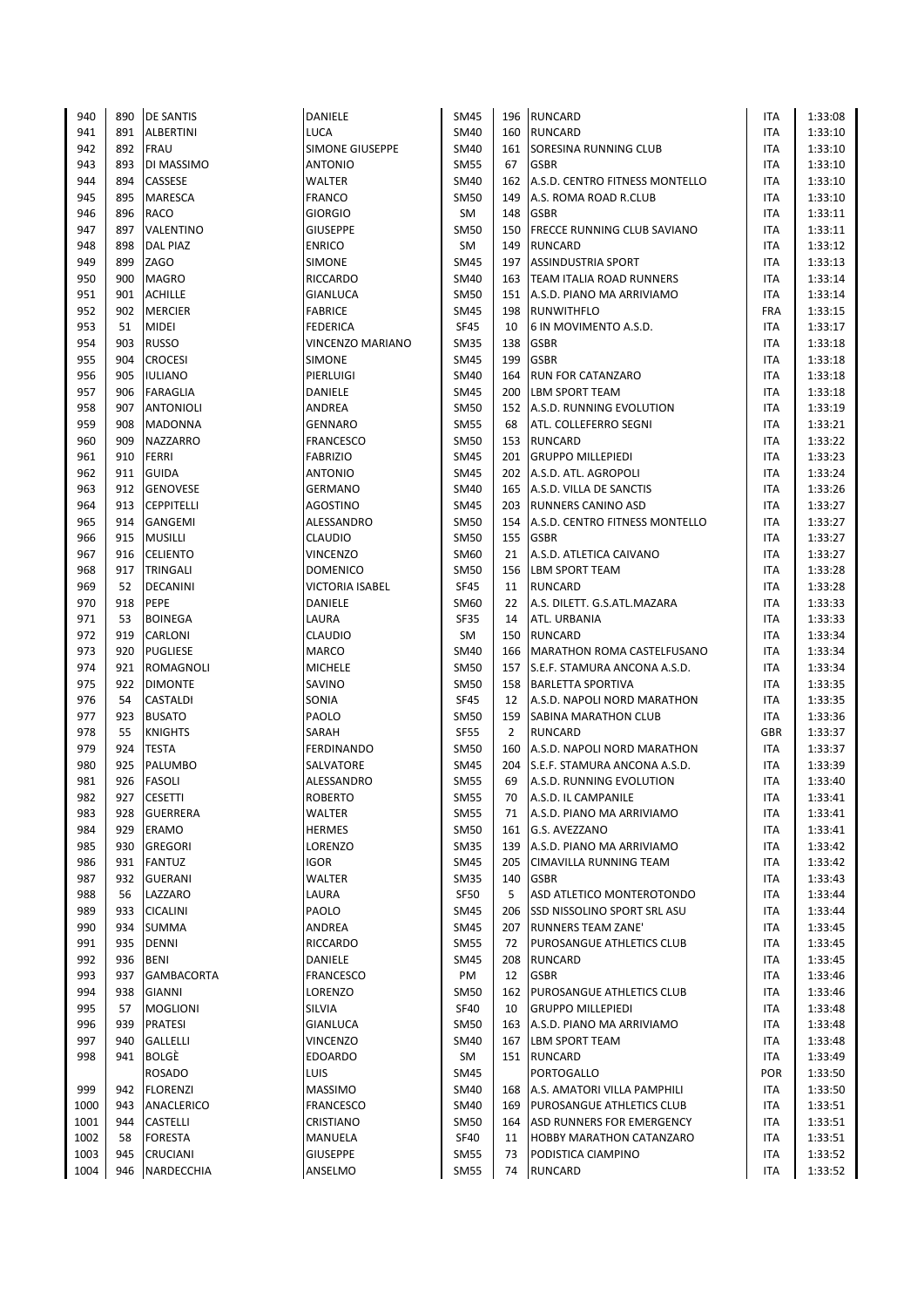| | | | | | | | | |
|---|---|---|---|---|---|---|---|---|
| 940 | 890 | DE SANTIS | DANIELE | SM45 | 196 | RUNCARD | ITA | 1:33:08 |
| 941 | 891 | ALBERTINI | LUCA | SM40 | 160 | RUNCARD | ITA | 1:33:10 |
| 942 | 892 | FRAU | SIMONE GIUSEPPE | SM40 | 161 | SORESINA RUNNING CLUB | ITA | 1:33:10 |
| 943 | 893 | DI MASSIMO | ANTONIO | SM55 | 67 | GSBR | ITA | 1:33:10 |
| 944 | 894 | CASSESE | WALTER | SM40 | 162 | A.S.D. CENTRO FITNESS MONTELLO | ITA | 1:33:10 |
| 945 | 895 | MARESCA | FRANCO | SM50 | 149 | A.S. ROMA ROAD R.CLUB | ITA | 1:33:10 |
| 946 | 896 | RACO | GIORGIO | SM | 148 | GSBR | ITA | 1:33:11 |
| 947 | 897 | VALENTINO | GIUSEPPE | SM50 | 150 | FRECCE RUNNING CLUB SAVIANO | ITA | 1:33:11 |
| 948 | 898 | DAL PIAZ | ENRICO | SM | 149 | RUNCARD | ITA | 1:33:12 |
| 949 | 899 | ZAGO | SIMONE | SM45 | 197 | ASSINDUSTRIA SPORT | ITA | 1:33:13 |
| 950 | 900 | MAGRO | RICCARDO | SM40 | 163 | TEAM ITALIA ROAD RUNNERS | ITA | 1:33:14 |
| 951 | 901 | ACHILLE | GIANLUCA | SM50 | 151 | A.S.D. PIANO MA ARRIVIAMO | ITA | 1:33:14 |
| 952 | 902 | MERCIER | FABRICE | SM45 | 198 | RUNWITHFLO | FRA | 1:33:15 |
| 953 | 51 | MIDEI | FEDERICA | SF45 | 10 | 6 IN MOVIMENTO A.S.D. | ITA | 1:33:17 |
| 954 | 903 | RUSSO | VINCENZO MARIANO | SM35 | 138 | GSBR | ITA | 1:33:18 |
| 955 | 904 | CROCESI | SIMONE | SM45 | 199 | GSBR | ITA | 1:33:18 |
| 956 | 905 | IULIANO | PIERLUIGI | SM40 | 164 | RUN FOR CATANZARO | ITA | 1:33:18 |
| 957 | 906 | FARAGLIA | DANIELE | SM45 | 200 | LBM SPORT TEAM | ITA | 1:33:18 |
| 958 | 907 | ANTONIOLI | ANDREA | SM50 | 152 | A.S.D. RUNNING EVOLUTION | ITA | 1:33:19 |
| 959 | 908 | MADONNA | GENNARO | SM55 | 68 | ATL. COLLEFERRO SEGNI | ITA | 1:33:21 |
| 960 | 909 | NAZZARRO | FRANCESCO | SM50 | 153 | RUNCARD | ITA | 1:33:22 |
| 961 | 910 | FERRI | FABRIZIO | SM45 | 201 | GRUPPO MILLEPIEDI | ITA | 1:33:23 |
| 962 | 911 | GUIDA | ANTONIO | SM45 | 202 | A.S.D. ATL. AGROPOLI | ITA | 1:33:24 |
| 963 | 912 | GENOVESE | GERMANO | SM40 | 165 | A.S.D. VILLA DE SANCTIS | ITA | 1:33:26 |
| 964 | 913 | CEPPITELLI | AGOSTINO | SM45 | 203 | RUNNERS CANINO ASD | ITA | 1:33:27 |
| 965 | 914 | GANGEMI | ALESSANDRO | SM50 | 154 | A.S.D. CENTRO FITNESS MONTELLO | ITA | 1:33:27 |
| 966 | 915 | MUSILLI | CLAUDIO | SM50 | 155 | GSBR | ITA | 1:33:27 |
| 967 | 916 | CELIENTO | VINCENZO | SM60 | 21 | A.S.D. ATLETICA CAIVANO | ITA | 1:33:27 |
| 968 | 917 | TRINGALI | DOMENICO | SM50 | 156 | LBM SPORT TEAM | ITA | 1:33:28 |
| 969 | 52 | DECANINI | VICTORIA ISABEL | SF45 | 11 | RUNCARD | ITA | 1:33:28 |
| 970 | 918 | PEPE | DANIELE | SM60 | 22 | A.S. DILETT. G.S.ATL.MAZARA | ITA | 1:33:33 |
| 971 | 53 | BOINEGA | LAURA | SF35 | 14 | ATL. URBANIA | ITA | 1:33:33 |
| 972 | 919 | CARLONI | CLAUDIO | SM | 150 | RUNCARD | ITA | 1:33:34 |
| 973 | 920 | PUGLIESE | MARCO | SM40 | 166 | MARATHON ROMA CASTELFUSANO | ITA | 1:33:34 |
| 974 | 921 | ROMAGNOLI | MICHELE | SM50 | 157 | S.E.F. STAMURA ANCONA A.S.D. | ITA | 1:33:34 |
| 975 | 922 | DIMONTE | SAVINO | SM50 | 158 | BARLETTA SPORTIVA | ITA | 1:33:35 |
| 976 | 54 | CASTALDI | SONIA | SF45 | 12 | A.S.D. NAPOLI NORD MARATHON | ITA | 1:33:35 |
| 977 | 923 | BUSATO | PAOLO | SM50 | 159 | SABINA MARATHON CLUB | ITA | 1:33:36 |
| 978 | 55 | KNIGHTS | SARAH | SF55 | 2 | RUNCARD | GBR | 1:33:37 |
| 979 | 924 | TESTA | FERDINANDO | SM50 | 160 | A.S.D. NAPOLI NORD MARATHON | ITA | 1:33:37 |
| 980 | 925 | PALUMBO | SALVATORE | SM45 | 204 | S.E.F. STAMURA ANCONA A.S.D. | ITA | 1:33:39 |
| 981 | 926 | FASOLI | ALESSANDRO | SM55 | 69 | A.S.D. RUNNING EVOLUTION | ITA | 1:33:40 |
| 982 | 927 | CESETTI | ROBERTO | SM55 | 70 | A.S.D. IL CAMPANILE | ITA | 1:33:41 |
| 983 | 928 | GUERRERA | WALTER | SM55 | 71 | A.S.D. PIANO MA ARRIVIAMO | ITA | 1:33:41 |
| 984 | 929 | ERAMO | HERMES | SM50 | 161 | G.S. AVEZZANO | ITA | 1:33:41 |
| 985 | 930 | GREGORI | LORENZO | SM35 | 139 | A.S.D. PIANO MA ARRIVIAMO | ITA | 1:33:42 |
| 986 | 931 | FANTUZ | IGOR | SM45 | 205 | CIMAVILLA RUNNING TEAM | ITA | 1:33:42 |
| 987 | 932 | GUERANI | WALTER | SM35 | 140 | GSBR | ITA | 1:33:43 |
| 988 | 56 | LAZZARO | LAURA | SF50 | 5 | ASD ATLETICO MONTEROTONDO | ITA | 1:33:44 |
| 989 | 933 | CICALINI | PAOLO | SM45 | 206 | SSD NISSOLINO SPORT SRL ASU | ITA | 1:33:44 |
| 990 | 934 | SUMMA | ANDREA | SM45 | 207 | RUNNERS TEAM ZANE' | ITA | 1:33:45 |
| 991 | 935 | DENNI | RICCARDO | SM55 | 72 | PUROSANGUE ATHLETICS CLUB | ITA | 1:33:45 |
| 992 | 936 | BENI | DANIELE | SM45 | 208 | RUNCARD | ITA | 1:33:45 |
| 993 | 937 | GAMBACORTA | FRANCESCO | PM | 12 | GSBR | ITA | 1:33:46 |
| 994 | 938 | GIANNI | LORENZO | SM50 | 162 | PUROSANGUE ATHLETICS CLUB | ITA | 1:33:46 |
| 995 | 57 | MOGLIONI | SILVIA | SF40 | 10 | GRUPPO MILLEPIEDI | ITA | 1:33:48 |
| 996 | 939 | PRATESI | GIANLUCA | SM50 | 163 | A.S.D. PIANO MA ARRIVIAMO | ITA | 1:33:48 |
| 997 | 940 | GALLELLI | VINCENZO | SM40 | 167 | LBM SPORT TEAM | ITA | 1:33:48 |
| 998 | 941 | BOLGÈ | EDOARDO | SM | 151 | RUNCARD | ITA | 1:33:49 |
| | | ROSADO | LUIS | SM45 | | PORTOGALLO | POR | 1:33:50 |
| 999 | 942 | FLORENZI | MASSIMO | SM40 | 168 | A.S. AMATORI VILLA PAMPHILI | ITA | 1:33:50 |
| 1000 | 943 | ANACLERICO | FRANCESCO | SM40 | 169 | PUROSANGUE ATHLETICS CLUB | ITA | 1:33:51 |
| 1001 | 944 | CASTELLI | CRISTIANO | SM50 | 164 | ASD RUNNERS FOR EMERGENCY | ITA | 1:33:51 |
| 1002 | 58 | FORESTA | MANUELA | SF40 | 11 | HOBBY MARATHON CATANZARO | ITA | 1:33:51 |
| 1003 | 945 | CRUCIANI | GIUSEPPE | SM55 | 73 | PODISTICA CIAMPINO | ITA | 1:33:52 |
| 1004 | 946 | NARDECCHIA | ANSELMO | SM55 | 74 | RUNCARD | ITA | 1:33:52 |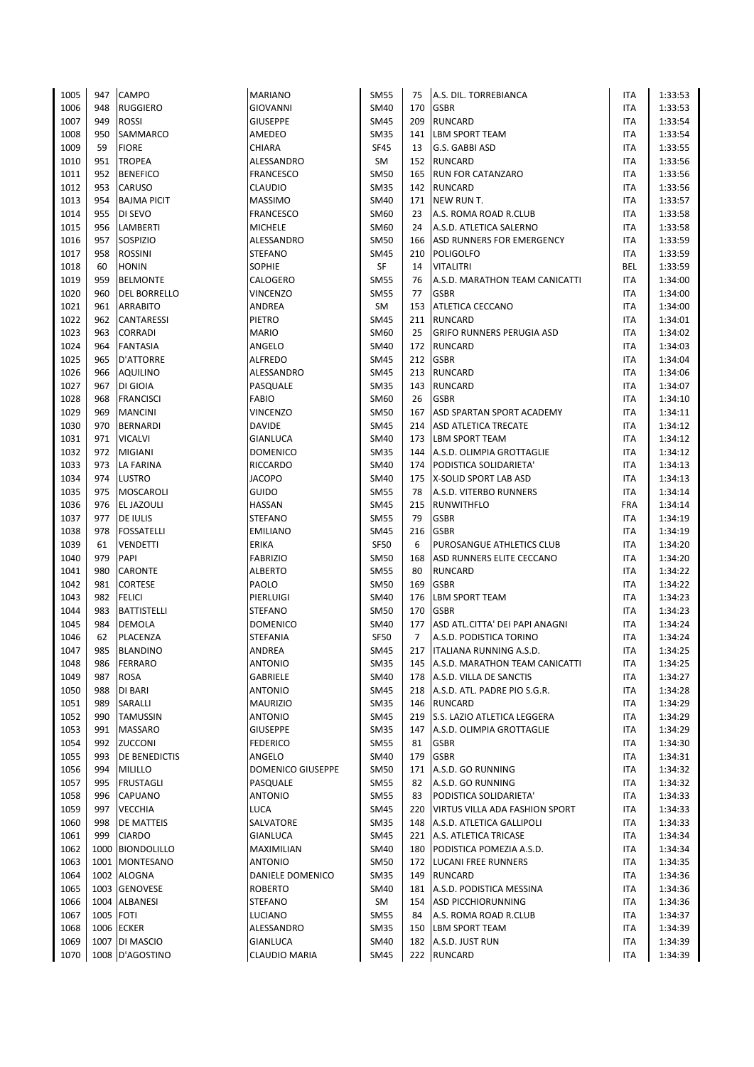| | | | | | | | | |
|---|---|---|---|---|---|---|---|---|
| 1005 | 947 | CAMPO | MARIANO | SM55 | 75 | A.S. DIL. TORREBIANCA | ITA | 1:33:53 |
| 1006 | 948 | RUGGIERO | GIOVANNI | SM40 | 170 | GSBR | ITA | 1:33:53 |
| 1007 | 949 | ROSSI | GIUSEPPE | SM45 | 209 | RUNCARD | ITA | 1:33:54 |
| 1008 | 950 | SAMMARCO | AMEDEO | SM35 | 141 | LBM SPORT TEAM | ITA | 1:33:54 |
| 1009 | 59 | FIORE | CHIARA | SF45 | 13 | G.S. GABBI ASD | ITA | 1:33:55 |
| 1010 | 951 | TROPEA | ALESSANDRO | SM | 152 | RUNCARD | ITA | 1:33:56 |
| 1011 | 952 | BENEFICO | FRANCESCO | SM50 | 165 | RUN FOR CATANZARO | ITA | 1:33:56 |
| 1012 | 953 | CARUSO | CLAUDIO | SM35 | 142 | RUNCARD | ITA | 1:33:56 |
| 1013 | 954 | BAJMA PICIT | MASSIMO | SM40 | 171 | NEW RUN T. | ITA | 1:33:57 |
| 1014 | 955 | DI SEVO | FRANCESCO | SM60 | 23 | A.S. ROMA ROAD R.CLUB | ITA | 1:33:58 |
| 1015 | 956 | LAMBERTI | MICHELE | SM60 | 24 | A.S.D. ATLETICA SALERNO | ITA | 1:33:58 |
| 1016 | 957 | SOSPIZIO | ALESSANDRO | SM50 | 166 | ASD RUNNERS FOR EMERGENCY | ITA | 1:33:59 |
| 1017 | 958 | ROSSINI | STEFANO | SM45 | 210 | POLIGOLFO | ITA | 1:33:59 |
| 1018 | 60 | HONIN | SOPHIE | SF | 14 | VITALITRI | BEL | 1:33:59 |
| 1019 | 959 | BELMONTE | CALOGERO | SM55 | 76 | A.S.D. MARATHON TEAM CANICATTI | ITA | 1:34:00 |
| 1020 | 960 | DEL BORRELLO | VINCENZO | SM55 | 77 | GSBR | ITA | 1:34:00 |
| 1021 | 961 | ARRABITO | ANDREA | SM | 153 | ATLETICA CECCANO | ITA | 1:34:00 |
| 1022 | 962 | CANTARESSI | PIETRO | SM45 | 211 | RUNCARD | ITA | 1:34:01 |
| 1023 | 963 | CORRADI | MARIO | SM60 | 25 | GRIFO RUNNERS PERUGIA ASD | ITA | 1:34:02 |
| 1024 | 964 | FANTASIA | ANGELO | SM40 | 172 | RUNCARD | ITA | 1:34:03 |
| 1025 | 965 | D'ATTORRE | ALFREDO | SM45 | 212 | GSBR | ITA | 1:34:04 |
| 1026 | 966 | AQUILINO | ALESSANDRO | SM45 | 213 | RUNCARD | ITA | 1:34:06 |
| 1027 | 967 | DI GIOIA | PASQUALE | SM35 | 143 | RUNCARD | ITA | 1:34:07 |
| 1028 | 968 | FRANCISCI | FABIO | SM60 | 26 | GSBR | ITA | 1:34:10 |
| 1029 | 969 | MANCINI | VINCENZO | SM50 | 167 | ASD SPARTAN SPORT ACADEMY | ITA | 1:34:11 |
| 1030 | 970 | BERNARDI | DAVIDE | SM45 | 214 | ASD ATLETICA TRECATE | ITA | 1:34:12 |
| 1031 | 971 | VICALVI | GIANLUCA | SM40 | 173 | LBM SPORT TEAM | ITA | 1:34:12 |
| 1032 | 972 | MIGIANI | DOMENICO | SM35 | 144 | A.S.D. OLIMPIA GROTTAGLIE | ITA | 1:34:12 |
| 1033 | 973 | LA FARINA | RICCARDO | SM40 | 174 | PODISTICA SOLIDARIETA' | ITA | 1:34:13 |
| 1034 | 974 | LUSTRO | JACOPO | SM40 | 175 | X-SOLID SPORT LAB ASD | ITA | 1:34:13 |
| 1035 | 975 | MOSCAROLI | GUIDO | SM55 | 78 | A.S.D. VITERBO RUNNERS | ITA | 1:34:14 |
| 1036 | 976 | EL JAZOULI | HASSAN | SM45 | 215 | RUNWITHFLO | FRA | 1:34:14 |
| 1037 | 977 | DE IULIS | STEFANO | SM55 | 79 | GSBR | ITA | 1:34:19 |
| 1038 | 978 | FOSSATELLI | EMILIANO | SM45 | 216 | GSBR | ITA | 1:34:19 |
| 1039 | 61 | VENDETTI | ERIKA | SF50 | 6 | PUROSANGUE ATHLETICS CLUB | ITA | 1:34:20 |
| 1040 | 979 | PAPI | FABRIZIO | SM50 | 168 | ASD RUNNERS ELITE CECCANO | ITA | 1:34:20 |
| 1041 | 980 | CARONTE | ALBERTO | SM55 | 80 | RUNCARD | ITA | 1:34:22 |
| 1042 | 981 | CORTESE | PAOLO | SM50 | 169 | GSBR | ITA | 1:34:22 |
| 1043 | 982 | FELICI | PIERLUIGI | SM40 | 176 | LBM SPORT TEAM | ITA | 1:34:23 |
| 1044 | 983 | BATTISTELLI | STEFANO | SM50 | 170 | GSBR | ITA | 1:34:23 |
| 1045 | 984 | DEMOLA | DOMENICO | SM40 | 177 | ASD ATL.CITTA' DEI PAPI ANAGNI | ITA | 1:34:24 |
| 1046 | 62 | PLACENZA | STEFANIA | SF50 | 7 | A.S.D. PODISTICA TORINO | ITA | 1:34:24 |
| 1047 | 985 | BLANDINO | ANDREA | SM45 | 217 | ITALIANA RUNNING A.S.D. | ITA | 1:34:25 |
| 1048 | 986 | FERRARO | ANTONIO | SM35 | 145 | A.S.D. MARATHON TEAM CANICATTI | ITA | 1:34:25 |
| 1049 | 987 | ROSA | GABRIELE | SM40 | 178 | A.S.D. VILLA DE SANCTIS | ITA | 1:34:27 |
| 1050 | 988 | DI BARI | ANTONIO | SM45 | 218 | A.S.D. ATL. PADRE PIO S.G.R. | ITA | 1:34:28 |
| 1051 | 989 | SARALLI | MAURIZIO | SM35 | 146 | RUNCARD | ITA | 1:34:29 |
| 1052 | 990 | TAMUSSIN | ANTONIO | SM45 | 219 | S.S. LAZIO ATLETICA LEGGERA | ITA | 1:34:29 |
| 1053 | 991 | MASSARO | GIUSEPPE | SM35 | 147 | A.S.D. OLIMPIA GROTTAGLIE | ITA | 1:34:29 |
| 1054 | 992 | ZUCCONI | FEDERICO | SM55 | 81 | GSBR | ITA | 1:34:30 |
| 1055 | 993 | DE BENEDICTIS | ANGELO | SM40 | 179 | GSBR | ITA | 1:34:31 |
| 1056 | 994 | MILILLO | DOMENICO GIUSEPPE | SM50 | 171 | A.S.D. GO RUNNING | ITA | 1:34:32 |
| 1057 | 995 | FRUSTAGLI | PASQUALE | SM55 | 82 | A.S.D. GO RUNNING | ITA | 1:34:32 |
| 1058 | 996 | CAPUANO | ANTONIO | SM55 | 83 | PODISTICA SOLIDARIETA' | ITA | 1:34:33 |
| 1059 | 997 | VECCHIA | LUCA | SM45 | 220 | VIRTUS VILLA ADA FASHION SPORT | ITA | 1:34:33 |
| 1060 | 998 | DE MATTEIS | SALVATORE | SM35 | 148 | A.S.D. ATLETICA GALLIPOLI | ITA | 1:34:33 |
| 1061 | 999 | CIARDO | GIANLUCA | SM45 | 221 | A.S. ATLETICA TRICASE | ITA | 1:34:34 |
| 1062 | 1000 | BIONDOLILLO | MAXIMILIAN | SM40 | 180 | PODISTICA POMEZIA A.S.D. | ITA | 1:34:34 |
| 1063 | 1001 | MONTESANO | ANTONIO | SM50 | 172 | LUCANI FREE RUNNERS | ITA | 1:34:35 |
| 1064 | 1002 | ALOGNA | DANIELE DOMENICO | SM35 | 149 | RUNCARD | ITA | 1:34:36 |
| 1065 | 1003 | GENOVESE | ROBERTO | SM40 | 181 | A.S.D. PODISTICA MESSINA | ITA | 1:34:36 |
| 1066 | 1004 | ALBANESI | STEFANO | SM | 154 | ASD PICCHIORUNNING | ITA | 1:34:36 |
| 1067 | 1005 | FOTI | LUCIANO | SM55 | 84 | A.S. ROMA ROAD R.CLUB | ITA | 1:34:37 |
| 1068 | 1006 | ECKER | ALESSANDRO | SM35 | 150 | LBM SPORT TEAM | ITA | 1:34:39 |
| 1069 | 1007 | DI MASCIO | GIANLUCA | SM40 | 182 | A.S.D. JUST RUN | ITA | 1:34:39 |
| 1070 | 1008 | D'AGOSTINO | CLAUDIO MARIA | SM45 | 222 | RUNCARD | ITA | 1:34:39 |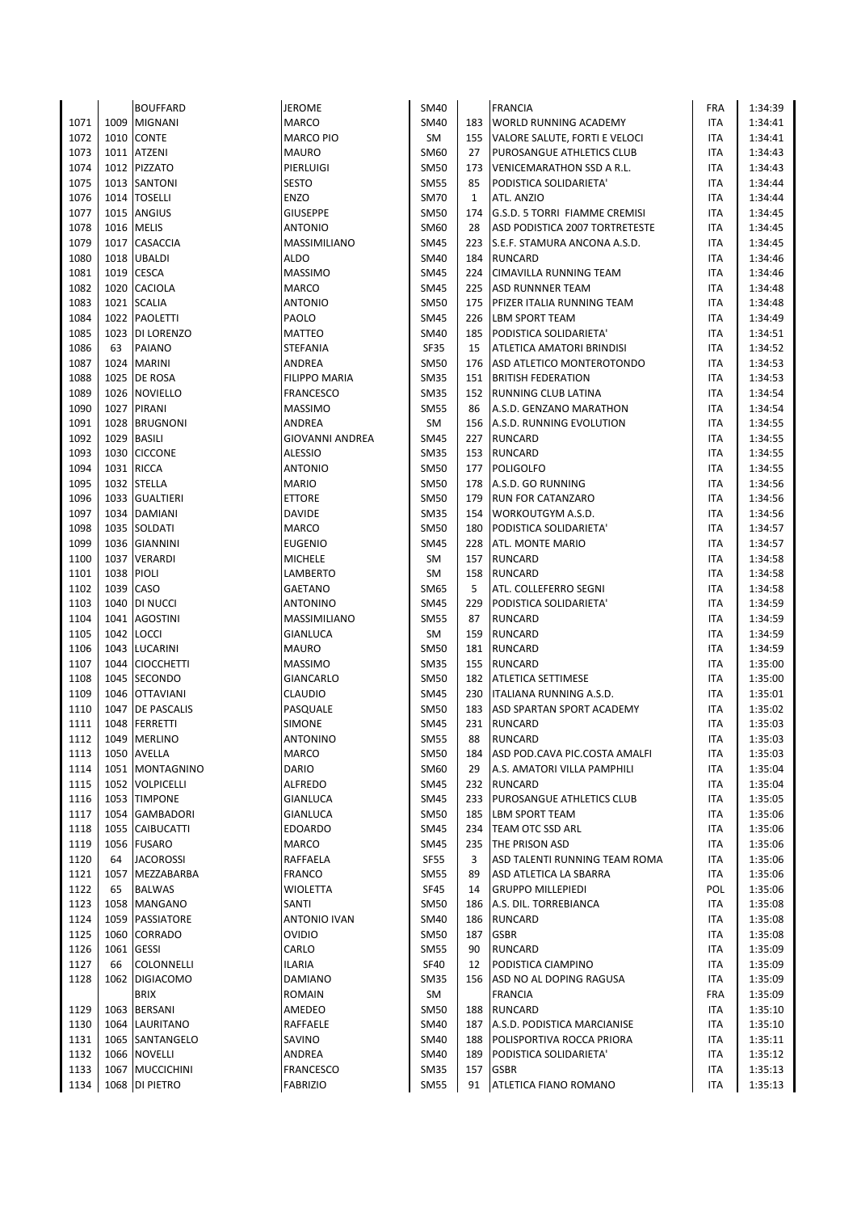| | | | | | | | | |
|---|---|---|---|---|---|---|---|---|
| | | BOUFFARD | JEROME | SM40 | | FRANCIA | FRA | 1:34:39 |
| 1071 | 1009 | MIGNANI | MARCO | SM40 | 183 | WORLD RUNNING ACADEMY | ITA | 1:34:41 |
| 1072 | 1010 | CONTE | MARCO PIO | SM | 155 | VALORE SALUTE, FORTI E VELOCI | ITA | 1:34:41 |
| 1073 | 1011 | ATZENI | MAURO | SM60 | 27 | PUROSANGUE ATHLETICS CLUB | ITA | 1:34:43 |
| 1074 | 1012 | PIZZATO | PIERLUIGI | SM50 | 173 | VENICEMARATHON SSD A R.L. | ITA | 1:34:43 |
| 1075 | 1013 | SANTONI | SESTO | SM55 | 85 | PODISTICA SOLIDARIETA' | ITA | 1:34:44 |
| 1076 | 1014 | TOSELLI | ENZO | SM70 | 1 | ATL. ANZIO | ITA | 1:34:44 |
| 1077 | 1015 | ANGIUS | GIUSEPPE | SM50 | 174 | G.S.D. 5 TORRI FIAMME CREMISI | ITA | 1:34:45 |
| 1078 | 1016 | MELIS | ANTONIO | SM60 | 28 | ASD PODISTICA 2007 TORRETESTE | ITA | 1:34:45 |
| 1079 | 1017 | CASACCIA | MASSIMILIANO | SM45 | 223 | S.E.F. STAMURA ANCONA A.S.D. | ITA | 1:34:45 |
| 1080 | 1018 | UBALDI | ALDO | SM40 | 184 | RUNCARD | ITA | 1:34:46 |
| 1081 | 1019 | CESCA | MASSIMO | SM45 | 224 | CIMAVILLA RUNNING TEAM | ITA | 1:34:46 |
| 1082 | 1020 | CACIOLA | MARCO | SM45 | 225 | ASD RUNNNER TEAM | ITA | 1:34:48 |
| 1083 | 1021 | SCALIA | ANTONIO | SM50 | 175 | PFIZER ITALIA RUNNING TEAM | ITA | 1:34:48 |
| 1084 | 1022 | PAOLETTI | PAOLO | SM45 | 226 | LBM SPORT TEAM | ITA | 1:34:49 |
| 1085 | 1023 | DI LORENZO | MATTEO | SM40 | 185 | PODISTICA SOLIDARIETA' | ITA | 1:34:51 |
| 1086 | 63 | PAIANO | STEFANIA | SF35 | 15 | ATLETICA AMATORI BRINDISI | ITA | 1:34:52 |
| 1087 | 1024 | MARINI | ANDREA | SM50 | 176 | ASD ATLETICO MONTEROTONDO | ITA | 1:34:53 |
| 1088 | 1025 | DE ROSA | FILIPPO MARIA | SM35 | 151 | BRITISH FEDERATION | ITA | 1:34:53 |
| 1089 | 1026 | NOVIELLO | FRANCESCO | SM35 | 152 | RUNNING CLUB LATINA | ITA | 1:34:54 |
| 1090 | 1027 | PIRANI | MASSIMO | SM55 | 86 | A.S.D. GENZANO MARATHON | ITA | 1:34:54 |
| 1091 | 1028 | BRUGNONI | ANDREA | SM | 156 | A.S.D. RUNNING EVOLUTION | ITA | 1:34:55 |
| 1092 | 1029 | BASILI | GIOVANNI ANDREA | SM45 | 227 | RUNCARD | ITA | 1:34:55 |
| 1093 | 1030 | CICCONE | ALESSIO | SM35 | 153 | RUNCARD | ITA | 1:34:55 |
| 1094 | 1031 | RICCA | ANTONIO | SM50 | 177 | POLIGOLFO | ITA | 1:34:55 |
| 1095 | 1032 | STELLA | MARIO | SM50 | 178 | A.S.D. GO RUNNING | ITA | 1:34:56 |
| 1096 | 1033 | GUALTIERI | ETTORE | SM50 | 179 | RUN FOR CATANZARO | ITA | 1:34:56 |
| 1097 | 1034 | DAMIANI | DAVIDE | SM35 | 154 | WORKOUTGYM A.S.D. | ITA | 1:34:56 |
| 1098 | 1035 | SOLDATI | MARCO | SM50 | 180 | PODISTICA SOLIDARIETA' | ITA | 1:34:57 |
| 1099 | 1036 | GIANNINI | EUGENIO | SM45 | 228 | ATL. MONTE MARIO | ITA | 1:34:57 |
| 1100 | 1037 | VERARDI | MICHELE | SM | 157 | RUNCARD | ITA | 1:34:58 |
| 1101 | 1038 | PIOLI | LAMBERTO | SM | 158 | RUNCARD | ITA | 1:34:58 |
| 1102 | 1039 | CASO | GAETANO | SM65 | 5 | ATL. COLLEFERRO SEGNI | ITA | 1:34:58 |
| 1103 | 1040 | DI NUCCI | ANTONINO | SM45 | 229 | PODISTICA SOLIDARIETA' | ITA | 1:34:59 |
| 1104 | 1041 | AGOSTINI | MASSIMILIANO | SM55 | 87 | RUNCARD | ITA | 1:34:59 |
| 1105 | 1042 | LOCCI | GIANLUCA | SM | 159 | RUNCARD | ITA | 1:34:59 |
| 1106 | 1043 | LUCARINI | MAURO | SM50 | 181 | RUNCARD | ITA | 1:34:59 |
| 1107 | 1044 | CIOCCHETTI | MASSIMO | SM35 | 155 | RUNCARD | ITA | 1:35:00 |
| 1108 | 1045 | SECONDO | GIANCARLO | SM50 | 182 | ATLETICA SETTIMESE | ITA | 1:35:00 |
| 1109 | 1046 | OTTAVIANI | CLAUDIO | SM45 | 230 | ITALIANA RUNNING A.S.D. | ITA | 1:35:01 |
| 1110 | 1047 | DE PASCALIS | PASQUALE | SM50 | 183 | ASD SPARTAN SPORT ACADEMY | ITA | 1:35:02 |
| 1111 | 1048 | FERRETTI | SIMONE | SM45 | 231 | RUNCARD | ITA | 1:35:03 |
| 1112 | 1049 | MERLINO | ANTONINO | SM55 | 88 | RUNCARD | ITA | 1:35:03 |
| 1113 | 1050 | AVELLA | MARCO | SM50 | 184 | ASD POD.CAVA PIC.COSTA AMALFI | ITA | 1:35:03 |
| 1114 | 1051 | MONTAGNINO | DARIO | SM60 | 29 | A.S. AMATORI VILLA PAMPHILI | ITA | 1:35:04 |
| 1115 | 1052 | VOLPICELLI | ALFREDO | SM45 | 232 | RUNCARD | ITA | 1:35:04 |
| 1116 | 1053 | TIMPONE | GIANLUCA | SM45 | 233 | PUROSANGUE ATHLETICS CLUB | ITA | 1:35:05 |
| 1117 | 1054 | GAMBADORI | GIANLUCA | SM50 | 185 | LBM SPORT TEAM | ITA | 1:35:06 |
| 1118 | 1055 | CAIBUCATTI | EDOARDO | SM45 | 234 | TEAM OTC SSD ARL | ITA | 1:35:06 |
| 1119 | 1056 | FUSARO | MARCO | SM45 | 235 | THE PRISON ASD | ITA | 1:35:06 |
| 1120 | 64 | JACOROSSI | RAFFAELA | SF55 | 3 | ASD TALENTI RUNNING TEAM ROMA | ITA | 1:35:06 |
| 1121 | 1057 | MEZZABARBA | FRANCO | SM55 | 89 | ASD ATLETICA LA SBARRA | ITA | 1:35:06 |
| 1122 | 65 | BALWAS | WIOLETTA | SF45 | 14 | GRUPPO MILLEPIEDI | POL | 1:35:06 |
| 1123 | 1058 | MANGANO | SANTI | SM50 | 186 | A.S. DIL. TORREBIANCA | ITA | 1:35:08 |
| 1124 | 1059 | PASSIATORE | ANTONIO IVAN | SM40 | 186 | RUNCARD | ITA | 1:35:08 |
| 1125 | 1060 | CORRADO | OVIDIO | SM50 | 187 | GSBR | ITA | 1:35:08 |
| 1126 | 1061 | GESSI | CARLO | SM55 | 90 | RUNCARD | ITA | 1:35:09 |
| 1127 | 66 | COLONNELLI | ILARIA | SF40 | 12 | PODISTICA CIAMPINO | ITA | 1:35:09 |
| 1128 | 1062 | DIGIACOMO | DAMIANO | SM35 | 156 | ASD NO AL DOPING RAGUSA | ITA | 1:35:09 |
| | | BRIX | ROMAIN | SM | | FRANCIA | FRA | 1:35:09 |
| 1129 | 1063 | BERSANI | AMEDEO | SM50 | 188 | RUNCARD | ITA | 1:35:10 |
| 1130 | 1064 | LAURITANO | RAFFAELE | SM40 | 187 | A.S.D. PODISTICA MARCIANISE | ITA | 1:35:10 |
| 1131 | 1065 | SANTANGELO | SAVINO | SM40 | 188 | POLISPORTIVA ROCCA PRIORA | ITA | 1:35:11 |
| 1132 | 1066 | NOVELLI | ANDREA | SM40 | 189 | PODISTICA SOLIDARIETA' | ITA | 1:35:12 |
| 1133 | 1067 | MUCCICHINI | FRANCESCO | SM35 | 157 | GSBR | ITA | 1:35:13 |
| 1134 | 1068 | DI PIETRO | FABRIZIO | SM55 | 91 | ATLETICA FIANO ROMANO | ITA | 1:35:13 |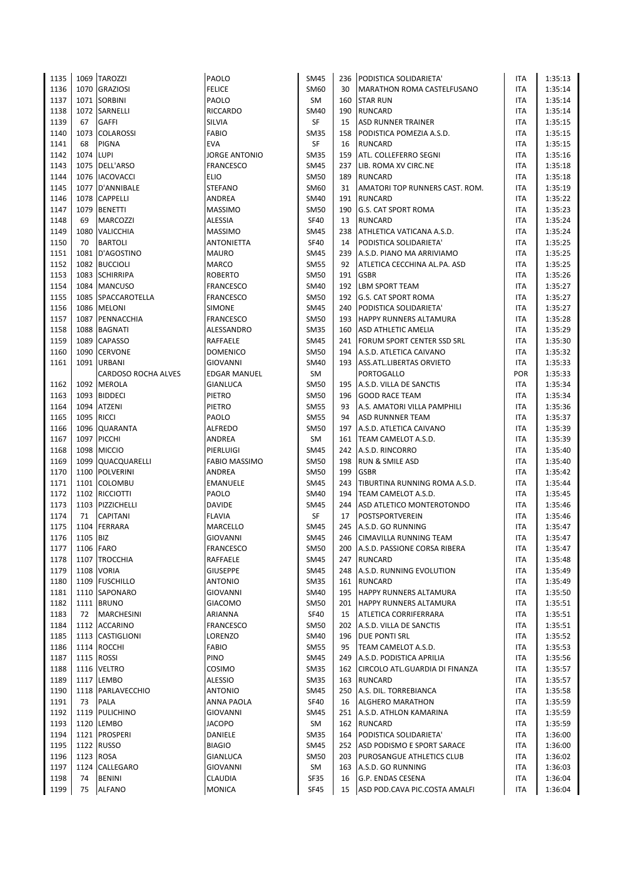| | | | | | | | | |
|---|---|---|---|---|---|---|---|---|
| 1135 | 1069 | TAROZZI | PAOLO | SM45 | 236 | PODISTICA SOLIDARIETA' | ITA | 1:35:13 |
| 1136 | 1070 | GRAZIOSI | FELICE | SM60 | 30 | MARATHON ROMA CASTELFUSANO | ITA | 1:35:14 |
| 1137 | 1071 | SORBINI | PAOLO | SM | 160 | STAR RUN | ITA | 1:35:14 |
| 1138 | 1072 | SARNELLI | RICCARDO | SM40 | 190 | RUNCARD | ITA | 1:35:14 |
| 1139 | 67 | GAFFI | SILVIA | SF | 15 | ASD RUNNER TRAINER | ITA | 1:35:15 |
| 1140 | 1073 | COLAROSSI | FABIO | SM35 | 158 | PODISTICA POMEZIA A.S.D. | ITA | 1:35:15 |
| 1141 | 68 | PIGNA | EVA | SF | 16 | RUNCARD | ITA | 1:35:15 |
| 1142 | 1074 | LUPI | JORGE ANTONIO | SM35 | 159 | ATL. COLLEFERRO SEGNI | ITA | 1:35:16 |
| 1143 | 1075 | DELL'ARSO | FRANCESCO | SM45 | 237 | LIB. ROMA XV CIRC.NE | ITA | 1:35:18 |
| 1144 | 1076 | IACOVACCI | ELIO | SM50 | 189 | RUNCARD | ITA | 1:35:18 |
| 1145 | 1077 | D'ANNIBALE | STEFANO | SM60 | 31 | AMATORI TOP RUNNERS CAST. ROM. | ITA | 1:35:19 |
| 1146 | 1078 | CAPPELLI | ANDREA | SM40 | 191 | RUNCARD | ITA | 1:35:22 |
| 1147 | 1079 | BENETTI | MASSIMO | SM50 | 190 | G.S. CAT SPORT ROMA | ITA | 1:35:23 |
| 1148 | 69 | MARCOZZI | ALESSIA | SF40 | 13 | RUNCARD | ITA | 1:35:24 |
| 1149 | 1080 | VALICCHIA | MASSIMO | SM45 | 238 | ATHLETICA VATICANA A.S.D. | ITA | 1:35:24 |
| 1150 | 70 | BARTOLI | ANTONIETTA | SF40 | 14 | PODISTICA SOLIDARIETA' | ITA | 1:35:25 |
| 1151 | 1081 | D'AGOSTINO | MAURO | SM45 | 239 | A.S.D. PIANO MA ARRIVIAMO | ITA | 1:35:25 |
| 1152 | 1082 | BUCCIOLI | MARCO | SM55 | 92 | ATLETICA CECCHINA AL.PA. ASD | ITA | 1:35:25 |
| 1153 | 1083 | SCHIRRIPA | ROBERTO | SM50 | 191 | GSBR | ITA | 1:35:26 |
| 1154 | 1084 | MANCUSO | FRANCESCO | SM40 | 192 | LBM SPORT TEAM | ITA | 1:35:27 |
| 1155 | 1085 | SPACCAROTELLA | FRANCESCO | SM50 | 192 | G.S. CAT SPORT ROMA | ITA | 1:35:27 |
| 1156 | 1086 | MELONI | SIMONE | SM45 | 240 | PODISTICA SOLIDARIETA' | ITA | 1:35:27 |
| 1157 | 1087 | PENNACCHIA | FRANCESCO | SM50 | 193 | HAPPY RUNNERS ALTAMURA | ITA | 1:35:28 |
| 1158 | 1088 | BAGNATI | ALESSANDRO | SM35 | 160 | ASD ATHLETIC AMELIA | ITA | 1:35:29 |
| 1159 | 1089 | CAPASSO | RAFFAELE | SM45 | 241 | FORUM SPORT CENTER SSD SRL | ITA | 1:35:30 |
| 1160 | 1090 | CERVONE | DOMENICO | SM50 | 194 | A.S.D. ATLETICA CAIVANO | ITA | 1:35:32 |
| 1161 | 1091 | URBANI | GIOVANNI | SM40 | 193 | ASS.ATL.LIBERTAS ORVIETO | ITA | 1:35:33 |
| | | CARDOSO ROCHA ALVES | EDGAR MANUEL | SM | | PORTOGALLO | POR | 1:35:33 |
| 1162 | 1092 | MEROLA | GIANLUCA | SM50 | 195 | A.S.D. VILLA DE SANCTIS | ITA | 1:35:34 |
| 1163 | 1093 | BIDDECI | PIETRO | SM50 | 196 | GOOD RACE TEAM | ITA | 1:35:34 |
| 1164 | 1094 | ATZENI | PIETRO | SM55 | 93 | A.S. AMATORI VILLA PAMPHILI | ITA | 1:35:36 |
| 1165 | 1095 | RICCI | PAOLO | SM55 | 94 | ASD RUNNNER TEAM | ITA | 1:35:37 |
| 1166 | 1096 | QUARANTA | ALFREDO | SM50 | 197 | A.S.D. ATLETICA CAIVANO | ITA | 1:35:39 |
| 1167 | 1097 | PICCHI | ANDREA | SM | 161 | TEAM CAMELOT A.S.D. | ITA | 1:35:39 |
| 1168 | 1098 | MICCIO | PIERLUIGI | SM45 | 242 | A.S.D. RINCORRO | ITA | 1:35:40 |
| 1169 | 1099 | QUACQUARELLI | FABIO MASSIMO | SM50 | 198 | RUN & SMILE ASD | ITA | 1:35:40 |
| 1170 | 1100 | POLVERINI | ANDREA | SM50 | 199 | GSBR | ITA | 1:35:42 |
| 1171 | 1101 | COLOMBU | EMANUELE | SM45 | 243 | TIBURTINA RUNNING ROMA A.S.D. | ITA | 1:35:44 |
| 1172 | 1102 | RICCIOTTI | PAOLO | SM40 | 194 | TEAM CAMELOT A.S.D. | ITA | 1:35:45 |
| 1173 | 1103 | PIZZICHELLI | DAVIDE | SM45 | 244 | ASD ATLETICO MONTEROTONDO | ITA | 1:35:46 |
| 1174 | 71 | CAPITANI | FLAVIA | SF | 17 | POSTSPORTVEREIN | ITA | 1:35:46 |
| 1175 | 1104 | FERRARA | MARCELLO | SM45 | 245 | A.S.D. GO RUNNING | ITA | 1:35:47 |
| 1176 | 1105 | BIZ | GIOVANNI | SM45 | 246 | CIMAVILLA RUNNING TEAM | ITA | 1:35:47 |
| 1177 | 1106 | FARO | FRANCESCO | SM50 | 200 | A.S.D. PASSIONE CORSA RIBERA | ITA | 1:35:47 |
| 1178 | 1107 | TROCCHIA | RAFFAELE | SM45 | 247 | RUNCARD | ITA | 1:35:48 |
| 1179 | 1108 | VORIA | GIUSEPPE | SM45 | 248 | A.S.D. RUNNING EVOLUTION | ITA | 1:35:49 |
| 1180 | 1109 | FUSCHILLO | ANTONIO | SM35 | 161 | RUNCARD | ITA | 1:35:49 |
| 1181 | 1110 | SAPONARO | GIOVANNI | SM40 | 195 | HAPPY RUNNERS ALTAMURA | ITA | 1:35:50 |
| 1182 | 1111 | BRUNO | GIACOMO | SM50 | 201 | HAPPY RUNNERS ALTAMURA | ITA | 1:35:51 |
| 1183 | 72 | MARCHESINI | ARIANNA | SF40 | 15 | ATLETICA CORRIFERRARA | ITA | 1:35:51 |
| 1184 | 1112 | ACCARINO | FRANCESCO | SM50 | 202 | A.S.D. VILLA DE SANCTIS | ITA | 1:35:51 |
| 1185 | 1113 | CASTIGLIONI | LORENZO | SM40 | 196 | DUE PONTI SRL | ITA | 1:35:52 |
| 1186 | 1114 | ROCCHI | FABIO | SM55 | 95 | TEAM CAMELOT A.S.D. | ITA | 1:35:53 |
| 1187 | 1115 | ROSSI | PINO | SM45 | 249 | A.S.D. PODISTICA APRILIA | ITA | 1:35:56 |
| 1188 | 1116 | VELTRO | COSIMO | SM35 | 162 | CIRCOLO ATL.GUARDIA DI FINANZA | ITA | 1:35:57 |
| 1189 | 1117 | LEMBO | ALESSIO | SM35 | 163 | RUNCARD | ITA | 1:35:57 |
| 1190 | 1118 | PARLAVECCHIO | ANTONIO | SM45 | 250 | A.S. DIL. TORREBIANCA | ITA | 1:35:58 |
| 1191 | 73 | PALA | ANNA PAOLA | SF40 | 16 | ALGHERO MARATHON | ITA | 1:35:59 |
| 1192 | 1119 | PULICHINO | GIOVANNI | SM45 | 251 | A.S.D. ATHLON KAMARINA | ITA | 1:35:59 |
| 1193 | 1120 | LEMBO | JACOPO | SM | 162 | RUNCARD | ITA | 1:35:59 |
| 1194 | 1121 | PROSPERI | DANIELE | SM35 | 164 | PODISTICA SOLIDARIETA' | ITA | 1:36:00 |
| 1195 | 1122 | RUSSO | BIAGIO | SM45 | 252 | ASD PODISMO E SPORT SARACE | ITA | 1:36:00 |
| 1196 | 1123 | ROSA | GIANLUCA | SM50 | 203 | PUROSANGUE ATHLETICS CLUB | ITA | 1:36:02 |
| 1197 | 1124 | CALLEGARO | GIOVANNI | SM | 163 | A.S.D. GO RUNNING | ITA | 1:36:03 |
| 1198 | 74 | BENINI | CLAUDIA | SF35 | 16 | G.P. ENDAS CESENA | ITA | 1:36:04 |
| 1199 | 75 | ALFANO | MONICA | SF45 | 15 | ASD POD.CAVA PIC.COSTA AMALFI | ITA | 1:36:04 |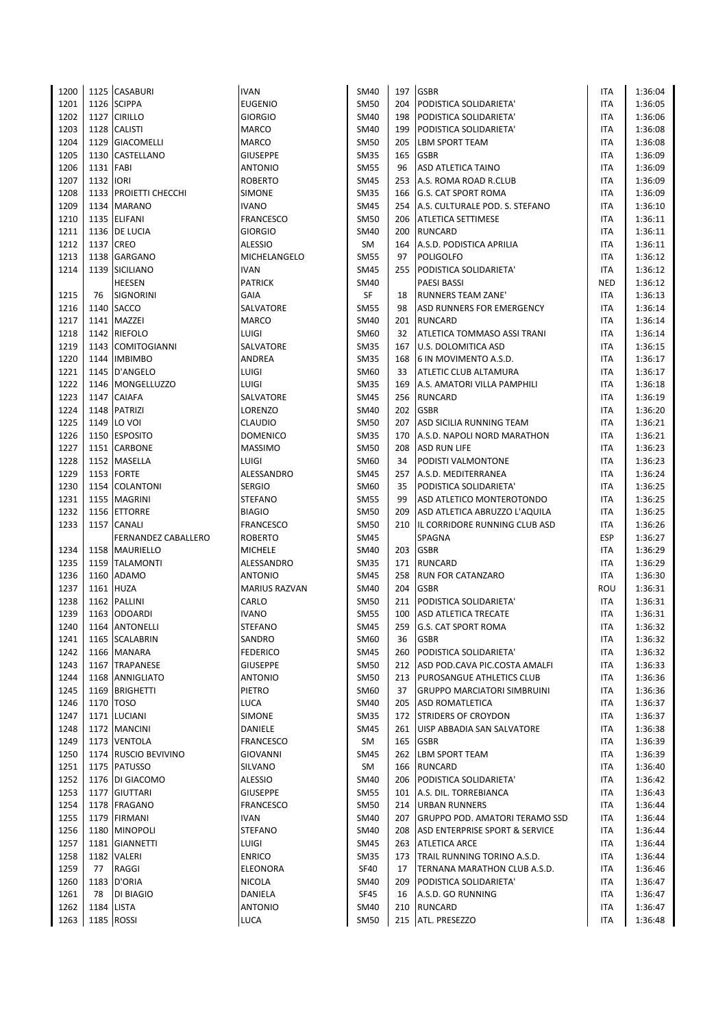| | | | | | | | | |
|---|---|---|---|---|---|---|---|---|
| 1200 | 1125 | CASABURI | IVAN | SM40 | 197 | GSBR | ITA | 1:36:04 |
| 1201 | 1126 | SCIPPA | EUGENIO | SM50 | 204 | PODISTICA SOLIDARIETA' | ITA | 1:36:05 |
| 1202 | 1127 | CIRILLO | GIORGIO | SM40 | 198 | PODISTICA SOLIDARIETA' | ITA | 1:36:06 |
| 1203 | 1128 | CALISTI | MARCO | SM40 | 199 | PODISTICA SOLIDARIETA' | ITA | 1:36:08 |
| 1204 | 1129 | GIACOMELLI | MARCO | SM50 | 205 | LBM SPORT TEAM | ITA | 1:36:08 |
| 1205 | 1130 | CASTELLANO | GIUSEPPE | SM35 | 165 | GSBR | ITA | 1:36:09 |
| 1206 | 1131 | FABI | ANTONIO | SM55 | 96 | ASD ATLETICA TAINO | ITA | 1:36:09 |
| 1207 | 1132 | IORI | ROBERTO | SM45 | 253 | A.S. ROMA ROAD R.CLUB | ITA | 1:36:09 |
| 1208 | 1133 | PROIETTI CHECCHI | SIMONE | SM35 | 166 | G.S. CAT SPORT ROMA | ITA | 1:36:09 |
| 1209 | 1134 | MARANO | IVANO | SM45 | 254 | A.S. CULTURALE POD. S. STEFANO | ITA | 1:36:10 |
| 1210 | 1135 | ELIFANI | FRANCESCO | SM50 | 206 | ATLETICA SETTIMESE | ITA | 1:36:11 |
| 1211 | 1136 | DE LUCIA | GIORGIO | SM40 | 200 | RUNCARD | ITA | 1:36:11 |
| 1212 | 1137 | CREO | ALESSIO | SM | 164 | A.S.D. PODISTICA APRILIA | ITA | 1:36:11 |
| 1213 | 1138 | GARGANO | MICHELANGELO | SM55 | 97 | POLIGOLFO | ITA | 1:36:12 |
| 1214 | 1139 | SICILIANO | IVAN | SM45 | 255 | PODISTICA SOLIDARIETA' | ITA | 1:36:12 |
| | | HEESEN | PATRICK | SM40 | | PAESI BASSI | NED | 1:36:12 |
| 1215 | 76 | SIGNORINI | GAIA | SF | 18 | RUNNERS TEAM ZANE' | ITA | 1:36:13 |
| 1216 | 1140 | SACCO | SALVATORE | SM55 | 98 | ASD RUNNERS FOR EMERGENCY | ITA | 1:36:14 |
| 1217 | 1141 | MAZZEI | MARCO | SM40 | 201 | RUNCARD | ITA | 1:36:14 |
| 1218 | 1142 | RIEFOLO | LUIGI | SM60 | 32 | ATLETICA TOMMASO ASSI TRANI | ITA | 1:36:14 |
| 1219 | 1143 | COMITOGIANNI | SALVATORE | SM35 | 167 | U.S. DOLOMITICA ASD | ITA | 1:36:15 |
| 1220 | 1144 | IMBIMBO | ANDREA | SM35 | 168 | 6 IN MOVIMENTO A.S.D. | ITA | 1:36:17 |
| 1221 | 1145 | D'ANGELO | LUIGI | SM60 | 33 | ATLETIC CLUB ALTAMURA | ITA | 1:36:17 |
| 1222 | 1146 | MONGELLUZZO | LUIGI | SM35 | 169 | A.S. AMATORI VILLA PAMPHILI | ITA | 1:36:18 |
| 1223 | 1147 | CAIAFA | SALVATORE | SM45 | 256 | RUNCARD | ITA | 1:36:19 |
| 1224 | 1148 | PATRIZI | LORENZO | SM40 | 202 | GSBR | ITA | 1:36:20 |
| 1225 | 1149 | LO VOI | CLAUDIO | SM50 | 207 | ASD SICILIA RUNNING TEAM | ITA | 1:36:21 |
| 1226 | 1150 | ESPOSITO | DOMENICO | SM35 | 170 | A.S.D. NAPOLI NORD MARATHON | ITA | 1:36:21 |
| 1227 | 1151 | CARBONE | MASSIMO | SM50 | 208 | ASD RUN LIFE | ITA | 1:36:23 |
| 1228 | 1152 | MASELLA | LUIGI | SM60 | 34 | PODISTI VALMONTONE | ITA | 1:36:23 |
| 1229 | 1153 | FORTE | ALESSANDRO | SM45 | 257 | A.S.D. MEDITERRANEA | ITA | 1:36:24 |
| 1230 | 1154 | COLANTONI | SERGIO | SM60 | 35 | PODISTICA SOLIDARIETA' | ITA | 1:36:25 |
| 1231 | 1155 | MAGRINI | STEFANO | SM55 | 99 | ASD ATLETICO MONTEROTONDO | ITA | 1:36:25 |
| 1232 | 1156 | ETTORRE | BIAGIO | SM50 | 209 | ASD ATLETICA ABRUZZO L'AQUILA | ITA | 1:36:25 |
| 1233 | 1157 | CANALI | FRANCESCO | SM50 | 210 | IL CORRIDORE RUNNING CLUB ASD | ITA | 1:36:26 |
| | | FERNANDEZ CABALLERO | ROBERTO | SM45 | | SPAGNA | ESP | 1:36:27 |
| 1234 | 1158 | MAURIELLO | MICHELE | SM40 | 203 | GSBR | ITA | 1:36:29 |
| 1235 | 1159 | TALAMONTI | ALESSANDRO | SM35 | 171 | RUNCARD | ITA | 1:36:29 |
| 1236 | 1160 | ADAMO | ANTONIO | SM45 | 258 | RUN FOR CATANZARO | ITA | 1:36:30 |
| 1237 | 1161 | HUZA | MARIUS RAZVAN | SM40 | 204 | GSBR | ROU | 1:36:31 |
| 1238 | 1162 | PALLINI | CARLO | SM50 | 211 | PODISTICA SOLIDARIETA' | ITA | 1:36:31 |
| 1239 | 1163 | ODOARDI | IVANO | SM55 | 100 | ASD ATLETICA TRECATE | ITA | 1:36:31 |
| 1240 | 1164 | ANTONELLI | STEFANO | SM45 | 259 | G.S. CAT SPORT ROMA | ITA | 1:36:32 |
| 1241 | 1165 | SCALABRIN | SANDRO | SM60 | 36 | GSBR | ITA | 1:36:32 |
| 1242 | 1166 | MANARA | FEDERICO | SM45 | 260 | PODISTICA SOLIDARIETA' | ITA | 1:36:32 |
| 1243 | 1167 | TRAPANESE | GIUSEPPE | SM50 | 212 | ASD POD.CAVA PIC.COSTA AMALFI | ITA | 1:36:33 |
| 1244 | 1168 | ANNIGLIATO | ANTONIO | SM50 | 213 | PUROSANGUE ATHLETICS CLUB | ITA | 1:36:36 |
| 1245 | 1169 | BRIGHETTI | PIETRO | SM60 | 37 | GRUPPO MARCIATORI SIMBRUINI | ITA | 1:36:36 |
| 1246 | 1170 | TOSO | LUCA | SM40 | 205 | ASD ROMATLETICA | ITA | 1:36:37 |
| 1247 | 1171 | LUCIANI | SIMONE | SM35 | 172 | STRIDERS OF CROYDON | ITA | 1:36:37 |
| 1248 | 1172 | MANCINI | DANIELE | SM45 | 261 | UISP ABBADIA SAN SALVATORE | ITA | 1:36:38 |
| 1249 | 1173 | VENTOLA | FRANCESCO | SM | 165 | GSBR | ITA | 1:36:39 |
| 1250 | 1174 | RUSCIO BEVIVINO | GIOVANNI | SM45 | 262 | LBM SPORT TEAM | ITA | 1:36:39 |
| 1251 | 1175 | PATUSSO | SILVANO | SM | 166 | RUNCARD | ITA | 1:36:40 |
| 1252 | 1176 | DI GIACOMO | ALESSIO | SM40 | 206 | PODISTICA SOLIDARIETA' | ITA | 1:36:42 |
| 1253 | 1177 | GIUTTARI | GIUSEPPE | SM55 | 101 | A.S. DIL. TORREBIANCA | ITA | 1:36:43 |
| 1254 | 1178 | FRAGANO | FRANCESCO | SM50 | 214 | URBAN RUNNERS | ITA | 1:36:44 |
| 1255 | 1179 | FIRMANI | IVAN | SM40 | 207 | GRUPPO POD. AMATORI TERAMO SSD | ITA | 1:36:44 |
| 1256 | 1180 | MINOPOLI | STEFANO | SM40 | 208 | ASD ENTERPRISE SPORT & SERVICE | ITA | 1:36:44 |
| 1257 | 1181 | GIANNETTI | LUIGI | SM45 | 263 | ATLETICA ARCE | ITA | 1:36:44 |
| 1258 | 1182 | VALERI | ENRICO | SM35 | 173 | TRAIL RUNNING TORINO A.S.D. | ITA | 1:36:44 |
| 1259 | 77 | RAGGI | ELEONORA | SF40 | 17 | TERNANA MARATHON CLUB A.S.D. | ITA | 1:36:46 |
| 1260 | 1183 | D'ORIA | NICOLA | SM40 | 209 | PODISTICA SOLIDARIETA' | ITA | 1:36:47 |
| 1261 | 78 | DI BIAGIO | DANIELA | SF45 | 16 | A.S.D. GO RUNNING | ITA | 1:36:47 |
| 1262 | 1184 | LISTA | ANTONIO | SM40 | 210 | RUNCARD | ITA | 1:36:47 |
| 1263 | 1185 | ROSSI | LUCA | SM50 | 215 | ATL. PRESEZZO | ITA | 1:36:48 |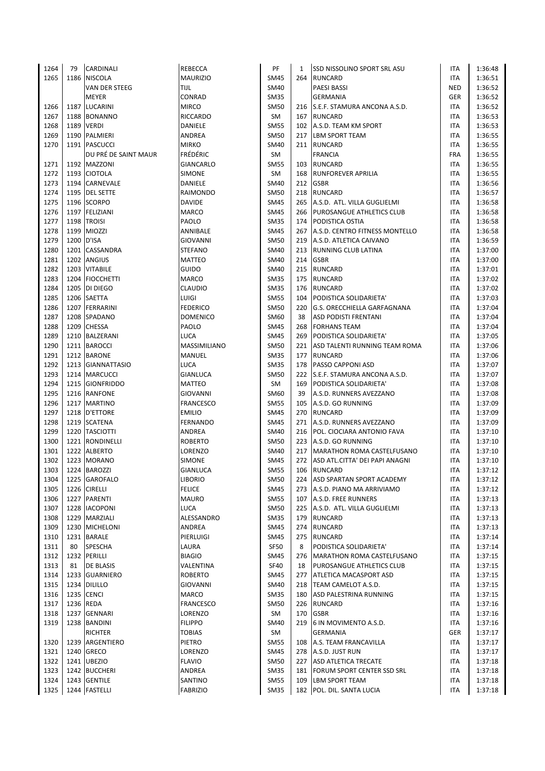| | | | | | | | | |
|---|---|---|---|---|---|---|---|---|
| 1264 | 79 | CARDINALI | REBECCA | PF | 1 | SSD NISSOLINO SPORT SRL ASU | ITA | 1:36:48 |
| 1265 | 1186 | NISCOLA | MAURIZIO | SM45 | 264 | RUNCARD | ITA | 1:36:51 |
| | | VAN DER STEEG | TIJL | SM40 | | PAESI BASSI | NED | 1:36:52 |
| | | MEYER | CONRAD | SM35 | | GERMANIA | GER | 1:36:52 |
| 1266 | 1187 | LUCARINI | MIRCO | SM50 | 216 | S.E.F. STAMURA ANCONA A.S.D. | ITA | 1:36:52 |
| 1267 | 1188 | BONANNO | RICCARDO | SM | 167 | RUNCARD | ITA | 1:36:53 |
| 1268 | 1189 | VERDI | DANIELE | SM55 | 102 | A.S.D. TEAM KM SPORT | ITA | 1:36:53 |
| 1269 | 1190 | PALMIERI | ANDREA | SM50 | 217 | LBM SPORT TEAM | ITA | 1:36:55 |
| 1270 | 1191 | PASCUCCI | MIRKO | SM40 | 211 | RUNCARD | ITA | 1:36:55 |
| | | DU PRÉ DE SAINT MAUR | FRÉDÉRIC | SM | | FRANCIA | FRA | 1:36:55 |
| 1271 | 1192 | MAZZONI | GIANCARLO | SM55 | 103 | RUNCARD | ITA | 1:36:55 |
| 1272 | 1193 | CIOTOLA | SIMONE | SM | 168 | RUNFOREVER APRILIA | ITA | 1:36:55 |
| 1273 | 1194 | CARNEVALE | DANIELE | SM40 | 212 | GSBR | ITA | 1:36:56 |
| 1274 | 1195 | DEL SETTE | RAIMONDO | SM50 | 218 | RUNCARD | ITA | 1:36:57 |
| 1275 | 1196 | SCORPO | DAVIDE | SM45 | 265 | A.S.D. ATL. VILLA GUGLIELMI | ITA | 1:36:58 |
| 1276 | 1197 | FELIZIANI | MARCO | SM45 | 266 | PUROSANGUE ATHLETICS CLUB | ITA | 1:36:58 |
| 1277 | 1198 | TROISI | PAOLO | SM35 | 174 | PODISTICA OSTIA | ITA | 1:36:58 |
| 1278 | 1199 | MIOZZI | ANNIBALE | SM45 | 267 | A.S.D. CENTRO FITNESS MONTELLO | ITA | 1:36:58 |
| 1279 | 1200 | D'ISA | GIOVANNI | SM50 | 219 | A.S.D. ATLETICA CAIVANO | ITA | 1:36:59 |
| 1280 | 1201 | CASSANDRA | STEFANO | SM40 | 213 | RUNNING CLUB LATINA | ITA | 1:37:00 |
| 1281 | 1202 | ANGIUS | MATTEO | SM40 | 214 | GSBR | ITA | 1:37:00 |
| 1282 | 1203 | VITABILE | GUIDO | SM40 | 215 | RUNCARD | ITA | 1:37:01 |
| 1283 | 1204 | FIOCCHETTI | MARCO | SM35 | 175 | RUNCARD | ITA | 1:37:02 |
| 1284 | 1205 | DI DIEGO | CLAUDIO | SM35 | 176 | RUNCARD | ITA | 1:37:02 |
| 1285 | 1206 | SAETTA | LUIGI | SM55 | 104 | PODISTICA SOLIDARIETA' | ITA | 1:37:03 |
| 1286 | 1207 | FERRARINI | FEDERICO | SM50 | 220 | G.S. ORECCHIELLA GARFAGNANA | ITA | 1:37:04 |
| 1287 | 1208 | SPADANO | DOMENICO | SM60 | 38 | ASD PODISTI FRENTANI | ITA | 1:37:04 |
| 1288 | 1209 | CHESSA | PAOLO | SM45 | 268 | FORHANS TEAM | ITA | 1:37:04 |
| 1289 | 1210 | BALZERANI | LUCA | SM45 | 269 | PODISTICA SOLIDARIETA' | ITA | 1:37:05 |
| 1290 | 1211 | BAROCCI | MASSIMILIANO | SM50 | 221 | ASD TALENTI RUNNING TEAM ROMA | ITA | 1:37:06 |
| 1291 | 1212 | BARONE | MANUEL | SM35 | 177 | RUNCARD | ITA | 1:37:06 |
| 1292 | 1213 | GIANNATTASIO | LUCA | SM35 | 178 | PASSO CAPPONI ASD | ITA | 1:37:07 |
| 1293 | 1214 | MARCUCCI | GIANLUCA | SM50 | 222 | S.E.F. STAMURA ANCONA A.S.D. | ITA | 1:37:07 |
| 1294 | 1215 | GIONFRIDDO | MATTEO | SM | 169 | PODISTICA SOLIDARIETA' | ITA | 1:37:08 |
| 1295 | 1216 | RANFONE | GIOVANNI | SM60 | 39 | A.S.D. RUNNERS AVEZZANO | ITA | 1:37:08 |
| 1296 | 1217 | MARTINO | FRANCESCO | SM55 | 105 | A.S.D. GO RUNNING | ITA | 1:37:09 |
| 1297 | 1218 | D'ETTORE | EMILIO | SM45 | 270 | RUNCARD | ITA | 1:37:09 |
| 1298 | 1219 | SCATENA | FERNANDO | SM45 | 271 | A.S.D. RUNNERS AVEZZANO | ITA | 1:37:09 |
| 1299 | 1220 | TASCIOTTI | ANDREA | SM40 | 216 | POL. CIOCIARA ANTONIO FAVA | ITA | 1:37:10 |
| 1300 | 1221 | RONDINELLI | ROBERTO | SM50 | 223 | A.S.D. GO RUNNING | ITA | 1:37:10 |
| 1301 | 1222 | ALBERTO | LORENZO | SM40 | 217 | MARATHON ROMA CASTELFUSANO | ITA | 1:37:10 |
| 1302 | 1223 | MORANO | SIMONE | SM45 | 272 | ASD ATL.CITTA' DEI PAPI ANAGNI | ITA | 1:37:10 |
| 1303 | 1224 | BAROZZI | GIANLUCA | SM55 | 106 | RUNCARD | ITA | 1:37:12 |
| 1304 | 1225 | GAROFALO | LIBORIO | SM50 | 224 | ASD SPARTAN SPORT ACADEMY | ITA | 1:37:12 |
| 1305 | 1226 | CIRELLI | FELICE | SM45 | 273 | A.S.D. PIANO MA ARRIVIAMO | ITA | 1:37:12 |
| 1306 | 1227 | PARENTI | MAURO | SM55 | 107 | A.S.D. FREE RUNNERS | ITA | 1:37:13 |
| 1307 | 1228 | IACOPONI | LUCA | SM50 | 225 | A.S.D. ATL. VILLA GUGLIELMI | ITA | 1:37:13 |
| 1308 | 1229 | MARZIALI | ALESSANDRO | SM35 | 179 | RUNCARD | ITA | 1:37:13 |
| 1309 | 1230 | MICHELONI | ANDREA | SM45 | 274 | RUNCARD | ITA | 1:37:13 |
| 1310 | 1231 | BARALE | PIERLUIGI | SM45 | 275 | RUNCARD | ITA | 1:37:14 |
| 1311 | 80 | SPESCHA | LAURA | SF50 | 8 | PODISTICA SOLIDARIETA' | ITA | 1:37:14 |
| 1312 | 1232 | PERILLI | BIAGIO | SM45 | 276 | MARATHON ROMA CASTELFUSANO | ITA | 1:37:15 |
| 1313 | 81 | DE BLASIS | VALENTINA | SF40 | 18 | PUROSANGUE ATHLETICS CLUB | ITA | 1:37:15 |
| 1314 | 1233 | GUARNIERO | ROBERTO | SM45 | 277 | ATLETICA MACASPORT ASD | ITA | 1:37:15 |
| 1315 | 1234 | DILILLO | GIOVANNI | SM40 | 218 | TEAM CAMELOT A.S.D. | ITA | 1:37:15 |
| 1316 | 1235 | CENCI | MARCO | SM35 | 180 | ASD PALESTRINA RUNNING | ITA | 1:37:15 |
| 1317 | 1236 | REDA | FRANCESCO | SM50 | 226 | RUNCARD | ITA | 1:37:16 |
| 1318 | 1237 | GENNARI | LORENZO | SM | 170 | GSBR | ITA | 1:37:16 |
| 1319 | 1238 | BANDINI | FILIPPO | SM40 | 219 | 6 IN MOVIMENTO A.S.D. | ITA | 1:37:16 |
| | | RICHTER | TOBIAS | SM | | GERMANIA | GER | 1:37:17 |
| 1320 | 1239 | ARGENTIERO | PIETRO | SM55 | 108 | A.S. TEAM FRANCAVILLA | ITA | 1:37:17 |
| 1321 | 1240 | GRECO | LORENZO | SM45 | 278 | A.S.D. JUST RUN | ITA | 1:37:17 |
| 1322 | 1241 | UBEZIO | FLAVIO | SM50 | 227 | ASD ATLETICA TRECATE | ITA | 1:37:18 |
| 1323 | 1242 | BUCCHERI | ANDREA | SM35 | 181 | FORUM SPORT CENTER SSD SRL | ITA | 1:37:18 |
| 1324 | 1243 | GENTILE | SANTINO | SM55 | 109 | LBM SPORT TEAM | ITA | 1:37:18 |
| 1325 | 1244 | FASTELLI | FABRIZIO | SM35 | 182 | POL. DIL. SANTA LUCIA | ITA | 1:37:18 |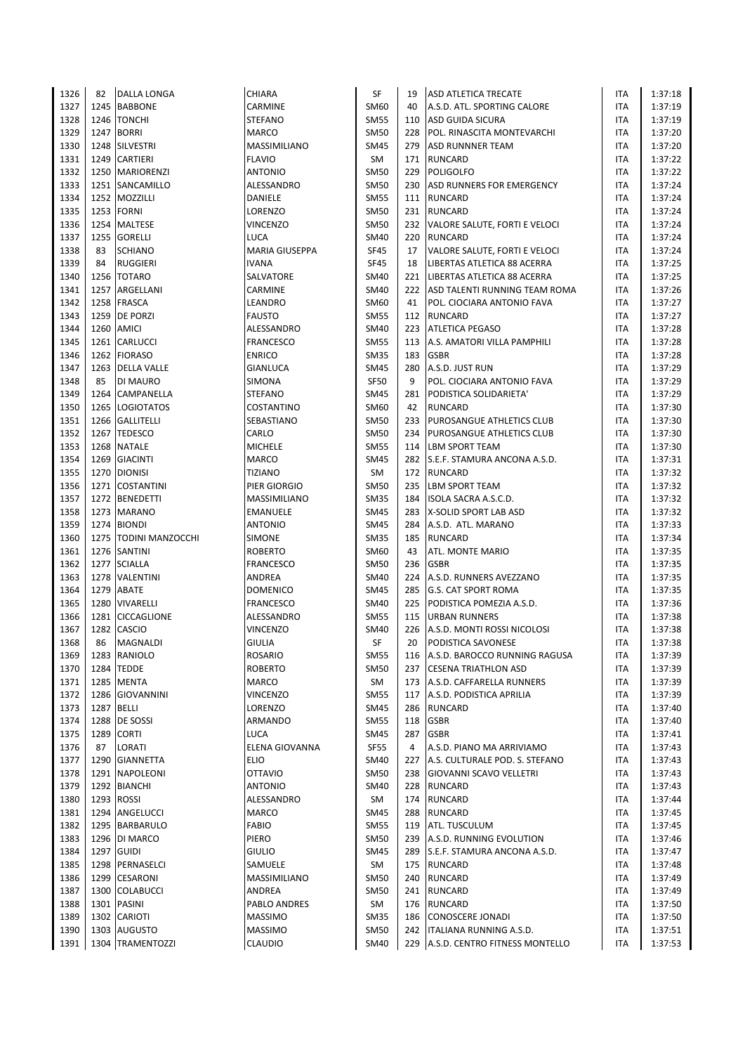| | | | | | | | | |
|---|---|---|---|---|---|---|---|---|
| 1326 | 82 | DALLA LONGA | CHIARA | SF | 19 | ASD ATLETICA TRECATE | ITA | 1:37:18 |
| 1327 | 1245 | BABBONE | CARMINE | SM60 | 40 | A.S.D. ATL. SPORTING CALORE | ITA | 1:37:19 |
| 1328 | 1246 | TONCHI | STEFANO | SM55 | 110 | ASD GUIDA SICURA | ITA | 1:37:19 |
| 1329 | 1247 | BORRI | MARCO | SM50 | 228 | POL. RINASCITA MONTEVARCHI | ITA | 1:37:20 |
| 1330 | 1248 | SILVESTRI | MASSIMILIANO | SM45 | 279 | ASD RUNNNER TEAM | ITA | 1:37:20 |
| 1331 | 1249 | CARTIERI | FLAVIO | SM | 171 | RUNCARD | ITA | 1:37:22 |
| 1332 | 1250 | MARIORENZI | ANTONIO | SM50 | 229 | POLIGOLFO | ITA | 1:37:22 |
| 1333 | 1251 | SANCAMILLO | ALESSANDRO | SM50 | 230 | ASD RUNNERS FOR EMERGENCY | ITA | 1:37:24 |
| 1334 | 1252 | MOZZILLI | DANIELE | SM55 | 111 | RUNCARD | ITA | 1:37:24 |
| 1335 | 1253 | FORNI | LORENZO | SM50 | 231 | RUNCARD | ITA | 1:37:24 |
| 1336 | 1254 | MALTESE | VINCENZO | SM50 | 232 | VALORE SALUTE, FORTI E VELOCI | ITA | 1:37:24 |
| 1337 | 1255 | GORELLI | LUCA | SM40 | 220 | RUNCARD | ITA | 1:37:24 |
| 1338 | 83 | SCHIANO | MARIA GIUSEPPA | SF45 | 17 | VALORE SALUTE, FORTI E VELOCI | ITA | 1:37:24 |
| 1339 | 84 | RUGGIERI | IVANA | SF45 | 18 | LIBERTAS ATLETICA 88 ACERRA | ITA | 1:37:25 |
| 1340 | 1256 | TOTARO | SALVATORE | SM40 | 221 | LIBERTAS ATLETICA 88 ACERRA | ITA | 1:37:25 |
| 1341 | 1257 | ARGELLANI | CARMINE | SM40 | 222 | ASD TALENTI RUNNING TEAM ROMA | ITA | 1:37:26 |
| 1342 | 1258 | FRASCA | LEANDRO | SM60 | 41 | POL. CIOCIARA ANTONIO FAVA | ITA | 1:37:27 |
| 1343 | 1259 | DE PORZI | FAUSTO | SM55 | 112 | RUNCARD | ITA | 1:37:27 |
| 1344 | 1260 | AMICI | ALESSANDRO | SM40 | 223 | ATLETICA PEGASO | ITA | 1:37:28 |
| 1345 | 1261 | CARLUCCI | FRANCESCO | SM55 | 113 | A.S. AMATORI VILLA PAMPHILI | ITA | 1:37:28 |
| 1346 | 1262 | FIORASO | ENRICO | SM35 | 183 | GSBR | ITA | 1:37:28 |
| 1347 | 1263 | DELLA VALLE | GIANLUCA | SM45 | 280 | A.S.D. JUST RUN | ITA | 1:37:29 |
| 1348 | 85 | DI MAURO | SIMONA | SF50 | 9 | POL. CIOCIARA ANTONIO FAVA | ITA | 1:37:29 |
| 1349 | 1264 | CAMPANELLA | STEFANO | SM45 | 281 | PODISTICA SOLIDARIETA' | ITA | 1:37:29 |
| 1350 | 1265 | LOGIOTATOS | COSTANTINO | SM60 | 42 | RUNCARD | ITA | 1:37:30 |
| 1351 | 1266 | GALLITELLI | SEBASTIANO | SM50 | 233 | PUROSANGUE ATHLETICS CLUB | ITA | 1:37:30 |
| 1352 | 1267 | TEDESCO | CARLO | SM50 | 234 | PUROSANGUE ATHLETICS CLUB | ITA | 1:37:30 |
| 1353 | 1268 | NATALE | MICHELE | SM55 | 114 | LBM SPORT TEAM | ITA | 1:37:30 |
| 1354 | 1269 | GIACINTI | MARCO | SM45 | 282 | S.E.F. STAMURA ANCONA A.S.D. | ITA | 1:37:31 |
| 1355 | 1270 | DIONISI | TIZIANO | SM | 172 | RUNCARD | ITA | 1:37:32 |
| 1356 | 1271 | COSTANTINI | PIER GIORGIO | SM50 | 235 | LBM SPORT TEAM | ITA | 1:37:32 |
| 1357 | 1272 | BENEDETTI | MASSIMILIANO | SM35 | 184 | ISOLA SACRA A.S.C.D. | ITA | 1:37:32 |
| 1358 | 1273 | MARANO | EMANUELE | SM45 | 283 | X-SOLID SPORT LAB ASD | ITA | 1:37:32 |
| 1359 | 1274 | BIONDI | ANTONIO | SM45 | 284 | A.S.D. ATL. MARANO | ITA | 1:37:33 |
| 1360 | 1275 | TODINI MANZOCCHI | SIMONE | SM35 | 185 | RUNCARD | ITA | 1:37:34 |
| 1361 | 1276 | SANTINI | ROBERTO | SM60 | 43 | ATL. MONTE MARIO | ITA | 1:37:35 |
| 1362 | 1277 | SCIALLA | FRANCESCO | SM50 | 236 | GSBR | ITA | 1:37:35 |
| 1363 | 1278 | VALENTINI | ANDREA | SM40 | 224 | A.S.D. RUNNERS AVEZZANO | ITA | 1:37:35 |
| 1364 | 1279 | ABATE | DOMENICO | SM45 | 285 | G.S. CAT SPORT ROMA | ITA | 1:37:35 |
| 1365 | 1280 | VIVARELLI | FRANCESCO | SM40 | 225 | PODISTICA POMEZIA A.S.D. | ITA | 1:37:36 |
| 1366 | 1281 | CICCAGLIONE | ALESSANDRO | SM55 | 115 | URBAN RUNNERS | ITA | 1:37:38 |
| 1367 | 1282 | CASCIO | VINCENZO | SM40 | 226 | A.S.D. MONTI ROSSI NICOLOSI | ITA | 1:37:38 |
| 1368 | 86 | MAGNALDI | GIULIA | SF | 20 | PODISTICA SAVONESE | ITA | 1:37:38 |
| 1369 | 1283 | RANIOLO | ROSARIO | SM55 | 116 | A.S.D. BAROCCO RUNNING RAGUSA | ITA | 1:37:39 |
| 1370 | 1284 | TEDDE | ROBERTO | SM50 | 237 | CESENA TRIATHLON ASD | ITA | 1:37:39 |
| 1371 | 1285 | MENTA | MARCO | SM | 173 | A.S.D. CAFFARELLA RUNNERS | ITA | 1:37:39 |
| 1372 | 1286 | GIOVANNINI | VINCENZO | SM55 | 117 | A.S.D. PODISTICA APRILIA | ITA | 1:37:39 |
| 1373 | 1287 | BELLI | LORENZO | SM45 | 286 | RUNCARD | ITA | 1:37:40 |
| 1374 | 1288 | DE SOSSI | ARMANDO | SM55 | 118 | GSBR | ITA | 1:37:40 |
| 1375 | 1289 | CORTI | LUCA | SM45 | 287 | GSBR | ITA | 1:37:41 |
| 1376 | 87 | LORATI | ELENA GIOVANNA | SF55 | 4 | A.S.D. PIANO MA ARRIVIAMO | ITA | 1:37:43 |
| 1377 | 1290 | GIANNETTA | ELIO | SM40 | 227 | A.S. CULTURALE POD. S. STEFANO | ITA | 1:37:43 |
| 1378 | 1291 | NAPOLEONI | OTTAVIO | SM50 | 238 | GIOVANNI SCAVO VELLETRI | ITA | 1:37:43 |
| 1379 | 1292 | BIANCHI | ANTONIO | SM40 | 228 | RUNCARD | ITA | 1:37:43 |
| 1380 | 1293 | ROSSI | ALESSANDRO | SM | 174 | RUNCARD | ITA | 1:37:44 |
| 1381 | 1294 | ANGELUCCI | MARCO | SM45 | 288 | RUNCARD | ITA | 1:37:45 |
| 1382 | 1295 | BARBARULO | FABIO | SM55 | 119 | ATL. TUSCULUM | ITA | 1:37:45 |
| 1383 | 1296 | DI MARCO | PIERO | SM50 | 239 | A.S.D. RUNNING EVOLUTION | ITA | 1:37:46 |
| 1384 | 1297 | GUIDI | GIULIO | SM45 | 289 | S.E.F. STAMURA ANCONA A.S.D. | ITA | 1:37:47 |
| 1385 | 1298 | PERNASELCI | SAMUELE | SM | 175 | RUNCARD | ITA | 1:37:48 |
| 1386 | 1299 | CESARONI | MASSIMILIANO | SM50 | 240 | RUNCARD | ITA | 1:37:49 |
| 1387 | 1300 | COLABUCCI | ANDREA | SM50 | 241 | RUNCARD | ITA | 1:37:49 |
| 1388 | 1301 | PASINI | PABLO ANDRES | SM | 176 | RUNCARD | ITA | 1:37:50 |
| 1389 | 1302 | CARIOTI | MASSIMO | SM35 | 186 | CONOSCERE JONADI | ITA | 1:37:50 |
| 1390 | 1303 | AUGUSTO | MASSIMO | SM50 | 242 | ITALIANA RUNNING A.S.D. | ITA | 1:37:51 |
| 1391 | 1304 | TRAMENTOZZI | CLAUDIO | SM40 | 229 | A.S.D. CENTRO FITNESS MONTELLO | ITA | 1:37:53 |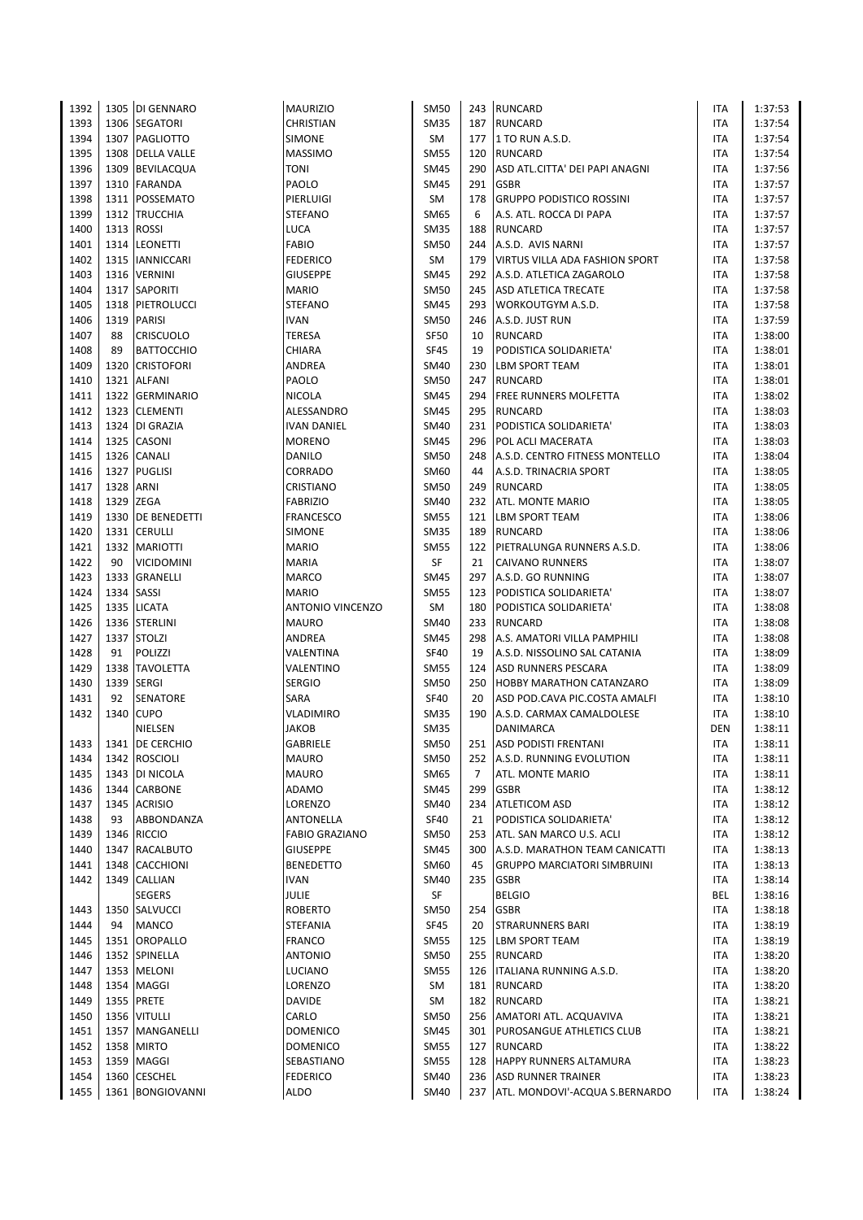| | | | | | | | | |
|---|---|---|---|---|---|---|---|---|
| 1392 | 1305 | DI GENNARO | MAURIZIO | SM50 | 243 | RUNCARD | ITA | 1:37:53 |
| 1393 | 1306 | SEGATORI | CHRISTIAN | SM35 | 187 | RUNCARD | ITA | 1:37:54 |
| 1394 | 1307 | PAGLIOTTO | SIMONE | SM | 177 | 1 TO RUN A.S.D. | ITA | 1:37:54 |
| 1395 | 1308 | DELLA VALLE | MASSIMO | SM55 | 120 | RUNCARD | ITA | 1:37:54 |
| 1396 | 1309 | BEVILACQUA | TONI | SM45 | 290 | ASD ATL.CITTA' DEI PAPI ANAGNI | ITA | 1:37:56 |
| 1397 | 1310 | FARANDA | PAOLO | SM45 | 291 | GSBR | ITA | 1:37:57 |
| 1398 | 1311 | POSSEMATO | PIERLUIGI | SM | 178 | GRUPPO PODISTICO ROSSINI | ITA | 1:37:57 |
| 1399 | 1312 | TRUCCHIA | STEFANO | SM65 | 6 | A.S. ATL. ROCCA DI PAPA | ITA | 1:37:57 |
| 1400 | 1313 | ROSSI | LUCA | SM35 | 188 | RUNCARD | ITA | 1:37:57 |
| 1401 | 1314 | LEONETTI | FABIO | SM50 | 244 | A.S.D. AVIS NARNI | ITA | 1:37:57 |
| 1402 | 1315 | IANNICCARI | FEDERICO | SM | 179 | VIRTUS VILLA ADA FASHION SPORT | ITA | 1:37:58 |
| 1403 | 1316 | VERNINI | GIUSEPPE | SM45 | 292 | A.S.D. ATLETICA ZAGAROLO | ITA | 1:37:58 |
| 1404 | 1317 | SAPORITI | MARIO | SM50 | 245 | ASD ATLETICA TRECATE | ITA | 1:37:58 |
| 1405 | 1318 | PIETROLUCCI | STEFANO | SM45 | 293 | WORKOUTGYM A.S.D. | ITA | 1:37:58 |
| 1406 | 1319 | PARISI | IVAN | SM50 | 246 | A.S.D. JUST RUN | ITA | 1:37:59 |
| 1407 | 88 | CRISCUOLO | TERESA | SF50 | 10 | RUNCARD | ITA | 1:38:00 |
| 1408 | 89 | BATTOCCHIO | CHIARA | SF45 | 19 | PODISTICA SOLIDARIETA' | ITA | 1:38:01 |
| 1409 | 1320 | CRISTOFORI | ANDREA | SM40 | 230 | LBM SPORT TEAM | ITA | 1:38:01 |
| 1410 | 1321 | ALFANI | PAOLO | SM50 | 247 | RUNCARD | ITA | 1:38:01 |
| 1411 | 1322 | GERMINARIO | NICOLA | SM45 | 294 | FREE RUNNERS MOLFETTA | ITA | 1:38:02 |
| 1412 | 1323 | CLEMENTI | ALESSANDRO | SM45 | 295 | RUNCARD | ITA | 1:38:03 |
| 1413 | 1324 | DI GRAZIA | IVAN DANIEL | SM40 | 231 | PODISTICA SOLIDARIETA' | ITA | 1:38:03 |
| 1414 | 1325 | CASONI | MORENO | SM45 | 296 | POL ACLI MACERATA | ITA | 1:38:03 |
| 1415 | 1326 | CANALI | DANILO | SM50 | 248 | A.S.D. CENTRO FITNESS MONTELLO | ITA | 1:38:04 |
| 1416 | 1327 | PUGLISI | CORRADO | SM60 | 44 | A.S.D. TRINACRIA SPORT | ITA | 1:38:05 |
| 1417 | 1328 | ARNI | CRISTIANO | SM50 | 249 | RUNCARD | ITA | 1:38:05 |
| 1418 | 1329 | ZEGA | FABRIZIO | SM40 | 232 | ATL. MONTE MARIO | ITA | 1:38:05 |
| 1419 | 1330 | DE BENEDETTI | FRANCESCO | SM55 | 121 | LBM SPORT TEAM | ITA | 1:38:06 |
| 1420 | 1331 | CERULLI | SIMONE | SM35 | 189 | RUNCARD | ITA | 1:38:06 |
| 1421 | 1332 | MARIOTTI | MARIO | SM55 | 122 | PIETRALUNGA RUNNERS A.S.D. | ITA | 1:38:06 |
| 1422 | 90 | VICIDOMINI | MARIA | SF | 21 | CAIVANO RUNNERS | ITA | 1:38:07 |
| 1423 | 1333 | GRANELLI | MARCO | SM45 | 297 | A.S.D. GO RUNNING | ITA | 1:38:07 |
| 1424 | 1334 | SASSI | MARIO | SM55 | 123 | PODISTICA SOLIDARIETA' | ITA | 1:38:07 |
| 1425 | 1335 | LICATA | ANTONIO VINCENZO | SM | 180 | PODISTICA SOLIDARIETA' | ITA | 1:38:08 |
| 1426 | 1336 | STERLINI | MAURO | SM40 | 233 | RUNCARD | ITA | 1:38:08 |
| 1427 | 1337 | STOLZI | ANDREA | SM45 | 298 | A.S. AMATORI VILLA PAMPHILI | ITA | 1:38:08 |
| 1428 | 91 | POLIZZI | VALENTINA | SF40 | 19 | A.S.D. NISSOLINO SAL CATANIA | ITA | 1:38:09 |
| 1429 | 1338 | TAVOLETTA | VALENTINO | SM55 | 124 | ASD RUNNERS PESCARA | ITA | 1:38:09 |
| 1430 | 1339 | SERGI | SERGIO | SM50 | 250 | HOBBY MARATHON CATANZARO | ITA | 1:38:09 |
| 1431 | 92 | SENATORE | SARA | SF40 | 20 | ASD POD.CAVA PIC.COSTA AMALFI | ITA | 1:38:10 |
| 1432 | 1340 | CUPO | VLADIMIRO | SM35 | 190 | A.S.D. CARMAX CAMALDOLESE | ITA | 1:38:10 |
| | | NIELSEN | JAKOB | SM35 | | DANIMARCA | DEN | 1:38:11 |
| 1433 | 1341 | DE CERCHIO | GABRIELE | SM50 | 251 | ASD PODISTI FRENTANI | ITA | 1:38:11 |
| 1434 | 1342 | ROSCIOLI | MAURO | SM50 | 252 | A.S.D. RUNNING EVOLUTION | ITA | 1:38:11 |
| 1435 | 1343 | DI NICOLA | MAURO | SM65 | 7 | ATL. MONTE MARIO | ITA | 1:38:11 |
| 1436 | 1344 | CARBONE | ADAMO | SM45 | 299 | GSBR | ITA | 1:38:12 |
| 1437 | 1345 | ACRISIO | LORENZO | SM40 | 234 | ATLETICOM ASD | ITA | 1:38:12 |
| 1438 | 93 | ABBONDANZA | ANTONELLA | SF40 | 21 | PODISTICA SOLIDARIETA' | ITA | 1:38:12 |
| 1439 | 1346 | RICCIO | FABIO GRAZIANO | SM50 | 253 | ATL. SAN MARCO U.S. ACLI | ITA | 1:38:12 |
| 1440 | 1347 | RACALBUTO | GIUSEPPE | SM45 | 300 | A.S.D. MARATHON TEAM CANICATTI | ITA | 1:38:13 |
| 1441 | 1348 | CACCHIONI | BENEDETTO | SM60 | 45 | GRUPPO MARCIATORI SIMBRUINI | ITA | 1:38:13 |
| 1442 | 1349 | CALLIAN | IVAN | SM40 | 235 | GSBR | ITA | 1:38:14 |
| | | SEGERS | JULIE | SF | | BELGIO | BEL | 1:38:16 |
| 1443 | 1350 | SALVUCCI | ROBERTO | SM50 | 254 | GSBR | ITA | 1:38:18 |
| 1444 | 94 | MANCO | STEFANIA | SF45 | 20 | STRARUNNERS BARI | ITA | 1:38:19 |
| 1445 | 1351 | OROPALLO | FRANCO | SM55 | 125 | LBM SPORT TEAM | ITA | 1:38:19 |
| 1446 | 1352 | SPINELLA | ANTONIO | SM50 | 255 | RUNCARD | ITA | 1:38:20 |
| 1447 | 1353 | MELONI | LUCIANO | SM55 | 126 | ITALIANA RUNNING A.S.D. | ITA | 1:38:20 |
| 1448 | 1354 | MAGGI | LORENZO | SM | 181 | RUNCARD | ITA | 1:38:20 |
| 1449 | 1355 | PRETE | DAVIDE | SM | 182 | RUNCARD | ITA | 1:38:21 |
| 1450 | 1356 | VITULLI | CARLO | SM50 | 256 | AMATORI ATL. ACQUAVIVA | ITA | 1:38:21 |
| 1451 | 1357 | MANGANELLI | DOMENICO | SM45 | 301 | PUROSANGUE ATHLETICS CLUB | ITA | 1:38:21 |
| 1452 | 1358 | MIRTO | DOMENICO | SM55 | 127 | RUNCARD | ITA | 1:38:22 |
| 1453 | 1359 | MAGGI | SEBASTIANO | SM55 | 128 | HAPPY RUNNERS ALTAMURA | ITA | 1:38:23 |
| 1454 | 1360 | CESCHEL | FEDERICO | SM40 | 236 | ASD RUNNER TRAINER | ITA | 1:38:23 |
| 1455 | 1361 | BONGIOVANNI | ALDO | SM40 | 237 | ATL. MONDOVI'-ACQUA S.BERNARDO | ITA | 1:38:24 |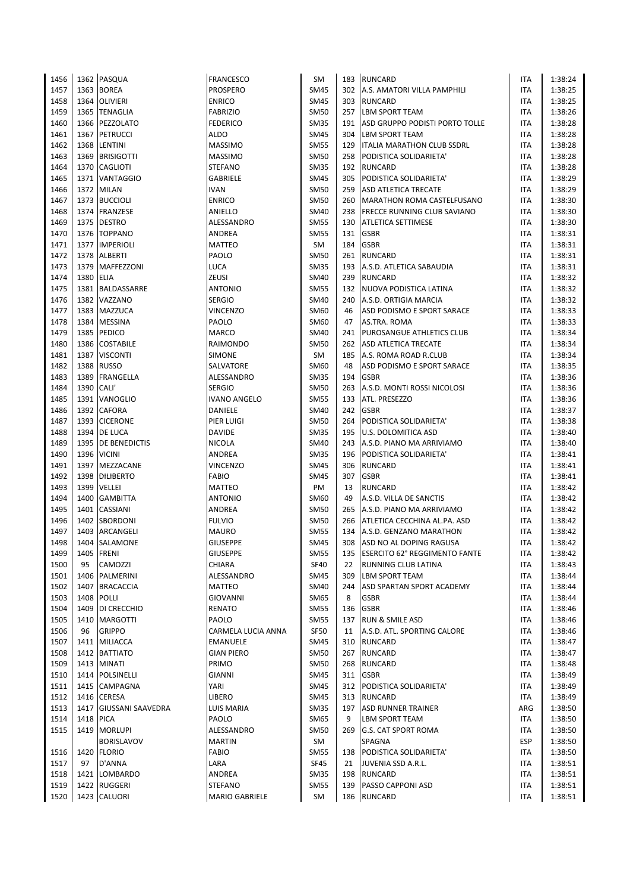| | | | | | | | | |
|---|---|---|---|---|---|---|---|---|
| 1456 | 1362 | PASQUA | FRANCESCO | SM | 183 | RUNCARD | ITA | 1:38:24 |
| 1457 | 1363 | BOREA | PROSPERO | SM45 | 302 | A.S. AMATORI VILLA PAMPHILI | ITA | 1:38:25 |
| 1458 | 1364 | OLIVIERI | ENRICO | SM45 | 303 | RUNCARD | ITA | 1:38:25 |
| 1459 | 1365 | TENAGLIA | FABRIZIO | SM50 | 257 | LBM SPORT TEAM | ITA | 1:38:26 |
| 1460 | 1366 | PEZZOLATO | FEDERICO | SM35 | 191 | ASD GRUPPO PODISTI PORTO TOLLE | ITA | 1:38:28 |
| 1461 | 1367 | PETRUCCI | ALDO | SM45 | 304 | LBM SPORT TEAM | ITA | 1:38:28 |
| 1462 | 1368 | LENTINI | MASSIMO | SM55 | 129 | ITALIA MARATHON CLUB SSDRL | ITA | 1:38:28 |
| 1463 | 1369 | BRISIGOTTI | MASSIMO | SM50 | 258 | PODISTICA SOLIDARIETA' | ITA | 1:38:28 |
| 1464 | 1370 | CAGLIOTI | STEFANO | SM35 | 192 | RUNCARD | ITA | 1:38:28 |
| 1465 | 1371 | VANTAGGIO | GABRIELE | SM45 | 305 | PODISTICA SOLIDARIETA' | ITA | 1:38:29 |
| 1466 | 1372 | MILAN | IVAN | SM50 | 259 | ASD ATLETICA TRECATE | ITA | 1:38:29 |
| 1467 | 1373 | BUCCIOLI | ENRICO | SM50 | 260 | MARATHON ROMA CASTELFUSANO | ITA | 1:38:30 |
| 1468 | 1374 | FRANZESE | ANIELLO | SM40 | 238 | FRECCE RUNNING CLUB SAVIANO | ITA | 1:38:30 |
| 1469 | 1375 | DESTRO | ALESSANDRO | SM55 | 130 | ATLETICA SETTIMESE | ITA | 1:38:30 |
| 1470 | 1376 | TOPPANO | ANDREA | SM55 | 131 | GSBR | ITA | 1:38:31 |
| 1471 | 1377 | IMPERIOLI | MATTEO | SM | 184 | GSBR | ITA | 1:38:31 |
| 1472 | 1378 | ALBERTI | PAOLO | SM50 | 261 | RUNCARD | ITA | 1:38:31 |
| 1473 | 1379 | MAFFEZZONI | LUCA | SM35 | 193 | A.S.D. ATLETICA SABAUDIA | ITA | 1:38:31 |
| 1474 | 1380 | ELIA | ZEUSI | SM40 | 239 | RUNCARD | ITA | 1:38:32 |
| 1475 | 1381 | BALDASSARRE | ANTONIO | SM55 | 132 | NUOVA PODISTICA LATINA | ITA | 1:38:32 |
| 1476 | 1382 | VAZZANO | SERGIO | SM40 | 240 | A.S.D. ORTIGIA MARCIA | ITA | 1:38:32 |
| 1477 | 1383 | MAZZUCA | VINCENZO | SM60 | 46 | ASD PODISMO E SPORT SARACE | ITA | 1:38:33 |
| 1478 | 1384 | MESSINA | PAOLO | SM60 | 47 | AS.TRA. ROMA | ITA | 1:38:33 |
| 1479 | 1385 | PEDICO | MARCO | SM40 | 241 | PUROSANGUE ATHLETICS CLUB | ITA | 1:38:34 |
| 1480 | 1386 | COSTABILE | RAIMONDO | SM50 | 262 | ASD ATLETICA TRECATE | ITA | 1:38:34 |
| 1481 | 1387 | VISCONTI | SIMONE | SM | 185 | A.S. ROMA ROAD R.CLUB | ITA | 1:38:34 |
| 1482 | 1388 | RUSSO | SALVATORE | SM60 | 48 | ASD PODISMO E SPORT SARACE | ITA | 1:38:35 |
| 1483 | 1389 | FRANGELLA | ALESSANDRO | SM35 | 194 | GSBR | ITA | 1:38:36 |
| 1484 | 1390 | CALI' | SERGIO | SM50 | 263 | A.S.D. MONTI ROSSI NICOLOSI | ITA | 1:38:36 |
| 1485 | 1391 | VANOGLIO | IVANO ANGELO | SM55 | 133 | ATL. PRESEZZO | ITA | 1:38:36 |
| 1486 | 1392 | CAFORA | DANIELE | SM40 | 242 | GSBR | ITA | 1:38:37 |
| 1487 | 1393 | CICERONE | PIER LUIGI | SM50 | 264 | PODISTICA SOLIDARIETA' | ITA | 1:38:38 |
| 1488 | 1394 | DE LUCA | DAVIDE | SM35 | 195 | U.S. DOLOMITICA ASD | ITA | 1:38:40 |
| 1489 | 1395 | DE BENEDICTIS | NICOLA | SM40 | 243 | A.S.D. PIANO MA ARRIVIAMO | ITA | 1:38:40 |
| 1490 | 1396 | VICINI | ANDREA | SM35 | 196 | PODISTICA SOLIDARIETA' | ITA | 1:38:41 |
| 1491 | 1397 | MEZZACANE | VINCENZO | SM45 | 306 | RUNCARD | ITA | 1:38:41 |
| 1492 | 1398 | DILIBERTO | FABIO | SM45 | 307 | GSBR | ITA | 1:38:41 |
| 1493 | 1399 | VELLEI | MATTEO | PM | 13 | RUNCARD | ITA | 1:38:42 |
| 1494 | 1400 | GAMBITTA | ANTONIO | SM60 | 49 | A.S.D. VILLA DE SANCTIS | ITA | 1:38:42 |
| 1495 | 1401 | CASSIANI | ANDREA | SM50 | 265 | A.S.D. PIANO MA ARRIVIAMO | ITA | 1:38:42 |
| 1496 | 1402 | SBORDONI | FULVIO | SM50 | 266 | ATLETICA CECCHINA AL.PA. ASD | ITA | 1:38:42 |
| 1497 | 1403 | ARCANGELI | MAURO | SM55 | 134 | A.S.D. GENZANO MARATHON | ITA | 1:38:42 |
| 1498 | 1404 | SALAMONE | GIUSEPPE | SM45 | 308 | ASD NO AL DOPING RAGUSA | ITA | 1:38:42 |
| 1499 | 1405 | FRENI | GIUSEPPE | SM55 | 135 | ESERCITO 62° REGGIMENTO FANTE | ITA | 1:38:42 |
| 1500 | 95 | CAMOZZI | CHIARA | SF40 | 22 | RUNNING CLUB LATINA | ITA | 1:38:43 |
| 1501 | 1406 | PALMERINI | ALESSANDRO | SM45 | 309 | LBM SPORT TEAM | ITA | 1:38:44 |
| 1502 | 1407 | BRACACCIA | MATTEO | SM40 | 244 | ASD SPARTAN SPORT ACADEMY | ITA | 1:38:44 |
| 1503 | 1408 | POLLI | GIOVANNI | SM65 | 8 | GSBR | ITA | 1:38:44 |
| 1504 | 1409 | DI CRECCHIO | RENATO | SM55 | 136 | GSBR | ITA | 1:38:46 |
| 1505 | 1410 | MARGOTTI | PAOLO | SM55 | 137 | RUN & SMILE ASD | ITA | 1:38:46 |
| 1506 | 96 | GRIPPO | CARMELA LUCIA ANNA | SF50 | 11 | A.S.D. ATL. SPORTING CALORE | ITA | 1:38:46 |
| 1507 | 1411 | MILIACCA | EMANUELE | SM45 | 310 | RUNCARD | ITA | 1:38:47 |
| 1508 | 1412 | BATTIATO | GIAN PIERO | SM50 | 267 | RUNCARD | ITA | 1:38:47 |
| 1509 | 1413 | MINATI | PRIMO | SM50 | 268 | RUNCARD | ITA | 1:38:48 |
| 1510 | 1414 | POLSINELLI | GIANNI | SM45 | 311 | GSBR | ITA | 1:38:49 |
| 1511 | 1415 | CAMPAGNA | YARI | SM45 | 312 | PODISTICA SOLIDARIETA' | ITA | 1:38:49 |
| 1512 | 1416 | CERESA | LIBERO | SM45 | 313 | RUNCARD | ITA | 1:38:49 |
| 1513 | 1417 | GIUSSANI SAAVEDRA | LUIS MARIA | SM35 | 197 | ASD RUNNER TRAINER | ARG | 1:38:50 |
| 1514 | 1418 | PICA | PAOLO | SM65 | 9 | LBM SPORT TEAM | ITA | 1:38:50 |
| 1515 | 1419 | MORLUPI | ALESSANDRO | SM50 | 269 | G.S. CAT SPORT ROMA | ITA | 1:38:50 |
| | | BORISLAVOV | MARTIN | SM | | SPAGNA | ESP | 1:38:50 |
| 1516 | 1420 | FLORIO | FABIO | SM55 | 138 | PODISTICA SOLIDARIETA' | ITA | 1:38:50 |
| 1517 | 97 | D'ANNA | LARA | SF45 | 21 | JUVENIA SSD A.R.L. | ITA | 1:38:51 |
| 1518 | 1421 | LOMBARDO | ANDREA | SM35 | 198 | RUNCARD | ITA | 1:38:51 |
| 1519 | 1422 | RUGGERI | STEFANO | SM55 | 139 | PASSO CAPPONI ASD | ITA | 1:38:51 |
| 1520 | 1423 | CALUORI | MARIO GABRIELE | SM | 186 | RUNCARD | ITA | 1:38:51 |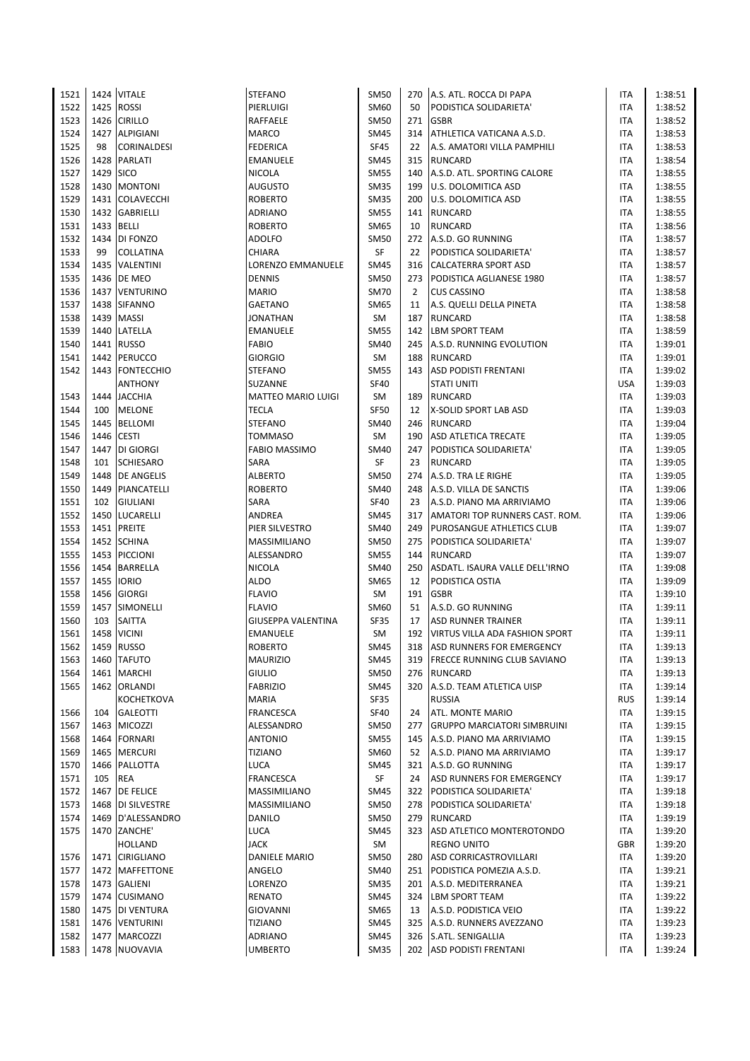| | | | | | | | | |
|---|---|---|---|---|---|---|---|---|
| 1521 | 1424 | VITALE | STEFANO | SM50 | 270 | A.S. ATL. ROCCA DI PAPA | ITA | 1:38:51 |
| 1522 | 1425 | ROSSI | PIERLUIGI | SM60 | 50 | PODISTICA SOLIDARIETA' | ITA | 1:38:52 |
| 1523 | 1426 | CIRILLO | RAFFAELE | SM50 | 271 | GSBR | ITA | 1:38:52 |
| 1524 | 1427 | ALPIGIANI | MARCO | SM45 | 314 | ATHLETICA VATICANA A.S.D. | ITA | 1:38:53 |
| 1525 | 98 | CORINALDESI | FEDERICA | SF45 | 22 | A.S. AMATORI VILLA PAMPHILI | ITA | 1:38:53 |
| 1526 | 1428 | PARLATI | EMANUELE | SM45 | 315 | RUNCARD | ITA | 1:38:54 |
| 1527 | 1429 | SICO | NICOLA | SM55 | 140 | A.S.D. ATL. SPORTING CALORE | ITA | 1:38:55 |
| 1528 | 1430 | MONTONI | AUGUSTO | SM35 | 199 | U.S. DOLOMITICA ASD | ITA | 1:38:55 |
| 1529 | 1431 | COLAVECCHI | ROBERTO | SM35 | 200 | U.S. DOLOMITICA ASD | ITA | 1:38:55 |
| 1530 | 1432 | GABRIELLI | ADRIANO | SM55 | 141 | RUNCARD | ITA | 1:38:55 |
| 1531 | 1433 | BELLI | ROBERTO | SM65 | 10 | RUNCARD | ITA | 1:38:56 |
| 1532 | 1434 | DI FONZO | ADOLFO | SM50 | 272 | A.S.D. GO RUNNING | ITA | 1:38:57 |
| 1533 | 99 | COLLATINA | CHIARA | SF | 22 | PODISTICA SOLIDARIETA' | ITA | 1:38:57 |
| 1534 | 1435 | VALENTINI | LORENZO EMMANUELE | SM45 | 316 | CALCATERRA SPORT ASD | ITA | 1:38:57 |
| 1535 | 1436 | DE MEO | DENNIS | SM50 | 273 | PODISTICA AGLIANESE 1980 | ITA | 1:38:57 |
| 1536 | 1437 | VENTURINO | MARIO | SM70 | 2 | CUS CASSINO | ITA | 1:38:58 |
| 1537 | 1438 | SIFANNO | GAETANO | SM65 | 11 | A.S. QUELLI DELLA PINETA | ITA | 1:38:58 |
| 1538 | 1439 | MASSI | JONATHAN | SM | 187 | RUNCARD | ITA | 1:38:58 |
| 1539 | 1440 | LATELLA | EMANUELE | SM55 | 142 | LBM SPORT TEAM | ITA | 1:38:59 |
| 1540 | 1441 | RUSSO | FABIO | SM40 | 245 | A.S.D. RUNNING EVOLUTION | ITA | 1:39:01 |
| 1541 | 1442 | PERUCCO | GIORGIO | SM | 188 | RUNCARD | ITA | 1:39:01 |
| 1542 | 1443 | FONTECCHIO | STEFANO | SM55 | 143 | ASD PODISTI FRENTANI | ITA | 1:39:02 |
| | | ANTHONY | SUZANNE | SF40 | | STATI UNITI | USA | 1:39:03 |
| 1543 | 1444 | JACCHIA | MATTEO MARIO LUIGI | SM | 189 | RUNCARD | ITA | 1:39:03 |
| 1544 | 100 | MELONE | TECLA | SF50 | 12 | X-SOLID SPORT LAB ASD | ITA | 1:39:03 |
| 1545 | 1445 | BELLOMI | STEFANO | SM40 | 246 | RUNCARD | ITA | 1:39:04 |
| 1546 | 1446 | CESTI | TOMMASO | SM | 190 | ASD ATLETICA TRECATE | ITA | 1:39:05 |
| 1547 | 1447 | DI GIORGI | FABIO MASSIMO | SM40 | 247 | PODISTICA SOLIDARIETA' | ITA | 1:39:05 |
| 1548 | 101 | SCHIESARO | SARA | SF | 23 | RUNCARD | ITA | 1:39:05 |
| 1549 | 1448 | DE ANGELIS | ALBERTO | SM50 | 274 | A.S.D. TRA LE RIGHE | ITA | 1:39:05 |
| 1550 | 1449 | PIANCATELLI | ROBERTO | SM40 | 248 | A.S.D. VILLA DE SANCTIS | ITA | 1:39:06 |
| 1551 | 102 | GIULIANI | SARA | SF40 | 23 | A.S.D. PIANO MA ARRIVIAMO | ITA | 1:39:06 |
| 1552 | 1450 | LUCARELLI | ANDREA | SM45 | 317 | AMATORI TOP RUNNERS CAST. ROM. | ITA | 1:39:06 |
| 1553 | 1451 | PREITE | PIER SILVESTRO | SM40 | 249 | PUROSANGUE ATHLETICS CLUB | ITA | 1:39:07 |
| 1554 | 1452 | SCHINA | MASSIMILIANO | SM50 | 275 | PODISTICA SOLIDARIETA' | ITA | 1:39:07 |
| 1555 | 1453 | PICCIONI | ALESSANDRO | SM55 | 144 | RUNCARD | ITA | 1:39:07 |
| 1556 | 1454 | BARRELLA | NICOLA | SM40 | 250 | ASDATL. ISAURA VALLE DELL'IRNO | ITA | 1:39:08 |
| 1557 | 1455 | IORIO | ALDO | SM65 | 12 | PODISTICA OSTIA | ITA | 1:39:09 |
| 1558 | 1456 | GIORGI | FLAVIO | SM | 191 | GSBR | ITA | 1:39:10 |
| 1559 | 1457 | SIMONELLI | FLAVIO | SM60 | 51 | A.S.D. GO RUNNING | ITA | 1:39:11 |
| 1560 | 103 | SAITTA | GIUSEPPA VALENTINA | SF35 | 17 | ASD RUNNER TRAINER | ITA | 1:39:11 |
| 1561 | 1458 | VICINI | EMANUELE | SM | 192 | VIRTUS VILLA ADA FASHION SPORT | ITA | 1:39:11 |
| 1562 | 1459 | RUSSO | ROBERTO | SM45 | 318 | ASD RUNNERS FOR EMERGENCY | ITA | 1:39:13 |
| 1563 | 1460 | TAFUTO | MAURIZIO | SM45 | 319 | FRECCE RUNNING CLUB SAVIANO | ITA | 1:39:13 |
| 1564 | 1461 | MARCHI | GIULIO | SM50 | 276 | RUNCARD | ITA | 1:39:13 |
| 1565 | 1462 | ORLANDI | FABRIZIO | SM45 | 320 | A.S.D. TEAM ATLETICA UISP | ITA | 1:39:14 |
| | | KOCHETKOVA | MARIA | SF35 | | RUSSIA | RUS | 1:39:14 |
| 1566 | 104 | GALEOTTI | FRANCESCA | SF40 | 24 | ATL. MONTE MARIO | ITA | 1:39:15 |
| 1567 | 1463 | MICOZZI | ALESSANDRO | SM50 | 277 | GRUPPO MARCIATORI SIMBRUINI | ITA | 1:39:15 |
| 1568 | 1464 | FORNARI | ANTONIO | SM55 | 145 | A.S.D. PIANO MA ARRIVIAMO | ITA | 1:39:15 |
| 1569 | 1465 | MERCURI | TIZIANO | SM60 | 52 | A.S.D. PIANO MA ARRIVIAMO | ITA | 1:39:17 |
| 1570 | 1466 | PALLOTTA | LUCA | SM45 | 321 | A.S.D. GO RUNNING | ITA | 1:39:17 |
| 1571 | 105 | REA | FRANCESCA | SF | 24 | ASD RUNNERS FOR EMERGENCY | ITA | 1:39:17 |
| 1572 | 1467 | DE FELICE | MASSIMILIANO | SM45 | 322 | PODISTICA SOLIDARIETA' | ITA | 1:39:18 |
| 1573 | 1468 | DI SILVESTRE | MASSIMILIANO | SM50 | 278 | PODISTICA SOLIDARIETA' | ITA | 1:39:18 |
| 1574 | 1469 | D'ALESSANDRO | DANILO | SM50 | 279 | RUNCARD | ITA | 1:39:19 |
| 1575 | 1470 | ZANCHE' | LUCA | SM45 | 323 | ASD ATLETICO MONTEROTONDO | ITA | 1:39:20 |
| | | HOLLAND | JACK | SM | | REGNO UNITO | GBR | 1:39:20 |
| 1576 | 1471 | CIRIGLIANO | DANIELE MARIO | SM50 | 280 | ASD CORRICASTROVILLARI | ITA | 1:39:20 |
| 1577 | 1472 | MAFFETTONE | ANGELO | SM40 | 251 | PODISTICA POMEZIA A.S.D. | ITA | 1:39:21 |
| 1578 | 1473 | GALIENI | LORENZO | SM35 | 201 | A.S.D. MEDITERRANEA | ITA | 1:39:21 |
| 1579 | 1474 | CUSIMANO | RENATO | SM45 | 324 | LBM SPORT TEAM | ITA | 1:39:22 |
| 1580 | 1475 | DI VENTURA | GIOVANNI | SM65 | 13 | A.S.D. PODISTICA VEIO | ITA | 1:39:22 |
| 1581 | 1476 | VENTURINI | TIZIANO | SM45 | 325 | A.S.D. RUNNERS AVEZZANO | ITA | 1:39:23 |
| 1582 | 1477 | MARCOZZI | ADRIANO | SM45 | 326 | S.ATL. SENIGALLIA | ITA | 1:39:23 |
| 1583 | 1478 | NUOVAVIA | UMBERTO | SM35 | 202 | ASD PODISTI FRENTANI | ITA | 1:39:24 |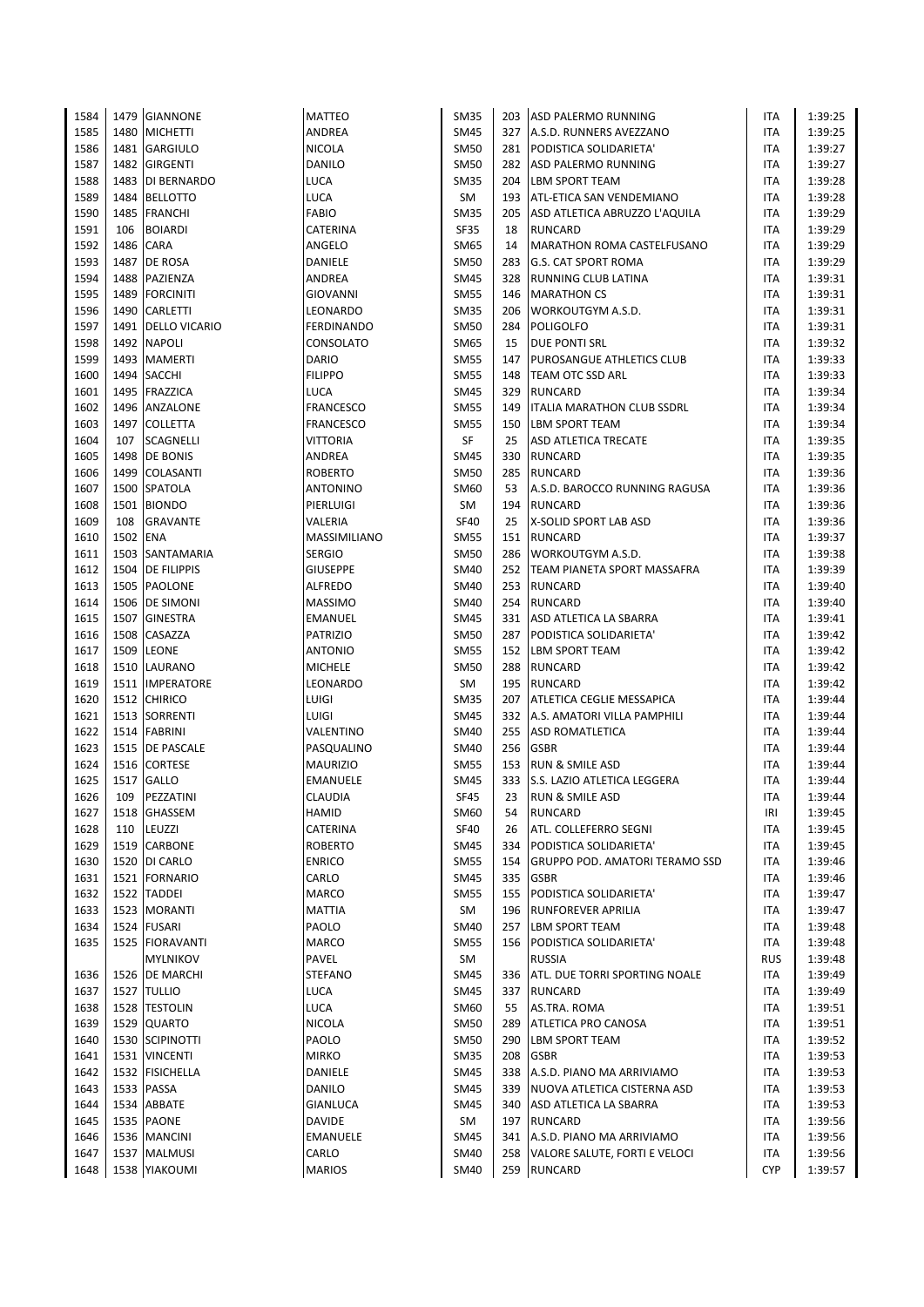| | | | | | | | | |
|---|---|---|---|---|---|---|---|---|
| 1584 | 1479 | GIANNONE | MATTEO | SM35 | 203 | ASD PALERMO RUNNING | ITA | 1:39:25 |
| 1585 | 1480 | MICHETTI | ANDREA | SM45 | 327 | A.S.D. RUNNERS AVEZZANO | ITA | 1:39:25 |
| 1586 | 1481 | GARGIULO | NICOLA | SM50 | 281 | PODISTICA SOLIDARIETA' | ITA | 1:39:27 |
| 1587 | 1482 | GIRGENTI | DANILO | SM50 | 282 | ASD PALERMO RUNNING | ITA | 1:39:27 |
| 1588 | 1483 | DI BERNARDO | LUCA | SM35 | 204 | LBM SPORT TEAM | ITA | 1:39:28 |
| 1589 | 1484 | BELLOTTO | LUCA | SM | 193 | ATL-ETICA SAN VENDEMIANO | ITA | 1:39:28 |
| 1590 | 1485 | FRANCHI | FABIO | SM35 | 205 | ASD ATLETICA ABRUZZO L'AQUILA | ITA | 1:39:29 |
| 1591 | 106 | BOIARDI | CATERINA | SF35 | 18 | RUNCARD | ITA | 1:39:29 |
| 1592 | 1486 | CARA | ANGELO | SM65 | 14 | MARATHON ROMA CASTELFUSANO | ITA | 1:39:29 |
| 1593 | 1487 | DE ROSA | DANIELE | SM50 | 283 | G.S. CAT SPORT ROMA | ITA | 1:39:29 |
| 1594 | 1488 | PAZIENZA | ANDREA | SM45 | 328 | RUNNING CLUB LATINA | ITA | 1:39:31 |
| 1595 | 1489 | FORCINITI | GIOVANNI | SM55 | 146 | MARATHON CS | ITA | 1:39:31 |
| 1596 | 1490 | CARLETTI | LEONARDO | SM35 | 206 | WORKOUTGYM A.S.D. | ITA | 1:39:31 |
| 1597 | 1491 | DELLO VICARIO | FERDINANDO | SM50 | 284 | POLIGOLFO | ITA | 1:39:31 |
| 1598 | 1492 | NAPOLI | CONSOLATO | SM65 | 15 | DUE PONTI SRL | ITA | 1:39:32 |
| 1599 | 1493 | MAMERTI | DARIO | SM55 | 147 | PUROSANGUE ATHLETICS CLUB | ITA | 1:39:33 |
| 1600 | 1494 | SACCHI | FILIPPO | SM55 | 148 | TEAM OTC SSD ARL | ITA | 1:39:33 |
| 1601 | 1495 | FRAZZICA | LUCA | SM45 | 329 | RUNCARD | ITA | 1:39:34 |
| 1602 | 1496 | ANZALONE | FRANCESCO | SM55 | 149 | ITALIA MARATHON CLUB SSDRL | ITA | 1:39:34 |
| 1603 | 1497 | COLLETTA | FRANCESCO | SM55 | 150 | LBM SPORT TEAM | ITA | 1:39:34 |
| 1604 | 107 | SCAGNELLI | VITTORIA | SF | 25 | ASD ATLETICA TRECATE | ITA | 1:39:35 |
| 1605 | 1498 | DE BONIS | ANDREA | SM45 | 330 | RUNCARD | ITA | 1:39:35 |
| 1606 | 1499 | COLASANTI | ROBERTO | SM50 | 285 | RUNCARD | ITA | 1:39:36 |
| 1607 | 1500 | SPATOLA | ANTONINO | SM60 | 53 | A.S.D. BAROCCO RUNNING RAGUSA | ITA | 1:39:36 |
| 1608 | 1501 | BIONDO | PIERLUIGI | SM | 194 | RUNCARD | ITA | 1:39:36 |
| 1609 | 108 | GRAVANTE | VALERIA | SF40 | 25 | X-SOLID SPORT LAB ASD | ITA | 1:39:36 |
| 1610 | 1502 | ENA | MASSIMILIANO | SM55 | 151 | RUNCARD | ITA | 1:39:37 |
| 1611 | 1503 | SANTAMARIA | SERGIO | SM50 | 286 | WORKOUTGYM A.S.D. | ITA | 1:39:38 |
| 1612 | 1504 | DE FILIPPIS | GIUSEPPE | SM40 | 252 | TEAM PIANETA SPORT MASSAFRA | ITA | 1:39:39 |
| 1613 | 1505 | PAOLONE | ALFREDO | SM40 | 253 | RUNCARD | ITA | 1:39:40 |
| 1614 | 1506 | DE SIMONI | MASSIMO | SM40 | 254 | RUNCARD | ITA | 1:39:40 |
| 1615 | 1507 | GINESTRA | EMANUEL | SM45 | 331 | ASD ATLETICA LA SBARRA | ITA | 1:39:41 |
| 1616 | 1508 | CASAZZA | PATRIZIO | SM50 | 287 | PODISTICA SOLIDARIETA' | ITA | 1:39:42 |
| 1617 | 1509 | LEONE | ANTONIO | SM55 | 152 | LBM SPORT TEAM | ITA | 1:39:42 |
| 1618 | 1510 | LAURANO | MICHELE | SM50 | 288 | RUNCARD | ITA | 1:39:42 |
| 1619 | 1511 | IMPERATORE | LEONARDO | SM | 195 | RUNCARD | ITA | 1:39:42 |
| 1620 | 1512 | CHIRICO | LUIGI | SM35 | 207 | ATLETICA CEGLIE MESSAPICA | ITA | 1:39:44 |
| 1621 | 1513 | SORRENTI | LUIGI | SM45 | 332 | A.S. AMATORI VILLA PAMPHILI | ITA | 1:39:44 |
| 1622 | 1514 | FABRINI | VALENTINO | SM40 | 255 | ASD ROMATLETICA | ITA | 1:39:44 |
| 1623 | 1515 | DE PASCALE | PASQUALINO | SM40 | 256 | GSBR | ITA | 1:39:44 |
| 1624 | 1516 | CORTESE | MAURIZIO | SM55 | 153 | RUN & SMILE ASD | ITA | 1:39:44 |
| 1625 | 1517 | GALLO | EMANUELE | SM45 | 333 | S.S. LAZIO ATLETICA LEGGERA | ITA | 1:39:44 |
| 1626 | 109 | PEZZATINI | CLAUDIA | SF45 | 23 | RUN & SMILE ASD | ITA | 1:39:44 |
| 1627 | 1518 | GHASSEM | HAMID | SM60 | 54 | RUNCARD | IRI | 1:39:45 |
| 1628 | 110 | LEUZZI | CATERINA | SF40 | 26 | ATL. COLLEFERRO SEGNI | ITA | 1:39:45 |
| 1629 | 1519 | CARBONE | ROBERTO | SM45 | 334 | PODISTICA SOLIDARIETA' | ITA | 1:39:45 |
| 1630 | 1520 | DI CARLO | ENRICO | SM55 | 154 | GRUPPO POD. AMATORI TERAMO SSD | ITA | 1:39:46 |
| 1631 | 1521 | FORNARIO | CARLO | SM45 | 335 | GSBR | ITA | 1:39:46 |
| 1632 | 1522 | TADDEI | MARCO | SM55 | 155 | PODISTICA SOLIDARIETA' | ITA | 1:39:47 |
| 1633 | 1523 | MORANTI | MATTIA | SM | 196 | RUNFOREVER APRILIA | ITA | 1:39:47 |
| 1634 | 1524 | FUSARI | PAOLO | SM40 | 257 | LBM SPORT TEAM | ITA | 1:39:48 |
| 1635 | 1525 | FIORAVANTI | MARCO | SM55 | 156 | PODISTICA SOLIDARIETA' | ITA | 1:39:48 |
| | | MYLNIKOV | PAVEL | SM | | RUSSIA | RUS | 1:39:48 |
| 1636 | 1526 | DE MARCHI | STEFANO | SM45 | 336 | ATL. DUE TORRI SPORTING NOALE | ITA | 1:39:49 |
| 1637 | 1527 | TULLIO | LUCA | SM45 | 337 | RUNCARD | ITA | 1:39:49 |
| 1638 | 1528 | TESTOLIN | LUCA | SM60 | 55 | AS.TRA. ROMA | ITA | 1:39:51 |
| 1639 | 1529 | QUARTO | NICOLA | SM50 | 289 | ATLETICA PRO CANOSA | ITA | 1:39:51 |
| 1640 | 1530 | SCIPINOTTI | PAOLO | SM50 | 290 | LBM SPORT TEAM | ITA | 1:39:52 |
| 1641 | 1531 | VINCENTI | MIRKO | SM35 | 208 | GSBR | ITA | 1:39:53 |
| 1642 | 1532 | FISICHELLA | DANIELE | SM45 | 338 | A.S.D. PIANO MA ARRIVIAMO | ITA | 1:39:53 |
| 1643 | 1533 | PASSA | DANILO | SM45 | 339 | NUOVA ATLETICA CISTERNA ASD | ITA | 1:39:53 |
| 1644 | 1534 | ABBATE | GIANLUCA | SM45 | 340 | ASD ATLETICA LA SBARRA | ITA | 1:39:53 |
| 1645 | 1535 | PAONE | DAVIDE | SM | 197 | RUNCARD | ITA | 1:39:56 |
| 1646 | 1536 | MANCINI | EMANUELE | SM45 | 341 | A.S.D. PIANO MA ARRIVIAMO | ITA | 1:39:56 |
| 1647 | 1537 | MALMUSI | CARLO | SM40 | 258 | VALORE SALUTE, FORTI E VELOCI | ITA | 1:39:56 |
| 1648 | 1538 | YIAKOUMI | MARIOS | SM40 | 259 | RUNCARD | CYP | 1:39:57 |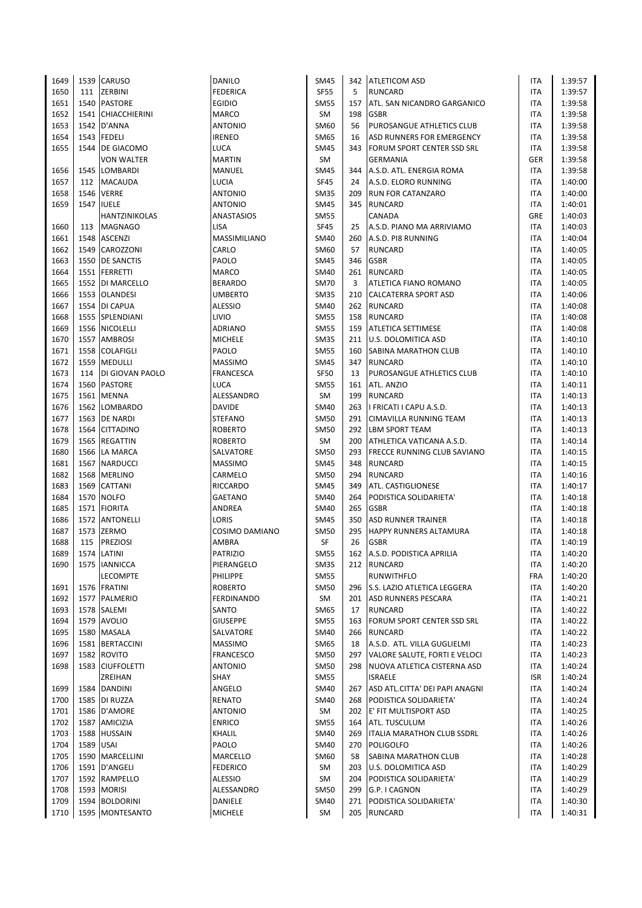| | | | | | | | | |
|---|---|---|---|---|---|---|---|---|
| 1649 | 1539 | CARUSO | DANILO | SM45 | 342 | ATLETICOM ASD | ITA | 1:39:57 |
| 1650 | 111 | ZERBINI | FEDERICA | SF55 | 5 | RUNCARD | ITA | 1:39:57 |
| 1651 | 1540 | PASTORE | EGIDIO | SM55 | 157 | ATL. SAN NICANDRO GARGANICO | ITA | 1:39:58 |
| 1652 | 1541 | CHIACCHIERINI | MARCO | SM | 198 | GSBR | ITA | 1:39:58 |
| 1653 | 1542 | D'ANNA | ANTONIO | SM60 | 56 | PUROSANGUE ATHLETICS CLUB | ITA | 1:39:58 |
| 1654 | 1543 | FEDELI | IRENEO | SM65 | 16 | ASD RUNNERS FOR EMERGENCY | ITA | 1:39:58 |
| 1655 | 1544 | DE GIACOMO | LUCA | SM45 | 343 | FORUM SPORT CENTER SSD SRL | ITA | 1:39:58 |
| | | VON WALTER | MARTIN | SM | | GERMANIA | GER | 1:39:58 |
| 1656 | 1545 | LOMBARDI | MANUEL | SM45 | 344 | A.S.D. ATL. ENERGIA ROMA | ITA | 1:39:59 |
| 1657 | 112 | MACAUDA | LUCIA | SF45 | 24 | A.S.D. ELORO RUNNING | ITA | 1:40:00 |
| 1658 | 1546 | VERRE | ANTONIO | SM35 | 209 | RUN FOR CATANZARO | ITA | 1:40:00 |
| 1659 | 1547 | IUELE | ANTONIO | SM45 | 345 | RUNCARD | ITA | 1:40:01 |
| | | HANTZINIKOLAS | ANASTASIOS | SM55 | | CANADA | GRE | 1:40:03 |
| 1660 | 113 | MAGNAGO | LISA | SF45 | 25 | A.S.D. PIANO MA ARRIVIAMO | ITA | 1:40:03 |
| 1661 | 1548 | ASCENZI | MASSIMILIANO | SM40 | 260 | A.S.D. PI8 RUNNING | ITA | 1:40:04 |
| 1662 | 1549 | CAROZZONI | CARLO | SM60 | 57 | RUNCARD | ITA | 1:40:05 |
| 1663 | 1550 | DE SANCTIS | PAOLO | SM45 | 346 | GSBR | ITA | 1:40:05 |
| 1664 | 1551 | FERRETTI | MARCO | SM40 | 261 | RUNCARD | ITA | 1:40:05 |
| 1665 | 1552 | DI MARCELLO | BERARDO | SM70 | 3 | ATLETICA FIANO ROMANO | ITA | 1:40:05 |
| 1666 | 1553 | OLANDESI | UMBERTO | SM35 | 210 | CALCATERRA SPORT ASD | ITA | 1:40:06 |
| 1667 | 1554 | DI CAPUA | ALESSIO | SM40 | 262 | RUNCARD | ITA | 1:40:08 |
| 1668 | 1555 | SPLENDIANI | LIVIO | SM55 | 158 | RUNCARD | ITA | 1:40:08 |
| 1669 | 1556 | NICOLELLI | ADRIANO | SM55 | 159 | ATLETICA SETTIMESE | ITA | 1:40:08 |
| 1670 | 1557 | AMBROSI | MICHELE | SM35 | 211 | U.S. DOLOMITICA ASD | ITA | 1:40:10 |
| 1671 | 1558 | COLAFIGLI | PAOLO | SM55 | 160 | SABINA MARATHON CLUB | ITA | 1:40:10 |
| 1672 | 1559 | MEDULLI | MASSIMO | SM45 | 347 | RUNCARD | ITA | 1:40:10 |
| 1673 | 114 | DI GIOVAN PAOLO | FRANCESCA | SF50 | 13 | PUROSANGUE ATHLETICS CLUB | ITA | 1:40:10 |
| 1674 | 1560 | PASTORE | LUCA | SM55 | 161 | ATL. ANZIO | ITA | 1:40:11 |
| 1675 | 1561 | MENNA | ALESSANDRO | SM | 199 | RUNCARD | ITA | 1:40:13 |
| 1676 | 1562 | LOMBARDO | DAVIDE | SM40 | 263 | I FRICATI I CAPU A.S.D. | ITA | 1:40:13 |
| 1677 | 1563 | DE NARDI | STEFANO | SM50 | 291 | CIMAVILLA RUNNING TEAM | ITA | 1:40:13 |
| 1678 | 1564 | CITTADINO | ROBERTO | SM50 | 292 | LBM SPORT TEAM | ITA | 1:40:13 |
| 1679 | 1565 | REGATTIN | ROBERTO | SM | 200 | ATHLETICA VATICANA A.S.D. | ITA | 1:40:14 |
| 1680 | 1566 | LA MARCA | SALVATORE | SM50 | 293 | FRECCE RUNNING CLUB SAVIANO | ITA | 1:40:15 |
| 1681 | 1567 | NARDUCCI | MASSIMO | SM45 | 348 | RUNCARD | ITA | 1:40:15 |
| 1682 | 1568 | MERLINO | CARMELO | SM50 | 294 | RUNCARD | ITA | 1:40:16 |
| 1683 | 1569 | CATTANI | RICCARDO | SM45 | 349 | ATL. CASTIGLIONESE | ITA | 1:40:17 |
| 1684 | 1570 | NOLFO | GAETANO | SM40 | 264 | PODISTICA SOLIDARIETA' | ITA | 1:40:18 |
| 1685 | 1571 | FIORITA | ANDREA | SM40 | 265 | GSBR | ITA | 1:40:18 |
| 1686 | 1572 | ANTONELLI | LORIS | SM45 | 350 | ASD RUNNER TRAINER | ITA | 1:40:18 |
| 1687 | 1573 | ZERMO | COSIMO DAMIANO | SM50 | 295 | HAPPY RUNNERS ALTAMURA | ITA | 1:40:18 |
| 1688 | 115 | PREZIOSI | AMBRA | SF | 26 | GSBR | ITA | 1:40:19 |
| 1689 | 1574 | LATINI | PATRIZIO | SM55 | 162 | A.S.D. PODISTICA APRILIA | ITA | 1:40:20 |
| 1690 | 1575 | IANNICCA | PIERANGELO | SM35 | 212 | RUNCARD | ITA | 1:40:20 |
| | | LECOMPTE | PHILIPPE | SM55 | | RUNWITHFLO | FRA | 1:40:20 |
| 1691 | 1576 | FRATINI | ROBERTO | SM50 | 296 | S.S. LAZIO ATLETICA LEGGERA | ITA | 1:40:20 |
| 1692 | 1577 | PALMERIO | FERDINANDO | SM | 201 | ASD RUNNERS PESCARA | ITA | 1:40:21 |
| 1693 | 1578 | SALEMI | SANTO | SM65 | 17 | RUNCARD | ITA | 1:40:22 |
| 1694 | 1579 | AVOLIO | GIUSEPPE | SM55 | 163 | FORUM SPORT CENTER SSD SRL | ITA | 1:40:22 |
| 1695 | 1580 | MASALA | SALVATORE | SM40 | 266 | RUNCARD | ITA | 1:40:22 |
| 1696 | 1581 | BERTACCINI | MASSIMO | SM65 | 18 | A.S.D. ATL. VILLA GUGLIELMI | ITA | 1:40:23 |
| 1697 | 1582 | ROVITO | FRANCESCO | SM50 | 297 | VALORE SALUTE, FORTI E VELOCI | ITA | 1:40:23 |
| 1698 | 1583 | CIUFFOLETTI | ANTONIO | SM50 | 298 | NUOVA ATLETICA CISTERNA ASD | ITA | 1:40:24 |
| | | ZREIHAN | SHAY | SM55 | | ISRAELE | ISR | 1:40:24 |
| 1699 | 1584 | DANDINI | ANGELO | SM40 | 267 | ASD ATL.CITTA' DEI PAPI ANAGNI | ITA | 1:40:24 |
| 1700 | 1585 | DI RUZZA | RENATO | SM40 | 268 | PODISTICA SOLIDARIETA' | ITA | 1:40:24 |
| 1701 | 1586 | D'AMORE | ANTONIO | SM | 202 | E' FIT MULTISPORT ASD | ITA | 1:40:25 |
| 1702 | 1587 | AMICIZIA | ENRICO | SM55 | 164 | ATL. TUSCULUM | ITA | 1:40:26 |
| 1703 | 1588 | HUSSAIN | KHALIL | SM40 | 269 | ITALIA MARATHON CLUB SSDRL | ITA | 1:40:26 |
| 1704 | 1589 | USAI | PAOLO | SM40 | 270 | POLIGOLFO | ITA | 1:40:26 |
| 1705 | 1590 | MARCELLINI | MARCELLO | SM60 | 58 | SABINA MARATHON CLUB | ITA | 1:40:28 |
| 1706 | 1591 | D'ANGELI | FEDERICO | SM | 203 | U.S. DOLOMITICA ASD | ITA | 1:40:29 |
| 1707 | 1592 | RAMPELLO | ALESSIO | SM | 204 | PODISTICA SOLIDARIETA' | ITA | 1:40:29 |
| 1708 | 1593 | MORISI | ALESSANDRO | SM50 | 299 | G.P. I CAGNON | ITA | 1:40:29 |
| 1709 | 1594 | BOLDORINI | DANIELE | SM40 | 271 | PODISTICA SOLIDARIETA' | ITA | 1:40:30 |
| 1710 | 1595 | MONTESANTO | MICHELE | SM | 205 | RUNCARD | ITA | 1:40:31 |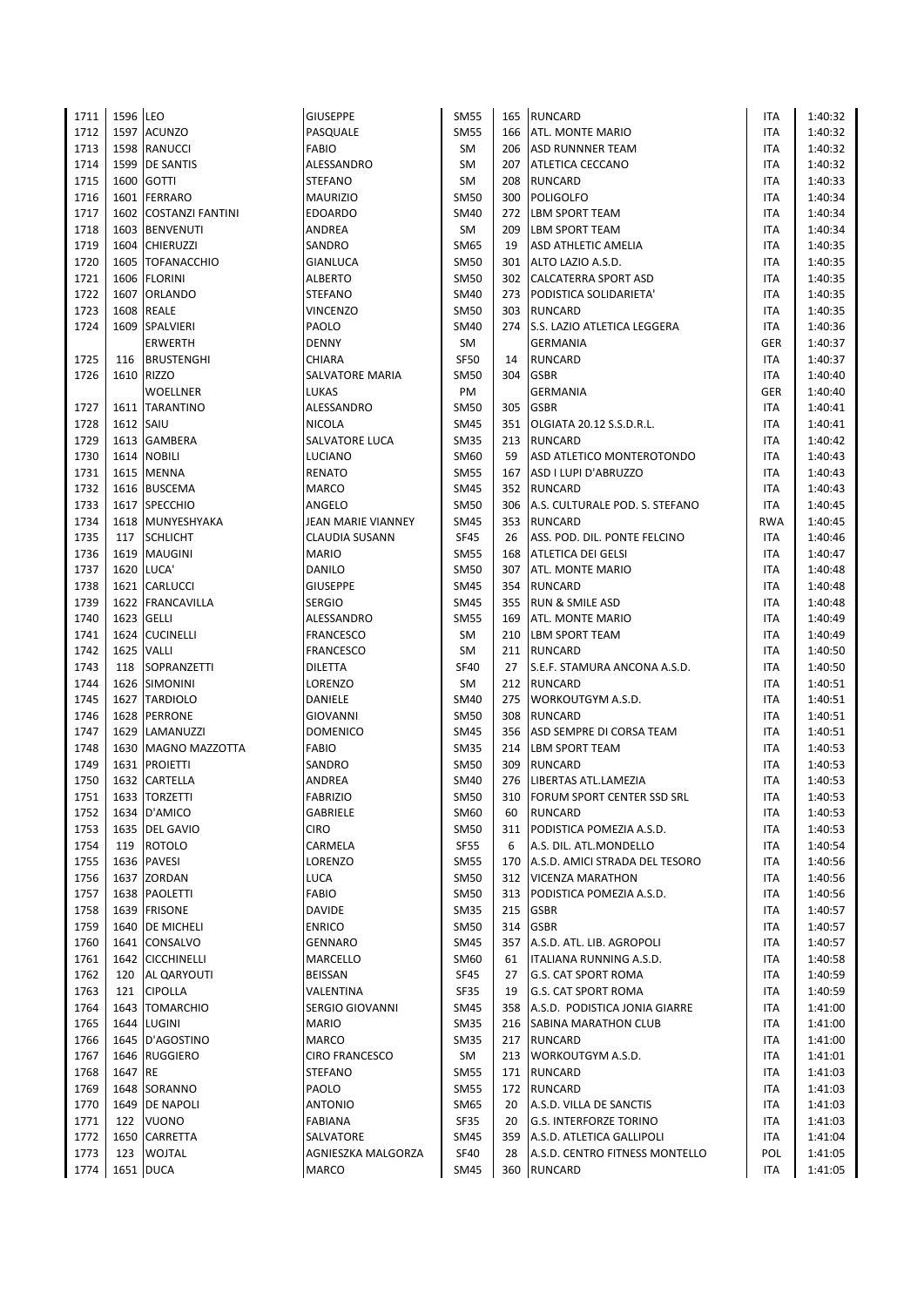| | | | | | | | | |
|---|---|---|---|---|---|---|---|---|
| 1711 | 1596 | LEO | GIUSEPPE | SM55 | 165 | RUNCARD | ITA | 1:40:32 |
| 1712 | 1597 | ACUNZO | PASQUALE | SM55 | 166 | ATL. MONTE MARIO | ITA | 1:40:32 |
| 1713 | 1598 | RANUCCI | FABIO | SM | 206 | ASD RUNNNER TEAM | ITA | 1:40:32 |
| 1714 | 1599 | DE SANTIS | ALESSANDRO | SM | 207 | ATLETICA CECCANO | ITA | 1:40:32 |
| 1715 | 1600 | GOTTI | STEFANO | SM | 208 | RUNCARD | ITA | 1:40:33 |
| 1716 | 1601 | FERRARO | MAURIZIO | SM50 | 300 | POLIGOLFO | ITA | 1:40:34 |
| 1717 | 1602 | COSTANZI FANTINI | EDOARDO | SM40 | 272 | LBM SPORT TEAM | ITA | 1:40:34 |
| 1718 | 1603 | BENVENUTI | ANDREA | SM | 209 | LBM SPORT TEAM | ITA | 1:40:34 |
| 1719 | 1604 | CHIERUZZI | SANDRO | SM65 | 19 | ASD ATHLETIC AMELIA | ITA | 1:40:35 |
| 1720 | 1605 | TOFANACCHIO | GIANLUCA | SM50 | 301 | ALTO LAZIO A.S.D. | ITA | 1:40:35 |
| 1721 | 1606 | FLORINI | ALBERTO | SM50 | 302 | CALCATERRA SPORT ASD | ITA | 1:40:35 |
| 1722 | 1607 | ORLANDO | STEFANO | SM40 | 273 | PODISTICA SOLIDARIETA' | ITA | 1:40:35 |
| 1723 | 1608 | REALE | VINCENZO | SM50 | 303 | RUNCARD | ITA | 1:40:35 |
| 1724 | 1609 | SPALVIERI | PAOLO | SM40 | 274 | S.S. LAZIO ATLETICA LEGGERA | ITA | 1:40:36 |
| | | ERWERTH | DENNY | SM | | GERMANIA | GER | 1:40:37 |
| 1725 | 116 | BRUSTENGHI | CHIARA | SF50 | 14 | RUNCARD | ITA | 1:40:37 |
| 1726 | 1610 | RIZZO | SALVATORE MARIA | SM50 | 304 | GSBR | ITA | 1:40:40 |
| | | WOELLNER | LUKAS | PM | | GERMANIA | GER | 1:40:40 |
| 1727 | 1611 | TARANTINO | ALESSANDRO | SM50 | 305 | GSBR | ITA | 1:40:41 |
| 1728 | 1612 | SAIU | NICOLA | SM45 | 351 | OLGIATA 20.12 S.S.D.R.L. | ITA | 1:40:41 |
| 1729 | 1613 | GAMBERA | SALVATORE LUCA | SM35 | 213 | RUNCARD | ITA | 1:40:42 |
| 1730 | 1614 | NOBILI | LUCIANO | SM60 | 59 | ASD ATLETICO MONTEROTONDO | ITA | 1:40:43 |
| 1731 | 1615 | MENNA | RENATO | SM55 | 167 | ASD I LUPI D'ABRUZZO | ITA | 1:40:43 |
| 1732 | 1616 | BUSCEMA | MARCO | SM45 | 352 | RUNCARD | ITA | 1:40:43 |
| 1733 | 1617 | SPECCHIO | ANGELO | SM50 | 306 | A.S. CULTURALE POD. S. STEFANO | ITA | 1:40:45 |
| 1734 | 1618 | MUNYESHYAKA | JEAN MARIE VIANNEY | SM45 | 353 | RUNCARD | RWA | 1:40:45 |
| 1735 | 117 | SCHLICHT | CLAUDIA SUSANN | SF45 | 26 | ASS. POD. DIL. PONTE FELCINO | ITA | 1:40:46 |
| 1736 | 1619 | MAUGINI | MARIO | SM55 | 168 | ATLETICA DEI GELSI | ITA | 1:40:47 |
| 1737 | 1620 | LUCA' | DANILO | SM50 | 307 | ATL. MONTE MARIO | ITA | 1:40:48 |
| 1738 | 1621 | CARLUCCI | GIUSEPPE | SM45 | 354 | RUNCARD | ITA | 1:40:48 |
| 1739 | 1622 | FRANCAVILLA | SERGIO | SM45 | 355 | RUN & SMILE ASD | ITA | 1:40:48 |
| 1740 | 1623 | GELLI | ALESSANDRO | SM55 | 169 | ATL. MONTE MARIO | ITA | 1:40:49 |
| 1741 | 1624 | CUCINELLI | FRANCESCO | SM | 210 | LBM SPORT TEAM | ITA | 1:40:49 |
| 1742 | 1625 | VALLI | FRANCESCO | SM | 211 | RUNCARD | ITA | 1:40:50 |
| 1743 | 118 | SOPRANZETTI | DILETTA | SF40 | 27 | S.E.F. STAMURA ANCONA A.S.D. | ITA | 1:40:50 |
| 1744 | 1626 | SIMONINI | LORENZO | SM | 212 | RUNCARD | ITA | 1:40:51 |
| 1745 | 1627 | TARDIOLO | DANIELE | SM40 | 275 | WORKOUTGYM A.S.D. | ITA | 1:40:51 |
| 1746 | 1628 | PERRONE | GIOVANNI | SM50 | 308 | RUNCARD | ITA | 1:40:51 |
| 1747 | 1629 | LAMANUZZI | DOMENICO | SM45 | 356 | ASD SEMPRE DI CORSA TEAM | ITA | 1:40:51 |
| 1748 | 1630 | MAGNO MAZZOTTA | FABIO | SM35 | 214 | LBM SPORT TEAM | ITA | 1:40:53 |
| 1749 | 1631 | PROIETTI | SANDRO | SM50 | 309 | RUNCARD | ITA | 1:40:53 |
| 1750 | 1632 | CARTELLA | ANDREA | SM40 | 276 | LIBERTAS ATL.LAMEZIA | ITA | 1:40:53 |
| 1751 | 1633 | TORZETTI | FABRIZIO | SM50 | 310 | FORUM SPORT CENTER SSD SRL | ITA | 1:40:53 |
| 1752 | 1634 | D'AMICO | GABRIELE | SM60 | 60 | RUNCARD | ITA | 1:40:53 |
| 1753 | 1635 | DEL GAVIO | CIRO | SM50 | 311 | PODISTICA POMEZIA A.S.D. | ITA | 1:40:53 |
| 1754 | 119 | ROTOLO | CARMELA | SF55 | 6 | A.S. DIL. ATL.MONDELLO | ITA | 1:40:54 |
| 1755 | 1636 | PAVESI | LORENZO | SM55 | 170 | A.S.D. AMICI STRADA DEL TESORO | ITA | 1:40:56 |
| 1756 | 1637 | ZORDAN | LUCA | SM50 | 312 | VICENZA MARATHON | ITA | 1:40:56 |
| 1757 | 1638 | PAOLETTI | FABIO | SM50 | 313 | PODISTICA POMEZIA A.S.D. | ITA | 1:40:56 |
| 1758 | 1639 | FRISONE | DAVIDE | SM35 | 215 | GSBR | ITA | 1:40:57 |
| 1759 | 1640 | DE MICHELI | ENRICO | SM50 | 314 | GSBR | ITA | 1:40:57 |
| 1760 | 1641 | CONSALVO | GENNARO | SM45 | 357 | A.S.D. ATL. LIB. AGROPOLI | ITA | 1:40:57 |
| 1761 | 1642 | CICCHINELLI | MARCELLO | SM60 | 61 | ITALIANA RUNNING A.S.D. | ITA | 1:40:58 |
| 1762 | 120 | AL QARYOUTI | BEISSAN | SF45 | 27 | G.S. CAT SPORT ROMA | ITA | 1:40:59 |
| 1763 | 121 | CIPOLLA | VALENTINA | SF35 | 19 | G.S. CAT SPORT ROMA | ITA | 1:40:59 |
| 1764 | 1643 | TOMARCHIO | SERGIO GIOVANNI | SM45 | 358 | A.S.D. PODISTICA JONIA GIARRE | ITA | 1:41:00 |
| 1765 | 1644 | LUGINI | MARIO | SM35 | 216 | SABINA MARATHON CLUB | ITA | 1:41:00 |
| 1766 | 1645 | D'AGOSTINO | MARCO | SM35 | 217 | RUNCARD | ITA | 1:41:00 |
| 1767 | 1646 | RUGGIERO | CIRO FRANCESCO | SM | 213 | WORKOUTGYM A.S.D. | ITA | 1:41:01 |
| 1768 | 1647 | RE | STEFANO | SM55 | 171 | RUNCARD | ITA | 1:41:03 |
| 1769 | 1648 | SORANNO | PAOLO | SM55 | 172 | RUNCARD | ITA | 1:41:03 |
| 1770 | 1649 | DE NAPOLI | ANTONIO | SM65 | 20 | A.S.D. VILLA DE SANCTIS | ITA | 1:41:03 |
| 1771 | 122 | VUONO | FABIANA | SF35 | 20 | G.S. INTERFORZE TORINO | ITA | 1:41:03 |
| 1772 | 1650 | CARRETTA | SALVATORE | SM45 | 359 | A.S.D. ATLETICA GALLIPOLI | ITA | 1:41:04 |
| 1773 | 123 | WOJTAL | AGNIESZKA MALGORZA | SF40 | 28 | A.S.D. CENTRO FITNESS MONTELLO | POL | 1:41:05 |
| 1774 | 1651 | DUCA | MARCO | SM45 | 360 | RUNCARD | ITA | 1:41:05 |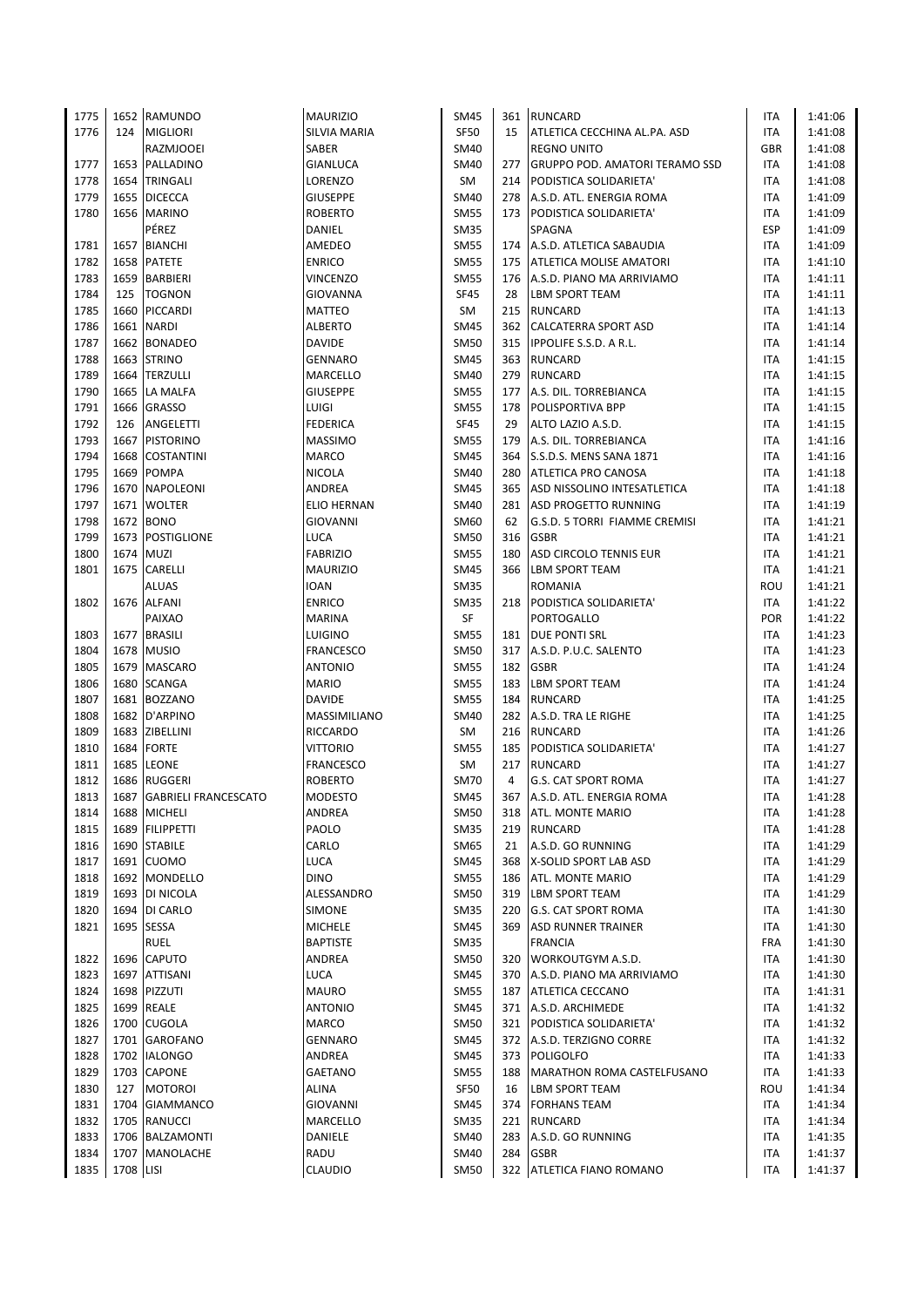| | | | | | | | | |
|---|---|---|---|---|---|---|---|---|
| 1775 | 1652 | RAMUNDO | MAURIZIO | SM45 | 361 | RUNCARD | ITA | 1:41:06 |
| 1776 | 124 | MIGLIORI | SILVIA MARIA | SF50 | 15 | ATLETICA CECCHINA AL.PA. ASD | ITA | 1:41:08 |
| | | RAZMJOOEI | SABER | SM40 | | REGNO UNITO | GBR | 1:41:08 |
| 1777 | 1653 | PALLADINO | GIANLUCA | SM40 | 277 | GRUPPO POD. AMATORI TERAMO SSD | ITA | 1:41:08 |
| 1778 | 1654 | TRINGALI | LORENZO | SM | 214 | PODISTICA SOLIDARIETA' | ITA | 1:41:08 |
| 1779 | 1655 | DICECCA | GIUSEPPE | SM40 | 278 | A.S.D. ATL. ENERGIA ROMA | ITA | 1:41:09 |
| 1780 | 1656 | MARINO | ROBERTO | SM55 | 173 | PODISTICA SOLIDARIETA' | ITA | 1:41:09 |
| | | PÉREZ | DANIEL | SM35 | | SPAGNA | ESP | 1:41:09 |
| 1781 | 1657 | BIANCHI | AMEDEO | SM55 | 174 | A.S.D. ATLETICA SABAUDIA | ITA | 1:41:09 |
| 1782 | 1658 | PATETE | ENRICO | SM55 | 175 | ATLETICA MOLISE AMATORI | ITA | 1:41:10 |
| 1783 | 1659 | BARBIERI | VINCENZO | SM55 | 176 | A.S.D. PIANO MA ARRIVIAMO | ITA | 1:41:11 |
| 1784 | 125 | TOGNON | GIOVANNA | SF45 | 28 | LBM SPORT TEAM | ITA | 1:41:11 |
| 1785 | 1660 | PICCARDI | MATTEO | SM | 215 | RUNCARD | ITA | 1:41:13 |
| 1786 | 1661 | NARDI | ALBERTO | SM45 | 362 | CALCATERRA SPORT ASD | ITA | 1:41:14 |
| 1787 | 1662 | BONADEO | DAVIDE | SM50 | 315 | IPPOLIFE S.S.D. A R.L. | ITA | 1:41:14 |
| 1788 | 1663 | STRINO | GENNARO | SM45 | 363 | RUNCARD | ITA | 1:41:15 |
| 1789 | 1664 | TERZULLI | MARCELLO | SM40 | 279 | RUNCARD | ITA | 1:41:15 |
| 1790 | 1665 | LA MALFA | GIUSEPPE | SM55 | 177 | A.S. DIL. TORREBIANCA | ITA | 1:41:15 |
| 1791 | 1666 | GRASSO | LUIGI | SM55 | 178 | POLISPORTIVA BPP | ITA | 1:41:15 |
| 1792 | 126 | ANGELETTI | FEDERICA | SF45 | 29 | ALTO LAZIO A.S.D. | ITA | 1:41:15 |
| 1793 | 1667 | PISTORINO | MASSIMO | SM55 | 179 | A.S. DIL. TORREBIANCA | ITA | 1:41:16 |
| 1794 | 1668 | COSTANTINI | MARCO | SM45 | 364 | S.S.D.S. MENS SANA 1871 | ITA | 1:41:16 |
| 1795 | 1669 | POMPA | NICOLA | SM40 | 280 | ATLETICA PRO CANOSA | ITA | 1:41:18 |
| 1796 | 1670 | NAPOLEONI | ANDREA | SM45 | 365 | ASD NISSOLINO INTESATLETICA | ITA | 1:41:18 |
| 1797 | 1671 | WOLTER | ELIO HERNAN | SM40 | 281 | ASD PROGETTO RUNNING | ITA | 1:41:19 |
| 1798 | 1672 | BONO | GIOVANNI | SM60 | 62 | G.S.D. 5 TORRI FIAMME CREMISI | ITA | 1:41:21 |
| 1799 | 1673 | POSTIGLIONE | LUCA | SM50 | 316 | GSBR | ITA | 1:41:21 |
| 1800 | 1674 | MUZI | FABRIZIO | SM55 | 180 | ASD CIRCOLO TENNIS EUR | ITA | 1:41:21 |
| 1801 | 1675 | CARELLI | MAURIZIO | SM45 | 366 | LBM SPORT TEAM | ITA | 1:41:21 |
| | | ALUAS | IOAN | SM35 | | ROMANIA | ROU | 1:41:21 |
| 1802 | 1676 | ALFANI | ENRICO | SM35 | 218 | PODISTICA SOLIDARIETA' | ITA | 1:41:22 |
| | | PAIXAO | MARINA | SF | | PORTOGALLO | POR | 1:41:22 |
| 1803 | 1677 | BRASILI | LUIGINO | SM55 | 181 | DUE PONTI SRL | ITA | 1:41:23 |
| 1804 | 1678 | MUSIO | FRANCESCO | SM50 | 317 | A.S.D. P.U.C. SALENTO | ITA | 1:41:23 |
| 1805 | 1679 | MASCARO | ANTONIO | SM55 | 182 | GSBR | ITA | 1:41:24 |
| 1806 | 1680 | SCANGA | MARIO | SM55 | 183 | LBM SPORT TEAM | ITA | 1:41:24 |
| 1807 | 1681 | BOZZANO | DAVIDE | SM55 | 184 | RUNCARD | ITA | 1:41:25 |
| 1808 | 1682 | D'ARPINO | MASSIMILIANO | SM40 | 282 | A.S.D. TRA LE RIGHE | ITA | 1:41:25 |
| 1809 | 1683 | ZIBELLINI | RICCARDO | SM | 216 | RUNCARD | ITA | 1:41:26 |
| 1810 | 1684 | FORTE | VITTORIO | SM55 | 185 | PODISTICA SOLIDARIETA' | ITA | 1:41:27 |
| 1811 | 1685 | LEONE | FRANCESCO | SM | 217 | RUNCARD | ITA | 1:41:27 |
| 1812 | 1686 | RUGGERI | ROBERTO | SM70 | 4 | G.S. CAT SPORT ROMA | ITA | 1:41:27 |
| 1813 | 1687 | GABRIELI FRANCESCATO | MODESTO | SM45 | 367 | A.S.D. ATL. ENERGIA ROMA | ITA | 1:41:28 |
| 1814 | 1688 | MICHELI | ANDREA | SM50 | 318 | ATL. MONTE MARIO | ITA | 1:41:28 |
| 1815 | 1689 | FILIPPETTI | PAOLO | SM35 | 219 | RUNCARD | ITA | 1:41:28 |
| 1816 | 1690 | STABILE | CARLO | SM65 | 21 | A.S.D. GO RUNNING | ITA | 1:41:29 |
| 1817 | 1691 | CUOMO | LUCA | SM45 | 368 | X-SOLID SPORT LAB ASD | ITA | 1:41:29 |
| 1818 | 1692 | MONDELLO | DINO | SM55 | 186 | ATL. MONTE MARIO | ITA | 1:41:29 |
| 1819 | 1693 | DI NICOLA | ALESSANDRO | SM50 | 319 | LBM SPORT TEAM | ITA | 1:41:29 |
| 1820 | 1694 | DI CARLO | SIMONE | SM35 | 220 | G.S. CAT SPORT ROMA | ITA | 1:41:30 |
| 1821 | 1695 | SESSA | MICHELE | SM45 | 369 | ASD RUNNER TRAINER | ITA | 1:41:30 |
| | | RUEL | BAPTISTE | SM35 | | FRANCIA | FRA | 1:41:30 |
| 1822 | 1696 | CAPUTO | ANDREA | SM50 | 320 | WORKOUTGYM A.S.D. | ITA | 1:41:30 |
| 1823 | 1697 | ATTISANI | LUCA | SM45 | 370 | A.S.D. PIANO MA ARRIVIAMO | ITA | 1:41:30 |
| 1824 | 1698 | PIZZUTI | MAURO | SM55 | 187 | ATLETICA CECCANO | ITA | 1:41:31 |
| 1825 | 1699 | REALE | ANTONIO | SM45 | 371 | A.S.D. ARCHIMEDE | ITA | 1:41:32 |
| 1826 | 1700 | CUGOLA | MARCO | SM50 | 321 | PODISTICA SOLIDARIETA' | ITA | 1:41:32 |
| 1827 | 1701 | GAROFANO | GENNARO | SM45 | 372 | A.S.D. TERZIGNO CORRE | ITA | 1:41:32 |
| 1828 | 1702 | IALONGO | ANDREA | SM45 | 373 | POLIGOLFO | ITA | 1:41:33 |
| 1829 | 1703 | CAPONE | GAETANO | SM55 | 188 | MARATHON ROMA CASTELFUSANO | ITA | 1:41:33 |
| 1830 | 127 | MOTOROI | ALINA | SF50 | 16 | LBM SPORT TEAM | ROU | 1:41:34 |
| 1831 | 1704 | GIAMMANCO | GIOVANNI | SM45 | 374 | FORHANS TEAM | ITA | 1:41:34 |
| 1832 | 1705 | RANUCCI | MARCELLO | SM35 | 221 | RUNCARD | ITA | 1:41:34 |
| 1833 | 1706 | BALZAMONTI | DANIELE | SM40 | 283 | A.S.D. GO RUNNING | ITA | 1:41:35 |
| 1834 | 1707 | MANOLACHE | RADU | SM40 | 284 | GSBR | ITA | 1:41:37 |
| 1835 | 1708 | LISI | CLAUDIO | SM50 | 322 | ATLETICA FIANO ROMANO | ITA | 1:41:37 |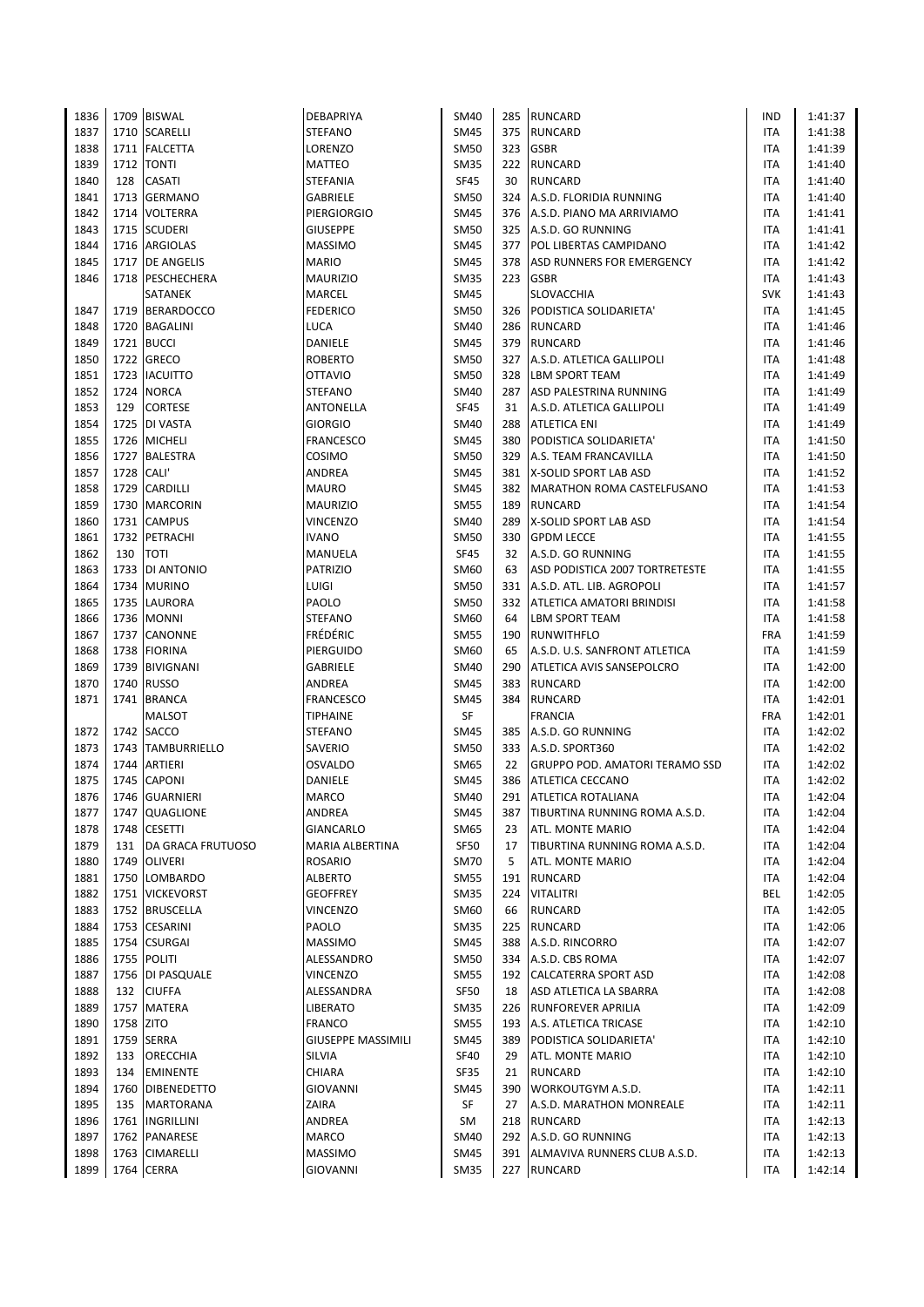| | | | | | | | | |
|---|---|---|---|---|---|---|---|---|
| 1836 | 1709 | BISWAL | DEBAPRIYA | SM40 | 285 | RUNCARD | IND | 1:41:37 |
| 1837 | 1710 | SCARELLI | STEFANO | SM45 | 375 | RUNCARD | ITA | 1:41:38 |
| 1838 | 1711 | FALCETTA | LORENZO | SM50 | 323 | GSBR | ITA | 1:41:39 |
| 1839 | 1712 | TONTI | MATTEO | SM35 | 222 | RUNCARD | ITA | 1:41:40 |
| 1840 | 128 | CASATI | STEFANIA | SF45 | 30 | RUNCARD | ITA | 1:41:40 |
| 1841 | 1713 | GERMANO | GABRIELE | SM50 | 324 | A.S.D. FLORIDIA RUNNING | ITA | 1:41:40 |
| 1842 | 1714 | VOLTERRA | PIERGIORGIO | SM45 | 376 | A.S.D. PIANO MA ARRIVIAMO | ITA | 1:41:41 |
| 1843 | 1715 | SCUDERI | GIUSEPPE | SM50 | 325 | A.S.D. GO RUNNING | ITA | 1:41:41 |
| 1844 | 1716 | ARGIOLAS | MASSIMO | SM45 | 377 | POL LIBERTAS CAMPIDANO | ITA | 1:41:42 |
| 1845 | 1717 | DE ANGELIS | MARIO | SM45 | 378 | ASD RUNNERS FOR EMERGENCY | ITA | 1:41:42 |
| 1846 | 1718 | PESCHECHERA | MAURIZIO | SM35 | 223 | GSBR | ITA | 1:41:43 |
| | | SATANEK | MARCEL | SM45 | | SLOVACCHIA | SVK | 1:41:43 |
| 1847 | 1719 | BERARDOCCO | FEDERICO | SM50 | 326 | PODISTICA SOLIDARIETA' | ITA | 1:41:45 |
| 1848 | 1720 | BAGALINI | LUCA | SM40 | 286 | RUNCARD | ITA | 1:41:46 |
| 1849 | 1721 | BUCCI | DANIELE | SM45 | 379 | RUNCARD | ITA | 1:41:46 |
| 1850 | 1722 | GRECO | ROBERTO | SM50 | 327 | A.S.D. ATLETICA GALLIPOLI | ITA | 1:41:48 |
| 1851 | 1723 | IACUITTO | OTTAVIO | SM50 | 328 | LBM SPORT TEAM | ITA | 1:41:49 |
| 1852 | 1724 | NORCA | STEFANO | SM40 | 287 | ASD PALESTRINA RUNNING | ITA | 1:41:49 |
| 1853 | 129 | CORTESE | ANTONELLA | SF45 | 31 | A.S.D. ATLETICA GALLIPOLI | ITA | 1:41:49 |
| 1854 | 1725 | DI VASTA | GIORGIO | SM40 | 288 | ATLETICA ENI | ITA | 1:41:49 |
| 1855 | 1726 | MICHELI | FRANCESCO | SM45 | 380 | PODISTICA SOLIDARIETA' | ITA | 1:41:50 |
| 1856 | 1727 | BALESTRA | COSIMO | SM50 | 329 | A.S. TEAM FRANCAVILLA | ITA | 1:41:50 |
| 1857 | 1728 | CALI' | ANDREA | SM45 | 381 | X-SOLID SPORT LAB ASD | ITA | 1:41:52 |
| 1858 | 1729 | CARDILLI | MAURO | SM45 | 382 | MARATHON ROMA CASTELFUSANO | ITA | 1:41:53 |
| 1859 | 1730 | MARCORIN | MAURIZIO | SM55 | 189 | RUNCARD | ITA | 1:41:54 |
| 1860 | 1731 | CAMPUS | VINCENZO | SM40 | 289 | X-SOLID SPORT LAB ASD | ITA | 1:41:54 |
| 1861 | 1732 | PETRACHI | IVANO | SM50 | 330 | GPDM LECCE | ITA | 1:41:55 |
| 1862 | 130 | TOTI | MANUELA | SF45 | 32 | A.S.D. GO RUNNING | ITA | 1:41:55 |
| 1863 | 1733 | DI ANTONIO | PATRIZIO | SM60 | 63 | ASD PODISTICA 2007 TORTRETESTE | ITA | 1:41:55 |
| 1864 | 1734 | MURINO | LUIGI | SM50 | 331 | A.S.D. ATL. LIB. AGROPOLI | ITA | 1:41:57 |
| 1865 | 1735 | LAURORA | PAOLO | SM50 | 332 | ATLETICA AMATORI BRINDISI | ITA | 1:41:58 |
| 1866 | 1736 | MONNI | STEFANO | SM60 | 64 | LBM SPORT TEAM | ITA | 1:41:58 |
| 1867 | 1737 | CANONNE | FRÉDÉRIC | SM55 | 190 | RUNWITHFLO | FRA | 1:41:59 |
| 1868 | 1738 | FIORINA | PIERGUIDO | SM60 | 65 | A.S.D. U.S. SANFRONT ATLETICA | ITA | 1:41:59 |
| 1869 | 1739 | BIVIGNANI | GABRIELE | SM40 | 290 | ATLETICA AVIS SANSEPOLCRO | ITA | 1:42:00 |
| 1870 | 1740 | RUSSO | ANDREA | SM45 | 383 | RUNCARD | ITA | 1:42:00 |
| 1871 | 1741 | BRANCA | FRANCESCO | SM45 | 384 | RUNCARD | ITA | 1:42:01 |
| | | MALSOT | TIPHAINE | SF | | FRANCIA | FRA | 1:42:01 |
| 1872 | 1742 | SACCO | STEFANO | SM45 | 385 | A.S.D. GO RUNNING | ITA | 1:42:02 |
| 1873 | 1743 | TAMBURRIELLO | SAVERIO | SM50 | 333 | A.S.D. SPORT360 | ITA | 1:42:02 |
| 1874 | 1744 | ARTIERI | OSVALDO | SM65 | 22 | GRUPPO POD. AMATORI TERAMO SSD | ITA | 1:42:02 |
| 1875 | 1745 | CAPONI | DANIELE | SM45 | 386 | ATLETICA CECCANO | ITA | 1:42:02 |
| 1876 | 1746 | GUARNIERI | MARCO | SM40 | 291 | ATLETICA ROTALIANA | ITA | 1:42:04 |
| 1877 | 1747 | QUAGLIONE | ANDREA | SM45 | 387 | TIBURTINA RUNNING ROMA A.S.D. | ITA | 1:42:04 |
| 1878 | 1748 | CESETTI | GIANCARLO | SM65 | 23 | ATL. MONTE MARIO | ITA | 1:42:04 |
| 1879 | 131 | DA GRACA FRUTUOSO | MARIA ALBERTINA | SF50 | 17 | TIBURTINA RUNNING ROMA A.S.D. | ITA | 1:42:04 |
| 1880 | 1749 | OLIVERI | ROSARIO | SM70 | 5 | ATL. MONTE MARIO | ITA | 1:42:04 |
| 1881 | 1750 | LOMBARDO | ALBERTO | SM55 | 191 | RUNCARD | ITA | 1:42:04 |
| 1882 | 1751 | VICKEVORST | GEOFFREY | SM35 | 224 | VITALITRI | BEL | 1:42:05 |
| 1883 | 1752 | BRUSCELLA | VINCENZO | SM60 | 66 | RUNCARD | ITA | 1:42:05 |
| 1884 | 1753 | CESARINI | PAOLO | SM35 | 225 | RUNCARD | ITA | 1:42:06 |
| 1885 | 1754 | CSURGAI | MASSIMO | SM45 | 388 | A.S.D. RINCORRO | ITA | 1:42:07 |
| 1886 | 1755 | POLITI | ALESSANDRO | SM50 | 334 | A.S.D. CBS ROMA | ITA | 1:42:07 |
| 1887 | 1756 | DI PASQUALE | VINCENZO | SM55 | 192 | CALCATERRA SPORT ASD | ITA | 1:42:08 |
| 1888 | 132 | CIUFFA | ALESSANDRA | SF50 | 18 | ASD ATLETICA LA SBARRA | ITA | 1:42:08 |
| 1889 | 1757 | MATERA | LIBERATO | SM35 | 226 | RUNFOREVER APRILIA | ITA | 1:42:09 |
| 1890 | 1758 | ZITO | FRANCO | SM55 | 193 | A.S. ATLETICA TRICASE | ITA | 1:42:10 |
| 1891 | 1759 | SERRA | GIUSEPPE MASSIMILI | SM45 | 389 | PODISTICA SOLIDARIETA' | ITA | 1:42:10 |
| 1892 | 133 | ORECCHIA | SILVIA | SF40 | 29 | ATL. MONTE MARIO | ITA | 1:42:10 |
| 1893 | 134 | EMINENTE | CHIARA | SF35 | 21 | RUNCARD | ITA | 1:42:10 |
| 1894 | 1760 | DIBENEDETTO | GIOVANNI | SM45 | 390 | WORKOUTGYM A.S.D. | ITA | 1:42:11 |
| 1895 | 135 | MARTORANA | ZAIRA | SF | 27 | A.S.D. MARATHON MONREALE | ITA | 1:42:11 |
| 1896 | 1761 | INGRILLINI | ANDREA | SM | 218 | RUNCARD | ITA | 1:42:13 |
| 1897 | 1762 | PANARESE | MARCO | SM40 | 292 | A.S.D. GO RUNNING | ITA | 1:42:13 |
| 1898 | 1763 | CIMARELLI | MASSIMO | SM45 | 391 | ALMAVIVA RUNNERS CLUB A.S.D. | ITA | 1:42:13 |
| 1899 | 1764 | CERRA | GIOVANNI | SM35 | 227 | RUNCARD | ITA | 1:42:14 |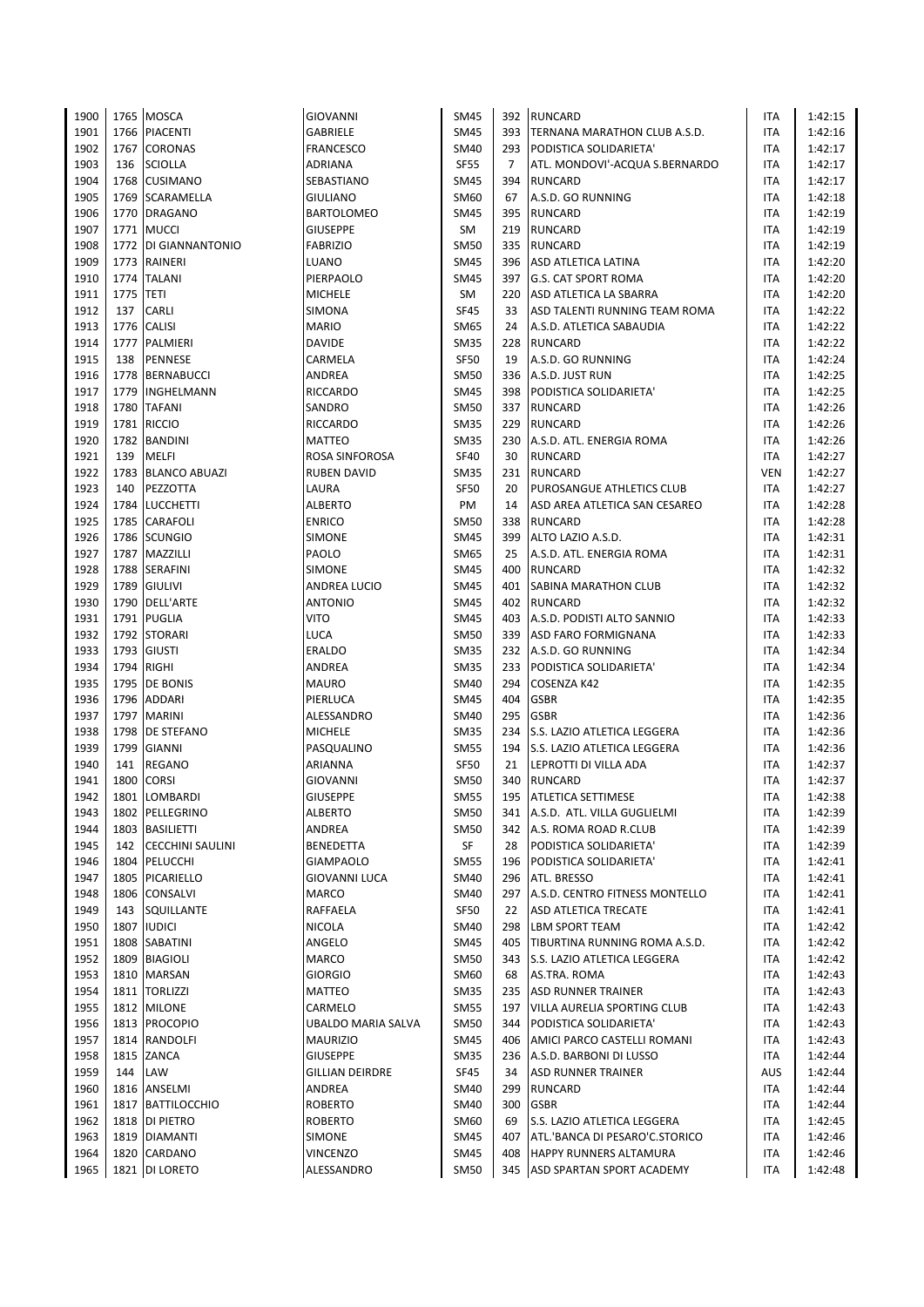| | | | | | | | | |
|---|---|---|---|---|---|---|---|---|
| 1900 | 1765 | MOSCA | GIOVANNI | SM45 | 392 | RUNCARD | ITA | 1:42:15 |
| 1901 | 1766 | PIACENTI | GABRIELE | SM45 | 393 | TERNANA MARATHON CLUB A.S.D. | ITA | 1:42:16 |
| 1902 | 1767 | CORONAS | FRANCESCO | SM40 | 293 | PODISTICA SOLIDARIETA' | ITA | 1:42:17 |
| 1903 | 136 | SCIOLLA | ADRIANA | SF55 | 7 | ATL. MONDOVI'-ACQUA S.BERNARDO | ITA | 1:42:17 |
| 1904 | 1768 | CUSIMANO | SEBASTIANO | SM45 | 394 | RUNCARD | ITA | 1:42:17 |
| 1905 | 1769 | SCARAMELLA | GIULIANO | SM60 | 67 | A.S.D. GO RUNNING | ITA | 1:42:18 |
| 1906 | 1770 | DRAGANO | BARTOLOMEO | SM45 | 395 | RUNCARD | ITA | 1:42:19 |
| 1907 | 1771 | MUCCI | GIUSEPPE | SM | 219 | RUNCARD | ITA | 1:42:19 |
| 1908 | 1772 | DI GIANNANTONIO | FABRIZIO | SM50 | 335 | RUNCARD | ITA | 1:42:19 |
| 1909 | 1773 | RAINERI | LUANO | SM45 | 396 | ASD ATLETICA LATINA | ITA | 1:42:20 |
| 1910 | 1774 | TALANI | PIERPAOLO | SM45 | 397 | G.S. CAT SPORT ROMA | ITA | 1:42:20 |
| 1911 | 1775 | TETI | MICHELE | SM | 220 | ASD ATLETICA LA SBARRA | ITA | 1:42:20 |
| 1912 | 137 | CARLI | SIMONA | SF45 | 33 | ASD TALENTI RUNNING TEAM ROMA | ITA | 1:42:22 |
| 1913 | 1776 | CALISI | MARIO | SM65 | 24 | A.S.D. ATLETICA SABAUDIA | ITA | 1:42:22 |
| 1914 | 1777 | PALMIERI | DAVIDE | SM35 | 228 | RUNCARD | ITA | 1:42:22 |
| 1915 | 138 | PENNESE | CARMELA | SF50 | 19 | A.S.D. GO RUNNING | ITA | 1:42:24 |
| 1916 | 1778 | BERNABUCCI | ANDREA | SM50 | 336 | A.S.D. JUST RUN | ITA | 1:42:25 |
| 1917 | 1779 | INGHELMANN | RICCARDO | SM45 | 398 | PODISTICA SOLIDARIETA' | ITA | 1:42:25 |
| 1918 | 1780 | TAFANI | SANDRO | SM50 | 337 | RUNCARD | ITA | 1:42:26 |
| 1919 | 1781 | RICCIO | RICCARDO | SM35 | 229 | RUNCARD | ITA | 1:42:26 |
| 1920 | 1782 | BANDINI | MATTEO | SM35 | 230 | A.S.D. ATL. ENERGIA ROMA | ITA | 1:42:26 |
| 1921 | 139 | MELFI | ROSA SINFOROSA | SF40 | 30 | RUNCARD | ITA | 1:42:27 |
| 1922 | 1783 | BLANCO ABUAZI | RUBEN DAVID | SM35 | 231 | RUNCARD | VEN | 1:42:27 |
| 1923 | 140 | PEZZOTTA | LAURA | SF50 | 20 | PUROSANGUE ATHLETICS CLUB | ITA | 1:42:27 |
| 1924 | 1784 | LUCCHETTI | ALBERTO | PM | 14 | ASD AREA ATLETICA SAN CESAREO | ITA | 1:42:28 |
| 1925 | 1785 | CARAFOLI | ENRICO | SM50 | 338 | RUNCARD | ITA | 1:42:28 |
| 1926 | 1786 | SCUNGIO | SIMONE | SM45 | 399 | ALTO LAZIO A.S.D. | ITA | 1:42:31 |
| 1927 | 1787 | MAZZILLI | PAOLO | SM65 | 25 | A.S.D. ATL. ENERGIA ROMA | ITA | 1:42:31 |
| 1928 | 1788 | SERAFINI | SIMONE | SM45 | 400 | RUNCARD | ITA | 1:42:32 |
| 1929 | 1789 | GIULIVI | ANDREA LUCIO | SM45 | 401 | SABINA MARATHON CLUB | ITA | 1:42:32 |
| 1930 | 1790 | DELL'ARTE | ANTONIO | SM45 | 402 | RUNCARD | ITA | 1:42:32 |
| 1931 | 1791 | PUGLIA | VITO | SM45 | 403 | A.S.D. PODISTI ALTO SANNIO | ITA | 1:42:33 |
| 1932 | 1792 | STORARI | LUCA | SM50 | 339 | ASD FARO FORMIGNANA | ITA | 1:42:33 |
| 1933 | 1793 | GIUSTI | ERALDO | SM35 | 232 | A.S.D. GO RUNNING | ITA | 1:42:34 |
| 1934 | 1794 | RIGHI | ANDREA | SM35 | 233 | PODISTICA SOLIDARIETA' | ITA | 1:42:34 |
| 1935 | 1795 | DE BONIS | MAURO | SM40 | 294 | COSENZA K42 | ITA | 1:42:35 |
| 1936 | 1796 | ADDARI | PIERLUCA | SM45 | 404 | GSBR | ITA | 1:42:35 |
| 1937 | 1797 | MARINI | ALESSANDRO | SM40 | 295 | GSBR | ITA | 1:42:36 |
| 1938 | 1798 | DE STEFANO | MICHELE | SM35 | 234 | S.S. LAZIO ATLETICA LEGGERA | ITA | 1:42:36 |
| 1939 | 1799 | GIANNI | PASQUALINO | SM55 | 194 | S.S. LAZIO ATLETICA LEGGERA | ITA | 1:42:36 |
| 1940 | 141 | REGANO | ARIANNA | SF50 | 21 | LEPROTTI DI VILLA ADA | ITA | 1:42:37 |
| 1941 | 1800 | CORSI | GIOVANNI | SM50 | 340 | RUNCARD | ITA | 1:42:37 |
| 1942 | 1801 | LOMBARDI | GIUSEPPE | SM55 | 195 | ATLETICA SETTIMESE | ITA | 1:42:38 |
| 1943 | 1802 | PELLEGRINO | ALBERTO | SM50 | 341 | A.S.D. ATL. VILLA GUGLIELMI | ITA | 1:42:39 |
| 1944 | 1803 | BASILIETTI | ANDREA | SM50 | 342 | A.S. ROMA ROAD R.CLUB | ITA | 1:42:39 |
| 1945 | 142 | CECCHINI SAULINI | BENEDETTA | SF | 28 | PODISTICA SOLIDARIETA' | ITA | 1:42:39 |
| 1946 | 1804 | PELUCCHI | GIAMPAOLO | SM55 | 196 | PODISTICA SOLIDARIETA' | ITA | 1:42:41 |
| 1947 | 1805 | PICARIELLO | GIOVANNI LUCA | SM40 | 296 | ATL. BRESSO | ITA | 1:42:41 |
| 1948 | 1806 | CONSALVI | MARCO | SM40 | 297 | A.S.D. CENTRO FITNESS MONTELLO | ITA | 1:42:41 |
| 1949 | 143 | SQUILLANTE | RAFFAELA | SF50 | 22 | ASD ATLETICA TRECATE | ITA | 1:42:41 |
| 1950 | 1807 | IUDICI | NICOLA | SM40 | 298 | LBM SPORT TEAM | ITA | 1:42:42 |
| 1951 | 1808 | SABATINI | ANGELO | SM45 | 405 | TIBURTINA RUNNING ROMA A.S.D. | ITA | 1:42:42 |
| 1952 | 1809 | BIAGIOLI | MARCO | SM50 | 343 | S.S. LAZIO ATLETICA LEGGERA | ITA | 1:42:42 |
| 1953 | 1810 | MARSAN | GIORGIO | SM60 | 68 | AS.TRA. ROMA | ITA | 1:42:43 |
| 1954 | 1811 | TORLIZZI | MATTEO | SM35 | 235 | ASD RUNNER TRAINER | ITA | 1:42:43 |
| 1955 | 1812 | MILONE | CARMELO | SM55 | 197 | VILLA AURELIA SPORTING CLUB | ITA | 1:42:43 |
| 1956 | 1813 | PROCOPIO | UBALDO MARIA SALVA | SM50 | 344 | PODISTICA SOLIDARIETA' | ITA | 1:42:43 |
| 1957 | 1814 | RANDOLFI | MAURIZIO | SM45 | 406 | AMICI PARCO CASTELLI ROMANI | ITA | 1:42:43 |
| 1958 | 1815 | ZANCA | GIUSEPPE | SM35 | 236 | A.S.D. BARBONI DI LUSSO | ITA | 1:42:44 |
| 1959 | 144 | LAW | GILLIAN DEIRDRE | SF45 | 34 | ASD RUNNER TRAINER | AUS | 1:42:44 |
| 1960 | 1816 | ANSELMI | ANDREA | SM40 | 299 | RUNCARD | ITA | 1:42:44 |
| 1961 | 1817 | BATTILOCCHIO | ROBERTO | SM40 | 300 | GSBR | ITA | 1:42:44 |
| 1962 | 1818 | DI PIETRO | ROBERTO | SM60 | 69 | S.S. LAZIO ATLETICA LEGGERA | ITA | 1:42:45 |
| 1963 | 1819 | DIAMANTI | SIMONE | SM45 | 407 | ATL.'BANCA DI PESARO'C.STORICO | ITA | 1:42:46 |
| 1964 | 1820 | CARDANO | VINCENZO | SM45 | 408 | HAPPY RUNNERS ALTAMURA | ITA | 1:42:46 |
| 1965 | 1821 | DI LORETO | ALESSANDRO | SM50 | 345 | ASD SPARTAN SPORT ACADEMY | ITA | 1:42:48 |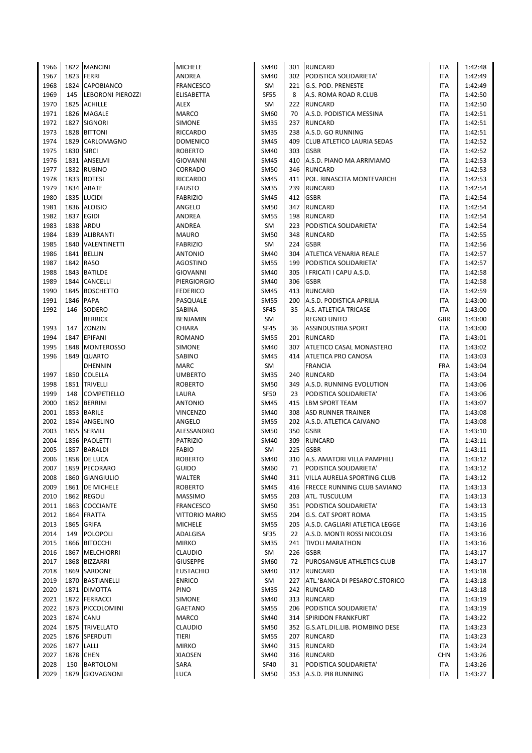| | | | | | | | | |
|---|---|---|---|---|---|---|---|---|
| 1966 | 1822 | MANCINI | MICHELE | SM40 | 301 | RUNCARD | ITA | 1:42:48 |
| 1967 | 1823 | FERRI | ANDREA | SM40 | 302 | PODISTICA SOLIDARIETA' | ITA | 1:42:49 |
| 1968 | 1824 | CAPOBIANCO | FRANCESCO | SM | 221 | G.S. POD. PRENESTE | ITA | 1:42:49 |
| 1969 | 145 | LEBORONI PIEROZZI | ELISABETTA | SF55 | 8 | A.S. ROMA ROAD R.CLUB | ITA | 1:42:50 |
| 1970 | 1825 | ACHILLE | ALEX | SM | 222 | RUNCARD | ITA | 1:42:50 |
| 1971 | 1826 | MAGALE | MARCO | SM60 | 70 | A.S.D. PODISTICA MESSINA | ITA | 1:42:51 |
| 1972 | 1827 | SIGNORI | SIMONE | SM35 | 237 | RUNCARD | ITA | 1:42:51 |
| 1973 | 1828 | BITTONI | RICCARDO | SM35 | 238 | A.S.D. GO RUNNING | ITA | 1:42:51 |
| 1974 | 1829 | CARLOMAGNO | DOMENICO | SM45 | 409 | CLUB ATLETICO LAURIA SEDAS | ITA | 1:42:52 |
| 1975 | 1830 | SIRCI | ROBERTO | SM40 | 303 | GSBR | ITA | 1:42:52 |
| 1976 | 1831 | ANSELMI | GIOVANNI | SM45 | 410 | A.S.D. PIANO MA ARRIVIAMO | ITA | 1:42:53 |
| 1977 | 1832 | RUBINO | CORRADO | SM50 | 346 | RUNCARD | ITA | 1:42:53 |
| 1978 | 1833 | ROTESI | RICCARDO | SM45 | 411 | POL. RINASCITA MONTEVARCHI | ITA | 1:42:53 |
| 1979 | 1834 | ABATE | FAUSTO | SM35 | 239 | RUNCARD | ITA | 1:42:54 |
| 1980 | 1835 | LUCIDI | FABRIZIO | SM45 | 412 | GSBR | ITA | 1:42:54 |
| 1981 | 1836 | ALOISIO | ANGELO | SM50 | 347 | RUNCARD | ITA | 1:42:54 |
| 1982 | 1837 | EGIDI | ANDREA | SM55 | 198 | RUNCARD | ITA | 1:42:54 |
| 1983 | 1838 | ARDU | ANDREA | SM | 223 | PODISTICA SOLIDARIETA' | ITA | 1:42:54 |
| 1984 | 1839 | ALIBRANTI | MAURO | SM50 | 348 | RUNCARD | ITA | 1:42:55 |
| 1985 | 1840 | VALENTINETTI | FABRIZIO | SM | 224 | GSBR | ITA | 1:42:56 |
| 1986 | 1841 | BELLIN | ANTONIO | SM40 | 304 | ATLETICA VENARIA REALE | ITA | 1:42:57 |
| 1987 | 1842 | RASO | AGOSTINO | SM55 | 199 | PODISTICA SOLIDARIETA' | ITA | 1:42:57 |
| 1988 | 1843 | BATILDE | GIOVANNI | SM40 | 305 | I FRICATI I CAPU A.S.D. | ITA | 1:42:58 |
| 1989 | 1844 | CANCELLI | PIERGIORGIO | SM40 | 306 | GSBR | ITA | 1:42:58 |
| 1990 | 1845 | BOSCHETTO | FEDERICO | SM45 | 413 | RUNCARD | ITA | 1:42:59 |
| 1991 | 1846 | PAPA | PASQUALE | SM55 | 200 | A.S.D. PODISTICA APRILIA | ITA | 1:43:00 |
| 1992 | 146 | SODERO | SABINA | SF45 | 35 | A.S. ATLETICA TRICASE | ITA | 1:43:00 |
| | | BERRICK | BENJAMIN | SM | | REGNO UNITO | GBR | 1:43:00 |
| 1993 | 147 | ZONZIN | CHIARA | SF45 | 36 | ASSINDUSTRIA SPORT | ITA | 1:43:00 |
| 1994 | 1847 | EPIFANI | ROMANO | SM55 | 201 | RUNCARD | ITA | 1:43:01 |
| 1995 | 1848 | MONTEROSSO | SIMONE | SM40 | 307 | ATLETICO CASAL MONASTERO | ITA | 1:43:02 |
| 1996 | 1849 | QUARTO | SABINO | SM45 | 414 | ATLETICA PRO CANOSA | ITA | 1:43:03 |
| | | DHENNIN | MARC | SM | | FRANCIA | FRA | 1:43:04 |
| 1997 | 1850 | COLELLA | UMBERTO | SM35 | 240 | RUNCARD | ITA | 1:43:04 |
| 1998 | 1851 | TRIVELLI | ROBERTO | SM50 | 349 | A.S.D. RUNNING EVOLUTION | ITA | 1:43:06 |
| 1999 | 148 | COMPETIELLO | LAURA | SF50 | 23 | PODISTICA SOLIDARIETA' | ITA | 1:43:06 |
| 2000 | 1852 | BERRINI | ANTONIO | SM45 | 415 | LBM SPORT TEAM | ITA | 1:43:07 |
| 2001 | 1853 | BARILE | VINCENZO | SM40 | 308 | ASD RUNNER TRAINER | ITA | 1:43:08 |
| 2002 | 1854 | ANGELINO | ANGELO | SM55 | 202 | A.S.D. ATLETICA CAIVANO | ITA | 1:43:08 |
| 2003 | 1855 | SERVILI | ALESSANDRO | SM50 | 350 | GSBR | ITA | 1:43:10 |
| 2004 | 1856 | PAOLETTI | PATRIZIO | SM40 | 309 | RUNCARD | ITA | 1:43:11 |
| 2005 | 1857 | BARALDI | FABIO | SM | 225 | GSBR | ITA | 1:43:11 |
| 2006 | 1858 | DE LUCA | ROBERTO | SM40 | 310 | A.S. AMATORI VILLA PAMPHILI | ITA | 1:43:12 |
| 2007 | 1859 | PECORARO | GUIDO | SM60 | 71 | PODISTICA SOLIDARIETA' | ITA | 1:43:12 |
| 2008 | 1860 | GIANGIULIO | WALTER | SM40 | 311 | VILLA AURELIA SPORTING CLUB | ITA | 1:43:12 |
| 2009 | 1861 | DE MICHELE | ROBERTO | SM45 | 416 | FRECCE RUNNING CLUB SAVIANO | ITA | 1:43:13 |
| 2010 | 1862 | REGOLI | MASSIMO | SM55 | 203 | ATL. TUSCULUM | ITA | 1:43:13 |
| 2011 | 1863 | COCCIANTE | FRANCESCO | SM50 | 351 | PODISTICA SOLIDARIETA' | ITA | 1:43:13 |
| 2012 | 1864 | FRATTA | VITTORIO MARIO | SM55 | 204 | G.S. CAT SPORT ROMA | ITA | 1:43:15 |
| 2013 | 1865 | GRIFA | MICHELE | SM55 | 205 | A.S.D. CAGLIARI ATLETICA LEGGE | ITA | 1:43:16 |
| 2014 | 149 | POLOPOLI | ADALGISA | SF35 | 22 | A.S.D. MONTI ROSSI NICOLOSI | ITA | 1:43:16 |
| 2015 | 1866 | BITOCCHI | MIRKO | SM35 | 241 | TIVOLI MARATHON | ITA | 1:43:16 |
| 2016 | 1867 | MELCHIORRI | CLAUDIO | SM | 226 | GSBR | ITA | 1:43:17 |
| 2017 | 1868 | BIZZARRI | GIUSEPPE | SM60 | 72 | PUROSANGUE ATHLETICS CLUB | ITA | 1:43:17 |
| 2018 | 1869 | SARDONE | EUSTACHIO | SM40 | 312 | RUNCARD | ITA | 1:43:18 |
| 2019 | 1870 | BASTIANELLI | ENRICO | SM | 227 | ATL.'BANCA DI PESARO'C.STORICO | ITA | 1:43:18 |
| 2020 | 1871 | DIMOTTA | PINO | SM35 | 242 | RUNCARD | ITA | 1:43:18 |
| 2021 | 1872 | FERRACCI | SIMONE | SM40 | 313 | RUNCARD | ITA | 1:43:19 |
| 2022 | 1873 | PICCOLOMINI | GAETANO | SM55 | 206 | PODISTICA SOLIDARIETA' | ITA | 1:43:19 |
| 2023 | 1874 | CANU | MARCO | SM40 | 314 | SPIRIDON FRANKFURT | ITA | 1:43:22 |
| 2024 | 1875 | TRIVELLATO | CLAUDIO | SM50 | 352 | G.S.ATL.DIL.LIB. PIOMBINO DESE | ITA | 1:43:23 |
| 2025 | 1876 | SPERDUTI | TIERI | SM55 | 207 | RUNCARD | ITA | 1:43:23 |
| 2026 | 1877 | LALLI | MIRKO | SM40 | 315 | RUNCARD | ITA | 1:43:24 |
| 2027 | 1878 | CHEN | XIAOSEN | SM40 | 316 | RUNCARD | CHN | 1:43:26 |
| 2028 | 150 | BARTOLONI | SARA | SF40 | 31 | PODISTICA SOLIDARIETA' | ITA | 1:43:26 |
| 2029 | 1879 | GIOVAGNONI | LUCA | SM50 | 353 | A.S.D. PI8 RUNNING | ITA | 1:43:27 |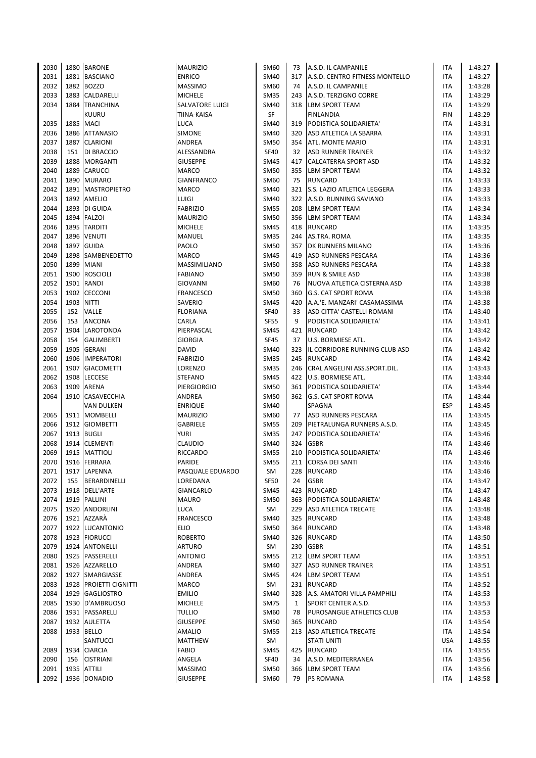| | | | | | | | | |
|---|---|---|---|---|---|---|---|---|
| 2030 | 1880 | BARONE | MAURIZIO | SM60 | 73 | A.S.D. IL CAMPANILE | ITA | 1:43:27 |
| 2031 | 1881 | BASCIANO | ENRICO | SM40 | 317 | A.S.D. CENTRO FITNESS MONTELLO | ITA | 1:43:27 |
| 2032 | 1882 | BOZZO | MASSIMO | SM60 | 74 | A.S.D. IL CAMPANILE | ITA | 1:43:28 |
| 2033 | 1883 | CALDARELLI | MICHELE | SM35 | 243 | A.S.D. TERZIGNO CORRE | ITA | 1:43:29 |
| 2034 | 1884 | TRANCHINA | SALVATORE LUIGI | SM40 | 318 | LBM SPORT TEAM | ITA | 1:43:29 |
| | | KUURU | TIINA-KAISA | SF | | FINLANDIA | FIN | 1:43:29 |
| 2035 | 1885 | MACI | LUCA | SM40 | 319 | PODISTICA SOLIDARIETA' | ITA | 1:43:31 |
| 2036 | 1886 | ATTANASIO | SIMONE | SM40 | 320 | ASD ATLETICA LA SBARRA | ITA | 1:43:31 |
| 2037 | 1887 | CLARIONI | ANDREA | SM50 | 354 | ATL. MONTE MARIO | ITA | 1:43:31 |
| 2038 | 151 | DI BRACCIO | ALESSANDRA | SF40 | 32 | ASD RUNNER TRAINER | ITA | 1:43:32 |
| 2039 | 1888 | MORGANTI | GIUSEPPE | SM45 | 417 | CALCATERRA SPORT ASD | ITA | 1:43:32 |
| 2040 | 1889 | CARUCCI | MARCO | SM50 | 355 | LBM SPORT TEAM | ITA | 1:43:32 |
| 2041 | 1890 | MURARO | GIANFRANCO | SM60 | 75 | RUNCARD | ITA | 1:43:33 |
| 2042 | 1891 | MASTROPIETRO | MARCO | SM40 | 321 | S.S. LAZIO ATLETICA LEGGERA | ITA | 1:43:33 |
| 2043 | 1892 | AMELIO | LUIGI | SM40 | 322 | A.S.D. RUNNING SAVIANO | ITA | 1:43:33 |
| 2044 | 1893 | DI GUIDA | FABRIZIO | SM55 | 208 | LBM SPORT TEAM | ITA | 1:43:34 |
| 2045 | 1894 | FALZOI | MAURIZIO | SM50 | 356 | LBM SPORT TEAM | ITA | 1:43:34 |
| 2046 | 1895 | TARDITI | MICHELE | SM45 | 418 | RUNCARD | ITA | 1:43:35 |
| 2047 | 1896 | VENUTI | MANUEL | SM35 | 244 | AS.TRA. ROMA | ITA | 1:43:35 |
| 2048 | 1897 | GUIDA | PAOLO | SM50 | 357 | DK RUNNERS MILANO | ITA | 1:43:36 |
| 2049 | 1898 | SAMBENEDETTO | MARCO | SM45 | 419 | ASD RUNNERS PESCARA | ITA | 1:43:36 |
| 2050 | 1899 | MIANI | MASSIMILIANO | SM50 | 358 | ASD RUNNERS PESCARA | ITA | 1:43:38 |
| 2051 | 1900 | ROSCIOLI | FABIANO | SM50 | 359 | RUN & SMILE ASD | ITA | 1:43:38 |
| 2052 | 1901 | RANDI | GIOVANNI | SM60 | 76 | NUOVA ATLETICA CISTERNA ASD | ITA | 1:43:38 |
| 2053 | 1902 | CECCONI | FRANCESCO | SM50 | 360 | G.S. CAT SPORT ROMA | ITA | 1:43:38 |
| 2054 | 1903 | NITTI | SAVERIO | SM45 | 420 | A.A.'E. MANZARI' CASAMASSIMA | ITA | 1:43:38 |
| 2055 | 152 | VALLE | FLORIANA | SF40 | 33 | ASD CITTA' CASTELLI ROMANI | ITA | 1:43:40 |
| 2056 | 153 | ANCONA | CARLA | SF55 | 9 | PODISTICA SOLIDARIETA' | ITA | 1:43:41 |
| 2057 | 1904 | LAROTONDA | PIERPASCAL | SM45 | 421 | RUNCARD | ITA | 1:43:42 |
| 2058 | 154 | GALIMBERTI | GIORGIA | SF45 | 37 | U.S. BORMIESE ATL. | ITA | 1:43:42 |
| 2059 | 1905 | GERANI | DAVID | SM40 | 323 | IL CORRIDORE RUNNING CLUB ASD | ITA | 1:43:42 |
| 2060 | 1906 | IMPERATORI | FABRIZIO | SM35 | 245 | RUNCARD | ITA | 1:43:42 |
| 2061 | 1907 | GIACOMETTI | LORENZO | SM35 | 246 | CRAL ANGELINI ASS.SPORT.DIL. | ITA | 1:43:43 |
| 2062 | 1908 | LECCESE | STEFANO | SM45 | 422 | U.S. BORMIESE ATL. | ITA | 1:43:44 |
| 2063 | 1909 | ARENA | PIERGIORGIO | SM50 | 361 | PODISTICA SOLIDARIETA' | ITA | 1:43:44 |
| 2064 | 1910 | CASAVECCHIA | ANDREA | SM50 | 362 | G.S. CAT SPORT ROMA | ITA | 1:43:44 |
| | | VAN DULKEN | ENRIQUE | SM40 | | SPAGNA | ESP | 1:43:45 |
| 2065 | 1911 | MOMBELLI | MAURIZIO | SM60 | 77 | ASD RUNNERS PESCARA | ITA | 1:43:45 |
| 2066 | 1912 | GIOMBETTI | GABRIELE | SM55 | 209 | PIETRALUNGA RUNNERS A.S.D. | ITA | 1:43:45 |
| 2067 | 1913 | BUGLI | YURI | SM35 | 247 | PODISTICA SOLIDARIETA' | ITA | 1:43:46 |
| 2068 | 1914 | CLEMENTI | CLAUDIO | SM40 | 324 | GSBR | ITA | 1:43:46 |
| 2069 | 1915 | MATTIOLI | RICCARDO | SM55 | 210 | PODISTICA SOLIDARIETA' | ITA | 1:43:46 |
| 2070 | 1916 | FERRARA | PARIDE | SM55 | 211 | CORSA DEI SANTI | ITA | 1:43:46 |
| 2071 | 1917 | LAPENNA | PASQUALE EDUARDO | SM | 228 | RUNCARD | ITA | 1:43:46 |
| 2072 | 155 | BERARDINELLI | LOREDANA | SF50 | 24 | GSBR | ITA | 1:43:47 |
| 2073 | 1918 | DELL'ARTE | GIANCARLO | SM45 | 423 | RUNCARD | ITA | 1:43:47 |
| 2074 | 1919 | PALLINI | MAURO | SM50 | 363 | PODISTICA SOLIDARIETA' | ITA | 1:43:48 |
| 2075 | 1920 | ANDORLINI | LUCA | SM | 229 | ASD ATLETICA TRECATE | ITA | 1:43:48 |
| 2076 | 1921 | AZZARÀ | FRANCESCO | SM40 | 325 | RUNCARD | ITA | 1:43:48 |
| 2077 | 1922 | LUCANTONIO | ELIO | SM50 | 364 | RUNCARD | ITA | 1:43:48 |
| 2078 | 1923 | FIORUCCI | ROBERTO | SM40 | 326 | RUNCARD | ITA | 1:43:50 |
| 2079 | 1924 | ANTONELLI | ARTURO | SM | 230 | GSBR | ITA | 1:43:51 |
| 2080 | 1925 | PASSERELLI | ANTONIO | SM55 | 212 | LBM SPORT TEAM | ITA | 1:43:51 |
| 2081 | 1926 | AZZARELLO | ANDREA | SM40 | 327 | ASD RUNNER TRAINER | ITA | 1:43:51 |
| 2082 | 1927 | SMARGIASSE | ANDREA | SM45 | 424 | LBM SPORT TEAM | ITA | 1:43:51 |
| 2083 | 1928 | PROIETTI CIGNITTI | MARCO | SM | 231 | RUNCARD | ITA | 1:43:52 |
| 2084 | 1929 | GAGLIOSTRO | EMILIO | SM40 | 328 | A.S. AMATORI VILLA PAMPHILI | ITA | 1:43:53 |
| 2085 | 1930 | D'AMBRUOSO | MICHELE | SM75 | 1 | SPORT CENTER A.S.D. | ITA | 1:43:53 |
| 2086 | 1931 | PASSARELLI | TULLIO | SM60 | 78 | PUROSANGUE ATHLETICS CLUB | ITA | 1:43:53 |
| 2087 | 1932 | AULETTA | GIUSEPPE | SM50 | 365 | RUNCARD | ITA | 1:43:54 |
| 2088 | 1933 | BELLO | AMALIO | SM55 | 213 | ASD ATLETICA TRECATE | ITA | 1:43:54 |
| | | SANTUCCI | MATTHEW | SM | | STATI UNITI | USA | 1:43:55 |
| 2089 | 1934 | CIARCIA | FABIO | SM45 | 425 | RUNCARD | ITA | 1:43:55 |
| 2090 | 156 | CISTRIANI | ANGELA | SF40 | 34 | A.S.D. MEDITERRANEA | ITA | 1:43:56 |
| 2091 | 1935 | ATTILI | MASSIMO | SM50 | 366 | LBM SPORT TEAM | ITA | 1:43:56 |
| 2092 | 1936 | DONADIO | GIUSEPPE | SM60 | 79 | PS ROMANA | ITA | 1:43:58 |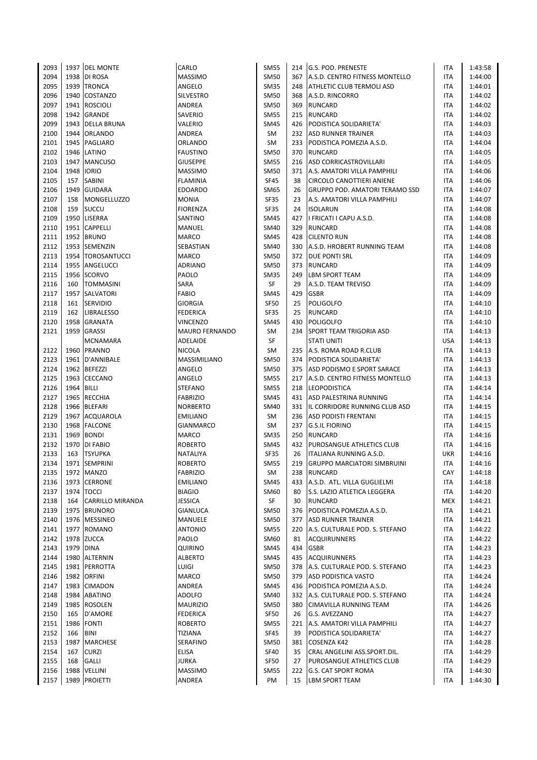| | | | | | | | | |
|---|---|---|---|---|---|---|---|---|
| 2093 | 1937 | DEL MONTE | CARLO | SM55 | 214 | G.S. POD. PRENESTE | ITA | 1:43:58 |
| 2094 | 1938 | DI ROSA | MASSIMO | SM50 | 367 | A.S.D. CENTRO FITNESS MONTELLO | ITA | 1:44:00 |
| 2095 | 1939 | TRONCA | ANGELO | SM35 | 248 | ATHLETIC CLUB TERMOLI ASD | ITA | 1:44:01 |
| 2096 | 1940 | COSTANZO | SILVESTRO | SM50 | 368 | A.S.D. RINCORRO | ITA | 1:44:02 |
| 2097 | 1941 | ROSCIOLI | ANDREA | SM50 | 369 | RUNCARD | ITA | 1:44:02 |
| 2098 | 1942 | GRANDE | SAVERIO | SM55 | 215 | RUNCARD | ITA | 1:44:02 |
| 2099 | 1943 | DELLA BRUNA | VALERIO | SM45 | 426 | PODISTICA SOLIDARIETA' | ITA | 1:44:03 |
| 2100 | 1944 | ORLANDO | ANDREA | SM | 232 | ASD RUNNER TRAINER | ITA | 1:44:03 |
| 2101 | 1945 | PAGLIARO | ORLANDO | SM | 233 | PODISTICA POMEZIA A.S.D. | ITA | 1:44:04 |
| 2102 | 1946 | LATINO | FAUSTINO | SM50 | 370 | RUNCARD | ITA | 1:44:05 |
| 2103 | 1947 | MANCUSO | GIUSEPPE | SM55 | 216 | ASD CORRICASTROVILLARI | ITA | 1:44:05 |
| 2104 | 1948 | IORIO | MASSIMO | SM50 | 371 | A.S. AMATORI VILLA PAMPHILI | ITA | 1:44:06 |
| 2105 | 157 | SABINI | FLAMINIA | SF45 | 38 | CIRCOLO CANOTTIERI ANIENE | ITA | 1:44:06 |
| 2106 | 1949 | GUIDARA | EDOARDO | SM65 | 26 | GRUPPO POD. AMATORI TERAMO SSD | ITA | 1:44:07 |
| 2107 | 158 | MONGELLUZZO | MONIA | SF35 | 23 | A.S. AMATORI VILLA PAMPHILI | ITA | 1:44:07 |
| 2108 | 159 | SUCCU | FIORENZA | SF35 | 24 | ISOLARUN | ITA | 1:44:08 |
| 2109 | 1950 | LISERRA | SANTINO | SM45 | 427 | I FRICATI I CAPU A.S.D. | ITA | 1:44:08 |
| 2110 | 1951 | CAPPELLI | MANUEL | SM40 | 329 | RUNCARD | ITA | 1:44:08 |
| 2111 | 1952 | BRUNO | MARCO | SM45 | 428 | CILENTO RUN | ITA | 1:44:08 |
| 2112 | 1953 | SEMENZIN | SEBASTIAN | SM40 | 330 | A.S.D. HROBERT RUNNING TEAM | ITA | 1:44:08 |
| 2113 | 1954 | TOROSANTUCCI | MARCO | SM50 | 372 | DUE PONTI SRL | ITA | 1:44:09 |
| 2114 | 1955 | ANGELUCCI | ADRIANO | SM50 | 373 | RUNCARD | ITA | 1:44:09 |
| 2115 | 1956 | SCORVO | PAOLO | SM35 | 249 | LBM SPORT TEAM | ITA | 1:44:09 |
| 2116 | 160 | TOMMASINI | SARA | SF | 29 | A.S.D. TEAM TREVISO | ITA | 1:44:09 |
| 2117 | 1957 | SALVATORI | FABIO | SM45 | 429 | GSBR | ITA | 1:44:09 |
| 2118 | 161 | SERVIDIO | GIORGIA | SF50 | 25 | POLIGOLFO | ITA | 1:44:10 |
| 2119 | 162 | LIBRALESSO | FEDERICA | SF35 | 25 | RUNCARD | ITA | 1:44:10 |
| 2120 | 1958 | GRANATA | VINCENZO | SM45 | 430 | POLIGOLFO | ITA | 1:44:10 |
| 2121 | 1959 | GRASSI | MAURO FERNANDO | SM | 234 | SPORT TEAM TRIGORIA ASD | ITA | 1:44:13 |
| | | MCNAMARA | ADELAIDE | SF | | STATI UNITI | USA | 1:44:13 |
| 2122 | 1960 | PRANNO | NICOLA | SM | 235 | A.S. ROMA ROAD R.CLUB | ITA | 1:44:13 |
| 2123 | 1961 | D'ANNIBALE | MASSIMILIANO | SM50 | 374 | PODISTICA SOLIDARIETA' | ITA | 1:44:13 |
| 2124 | 1962 | BEFEZZI | ANGELO | SM50 | 375 | ASD PODISMO E SPORT SARACE | ITA | 1:44:13 |
| 2125 | 1963 | CECCANO | ANGELO | SM55 | 217 | A.S.D. CENTRO FITNESS MONTELLO | ITA | 1:44:13 |
| 2126 | 1964 | BILLI | STEFANO | SM55 | 218 | LEOPODISTICA | ITA | 1:44:14 |
| 2127 | 1965 | RECCHIA | FABRIZIO | SM45 | 431 | ASD PALESTRINA RUNNING | ITA | 1:44:14 |
| 2128 | 1966 | BLEFARI | NORBERTO | SM40 | 331 | IL CORRIDORE RUNNING CLUB ASD | ITA | 1:44:15 |
| 2129 | 1967 | ACQUAROLA | EMILIANO | SM | 236 | ASD PODISTI FRENTANI | ITA | 1:44:15 |
| 2130 | 1968 | FALCONE | GIANMARCO | SM | 237 | G.S.IL FIORINO | ITA | 1:44:15 |
| 2131 | 1969 | BONDI | MARCO | SM35 | 250 | RUNCARD | ITA | 1:44:16 |
| 2132 | 1970 | DI FABIO | ROBERTO | SM45 | 432 | PUROSANGUE ATHLETICS CLUB | ITA | 1:44:16 |
| 2133 | 163 | TSYUPKA | NATALIYA | SF35 | 26 | ITALIANA RUNNING A.S.D. | UKR | 1:44:16 |
| 2134 | 1971 | SEMPRINI | ROBERTO | SM55 | 219 | GRUPPO MARCIATORI SIMBRUINI | ITA | 1:44:16 |
| 2135 | 1972 | MANZO | FABRIZIO | SM | 238 | RUNCARD | CAY | 1:44:18 |
| 2136 | 1973 | CERRONE | EMILIANO | SM45 | 433 | A.S.D. ATL. VILLA GUGLIELMI | ITA | 1:44:18 |
| 2137 | 1974 | TOCCI | BIAGIO | SM60 | 80 | S.S. LAZIO ATLETICA LEGGERA | ITA | 1:44:20 |
| 2138 | 164 | CARRILLO MIRANDA | JESSICA | SF | 30 | RUNCARD | MEX | 1:44:21 |
| 2139 | 1975 | BRUNORO | GIANLUCA | SM50 | 376 | PODISTICA POMEZIA A.S.D. | ITA | 1:44:21 |
| 2140 | 1976 | MESSINEO | MANUELE | SM50 | 377 | ASD RUNNER TRAINER | ITA | 1:44:21 |
| 2141 | 1977 | ROMANO | ANTONIO | SM55 | 220 | A.S. CULTURALE POD. S. STEFANO | ITA | 1:44:22 |
| 2142 | 1978 | ZUCCA | PAOLO | SM60 | 81 | ACQUIRUNNERS | ITA | 1:44:22 |
| 2143 | 1979 | DINA | QUIRINO | SM45 | 434 | GSBR | ITA | 1:44:23 |
| 2144 | 1980 | ALTERNIN | ALBERTO | SM45 | 435 | ACQUIRUNNERS | ITA | 1:44:23 |
| 2145 | 1981 | PERROTTA | LUIGI | SM50 | 378 | A.S. CULTURALE POD. S. STEFANO | ITA | 1:44:23 |
| 2146 | 1982 | ORFINI | MARCO | SM50 | 379 | ASD PODISTICA VASTO | ITA | 1:44:24 |
| 2147 | 1983 | CIMADON | ANDREA | SM45 | 436 | PODISTICA POMEZIA A.S.D. | ITA | 1:44:24 |
| 2148 | 1984 | ABATINO | ADOLFO | SM40 | 332 | A.S. CULTURALE POD. S. STEFANO | ITA | 1:44:24 |
| 2149 | 1985 | ROSOLEN | MAURIZIO | SM50 | 380 | CIMAVILLA RUNNING TEAM | ITA | 1:44:26 |
| 2150 | 165 | D'AMORE | FEDERICA | SF50 | 26 | G.S. AVEZZANO | ITA | 1:44:27 |
| 2151 | 1986 | FONTI | ROBERTO | SM55 | 221 | A.S. AMATORI VILLA PAMPHILI | ITA | 1:44:27 |
| 2152 | 166 | BINI | TIZIANA | SF45 | 39 | PODISTICA SOLIDARIETA' | ITA | 1:44:27 |
| 2153 | 1987 | MARCHESE | SERAFINO | SM50 | 381 | COSENZA K42 | ITA | 1:44:28 |
| 2154 | 167 | CURZI | ELISA | SF40 | 35 | CRAL ANGELINI ASS.SPORT.DIL. | ITA | 1:44:29 |
| 2155 | 168 | GALLI | JURKA | SF50 | 27 | PUROSANGUE ATHLETICS CLUB | ITA | 1:44:29 |
| 2156 | 1988 | VELLINI | MASSIMO | SM55 | 222 | G.S. CAT SPORT ROMA | ITA | 1:44:30 |
| 2157 | 1989 | PROIETTI | ANDREA | PM | 15 | LBM SPORT TEAM | ITA | 1:44:30 |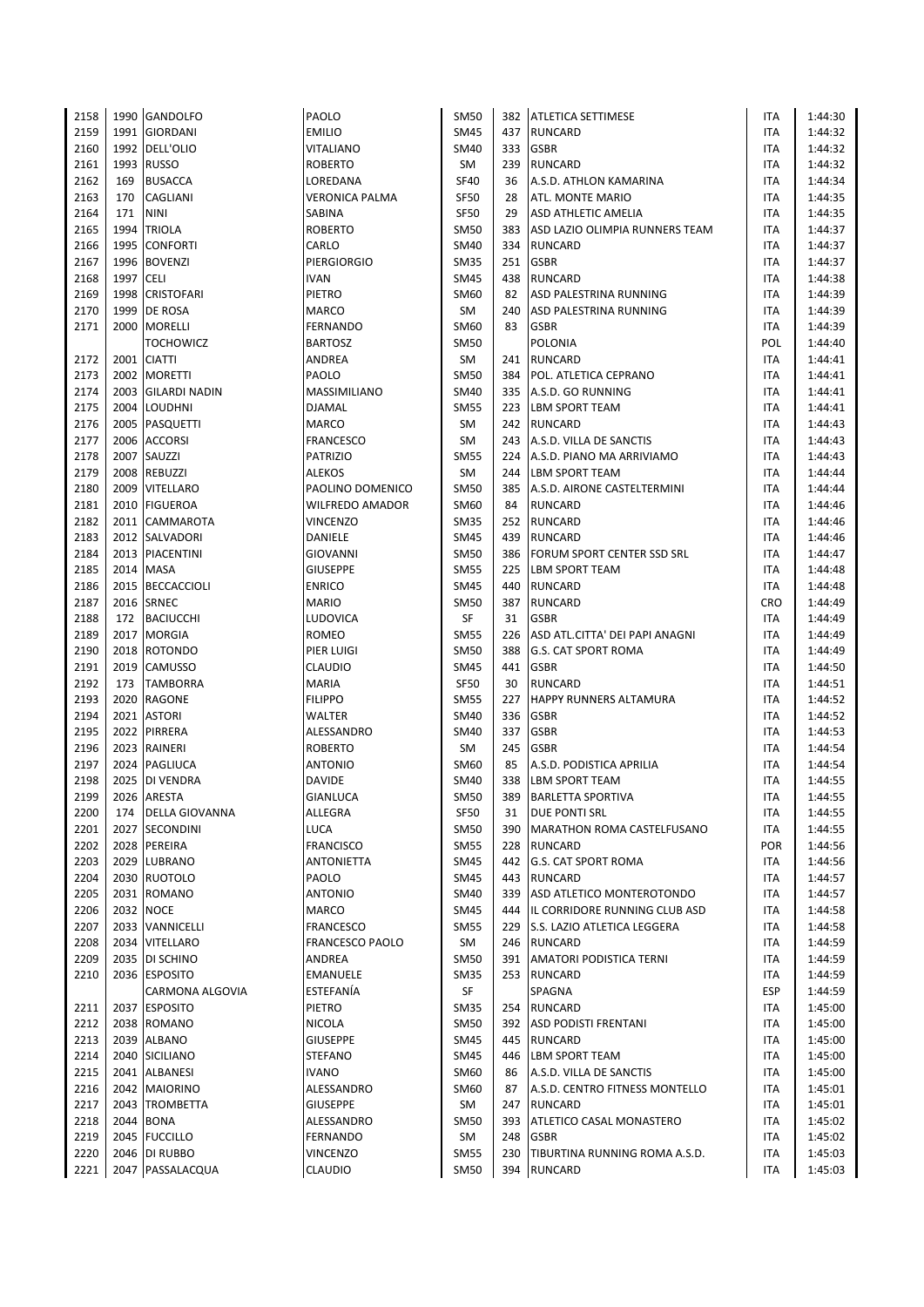| | | | | | | | | |
|---|---|---|---|---|---|---|---|---|
| 2158 | 1990 | GANDOLFO | PAOLO | SM50 | 382 | ATLETICA SETTIMESE | ITA | 1:44:30 |
| 2159 | 1991 | GIORDANI | EMILIO | SM45 | 437 | RUNCARD | ITA | 1:44:32 |
| 2160 | 1992 | DELL'OLIO | VITALIANO | SM40 | 333 | GSBR | ITA | 1:44:32 |
| 2161 | 1993 | RUSSO | ROBERTO | SM | 239 | RUNCARD | ITA | 1:44:32 |
| 2162 | 169 | BUSACCA | LOREDANA | SF40 | 36 | A.S.D. ATHLON KAMARINA | ITA | 1:44:34 |
| 2163 | 170 | CAGLIANI | VERONICA PALMA | SF50 | 28 | ATL. MONTE MARIO | ITA | 1:44:35 |
| 2164 | 171 | NINI | SABINA | SF50 | 29 | ASD ATHLETIC AMELIA | ITA | 1:44:35 |
| 2165 | 1994 | TRIOLA | ROBERTO | SM50 | 383 | ASD LAZIO OLIMPIA RUNNERS TEAM | ITA | 1:44:37 |
| 2166 | 1995 | CONFORTI | CARLO | SM40 | 334 | RUNCARD | ITA | 1:44:37 |
| 2167 | 1996 | BOVENZI | PIERGIORGIO | SM35 | 251 | GSBR | ITA | 1:44:37 |
| 2168 | 1997 | CELI | IVAN | SM45 | 438 | RUNCARD | ITA | 1:44:38 |
| 2169 | 1998 | CRISTOFARI | PIETRO | SM60 | 82 | ASD PALESTRINA RUNNING | ITA | 1:44:39 |
| 2170 | 1999 | DE ROSA | MARCO | SM | 240 | ASD PALESTRINA RUNNING | ITA | 1:44:39 |
| 2171 | 2000 | MORELLI | FERNANDO | SM60 | 83 | GSBR | ITA | 1:44:39 |
| | | TOCHOWICZ | BARTOSZ | SM50 | | POLONIA | POL | 1:44:40 |
| 2172 | 2001 | CIATTI | ANDREA | SM | 241 | RUNCARD | ITA | 1:44:41 |
| 2173 | 2002 | MORETTI | PAOLO | SM50 | 384 | POL. ATLETICA CEPRANO | ITA | 1:44:41 |
| 2174 | 2003 | GILARDI NADIN | MASSIMILIANO | SM40 | 335 | A.S.D. GO RUNNING | ITA | 1:44:41 |
| 2175 | 2004 | LOUDHNI | DJAMAL | SM55 | 223 | LBM SPORT TEAM | ITA | 1:44:41 |
| 2176 | 2005 | PASQUETTI | MARCO | SM | 242 | RUNCARD | ITA | 1:44:43 |
| 2177 | 2006 | ACCORSI | FRANCESCO | SM | 243 | A.S.D. VILLA DE SANCTIS | ITA | 1:44:43 |
| 2178 | 2007 | SAUZZI | PATRIZIO | SM55 | 224 | A.S.D. PIANO MA ARRIVIAMO | ITA | 1:44:43 |
| 2179 | 2008 | REBUZZI | ALEKOS | SM | 244 | LBM SPORT TEAM | ITA | 1:44:44 |
| 2180 | 2009 | VITELLARO | PAOLINO DOMENICO | SM50 | 385 | A.S.D. AIRONE CASTELTERMINI | ITA | 1:44:44 |
| 2181 | 2010 | FIGUEROA | WILFREDO AMADOR | SM60 | 84 | RUNCARD | ITA | 1:44:46 |
| 2182 | 2011 | CAMMAROTA | VINCENZO | SM35 | 252 | RUNCARD | ITA | 1:44:46 |
| 2183 | 2012 | SALVADORI | DANIELE | SM45 | 439 | RUNCARD | ITA | 1:44:46 |
| 2184 | 2013 | PIACENTINI | GIOVANNI | SM50 | 386 | FORUM SPORT CENTER SSD SRL | ITA | 1:44:47 |
| 2185 | 2014 | MASA | GIUSEPPE | SM55 | 225 | LBM SPORT TEAM | ITA | 1:44:48 |
| 2186 | 2015 | BECCACCIOLI | ENRICO | SM45 | 440 | RUNCARD | ITA | 1:44:48 |
| 2187 | 2016 | SRNEC | MARIO | SM50 | 387 | RUNCARD | CRO | 1:44:49 |
| 2188 | 172 | BACIUCCHI | LUDOVICA | SF | 31 | GSBR | ITA | 1:44:49 |
| 2189 | 2017 | MORGIA | ROMEO | SM55 | 226 | ASD ATL.CITTA' DEI PAPI ANAGNI | ITA | 1:44:49 |
| 2190 | 2018 | ROTONDO | PIER LUIGI | SM50 | 388 | G.S. CAT SPORT ROMA | ITA | 1:44:49 |
| 2191 | 2019 | CAMUSSO | CLAUDIO | SM45 | 441 | GSBR | ITA | 1:44:50 |
| 2192 | 173 | TAMBORRA | MARIA | SF50 | 30 | RUNCARD | ITA | 1:44:51 |
| 2193 | 2020 | RAGONE | FILIPPO | SM55 | 227 | HAPPY RUNNERS ALTAMURA | ITA | 1:44:52 |
| 2194 | 2021 | ASTORI | WALTER | SM40 | 336 | GSBR | ITA | 1:44:52 |
| 2195 | 2022 | PIRRERA | ALESSANDRO | SM40 | 337 | GSBR | ITA | 1:44:53 |
| 2196 | 2023 | RAINERI | ROBERTO | SM | 245 | GSBR | ITA | 1:44:54 |
| 2197 | 2024 | PAGLIUCA | ANTONIO | SM60 | 85 | A.S.D. PODISTICA APRILIA | ITA | 1:44:54 |
| 2198 | 2025 | DI VENDRA | DAVIDE | SM40 | 338 | LBM SPORT TEAM | ITA | 1:44:55 |
| 2199 | 2026 | ARESTA | GIANLUCA | SM50 | 389 | BARLETTA SPORTIVA | ITA | 1:44:55 |
| 2200 | 174 | DELLA GIOVANNA | ALLEGRA | SF50 | 31 | DUE PONTI SRL | ITA | 1:44:55 |
| 2201 | 2027 | SECONDINI | LUCA | SM50 | 390 | MARATHON ROMA CASTELFUSANO | ITA | 1:44:55 |
| 2202 | 2028 | PEREIRA | FRANCISCO | SM55 | 228 | RUNCARD | POR | 1:44:56 |
| 2203 | 2029 | LUBRANO | ANTONIETTA | SM45 | 442 | G.S. CAT SPORT ROMA | ITA | 1:44:56 |
| 2204 | 2030 | RUOTOLO | PAOLO | SM45 | 443 | RUNCARD | ITA | 1:44:57 |
| 2205 | 2031 | ROMANO | ANTONIO | SM40 | 339 | ASD ATLETICO MONTEROTONDO | ITA | 1:44:57 |
| 2206 | 2032 | NOCE | MARCO | SM45 | 444 | IL CORRIDORE RUNNING CLUB ASD | ITA | 1:44:58 |
| 2207 | 2033 | VANNICELLI | FRANCESCO | SM55 | 229 | S.S. LAZIO ATLETICA LEGGERA | ITA | 1:44:58 |
| 2208 | 2034 | VITELLARO | FRANCESCO PAOLO | SM | 246 | RUNCARD | ITA | 1:44:59 |
| 2209 | 2035 | DI SCHINO | ANDREA | SM50 | 391 | AMATORI PODISTICA TERNI | ITA | 1:44:59 |
| 2210 | 2036 | ESPOSITO | EMANUELE | SM35 | 253 | RUNCARD | ITA | 1:44:59 |
| | | CARMONA ALGOVIA | ESTEFANÍA | SF | | SPAGNA | ESP | 1:44:59 |
| 2211 | 2037 | ESPOSITO | PIETRO | SM35 | 254 | RUNCARD | ITA | 1:45:00 |
| 2212 | 2038 | ROMANO | NICOLA | SM50 | 392 | ASD PODISTI FRENTANI | ITA | 1:45:00 |
| 2213 | 2039 | ALBANO | GIUSEPPE | SM45 | 445 | RUNCARD | ITA | 1:45:00 |
| 2214 | 2040 | SICILIANO | STEFANO | SM45 | 446 | LBM SPORT TEAM | ITA | 1:45:00 |
| 2215 | 2041 | ALBANESI | IVANO | SM60 | 86 | A.S.D. VILLA DE SANCTIS | ITA | 1:45:00 |
| 2216 | 2042 | MAIORINO | ALESSANDRO | SM60 | 87 | A.S.D. CENTRO FITNESS MONTELLO | ITA | 1:45:01 |
| 2217 | 2043 | TROMBETTA | GIUSEPPE | SM | 247 | RUNCARD | ITA | 1:45:01 |
| 2218 | 2044 | BONA | ALESSANDRO | SM50 | 393 | ATLETICO CASAL MONASTERO | ITA | 1:45:02 |
| 2219 | 2045 | FUCCILLO | FERNANDO | SM | 248 | GSBR | ITA | 1:45:02 |
| 2220 | 2046 | DI RUBBO | VINCENZO | SM55 | 230 | TIBURTINA RUNNING ROMA A.S.D. | ITA | 1:45:03 |
| 2221 | 2047 | PASSALACQUA | CLAUDIO | SM50 | 394 | RUNCARD | ITA | 1:45:03 |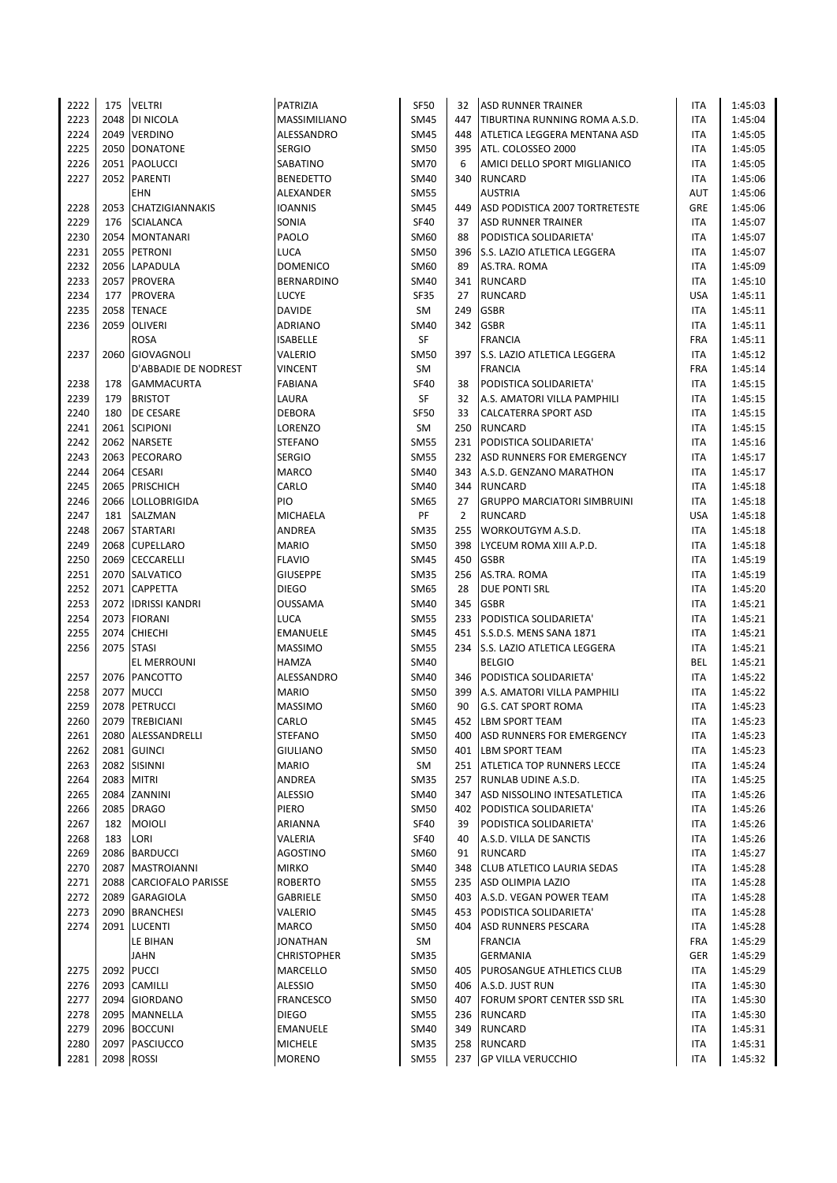| | | | | | | | | |
|---|---|---|---|---|---|---|---|---|
| 2222 | 175 | VELTRI | PATRIZIA | SF50 | 32 | ASD RUNNER TRAINER | ITA | 1:45:03 |
| 2223 | 2048 | DI NICOLA | MASSIMILIANO | SM45 | 447 | TIBURTINA RUNNING ROMA A.S.D. | ITA | 1:45:04 |
| 2224 | 2049 | VERDINO | ALESSANDRO | SM45 | 448 | ATLETICA LEGGERA MENTANA ASD | ITA | 1:45:05 |
| 2225 | 2050 | DONATONE | SERGIO | SM50 | 395 | ATL. COLOSSEO 2000 | ITA | 1:45:05 |
| 2226 | 2051 | PAOLUCCI | SABATINO | SM70 | 6 | AMICI DELLO SPORT MIGLIANICO | ITA | 1:45:05 |
| 2227 | 2052 | PARENTI | BENEDETTO | SM40 | 340 | RUNCARD | ITA | 1:45:06 |
| | | EHN | ALEXANDER | SM55 | | AUSTRIA | AUT | 1:45:06 |
| 2228 | 2053 | CHATZIGIANNAKIS | IOANNIS | SM45 | 449 | ASD PODISTICA 2007 TORTRETESTE | GRE | 1:45:06 |
| 2229 | 176 | SCIALANCA | SONIA | SF40 | 37 | ASD RUNNER TRAINER | ITA | 1:45:07 |
| 2230 | 2054 | MONTANARI | PAOLO | SM60 | 88 | PODISTICA SOLIDARIETA' | ITA | 1:45:07 |
| 2231 | 2055 | PETRONI | LUCA | SM50 | 396 | S.S. LAZIO ATLETICA LEGGERA | ITA | 1:45:07 |
| 2232 | 2056 | LAPADULA | DOMENICO | SM60 | 89 | AS.TRA. ROMA | ITA | 1:45:09 |
| 2233 | 2057 | PROVERA | BERNARDINO | SM40 | 341 | RUNCARD | ITA | 1:45:10 |
| 2234 | 177 | PROVERA | LUCYE | SF35 | 27 | RUNCARD | USA | 1:45:11 |
| 2235 | 2058 | TENACE | DAVIDE | SM | 249 | GSBR | ITA | 1:45:11 |
| 2236 | 2059 | OLIVERI | ADRIANO | SM40 | 342 | GSBR | ITA | 1:45:11 |
| | | ROSA | ISABELLE | SF | | FRANCIA | FRA | 1:45:11 |
| 2237 | 2060 | GIOVAGNOLI | VALERIO | SM50 | 397 | S.S. LAZIO ATLETICA LEGGERA | ITA | 1:45:12 |
| | | D'ABBADIE DE NODREST | VINCENT | SM | | FRANCIA | FRA | 1:45:14 |
| 2238 | 178 | GAMMACURTA | FABIANA | SF40 | 38 | PODISTICA SOLIDARIETA' | ITA | 1:45:15 |
| 2239 | 179 | BRISTOT | LAURA | SF | 32 | A.S. AMATORI VILLA PAMPHILI | ITA | 1:45:15 |
| 2240 | 180 | DE CESARE | DEBORA | SF50 | 33 | CALCATERRA SPORT ASD | ITA | 1:45:15 |
| 2241 | 2061 | SCIPIONI | LORENZO | SM | 250 | RUNCARD | ITA | 1:45:15 |
| 2242 | 2062 | NARSETE | STEFANO | SM55 | 231 | PODISTICA SOLIDARIETA' | ITA | 1:45:16 |
| 2243 | 2063 | PECORARO | SERGIO | SM55 | 232 | ASD RUNNERS FOR EMERGENCY | ITA | 1:45:17 |
| 2244 | 2064 | CESARI | MARCO | SM40 | 343 | A.S.D. GENZANO MARATHON | ITA | 1:45:17 |
| 2245 | 2065 | PRISCHICH | CARLO | SM40 | 344 | RUNCARD | ITA | 1:45:18 |
| 2246 | 2066 | LOLLOBRIGIDA | PIO | SM65 | 27 | GRUPPO MARCIATORI SIMBRUINI | ITA | 1:45:18 |
| 2247 | 181 | SALZMAN | MICHAELA | PF | 2 | RUNCARD | USA | 1:45:18 |
| 2248 | 2067 | STARTARI | ANDREA | SM35 | 255 | WORKOUTGYM A.S.D. | ITA | 1:45:18 |
| 2249 | 2068 | CUPELLARO | MARIO | SM50 | 398 | LYCEUM ROMA XIII A.P.D. | ITA | 1:45:18 |
| 2250 | 2069 | CECCARELLI | FLAVIO | SM45 | 450 | GSBR | ITA | 1:45:19 |
| 2251 | 2070 | SALVATICO | GIUSEPPE | SM35 | 256 | AS.TRA. ROMA | ITA | 1:45:19 |
| 2252 | 2071 | CAPPETTA | DIEGO | SM65 | 28 | DUE PONTI SRL | ITA | 1:45:20 |
| 2253 | 2072 | IDRISSI KANDRI | OUSSAMA | SM40 | 345 | GSBR | ITA | 1:45:21 |
| 2254 | 2073 | FIORANI | LUCA | SM55 | 233 | PODISTICA SOLIDARIETA' | ITA | 1:45:21 |
| 2255 | 2074 | CHIECHI | EMANUELE | SM45 | 451 | S.S.D.S. MENS SANA 1871 | ITA | 1:45:21 |
| 2256 | 2075 | STASI | MASSIMO | SM55 | 234 | S.S. LAZIO ATLETICA LEGGERA | ITA | 1:45:21 |
| | | EL MERROUNI | HAMZA | SM40 | | BELGIO | BEL | 1:45:21 |
| 2257 | 2076 | PANCOTTO | ALESSANDRO | SM40 | 346 | PODISTICA SOLIDARIETA' | ITA | 1:45:22 |
| 2258 | 2077 | MUCCI | MARIO | SM50 | 399 | A.S. AMATORI VILLA PAMPHILI | ITA | 1:45:22 |
| 2259 | 2078 | PETRUCCI | MASSIMO | SM60 | 90 | G.S. CAT SPORT ROMA | ITA | 1:45:23 |
| 2260 | 2079 | TREBICIANI | CARLO | SM45 | 452 | LBM SPORT TEAM | ITA | 1:45:23 |
| 2261 | 2080 | ALESSANDRELLI | STEFANO | SM50 | 400 | ASD RUNNERS FOR EMERGENCY | ITA | 1:45:23 |
| 2262 | 2081 | GUINCI | GIULIANO | SM50 | 401 | LBM SPORT TEAM | ITA | 1:45:23 |
| 2263 | 2082 | SISINNI | MARIO | SM | 251 | ATLETICA TOP RUNNERS LECCE | ITA | 1:45:24 |
| 2264 | 2083 | MITRI | ANDREA | SM35 | 257 | RUNLAB UDINE A.S.D. | ITA | 1:45:25 |
| 2265 | 2084 | ZANNINI | ALESSIO | SM40 | 347 | ASD NISSOLINO INTESATLETICA | ITA | 1:45:26 |
| 2266 | 2085 | DRAGO | PIERO | SM50 | 402 | PODISTICA SOLIDARIETA' | ITA | 1:45:26 |
| 2267 | 182 | MOIOLI | ARIANNA | SF40 | 39 | PODISTICA SOLIDARIETA' | ITA | 1:45:26 |
| 2268 | 183 | LORI | VALERIA | SF40 | 40 | A.S.D. VILLA DE SANCTIS | ITA | 1:45:26 |
| 2269 | 2086 | BARDUCCI | AGOSTINO | SM60 | 91 | RUNCARD | ITA | 1:45:27 |
| 2270 | 2087 | MASTROIANNI | MIRKO | SM40 | 348 | CLUB ATLETICO LAURIA SEDAS | ITA | 1:45:28 |
| 2271 | 2088 | CARCIOFALO PARISSE | ROBERTO | SM55 | 235 | ASD OLIMPIA LAZIO | ITA | 1:45:28 |
| 2272 | 2089 | GARAGIOLA | GABRIELE | SM50 | 403 | A.S.D. VEGAN POWER TEAM | ITA | 1:45:28 |
| 2273 | 2090 | BRANCHESI | VALERIO | SM45 | 453 | PODISTICA SOLIDARIETA' | ITA | 1:45:28 |
| 2274 | 2091 | LUCENTI | MARCO | SM50 | 404 | ASD RUNNERS PESCARA | ITA | 1:45:28 |
| | | LE BIHAN | JONATHAN | SM | | FRANCIA | FRA | 1:45:29 |
| | | JAHN | CHRISTOPHER | SM35 | | GERMANIA | GER | 1:45:29 |
| 2275 | 2092 | PUCCI | MARCELLO | SM50 | 405 | PUROSANGUE ATHLETICS CLUB | ITA | 1:45:29 |
| 2276 | 2093 | CAMILLI | ALESSIO | SM50 | 406 | A.S.D. JUST RUN | ITA | 1:45:30 |
| 2277 | 2094 | GIORDANO | FRANCESCO | SM50 | 407 | FORUM SPORT CENTER SSD SRL | ITA | 1:45:30 |
| 2278 | 2095 | MANNELLA | DIEGO | SM55 | 236 | RUNCARD | ITA | 1:45:30 |
| 2279 | 2096 | BOCCUNI | EMANUELE | SM40 | 349 | RUNCARD | ITA | 1:45:31 |
| 2280 | 2097 | PASCIUCCO | MICHELE | SM35 | 258 | RUNCARD | ITA | 1:45:31 |
| 2281 | 2098 | ROSSI | MORENO | SM55 | 237 | GP VILLA VERUCCHIO | ITA | 1:45:32 |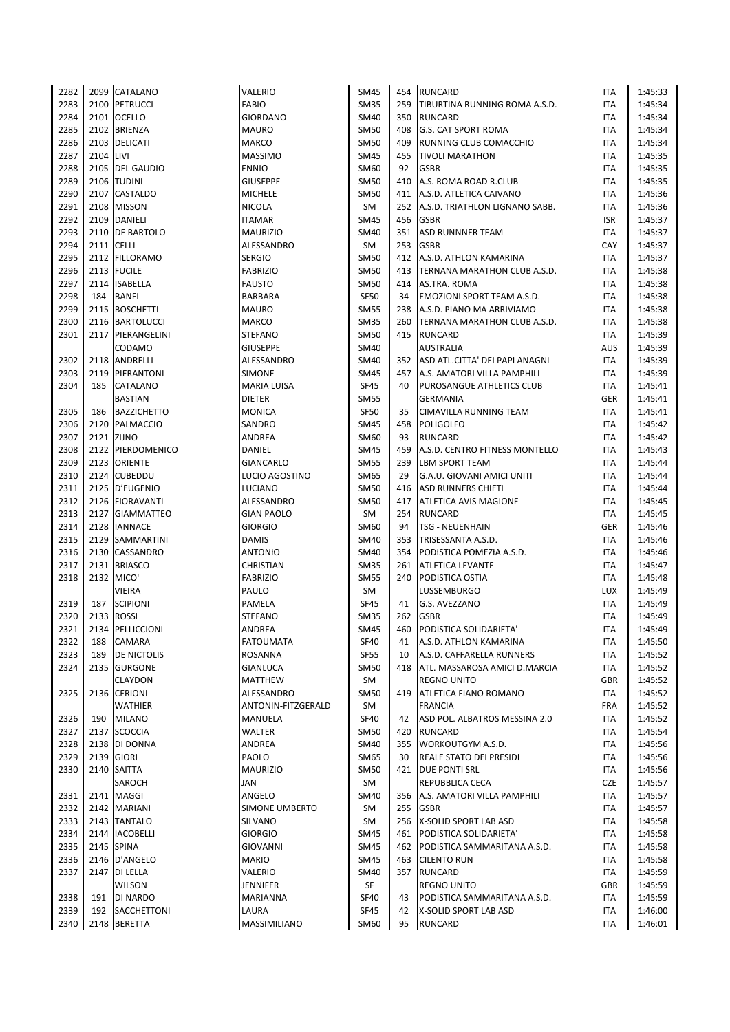| | | | | | | | | |
|---|---|---|---|---|---|---|---|---|
| 2282 | 2099 | CATALANO | VALERIO | SM45 | 454 | RUNCARD | ITA | 1:45:33 |
| 2283 | 2100 | PETRUCCI | FABIO | SM35 | 259 | TIBURTINA RUNNING ROMA A.S.D. | ITA | 1:45:34 |
| 2284 | 2101 | OCELLO | GIORDANO | SM40 | 350 | RUNCARD | ITA | 1:45:34 |
| 2285 | 2102 | BRIENZA | MAURO | SM50 | 408 | G.S. CAT SPORT ROMA | ITA | 1:45:34 |
| 2286 | 2103 | DELICATI | MARCO | SM50 | 409 | RUNNING CLUB COMACCHIO | ITA | 1:45:34 |
| 2287 | 2104 | LIVI | MASSIMO | SM45 | 455 | TIVOLI MARATHON | ITA | 1:45:35 |
| 2288 | 2105 | DEL GAUDIO | ENNIO | SM60 | 92 | GSBR | ITA | 1:45:35 |
| 2289 | 2106 | TUDINI | GIUSEPPE | SM50 | 410 | A.S. ROMA ROAD R.CLUB | ITA | 1:45:35 |
| 2290 | 2107 | CASTALDO | MICHELE | SM50 | 411 | A.S.D. ATLETICA CAIVANO | ITA | 1:45:36 |
| 2291 | 2108 | MISSON | NICOLA | SM | 252 | A.S.D. TRIATHLON LIGNANO SABB. | ITA | 1:45:36 |
| 2292 | 2109 | DANIELI | ITAMAR | SM45 | 456 | GSBR | ISR | 1:45:37 |
| 2293 | 2110 | DE BARTOLO | MAURIZIO | SM40 | 351 | ASD RUNNNER TEAM | ITA | 1:45:37 |
| 2294 | 2111 | CELLI | ALESSANDRO | SM | 253 | GSBR | CAY | 1:45:37 |
| 2295 | 2112 | FILLORAMO | SERGIO | SM50 | 412 | A.S.D. ATHLON KAMARINA | ITA | 1:45:37 |
| 2296 | 2113 | FUCILE | FABRIZIO | SM50 | 413 | TERNANA MARATHON CLUB A.S.D. | ITA | 1:45:38 |
| 2297 | 2114 | ISABELLA | FAUSTO | SM50 | 414 | AS.TRA. ROMA | ITA | 1:45:38 |
| 2298 | 184 | BANFI | BARBARA | SF50 | 34 | EMOZIONI SPORT TEAM A.S.D. | ITA | 1:45:38 |
| 2299 | 2115 | BOSCHETTI | MAURO | SM55 | 238 | A.S.D. PIANO MA ARRIVIAMO | ITA | 1:45:38 |
| 2300 | 2116 | BARTOLUCCI | MARCO | SM35 | 260 | TERNANA MARATHON CLUB A.S.D. | ITA | 1:45:38 |
| 2301 | 2117 | PIERANGELINI | STEFANO | SM50 | 415 | RUNCARD | ITA | 1:45:39 |
| | | CODAMO | GIUSEPPE | SM40 | | AUSTRALIA | AUS | 1:45:39 |
| 2302 | 2118 | ANDRELLI | ALESSANDRO | SM40 | 352 | ASD ATL.CITTA' DEI PAPI ANAGNI | ITA | 1:45:39 |
| 2303 | 2119 | PIERANTONI | SIMONE | SM45 | 457 | A.S. AMATORI VILLA PAMPHILI | ITA | 1:45:39 |
| 2304 | 185 | CATALANO | MARIA LUISA | SF45 | 40 | PUROSANGUE ATHLETICS CLUB | ITA | 1:45:41 |
| | | BASTIAN | DIETER | SM55 | | GERMANIA | GER | 1:45:41 |
| 2305 | 186 | BAZZICHETTO | MONICA | SF50 | 35 | CIMAVILLA RUNNING TEAM | ITA | 1:45:41 |
| 2306 | 2120 | PALMACCIO | SANDRO | SM45 | 458 | POLIGOLFO | ITA | 1:45:42 |
| 2307 | 2121 | ZIJNO | ANDREA | SM60 | 93 | RUNCARD | ITA | 1:45:42 |
| 2308 | 2122 | PIERDOMENICO | DANIEL | SM45 | 459 | A.S.D. CENTRO FITNESS MONTELLO | ITA | 1:45:43 |
| 2309 | 2123 | ORIENTE | GIANCARLO | SM55 | 239 | LBM SPORT TEAM | ITA | 1:45:44 |
| 2310 | 2124 | CUBEDDU | LUCIO AGOSTINO | SM65 | 29 | G.A.U. GIOVANI AMICI UNITI | ITA | 1:45:44 |
| 2311 | 2125 | D'EUGENIO | LUCIANO | SM50 | 416 | ASD RUNNERS CHIETI | ITA | 1:45:44 |
| 2312 | 2126 | FIORAVANTI | ALESSANDRO | SM50 | 417 | ATLETICA AVIS MAGIONE | ITA | 1:45:45 |
| 2313 | 2127 | GIAMMATTEO | GIAN PAOLO | SM | 254 | RUNCARD | ITA | 1:45:45 |
| 2314 | 2128 | IANNACE | GIORGIO | SM60 | 94 | TSG - NEUENHAIN | GER | 1:45:46 |
| 2315 | 2129 | SAMMARTINI | DAMIS | SM40 | 353 | TRISESSANTA A.S.D. | ITA | 1:45:46 |
| 2316 | 2130 | CASSANDRO | ANTONIO | SM40 | 354 | PODISTICA POMEZIA A.S.D. | ITA | 1:45:46 |
| 2317 | 2131 | BRIASCO | CHRISTIAN | SM35 | 261 | ATLETICA LEVANTE | ITA | 1:45:47 |
| 2318 | 2132 | MICO' | FABRIZIO | SM55 | 240 | PODISTICA OSTIA | ITA | 1:45:48 |
| | | VIEIRA | PAULO | SM | | LUSSEMBURGO | LUX | 1:45:49 |
| 2319 | 187 | SCIPIONI | PAMELA | SF45 | 41 | G.S. AVEZZANO | ITA | 1:45:49 |
| 2320 | 2133 | ROSSI | STEFANO | SM35 | 262 | GSBR | ITA | 1:45:49 |
| 2321 | 2134 | PELLICCIONI | ANDREA | SM45 | 460 | PODISTICA SOLIDARIETA' | ITA | 1:45:49 |
| 2322 | 188 | CAMARA | FATOUMATA | SF40 | 41 | A.S.D. ATHLON KAMARINA | ITA | 1:45:50 |
| 2323 | 189 | DE NICTOLIS | ROSANNA | SF55 | 10 | A.S.D. CAFFARELLA RUNNERS | ITA | 1:45:52 |
| 2324 | 2135 | GURGONE | GIANLUCA | SM50 | 418 | ATL. MASSAROSA AMICI D.MARCIA | ITA | 1:45:52 |
| | | CLAYDON | MATTHEW | SM | | REGNO UNITO | GBR | 1:45:52 |
| 2325 | 2136 | CERIONI | ALESSANDRO | SM50 | 419 | ATLETICA FIANO ROMANO | ITA | 1:45:52 |
| | | WATHIER | ANTONIN-FITZGERALD | SM | | FRANCIA | FRA | 1:45:52 |
| 2326 | 190 | MILANO | MANUELA | SF40 | 42 | ASD POL. ALBATROS MESSINA 2.0 | ITA | 1:45:52 |
| 2327 | 2137 | SCOCCIA | WALTER | SM50 | 420 | RUNCARD | ITA | 1:45:54 |
| 2328 | 2138 | DI DONNA | ANDREA | SM40 | 355 | WORKOUTGYM A.S.D. | ITA | 1:45:56 |
| 2329 | 2139 | GIORI | PAOLO | SM65 | 30 | REALE STATO DEI PRESIDI | ITA | 1:45:56 |
| 2330 | 2140 | SAITTA | MAURIZIO | SM50 | 421 | DUE PONTI SRL | ITA | 1:45:56 |
| | | SAROCH | JAN | SM | | REPUBBLICA CECA | CZE | 1:45:57 |
| 2331 | 2141 | MAGGI | ANGELO | SM40 | 356 | A.S. AMATORI VILLA PAMPHILI | ITA | 1:45:57 |
| 2332 | 2142 | MARIANI | SIMONE UMBERTO | SM | 255 | GSBR | ITA | 1:45:57 |
| 2333 | 2143 | TANTALO | SILVANO | SM | 256 | X-SOLID SPORT LAB ASD | ITA | 1:45:58 |
| 2334 | 2144 | IACOBELLI | GIORGIO | SM45 | 461 | PODISTICA SOLIDARIETA' | ITA | 1:45:58 |
| 2335 | 2145 | SPINA | GIOVANNI | SM45 | 462 | PODISTICA SAMMARITANA A.S.D. | ITA | 1:45:58 |
| 2336 | 2146 | D'ANGELO | MARIO | SM45 | 463 | CILENTO RUN | ITA | 1:45:58 |
| 2337 | 2147 | DI LELLA | VALERIO | SM40 | 357 | RUNCARD | ITA | 1:45:59 |
| | | WILSON | JENNIFER | SF | | REGNO UNITO | GBR | 1:45:59 |
| 2338 | 191 | DI NARDO | MARIANNA | SF40 | 43 | PODISTICA SAMMARITANA A.S.D. | ITA | 1:45:59 |
| 2339 | 192 | SACCHETTONI | LAURA | SF45 | 42 | X-SOLID SPORT LAB ASD | ITA | 1:46:00 |
| 2340 | 2148 | BERETTA | MASSIMILIANO | SM60 | 95 | RUNCARD | ITA | 1:46:01 |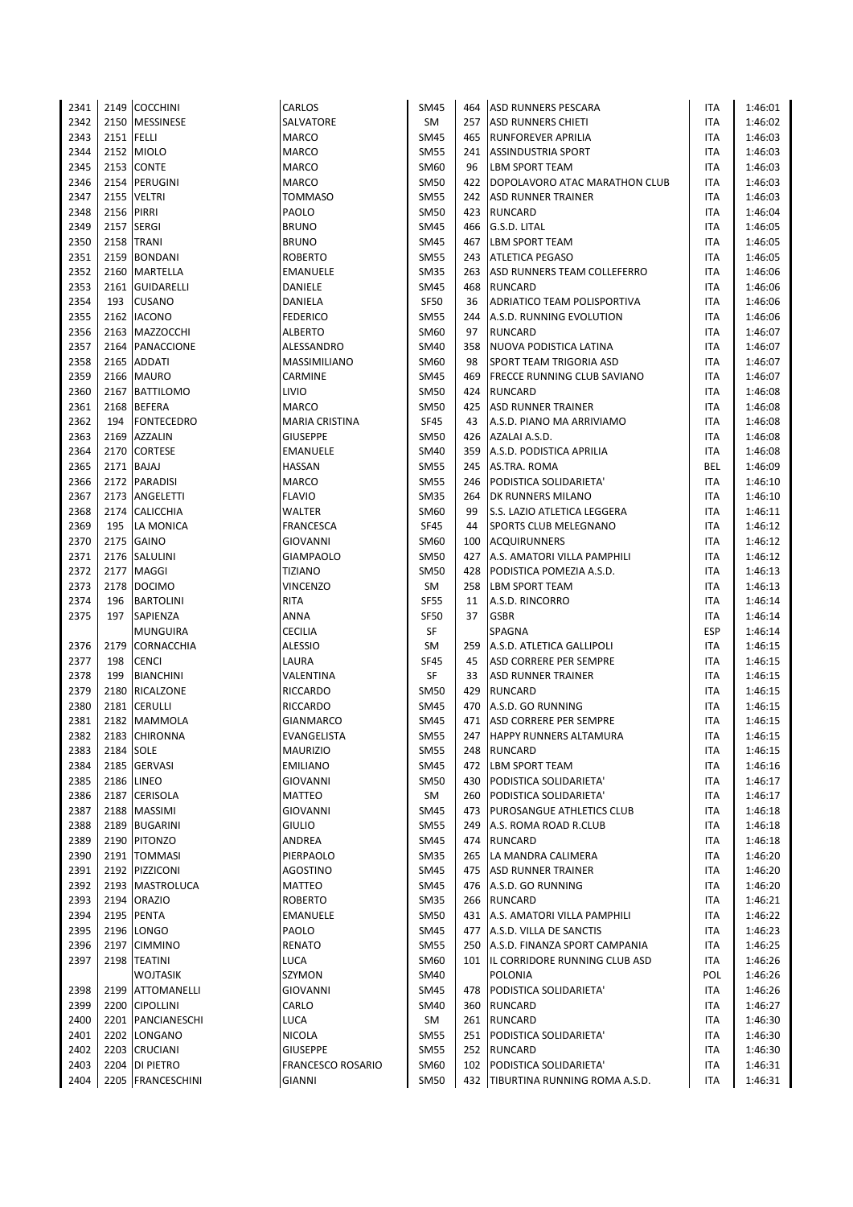| | | | | | | | | |
|---|---|---|---|---|---|---|---|---|
| 2341 | 2149 | COCCHINI | CARLOS | SM45 | 464 | ASD RUNNERS PESCARA | ITA | 1:46:01 |
| 2342 | 2150 | MESSINESE | SALVATORE | SM | 257 | ASD RUNNERS CHIETI | ITA | 1:46:02 |
| 2343 | 2151 | FELLI | MARCO | SM45 | 465 | RUNFOREVER APRILIA | ITA | 1:46:03 |
| 2344 | 2152 | MIOLO | MARCO | SM55 | 241 | ASSINDUSTRIA SPORT | ITA | 1:46:03 |
| 2345 | 2153 | CONTE | MARCO | SM60 | 96 | LBM SPORT TEAM | ITA | 1:46:03 |
| 2346 | 2154 | PERUGINI | MARCO | SM50 | 422 | DOPOLAVORO ATAC MARATHON CLUB | ITA | 1:46:03 |
| 2347 | 2155 | VELTRI | TOMMASO | SM55 | 242 | ASD RUNNER TRAINER | ITA | 1:46:03 |
| 2348 | 2156 | PIRRI | PAOLO | SM50 | 423 | RUNCARD | ITA | 1:46:04 |
| 2349 | 2157 | SERGI | BRUNO | SM45 | 466 | G.S.D. LITAL | ITA | 1:46:05 |
| 2350 | 2158 | TRANI | BRUNO | SM45 | 467 | LBM SPORT TEAM | ITA | 1:46:05 |
| 2351 | 2159 | BONDANI | ROBERTO | SM55 | 243 | ATLETICA PEGASO | ITA | 1:46:05 |
| 2352 | 2160 | MARTELLA | EMANUELE | SM35 | 263 | ASD RUNNERS TEAM COLLEFERRO | ITA | 1:46:06 |
| 2353 | 2161 | GUIDARELLI | DANIELE | SM45 | 468 | RUNCARD | ITA | 1:46:06 |
| 2354 | 193 | CUSANO | DANIELA | SF50 | 36 | ADRIATICO TEAM POLISPORTIVA | ITA | 1:46:06 |
| 2355 | 2162 | IACONO | FEDERICO | SM55 | 244 | A.S.D. RUNNING EVOLUTION | ITA | 1:46:06 |
| 2356 | 2163 | MAZZOCCHI | ALBERTO | SM60 | 97 | RUNCARD | ITA | 1:46:07 |
| 2357 | 2164 | PANACCIONE | ALESSANDRO | SM40 | 358 | NUOVA PODISTICA LATINA | ITA | 1:46:07 |
| 2358 | 2165 | ADDATI | MASSIMILIANO | SM60 | 98 | SPORT TEAM TRIGORIA ASD | ITA | 1:46:07 |
| 2359 | 2166 | MAURO | CARMINE | SM45 | 469 | FRECCE RUNNING CLUB SAVIANO | ITA | 1:46:07 |
| 2360 | 2167 | BATTILOMO | LIVIO | SM50 | 424 | RUNCARD | ITA | 1:46:08 |
| 2361 | 2168 | BEFERA | MARCO | SM50 | 425 | ASD RUNNER TRAINER | ITA | 1:46:08 |
| 2362 | 194 | FONTECEDRO | MARIA CRISTINA | SF45 | 43 | A.S.D. PIANO MA ARRIVIAMO | ITA | 1:46:08 |
| 2363 | 2169 | AZZALIN | GIUSEPPE | SM50 | 426 | AZALAI A.S.D. | ITA | 1:46:08 |
| 2364 | 2170 | CORTESE | EMANUELE | SM40 | 359 | A.S.D. PODISTICA APRILIA | ITA | 1:46:08 |
| 2365 | 2171 | BAJAJ | HASSAN | SM55 | 245 | AS.TRA. ROMA | BEL | 1:46:09 |
| 2366 | 2172 | PARADISI | MARCO | SM55 | 246 | PODISTICA SOLIDARIETA' | ITA | 1:46:10 |
| 2367 | 2173 | ANGELETTI | FLAVIO | SM35 | 264 | DK RUNNERS MILANO | ITA | 1:46:10 |
| 2368 | 2174 | CALICCHIA | WALTER | SM60 | 99 | S.S. LAZIO ATLETICA LEGGERA | ITA | 1:46:11 |
| 2369 | 195 | LA MONICA | FRANCESCA | SF45 | 44 | SPORTS CLUB MELEGNANO | ITA | 1:46:12 |
| 2370 | 2175 | GAINO | GIOVANNI | SM60 | 100 | ACQUIRUNNERS | ITA | 1:46:12 |
| 2371 | 2176 | SALULINI | GIAMPAOLO | SM50 | 427 | A.S. AMATORI VILLA PAMPHILI | ITA | 1:46:12 |
| 2372 | 2177 | MAGGI | TIZIANO | SM50 | 428 | PODISTICA POMEZIA A.S.D. | ITA | 1:46:13 |
| 2373 | 2178 | DOCIMO | VINCENZO | SM | 258 | LBM SPORT TEAM | ITA | 1:46:13 |
| 2374 | 196 | BARTOLINI | RITA | SF55 | 11 | A.S.D. RINCORRO | ITA | 1:46:14 |
| 2375 | 197 | SAPIENZA | ANNA | SF50 | 37 | GSBR | ITA | 1:46:14 |
| | | MUNGUIRA | CECILIA | SF | | SPAGNA | ESP | 1:46:14 |
| 2376 | 2179 | CORNACCHIA | ALESSIO | SM | 259 | A.S.D. ATLETICA GALLIPOLI | ITA | 1:46:15 |
| 2377 | 198 | CENCI | LAURA | SF45 | 45 | ASD CORRERE PER SEMPRE | ITA | 1:46:15 |
| 2378 | 199 | BIANCHINI | VALENTINA | SF | 33 | ASD RUNNER TRAINER | ITA | 1:46:15 |
| 2379 | 2180 | RICALZONE | RICCARDO | SM50 | 429 | RUNCARD | ITA | 1:46:15 |
| 2380 | 2181 | CERULLI | RICCARDO | SM45 | 470 | A.S.D. GO RUNNING | ITA | 1:46:15 |
| 2381 | 2182 | MAMMOLA | GIANMARCO | SM45 | 471 | ASD CORRERE PER SEMPRE | ITA | 1:46:15 |
| 2382 | 2183 | CHIRONNA | EVANGELISTA | SM55 | 247 | HAPPY RUNNERS ALTAMURA | ITA | 1:46:15 |
| 2383 | 2184 | SOLE | MAURIZIO | SM55 | 248 | RUNCARD | ITA | 1:46:15 |
| 2384 | 2185 | GERVASI | EMILIANO | SM45 | 472 | LBM SPORT TEAM | ITA | 1:46:16 |
| 2385 | 2186 | LINEO | GIOVANNI | SM50 | 430 | PODISTICA SOLIDARIETA' | ITA | 1:46:17 |
| 2386 | 2187 | CERISOLA | MATTEO | SM | 260 | PODISTICA SOLIDARIETA' | ITA | 1:46:17 |
| 2387 | 2188 | MASSIMI | GIOVANNI | SM45 | 473 | PUROSANGUE ATHLETICS CLUB | ITA | 1:46:18 |
| 2388 | 2189 | BUGARINI | GIULIO | SM55 | 249 | A.S. ROMA ROAD R.CLUB | ITA | 1:46:18 |
| 2389 | 2190 | PITONZO | ANDREA | SM45 | 474 | RUNCARD | ITA | 1:46:18 |
| 2390 | 2191 | TOMMASI | PIERPAOLO | SM35 | 265 | LA MANDRA CALIMERA | ITA | 1:46:20 |
| 2391 | 2192 | PIZZICONI | AGOSTINO | SM45 | 475 | ASD RUNNER TRAINER | ITA | 1:46:20 |
| 2392 | 2193 | MASTROLUCA | MATTEO | SM45 | 476 | A.S.D. GO RUNNING | ITA | 1:46:20 |
| 2393 | 2194 | ORAZIO | ROBERTO | SM35 | 266 | RUNCARD | ITA | 1:46:21 |
| 2394 | 2195 | PENTA | EMANUELE | SM50 | 431 | A.S. AMATORI VILLA PAMPHILI | ITA | 1:46:22 |
| 2395 | 2196 | LONGO | PAOLO | SM45 | 477 | A.S.D. VILLA DE SANCTIS | ITA | 1:46:23 |
| 2396 | 2197 | CIMMINO | RENATO | SM55 | 250 | A.S.D. FINANZA SPORT CAMPANIA | ITA | 1:46:25 |
| 2397 | 2198 | TEATINI | LUCA | SM60 | 101 | IL CORRIDORE RUNNING CLUB ASD | ITA | 1:46:26 |
| | | WOJTASIK | SZYMON | SM40 | | POLONIA | POL | 1:46:26 |
| 2398 | 2199 | ATTOMANELLI | GIOVANNI | SM45 | 478 | PODISTICA SOLIDARIETA' | ITA | 1:46:26 |
| 2399 | 2200 | CIPOLLINI | CARLO | SM40 | 360 | RUNCARD | ITA | 1:46:27 |
| 2400 | 2201 | PANCIANESCHI | LUCA | SM | 261 | RUNCARD | ITA | 1:46:30 |
| 2401 | 2202 | LONGANO | NICOLA | SM55 | 251 | PODISTICA SOLIDARIETA' | ITA | 1:46:30 |
| 2402 | 2203 | CRUCIANI | GIUSEPPE | SM55 | 252 | RUNCARD | ITA | 1:46:30 |
| 2403 | 2204 | DI PIETRO | FRANCESCO ROSARIO | SM60 | 102 | PODISTICA SOLIDARIETA' | ITA | 1:46:31 |
| 2404 | 2205 | FRANCESCHINI | GIANNI | SM50 | 432 | TIBURTINA RUNNING ROMA A.S.D. | ITA | 1:46:31 |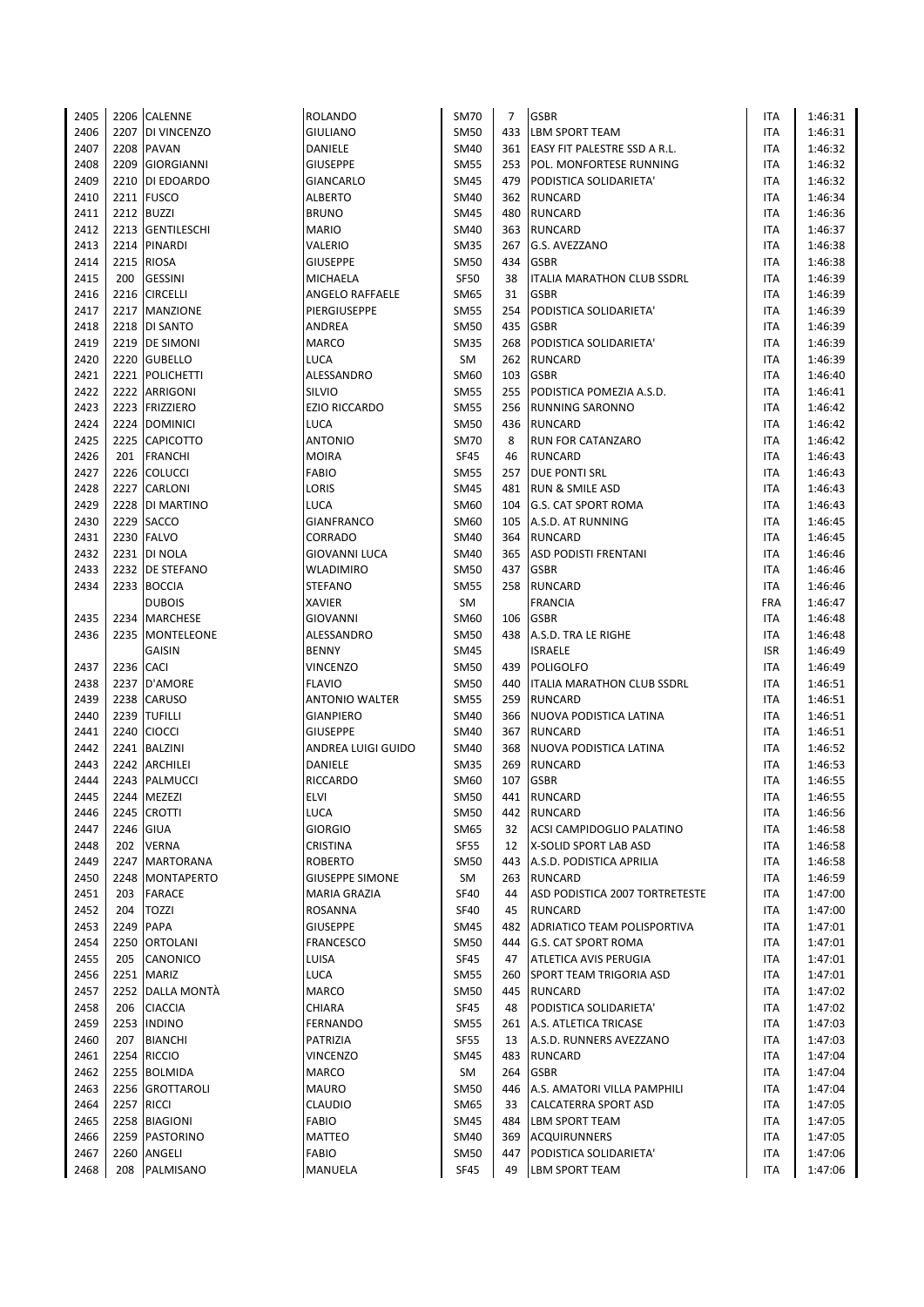| | | | | | | | | |
|---|---|---|---|---|---|---|---|---|
| 2405 | 2206 | CALENNE | ROLANDO | SM70 | 7 | GSBR | ITA | 1:46:31 |
| 2406 | 2207 | DI VINCENZO | GIULIANO | SM50 | 433 | LBM SPORT TEAM | ITA | 1:46:31 |
| 2407 | 2208 | PAVAN | DANIELE | SM40 | 361 | EASY FIT PALESTRE SSD A R.L. | ITA | 1:46:32 |
| 2408 | 2209 | GIORGIANNI | GIUSEPPE | SM55 | 253 | POL. MONFORTESE RUNNING | ITA | 1:46:32 |
| 2409 | 2210 | DI EDOARDO | GIANCARLO | SM45 | 479 | PODISTICA SOLIDARIETA' | ITA | 1:46:32 |
| 2410 | 2211 | FUSCO | ALBERTO | SM40 | 362 | RUNCARD | ITA | 1:46:34 |
| 2411 | 2212 | BUZZI | BRUNO | SM45 | 480 | RUNCARD | ITA | 1:46:36 |
| 2412 | 2213 | GENTILESCHI | MARIO | SM40 | 363 | RUNCARD | ITA | 1:46:37 |
| 2413 | 2214 | PINARDI | VALERIO | SM35 | 267 | G.S. AVEZZANO | ITA | 1:46:38 |
| 2414 | 2215 | RIOSA | GIUSEPPE | SM50 | 434 | GSBR | ITA | 1:46:38 |
| 2415 | 200 | GESSINI | MICHAELA | SF50 | 38 | ITALIA MARATHON CLUB SSDRL | ITA | 1:46:39 |
| 2416 | 2216 | CIRCELLI | ANGELO RAFFAELE | SM65 | 31 | GSBR | ITA | 1:46:39 |
| 2417 | 2217 | MANZIONE | PIERGIUSEPPE | SM55 | 254 | PODISTICA SOLIDARIETA' | ITA | 1:46:39 |
| 2418 | 2218 | DI SANTO | ANDREA | SM50 | 435 | GSBR | ITA | 1:46:39 |
| 2419 | 2219 | DE SIMONI | MARCO | SM35 | 268 | PODISTICA SOLIDARIETA' | ITA | 1:46:39 |
| 2420 | 2220 | GUBELLO | LUCA | SM | 262 | RUNCARD | ITA | 1:46:39 |
| 2421 | 2221 | POLICHETTI | ALESSANDRO | SM60 | 103 | GSBR | ITA | 1:46:40 |
| 2422 | 2222 | ARRIGONI | SILVIO | SM55 | 255 | PODISTICA POMEZIA A.S.D. | ITA | 1:46:41 |
| 2423 | 2223 | FRIZZIERO | EZIO RICCARDO | SM55 | 256 | RUNNING SARONNO | ITA | 1:46:42 |
| 2424 | 2224 | DOMINICI | LUCA | SM50 | 436 | RUNCARD | ITA | 1:46:42 |
| 2425 | 2225 | CAPICOTTO | ANTONIO | SM70 | 8 | RUN FOR CATANZARO | ITA | 1:46:42 |
| 2426 | 201 | FRANCHI | MOIRA | SF45 | 46 | RUNCARD | ITA | 1:46:43 |
| 2427 | 2226 | COLUCCI | FABIO | SM55 | 257 | DUE PONTI SRL | ITA | 1:46:43 |
| 2428 | 2227 | CARLONI | LORIS | SM45 | 481 | RUN & SMILE ASD | ITA | 1:46:43 |
| 2429 | 2228 | DI MARTINO | LUCA | SM60 | 104 | G.S. CAT SPORT ROMA | ITA | 1:46:43 |
| 2430 | 2229 | SACCO | GIANFRANCO | SM60 | 105 | A.S.D. AT RUNNING | ITA | 1:46:45 |
| 2431 | 2230 | FALVO | CORRADO | SM40 | 364 | RUNCARD | ITA | 1:46:45 |
| 2432 | 2231 | DI NOLA | GIOVANNI LUCA | SM40 | 365 | ASD PODISTI FRENTANI | ITA | 1:46:46 |
| 2433 | 2232 | DE STEFANO | WLADIMIRO | SM50 | 437 | GSBR | ITA | 1:46:46 |
| 2434 | 2233 | BOCCIA | STEFANO | SM55 | 258 | RUNCARD | ITA | 1:46:46 |
| | | DUBOIS | XAVIER | SM | | FRANCIA | FRA | 1:46:47 |
| 2435 | 2234 | MARCHESE | GIOVANNI | SM60 | 106 | GSBR | ITA | 1:46:48 |
| 2436 | 2235 | MONTELEONE | ALESSANDRO | SM50 | 438 | A.S.D. TRA LE RIGHE | ITA | 1:46:48 |
| | | GAISIN | BENNY | SM45 | | ISRAELE | ISR | 1:46:49 |
| 2437 | 2236 | CACI | VINCENZO | SM50 | 439 | POLIGOLFO | ITA | 1:46:49 |
| 2438 | 2237 | D'AMORE | FLAVIO | SM50 | 440 | ITALIA MARATHON CLUB SSDRL | ITA | 1:46:51 |
| 2439 | 2238 | CARUSO | ANTONIO WALTER | SM55 | 259 | RUNCARD | ITA | 1:46:51 |
| 2440 | 2239 | TUFILLI | GIANPIERO | SM40 | 366 | NUOVA PODISTICA LATINA | ITA | 1:46:51 |
| 2441 | 2240 | CIOCCI | GIUSEPPE | SM40 | 367 | RUNCARD | ITA | 1:46:51 |
| 2442 | 2241 | BALZINI | ANDREA LUIGI GUIDO | SM40 | 368 | NUOVA PODISTICA LATINA | ITA | 1:46:52 |
| 2443 | 2242 | ARCHILEI | DANIELE | SM35 | 269 | RUNCARD | ITA | 1:46:53 |
| 2444 | 2243 | PALMUCCI | RICCARDO | SM60 | 107 | GSBR | ITA | 1:46:55 |
| 2445 | 2244 | MEZEZI | ELVI | SM50 | 441 | RUNCARD | ITA | 1:46:55 |
| 2446 | 2245 | CROTTI | LUCA | SM50 | 442 | RUNCARD | ITA | 1:46:56 |
| 2447 | 2246 | GIUA | GIORGIO | SM65 | 32 | ACSI CAMPIDOGLIO PALATINO | ITA | 1:46:58 |
| 2448 | 202 | VERNA | CRISTINA | SF55 | 12 | X-SOLID SPORT LAB ASD | ITA | 1:46:58 |
| 2449 | 2247 | MARTORANA | ROBERTO | SM50 | 443 | A.S.D. PODISTICA APRILIA | ITA | 1:46:58 |
| 2450 | 2248 | MONTAPERTO | GIUSEPPE SIMONE | SM | 263 | RUNCARD | ITA | 1:46:59 |
| 2451 | 203 | FARACE | MARIA GRAZIA | SF40 | 44 | ASD PODISTICA 2007 TORTRETESTE | ITA | 1:47:00 |
| 2452 | 204 | TOZZI | ROSANNA | SF40 | 45 | RUNCARD | ITA | 1:47:00 |
| 2453 | 2249 | PAPA | GIUSEPPE | SM45 | 482 | ADRIATICO TEAM POLISPORTIVA | ITA | 1:47:01 |
| 2454 | 2250 | ORTOLANI | FRANCESCO | SM50 | 444 | G.S. CAT SPORT ROMA | ITA | 1:47:01 |
| 2455 | 205 | CANONICO | LUISA | SF45 | 47 | ATLETICA AVIS PERUGIA | ITA | 1:47:01 |
| 2456 | 2251 | MARIZ | LUCA | SM55 | 260 | SPORT TEAM TRIGORIA ASD | ITA | 1:47:01 |
| 2457 | 2252 | DALLA MONTÀ | MARCO | SM50 | 445 | RUNCARD | ITA | 1:47:02 |
| 2458 | 206 | CIACCIA | CHIARA | SF45 | 48 | PODISTICA SOLIDARIETA' | ITA | 1:47:02 |
| 2459 | 2253 | INDINO | FERNANDO | SM55 | 261 | A.S. ATLETICA TRICASE | ITA | 1:47:03 |
| 2460 | 207 | BIANCHI | PATRIZIA | SF55 | 13 | A.S.D. RUNNERS AVEZZANO | ITA | 1:47:03 |
| 2461 | 2254 | RICCIO | VINCENZO | SM45 | 483 | RUNCARD | ITA | 1:47:04 |
| 2462 | 2255 | BOLMIDA | MARCO | SM | 264 | GSBR | ITA | 1:47:04 |
| 2463 | 2256 | GROTTAROLI | MAURO | SM50 | 446 | A.S. AMATORI VILLA PAMPHILI | ITA | 1:47:04 |
| 2464 | 2257 | RICCI | CLAUDIO | SM65 | 33 | CALCATERRA SPORT ASD | ITA | 1:47:05 |
| 2465 | 2258 | BIAGIONI | FABIO | SM45 | 484 | LBM SPORT TEAM | ITA | 1:47:05 |
| 2466 | 2259 | PASTORINO | MATTEO | SM40 | 369 | ACQUIRUNNERS | ITA | 1:47:05 |
| 2467 | 2260 | ANGELI | FABIO | SM50 | 447 | PODISTICA SOLIDARIETA' | ITA | 1:47:06 |
| 2468 | 208 | PALMISANO | MANUELA | SF45 | 49 | LBM SPORT TEAM | ITA | 1:47:06 |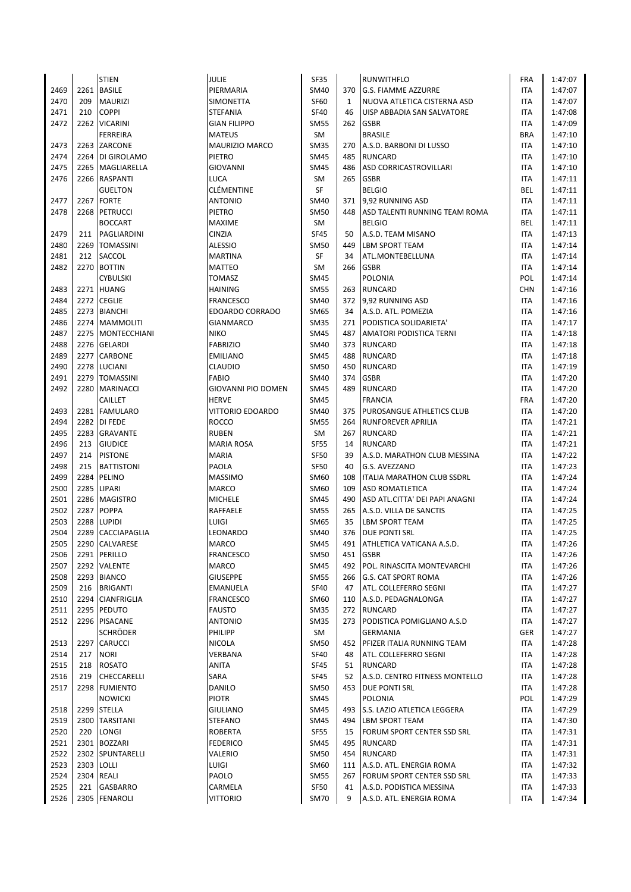| | | | | | | | | |
|---|---|---|---|---|---|---|---|---|
| | | STIEN | JULIE | SF35 | | RUNWITHFLO | FRA | 1:47:07 |
| 2469 | 2261 | BASILE | PIERMARIA | SM40 | 370 | G.S. FIAMME AZZURRE | ITA | 1:47:07 |
| 2470 | 209 | MAURIZI | SIMONETTA | SF60 | 1 | NUOVA ATLETICA CISTERNA ASD | ITA | 1:47:07 |
| 2471 | 210 | COPPI | STEFANIA | SF40 | 46 | UISP ABBADIA SAN SALVATORE | ITA | 1:47:08 |
| 2472 | 2262 | VICARINI | GIAN FILIPPO | SM55 | 262 | GSBR | ITA | 1:47:09 |
| | | FERREIRA | MATEUS | SM | | BRASILE | BRA | 1:47:10 |
| 2473 | 2263 | ZARCONE | MAURIZIO MARCO | SM35 | 270 | A.S.D. BARBONI DI LUSSO | ITA | 1:47:10 |
| 2474 | 2264 | DI GIROLAMO | PIETRO | SM45 | 485 | RUNCARD | ITA | 1:47:10 |
| 2475 | 2265 | MAGLIARELLA | GIOVANNI | SM45 | 486 | ASD CORRICASTROVILLARI | ITA | 1:47:10 |
| 2476 | 2266 | RASPANTI | LUCA | SM | 265 | GSBR | ITA | 1:47:11 |
| | | GUELTON | CLÉMENTINE | SF | | BELGIO | BEL | 1:47:11 |
| 2477 | 2267 | FORTE | ANTONIO | SM40 | 371 | 9,92 RUNNING ASD | ITA | 1:47:11 |
| 2478 | 2268 | PETRUCCI | PIETRO | SM50 | 448 | ASD TALENTI RUNNING TEAM ROMA | ITA | 1:47:11 |
| | | BOCCART | MAXIME | SM | | BELGIO | BEL | 1:47:11 |
| 2479 | 211 | PAGLIARDINI | CINZIA | SF45 | 50 | A.S.D. TEAM MISANO | ITA | 1:47:13 |
| 2480 | 2269 | TOMASSINI | ALESSIO | SM50 | 449 | LBM SPORT TEAM | ITA | 1:47:14 |
| 2481 | 212 | SACCOL | MARTINA | SF | 34 | ATL.MONTEBELLUNA | ITA | 1:47:14 |
| 2482 | 2270 | BOTTIN | MATTEO | SM | 266 | GSBR | ITA | 1:47:14 |
| | | CYBULSKI | TOMASZ | SM45 | | POLONIA | POL | 1:47:14 |
| 2483 | 2271 | HUANG | HAINING | SM55 | 263 | RUNCARD | CHN | 1:47:16 |
| 2484 | 2272 | CEGLIE | FRANCESCO | SM40 | 372 | 9,92 RUNNING ASD | ITA | 1:47:16 |
| 2485 | 2273 | BIANCHI | EDOARDO CORRADO | SM65 | 34 | A.S.D. ATL. POMEZIA | ITA | 1:47:16 |
| 2486 | 2274 | MAMMOLITI | GIANMARCO | SM35 | 271 | PODISTICA SOLIDARIETA' | ITA | 1:47:17 |
| 2487 | 2275 | MONTECCHIANI | NIKO | SM45 | 487 | AMATORI PODISTICA TERNI | ITA | 1:47:18 |
| 2488 | 2276 | GELARDI | FABRIZIO | SM40 | 373 | RUNCARD | ITA | 1:47:18 |
| 2489 | 2277 | CARBONE | EMILIANO | SM45 | 488 | RUNCARD | ITA | 1:47:18 |
| 2490 | 2278 | LUCIANI | CLAUDIO | SM50 | 450 | RUNCARD | ITA | 1:47:19 |
| 2491 | 2279 | TOMASSINI | FABIO | SM40 | 374 | GSBR | ITA | 1:47:20 |
| 2492 | 2280 | MARINACCI | GIOVANNI PIO DOMEN | SM45 | 489 | RUNCARD | ITA | 1:47:20 |
| | | CAILLET | HERVE | SM45 | | FRANCIA | FRA | 1:47:20 |
| 2493 | 2281 | FAMULARO | VITTORIO EDOARDO | SM40 | 375 | PUROSANGUE ATHLETICS CLUB | ITA | 1:47:20 |
| 2494 | 2282 | DI FEDE | ROCCO | SM55 | 264 | RUNFOREVER APRILIA | ITA | 1:47:21 |
| 2495 | 2283 | GRAVANTE | RUBEN | SM | 267 | RUNCARD | ITA | 1:47:21 |
| 2496 | 213 | GIUDICE | MARIA ROSA | SF55 | 14 | RUNCARD | ITA | 1:47:21 |
| 2497 | 214 | PISTONE | MARIA | SF50 | 39 | A.S.D. MARATHON CLUB MESSINA | ITA | 1:47:22 |
| 2498 | 215 | BATTISTONI | PAOLA | SF50 | 40 | G.S. AVEZZANO | ITA | 1:47:23 |
| 2499 | 2284 | PELINO | MASSIMO | SM60 | 108 | ITALIA MARATHON CLUB SSDRL | ITA | 1:47:24 |
| 2500 | 2285 | LIPARI | MARCO | SM60 | 109 | ASD ROMATLETICA | ITA | 1:47:24 |
| 2501 | 2286 | MAGISTRO | MICHELE | SM45 | 490 | ASD ATL.CITTA' DEI PAPI ANAGNI | ITA | 1:47:24 |
| 2502 | 2287 | POPPA | RAFFAELE | SM55 | 265 | A.S.D. VILLA DE SANCTIS | ITA | 1:47:25 |
| 2503 | 2288 | LUPIDI | LUIGI | SM65 | 35 | LBM SPORT TEAM | ITA | 1:47:25 |
| 2504 | 2289 | CACCIAPAGLIA | LEONARDO | SM40 | 376 | DUE PONTI SRL | ITA | 1:47:25 |
| 2505 | 2290 | CALVARESE | MARCO | SM45 | 491 | ATHLETICA VATICANA A.S.D. | ITA | 1:47:26 |
| 2506 | 2291 | PERILLO | FRANCESCO | SM50 | 451 | GSBR | ITA | 1:47:26 |
| 2507 | 2292 | VALENTE | MARCO | SM45 | 492 | POL. RINASCITA MONTEVARCHI | ITA | 1:47:26 |
| 2508 | 2293 | BIANCO | GIUSEPPE | SM55 | 266 | G.S. CAT SPORT ROMA | ITA | 1:47:26 |
| 2509 | 216 | BRIGANTI | EMANUELA | SF40 | 47 | ATL. COLLEFERRO SEGNI | ITA | 1:47:27 |
| 2510 | 2294 | CIANFRIGLIA | FRANCESCO | SM60 | 110 | A.S.D. PEDAGNALONGA | ITA | 1:47:27 |
| 2511 | 2295 | PEDUTO | FAUSTO | SM35 | 272 | RUNCARD | ITA | 1:47:27 |
| 2512 | 2296 | PISACANE | ANTONIO | SM35 | 273 | PODISTICA POMIGLIANO A.S.D | ITA | 1:47:27 |
| | | SCHRÖDER | PHILIPP | SM | | GERMANIA | GER | 1:47:27 |
| 2513 | 2297 | CARUCCI | NICOLA | SM50 | 452 | PFIZER ITALIA RUNNING TEAM | ITA | 1:47:28 |
| 2514 | 217 | NORI | VERBANA | SF40 | 48 | ATL. COLLEFERRO SEGNI | ITA | 1:47:28 |
| 2515 | 218 | ROSATO | ANITA | SF45 | 51 | RUNCARD | ITA | 1:47:28 |
| 2516 | 219 | CHECCARELLI | SARA | SF45 | 52 | A.S.D. CENTRO FITNESS MONTELLO | ITA | 1:47:28 |
| 2517 | 2298 | FUMIENTO | DANILO | SM50 | 453 | DUE PONTI SRL | ITA | 1:47:28 |
| | | NOWICKI | PIOTR | SM45 | | POLONIA | POL | 1:47:29 |
| 2518 | 2299 | STELLA | GIULIANO | SM45 | 493 | S.S. LAZIO ATLETICA LEGGERA | ITA | 1:47:29 |
| 2519 | 2300 | TARSITANI | STEFANO | SM45 | 494 | LBM SPORT TEAM | ITA | 1:47:30 |
| 2520 | 220 | LONGI | ROBERTA | SF55 | 15 | FORUM SPORT CENTER SSD SRL | ITA | 1:47:31 |
| 2521 | 2301 | BOZZARI | FEDERICO | SM45 | 495 | RUNCARD | ITA | 1:47:31 |
| 2522 | 2302 | SPUNTARELLI | VALERIO | SM50 | 454 | RUNCARD | ITA | 1:47:31 |
| 2523 | 2303 | LOLLI | LUIGI | SM60 | 111 | A.S.D. ATL. ENERGIA ROMA | ITA | 1:47:32 |
| 2524 | 2304 | REALI | PAOLO | SM55 | 267 | FORUM SPORT CENTER SSD SRL | ITA | 1:47:33 |
| 2525 | 221 | GASBARRO | CARMELA | SF50 | 41 | A.S.D. PODISTICA MESSINA | ITA | 1:47:33 |
| 2526 | 2305 | FENAROLI | VITTORIO | SM70 | 9 | A.S.D. ATL. ENERGIA ROMA | ITA | 1:47:34 |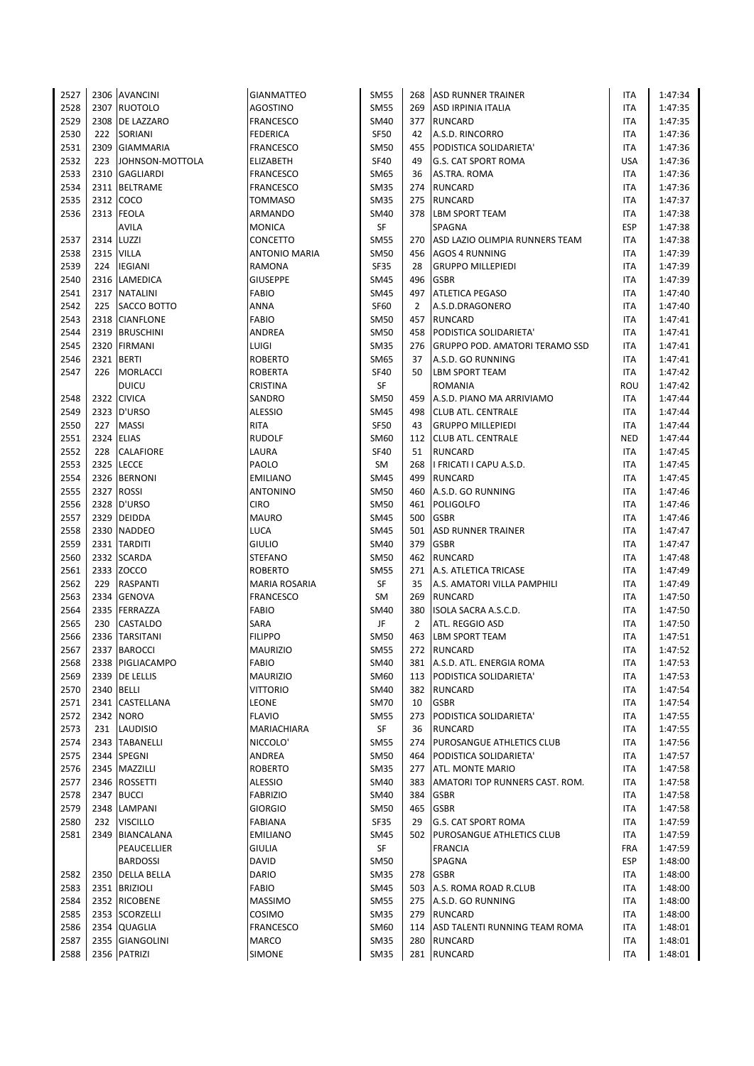| | | | | | | | | |
|---|---|---|---|---|---|---|---|---|
| 2527 | 2306 | AVANCINI | GIANMATTEO | SM55 | 268 | ASD RUNNER TRAINER | ITA | 1:47:34 |
| 2528 | 2307 | RUOTOLO | AGOSTINO | SM55 | 269 | ASD IRPINIA ITALIA | ITA | 1:47:35 |
| 2529 | 2308 | DE LAZZARO | FRANCESCO | SM40 | 377 | RUNCARD | ITA | 1:47:35 |
| 2530 | 222 | SORIANI | FEDERICA | SF50 | 42 | A.S.D. RINCORRO | ITA | 1:47:36 |
| 2531 | 2309 | GIAMMARIA | FRANCESCO | SM50 | 455 | PODISTICA SOLIDARIETA' | ITA | 1:47:36 |
| 2532 | 223 | JOHNSON-MOTTOLA | ELIZABETH | SF40 | 49 | G.S. CAT SPORT ROMA | USA | 1:47:36 |
| 2533 | 2310 | GAGLIARDI | FRANCESCO | SM65 | 36 | AS.TRA. ROMA | ITA | 1:47:36 |
| 2534 | 2311 | BELTRAME | FRANCESCO | SM35 | 274 | RUNCARD | ITA | 1:47:36 |
| 2535 | 2312 | COCO | TOMMASO | SM35 | 275 | RUNCARD | ITA | 1:47:37 |
| 2536 | 2313 | FEOLA | ARMANDO | SM40 | 378 | LBM SPORT TEAM | ITA | 1:47:38 |
| | | AVILA | MONICA | SF | | SPAGNA | ESP | 1:47:38 |
| 2537 | 2314 | LUZZI | CONCETTO | SM55 | 270 | ASD LAZIO OLIMPIA RUNNERS TEAM | ITA | 1:47:38 |
| 2538 | 2315 | VILLA | ANTONIO MARIA | SM50 | 456 | AGOS 4 RUNNING | ITA | 1:47:39 |
| 2539 | 224 | IEGIANI | RAMONA | SF35 | 28 | GRUPPO MILLEPIEDI | ITA | 1:47:39 |
| 2540 | 2316 | LAMEDICA | GIUSEPPE | SM45 | 496 | GSBR | ITA | 1:47:39 |
| 2541 | 2317 | NATALINI | FABIO | SM45 | 497 | ATLETICA PEGASO | ITA | 1:47:40 |
| 2542 | 225 | SACCO BOTTO | ANNA | SF60 | 2 | A.S.D.DRAGONERO | ITA | 1:47:40 |
| 2543 | 2318 | CIANFLONE | FABIO | SM50 | 457 | RUNCARD | ITA | 1:47:41 |
| 2544 | 2319 | BRUSCHINI | ANDREA | SM50 | 458 | PODISTICA SOLIDARIETA' | ITA | 1:47:41 |
| 2545 | 2320 | FIRMANI | LUIGI | SM35 | 276 | GRUPPO POD. AMATORI TERAMO SSD | ITA | 1:47:41 |
| 2546 | 2321 | BERTI | ROBERTO | SM65 | 37 | A.S.D. GO RUNNING | ITA | 1:47:41 |
| 2547 | 226 | MORLACCI | ROBERTA | SF40 | 50 | LBM SPORT TEAM | ITA | 1:47:42 |
| | | DUICU | CRISTINA | SF | | ROMANIA | ROU | 1:47:42 |
| 2548 | 2322 | CIVICA | SANDRO | SM50 | 459 | A.S.D. PIANO MA ARRIVIAMO | ITA | 1:47:44 |
| 2549 | 2323 | D'URSO | ALESSIO | SM45 | 498 | CLUB ATL. CENTRALE | ITA | 1:47:44 |
| 2550 | 227 | MASSI | RITA | SF50 | 43 | GRUPPO MILLEPIEDI | ITA | 1:47:44 |
| 2551 | 2324 | ELIAS | RUDOLF | SM60 | 112 | CLUB ATL. CENTRALE | NED | 1:47:44 |
| 2552 | 228 | CALAFIORE | LAURA | SF40 | 51 | RUNCARD | ITA | 1:47:45 |
| 2553 | 2325 | LECCE | PAOLO | SM | 268 | I FRICATI I CAPU A.S.D. | ITA | 1:47:45 |
| 2554 | 2326 | BERNONI | EMILIANO | SM45 | 499 | RUNCARD | ITA | 1:47:45 |
| 2555 | 2327 | ROSSI | ANTONINO | SM50 | 460 | A.S.D. GO RUNNING | ITA | 1:47:46 |
| 2556 | 2328 | D'URSO | CIRO | SM50 | 461 | POLIGOLFO | ITA | 1:47:46 |
| 2557 | 2329 | DEIDDA | MAURO | SM45 | 500 | GSBR | ITA | 1:47:46 |
| 2558 | 2330 | NADDEO | LUCA | SM45 | 501 | ASD RUNNER TRAINER | ITA | 1:47:47 |
| 2559 | 2331 | TARDITI | GIULIO | SM40 | 379 | GSBR | ITA | 1:47:47 |
| 2560 | 2332 | SCARDA | STEFANO | SM50 | 462 | RUNCARD | ITA | 1:47:48 |
| 2561 | 2333 | ZOCCO | ROBERTO | SM55 | 271 | A.S. ATLETICA TRICASE | ITA | 1:47:49 |
| 2562 | 229 | RASPANTI | MARIA ROSARIA | SF | 35 | A.S. AMATORI VILLA PAMPHILI | ITA | 1:47:49 |
| 2563 | 2334 | GENOVA | FRANCESCO | SM | 269 | RUNCARD | ITA | 1:47:50 |
| 2564 | 2335 | FERRAZZA | FABIO | SM40 | 380 | ISOLA SACRA A.S.C.D. | ITA | 1:47:50 |
| 2565 | 230 | CASTALDO | SARA | JF | 2 | ATL. REGGIO ASD | ITA | 1:47:50 |
| 2566 | 2336 | TARSITANI | FILIPPO | SM50 | 463 | LBM SPORT TEAM | ITA | 1:47:51 |
| 2567 | 2337 | BAROCCI | MAURIZIO | SM55 | 272 | RUNCARD | ITA | 1:47:52 |
| 2568 | 2338 | PIGLIACAMPO | FABIO | SM40 | 381 | A.S.D. ATL. ENERGIA ROMA | ITA | 1:47:53 |
| 2569 | 2339 | DE LELLIS | MAURIZIO | SM60 | 113 | PODISTICA SOLIDARIETA' | ITA | 1:47:53 |
| 2570 | 2340 | BELLI | VITTORIO | SM40 | 382 | RUNCARD | ITA | 1:47:54 |
| 2571 | 2341 | CASTELLANA | LEONE | SM70 | 10 | GSBR | ITA | 1:47:54 |
| 2572 | 2342 | NORO | FLAVIO | SM55 | 273 | PODISTICA SOLIDARIETA' | ITA | 1:47:55 |
| 2573 | 231 | LAUDISIO | MARIACHIARA | SF | 36 | RUNCARD | ITA | 1:47:55 |
| 2574 | 2343 | TABANELLI | NICCOLO' | SM55 | 274 | PUROSANGUE ATHLETICS CLUB | ITA | 1:47:56 |
| 2575 | 2344 | SPEGNI | ANDREA | SM50 | 464 | PODISTICA SOLIDARIETA' | ITA | 1:47:57 |
| 2576 | 2345 | MAZZILLI | ROBERTO | SM35 | 277 | ATL. MONTE MARIO | ITA | 1:47:58 |
| 2577 | 2346 | ROSSETTI | ALESSIO | SM40 | 383 | AMATORI TOP RUNNERS CAST. ROM. | ITA | 1:47:58 |
| 2578 | 2347 | BUCCI | FABRIZIO | SM40 | 384 | GSBR | ITA | 1:47:58 |
| 2579 | 2348 | LAMPANI | GIORGIO | SM50 | 465 | GSBR | ITA | 1:47:58 |
| 2580 | 232 | VISCILLO | FABIANA | SF35 | 29 | G.S. CAT SPORT ROMA | ITA | 1:47:59 |
| 2581 | 2349 | BIANCALANA | EMILIANO | SM45 | 502 | PUROSANGUE ATHLETICS CLUB | ITA | 1:47:59 |
| | | PEAUCELLIER | GIULIA | SF | | FRANCIA | FRA | 1:47:59 |
| | | BARDOSSI | DAVID | SM50 | | SPAGNA | ESP | 1:48:00 |
| 2582 | 2350 | DELLA BELLA | DARIO | SM35 | 278 | GSBR | ITA | 1:48:00 |
| 2583 | 2351 | BRIZIOLI | FABIO | SM45 | 503 | A.S. ROMA ROAD R.CLUB | ITA | 1:48:00 |
| 2584 | 2352 | RICOBENE | MASSIMO | SM55 | 275 | A.S.D. GO RUNNING | ITA | 1:48:00 |
| 2585 | 2353 | SCORZELLI | COSIMO | SM35 | 279 | RUNCARD | ITA | 1:48:00 |
| 2586 | 2354 | QUAGLIA | FRANCESCO | SM60 | 114 | ASD TALENTI RUNNING TEAM ROMA | ITA | 1:48:01 |
| 2587 | 2355 | GIANGOLINI | MARCO | SM35 | 280 | RUNCARD | ITA | 1:48:01 |
| 2588 | 2356 | PATRIZI | SIMONE | SM35 | 281 | RUNCARD | ITA | 1:48:01 |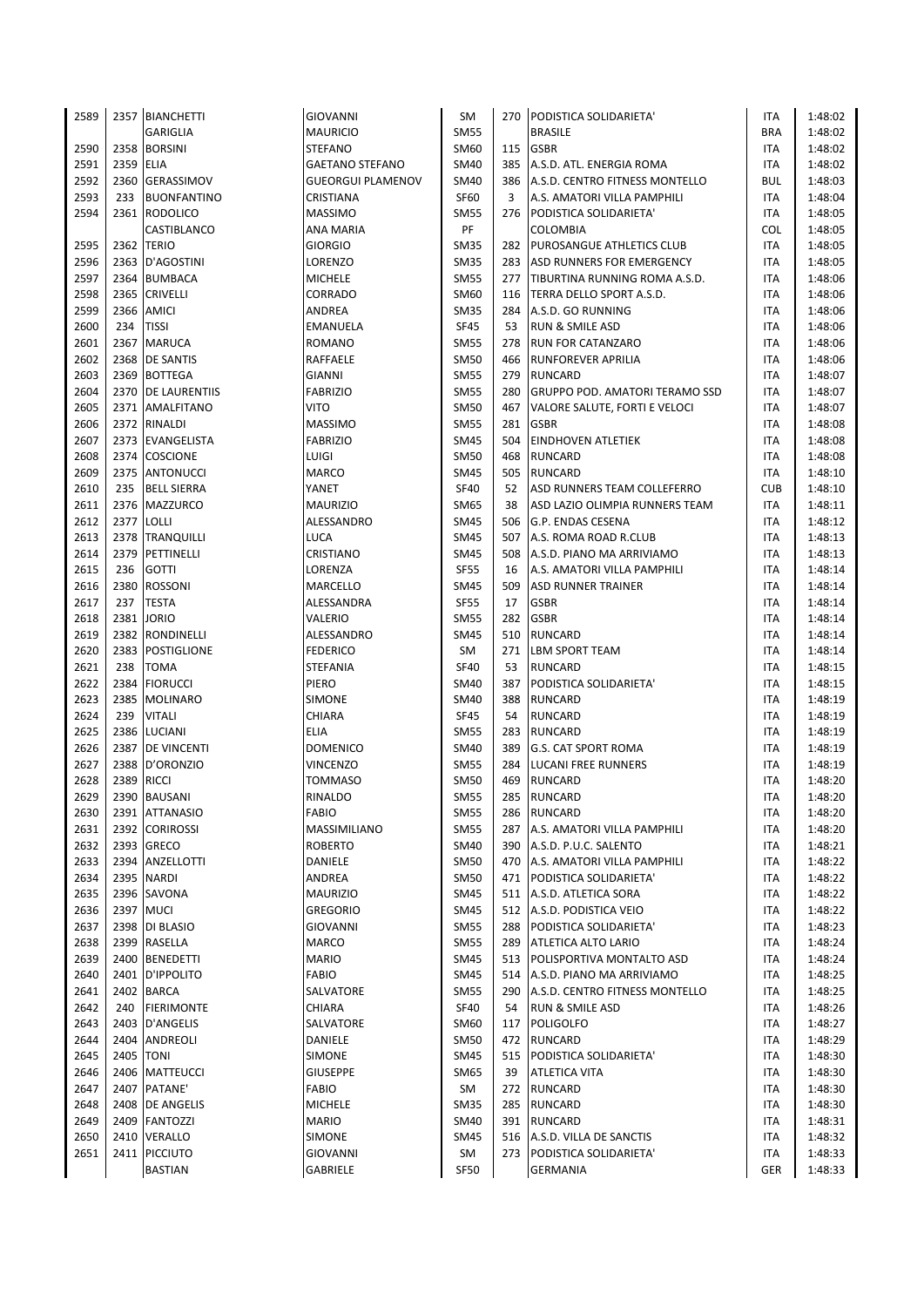| | | | | | | | | |
|---|---|---|---|---|---|---|---|---|
| 2589 | 2357 | BIANCHETTI | GIOVANNI | SM | 270 | PODISTICA SOLIDARIETA' | ITA | 1:48:02 |
| | | GARIGLIA | MAURICIO | SM55 | | BRASILE | BRA | 1:48:02 |
| 2590 | 2358 | BORSINI | STEFANO | SM60 | 115 | GSBR | ITA | 1:48:02 |
| 2591 | 2359 | ELIA | GAETANO STEFANO | SM40 | 385 | A.S.D. ATL. ENERGIA ROMA | ITA | 1:48:02 |
| 2592 | 2360 | GERASSIMOV | GUEORGUI PLAMENOV | SM40 | 386 | A.S.D. CENTRO FITNESS MONTELLO | BUL | 1:48:03 |
| 2593 | 233 | BUONFANTINO | CRISTIANA | SF60 | 3 | A.S. AMATORI VILLA PAMPHILI | ITA | 1:48:04 |
| 2594 | 2361 | RODOLICO | MASSIMO | SM55 | 276 | PODISTICA SOLIDARIETA' | ITA | 1:48:05 |
| | | CASTIBLANCO | ANA MARIA | PF | | COLOMBIA | COL | 1:48:05 |
| 2595 | 2362 | TERIO | GIORGIO | SM35 | 282 | PUROSANGUE ATHLETICS CLUB | ITA | 1:48:05 |
| 2596 | 2363 | D'AGOSTINI | LORENZO | SM35 | 283 | ASD RUNNERS FOR EMERGENCY | ITA | 1:48:05 |
| 2597 | 2364 | BUMBACA | MICHELE | SM55 | 277 | TIBURTINA RUNNING ROMA A.S.D. | ITA | 1:48:06 |
| 2598 | 2365 | CRIVELLI | CORRADO | SM60 | 116 | TERRA DELLO SPORT A.S.D. | ITA | 1:48:06 |
| 2599 | 2366 | AMICI | ANDREA | SM35 | 284 | A.S.D. GO RUNNING | ITA | 1:48:06 |
| 2600 | 234 | TISSI | EMANUELA | SF45 | 53 | RUN & SMILE ASD | ITA | 1:48:06 |
| 2601 | 2367 | MARUCA | ROMANO | SM55 | 278 | RUN FOR CATANZARO | ITA | 1:48:06 |
| 2602 | 2368 | DE SANTIS | RAFFAELE | SM50 | 466 | RUNFOREVER APRILIA | ITA | 1:48:06 |
| 2603 | 2369 | BOTTEGA | GIANNI | SM55 | 279 | RUNCARD | ITA | 1:48:07 |
| 2604 | 2370 | DE LAURENTIIS | FABRIZIO | SM55 | 280 | GRUPPO POD. AMATORI TERAMO SSD | ITA | 1:48:07 |
| 2605 | 2371 | AMALFITANO | VITO | SM50 | 467 | VALORE SALUTE, FORTI E VELOCI | ITA | 1:48:07 |
| 2606 | 2372 | RINALDI | MASSIMO | SM55 | 281 | GSBR | ITA | 1:48:08 |
| 2607 | 2373 | EVANGELISTA | FABRIZIO | SM45 | 504 | EINDHOVEN ATLETIEK | ITA | 1:48:08 |
| 2608 | 2374 | COSCIONE | LUIGI | SM50 | 468 | RUNCARD | ITA | 1:48:08 |
| 2609 | 2375 | ANTONUCCI | MARCO | SM45 | 505 | RUNCARD | ITA | 1:48:10 |
| 2610 | 235 | BELL SIERRA | YANET | SF40 | 52 | ASD RUNNERS TEAM COLLEFERRO | CUB | 1:48:10 |
| 2611 | 2376 | MAZZURCO | MAURIZIO | SM65 | 38 | ASD LAZIO OLIMPIA RUNNERS TEAM | ITA | 1:48:11 |
| 2612 | 2377 | LOLLI | ALESSANDRO | SM45 | 506 | G.P. ENDAS CESENA | ITA | 1:48:12 |
| 2613 | 2378 | TRANQUILLI | LUCA | SM45 | 507 | A.S. ROMA ROAD R.CLUB | ITA | 1:48:13 |
| 2614 | 2379 | PETTINELLI | CRISTIANO | SM45 | 508 | A.S.D. PIANO MA ARRIVIAMO | ITA | 1:48:13 |
| 2615 | 236 | GOTTI | LORENZA | SF55 | 16 | A.S. AMATORI VILLA PAMPHILI | ITA | 1:48:14 |
| 2616 | 2380 | ROSSONI | MARCELLO | SM45 | 509 | ASD RUNNER TRAINER | ITA | 1:48:14 |
| 2617 | 237 | TESTA | ALESSANDRA | SF55 | 17 | GSBR | ITA | 1:48:14 |
| 2618 | 2381 | JORIO | VALERIO | SM55 | 282 | GSBR | ITA | 1:48:14 |
| 2619 | 2382 | RONDINELLI | ALESSANDRO | SM45 | 510 | RUNCARD | ITA | 1:48:14 |
| 2620 | 2383 | POSTIGLIONE | FEDERICO | SM | 271 | LBM SPORT TEAM | ITA | 1:48:14 |
| 2621 | 238 | TOMA | STEFANIA | SF40 | 53 | RUNCARD | ITA | 1:48:15 |
| 2622 | 2384 | FIORUCCI | PIERO | SM40 | 387 | PODISTICA SOLIDARIETA' | ITA | 1:48:15 |
| 2623 | 2385 | MOLINARO | SIMONE | SM40 | 388 | RUNCARD | ITA | 1:48:19 |
| 2624 | 239 | VITALI | CHIARA | SF45 | 54 | RUNCARD | ITA | 1:48:19 |
| 2625 | 2386 | LUCIANI | ELIA | SM55 | 283 | RUNCARD | ITA | 1:48:19 |
| 2626 | 2387 | DE VINCENTI | DOMENICO | SM40 | 389 | G.S. CAT SPORT ROMA | ITA | 1:48:19 |
| 2627 | 2388 | D'ORONZIO | VINCENZO | SM55 | 284 | LUCANI FREE RUNNERS | ITA | 1:48:19 |
| 2628 | 2389 | RICCI | TOMMASO | SM50 | 469 | RUNCARD | ITA | 1:48:20 |
| 2629 | 2390 | BAUSANI | RINALDO | SM55 | 285 | RUNCARD | ITA | 1:48:20 |
| 2630 | 2391 | ATTANASIO | FABIO | SM55 | 286 | RUNCARD | ITA | 1:48:20 |
| 2631 | 2392 | CORIROSSI | MASSIMILIANO | SM55 | 287 | A.S. AMATORI VILLA PAMPHILI | ITA | 1:48:20 |
| 2632 | 2393 | GRECO | ROBERTO | SM40 | 390 | A.S.D. P.U.C. SALENTO | ITA | 1:48:21 |
| 2633 | 2394 | ANZELLOTTI | DANIELE | SM50 | 470 | A.S. AMATORI VILLA PAMPHILI | ITA | 1:48:22 |
| 2634 | 2395 | NARDI | ANDREA | SM50 | 471 | PODISTICA SOLIDARIETA' | ITA | 1:48:22 |
| 2635 | 2396 | SAVONA | MAURIZIO | SM45 | 511 | A.S.D. ATLETICA SORA | ITA | 1:48:22 |
| 2636 | 2397 | MUCI | GREGORIO | SM45 | 512 | A.S.D. PODISTICA VEIO | ITA | 1:48:22 |
| 2637 | 2398 | DI BLASIO | GIOVANNI | SM55 | 288 | PODISTICA SOLIDARIETA' | ITA | 1:48:23 |
| 2638 | 2399 | RASELLA | MARCO | SM55 | 289 | ATLETICA ALTO LARIO | ITA | 1:48:24 |
| 2639 | 2400 | BENEDETTI | MARIO | SM45 | 513 | POLISPORTIVA MONTALTO ASD | ITA | 1:48:24 |
| 2640 | 2401 | D'IPPOLITO | FABIO | SM45 | 514 | A.S.D. PIANO MA ARRIVIAMO | ITA | 1:48:25 |
| 2641 | 2402 | BARCA | SALVATORE | SM55 | 290 | A.S.D. CENTRO FITNESS MONTELLO | ITA | 1:48:25 |
| 2642 | 240 | FIERIMONTE | CHIARA | SF40 | 54 | RUN & SMILE ASD | ITA | 1:48:26 |
| 2643 | 2403 | D'ANGELIS | SALVATORE | SM60 | 117 | POLIGOLFO | ITA | 1:48:27 |
| 2644 | 2404 | ANDREOLI | DANIELE | SM50 | 472 | RUNCARD | ITA | 1:48:29 |
| 2645 | 2405 | TONI | SIMONE | SM45 | 515 | PODISTICA SOLIDARIETA' | ITA | 1:48:30 |
| 2646 | 2406 | MATTEUCCI | GIUSEPPE | SM65 | 39 | ATLETICA VITA | ITA | 1:48:30 |
| 2647 | 2407 | PATANE' | FABIO | SM | 272 | RUNCARD | ITA | 1:48:30 |
| 2648 | 2408 | DE ANGELIS | MICHELE | SM35 | 285 | RUNCARD | ITA | 1:48:30 |
| 2649 | 2409 | FANTOZZI | MARIO | SM40 | 391 | RUNCARD | ITA | 1:48:31 |
| 2650 | 2410 | VERALLO | SIMONE | SM45 | 516 | A.S.D. VILLA DE SANCTIS | ITA | 1:48:32 |
| 2651 | 2411 | PICCIUTO | GIOVANNI | SM | 273 | PODISTICA SOLIDARIETA' | ITA | 1:48:33 |
| | | BASTIAN | GABRIELE | SF50 | | GERMANIA | GER | 1:48:33 |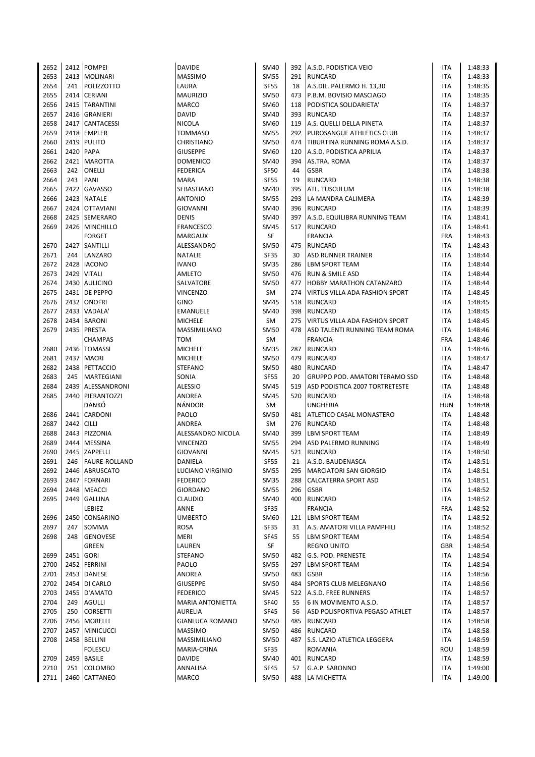| | | | | | | | | |
|---|---|---|---|---|---|---|---|---|
| 2652 | 2412 | POMPEI | DAVIDE | SM40 | 392 | A.S.D. PODISTICA VEIO | ITA | 1:48:33 |
| 2653 | 2413 | MOLINARI | MASSIMO | SM55 | 291 | RUNCARD | ITA | 1:48:33 |
| 2654 | 241 | POLIZZOTTO | LAURA | SF55 | 18 | A.S.DIL. PALERMO H. 13,30 | ITA | 1:48:35 |
| 2655 | 2414 | CERIANI | MAURIZIO | SM50 | 473 | P.B.M. BOVISIO MASCIAGO | ITA | 1:48:35 |
| 2656 | 2415 | TARANTINI | MARCO | SM60 | 118 | PODISTICA SOLIDARIETA' | ITA | 1:48:37 |
| 2657 | 2416 | GRANIERI | DAVID | SM40 | 393 | RUNCARD | ITA | 1:48:37 |
| 2658 | 2417 | CANTACESSI | NICOLA | SM60 | 119 | A.S. QUELLI DELLA PINETA | ITA | 1:48:37 |
| 2659 | 2418 | EMPLER | TOMMASO | SM55 | 292 | PUROSANGUE ATHLETICS CLUB | ITA | 1:48:37 |
| 2660 | 2419 | PULITO | CHRISTIANO | SM50 | 474 | TIBURTINA RUNNING ROMA A.S.D. | ITA | 1:48:37 |
| 2661 | 2420 | PAPA | GIUSEPPE | SM60 | 120 | A.S.D. PODISTICA APRILIA | ITA | 1:48:37 |
| 2662 | 2421 | MAROTTA | DOMENICO | SM40 | 394 | AS.TRA. ROMA | ITA | 1:48:37 |
| 2663 | 242 | ONELLI | FEDERICA | SF50 | 44 | GSBR | ITA | 1:48:38 |
| 2664 | 243 | PANI | MARA | SF55 | 19 | RUNCARD | ITA | 1:48:38 |
| 2665 | 2422 | GAVASSO | SEBASTIANO | SM40 | 395 | ATL. TUSCULUM | ITA | 1:48:38 |
| 2666 | 2423 | NATALE | ANTONIO | SM55 | 293 | LA MANDRA CALIMERA | ITA | 1:48:39 |
| 2667 | 2424 | OTTAVIANI | GIOVANNI | SM40 | 396 | RUNCARD | ITA | 1:48:39 |
| 2668 | 2425 | SEMERARO | DENIS | SM40 | 397 | A.S.D. EQUILIBRA RUNNING TEAM | ITA | 1:48:41 |
| 2669 | 2426 | MINCHILLO | FRANCESCO | SM45 | 517 | RUNCARD | ITA | 1:48:41 |
| | | FORGET | MARGAUX | SF | | FRANCIA | FRA | 1:48:43 |
| 2670 | 2427 | SANTILLI | ALESSANDRO | SM50 | 475 | RUNCARD | ITA | 1:48:43 |
| 2671 | 244 | LANZARO | NATALIE | SF35 | 30 | ASD RUNNER TRAINER | ITA | 1:48:44 |
| 2672 | 2428 | IACONO | IVANO | SM35 | 286 | LBM SPORT TEAM | ITA | 1:48:44 |
| 2673 | 2429 | VITALI | AMLETO | SM50 | 476 | RUN & SMILE ASD | ITA | 1:48:44 |
| 2674 | 2430 | AULICINO | SALVATORE | SM50 | 477 | HOBBY MARATHON CATANZARO | ITA | 1:48:44 |
| 2675 | 2431 | DE PEPPO | VINCENZO | SM | 274 | VIRTUS VILLA ADA FASHION SPORT | ITA | 1:48:45 |
| 2676 | 2432 | ONOFRI | GINO | SM45 | 518 | RUNCARD | ITA | 1:48:45 |
| 2677 | 2433 | VADALA' | EMANUELE | SM40 | 398 | RUNCARD | ITA | 1:48:45 |
| 2678 | 2434 | BARONI | MICHELE | SM | 275 | VIRTUS VILLA ADA FASHION SPORT | ITA | 1:48:45 |
| 2679 | 2435 | PRESTA | MASSIMILIANO | SM50 | 478 | ASD TALENTI RUNNING TEAM ROMA | ITA | 1:48:46 |
| | | CHAMPAS | TOM | SM | | FRANCIA | FRA | 1:48:46 |
| 2680 | 2436 | TOMASSI | MICHELE | SM35 | 287 | RUNCARD | ITA | 1:48:46 |
| 2681 | 2437 | MACRI | MICHELE | SM50 | 479 | RUNCARD | ITA | 1:48:47 |
| 2682 | 2438 | PETTACCIO | STEFANO | SM50 | 480 | RUNCARD | ITA | 1:48:47 |
| 2683 | 245 | MARTEGIANI | SONIA | SF55 | 20 | GRUPPO POD. AMATORI TERAMO SSD | ITA | 1:48:48 |
| 2684 | 2439 | ALESSANDRONI | ALESSIO | SM45 | 519 | ASD PODISTICA 2007 TORTRETESTE | ITA | 1:48:48 |
| 2685 | 2440 | PIERANTOZZI | ANDREA | SM45 | 520 | RUNCARD | ITA | 1:48:48 |
| | | DANKÓ | NÁNDOR | SM | | UNGHERIA | HUN | 1:48:48 |
| 2686 | 2441 | CARDONI | PAOLO | SM50 | 481 | ATLETICO CASAL MONASTERO | ITA | 1:48:48 |
| 2687 | 2442 | CILLI | ANDREA | SM | 276 | RUNCARD | ITA | 1:48:48 |
| 2688 | 2443 | PIZZONIA | ALESSANDRO NICOLA | SM40 | 399 | LBM SPORT TEAM | ITA | 1:48:49 |
| 2689 | 2444 | MESSINA | VINCENZO | SM55 | 294 | ASD PALERMO RUNNING | ITA | 1:48:49 |
| 2690 | 2445 | ZAPPELLI | GIOVANNI | SM45 | 521 | RUNCARD | ITA | 1:48:50 |
| 2691 | 246 | FAURE-ROLLAND | DANIELA | SF55 | 21 | A.S.D. BAUDENASCA | ITA | 1:48:51 |
| 2692 | 2446 | ABRUSCATO | LUCIANO VIRGINIO | SM55 | 295 | MARCIATORI SAN GIORGIO | ITA | 1:48:51 |
| 2693 | 2447 | FORNARI | FEDERICO | SM35 | 288 | CALCATERRA SPORT ASD | ITA | 1:48:51 |
| 2694 | 2448 | MEACCI | GIORDANO | SM55 | 296 | GSBR | ITA | 1:48:52 |
| 2695 | 2449 | GALLINA | CLAUDIO | SM40 | 400 | RUNCARD | ITA | 1:48:52 |
| | | LEBIEZ | ANNE | SF35 | | FRANCIA | FRA | 1:48:52 |
| 2696 | 2450 | CONSARINO | UMBERTO | SM60 | 121 | LBM SPORT TEAM | ITA | 1:48:52 |
| 2697 | 247 | SOMMA | ROSA | SF35 | 31 | A.S. AMATORI VILLA PAMPHILI | ITA | 1:48:52 |
| 2698 | 248 | GENOVESE | MERI | SF45 | 55 | LBM SPORT TEAM | ITA | 1:48:54 |
| | | GREEN | LAUREN | SF | | REGNO UNITO | GBR | 1:48:54 |
| 2699 | 2451 | GORI | STEFANO | SM50 | 482 | G.S. POD. PRENESTE | ITA | 1:48:54 |
| 2700 | 2452 | FERRINI | PAOLO | SM55 | 297 | LBM SPORT TEAM | ITA | 1:48:54 |
| 2701 | 2453 | DANESE | ANDREA | SM50 | 483 | GSBR | ITA | 1:48:56 |
| 2702 | 2454 | DI CARLO | GIUSEPPE | SM50 | 484 | SPORTS CLUB MELEGNANO | ITA | 1:48:56 |
| 2703 | 2455 | D'AMATO | FEDERICO | SM45 | 522 | A.S.D. FREE RUNNERS | ITA | 1:48:57 |
| 2704 | 249 | AGULLI | MARIA ANTONIETTA | SF40 | 55 | 6 IN MOVIMENTO A.S.D. | ITA | 1:48:57 |
| 2705 | 250 | CORSETTI | AURELIA | SF45 | 56 | ASD POLISPORTIVA PEGASO ATHLET | ITA | 1:48:57 |
| 2706 | 2456 | MORELLI | GIANLUCA ROMANO | SM50 | 485 | RUNCARD | ITA | 1:48:58 |
| 2707 | 2457 | MINICUCCI | MASSIMO | SM50 | 486 | RUNCARD | ITA | 1:48:58 |
| 2708 | 2458 | BELLINI | MASSIMILIANO | SM50 | 487 | S.S. LAZIO ATLETICA LEGGERA | ITA | 1:48:59 |
| | | FOLESCU | MARIA-CRINA | SF35 | | ROMANIA | ROU | 1:48:59 |
| 2709 | 2459 | BASILE | DAVIDE | SM40 | 401 | RUNCARD | ITA | 1:48:59 |
| 2710 | 251 | COLOMBO | ANNALISA | SF45 | 57 | G.A.P. SARONNO | ITA | 1:49:00 |
| 2711 | 2460 | CATTANEO | MARCO | SM50 | 488 | LA MICHETTA | ITA | 1:49:00 |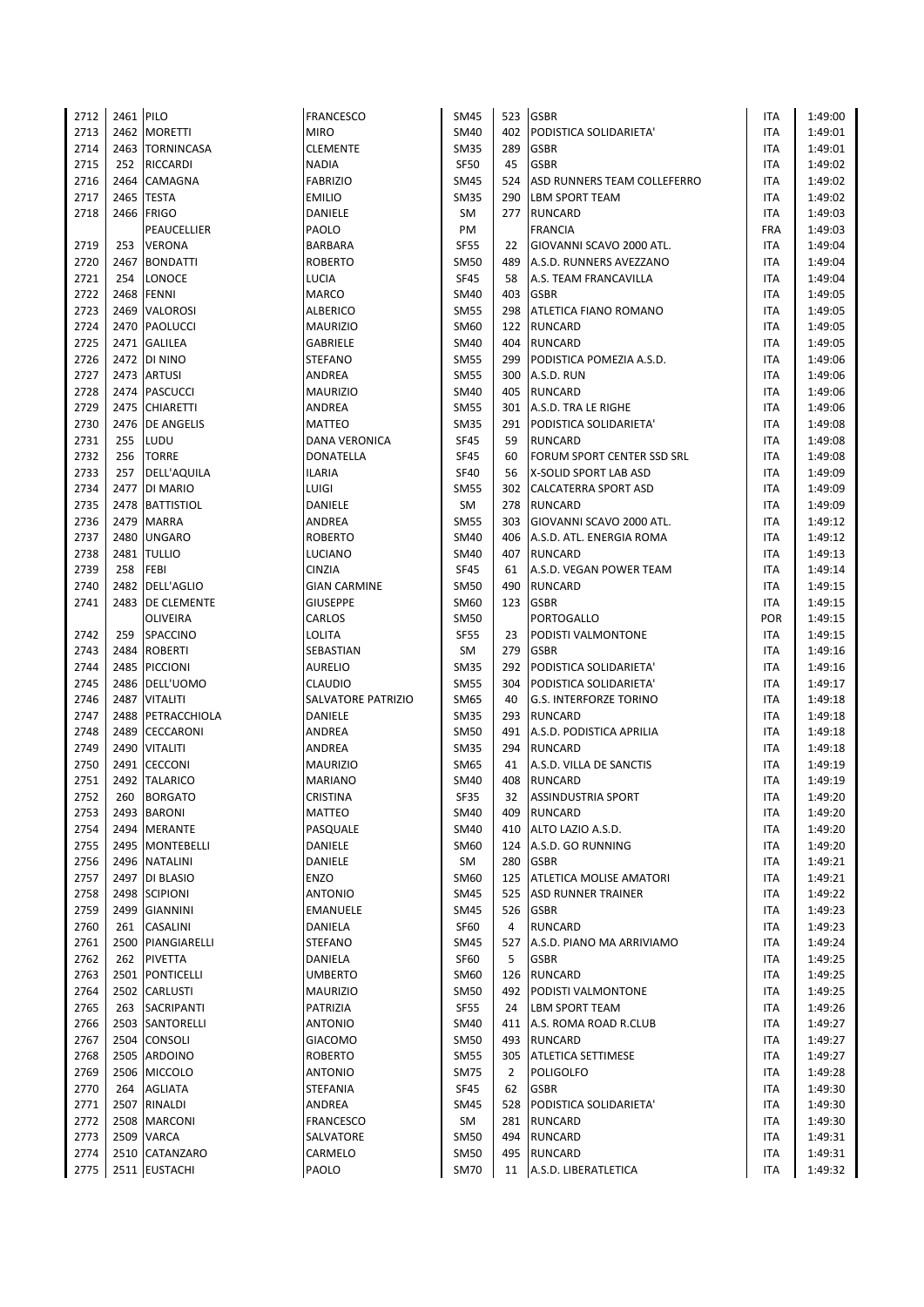| | | | | | | | | |
|---|---|---|---|---|---|---|---|---|
| 2712 | 2461 | PILO | FRANCESCO | SM45 | 523 | GSBR | ITA | 1:49:00 |
| 2713 | 2462 | MORETTI | MIRO | SM40 | 402 | PODISTICA SOLIDARIETA' | ITA | 1:49:01 |
| 2714 | 2463 | TORNINCASA | CLEMENTE | SM35 | 289 | GSBR | ITA | 1:49:01 |
| 2715 | 252 | RICCARDI | NADIA | SF50 | 45 | GSBR | ITA | 1:49:02 |
| 2716 | 2464 | CAMAGNA | FABRIZIO | SM45 | 524 | ASD RUNNERS TEAM COLLEFERRO | ITA | 1:49:02 |
| 2717 | 2465 | TESTA | EMILIO | SM35 | 290 | LBM SPORT TEAM | ITA | 1:49:02 |
| 2718 | 2466 | FRIGO | DANIELE | SM | 277 | RUNCARD | ITA | 1:49:03 |
| | | PEAUCELLIER | PAOLO | PM | | FRANCIA | FRA | 1:49:03 |
| 2719 | 253 | VERONA | BARBARA | SF55 | 22 | GIOVANNI SCAVO 2000 ATL. | ITA | 1:49:04 |
| 2720 | 2467 | BONDATTI | ROBERTO | SM50 | 489 | A.S.D. RUNNERS AVEZZANO | ITA | 1:49:04 |
| 2721 | 254 | LONOCE | LUCIA | SF45 | 58 | A.S. TEAM FRANCAVILLA | ITA | 1:49:04 |
| 2722 | 2468 | FENNI | MARCO | SM40 | 403 | GSBR | ITA | 1:49:05 |
| 2723 | 2469 | VALOROSI | ALBERICO | SM55 | 298 | ATLETICA FIANO ROMANO | ITA | 1:49:05 |
| 2724 | 2470 | PAOLUCCI | MAURIZIO | SM60 | 122 | RUNCARD | ITA | 1:49:05 |
| 2725 | 2471 | GALILEA | GABRIELE | SM40 | 404 | RUNCARD | ITA | 1:49:05 |
| 2726 | 2472 | DI NINO | STEFANO | SM55 | 299 | PODISTICA POMEZIA A.S.D. | ITA | 1:49:06 |
| 2727 | 2473 | ARTUSI | ANDREA | SM55 | 300 | A.S.D. RUN | ITA | 1:49:06 |
| 2728 | 2474 | PASCUCCI | MAURIZIO | SM40 | 405 | RUNCARD | ITA | 1:49:06 |
| 2729 | 2475 | CHIARETTI | ANDREA | SM55 | 301 | A.S.D. TRA LE RIGHE | ITA | 1:49:06 |
| 2730 | 2476 | DE ANGELIS | MATTEO | SM35 | 291 | PODISTICA SOLIDARIETA' | ITA | 1:49:08 |
| 2731 | 255 | LUDU | DANA VERONICA | SF45 | 59 | RUNCARD | ITA | 1:49:08 |
| 2732 | 256 | TORRE | DONATELLA | SF45 | 60 | FORUM SPORT CENTER SSD SRL | ITA | 1:49:08 |
| 2733 | 257 | DELL'AQUILA | ILARIA | SF40 | 56 | X-SOLID SPORT LAB ASD | ITA | 1:49:09 |
| 2734 | 2477 | DI MARIO | LUIGI | SM55 | 302 | CALCATERRA SPORT ASD | ITA | 1:49:09 |
| 2735 | 2478 | BATTISTIOL | DANIELE | SM | 278 | RUNCARD | ITA | 1:49:09 |
| 2736 | 2479 | MARRA | ANDREA | SM55 | 303 | GIOVANNI SCAVO 2000 ATL. | ITA | 1:49:12 |
| 2737 | 2480 | UNGARO | ROBERTO | SM40 | 406 | A.S.D. ATL. ENERGIA ROMA | ITA | 1:49:12 |
| 2738 | 2481 | TULLIO | LUCIANO | SM40 | 407 | RUNCARD | ITA | 1:49:13 |
| 2739 | 258 | FEBI | CINZIA | SF45 | 61 | A.S.D. VEGAN POWER TEAM | ITA | 1:49:14 |
| 2740 | 2482 | DELL'AGLIO | GIAN CARMINE | SM50 | 490 | RUNCARD | ITA | 1:49:15 |
| 2741 | 2483 | DE CLEMENTE | GIUSEPPE | SM60 | 123 | GSBR | ITA | 1:49:15 |
| | | OLIVEIRA | CARLOS | SM50 | | PORTOGALLO | POR | 1:49:15 |
| 2742 | 259 | SPACCINO | LOLITA | SF55 | 23 | PODISTI VALMONTONE | ITA | 1:49:15 |
| 2743 | 2484 | ROBERTI | SEBASTIAN | SM | 279 | GSBR | ITA | 1:49:16 |
| 2744 | 2485 | PICCIONI | AURELIO | SM35 | 292 | PODISTICA SOLIDARIETA' | ITA | 1:49:16 |
| 2745 | 2486 | DELL'UOMO | CLAUDIO | SM55 | 304 | PODISTICA SOLIDARIETA' | ITA | 1:49:17 |
| 2746 | 2487 | VITALITI | SALVATORE PATRIZIO | SM65 | 40 | G.S. INTERFORZE TORINO | ITA | 1:49:18 |
| 2747 | 2488 | PETRACCHIOLA | DANIELE | SM35 | 293 | RUNCARD | ITA | 1:49:18 |
| 2748 | 2489 | CECCARONI | ANDREA | SM50 | 491 | A.S.D. PODISTICA APRILIA | ITA | 1:49:18 |
| 2749 | 2490 | VITALITI | ANDREA | SM35 | 294 | RUNCARD | ITA | 1:49:18 |
| 2750 | 2491 | CECCONI | MAURIZIO | SM65 | 41 | A.S.D. VILLA DE SANCTIS | ITA | 1:49:19 |
| 2751 | 2492 | TALARICO | MARIANO | SM40 | 408 | RUNCARD | ITA | 1:49:19 |
| 2752 | 260 | BORGATO | CRISTINA | SF35 | 32 | ASSINDUSTRIA SPORT | ITA | 1:49:20 |
| 2753 | 2493 | BARONI | MATTEO | SM40 | 409 | RUNCARD | ITA | 1:49:20 |
| 2754 | 2494 | MERANTE | PASQUALE | SM40 | 410 | ALTO LAZIO A.S.D. | ITA | 1:49:20 |
| 2755 | 2495 | MONTEBELLI | DANIELE | SM60 | 124 | A.S.D. GO RUNNING | ITA | 1:49:20 |
| 2756 | 2496 | NATALINI | DANIELE | SM | 280 | GSBR | ITA | 1:49:21 |
| 2757 | 2497 | DI BLASIO | ENZO | SM60 | 125 | ATLETICA MOLISE AMATORI | ITA | 1:49:21 |
| 2758 | 2498 | SCIPIONI | ANTONIO | SM45 | 525 | ASD RUNNER TRAINER | ITA | 1:49:22 |
| 2759 | 2499 | GIANNINI | EMANUELE | SM45 | 526 | GSBR | ITA | 1:49:23 |
| 2760 | 261 | CASALINI | DANIELA | SF60 | 4 | RUNCARD | ITA | 1:49:23 |
| 2761 | 2500 | PIANGIARELLI | STEFANO | SM45 | 527 | A.S.D. PIANO MA ARRIVIAMO | ITA | 1:49:24 |
| 2762 | 262 | PIVETTA | DANIELA | SF60 | 5 | GSBR | ITA | 1:49:25 |
| 2763 | 2501 | PONTICELLI | UMBERTO | SM60 | 126 | RUNCARD | ITA | 1:49:25 |
| 2764 | 2502 | CARLUSTI | MAURIZIO | SM50 | 492 | PODISTI VALMONTONE | ITA | 1:49:25 |
| 2765 | 263 | SACRIPANTI | PATRIZIA | SF55 | 24 | LBM SPORT TEAM | ITA | 1:49:26 |
| 2766 | 2503 | SANTORELLI | ANTONIO | SM40 | 411 | A.S. ROMA ROAD R.CLUB | ITA | 1:49:27 |
| 2767 | 2504 | CONSOLI | GIACOMO | SM50 | 493 | RUNCARD | ITA | 1:49:27 |
| 2768 | 2505 | ARDOINO | ROBERTO | SM55 | 305 | ATLETICA SETTIMESE | ITA | 1:49:27 |
| 2769 | 2506 | MICCOLO | ANTONIO | SM75 | 2 | POLIGOLFO | ITA | 1:49:28 |
| 2770 | 264 | AGLIATA | STEFANIA | SF45 | 62 | GSBR | ITA | 1:49:30 |
| 2771 | 2507 | RINALDI | ANDREA | SM45 | 528 | PODISTICA SOLIDARIETA' | ITA | 1:49:30 |
| 2772 | 2508 | MARCONI | FRANCESCO | SM | 281 | RUNCARD | ITA | 1:49:30 |
| 2773 | 2509 | VARCA | SALVATORE | SM50 | 494 | RUNCARD | ITA | 1:49:31 |
| 2774 | 2510 | CATANZARO | CARMELO | SM50 | 495 | RUNCARD | ITA | 1:49:31 |
| 2775 | 2511 | EUSTACHI | PAOLO | SM70 | 11 | A.S.D. LIBERATLETICA | ITA | 1:49:32 |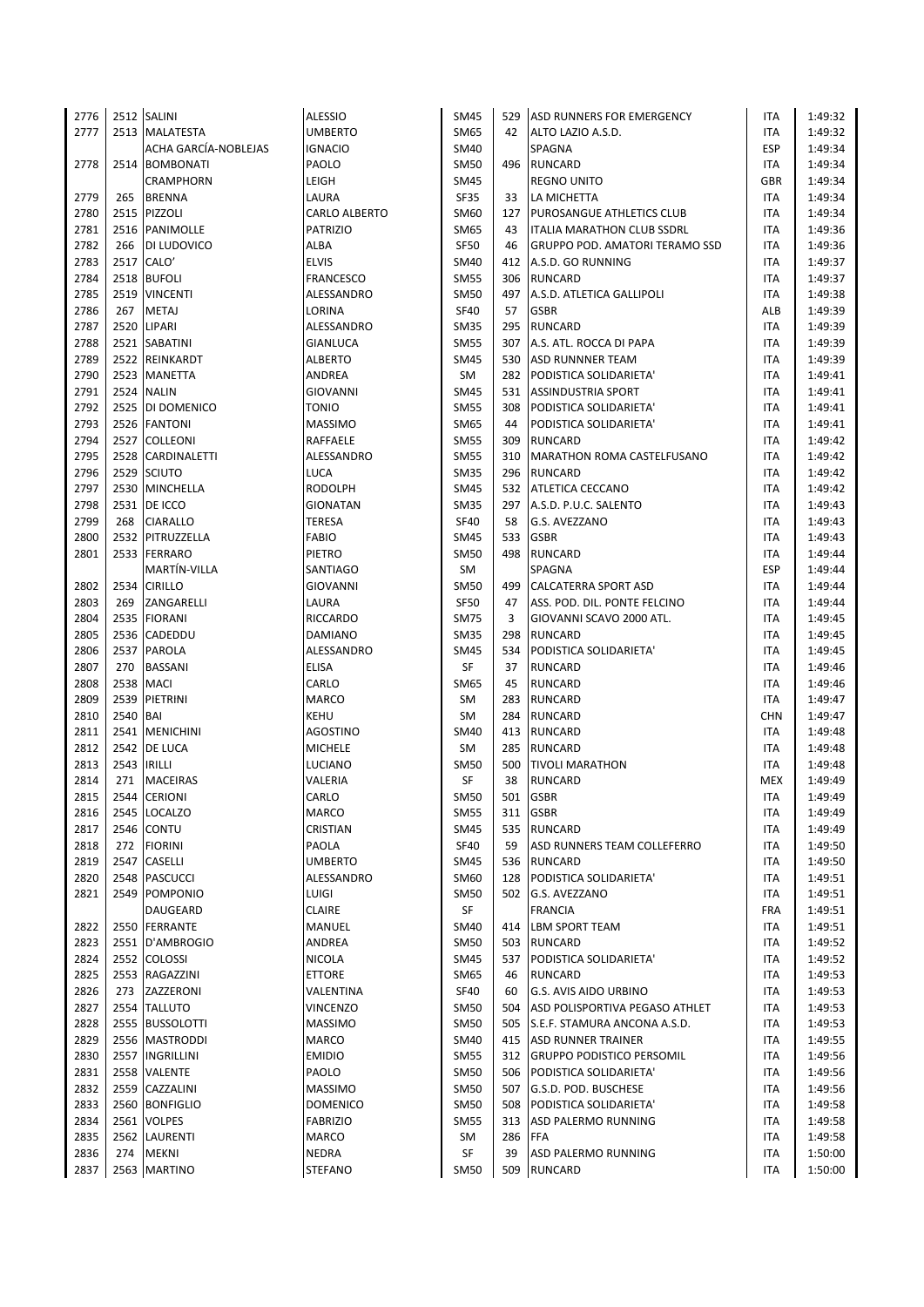| | | | | | | | | |
|---|---|---|---|---|---|---|---|---|
| 2776 | 2512 | SALINI | ALESSIO | SM45 | 529 | ASD RUNNERS FOR EMERGENCY | ITA | 1:49:32 |
| 2777 | 2513 | MALATESTA | UMBERTO | SM65 | 42 | ALTO LAZIO A.S.D. | ITA | 1:49:32 |
| | | ACHA GARCÍA-NOBLEJAS | IGNACIO | SM40 | | SPAGNA | ESP | 1:49:34 |
| 2778 | 2514 | BOMBONATI | PAOLO | SM50 | 496 | RUNCARD | ITA | 1:49:34 |
| | | CRAMPHORN | LEIGH | SM45 | | REGNO UNITO | GBR | 1:49:34 |
| 2779 | 265 | BRENNA | LAURA | SF35 | 33 | LA MICHETTA | ITA | 1:49:34 |
| 2780 | 2515 | PIZZOLI | CARLO ALBERTO | SM60 | 127 | PUROSANGUE ATHLETICS CLUB | ITA | 1:49:34 |
| 2781 | 2516 | PANIMOLLE | PATRIZIO | SM65 | 43 | ITALIA MARATHON CLUB SSDRL | ITA | 1:49:36 |
| 2782 | 266 | DI LUDOVICO | ALBA | SF50 | 46 | GRUPPO POD. AMATORI TERAMO SSD | ITA | 1:49:36 |
| 2783 | 2517 | CALO' | ELVIS | SM40 | 412 | A.S.D. GO RUNNING | ITA | 1:49:37 |
| 2784 | 2518 | BUFOLI | FRANCESCO | SM55 | 306 | RUNCARD | ITA | 1:49:37 |
| 2785 | 2519 | VINCENTI | ALESSANDRO | SM50 | 497 | A.S.D. ATLETICA GALLIPOLI | ITA | 1:49:38 |
| 2786 | 267 | METAJ | LORINA | SF40 | 57 | GSBR | ALB | 1:49:39 |
| 2787 | 2520 | LIPARI | ALESSANDRO | SM35 | 295 | RUNCARD | ITA | 1:49:39 |
| 2788 | 2521 | SABATINI | GIANLUCA | SM55 | 307 | A.S. ATL. ROCCA DI PAPA | ITA | 1:49:39 |
| 2789 | 2522 | REINKARDT | ALBERTO | SM45 | 530 | ASD RUNNNER TEAM | ITA | 1:49:39 |
| 2790 | 2523 | MANETTA | ANDREA | SM | 282 | PODISTICA SOLIDARIETA' | ITA | 1:49:41 |
| 2791 | 2524 | NALIN | GIOVANNI | SM45 | 531 | ASSINDUSTRIA SPORT | ITA | 1:49:41 |
| 2792 | 2525 | DI DOMENICO | TONIO | SM55 | 308 | PODISTICA SOLIDARIETA' | ITA | 1:49:41 |
| 2793 | 2526 | FANTONI | MASSIMO | SM65 | 44 | PODISTICA SOLIDARIETA' | ITA | 1:49:41 |
| 2794 | 2527 | COLLEONI | RAFFAELE | SM55 | 309 | RUNCARD | ITA | 1:49:42 |
| 2795 | 2528 | CARDINALETTI | ALESSANDRO | SM55 | 310 | MARATHON ROMA CASTELFUSANO | ITA | 1:49:42 |
| 2796 | 2529 | SCIUTO | LUCA | SM35 | 296 | RUNCARD | ITA | 1:49:42 |
| 2797 | 2530 | MINCHELLA | RODOLPH | SM45 | 532 | ATLETICA CECCANO | ITA | 1:49:42 |
| 2798 | 2531 | DE ICCO | GIONATAN | SM35 | 297 | A.S.D. P.U.C. SALENTO | ITA | 1:49:43 |
| 2799 | 268 | CIARALLO | TERESA | SF40 | 58 | G.S. AVEZZANO | ITA | 1:49:43 |
| 2800 | 2532 | PITRUZZELLA | FABIO | SM45 | 533 | GSBR | ITA | 1:49:43 |
| 2801 | 2533 | FERRARO | PIETRO | SM50 | 498 | RUNCARD | ITA | 1:49:44 |
| | | MARTÍN-VILLA | SANTIAGO | SM | | SPAGNA | ESP | 1:49:44 |
| 2802 | 2534 | CIRILLO | GIOVANNI | SM50 | 499 | CALCATERRA SPORT ASD | ITA | 1:49:44 |
| 2803 | 269 | ZANGARELLI | LAURA | SF50 | 47 | ASS. POD. DIL. PONTE FELCINO | ITA | 1:49:44 |
| 2804 | 2535 | FIORANI | RICCARDO | SM75 | 3 | GIOVANNI SCAVO 2000 ATL. | ITA | 1:49:45 |
| 2805 | 2536 | CADEDDU | DAMIANO | SM35 | 298 | RUNCARD | ITA | 1:49:45 |
| 2806 | 2537 | PAROLA | ALESSANDRO | SM45 | 534 | PODISTICA SOLIDARIETA' | ITA | 1:49:45 |
| 2807 | 270 | BASSANI | ELISA | SF | 37 | RUNCARD | ITA | 1:49:46 |
| 2808 | 2538 | MACI | CARLO | SM65 | 45 | RUNCARD | ITA | 1:49:46 |
| 2809 | 2539 | PIETRINI | MARCO | SM | 283 | RUNCARD | ITA | 1:49:47 |
| 2810 | 2540 | BAI | KEHU | SM | 284 | RUNCARD | CHN | 1:49:47 |
| 2811 | 2541 | MENICHINI | AGOSTINO | SM40 | 413 | RUNCARD | ITA | 1:49:48 |
| 2812 | 2542 | DE LUCA | MICHELE | SM | 285 | RUNCARD | ITA | 1:49:48 |
| 2813 | 2543 | IRILLI | LUCIANO | SM50 | 500 | TIVOLI MARATHON | ITA | 1:49:48 |
| 2814 | 271 | MACEIRAS | VALERIA | SF | 38 | RUNCARD | MEX | 1:49:49 |
| 2815 | 2544 | CERIONI | CARLO | SM50 | 501 | GSBR | ITA | 1:49:49 |
| 2816 | 2545 | LOCALZO | MARCO | SM55 | 311 | GSBR | ITA | 1:49:49 |
| 2817 | 2546 | CONTU | CRISTIAN | SM45 | 535 | RUNCARD | ITA | 1:49:49 |
| 2818 | 272 | FIORINI | PAOLA | SF40 | 59 | ASD RUNNERS TEAM COLLEFERRO | ITA | 1:49:50 |
| 2819 | 2547 | CASELLI | UMBERTO | SM45 | 536 | RUNCARD | ITA | 1:49:50 |
| 2820 | 2548 | PASCUCCI | ALESSANDRO | SM60 | 128 | PODISTICA SOLIDARIETA' | ITA | 1:49:51 |
| 2821 | 2549 | POMPONIO | LUIGI | SM50 | 502 | G.S. AVEZZANO | ITA | 1:49:51 |
| | | DAUGEARD | CLAIRE | SF | | FRANCIA | FRA | 1:49:51 |
| 2822 | 2550 | FERRANTE | MANUEL | SM40 | 414 | LBM SPORT TEAM | ITA | 1:49:51 |
| 2823 | 2551 | D'AMBROGIO | ANDREA | SM50 | 503 | RUNCARD | ITA | 1:49:52 |
| 2824 | 2552 | COLOSSI | NICOLA | SM45 | 537 | PODISTICA SOLIDARIETA' | ITA | 1:49:52 |
| 2825 | 2553 | RAGAZZINI | ETTORE | SM65 | 46 | RUNCARD | ITA | 1:49:53 |
| 2826 | 273 | ZAZZERONI | VALENTINA | SF40 | 60 | G.S. AVIS AIDO URBINO | ITA | 1:49:53 |
| 2827 | 2554 | TALLUTO | VINCENZO | SM50 | 504 | ASD POLISPORTIVA PEGASO ATHLET | ITA | 1:49:53 |
| 2828 | 2555 | BUSSOLOTTI | MASSIMO | SM50 | 505 | S.E.F. STAMURA ANCONA A.S.D. | ITA | 1:49:53 |
| 2829 | 2556 | MASTRODDI | MARCO | SM40 | 415 | ASD RUNNER TRAINER | ITA | 1:49:55 |
| 2830 | 2557 | INGRILLINI | EMIDIO | SM55 | 312 | GRUPPO PODISTICO PERSOMIL | ITA | 1:49:56 |
| 2831 | 2558 | VALENTE | PAOLO | SM50 | 506 | PODISTICA SOLIDARIETA' | ITA | 1:49:56 |
| 2832 | 2559 | CAZZALINI | MASSIMO | SM50 | 507 | G.S.D. POD. BUSCHESE | ITA | 1:49:56 |
| 2833 | 2560 | BONFIGLIO | DOMENICO | SM50 | 508 | PODISTICA SOLIDARIETA' | ITA | 1:49:58 |
| 2834 | 2561 | VOLPES | FABRIZIO | SM55 | 313 | ASD PALERMO RUNNING | ITA | 1:49:58 |
| 2835 | 2562 | LAURENTI | MARCO | SM | 286 | FFA | ITA | 1:49:58 |
| 2836 | 274 | MEKNI | NEDRA | SF | 39 | ASD PALERMO RUNNING | ITA | 1:50:00 |
| 2837 | 2563 | MARTINO | STEFANO | SM50 | 509 | RUNCARD | ITA | 1:50:00 |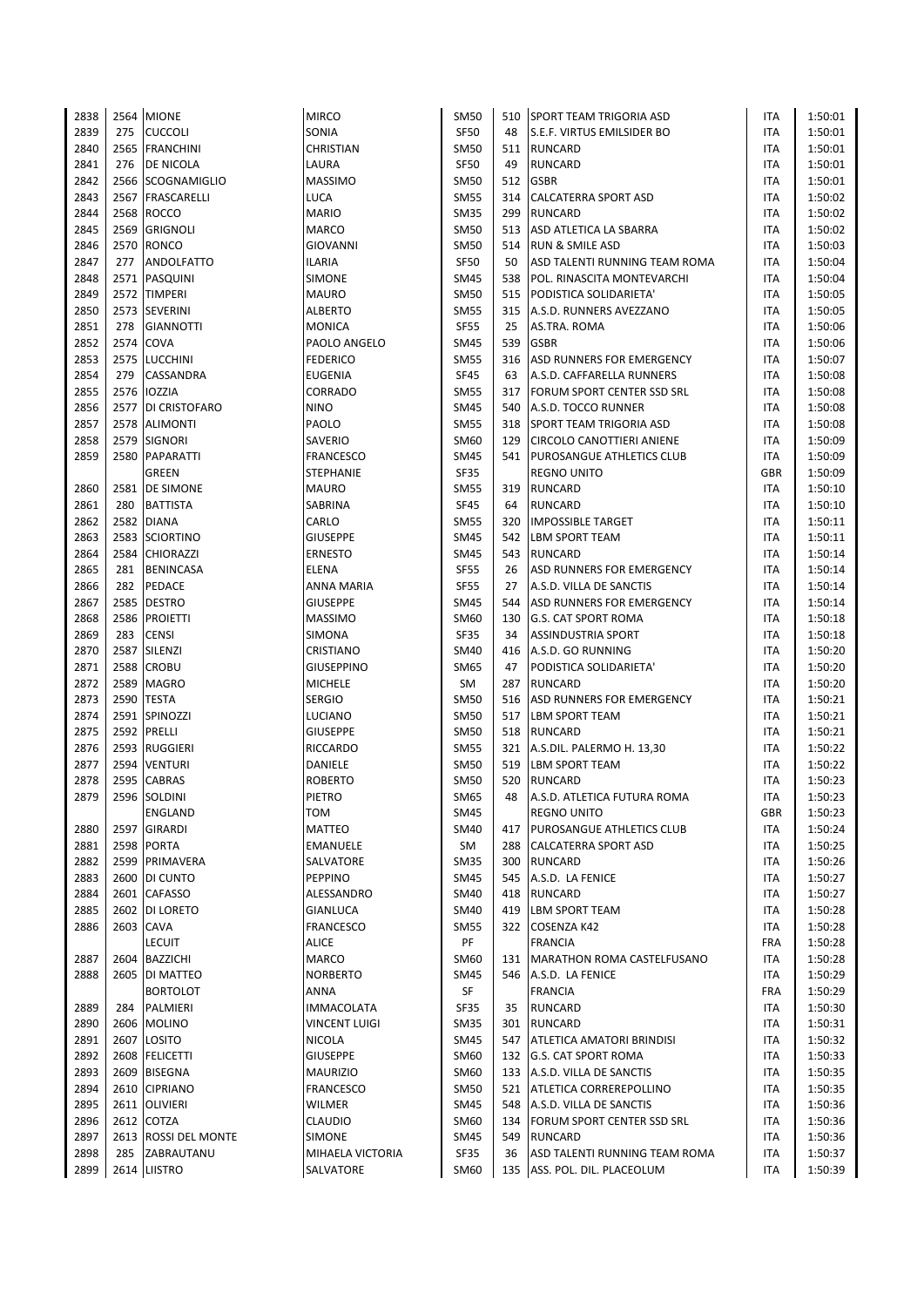| | | | | | | | | | |
|---|---|---|---|---|---|---|---|---|---|
| 2838 | 2564 | MIONE | MIRCO | SM50 | 510 | SPORT TEAM TRIGORIA ASD | ITA | 1:50:01 |
| 2839 | 275 | CUCCOLI | SONIA | SF50 | 48 | S.E.F. VIRTUS EMILSIDER BO | ITA | 1:50:01 |
| 2840 | 2565 | FRANCHINI | CHRISTIAN | SM50 | 511 | RUNCARD | ITA | 1:50:01 |
| 2841 | 276 | DE NICOLA | LAURA | SF50 | 49 | RUNCARD | ITA | 1:50:01 |
| 2842 | 2566 | SCOGNAMIGLIO | MASSIMO | SM50 | 512 | GSBR | ITA | 1:50:01 |
| 2843 | 2567 | FRASCARELLI | LUCA | SM55 | 314 | CALCATERRA SPORT ASD | ITA | 1:50:02 |
| 2844 | 2568 | ROCCO | MARIO | SM35 | 299 | RUNCARD | ITA | 1:50:02 |
| 2845 | 2569 | GRIGNOLI | MARCO | SM50 | 513 | ASD ATLETICA LA SBARRA | ITA | 1:50:02 |
| 2846 | 2570 | RONCO | GIOVANNI | SM50 | 514 | RUN & SMILE ASD | ITA | 1:50:03 |
| 2847 | 277 | ANDOLFATTO | ILARIA | SF50 | 50 | ASD TALENTI RUNNING TEAM ROMA | ITA | 1:50:04 |
| 2848 | 2571 | PASQUINI | SIMONE | SM45 | 538 | POL. RINASCITA MONTEVARCHI | ITA | 1:50:04 |
| 2849 | 2572 | TIMPERI | MAURO | SM50 | 515 | PODISTICA SOLIDARIETA' | ITA | 1:50:05 |
| 2850 | 2573 | SEVERINI | ALBERTO | SM55 | 315 | A.S.D. RUNNERS AVEZZANO | ITA | 1:50:05 |
| 2851 | 278 | GIANNOTTI | MONICA | SF55 | 25 | AS.TRA. ROMA | ITA | 1:50:06 |
| 2852 | 2574 | COVA | PAOLO ANGELO | SM45 | 539 | GSBR | ITA | 1:50:06 |
| 2853 | 2575 | LUCCHINI | FEDERICO | SM55 | 316 | ASD RUNNERS FOR EMERGENCY | ITA | 1:50:07 |
| 2854 | 279 | CASSANDRA | EUGENIA | SF45 | 63 | A.S.D. CAFFARELLA RUNNERS | ITA | 1:50:08 |
| 2855 | 2576 | IOZZIA | CORRADO | SM55 | 317 | FORUM SPORT CENTER SSD SRL | ITA | 1:50:08 |
| 2856 | 2577 | DI CRISTOFARO | NINO | SM45 | 540 | A.S.D. TOCCO RUNNER | ITA | 1:50:08 |
| 2857 | 2578 | ALIMONTI | PAOLO | SM55 | 318 | SPORT TEAM TRIGORIA ASD | ITA | 1:50:08 |
| 2858 | 2579 | SIGNORI | SAVERIO | SM60 | 129 | CIRCOLO CANOTTIERI ANIENE | ITA | 1:50:09 |
| 2859 | 2580 | PAPARATTI | FRANCESCO | SM45 | 541 | PUROSANGUE ATHLETICS CLUB | ITA | 1:50:09 |
| | | GREEN | STEPHANIE | SF35 | | REGNO UNITO | GBR | 1:50:09 |
| 2860 | 2581 | DE SIMONE | MAURO | SM55 | 319 | RUNCARD | ITA | 1:50:10 |
| 2861 | 280 | BATTISTA | SABRINA | SF45 | 64 | RUNCARD | ITA | 1:50:10 |
| 2862 | 2582 | DIANA | CARLO | SM55 | 320 | IMPOSSIBLE TARGET | ITA | 1:50:11 |
| 2863 | 2583 | SCIORTINO | GIUSEPPE | SM45 | 542 | LBM SPORT TEAM | ITA | 1:50:11 |
| 2864 | 2584 | CHIORAZZI | ERNESTO | SM45 | 543 | RUNCARD | ITA | 1:50:14 |
| 2865 | 281 | BENINCASA | ELENA | SF55 | 26 | ASD RUNNERS FOR EMERGENCY | ITA | 1:50:14 |
| 2866 | 282 | PEDACE | ANNA MARIA | SF55 | 27 | A.S.D. VILLA DE SANCTIS | ITA | 1:50:14 |
| 2867 | 2585 | DESTRO | GIUSEPPE | SM45 | 544 | ASD RUNNERS FOR EMERGENCY | ITA | 1:50:14 |
| 2868 | 2586 | PROIETTI | MASSIMO | SM60 | 130 | G.S. CAT SPORT ROMA | ITA | 1:50:18 |
| 2869 | 283 | CENSI | SIMONA | SF35 | 34 | ASSINDUSTRIA SPORT | ITA | 1:50:18 |
| 2870 | 2587 | SILENZI | CRISTIANO | SM40 | 416 | A.S.D. GO RUNNING | ITA | 1:50:20 |
| 2871 | 2588 | CROBU | GIUSEPPINO | SM65 | 47 | PODISTICA SOLIDARIETA' | ITA | 1:50:20 |
| 2872 | 2589 | MAGRO | MICHELE | SM | 287 | RUNCARD | ITA | 1:50:20 |
| 2873 | 2590 | TESTA | SERGIO | SM50 | 516 | ASD RUNNERS FOR EMERGENCY | ITA | 1:50:21 |
| 2874 | 2591 | SPINOZZI | LUCIANO | SM50 | 517 | LBM SPORT TEAM | ITA | 1:50:21 |
| 2875 | 2592 | PRELLI | GIUSEPPE | SM50 | 518 | RUNCARD | ITA | 1:50:21 |
| 2876 | 2593 | RUGGIERI | RICCARDO | SM55 | 321 | A.S.DIL. PALERMO H. 13,30 | ITA | 1:50:22 |
| 2877 | 2594 | VENTURI | DANIELE | SM50 | 519 | LBM SPORT TEAM | ITA | 1:50:22 |
| 2878 | 2595 | CABRAS | ROBERTO | SM50 | 520 | RUNCARD | ITA | 1:50:23 |
| 2879 | 2596 | SOLDINI | PIETRO | SM65 | 48 | A.S.D. ATLETICA FUTURA ROMA | ITA | 1:50:23 |
| | | ENGLAND | TOM | SM45 | | REGNO UNITO | GBR | 1:50:23 |
| 2880 | 2597 | GIRARDI | MATTEO | SM40 | 417 | PUROSANGUE ATHLETICS CLUB | ITA | 1:50:24 |
| 2881 | 2598 | PORTA | EMANUELE | SM | 288 | CALCATERRA SPORT ASD | ITA | 1:50:25 |
| 2882 | 2599 | PRIMAVERA | SALVATORE | SM35 | 300 | RUNCARD | ITA | 1:50:26 |
| 2883 | 2600 | DI CUNTO | PEPPINO | SM45 | 545 | A.S.D. LA FENICE | ITA | 1:50:27 |
| 2884 | 2601 | CAFASSO | ALESSANDRO | SM40 | 418 | RUNCARD | ITA | 1:50:27 |
| 2885 | 2602 | DI LORETO | GIANLUCA | SM40 | 419 | LBM SPORT TEAM | ITA | 1:50:28 |
| 2886 | 2603 | CAVA | FRANCESCO | SM55 | 322 | COSENZA K42 | ITA | 1:50:28 |
| | | LECUIT | ALICE | PF | | FRANCIA | FRA | 1:50:28 |
| 2887 | 2604 | BAZZICHI | MARCO | SM60 | 131 | MARATHON ROMA CASTELFUSANO | ITA | 1:50:28 |
| 2888 | 2605 | DI MATTEO | NORBERTO | SM45 | 546 | A.S.D. LA FENICE | ITA | 1:50:29 |
| | | BORTOLOT | ANNA | SF | | FRANCIA | FRA | 1:50:29 |
| 2889 | 284 | PALMIERI | IMMACOLATA | SF35 | 35 | RUNCARD | ITA | 1:50:30 |
| 2890 | 2606 | MOLINO | VINCENT LUIGI | SM35 | 301 | RUNCARD | ITA | 1:50:31 |
| 2891 | 2607 | LOSITO | NICOLA | SM45 | 547 | ATLETICA AMATORI BRINDISI | ITA | 1:50:32 |
| 2892 | 2608 | FELICETTI | GIUSEPPE | SM60 | 132 | G.S. CAT SPORT ROMA | ITA | 1:50:33 |
| 2893 | 2609 | BISEGNA | MAURIZIO | SM60 | 133 | A.S.D. VILLA DE SANCTIS | ITA | 1:50:35 |
| 2894 | 2610 | CIPRIANO | FRANCESCO | SM50 | 521 | ATLETICA CORREREPOLLINO | ITA | 1:50:35 |
| 2895 | 2611 | OLIVIERI | WILMER | SM45 | 548 | A.S.D. VILLA DE SANCTIS | ITA | 1:50:36 |
| 2896 | 2612 | COTZA | CLAUDIO | SM60 | 134 | FORUM SPORT CENTER SSD SRL | ITA | 1:50:36 |
| 2897 | 2613 | ROSSI DEL MONTE | SIMONE | SM45 | 549 | RUNCARD | ITA | 1:50:36 |
| 2898 | 285 | ZABRAUTANU | MIHAELA VICTORIA | SF35 | 36 | ASD TALENTI RUNNING TEAM ROMA | ITA | 1:50:37 |
| 2899 | 2614 | LIISTRO | SALVATORE | SM60 | 135 | ASS. POL. DIL. PLACEOLUM | ITA | 1:50:39 |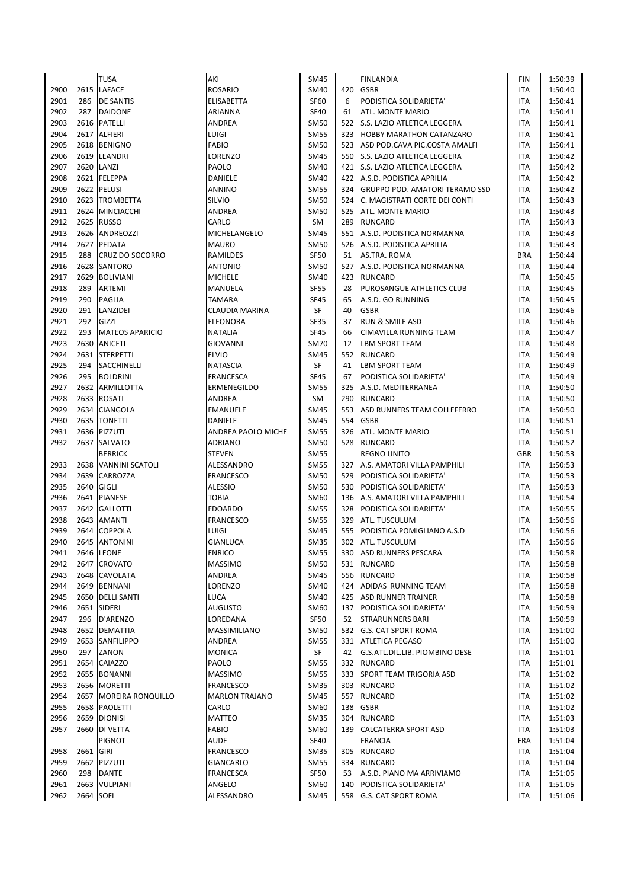| | | | | | | | | |
|---|---|---|---|---|---|---|---|---|
| | | TUSA | AKI | SM45 | | FINLANDIA | FIN | 1:50:39 |
| 2900 | 2615 | LAFACE | ROSARIO | SM40 | 420 | GSBR | ITA | 1:50:40 |
| 2901 | 286 | DE SANTIS | ELISABETTA | SF60 | 6 | PODISTICA SOLIDARIETA' | ITA | 1:50:41 |
| 2902 | 287 | DAIDONE | ARIANNA | SF40 | 61 | ATL. MONTE MARIO | ITA | 1:50:41 |
| 2903 | 2616 | PATELLI | ANDREA | SM50 | 522 | S.S. LAZIO ATLETICA LEGGERA | ITA | 1:50:41 |
| 2904 | 2617 | ALFIERI | LUIGI | SM55 | 323 | HOBBY MARATHON CATANZARO | ITA | 1:50:41 |
| 2905 | 2618 | BENIGNO | FABIO | SM50 | 523 | ASD POD.CAVA PIC.COSTA AMALFI | ITA | 1:50:41 |
| 2906 | 2619 | LEANDRI | LORENZO | SM45 | 550 | S.S. LAZIO ATLETICA LEGGERA | ITA | 1:50:42 |
| 2907 | 2620 | LANZI | PAOLO | SM40 | 421 | S.S. LAZIO ATLETICA LEGGERA | ITA | 1:50:42 |
| 2908 | 2621 | FELEPPA | DANIELE | SM40 | 422 | A.S.D. PODISTICA APRILIA | ITA | 1:50:42 |
| 2909 | 2622 | PELUSI | ANNINO | SM55 | 324 | GRUPPO POD. AMATORI TERAMO SSD | ITA | 1:50:42 |
| 2910 | 2623 | TROMBETTA | SILVIO | SM50 | 524 | C. MAGISTRATI CORTE DEI CONTI | ITA | 1:50:43 |
| 2911 | 2624 | MINCIACCHI | ANDREA | SM50 | 525 | ATL. MONTE MARIO | ITA | 1:50:43 |
| 2912 | 2625 | RUSSO | CARLO | SM | 289 | RUNCARD | ITA | 1:50:43 |
| 2913 | 2626 | ANDREOZZI | MICHELANGELO | SM45 | 551 | A.S.D. PODISTICA NORMANNA | ITA | 1:50:43 |
| 2914 | 2627 | PEDATA | MAURO | SM50 | 526 | A.S.D. PODISTICA APRILIA | ITA | 1:50:43 |
| 2915 | 288 | CRUZ DO SOCORRO | RAMILDES | SF50 | 51 | AS.TRA. ROMA | BRA | 1:50:44 |
| 2916 | 2628 | SANTORO | ANTONIO | SM50 | 527 | A.S.D. PODISTICA NORMANNA | ITA | 1:50:44 |
| 2917 | 2629 | BOLIVIANI | MICHELE | SM40 | 423 | RUNCARD | ITA | 1:50:45 |
| 2918 | 289 | ARTEMI | MANUELA | SF55 | 28 | PUROSANGUE ATHLETICS CLUB | ITA | 1:50:45 |
| 2919 | 290 | PAGLIA | TAMARA | SF45 | 65 | A.S.D. GO RUNNING | ITA | 1:50:45 |
| 2920 | 291 | LANZIDEI | CLAUDIA MARINA | SF | 40 | GSBR | ITA | 1:50:46 |
| 2921 | 292 | GIZZI | ELEONORA | SF35 | 37 | RUN & SMILE ASD | ITA | 1:50:46 |
| 2922 | 293 | MATEOS APARICIO | NATALIA | SF45 | 66 | CIMAVILLA RUNNING TEAM | ITA | 1:50:47 |
| 2923 | 2630 | ANICETI | GIOVANNI | SM70 | 12 | LBM SPORT TEAM | ITA | 1:50:48 |
| 2924 | 2631 | STERPETTI | ELVIO | SM45 | 552 | RUNCARD | ITA | 1:50:49 |
| 2925 | 294 | SACCHINELLI | NATASCIA | SF | 41 | LBM SPORT TEAM | ITA | 1:50:49 |
| 2926 | 295 | BOLDRINI | FRANCESCA | SF45 | 67 | PODISTICA SOLIDARIETA' | ITA | 1:50:49 |
| 2927 | 2632 | ARMILLOTTA | ERMENEGILDO | SM55 | 325 | A.S.D. MEDITERRANEA | ITA | 1:50:50 |
| 2928 | 2633 | ROSATI | ANDREA | SM | 290 | RUNCARD | ITA | 1:50:50 |
| 2929 | 2634 | CIANGOLA | EMANUELE | SM45 | 553 | ASD RUNNERS TEAM COLLEFERRO | ITA | 1:50:50 |
| 2930 | 2635 | TONETTI | DANIELE | SM45 | 554 | GSBR | ITA | 1:50:51 |
| 2931 | 2636 | PIZZUTI | ANDREA PAOLO MICHE | SM55 | 326 | ATL. MONTE MARIO | ITA | 1:50:51 |
| 2932 | 2637 | SALVATO | ADRIANO | SM50 | 528 | RUNCARD | ITA | 1:50:52 |
| | | BERRICK | STEVEN | SM55 | | REGNO UNITO | GBR | 1:50:53 |
| 2933 | 2638 | VANNINI SCATOLI | ALESSANDRO | SM55 | 327 | A.S. AMATORI VILLA PAMPHILI | ITA | 1:50:53 |
| 2934 | 2639 | CARROZZA | FRANCESCO | SM50 | 529 | PODISTICA SOLIDARIETA' | ITA | 1:50:53 |
| 2935 | 2640 | GIGLI | ALESSIO | SM50 | 530 | PODISTICA SOLIDARIETA' | ITA | 1:50:53 |
| 2936 | 2641 | PIANESE | TOBIA | SM60 | 136 | A.S. AMATORI VILLA PAMPHILI | ITA | 1:50:54 |
| 2937 | 2642 | GALLOTTI | EDOARDO | SM55 | 328 | PODISTICA SOLIDARIETA' | ITA | 1:50:55 |
| 2938 | 2643 | AMANTI | FRANCESCO | SM55 | 329 | ATL. TUSCULUM | ITA | 1:50:56 |
| 2939 | 2644 | COPPOLA | LUIGI | SM45 | 555 | PODISTICA POMIGLIANO A.S.D | ITA | 1:50:56 |
| 2940 | 2645 | ANTONINI | GIANLUCA | SM35 | 302 | ATL. TUSCULUM | ITA | 1:50:56 |
| 2941 | 2646 | LEONE | ENRICO | SM55 | 330 | ASD RUNNERS PESCARA | ITA | 1:50:58 |
| 2942 | 2647 | CROVATO | MASSIMO | SM50 | 531 | RUNCARD | ITA | 1:50:58 |
| 2943 | 2648 | CAVOLATA | ANDREA | SM45 | 556 | RUNCARD | ITA | 1:50:58 |
| 2944 | 2649 | BENNANI | LORENZO | SM40 | 424 | ADIDAS RUNNING TEAM | ITA | 1:50:58 |
| 2945 | 2650 | DELLI SANTI | LUCA | SM40 | 425 | ASD RUNNER TRAINER | ITA | 1:50:58 |
| 2946 | 2651 | SIDERI | AUGUSTO | SM60 | 137 | PODISTICA SOLIDARIETA' | ITA | 1:50:59 |
| 2947 | 296 | D'ARENZO | LOREDANA | SF50 | 52 | STRARUNNERS BARI | ITA | 1:50:59 |
| 2948 | 2652 | DEMATTIA | MASSIMILIANO | SM50 | 532 | G.S. CAT SPORT ROMA | ITA | 1:51:00 |
| 2949 | 2653 | SANFILIPPO | ANDREA | SM55 | 331 | ATLETICA PEGASO | ITA | 1:51:00 |
| 2950 | 297 | ZANON | MONICA | SF | 42 | G.S.ATL.DIL.LIB. PIOMBINO DESE | ITA | 1:51:01 |
| 2951 | 2654 | CAIAZZO | PAOLO | SM55 | 332 | RUNCARD | ITA | 1:51:01 |
| 2952 | 2655 | BONANNI | MASSIMO | SM55 | 333 | SPORT TEAM TRIGORIA ASD | ITA | 1:51:02 |
| 2953 | 2656 | MORETTI | FRANCESCO | SM35 | 303 | RUNCARD | ITA | 1:51:02 |
| 2954 | 2657 | MOREIRA RONQUILLO | MARLON TRAJANO | SM45 | 557 | RUNCARD | ITA | 1:51:02 |
| 2955 | 2658 | PAOLETTI | CARLO | SM60 | 138 | GSBR | ITA | 1:51:02 |
| 2956 | 2659 | DIONISI | MATTEO | SM35 | 304 | RUNCARD | ITA | 1:51:03 |
| 2957 | 2660 | DI VETTA | FABIO | SM60 | 139 | CALCATERRA SPORT ASD | ITA | 1:51:03 |
| | | PIGNOT | AUDE | SF40 | | FRANCIA | FRA | 1:51:04 |
| 2958 | 2661 | GIRI | FRANCESCO | SM35 | 305 | RUNCARD | ITA | 1:51:04 |
| 2959 | 2662 | PIZZUTI | GIANCARLO | SM55 | 334 | RUNCARD | ITA | 1:51:04 |
| 2960 | 298 | DANTE | FRANCESCA | SF50 | 53 | A.S.D. PIANO MA ARRIVIAMO | ITA | 1:51:05 |
| 2961 | 2663 | VULPIANI | ANGELO | SM60 | 140 | PODISTICA SOLIDARIETA' | ITA | 1:51:05 |
| 2962 | 2664 | SOFI | ALESSANDRO | SM45 | 558 | G.S. CAT SPORT ROMA | ITA | 1:51:06 |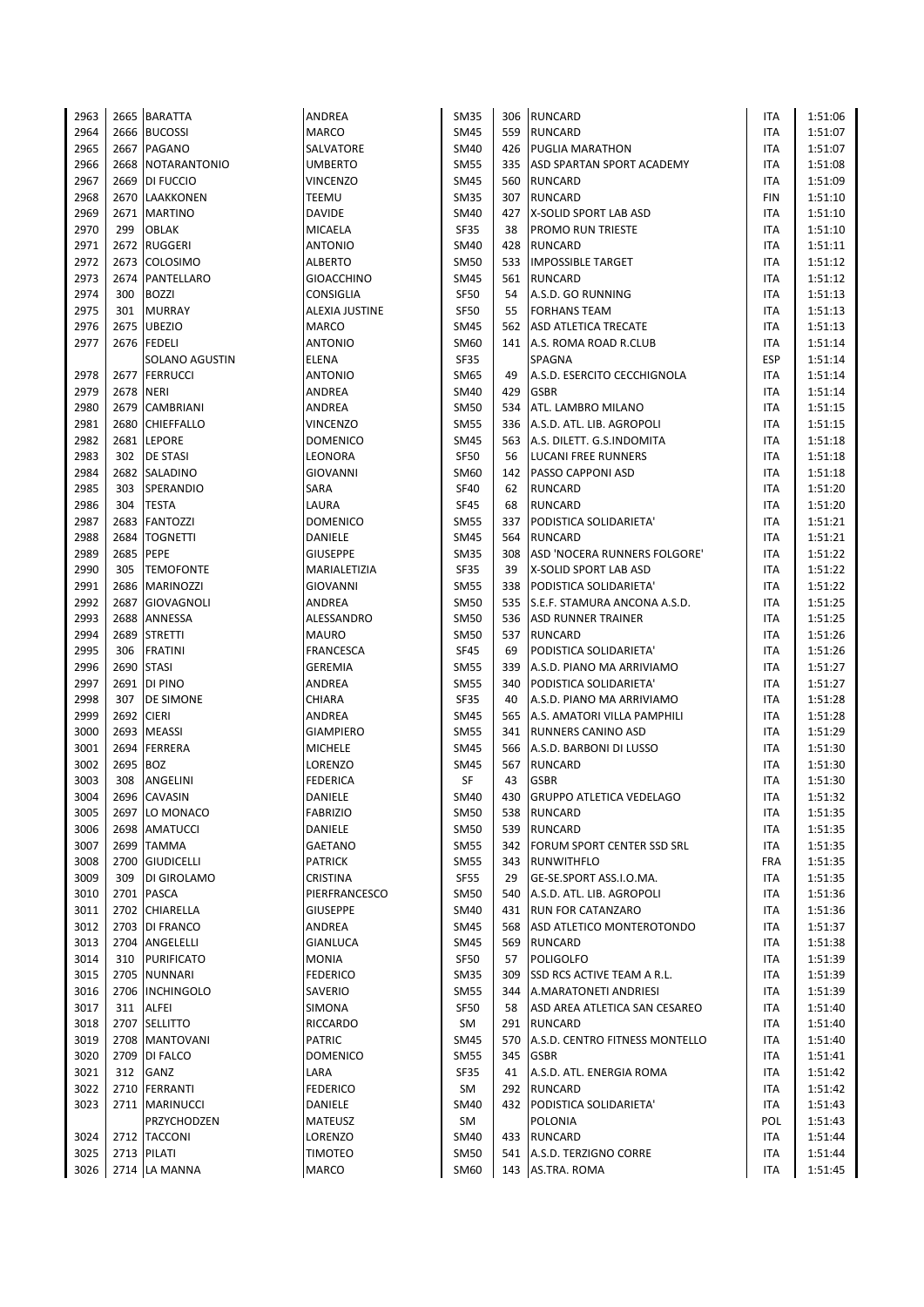| | | | | | | | | |
|---|---|---|---|---|---|---|---|---|
| 2963 | 2665 | BARATTA | ANDREA | SM35 | 306 | RUNCARD | ITA | 1:51:06 |
| 2964 | 2666 | BUCOSSI | MARCO | SM45 | 559 | RUNCARD | ITA | 1:51:07 |
| 2965 | 2667 | PAGANO | SALVATORE | SM40 | 426 | PUGLIA MARATHON | ITA | 1:51:07 |
| 2966 | 2668 | NOTARANTONIO | UMBERTO | SM55 | 335 | ASD SPARTAN SPORT ACADEMY | ITA | 1:51:08 |
| 2967 | 2669 | DI FUCCIO | VINCENZO | SM45 | 560 | RUNCARD | ITA | 1:51:09 |
| 2968 | 2670 | LAAKKONEN | TEEMU | SM35 | 307 | RUNCARD | FIN | 1:51:10 |
| 2969 | 2671 | MARTINO | DAVIDE | SM40 | 427 | X-SOLID SPORT LAB ASD | ITA | 1:51:10 |
| 2970 | 299 | OBLAK | MICAELA | SF35 | 38 | PROMO RUN TRIESTE | ITA | 1:51:10 |
| 2971 | 2672 | RUGGERI | ANTONIO | SM40 | 428 | RUNCARD | ITA | 1:51:11 |
| 2972 | 2673 | COLOSIMO | ALBERTO | SM50 | 533 | IMPOSSIBLE TARGET | ITA | 1:51:12 |
| 2973 | 2674 | PANTELLARO | GIOACCHINO | SM45 | 561 | RUNCARD | ITA | 1:51:12 |
| 2974 | 300 | BOZZI | CONSIGLIA | SF50 | 54 | A.S.D. GO RUNNING | ITA | 1:51:13 |
| 2975 | 301 | MURRAY | ALEXIA JUSTINE | SF50 | 55 | FORHANS TEAM | ITA | 1:51:13 |
| 2976 | 2675 | UBEZIO | MARCO | SM45 | 562 | ASD ATLETICA TRECATE | ITA | 1:51:13 |
| 2977 | 2676 | FEDELI | ANTONIO | SM60 | 141 | A.S. ROMA ROAD R.CLUB | ITA | 1:51:14 |
| | | SOLANO AGUSTIN | ELENA | SF35 | | SPAGNA | ESP | 1:51:14 |
| 2978 | 2677 | FERRUCCI | ANTONIO | SM65 | 49 | A.S.D. ESERCITO CECCHIGNOLA | ITA | 1:51:14 |
| 2979 | 2678 | NERI | ANDREA | SM40 | 429 | GSBR | ITA | 1:51:14 |
| 2980 | 2679 | CAMBRIANI | ANDREA | SM50 | 534 | ATL. LAMBRO MILANO | ITA | 1:51:15 |
| 2981 | 2680 | CHIEFFALLO | VINCENZO | SM55 | 336 | A.S.D. ATL. LIB. AGROPOLI | ITA | 1:51:15 |
| 2982 | 2681 | LEPORE | DOMENICO | SM45 | 563 | A.S. DILETT. G.S.INDOMITA | ITA | 1:51:18 |
| 2983 | 302 | DE STASI | LEONORA | SF50 | 56 | LUCANI FREE RUNNERS | ITA | 1:51:18 |
| 2984 | 2682 | SALADINO | GIOVANNI | SM60 | 142 | PASSO CAPPONI ASD | ITA | 1:51:18 |
| 2985 | 303 | SPERANDIO | SARA | SF40 | 62 | RUNCARD | ITA | 1:51:20 |
| 2986 | 304 | TESTA | LAURA | SF45 | 68 | RUNCARD | ITA | 1:51:20 |
| 2987 | 2683 | FANTOZZI | DOMENICO | SM55 | 337 | PODISTICA SOLIDARIETA' | ITA | 1:51:21 |
| 2988 | 2684 | TOGNETTI | DANIELE | SM45 | 564 | RUNCARD | ITA | 1:51:21 |
| 2989 | 2685 | PEPE | GIUSEPPE | SM35 | 308 | ASD 'NOCERA RUNNERS FOLGORE' | ITA | 1:51:22 |
| 2990 | 305 | TEMOFONTE | MARIALETIZIA | SF35 | 39 | X-SOLID SPORT LAB ASD | ITA | 1:51:22 |
| 2991 | 2686 | MARINOZZI | GIOVANNI | SM55 | 338 | PODISTICA SOLIDARIETA' | ITA | 1:51:22 |
| 2992 | 2687 | GIOVAGNOLI | ANDREA | SM50 | 535 | S.E.F. STAMURA ANCONA A.S.D. | ITA | 1:51:25 |
| 2993 | 2688 | ANNESSA | ALESSANDRO | SM50 | 536 | ASD RUNNER TRAINER | ITA | 1:51:25 |
| 2994 | 2689 | STRETTI | MAURO | SM50 | 537 | RUNCARD | ITA | 1:51:26 |
| 2995 | 306 | FRATINI | FRANCESCA | SF45 | 69 | PODISTICA SOLIDARIETA' | ITA | 1:51:26 |
| 2996 | 2690 | STASI | GEREMIA | SM55 | 339 | A.S.D. PIANO MA ARRIVIAMO | ITA | 1:51:27 |
| 2997 | 2691 | DI PINO | ANDREA | SM55 | 340 | PODISTICA SOLIDARIETA' | ITA | 1:51:27 |
| 2998 | 307 | DE SIMONE | CHIARA | SF35 | 40 | A.S.D. PIANO MA ARRIVIAMO | ITA | 1:51:28 |
| 2999 | 2692 | CIERI | ANDREA | SM45 | 565 | A.S. AMATORI VILLA PAMPHILI | ITA | 1:51:28 |
| 3000 | 2693 | MEASSI | GIAMPIERO | SM55 | 341 | RUNNERS CANINO ASD | ITA | 1:51:29 |
| 3001 | 2694 | FERRERA | MICHELE | SM45 | 566 | A.S.D. BARBONI DI LUSSO | ITA | 1:51:30 |
| 3002 | 2695 | BOZ | LORENZO | SM45 | 567 | RUNCARD | ITA | 1:51:30 |
| 3003 | 308 | ANGELINI | FEDERICA | SF | 43 | GSBR | ITA | 1:51:30 |
| 3004 | 2696 | CAVASIN | DANIELE | SM40 | 430 | GRUPPO ATLETICA VEDELAGO | ITA | 1:51:32 |
| 3005 | 2697 | LO MONACO | FABRIZIO | SM50 | 538 | RUNCARD | ITA | 1:51:35 |
| 3006 | 2698 | AMATUCCI | DANIELE | SM50 | 539 | RUNCARD | ITA | 1:51:35 |
| 3007 | 2699 | TAMMA | GAETANO | SM55 | 342 | FORUM SPORT CENTER SSD SRL | ITA | 1:51:35 |
| 3008 | 2700 | GIUDICELLI | PATRICK | SM55 | 343 | RUNWITHFLO | FRA | 1:51:35 |
| 3009 | 309 | DI GIROLAMO | CRISTINA | SF55 | 29 | GE-SE.SPORT ASS.I.O.MA. | ITA | 1:51:35 |
| 3010 | 2701 | PASCA | PIERFRANCESCO | SM50 | 540 | A.S.D. ATL. LIB. AGROPOLI | ITA | 1:51:36 |
| 3011 | 2702 | CHIARELLA | GIUSEPPE | SM40 | 431 | RUN FOR CATANZARO | ITA | 1:51:36 |
| 3012 | 2703 | DI FRANCO | ANDREA | SM45 | 568 | ASD ATLETICO MONTEROTONDO | ITA | 1:51:37 |
| 3013 | 2704 | ANGELELLI | GIANLUCA | SM45 | 569 | RUNCARD | ITA | 1:51:38 |
| 3014 | 310 | PURIFICATO | MONIA | SF50 | 57 | POLIGOLFO | ITA | 1:51:39 |
| 3015 | 2705 | NUNNARI | FEDERICO | SM35 | 309 | SSD RCS ACTIVE TEAM A R.L. | ITA | 1:51:39 |
| 3016 | 2706 | INCHINGOLO | SAVERIO | SM55 | 344 | A.MARATONETI ANDRIESI | ITA | 1:51:39 |
| 3017 | 311 | ALFEI | SIMONA | SF50 | 58 | ASD AREA ATLETICA SAN CESAREO | ITA | 1:51:40 |
| 3018 | 2707 | SELLITTO | RICCARDO | SM | 291 | RUNCARD | ITA | 1:51:40 |
| 3019 | 2708 | MANTOVANI | PATRIC | SM45 | 570 | A.S.D. CENTRO FITNESS MONTELLO | ITA | 1:51:40 |
| 3020 | 2709 | DI FALCO | DOMENICO | SM55 | 345 | GSBR | ITA | 1:51:41 |
| 3021 | 312 | GANZ | LARA | SF35 | 41 | A.S.D. ATL. ENERGIA ROMA | ITA | 1:51:42 |
| 3022 | 2710 | FERRANTI | FEDERICO | SM | 292 | RUNCARD | ITA | 1:51:42 |
| 3023 | 2711 | MARINUCCI | DANIELE | SM40 | 432 | PODISTICA SOLIDARIETA' | ITA | 1:51:43 |
| | | PRZYCHODZEN | MATEUSZ | SM | | POLONIA | POL | 1:51:43 |
| 3024 | 2712 | TACCONI | LORENZO | SM40 | 433 | RUNCARD | ITA | 1:51:44 |
| 3025 | 2713 | PILATI | TIMOTEO | SM50 | 541 | A.S.D. TERZIGNO CORRE | ITA | 1:51:44 |
| 3026 | 2714 | LA MANNA | MARCO | SM60 | 143 | AS.TRA. ROMA | ITA | 1:51:45 |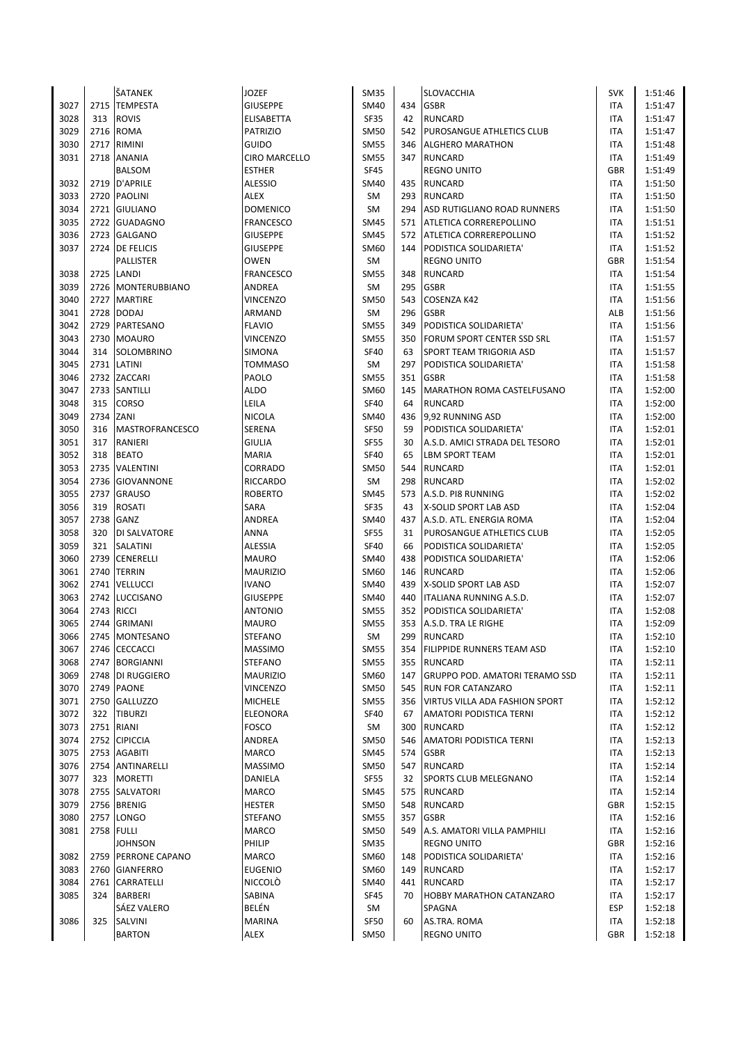| | | | | | | | | |
|---|---|---|---|---|---|---|---|---|
| | | ŠATANEK | JOZEF | SM35 | | SLOVACCHIA | SVK | 1:51:46 |
| 3027 | 2715 | TEMPESTA | GIUSEPPE | SM40 | 434 | GSBR | ITA | 1:51:47 |
| 3028 | 313 | ROVIS | ELISABETTA | SF35 | 42 | RUNCARD | ITA | 1:51:47 |
| 3029 | 2716 | ROMA | PATRIZIO | SM50 | 542 | PUROSANGUE ATHLETICS CLUB | ITA | 1:51:47 |
| 3030 | 2717 | RIMINI | GUIDO | SM55 | 346 | ALGHERO MARATHON | ITA | 1:51:48 |
| 3031 | 2718 | ANANIA | CIRO MARCELLO | SM55 | 347 | RUNCARD | ITA | 1:51:49 |
| | | BALSOM | ESTHER | SF45 | | REGNO UNITO | GBR | 1:51:49 |
| 3032 | 2719 | D'APRILE | ALESSIO | SM40 | 435 | RUNCARD | ITA | 1:51:50 |
| 3033 | 2720 | PAOLINI | ALEX | SM | 293 | RUNCARD | ITA | 1:51:50 |
| 3034 | 2721 | GIULIANO | DOMENICO | SM | 294 | ASD RUTIGLIANO ROAD RUNNERS | ITA | 1:51:50 |
| 3035 | 2722 | GUADAGNO | FRANCESCO | SM45 | 571 | ATLETICA CORREREPOLLINO | ITA | 1:51:51 |
| 3036 | 2723 | GALGANO | GIUSEPPE | SM45 | 572 | ATLETICA CORREREPOLLINO | ITA | 1:51:52 |
| 3037 | 2724 | DE FELICIS | GIUSEPPE | SM60 | 144 | PODISTICA SOLIDARIETA' | ITA | 1:51:52 |
| | | PALLISTER | OWEN | SM | | REGNO UNITO | GBR | 1:51:54 |
| 3038 | 2725 | LANDI | FRANCESCO | SM55 | 348 | RUNCARD | ITA | 1:51:54 |
| 3039 | 2726 | MONTERUBBIANO | ANDREA | SM | 295 | GSBR | ITA | 1:51:55 |
| 3040 | 2727 | MARTIRE | VINCENZO | SM50 | 543 | COSENZA K42 | ITA | 1:51:56 |
| 3041 | 2728 | DODAJ | ARMAND | SM | 296 | GSBR | ALB | 1:51:56 |
| 3042 | 2729 | PARTESANO | FLAVIO | SM55 | 349 | PODISTICA SOLIDARIETA' | ITA | 1:51:56 |
| 3043 | 2730 | MOAURO | VINCENZO | SM55 | 350 | FORUM SPORT CENTER SSD SRL | ITA | 1:51:57 |
| 3044 | 314 | SOLOMBRINO | SIMONA | SF40 | 63 | SPORT TEAM TRIGORIA ASD | ITA | 1:51:57 |
| 3045 | 2731 | LATINI | TOMMASO | SM | 297 | PODISTICA SOLIDARIETA' | ITA | 1:51:58 |
| 3046 | 2732 | ZACCARI | PAOLO | SM55 | 351 | GSBR | ITA | 1:51:58 |
| 3047 | 2733 | SANTILLI | ALDO | SM60 | 145 | MARATHON ROMA CASTELFUSANO | ITA | 1:52:00 |
| 3048 | 315 | CORSO | LEILA | SF40 | 64 | RUNCARD | ITA | 1:52:00 |
| 3049 | 2734 | ZANI | NICOLA | SM40 | 436 | 9,92 RUNNING ASD | ITA | 1:52:00 |
| 3050 | 316 | MASTROFRANCESCO | SERENA | SF50 | 59 | PODISTICA SOLIDARIETA' | ITA | 1:52:01 |
| 3051 | 317 | RANIERI | GIULIA | SF55 | 30 | A.S.D. AMICI STRADA DEL TESORO | ITA | 1:52:01 |
| 3052 | 318 | BEATO | MARIA | SF40 | 65 | LBM SPORT TEAM | ITA | 1:52:01 |
| 3053 | 2735 | VALENTINI | CORRADO | SM50 | 544 | RUNCARD | ITA | 1:52:01 |
| 3054 | 2736 | GIOVANNONE | RICCARDO | SM | 298 | RUNCARD | ITA | 1:52:02 |
| 3055 | 2737 | GRAUSO | ROBERTO | SM45 | 573 | A.S.D. PI8 RUNNING | ITA | 1:52:02 |
| 3056 | 319 | ROSATI | SARA | SF35 | 43 | X-SOLID SPORT LAB ASD | ITA | 1:52:04 |
| 3057 | 2738 | GANZ | ANDREA | SM40 | 437 | A.S.D. ATL. ENERGIA ROMA | ITA | 1:52:04 |
| 3058 | 320 | DI SALVATORE | ANNA | SF55 | 31 | PUROSANGUE ATHLETICS CLUB | ITA | 1:52:05 |
| 3059 | 321 | SALATINI | ALESSIA | SF40 | 66 | PODISTICA SOLIDARIETA' | ITA | 1:52:05 |
| 3060 | 2739 | CENERELLI | MAURO | SM40 | 438 | PODISTICA SOLIDARIETA' | ITA | 1:52:06 |
| 3061 | 2740 | TERRIN | MAURIZIO | SM60 | 146 | RUNCARD | ITA | 1:52:06 |
| 3062 | 2741 | VELLUCCI | IVANO | SM40 | 439 | X-SOLID SPORT LAB ASD | ITA | 1:52:07 |
| 3063 | 2742 | LUCCISANO | GIUSEPPE | SM40 | 440 | ITALIANA RUNNING A.S.D. | ITA | 1:52:07 |
| 3064 | 2743 | RICCI | ANTONIO | SM55 | 352 | PODISTICA SOLIDARIETA' | ITA | 1:52:08 |
| 3065 | 2744 | GRIMANI | MAURO | SM55 | 353 | A.S.D. TRA LE RIGHE | ITA | 1:52:09 |
| 3066 | 2745 | MONTESANO | STEFANO | SM | 299 | RUNCARD | ITA | 1:52:10 |
| 3067 | 2746 | CECCACCI | MASSIMO | SM55 | 354 | FILIPPIDE RUNNERS TEAM ASD | ITA | 1:52:10 |
| 3068 | 2747 | BORGIANNI | STEFANO | SM55 | 355 | RUNCARD | ITA | 1:52:11 |
| 3069 | 2748 | DI RUGGIERO | MAURIZIO | SM60 | 147 | GRUPPO POD. AMATORI TERAMO SSD | ITA | 1:52:11 |
| 3070 | 2749 | PAONE | VINCENZO | SM50 | 545 | RUN FOR CATANZARO | ITA | 1:52:11 |
| 3071 | 2750 | GALLUZZO | MICHELE | SM55 | 356 | VIRTUS VILLA ADA FASHION SPORT | ITA | 1:52:12 |
| 3072 | 322 | TIBURZI | ELEONORA | SF40 | 67 | AMATORI PODISTICA TERNI | ITA | 1:52:12 |
| 3073 | 2751 | RIANI | FOSCO | SM | 300 | RUNCARD | ITA | 1:52:12 |
| 3074 | 2752 | CIPICCIA | ANDREA | SM50 | 546 | AMATORI PODISTICA TERNI | ITA | 1:52:13 |
| 3075 | 2753 | AGABITI | MARCO | SM45 | 574 | GSBR | ITA | 1:52:13 |
| 3076 | 2754 | ANTINARELLI | MASSIMO | SM50 | 547 | RUNCARD | ITA | 1:52:14 |
| 3077 | 323 | MORETTI | DANIELA | SF55 | 32 | SPORTS CLUB MELEGNANO | ITA | 1:52:14 |
| 3078 | 2755 | SALVATORI | MARCO | SM45 | 575 | RUNCARD | ITA | 1:52:14 |
| 3079 | 2756 | BRENIG | HESTER | SM50 | 548 | RUNCARD | GBR | 1:52:15 |
| 3080 | 2757 | LONGO | STEFANO | SM55 | 357 | GSBR | ITA | 1:52:16 |
| 3081 | 2758 | FULLI | MARCO | SM50 | 549 | A.S. AMATORI VILLA PAMPHILI | ITA | 1:52:16 |
| | | JOHNSON | PHILIP | SM35 | | REGNO UNITO | GBR | 1:52:16 |
| 3082 | 2759 | PERRONE CAPANO | MARCO | SM60 | 148 | PODISTICA SOLIDARIETA' | ITA | 1:52:16 |
| 3083 | 2760 | GIANFERRO | EUGENIO | SM60 | 149 | RUNCARD | ITA | 1:52:17 |
| 3084 | 2761 | CARRATELLI | NICCOLÒ | SM40 | 441 | RUNCARD | ITA | 1:52:17 |
| 3085 | 324 | BARBERI | SABINA | SF45 | 70 | HOBBY MARATHON CATANZARO | ITA | 1:52:17 |
| | | SÁEZ VALERO | BELÉN | SM | | SPAGNA | ESP | 1:52:18 |
| 3086 | 325 | SALVINI | MARINA | SF50 | 60 | AS.TRA. ROMA | ITA | 1:52:18 |
| | | BARTON | ALEX | SM50 | | REGNO UNITO | GBR | 1:52:18 |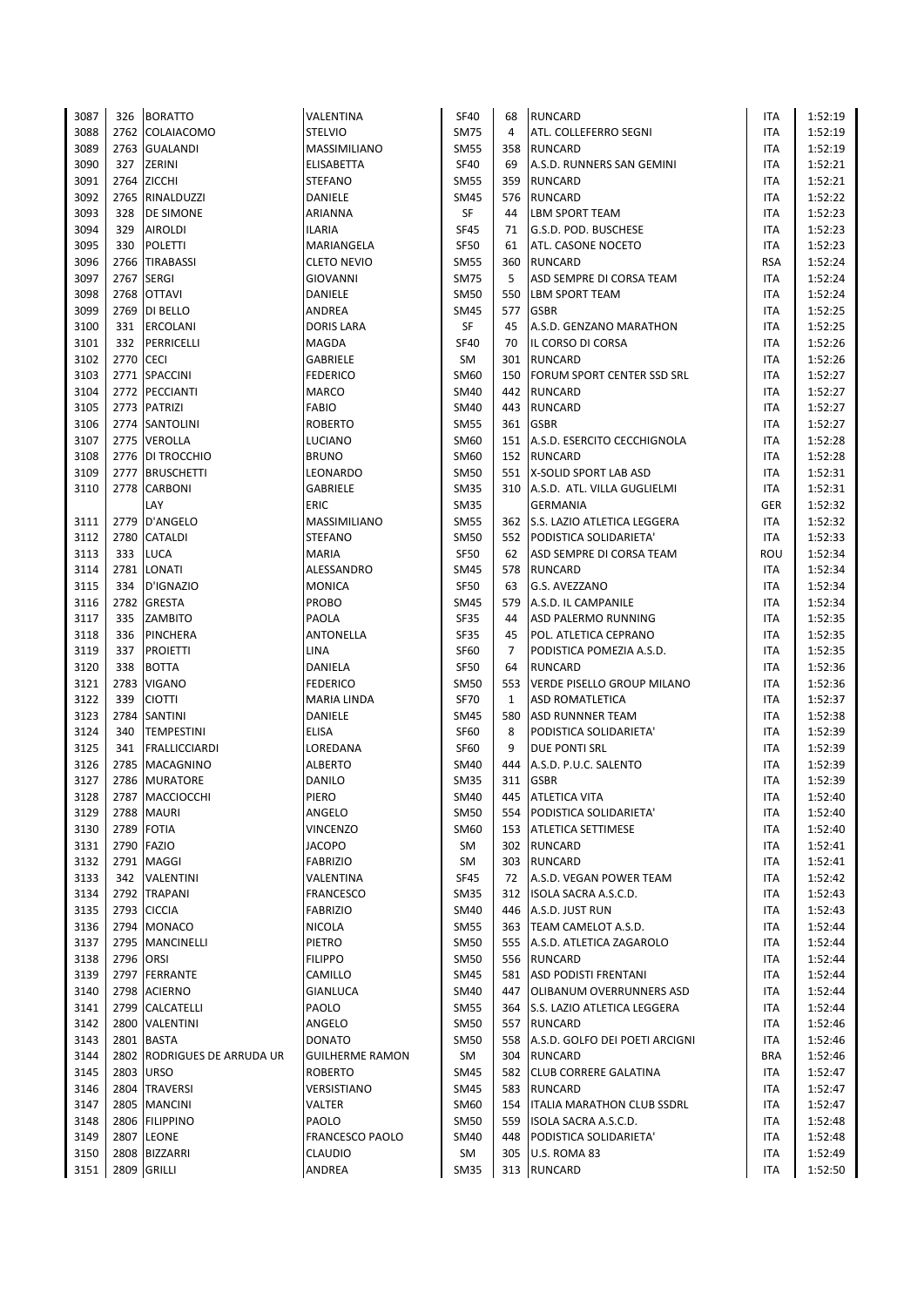| | | | | | | | | |
|---|---|---|---|---|---|---|---|---|
| 3087 | 326 | BORATTO | VALENTINA | SF40 | 68 | RUNCARD | ITA | 1:52:19 |
| 3088 | 2762 | COLAIACOMO | STELVIO | SM75 | 4 | ATL. COLLEFERRO SEGNI | ITA | 1:52:19 |
| 3089 | 2763 | GUALANDI | MASSIMILIANO | SM55 | 358 | RUNCARD | ITA | 1:52:19 |
| 3090 | 327 | ZERINI | ELISABETTA | SF40 | 69 | A.S.D. RUNNERS SAN GEMINI | ITA | 1:52:21 |
| 3091 | 2764 | ZICCHI | STEFANO | SM55 | 359 | RUNCARD | ITA | 1:52:21 |
| 3092 | 2765 | RINALDUZZI | DANIELE | SM45 | 576 | RUNCARD | ITA | 1:52:22 |
| 3093 | 328 | DE SIMONE | ARIANNA | SF | 44 | LBM SPORT TEAM | ITA | 1:52:23 |
| 3094 | 329 | AIROLDI | ILARIA | SF45 | 71 | G.S.D. POD. BUSCHESE | ITA | 1:52:23 |
| 3095 | 330 | POLETTI | MARIANGELA | SF50 | 61 | ATL. CASONE NOCETO | ITA | 1:52:23 |
| 3096 | 2766 | TIRABASSI | CLETO NEVIO | SM55 | 360 | RUNCARD | RSA | 1:52:24 |
| 3097 | 2767 | SERGI | GIOVANNI | SM75 | 5 | ASD SEMPRE DI CORSA TEAM | ITA | 1:52:24 |
| 3098 | 2768 | OTTAVI | DANIELE | SM50 | 550 | LBM SPORT TEAM | ITA | 1:52:24 |
| 3099 | 2769 | DI BELLO | ANDREA | SM45 | 577 | GSBR | ITA | 1:52:25 |
| 3100 | 331 | ERCOLANI | DORIS LARA | SF | 45 | A.S.D. GENZANO MARATHON | ITA | 1:52:25 |
| 3101 | 332 | PERRICELLI | MAGDA | SF40 | 70 | IL CORSO DI CORSA | ITA | 1:52:26 |
| 3102 | 2770 | CECI | GABRIELE | SM | 301 | RUNCARD | ITA | 1:52:26 |
| 3103 | 2771 | SPACCINI | FEDERICO | SM60 | 150 | FORUM SPORT CENTER SSD SRL | ITA | 1:52:27 |
| 3104 | 2772 | PECCIANTI | MARCO | SM40 | 442 | RUNCARD | ITA | 1:52:27 |
| 3105 | 2773 | PATRIZI | FABIO | SM40 | 443 | RUNCARD | ITA | 1:52:27 |
| 3106 | 2774 | SANTOLINI | ROBERTO | SM55 | 361 | GSBR | ITA | 1:52:27 |
| 3107 | 2775 | VEROLLA | LUCIANO | SM60 | 151 | A.S.D. ESERCITO CECCHIGNOLA | ITA | 1:52:28 |
| 3108 | 2776 | DI TROCCHIO | BRUNO | SM60 | 152 | RUNCARD | ITA | 1:52:28 |
| 3109 | 2777 | BRUSCHETTI | LEONARDO | SM50 | 551 | X-SOLID SPORT LAB ASD | ITA | 1:52:31 |
| 3110 | 2778 | CARBONI | GABRIELE | SM35 | 310 | A.S.D. ATL. VILLA GUGLIELMI | ITA | 1:52:31 |
| | | LAY | ERIC | SM35 | | GERMANIA | GER | 1:52:32 |
| 3111 | 2779 | D'ANGELO | MASSIMILIANO | SM55 | 362 | S.S. LAZIO ATLETICA LEGGERA | ITA | 1:52:32 |
| 3112 | 2780 | CATALDI | STEFANO | SM50 | 552 | PODISTICA SOLIDARIETA' | ITA | 1:52:33 |
| 3113 | 333 | LUCA | MARIA | SF50 | 62 | ASD SEMPRE DI CORSA TEAM | ROU | 1:52:34 |
| 3114 | 2781 | LONATI | ALESSANDRO | SM45 | 578 | RUNCARD | ITA | 1:52:34 |
| 3115 | 334 | D'IGNAZIO | MONICA | SF50 | 63 | G.S. AVEZZANO | ITA | 1:52:34 |
| 3116 | 2782 | GRESTA | PROBO | SM45 | 579 | A.S.D. IL CAMPANILE | ITA | 1:52:34 |
| 3117 | 335 | ZAMBITO | PAOLA | SF35 | 44 | ASD PALERMO RUNNING | ITA | 1:52:35 |
| 3118 | 336 | PINCHERA | ANTONELLA | SF35 | 45 | POL. ATLETICA CEPRANO | ITA | 1:52:35 |
| 3119 | 337 | PROIETTI | LINA | SF60 | 7 | PODISTICA POMEZIA A.S.D. | ITA | 1:52:35 |
| 3120 | 338 | BOTTA | DANIELA | SF50 | 64 | RUNCARD | ITA | 1:52:36 |
| 3121 | 2783 | VIGANO | FEDERICO | SM50 | 553 | VERDE PISELLO GROUP MILANO | ITA | 1:52:36 |
| 3122 | 339 | CIOTTI | MARIA LINDA | SF70 | 1 | ASD ROMATLETICA | ITA | 1:52:37 |
| 3123 | 2784 | SANTINI | DANIELE | SM45 | 580 | ASD RUNNNER TEAM | ITA | 1:52:38 |
| 3124 | 340 | TEMPESTINI | ELISA | SF60 | 8 | PODISTICA SOLIDARIETA' | ITA | 1:52:39 |
| 3125 | 341 | FRALLICCIARDI | LOREDANA | SF60 | 9 | DUE PONTI SRL | ITA | 1:52:39 |
| 3126 | 2785 | MACAGNINO | ALBERTO | SM40 | 444 | A.S.D. P.U.C. SALENTO | ITA | 1:52:39 |
| 3127 | 2786 | MURATORE | DANILO | SM35 | 311 | GSBR | ITA | 1:52:39 |
| 3128 | 2787 | MACCIOCCHI | PIERO | SM40 | 445 | ATLETICA VITA | ITA | 1:52:40 |
| 3129 | 2788 | MAURI | ANGELO | SM50 | 554 | PODISTICA SOLIDARIETA' | ITA | 1:52:40 |
| 3130 | 2789 | FOTIA | VINCENZO | SM60 | 153 | ATLETICA SETTIMESE | ITA | 1:52:40 |
| 3131 | 2790 | FAZIO | JACOPO | SM | 302 | RUNCARD | ITA | 1:52:41 |
| 3132 | 2791 | MAGGI | FABRIZIO | SM | 303 | RUNCARD | ITA | 1:52:41 |
| 3133 | 342 | VALENTINI | VALENTINA | SF45 | 72 | A.S.D. VEGAN POWER TEAM | ITA | 1:52:42 |
| 3134 | 2792 | TRAPANI | FRANCESCO | SM35 | 312 | ISOLA SACRA A.S.C.D. | ITA | 1:52:43 |
| 3135 | 2793 | CICCIA | FABRIZIO | SM40 | 446 | A.S.D. JUST RUN | ITA | 1:52:43 |
| 3136 | 2794 | MONACO | NICOLA | SM55 | 363 | TEAM CAMELOT A.S.D. | ITA | 1:52:44 |
| 3137 | 2795 | MANCINELLI | PIETRO | SM50 | 555 | A.S.D. ATLETICA ZAGAROLO | ITA | 1:52:44 |
| 3138 | 2796 | ORSI | FILIPPO | SM50 | 556 | RUNCARD | ITA | 1:52:44 |
| 3139 | 2797 | FERRANTE | CAMILLO | SM45 | 581 | ASD PODISTI FRENTANI | ITA | 1:52:44 |
| 3140 | 2798 | ACIERNO | GIANLUCA | SM40 | 447 | OLIBANUM OVERRUNNERS ASD | ITA | 1:52:44 |
| 3141 | 2799 | CALCATELLI | PAOLO | SM55 | 364 | S.S. LAZIO ATLETICA LEGGERA | ITA | 1:52:44 |
| 3142 | 2800 | VALENTINI | ANGELO | SM50 | 557 | RUNCARD | ITA | 1:52:46 |
| 3143 | 2801 | BASTA | DONATO | SM50 | 558 | A.S.D. GOLFO DEI POETI ARCIGNI | ITA | 1:52:46 |
| 3144 | 2802 | RODRIGUES DE ARRUDA UR | GUILHERME RAMON | SM | 304 | RUNCARD | BRA | 1:52:46 |
| 3145 | 2803 | URSO | ROBERTO | SM45 | 582 | CLUB CORRERE GALATINA | ITA | 1:52:47 |
| 3146 | 2804 | TRAVERSI | VERSISTIANO | SM45 | 583 | RUNCARD | ITA | 1:52:47 |
| 3147 | 2805 | MANCINI | VALTER | SM60 | 154 | ITALIA MARATHON CLUB SSDRL | ITA | 1:52:47 |
| 3148 | 2806 | FILIPPINO | PAOLO | SM50 | 559 | ISOLA SACRA A.S.C.D. | ITA | 1:52:48 |
| 3149 | 2807 | LEONE | FRANCESCO PAOLO | SM40 | 448 | PODISTICA SOLIDARIETA' | ITA | 1:52:48 |
| 3150 | 2808 | BIZZARRI | CLAUDIO | SM | 305 | U.S. ROMA 83 | ITA | 1:52:49 |
| 3151 | 2809 | GRILLI | ANDREA | SM35 | 313 | RUNCARD | ITA | 1:52:50 |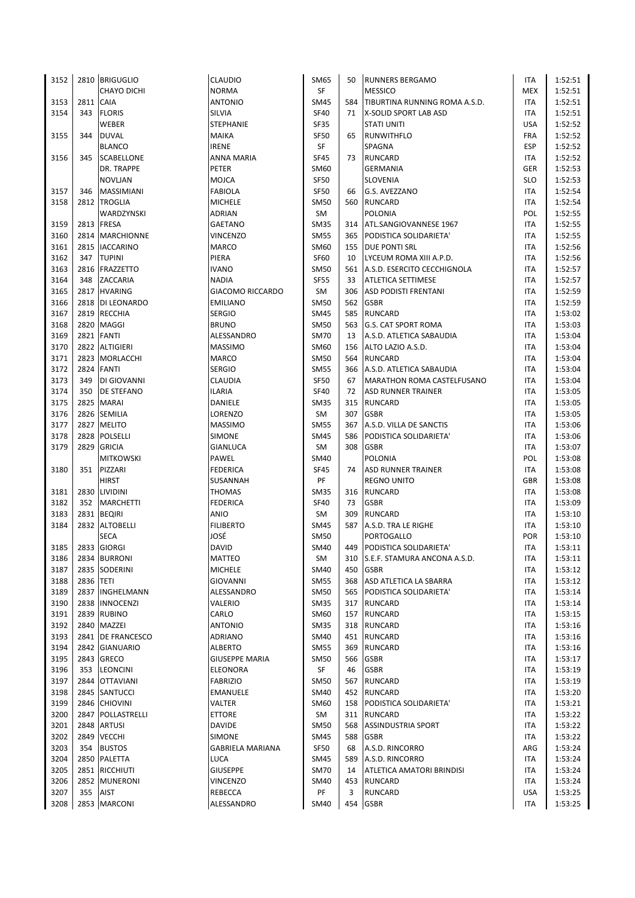| | | | | | | | | |
|---|---|---|---|---|---|---|---|---|
| 3152 | 2810 | BRIGUGLIO | CLAUDIO | SM65 | 50 | RUNNERS BERGAMO | ITA | 1:52:51 |
| | | CHAYO DICHI | NORMA | SF | | MESSICO | MEX | 1:52:51 |
| 3153 | 2811 | CAIA | ANTONIO | SM45 | 584 | TIBURTINA RUNNING ROMA A.S.D. | ITA | 1:52:51 |
| 3154 | 343 | FLORIS | SILVIA | SF40 | 71 | X-SOLID SPORT LAB ASD | ITA | 1:52:51 |
| | | WEBER | STEPHANIE | SF35 | | STATI UNITI | USA | 1:52:52 |
| 3155 | 344 | DUVAL | MAIKA | SF50 | 65 | RUNWITHFLO | FRA | 1:52:52 |
| | | BLANCO | IRENE | SF | | SPAGNA | ESP | 1:52:52 |
| 3156 | 345 | SCABELLONE | ANNA MARIA | SF45 | 73 | RUNCARD | ITA | 1:52:52 |
| | | DR. TRAPPE | PETER | SM60 | | GERMANIA | GER | 1:52:53 |
| | | NOVLJAN | MOJCA | SF50 | | SLOVENIA | SLO | 1:52:53 |
| 3157 | 346 | MASSIMIANI | FABIOLA | SF50 | 66 | G.S. AVEZZANO | ITA | 1:52:54 |
| 3158 | 2812 | TROGLIA | MICHELE | SM50 | 560 | RUNCARD | ITA | 1:52:54 |
| | | WARDZYNSKI | ADRIAN | SM | | POLONIA | POL | 1:52:55 |
| 3159 | 2813 | FRESA | GAETANO | SM35 | 314 | ATL.SANGIOVANNESE 1967 | ITA | 1:52:55 |
| 3160 | 2814 | MARCHIONNE | VINCENZO | SM55 | 365 | PODISTICA SOLIDARIETA' | ITA | 1:52:55 |
| 3161 | 2815 | IACCARINO | MARCO | SM60 | 155 | DUE PONTI SRL | ITA | 1:52:56 |
| 3162 | 347 | TUPINI | PIERA | SF60 | 10 | LYCEUM ROMA XIII A.P.D. | ITA | 1:52:56 |
| 3163 | 2816 | FRAZZETTO | IVANO | SM50 | 561 | A.S.D. ESERCITO CECCHIGNOLA | ITA | 1:52:57 |
| 3164 | 348 | ZACCARIA | NADIA | SF55 | 33 | ATLETICA SETTIMESE | ITA | 1:52:57 |
| 3165 | 2817 | HVARING | GIACOMO RICCARDO | SM | 306 | ASD PODISTI FRENTANI | ITA | 1:52:59 |
| 3166 | 2818 | DI LEONARDO | EMILIANO | SM50 | 562 | GSBR | ITA | 1:52:59 |
| 3167 | 2819 | RECCHIA | SERGIO | SM45 | 585 | RUNCARD | ITA | 1:53:02 |
| 3168 | 2820 | MAGGI | BRUNO | SM50 | 563 | G.S. CAT SPORT ROMA | ITA | 1:53:03 |
| 3169 | 2821 | FANTI | ALESSANDRO | SM70 | 13 | A.S.D. ATLETICA SABAUDIA | ITA | 1:53:04 |
| 3170 | 2822 | ALTIGIERI | MASSIMO | SM60 | 156 | ALTO LAZIO A.S.D. | ITA | 1:53:04 |
| 3171 | 2823 | MORLACCHI | MARCO | SM50 | 564 | RUNCARD | ITA | 1:53:04 |
| 3172 | 2824 | FANTI | SERGIO | SM55 | 366 | A.S.D. ATLETICA SABAUDIA | ITA | 1:53:04 |
| 3173 | 349 | DI GIOVANNI | CLAUDIA | SF50 | 67 | MARATHON ROMA CASTELFUSANO | ITA | 1:53:04 |
| 3174 | 350 | DE STEFANO | ILARIA | SF40 | 72 | ASD RUNNER TRAINER | ITA | 1:53:05 |
| 3175 | 2825 | MARAI | DANIELE | SM35 | 315 | RUNCARD | ITA | 1:53:05 |
| 3176 | 2826 | SEMILIA | LORENZO | SM | 307 | GSBR | ITA | 1:53:05 |
| 3177 | 2827 | MELITO | MASSIMO | SM55 | 367 | A.S.D. VILLA DE SANCTIS | ITA | 1:53:06 |
| 3178 | 2828 | POLSELLI | SIMONE | SM45 | 586 | PODISTICA SOLIDARIETA' | ITA | 1:53:06 |
| 3179 | 2829 | GRICIA | GIANLUCA | SM | 308 | GSBR | ITA | 1:53:07 |
| | | MITKOWSKI | PAWEL | SM40 | | POLONIA | POL | 1:53:08 |
| 3180 | 351 | PIZZARI | FEDERICA | SF45 | 74 | ASD RUNNER TRAINER | ITA | 1:53:08 |
| | | HIRST | SUSANNAH | PF | | REGNO UNITO | GBR | 1:53:08 |
| 3181 | 2830 | LIVIDINI | THOMAS | SM35 | 316 | RUNCARD | ITA | 1:53:08 |
| 3182 | 352 | MARCHETTI | FEDERICA | SF40 | 73 | GSBR | ITA | 1:53:09 |
| 3183 | 2831 | BEQIRI | ANIO | SM | 309 | RUNCARD | ITA | 1:53:10 |
| 3184 | 2832 | ALTOBELLI | FILIBERTO | SM45 | 587 | A.S.D. TRA LE RIGHE | ITA | 1:53:10 |
| | | SECA | JOSÉ | SM50 | | PORTOGALLO | POR | 1:53:10 |
| 3185 | 2833 | GIORGI | DAVID | SM40 | 449 | PODISTICA SOLIDARIETA' | ITA | 1:53:11 |
| 3186 | 2834 | BURRONI | MATTEO | SM | 310 | S.E.F. STAMURA ANCONA A.S.D. | ITA | 1:53:11 |
| 3187 | 2835 | SODERINI | MICHELE | SM40 | 450 | GSBR | ITA | 1:53:12 |
| 3188 | 2836 | TETI | GIOVANNI | SM55 | 368 | ASD ATLETICA LA SBARRA | ITA | 1:53:12 |
| 3189 | 2837 | INGHELMANN | ALESSANDRO | SM50 | 565 | PODISTICA SOLIDARIETA' | ITA | 1:53:14 |
| 3190 | 2838 | INNOCENZI | VALERIO | SM35 | 317 | RUNCARD | ITA | 1:53:14 |
| 3191 | 2839 | RUBINO | CARLO | SM60 | 157 | RUNCARD | ITA | 1:53:15 |
| 3192 | 2840 | MAZZEI | ANTONIO | SM35 | 318 | RUNCARD | ITA | 1:53:16 |
| 3193 | 2841 | DE FRANCESCO | ADRIANO | SM40 | 451 | RUNCARD | ITA | 1:53:16 |
| 3194 | 2842 | GIANUARIO | ALBERTO | SM55 | 369 | RUNCARD | ITA | 1:53:16 |
| 3195 | 2843 | GRECO | GIUSEPPE MARIA | SM50 | 566 | GSBR | ITA | 1:53:17 |
| 3196 | 353 | LEONCINI | ELEONORA | SF | 46 | GSBR | ITA | 1:53:19 |
| 3197 | 2844 | OTTAVIANI | FABRIZIO | SM50 | 567 | RUNCARD | ITA | 1:53:19 |
| 3198 | 2845 | SANTUCCI | EMANUELE | SM40 | 452 | RUNCARD | ITA | 1:53:20 |
| 3199 | 2846 | CHIOVINI | VALTER | SM60 | 158 | PODISTICA SOLIDARIETA' | ITA | 1:53:21 |
| 3200 | 2847 | POLLASTRELLI | ETTORE | SM | 311 | RUNCARD | ITA | 1:53:22 |
| 3201 | 2848 | ARTUSI | DAVIDE | SM50 | 568 | ASSINDUSTRIA SPORT | ITA | 1:53:22 |
| 3202 | 2849 | VECCHI | SIMONE | SM45 | 588 | GSBR | ITA | 1:53:22 |
| 3203 | 354 | BUSTOS | GABRIELA MARIANA | SF50 | 68 | A.S.D. RINCORRO | ARG | 1:53:24 |
| 3204 | 2850 | PALETTA | LUCA | SM45 | 589 | A.S.D. RINCORRO | ITA | 1:53:24 |
| 3205 | 2851 | RICCHIUTI | GIUSEPPE | SM70 | 14 | ATLETICA AMATORI BRINDISI | ITA | 1:53:24 |
| 3206 | 2852 | MUNERONI | VINCENZO | SM40 | 453 | RUNCARD | ITA | 1:53:24 |
| 3207 | 355 | AIST | REBECCA | PF | 3 | RUNCARD | USA | 1:53:25 |
| 3208 | 2853 | MARCONI | ALESSANDRO | SM40 | 454 | GSBR | ITA | 1:53:25 |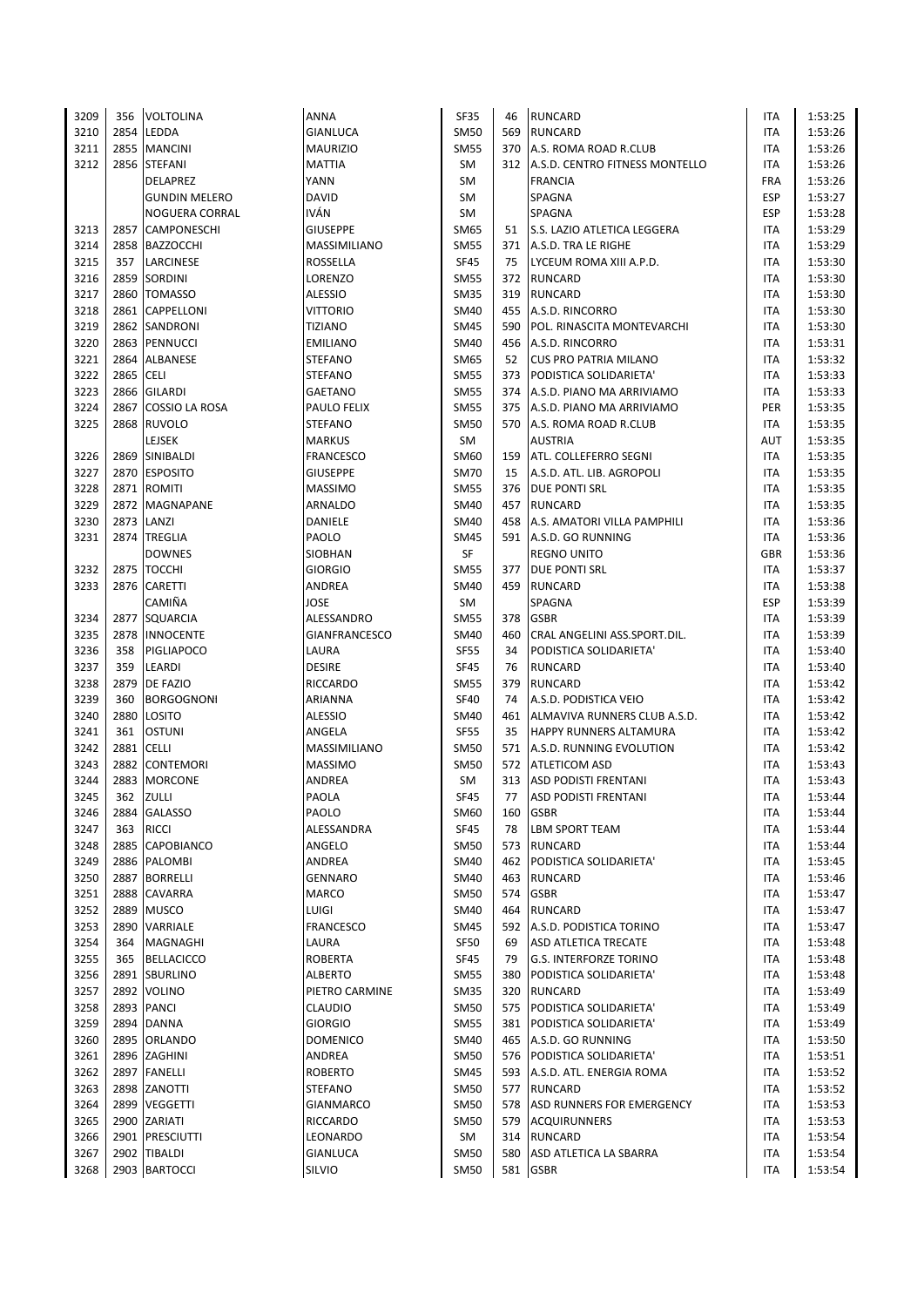| | | | | | | | | |
|---|---|---|---|---|---|---|---|---|
| 3209 | 356 | VOLTOLINA | ANNA | SF35 | 46 | RUNCARD | ITA | 1:53:25 |
| 3210 | 2854 | LEDDA | GIANLUCA | SM50 | 569 | RUNCARD | ITA | 1:53:26 |
| 3211 | 2855 | MANCINI | MAURIZIO | SM55 | 370 | A.S. ROMA ROAD R.CLUB | ITA | 1:53:26 |
| 3212 | 2856 | STEFANI | MATTIA | SM | 312 | A.S.D. CENTRO FITNESS MONTELLO | ITA | 1:53:26 |
| | | DELAPREZ | YANN | SM | | FRANCIA | FRA | 1:53:26 |
| | | GUNDIN MELERO | DAVID | SM | | SPAGNA | ESP | 1:53:27 |
| | | NOGUERA CORRAL | IVÁN | SM | | SPAGNA | ESP | 1:53:28 |
| 3213 | 2857 | CAMPONESCHI | GIUSEPPE | SM65 | 51 | S.S. LAZIO ATLETICA LEGGERA | ITA | 1:53:29 |
| 3214 | 2858 | BAZZOCCHI | MASSIMILIANO | SM55 | 371 | A.S.D. TRA LE RIGHE | ITA | 1:53:29 |
| 3215 | 357 | LARCINESE | ROSSELLA | SF45 | 75 | LYCEUM ROMA XIII A.P.D. | ITA | 1:53:30 |
| 3216 | 2859 | SORDINI | LORENZO | SM55 | 372 | RUNCARD | ITA | 1:53:30 |
| 3217 | 2860 | TOMASSO | ALESSIO | SM35 | 319 | RUNCARD | ITA | 1:53:30 |
| 3218 | 2861 | CAPPELLONI | VITTORIO | SM40 | 455 | A.S.D. RINCORRO | ITA | 1:53:30 |
| 3219 | 2862 | SANDRONI | TIZIANO | SM45 | 590 | POL. RINASCITA MONTEVARCHI | ITA | 1:53:30 |
| 3220 | 2863 | PENNUCCI | EMILIANO | SM40 | 456 | A.S.D. RINCORRO | ITA | 1:53:31 |
| 3221 | 2864 | ALBANESE | STEFANO | SM65 | 52 | CUS PRO PATRIA MILANO | ITA | 1:53:32 |
| 3222 | 2865 | CELI | STEFANO | SM55 | 373 | PODISTICA SOLIDARIETA' | ITA | 1:53:33 |
| 3223 | 2866 | GILARDI | GAETANO | SM55 | 374 | A.S.D. PIANO MA ARRIVIAMO | ITA | 1:53:33 |
| 3224 | 2867 | COSSIO LA ROSA | PAULO FELIX | SM55 | 375 | A.S.D. PIANO MA ARRIVIAMO | PER | 1:53:35 |
| 3225 | 2868 | RUVOLO | STEFANO | SM50 | 570 | A.S. ROMA ROAD R.CLUB | ITA | 1:53:35 |
| | | LEJSEK | MARKUS | SM | | AUSTRIA | AUT | 1:53:35 |
| 3226 | 2869 | SINIBALDI | FRANCESCO | SM60 | 159 | ATL. COLLEFERRO SEGNI | ITA | 1:53:35 |
| 3227 | 2870 | ESPOSITO | GIUSEPPE | SM70 | 15 | A.S.D. ATL. LIB. AGROPOLI | ITA | 1:53:35 |
| 3228 | 2871 | ROMITI | MASSIMO | SM55 | 376 | DUE PONTI SRL | ITA | 1:53:35 |
| 3229 | 2872 | MAGNAPANE | ARNALDO | SM40 | 457 | RUNCARD | ITA | 1:53:35 |
| 3230 | 2873 | LANZI | DANIELE | SM40 | 458 | A.S. AMATORI VILLA PAMPHILI | ITA | 1:53:36 |
| 3231 | 2874 | TREGLIA | PAOLO | SM45 | 591 | A.S.D. GO RUNNING | ITA | 1:53:36 |
| | | DOWNES | SIOBHAN | SF | | REGNO UNITO | GBR | 1:53:36 |
| 3232 | 2875 | TOCCHI | GIORGIO | SM55 | 377 | DUE PONTI SRL | ITA | 1:53:37 |
| 3233 | 2876 | CARETTI | ANDREA | SM40 | 459 | RUNCARD | ITA | 1:53:38 |
| | | CAMIÑA | JOSE | SM | | SPAGNA | ESP | 1:53:39 |
| 3234 | 2877 | SQUARCIA | ALESSANDRO | SM55 | 378 | GSBR | ITA | 1:53:39 |
| 3235 | 2878 | INNOCENTE | GIANFRANCESCO | SM40 | 460 | CRAL ANGELINI ASS.SPORT.DIL. | ITA | 1:53:39 |
| 3236 | 358 | PIGLIAPOCO | LAURA | SF55 | 34 | PODISTICA SOLIDARIETA' | ITA | 1:53:40 |
| 3237 | 359 | LEARDI | DESIRE | SF45 | 76 | RUNCARD | ITA | 1:53:40 |
| 3238 | 2879 | DE FAZIO | RICCARDO | SM55 | 379 | RUNCARD | ITA | 1:53:42 |
| 3239 | 360 | BORGOGNONI | ARIANNA | SF40 | 74 | A.S.D. PODISTICA VEIO | ITA | 1:53:42 |
| 3240 | 2880 | LOSITO | ALESSIO | SM40 | 461 | ALMAVIVA RUNNERS CLUB A.S.D. | ITA | 1:53:42 |
| 3241 | 361 | OSTUNI | ANGELA | SF55 | 35 | HAPPY RUNNERS ALTAMURA | ITA | 1:53:42 |
| 3242 | 2881 | CELLI | MASSIMILIANO | SM50 | 571 | A.S.D. RUNNING EVOLUTION | ITA | 1:53:42 |
| 3243 | 2882 | CONTEMORI | MASSIMO | SM50 | 572 | ATLETICOM ASD | ITA | 1:53:43 |
| 3244 | 2883 | MORCONE | ANDREA | SM | 313 | ASD PODISTI FRENTANI | ITA | 1:53:43 |
| 3245 | 362 | ZULLI | PAOLA | SF45 | 77 | ASD PODISTI FRENTANI | ITA | 1:53:44 |
| 3246 | 2884 | GALASSO | PAOLO | SM60 | 160 | GSBR | ITA | 1:53:44 |
| 3247 | 363 | RICCI | ALESSANDRA | SF45 | 78 | LBM SPORT TEAM | ITA | 1:53:44 |
| 3248 | 2885 | CAPOBIANCO | ANGELO | SM50 | 573 | RUNCARD | ITA | 1:53:44 |
| 3249 | 2886 | PALOMBI | ANDREA | SM40 | 462 | PODISTICA SOLIDARIETA' | ITA | 1:53:45 |
| 3250 | 2887 | BORRELLI | GENNARO | SM40 | 463 | RUNCARD | ITA | 1:53:46 |
| 3251 | 2888 | CAVARRA | MARCO | SM50 | 574 | GSBR | ITA | 1:53:47 |
| 3252 | 2889 | MUSCO | LUIGI | SM40 | 464 | RUNCARD | ITA | 1:53:47 |
| 3253 | 2890 | VARRIALE | FRANCESCO | SM45 | 592 | A.S.D. PODISTICA TORINO | ITA | 1:53:47 |
| 3254 | 364 | MAGNAGHI | LAURA | SF50 | 69 | ASD ATLETICA TRECATE | ITA | 1:53:48 |
| 3255 | 365 | BELLACICCO | ROBERTA | SF45 | 79 | G.S. INTERFORZE TORINO | ITA | 1:53:48 |
| 3256 | 2891 | SBURLINO | ALBERTO | SM55 | 380 | PODISTICA SOLIDARIETA' | ITA | 1:53:48 |
| 3257 | 2892 | VOLINO | PIETRO CARMINE | SM35 | 320 | RUNCARD | ITA | 1:53:49 |
| 3258 | 2893 | PANCI | CLAUDIO | SM50 | 575 | PODISTICA SOLIDARIETA' | ITA | 1:53:49 |
| 3259 | 2894 | DANNA | GIORGIO | SM55 | 381 | PODISTICA SOLIDARIETA' | ITA | 1:53:49 |
| 3260 | 2895 | ORLANDO | DOMENICO | SM40 | 465 | A.S.D. GO RUNNING | ITA | 1:53:50 |
| 3261 | 2896 | ZAGHINI | ANDREA | SM50 | 576 | PODISTICA SOLIDARIETA' | ITA | 1:53:51 |
| 3262 | 2897 | FANELLI | ROBERTO | SM45 | 593 | A.S.D. ATL. ENERGIA ROMA | ITA | 1:53:52 |
| 3263 | 2898 | ZANOTTI | STEFANO | SM50 | 577 | RUNCARD | ITA | 1:53:52 |
| 3264 | 2899 | VEGGETTI | GIANMARCO | SM50 | 578 | ASD RUNNERS FOR EMERGENCY | ITA | 1:53:53 |
| 3265 | 2900 | ZARIATI | RICCARDO | SM50 | 579 | ACQUIRUNNERS | ITA | 1:53:53 |
| 3266 | 2901 | PRESCIUTTI | LEONARDO | SM | 314 | RUNCARD | ITA | 1:53:54 |
| 3267 | 2902 | TIBALDI | GIANLUCA | SM50 | 580 | ASD ATLETICA LA SBARRA | ITA | 1:53:54 |
| 3268 | 2903 | BARTOCCI | SILVIO | SM50 | 581 | GSBR | ITA | 1:53:54 |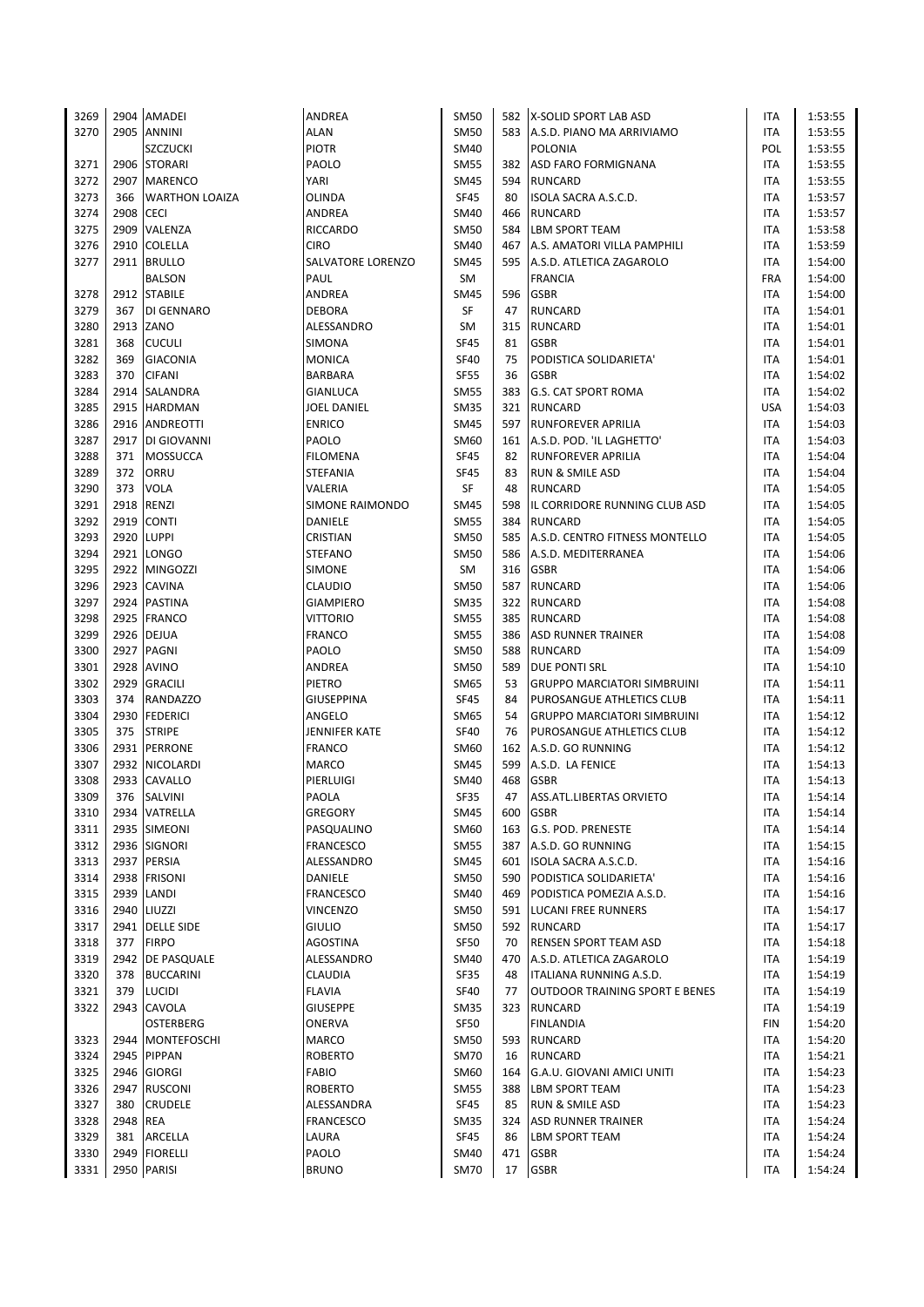| | | | | | | | | |
|---|---|---|---|---|---|---|---|---|
| 3269 | 2904 | AMADEI | ANDREA | SM50 | 582 | X-SOLID SPORT LAB ASD | ITA | 1:53:55 |
| 3270 | 2905 | ANNINI | ALAN | SM50 | 583 | A.S.D. PIANO MA ARRIVIAMO | ITA | 1:53:55 |
| | | SZCZUCKI | PIOTR | SM40 | | POLONIA | POL | 1:53:55 |
| 3271 | 2906 | STORARI | PAOLO | SM55 | 382 | ASD FARO FORMIGNANA | ITA | 1:53:55 |
| 3272 | 2907 | MARENCO | YARI | SM45 | 594 | RUNCARD | ITA | 1:53:55 |
| 3273 | 366 | WARTHON LOAIZA | OLINDA | SF45 | 80 | ISOLA SACRA A.S.C.D. | ITA | 1:53:57 |
| 3274 | 2908 | CECI | ANDREA | SM40 | 466 | RUNCARD | ITA | 1:53:57 |
| 3275 | 2909 | VALENZA | RICCARDO | SM50 | 584 | LBM SPORT TEAM | ITA | 1:53:58 |
| 3276 | 2910 | COLELLA | CIRO | SM40 | 467 | A.S. AMATORI VILLA PAMPHILI | ITA | 1:53:59 |
| 3277 | 2911 | BRULLO | SALVATORE LORENZO | SM45 | 595 | A.S.D. ATLETICA ZAGAROLO | ITA | 1:54:00 |
| | | BALSON | PAUL | SM | | FRANCIA | FRA | 1:54:00 |
| 3278 | 2912 | STABILE | ANDREA | SM45 | 596 | GSBR | ITA | 1:54:00 |
| 3279 | 367 | DI GENNARO | DEBORA | SF | 47 | RUNCARD | ITA | 1:54:01 |
| 3280 | 2913 | ZANO | ALESSANDRO | SM | 315 | RUNCARD | ITA | 1:54:01 |
| 3281 | 368 | CUCULI | SIMONA | SF45 | 81 | GSBR | ITA | 1:54:01 |
| 3282 | 369 | GIACONIA | MONICA | SF40 | 75 | PODISTICA SOLIDARIETA' | ITA | 1:54:01 |
| 3283 | 370 | CIFANI | BARBARA | SF55 | 36 | GSBR | ITA | 1:54:02 |
| 3284 | 2914 | SALANDRA | GIANLUCA | SM55 | 383 | G.S. CAT SPORT ROMA | ITA | 1:54:02 |
| 3285 | 2915 | HARDMAN | JOEL DANIEL | SM35 | 321 | RUNCARD | USA | 1:54:03 |
| 3286 | 2916 | ANDREOTTI | ENRICO | SM45 | 597 | RUNFOREVER APRILIA | ITA | 1:54:03 |
| 3287 | 2917 | DI GIOVANNI | PAOLO | SM60 | 161 | A.S.D. POD. 'IL LAGHETTO' | ITA | 1:54:03 |
| 3288 | 371 | MOSSUCCA | FILOMENA | SF45 | 82 | RUNFOREVER APRILIA | ITA | 1:54:04 |
| 3289 | 372 | ORRU | STEFANIA | SF45 | 83 | RUN & SMILE ASD | ITA | 1:54:04 |
| 3290 | 373 | VOLA | VALERIA | SF | 48 | RUNCARD | ITA | 1:54:05 |
| 3291 | 2918 | RENZI | SIMONE RAIMONDO | SM45 | 598 | IL CORRIDORE RUNNING CLUB ASD | ITA | 1:54:05 |
| 3292 | 2919 | CONTI | DANIELE | SM55 | 384 | RUNCARD | ITA | 1:54:05 |
| 3293 | 2920 | LUPPI | CRISTIAN | SM50 | 585 | A.S.D. CENTRO FITNESS MONTELLO | ITA | 1:54:05 |
| 3294 | 2921 | LONGO | STEFANO | SM50 | 586 | A.S.D. MEDITERRANEA | ITA | 1:54:06 |
| 3295 | 2922 | MINGOZZI | SIMONE | SM | 316 | GSBR | ITA | 1:54:06 |
| 3296 | 2923 | CAVINA | CLAUDIO | SM50 | 587 | RUNCARD | ITA | 1:54:06 |
| 3297 | 2924 | PASTINA | GIAMPIERO | SM35 | 322 | RUNCARD | ITA | 1:54:08 |
| 3298 | 2925 | FRANCO | VITTORIO | SM55 | 385 | RUNCARD | ITA | 1:54:08 |
| 3299 | 2926 | DEJUA | FRANCO | SM55 | 386 | ASD RUNNER TRAINER | ITA | 1:54:08 |
| 3300 | 2927 | PAGNI | PAOLO | SM50 | 588 | RUNCARD | ITA | 1:54:09 |
| 3301 | 2928 | AVINO | ANDREA | SM50 | 589 | DUE PONTI SRL | ITA | 1:54:10 |
| 3302 | 2929 | GRACILI | PIETRO | SM65 | 53 | GRUPPO MARCIATORI SIMBRUINI | ITA | 1:54:11 |
| 3303 | 374 | RANDAZZO | GIUSEPPINA | SF45 | 84 | PUROSANGUE ATHLETICS CLUB | ITA | 1:54:11 |
| 3304 | 2930 | FEDERICI | ANGELO | SM65 | 54 | GRUPPO MARCIATORI SIMBRUINI | ITA | 1:54:12 |
| 3305 | 375 | STRIPE | JENNIFER KATE | SF40 | 76 | PUROSANGUE ATHLETICS CLUB | ITA | 1:54:12 |
| 3306 | 2931 | PERRONE | FRANCO | SM60 | 162 | A.S.D. GO RUNNING | ITA | 1:54:12 |
| 3307 | 2932 | NICOLARDI | MARCO | SM45 | 599 | A.S.D. LA FENICE | ITA | 1:54:13 |
| 3308 | 2933 | CAVALLO | PIERLUIGI | SM40 | 468 | GSBR | ITA | 1:54:13 |
| 3309 | 376 | SALVINI | PAOLA | SF35 | 47 | ASS.ATL.LIBERTAS ORVIETO | ITA | 1:54:14 |
| 3310 | 2934 | VATRELLA | GREGORY | SM45 | 600 | GSBR | ITA | 1:54:14 |
| 3311 | 2935 | SIMEONI | PASQUALINO | SM60 | 163 | G.S. POD. PRENESTE | ITA | 1:54:14 |
| 3312 | 2936 | SIGNORI | FRANCESCO | SM55 | 387 | A.S.D. GO RUNNING | ITA | 1:54:15 |
| 3313 | 2937 | PERSIA | ALESSANDRO | SM45 | 601 | ISOLA SACRA A.S.C.D. | ITA | 1:54:16 |
| 3314 | 2938 | FRISONI | DANIELE | SM50 | 590 | PODISTICA SOLIDARIETA' | ITA | 1:54:16 |
| 3315 | 2939 | LANDI | FRANCESCO | SM40 | 469 | PODISTICA POMEZIA A.S.D. | ITA | 1:54:16 |
| 3316 | 2940 | LIUZZI | VINCENZO | SM50 | 591 | LUCANI FREE RUNNERS | ITA | 1:54:17 |
| 3317 | 2941 | DELLE SIDE | GIULIO | SM50 | 592 | RUNCARD | ITA | 1:54:17 |
| 3318 | 377 | FIRPO | AGOSTINA | SF50 | 70 | RENSEN SPORT TEAM ASD | ITA | 1:54:18 |
| 3319 | 2942 | DE PASQUALE | ALESSANDRO | SM40 | 470 | A.S.D. ATLETICA ZAGAROLO | ITA | 1:54:19 |
| 3320 | 378 | BUCCARINI | CLAUDIA | SF35 | 48 | ITALIANA RUNNING A.S.D. | ITA | 1:54:19 |
| 3321 | 379 | LUCIDI | FLAVIA | SF40 | 77 | OUTDOOR TRAINING SPORT E BENES | ITA | 1:54:19 |
| 3322 | 2943 | CAVOLA | GIUSEPPE | SM35 | 323 | RUNCARD | ITA | 1:54:19 |
| | | OSTERBERG | ONERVA | SF50 | | FINLANDIA | FIN | 1:54:20 |
| 3323 | 2944 | MONTEFOSCHI | MARCO | SM50 | 593 | RUNCARD | ITA | 1:54:20 |
| 3324 | 2945 | PIPPAN | ROBERTO | SM70 | 16 | RUNCARD | ITA | 1:54:21 |
| 3325 | 2946 | GIORGI | FABIO | SM60 | 164 | G.A.U. GIOVANI AMICI UNITI | ITA | 1:54:23 |
| 3326 | 2947 | RUSCONI | ROBERTO | SM55 | 388 | LBM SPORT TEAM | ITA | 1:54:23 |
| 3327 | 380 | CRUDELE | ALESSANDRA | SF45 | 85 | RUN & SMILE ASD | ITA | 1:54:23 |
| 3328 | 2948 | REA | FRANCESCO | SM35 | 324 | ASD RUNNER TRAINER | ITA | 1:54:24 |
| 3329 | 381 | ARCELLA | LAURA | SF45 | 86 | LBM SPORT TEAM | ITA | 1:54:24 |
| 3330 | 2949 | FIORELLI | PAOLO | SM40 | 471 | GSBR | ITA | 1:54:24 |
| 3331 | 2950 | PARISI | BRUNO | SM70 | 17 | GSBR | ITA | 1:54:24 |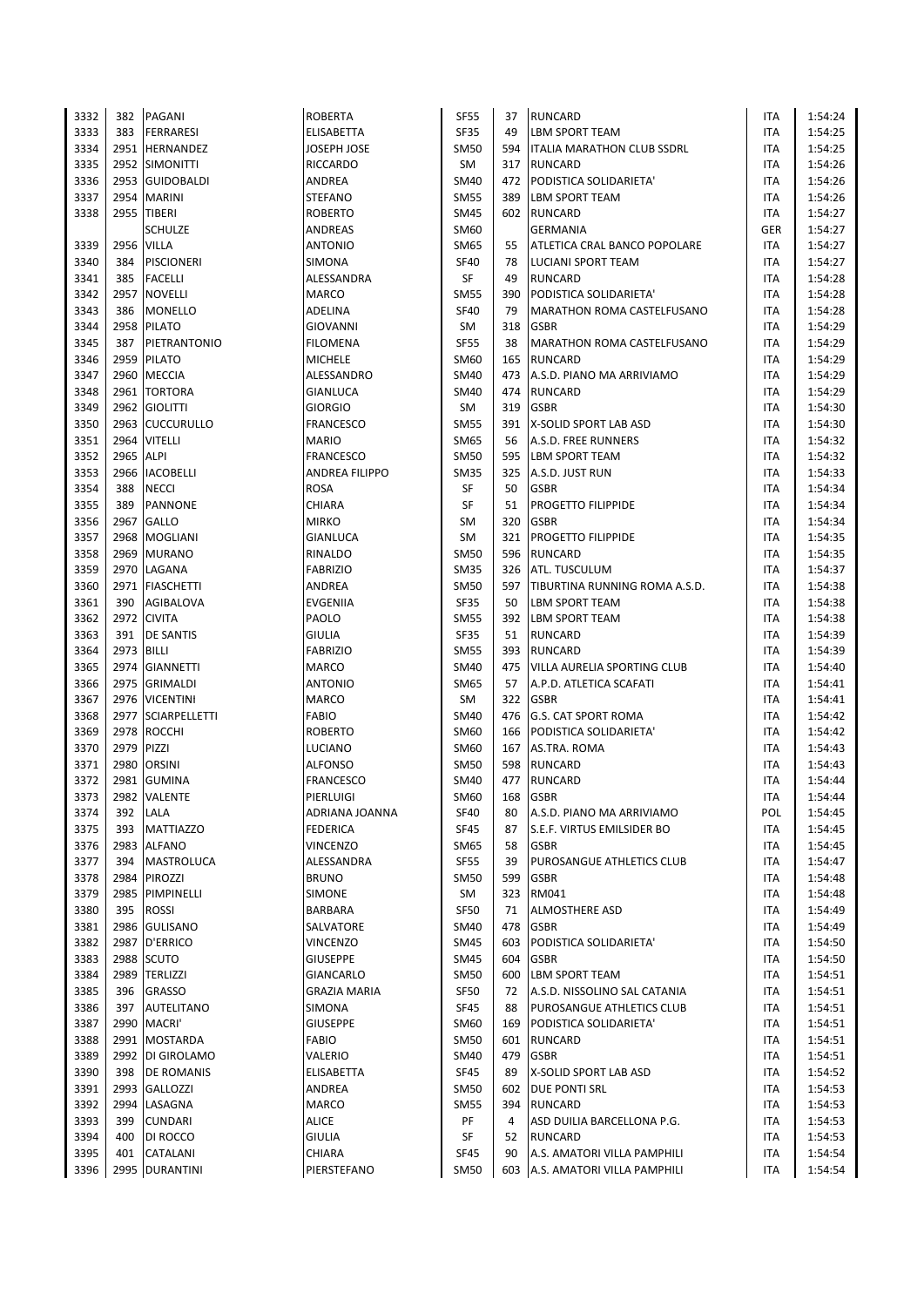| | | | | | | | | |
|---|---|---|---|---|---|---|---|---|
| 3332 | 382 | PAGANI | ROBERTA | SF55 | 37 | RUNCARD | ITA | 1:54:24 |
| 3333 | 383 | FERRARESI | ELISABETTA | SF35 | 49 | LBM SPORT TEAM | ITA | 1:54:25 |
| 3334 | 2951 | HERNANDEZ | JOSEPH JOSE | SM50 | 594 | ITALIA MARATHON CLUB SSDRL | ITA | 1:54:25 |
| 3335 | 2952 | SIMONITTI | RICCARDO | SM | 317 | RUNCARD | ITA | 1:54:26 |
| 3336 | 2953 | GUIDOBALDI | ANDREA | SM40 | 472 | PODISTICA SOLIDARIETA' | ITA | 1:54:26 |
| 3337 | 2954 | MARINI | STEFANO | SM55 | 389 | LBM SPORT TEAM | ITA | 1:54:26 |
| 3338 | 2955 | TIBERI | ROBERTO | SM45 | 602 | RUNCARD | ITA | 1:54:27 |
| | | SCHULZE | ANDREAS | SM60 | | GERMANIA | GER | 1:54:27 |
| 3339 | 2956 | VILLA | ANTONIO | SM65 | 55 | ATLETICA CRAL BANCO POPOLARE | ITA | 1:54:27 |
| 3340 | 384 | PISCIONERI | SIMONA | SF40 | 78 | LUCIANI SPORT TEAM | ITA | 1:54:27 |
| 3341 | 385 | FACELLI | ALESSANDRA | SF | 49 | RUNCARD | ITA | 1:54:28 |
| 3342 | 2957 | NOVELLI | MARCO | SM55 | 390 | PODISTICA SOLIDARIETA' | ITA | 1:54:28 |
| 3343 | 386 | MONELLO | ADELINA | SF40 | 79 | MARATHON ROMA CASTELFUSANO | ITA | 1:54:28 |
| 3344 | 2958 | PILATO | GIOVANNI | SM | 318 | GSBR | ITA | 1:54:29 |
| 3345 | 387 | PIETRANTONIO | FILOMENA | SF55 | 38 | MARATHON ROMA CASTELFUSANO | ITA | 1:54:29 |
| 3346 | 2959 | PILATO | MICHELE | SM60 | 165 | RUNCARD | ITA | 1:54:29 |
| 3347 | 2960 | MECCIA | ALESSANDRO | SM40 | 473 | A.S.D. PIANO MA ARRIVIAMO | ITA | 1:54:29 |
| 3348 | 2961 | TORTORA | GIANLUCA | SM40 | 474 | RUNCARD | ITA | 1:54:29 |
| 3349 | 2962 | GIOLITTI | GIORGIO | SM | 319 | GSBR | ITA | 1:54:30 |
| 3350 | 2963 | CUCCURULLO | FRANCESCO | SM55 | 391 | X-SOLID SPORT LAB ASD | ITA | 1:54:30 |
| 3351 | 2964 | VITELLI | MARIO | SM65 | 56 | A.S.D. FREE RUNNERS | ITA | 1:54:32 |
| 3352 | 2965 | ALPI | FRANCESCO | SM50 | 595 | LBM SPORT TEAM | ITA | 1:54:32 |
| 3353 | 2966 | IACOBELLI | ANDREA FILIPPO | SM35 | 325 | A.S.D. JUST RUN | ITA | 1:54:33 |
| 3354 | 388 | NECCI | ROSA | SF | 50 | GSBR | ITA | 1:54:34 |
| 3355 | 389 | PANNONE | CHIARA | SF | 51 | PROGETTO FILIPPIDE | ITA | 1:54:34 |
| 3356 | 2967 | GALLO | MIRKO | SM | 320 | GSBR | ITA | 1:54:34 |
| 3357 | 2968 | MOGLIANI | GIANLUCA | SM | 321 | PROGETTO FILIPPIDE | ITA | 1:54:35 |
| 3358 | 2969 | MURANO | RINALDO | SM50 | 596 | RUNCARD | ITA | 1:54:35 |
| 3359 | 2970 | LAGANA | FABRIZIO | SM35 | 326 | ATL. TUSCULUM | ITA | 1:54:37 |
| 3360 | 2971 | FIASCHETTI | ANDREA | SM50 | 597 | TIBURTINA RUNNING ROMA A.S.D. | ITA | 1:54:38 |
| 3361 | 390 | AGIBALOVA | EVGENIIA | SF35 | 50 | LBM SPORT TEAM | ITA | 1:54:38 |
| 3362 | 2972 | CIVITA | PAOLO | SM55 | 392 | LBM SPORT TEAM | ITA | 1:54:38 |
| 3363 | 391 | DE SANTIS | GIULIA | SF35 | 51 | RUNCARD | ITA | 1:54:39 |
| 3364 | 2973 | BILLI | FABRIZIO | SM55 | 393 | RUNCARD | ITA | 1:54:39 |
| 3365 | 2974 | GIANNETTI | MARCO | SM40 | 475 | VILLA AURELIA SPORTING CLUB | ITA | 1:54:40 |
| 3366 | 2975 | GRIMALDI | ANTONIO | SM65 | 57 | A.P.D. ATLETICA SCAFATI | ITA | 1:54:41 |
| 3367 | 2976 | VICENTINI | MARCO | SM | 322 | GSBR | ITA | 1:54:41 |
| 3368 | 2977 | SCIARPELLETTI | FABIO | SM40 | 476 | G.S. CAT SPORT ROMA | ITA | 1:54:42 |
| 3369 | 2978 | ROCCHI | ROBERTO | SM60 | 166 | PODISTICA SOLIDARIETA' | ITA | 1:54:42 |
| 3370 | 2979 | PIZZI | LUCIANO | SM60 | 167 | AS.TRA. ROMA | ITA | 1:54:43 |
| 3371 | 2980 | ORSINI | ALFONSO | SM50 | 598 | RUNCARD | ITA | 1:54:43 |
| 3372 | 2981 | GUMINA | FRANCESCO | SM40 | 477 | RUNCARD | ITA | 1:54:44 |
| 3373 | 2982 | VALENTE | PIERLUIGI | SM60 | 168 | GSBR | ITA | 1:54:44 |
| 3374 | 392 | LALA | ADRIANA JOANNA | SF40 | 80 | A.S.D. PIANO MA ARRIVIAMO | POL | 1:54:45 |
| 3375 | 393 | MATTIAZZO | FEDERICA | SF45 | 87 | S.E.F. VIRTUS EMILSIDER BO | ITA | 1:54:45 |
| 3376 | 2983 | ALFANO | VINCENZO | SM65 | 58 | GSBR | ITA | 1:54:45 |
| 3377 | 394 | MASTROLUCA | ALESSANDRA | SF55 | 39 | PUROSANGUE ATHLETICS CLUB | ITA | 1:54:47 |
| 3378 | 2984 | PIROZZI | BRUNO | SM50 | 599 | GSBR | ITA | 1:54:48 |
| 3379 | 2985 | PIMPINELLI | SIMONE | SM | 323 | RM041 | ITA | 1:54:48 |
| 3380 | 395 | ROSSI | BARBARA | SF50 | 71 | ALMOSTHERE ASD | ITA | 1:54:49 |
| 3381 | 2986 | GULISANO | SALVATORE | SM40 | 478 | GSBR | ITA | 1:54:49 |
| 3382 | 2987 | D'ERRICO | VINCENZO | SM45 | 603 | PODISTICA SOLIDARIETA' | ITA | 1:54:50 |
| 3383 | 2988 | SCUTO | GIUSEPPE | SM45 | 604 | GSBR | ITA | 1:54:50 |
| 3384 | 2989 | TERLIZZI | GIANCARLO | SM50 | 600 | LBM SPORT TEAM | ITA | 1:54:51 |
| 3385 | 396 | GRASSO | GRAZIA MARIA | SF50 | 72 | A.S.D. NISSOLINO SAL CATANIA | ITA | 1:54:51 |
| 3386 | 397 | AUTELITANO | SIMONA | SF45 | 88 | PUROSANGUE ATHLETICS CLUB | ITA | 1:54:51 |
| 3387 | 2990 | MACRI' | GIUSEPPE | SM60 | 169 | PODISTICA SOLIDARIETA' | ITA | 1:54:51 |
| 3388 | 2991 | MOSTARDA | FABIO | SM50 | 601 | RUNCARD | ITA | 1:54:51 |
| 3389 | 2992 | DI GIROLAMO | VALERIO | SM40 | 479 | GSBR | ITA | 1:54:51 |
| 3390 | 398 | DE ROMANIS | ELISABETTA | SF45 | 89 | X-SOLID SPORT LAB ASD | ITA | 1:54:52 |
| 3391 | 2993 | GALLOZZI | ANDREA | SM50 | 602 | DUE PONTI SRL | ITA | 1:54:53 |
| 3392 | 2994 | LASAGNA | MARCO | SM55 | 394 | RUNCARD | ITA | 1:54:53 |
| 3393 | 399 | CUNDARI | ALICE | PF | 4 | ASD DUILIA BARCELLONA P.G. | ITA | 1:54:53 |
| 3394 | 400 | DI ROCCO | GIULIA | SF | 52 | RUNCARD | ITA | 1:54:53 |
| 3395 | 401 | CATALANI | CHIARA | SF45 | 90 | A.S. AMATORI VILLA PAMPHILI | ITA | 1:54:54 |
| 3396 | 2995 | DURANTINI | PIERSTEFANO | SM50 | 603 | A.S. AMATORI VILLA PAMPHILI | ITA | 1:54:54 |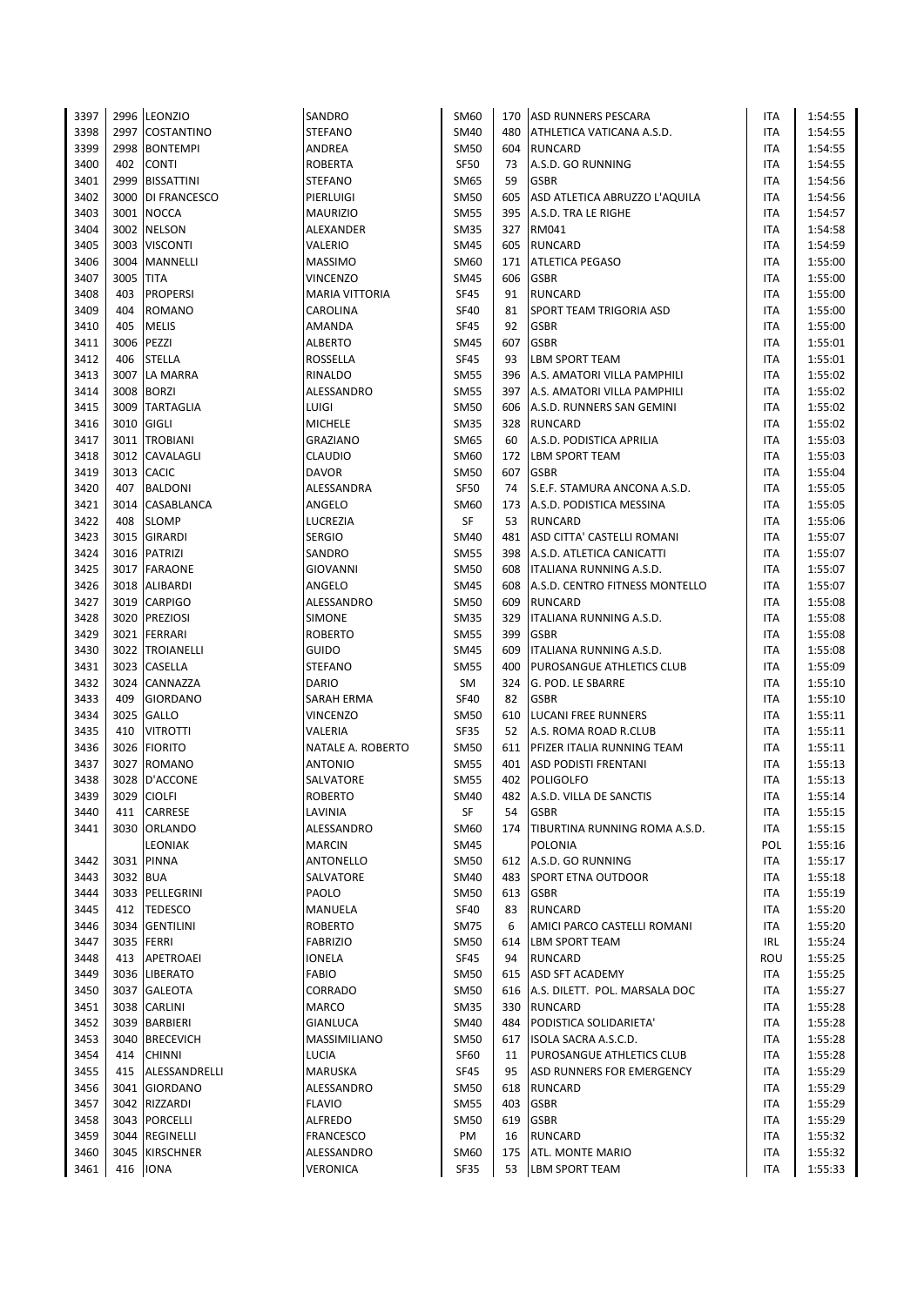| | | | | | | | | |
|---|---|---|---|---|---|---|---|---|
| 3397 | 2996 | LEONZIO | SANDRO | SM60 | 170 | ASD RUNNERS PESCARA | ITA | 1:54:55 |
| 3398 | 2997 | COSTANTINO | STEFANO | SM40 | 480 | ATHLETICA VATICANA A.S.D. | ITA | 1:54:55 |
| 3399 | 2998 | BONTEMPI | ANDREA | SM50 | 604 | RUNCARD | ITA | 1:54:55 |
| 3400 | 402 | CONTI | ROBERTA | SF50 | 73 | A.S.D. GO RUNNING | ITA | 1:54:55 |
| 3401 | 2999 | BISSATTINI | STEFANO | SM65 | 59 | GSBR | ITA | 1:54:56 |
| 3402 | 3000 | DI FRANCESCO | PIERLUIGI | SM50 | 605 | ASD ATLETICA ABRUZZO L'AQUILA | ITA | 1:54:56 |
| 3403 | 3001 | NOCCA | MAURIZIO | SM55 | 395 | A.S.D. TRA LE RIGHE | ITA | 1:54:57 |
| 3404 | 3002 | NELSON | ALEXANDER | SM35 | 327 | RM041 | ITA | 1:54:58 |
| 3405 | 3003 | VISCONTI | VALERIO | SM45 | 605 | RUNCARD | ITA | 1:54:59 |
| 3406 | 3004 | MANNELLI | MASSIMO | SM60 | 171 | ATLETICA PEGASO | ITA | 1:55:00 |
| 3407 | 3005 | TITA | VINCENZO | SM45 | 606 | GSBR | ITA | 1:55:00 |
| 3408 | 403 | PROPERSI | MARIA VITTORIA | SF45 | 91 | RUNCARD | ITA | 1:55:00 |
| 3409 | 404 | ROMANO | CAROLINA | SF40 | 81 | SPORT TEAM TRIGORIA ASD | ITA | 1:55:00 |
| 3410 | 405 | MELIS | AMANDA | SF45 | 92 | GSBR | ITA | 1:55:00 |
| 3411 | 3006 | PEZZI | ALBERTO | SM45 | 607 | GSBR | ITA | 1:55:01 |
| 3412 | 406 | STELLA | ROSSELLA | SF45 | 93 | LBM SPORT TEAM | ITA | 1:55:01 |
| 3413 | 3007 | LA MARRA | RINALDO | SM55 | 396 | A.S. AMATORI VILLA PAMPHILI | ITA | 1:55:02 |
| 3414 | 3008 | BORZI | ALESSANDRO | SM55 | 397 | A.S. AMATORI VILLA PAMPHILI | ITA | 1:55:02 |
| 3415 | 3009 | TARTAGLIA | LUIGI | SM50 | 606 | A.S.D. RUNNERS SAN GEMINI | ITA | 1:55:02 |
| 3416 | 3010 | GIGLI | MICHELE | SM35 | 328 | RUNCARD | ITA | 1:55:02 |
| 3417 | 3011 | TROBIANI | GRAZIANO | SM65 | 60 | A.S.D. PODISTICA APRILIA | ITA | 1:55:03 |
| 3418 | 3012 | CAVALAGLI | CLAUDIO | SM60 | 172 | LBM SPORT TEAM | ITA | 1:55:03 |
| 3419 | 3013 | CACIC | DAVOR | SM50 | 607 | GSBR | ITA | 1:55:04 |
| 3420 | 407 | BALDONI | ALESSANDRA | SF50 | 74 | S.E.F. STAMURA ANCONA A.S.D. | ITA | 1:55:05 |
| 3421 | 3014 | CASABLANCA | ANGELO | SM60 | 173 | A.S.D. PODISTICA MESSINA | ITA | 1:55:05 |
| 3422 | 408 | SLOMP | LUCREZIA | SF | 53 | RUNCARD | ITA | 1:55:06 |
| 3423 | 3015 | GIRARDI | SERGIO | SM40 | 481 | ASD CITTA' CASTELLI ROMANI | ITA | 1:55:07 |
| 3424 | 3016 | PATRIZI | SANDRO | SM55 | 398 | A.S.D. ATLETICA CANICATTI | ITA | 1:55:07 |
| 3425 | 3017 | FARAONE | GIOVANNI | SM50 | 608 | ITALIANA RUNNING A.S.D. | ITA | 1:55:07 |
| 3426 | 3018 | ALIBARDI | ANGELO | SM45 | 608 | A.S.D. CENTRO FITNESS MONTELLO | ITA | 1:55:07 |
| 3427 | 3019 | CARPIGO | ALESSANDRO | SM50 | 609 | RUNCARD | ITA | 1:55:08 |
| 3428 | 3020 | PREZIOSI | SIMONE | SM35 | 329 | ITALIANA RUNNING A.S.D. | ITA | 1:55:08 |
| 3429 | 3021 | FERRARI | ROBERTO | SM55 | 399 | GSBR | ITA | 1:55:08 |
| 3430 | 3022 | TROIANELLI | GUIDO | SM45 | 609 | ITALIANA RUNNING A.S.D. | ITA | 1:55:08 |
| 3431 | 3023 | CASELLA | STEFANO | SM55 | 400 | PUROSANGUE ATHLETICS CLUB | ITA | 1:55:09 |
| 3432 | 3024 | CANNAZZA | DARIO | SM | 324 | G. POD. LE SBARRE | ITA | 1:55:10 |
| 3433 | 409 | GIORDANO | SARAH ERMA | SF40 | 82 | GSBR | ITA | 1:55:10 |
| 3434 | 3025 | GALLO | VINCENZO | SM50 | 610 | LUCANI FREE RUNNERS | ITA | 1:55:11 |
| 3435 | 410 | VITROTTI | VALERIA | SF35 | 52 | A.S. ROMA ROAD R.CLUB | ITA | 1:55:11 |
| 3436 | 3026 | FIORITO | NATALE A. ROBERTO | SM50 | 611 | PFIZER ITALIA RUNNING TEAM | ITA | 1:55:11 |
| 3437 | 3027 | ROMANO | ANTONIO | SM55 | 401 | ASD PODISTI FRENTANI | ITA | 1:55:13 |
| 3438 | 3028 | D'ACCONE | SALVATORE | SM55 | 402 | POLIGOLFO | ITA | 1:55:13 |
| 3439 | 3029 | CIOLFI | ROBERTO | SM40 | 482 | A.S.D. VILLA DE SANCTIS | ITA | 1:55:14 |
| 3440 | 411 | CARRESE | LAVINIA | SF | 54 | GSBR | ITA | 1:55:15 |
| 3441 | 3030 | ORLANDO | ALESSANDRO | SM60 | 174 | TIBURTINA RUNNING ROMA A.S.D. | ITA | 1:55:15 |
| | | LEONIAK | MARCIN | SM45 | | POLONIA | POL | 1:55:16 |
| 3442 | 3031 | PINNA | ANTONELLO | SM50 | 612 | A.S.D. GO RUNNING | ITA | 1:55:17 |
| 3443 | 3032 | BUA | SALVATORE | SM40 | 483 | SPORT ETNA OUTDOOR | ITA | 1:55:18 |
| 3444 | 3033 | PELLEGRINI | PAOLO | SM50 | 613 | GSBR | ITA | 1:55:19 |
| 3445 | 412 | TEDESCO | MANUELA | SF40 | 83 | RUNCARD | ITA | 1:55:20 |
| 3446 | 3034 | GENTILINI | ROBERTO | SM75 | 6 | AMICI PARCO CASTELLI ROMANI | ITA | 1:55:20 |
| 3447 | 3035 | FERRI | FABRIZIO | SM50 | 614 | LBM SPORT TEAM | IRL | 1:55:24 |
| 3448 | 413 | APETROAEI | IONELA | SF45 | 94 | RUNCARD | ROU | 1:55:25 |
| 3449 | 3036 | LIBERATO | FABIO | SM50 | 615 | ASD SFT ACADEMY | ITA | 1:55:25 |
| 3450 | 3037 | GALEOTA | CORRADO | SM50 | 616 | A.S. DILETT. POL. MARSALA DOC | ITA | 1:55:27 |
| 3451 | 3038 | CARLINI | MARCO | SM35 | 330 | RUNCARD | ITA | 1:55:28 |
| 3452 | 3039 | BARBIERI | GIANLUCA | SM40 | 484 | PODISTICA SOLIDARIETA' | ITA | 1:55:28 |
| 3453 | 3040 | BRECEVICH | MASSIMILIANO | SM50 | 617 | ISOLA SACRA A.S.C.D. | ITA | 1:55:28 |
| 3454 | 414 | CHINNI | LUCIA | SF60 | 11 | PUROSANGUE ATHLETICS CLUB | ITA | 1:55:28 |
| 3455 | 415 | ALESSANDRELLI | MARUSKA | SF45 | 95 | ASD RUNNERS FOR EMERGENCY | ITA | 1:55:29 |
| 3456 | 3041 | GIORDANO | ALESSANDRO | SM50 | 618 | RUNCARD | ITA | 1:55:29 |
| 3457 | 3042 | RIZZARDI | FLAVIO | SM55 | 403 | GSBR | ITA | 1:55:29 |
| 3458 | 3043 | PORCELLI | ALFREDO | SM50 | 619 | GSBR | ITA | 1:55:29 |
| 3459 | 3044 | REGINELLI | FRANCESCO | PM | 16 | RUNCARD | ITA | 1:55:32 |
| 3460 | 3045 | KIRSCHNER | ALESSANDRO | SM60 | 175 | ATL. MONTE MARIO | ITA | 1:55:32 |
| 3461 | 416 | IONA | VERONICA | SF35 | 53 | LBM SPORT TEAM | ITA | 1:55:33 |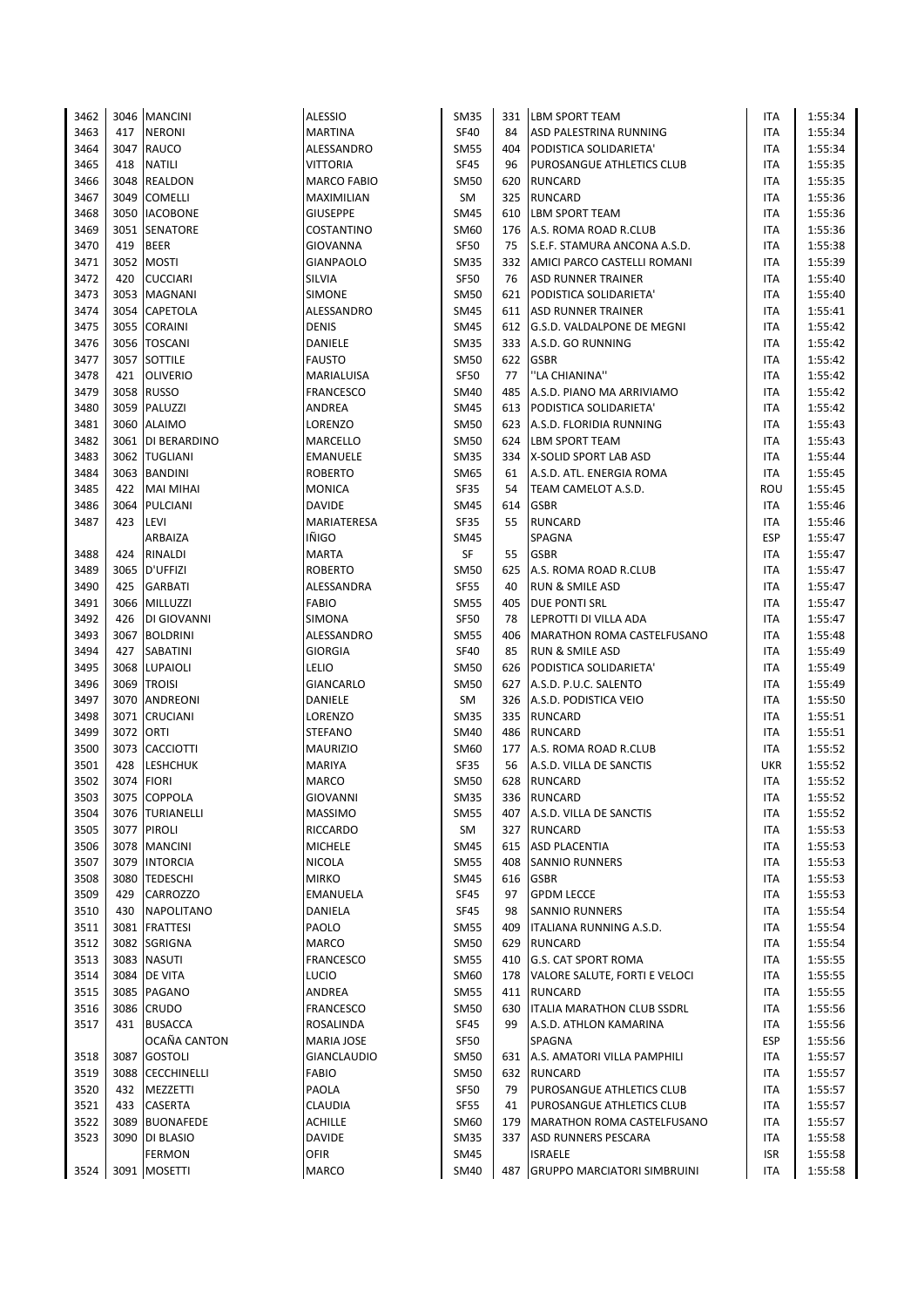| | | | | | | | | |
|---|---|---|---|---|---|---|---|---|
| 3462 | 3046 | MANCINI | ALESSIO | SM35 | 331 | LBM SPORT TEAM | ITA | 1:55:34 |
| 3463 | 417 | NERONI | MARTINA | SF40 | 84 | ASD PALESTRINA RUNNING | ITA | 1:55:34 |
| 3464 | 3047 | RAUCO | ALESSANDRO | SM55 | 404 | PODISTICA SOLIDARIETA' | ITA | 1:55:34 |
| 3465 | 418 | NATILI | VITTORIA | SF45 | 96 | PUROSANGUE ATHLETICS CLUB | ITA | 1:55:35 |
| 3466 | 3048 | REALDON | MARCO FABIO | SM50 | 620 | RUNCARD | ITA | 1:55:35 |
| 3467 | 3049 | COMELLI | MAXIMILIAN | SM | 325 | RUNCARD | ITA | 1:55:36 |
| 3468 | 3050 | IACOBONE | GIUSEPPE | SM45 | 610 | LBM SPORT TEAM | ITA | 1:55:36 |
| 3469 | 3051 | SENATORE | COSTANTINO | SM60 | 176 | A.S. ROMA ROAD R.CLUB | ITA | 1:55:36 |
| 3470 | 419 | BEER | GIOVANNA | SF50 | 75 | S.E.F. STAMURA ANCONA A.S.D. | ITA | 1:55:38 |
| 3471 | 3052 | MOSTI | GIANPAOLO | SM35 | 332 | AMICI PARCO CASTELLI ROMANI | ITA | 1:55:39 |
| 3472 | 420 | CUCCIARI | SILVIA | SF50 | 76 | ASD RUNNER TRAINER | ITA | 1:55:40 |
| 3473 | 3053 | MAGNANI | SIMONE | SM50 | 621 | PODISTICA SOLIDARIETA' | ITA | 1:55:40 |
| 3474 | 3054 | CAPETOLA | ALESSANDRO | SM45 | 611 | ASD RUNNER TRAINER | ITA | 1:55:41 |
| 3475 | 3055 | CORAINI | DENIS | SM45 | 612 | G.S.D. VALDALPONE DE MEGNI | ITA | 1:55:42 |
| 3476 | 3056 | TOSCANI | DANIELE | SM35 | 333 | A.S.D. GO RUNNING | ITA | 1:55:42 |
| 3477 | 3057 | SOTTILE | FAUSTO | SM50 | 622 | GSBR | ITA | 1:55:42 |
| 3478 | 421 | OLIVERIO | MARIALUISA | SF50 | 77 | ''LA CHIANINA'' | ITA | 1:55:42 |
| 3479 | 3058 | RUSSO | FRANCESCO | SM40 | 485 | A.S.D. PIANO MA ARRIVIAMO | ITA | 1:55:42 |
| 3480 | 3059 | PALUZZI | ANDREA | SM45 | 613 | PODISTICA SOLIDARIETA' | ITA | 1:55:42 |
| 3481 | 3060 | ALAIMO | LORENZO | SM50 | 623 | A.S.D. FLORIDIA RUNNING | ITA | 1:55:43 |
| 3482 | 3061 | DI BERARDINO | MARCELLO | SM50 | 624 | LBM SPORT TEAM | ITA | 1:55:43 |
| 3483 | 3062 | TUGLIANI | EMANUELE | SM35 | 334 | X-SOLID SPORT LAB ASD | ITA | 1:55:44 |
| 3484 | 3063 | BANDINI | ROBERTO | SM65 | 61 | A.S.D. ATL. ENERGIA ROMA | ITA | 1:55:45 |
| 3485 | 422 | MAI MIHAI | MONICA | SF35 | 54 | TEAM CAMELOT A.S.D. | ROU | 1:55:45 |
| 3486 | 3064 | PULCIANI | DAVIDE | SM45 | 614 | GSBR | ITA | 1:55:46 |
| 3487 | 423 | LEVI | MARIATERESA | SF35 | 55 | RUNCARD | ITA | 1:55:46 |
| | | ARBAIZA | IÑIGO | SM45 | | SPAGNA | ESP | 1:55:47 |
| 3488 | 424 | RINALDI | MARTA | SF | 55 | GSBR | ITA | 1:55:47 |
| 3489 | 3065 | D'UFFIZI | ROBERTO | SM50 | 625 | A.S. ROMA ROAD R.CLUB | ITA | 1:55:47 |
| 3490 | 425 | GARBATI | ALESSANDRA | SF55 | 40 | RUN & SMILE ASD | ITA | 1:55:47 |
| 3491 | 3066 | MILLUZZI | FABIO | SM55 | 405 | DUE PONTI SRL | ITA | 1:55:47 |
| 3492 | 426 | DI GIOVANNI | SIMONA | SF50 | 78 | LEPROTTI DI VILLA ADA | ITA | 1:55:47 |
| 3493 | 3067 | BOLDRINI | ALESSANDRO | SM55 | 406 | MARATHON ROMA CASTELFUSANO | ITA | 1:55:48 |
| 3494 | 427 | SABATINI | GIORGIA | SF40 | 85 | RUN & SMILE ASD | ITA | 1:55:49 |
| 3495 | 3068 | LUPAIOLI | LELIO | SM50 | 626 | PODISTICA SOLIDARIETA' | ITA | 1:55:49 |
| 3496 | 3069 | TROISI | GIANCARLO | SM50 | 627 | A.S.D. P.U.C. SALENTO | ITA | 1:55:49 |
| 3497 | 3070 | ANDREONI | DANIELE | SM | 326 | A.S.D. PODISTICA VEIO | ITA | 1:55:50 |
| 3498 | 3071 | CRUCIANI | LORENZO | SM35 | 335 | RUNCARD | ITA | 1:55:51 |
| 3499 | 3072 | ORTI | STEFANO | SM40 | 486 | RUNCARD | ITA | 1:55:51 |
| 3500 | 3073 | CACCIOTTI | MAURIZIO | SM60 | 177 | A.S. ROMA ROAD R.CLUB | ITA | 1:55:52 |
| 3501 | 428 | LESHCHUK | MARIYA | SF35 | 56 | A.S.D. VILLA DE SANCTIS | UKR | 1:55:52 |
| 3502 | 3074 | FIORI | MARCO | SM50 | 628 | RUNCARD | ITA | 1:55:52 |
| 3503 | 3075 | COPPOLA | GIOVANNI | SM35 | 336 | RUNCARD | ITA | 1:55:52 |
| 3504 | 3076 | TURIANELLI | MASSIMO | SM55 | 407 | A.S.D. VILLA DE SANCTIS | ITA | 1:55:52 |
| 3505 | 3077 | PIROLI | RICCARDO | SM | 327 | RUNCARD | ITA | 1:55:53 |
| 3506 | 3078 | MANCINI | MICHELE | SM45 | 615 | ASD PLACENTIA | ITA | 1:55:53 |
| 3507 | 3079 | INTORCIA | NICOLA | SM55 | 408 | SANNIO RUNNERS | ITA | 1:55:53 |
| 3508 | 3080 | TEDESCHI | MIRKO | SM45 | 616 | GSBR | ITA | 1:55:53 |
| 3509 | 429 | CARROZZO | EMANUELA | SF45 | 97 | GPDM LECCE | ITA | 1:55:53 |
| 3510 | 430 | NAPOLITANO | DANIELA | SF45 | 98 | SANNIO RUNNERS | ITA | 1:55:54 |
| 3511 | 3081 | FRATTESI | PAOLO | SM55 | 409 | ITALIANA RUNNING A.S.D. | ITA | 1:55:54 |
| 3512 | 3082 | SGRIGNA | MARCO | SM50 | 629 | RUNCARD | ITA | 1:55:54 |
| 3513 | 3083 | NASUTI | FRANCESCO | SM55 | 410 | G.S. CAT SPORT ROMA | ITA | 1:55:55 |
| 3514 | 3084 | DE VITA | LUCIO | SM60 | 178 | VALORE SALUTE, FORTI E VELOCI | ITA | 1:55:55 |
| 3515 | 3085 | PAGANO | ANDREA | SM55 | 411 | RUNCARD | ITA | 1:55:55 |
| 3516 | 3086 | CRUDO | FRANCESCO | SM50 | 630 | ITALIA MARATHON CLUB SSDRL | ITA | 1:55:56 |
| 3517 | 431 | BUSACCA | ROSALINDA | SF45 | 99 | A.S.D. ATHLON KAMARINA | ITA | 1:55:56 |
| | | OCAÑA CANTON | MARIA JOSE | SF50 | | SPAGNA | ESP | 1:55:56 |
| 3518 | 3087 | GOSTOLI | GIANCLAUDIO | SM50 | 631 | A.S. AMATORI VILLA PAMPHILI | ITA | 1:55:57 |
| 3519 | 3088 | CECCHINELLI | FABIO | SM50 | 632 | RUNCARD | ITA | 1:55:57 |
| 3520 | 432 | MEZZETTI | PAOLA | SF50 | 79 | PUROSANGUE ATHLETICS CLUB | ITA | 1:55:57 |
| 3521 | 433 | CASERTA | CLAUDIA | SF55 | 41 | PUROSANGUE ATHLETICS CLUB | ITA | 1:55:57 |
| 3522 | 3089 | BUONAFEDE | ACHILLE | SM60 | 179 | MARATHON ROMA CASTELFUSANO | ITA | 1:55:57 |
| 3523 | 3090 | DI BLASIO | DAVIDE | SM35 | 337 | ASD RUNNERS PESCARA | ITA | 1:55:58 |
| | | FERMON | OFIR | SM45 | | ISRAELE | ISR | 1:55:58 |
| 3524 | 3091 | MOSETTI | MARCO | SM40 | 487 | GRUPPO MARCIATORI SIMBRUINI | ITA | 1:55:58 |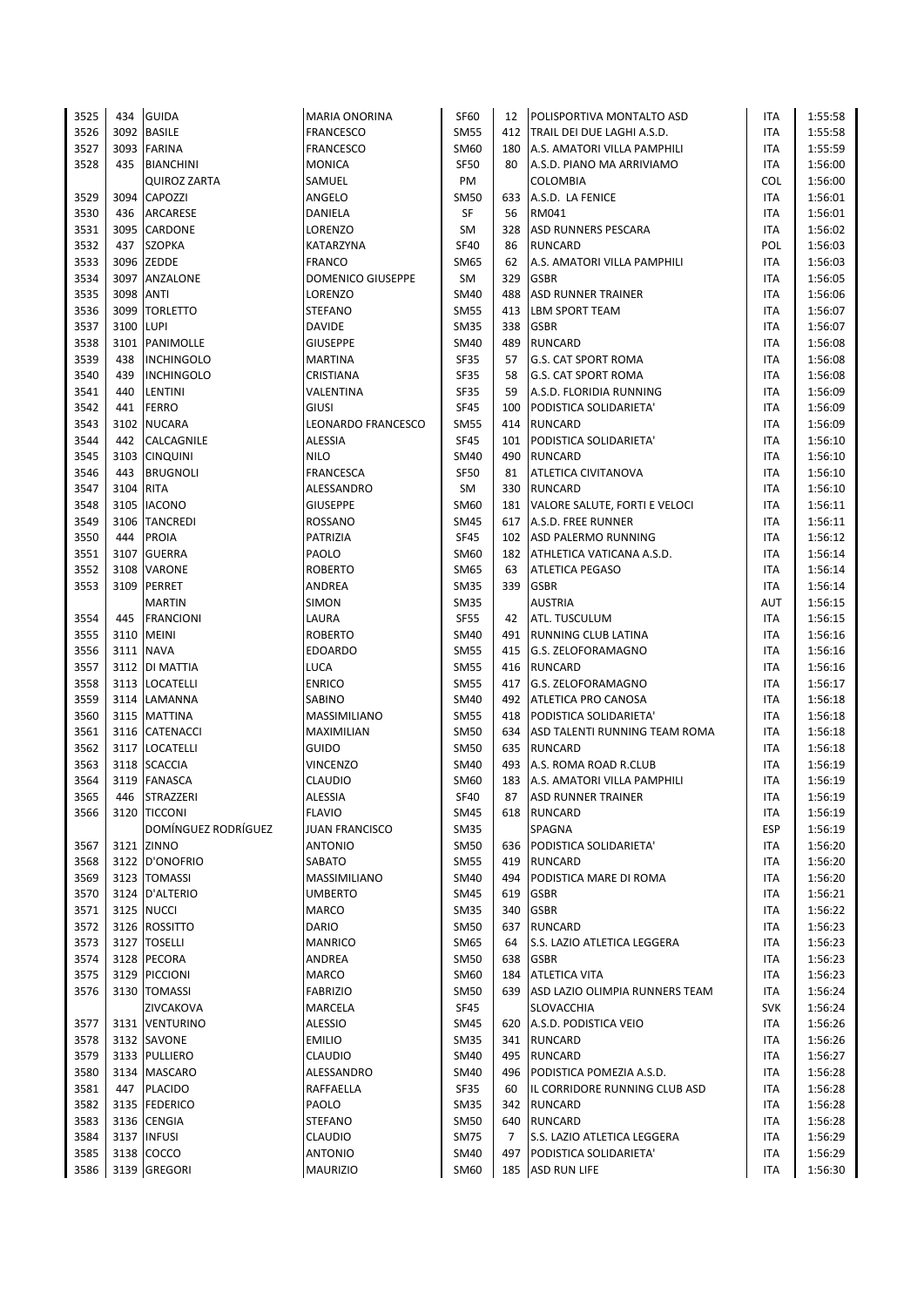| | | | | | | | | |
|---|---|---|---|---|---|---|---|---|
| 3525 | 434 | GUIDA | MARIA ONORINA | SF60 | 12 | POLISPORTIVA MONTALTO ASD | ITA | 1:55:58 |
| 3526 | 3092 | BASILE | FRANCESCO | SM55 | 412 | TRAIL DEI DUE LAGHI A.S.D. | ITA | 1:55:58 |
| 3527 | 3093 | FARINA | FRANCESCO | SM60 | 180 | A.S. AMATORI VILLA PAMPHILI | ITA | 1:55:59 |
| 3528 | 435 | BIANCHINI | MONICA | SF50 | 80 | A.S.D. PIANO MA ARRIVIAMO | ITA | 1:56:00 |
| | | QUIROZ ZARTA | SAMUEL | PM | | COLOMBIA | COL | 1:56:00 |
| 3529 | 3094 | CAPOZZI | ANGELO | SM50 | 633 | A.S.D. LA FENICE | ITA | 1:56:01 |
| 3530 | 436 | ARCARESE | DANIELA | SF | 56 | RM041 | ITA | 1:56:01 |
| 3531 | 3095 | CARDONE | LORENZO | SM | 328 | ASD RUNNERS PESCARA | ITA | 1:56:02 |
| 3532 | 437 | SZOPKA | KATARZYNA | SF40 | 86 | RUNCARD | POL | 1:56:03 |
| 3533 | 3096 | ZEDDE | FRANCO | SM65 | 62 | A.S. AMATORI VILLA PAMPHILI | ITA | 1:56:03 |
| 3534 | 3097 | ANZALONE | DOMENICO GIUSEPPE | SM | 329 | GSBR | ITA | 1:56:05 |
| 3535 | 3098 | ANTI | LORENZO | SM40 | 488 | ASD RUNNER TRAINER | ITA | 1:56:06 |
| 3536 | 3099 | TORLETTO | STEFANO | SM55 | 413 | LBM SPORT TEAM | ITA | 1:56:07 |
| 3537 | 3100 | LUPI | DAVIDE | SM35 | 338 | GSBR | ITA | 1:56:07 |
| 3538 | 3101 | PANIMOLLE | GIUSEPPE | SM40 | 489 | RUNCARD | ITA | 1:56:08 |
| 3539 | 438 | INCHINGOLO | MARTINA | SF35 | 57 | G.S. CAT SPORT ROMA | ITA | 1:56:08 |
| 3540 | 439 | INCHINGOLO | CRISTIANA | SF35 | 58 | G.S. CAT SPORT ROMA | ITA | 1:56:08 |
| 3541 | 440 | LENTINI | VALENTINA | SF35 | 59 | A.S.D. FLORIDIA RUNNING | ITA | 1:56:09 |
| 3542 | 441 | FERRO | GIUSI | SF45 | 100 | PODISTICA SOLIDARIETA' | ITA | 1:56:09 |
| 3543 | 3102 | NUCARA | LEONARDO FRANCESCO | SM55 | 414 | RUNCARD | ITA | 1:56:09 |
| 3544 | 442 | CALCAGNILE | ALESSIA | SF45 | 101 | PODISTICA SOLIDARIETA' | ITA | 1:56:10 |
| 3545 | 3103 | CINQUINI | NILO | SM40 | 490 | RUNCARD | ITA | 1:56:10 |
| 3546 | 443 | BRUGNOLI | FRANCESCA | SF50 | 81 | ATLETICA CIVITANOVA | ITA | 1:56:10 |
| 3547 | 3104 | RITA | ALESSANDRO | SM | 330 | RUNCARD | ITA | 1:56:10 |
| 3548 | 3105 | IACONO | GIUSEPPE | SM60 | 181 | VALORE SALUTE, FORTI E VELOCI | ITA | 1:56:11 |
| 3549 | 3106 | TANCREDI | ROSSANO | SM45 | 617 | A.S.D. FREE RUNNER | ITA | 1:56:11 |
| 3550 | 444 | PROIA | PATRIZIA | SF45 | 102 | ASD PALERMO RUNNING | ITA | 1:56:12 |
| 3551 | 3107 | GUERRA | PAOLO | SM60 | 182 | ATHLETICA VATICANA A.S.D. | ITA | 1:56:14 |
| 3552 | 3108 | VARONE | ROBERTO | SM65 | 63 | ATLETICA PEGASO | ITA | 1:56:14 |
| 3553 | 3109 | PERRET | ANDREA | SM35 | 339 | GSBR | ITA | 1:56:14 |
| | | MARTIN | SIMON | SM35 | | AUSTRIA | AUT | 1:56:15 |
| 3554 | 445 | FRANCIONI | LAURA | SF55 | 42 | ATL. TUSCULUM | ITA | 1:56:15 |
| 3555 | 3110 | MEINI | ROBERTO | SM40 | 491 | RUNNING CLUB LATINA | ITA | 1:56:16 |
| 3556 | 3111 | NAVA | EDOARDO | SM55 | 415 | G.S. ZELOFORAMAGNO | ITA | 1:56:16 |
| 3557 | 3112 | DI MATTIA | LUCA | SM55 | 416 | RUNCARD | ITA | 1:56:16 |
| 3558 | 3113 | LOCATELLI | ENRICO | SM55 | 417 | G.S. ZELOFORAMAGNO | ITA | 1:56:17 |
| 3559 | 3114 | LAMANNA | SABINO | SM40 | 492 | ATLETICA PRO CANOSA | ITA | 1:56:18 |
| 3560 | 3115 | MATTINA | MASSIMILIANO | SM55 | 418 | PODISTICA SOLIDARIETA' | ITA | 1:56:18 |
| 3561 | 3116 | CATENACCI | MAXIMILIAN | SM50 | 634 | ASD TALENTI RUNNING TEAM ROMA | ITA | 1:56:18 |
| 3562 | 3117 | LOCATELLI | GUIDO | SM50 | 635 | RUNCARD | ITA | 1:56:18 |
| 3563 | 3118 | SCACCIA | VINCENZO | SM40 | 493 | A.S. ROMA ROAD R.CLUB | ITA | 1:56:19 |
| 3564 | 3119 | FANASCA | CLAUDIO | SM60 | 183 | A.S. AMATORI VILLA PAMPHILI | ITA | 1:56:19 |
| 3565 | 446 | STRAZZERI | ALESSIA | SF40 | 87 | ASD RUNNER TRAINER | ITA | 1:56:19 |
| 3566 | 3120 | TICCONI | FLAVIO | SM45 | 618 | RUNCARD | ITA | 1:56:19 |
| | | DOMÍNGUEZ RODRÍGUEZ | JUAN FRANCISCO | SM35 | | SPAGNA | ESP | 1:56:19 |
| 3567 | 3121 | ZINNO | ANTONIO | SM50 | 636 | PODISTICA SOLIDARIETA' | ITA | 1:56:20 |
| 3568 | 3122 | D'ONOFRIO | SABATO | SM55 | 419 | RUNCARD | ITA | 1:56:20 |
| 3569 | 3123 | TOMASSI | MASSIMILIANO | SM40 | 494 | PODISTICA MARE DI ROMA | ITA | 1:56:20 |
| 3570 | 3124 | D'ALTERIO | UMBERTO | SM45 | 619 | GSBR | ITA | 1:56:21 |
| 3571 | 3125 | NUCCI | MARCO | SM35 | 340 | GSBR | ITA | 1:56:22 |
| 3572 | 3126 | ROSSITTO | DARIO | SM50 | 637 | RUNCARD | ITA | 1:56:23 |
| 3573 | 3127 | TOSELLI | MANRICO | SM65 | 64 | S.S. LAZIO ATLETICA LEGGERA | ITA | 1:56:23 |
| 3574 | 3128 | PECORA | ANDREA | SM50 | 638 | GSBR | ITA | 1:56:23 |
| 3575 | 3129 | PICCIONI | MARCO | SM60 | 184 | ATLETICA VITA | ITA | 1:56:23 |
| 3576 | 3130 | TOMASSI | FABRIZIO | SM50 | 639 | ASD LAZIO OLIMPIA RUNNERS TEAM | ITA | 1:56:24 |
| | | ZIVCAKOVA | MARCELA | SF45 | | SLOVACCHIA | SVK | 1:56:24 |
| 3577 | 3131 | VENTURINO | ALESSIO | SM45 | 620 | A.S.D. PODISTICA VEIO | ITA | 1:56:26 |
| 3578 | 3132 | SAVONE | EMILIO | SM35 | 341 | RUNCARD | ITA | 1:56:26 |
| 3579 | 3133 | PULLIERO | CLAUDIO | SM40 | 495 | RUNCARD | ITA | 1:56:27 |
| 3580 | 3134 | MASCARO | ALESSANDRO | SM40 | 496 | PODISTICA POMEZIA A.S.D. | ITA | 1:56:28 |
| 3581 | 447 | PLACIDO | RAFFAELLA | SF35 | 60 | IL CORRIDORE RUNNING CLUB ASD | ITA | 1:56:28 |
| 3582 | 3135 | FEDERICO | PAOLO | SM35 | 342 | RUNCARD | ITA | 1:56:28 |
| 3583 | 3136 | CENGIA | STEFANO | SM50 | 640 | RUNCARD | ITA | 1:56:28 |
| 3584 | 3137 | INFUSI | CLAUDIO | SM75 | 7 | S.S. LAZIO ATLETICA LEGGERA | ITA | 1:56:29 |
| 3585 | 3138 | COCCO | ANTONIO | SM40 | 497 | PODISTICA SOLIDARIETA' | ITA | 1:56:29 |
| 3586 | 3139 | GREGORI | MAURIZIO | SM60 | 185 | ASD RUN LIFE | ITA | 1:56:30 |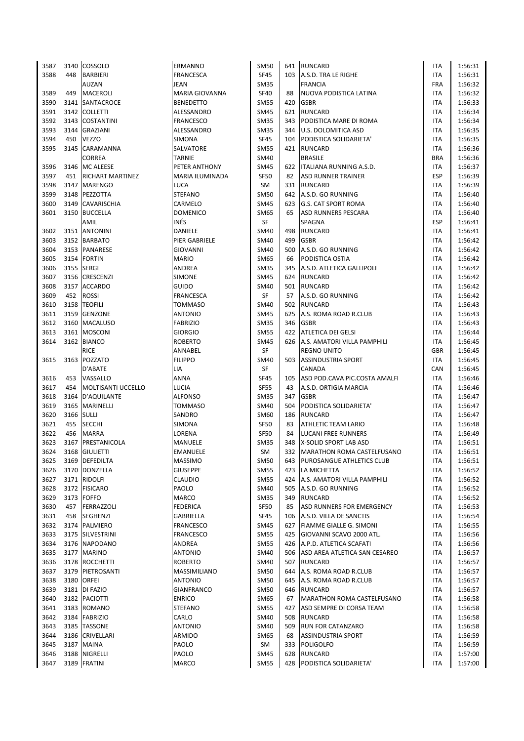| | | | | | | | | |
|---|---|---|---|---|---|---|---|---|
| 3587 | 3140 | COSSOLO | ERMANNO | SM50 | 641 | RUNCARD | ITA | 1:56:31 |
| 3588 | 448 | BARBIERI | FRANCESCA | SF45 | 103 | A.S.D. TRA LE RIGHE | ITA | 1:56:31 |
| | | AUZAN | JEAN | SM35 | | FRANCIA | FRA | 1:56:32 |
| 3589 | 449 | MACEROLI | MARIA GIOVANNA | SF40 | 88 | NUOVA PODISTICA LATINA | ITA | 1:56:32 |
| 3590 | 3141 | SANTACROCE | BENEDETTO | SM55 | 420 | GSBR | ITA | 1:56:33 |
| 3591 | 3142 | COLLETTI | ALESSANDRO | SM45 | 621 | RUNCARD | ITA | 1:56:34 |
| 3592 | 3143 | COSTANTINI | FRANCESCO | SM35 | 343 | PODISTICA MARE DI ROMA | ITA | 1:56:34 |
| 3593 | 3144 | GRAZIANI | ALESSANDRO | SM35 | 344 | U.S. DOLOMITICA ASD | ITA | 1:56:35 |
| 3594 | 450 | VEZZO | SIMONA | SF45 | 104 | PODISTICA SOLIDARIETA' | ITA | 1:56:35 |
| 3595 | 3145 | CARAMANNA | SALVATORE | SM55 | 421 | RUNCARD | ITA | 1:56:36 |
| | | CORREA | TARNIE | SM40 | | BRASILE | BRA | 1:56:36 |
| 3596 | 3146 | MC ALEESE | PETER ANTHONY | SM45 | 622 | ITALIANA RUNNING A.S.D. | ITA | 1:56:37 |
| 3597 | 451 | RICHART MARTINEZ | MARIA ILUMINADA | SF50 | 82 | ASD RUNNER TRAINER | ESP | 1:56:39 |
| 3598 | 3147 | MARENGO | LUCA | SM | 331 | RUNCARD | ITA | 1:56:39 |
| 3599 | 3148 | PEZZOTTA | STEFANO | SM50 | 642 | A.S.D. GO RUNNING | ITA | 1:56:40 |
| 3600 | 3149 | CAVARISCHIA | CARMELO | SM45 | 623 | G.S. CAT SPORT ROMA | ITA | 1:56:40 |
| 3601 | 3150 | BUCCELLA | DOMENICO | SM65 | 65 | ASD RUNNERS PESCARA | ITA | 1:56:40 |
| | | AMIL | INÉS | SF | | SPAGNA | ESP | 1:56:41 |
| 3602 | 3151 | ANTONINI | DANIELE | SM40 | 498 | RUNCARD | ITA | 1:56:41 |
| 3603 | 3152 | BARBATO | PIER GABRIELE | SM40 | 499 | GSBR | ITA | 1:56:42 |
| 3604 | 3153 | PANARESE | GIOVANNI | SM40 | 500 | A.S.D. GO RUNNING | ITA | 1:56:42 |
| 3605 | 3154 | FORTIN | MARIO | SM65 | 66 | PODISTICA OSTIA | ITA | 1:56:42 |
| 3606 | 3155 | SERGI | ANDREA | SM35 | 345 | A.S.D. ATLETICA GALLIPOLI | ITA | 1:56:42 |
| 3607 | 3156 | CRESCENZI | SIMONE | SM45 | 624 | RUNCARD | ITA | 1:56:42 |
| 3608 | 3157 | ACCARDO | GUIDO | SM40 | 501 | RUNCARD | ITA | 1:56:42 |
| 3609 | 452 | ROSSI | FRANCESCA | SF | 57 | A.S.D. GO RUNNING | ITA | 1:56:42 |
| 3610 | 3158 | TEOFILI | TOMMASO | SM40 | 502 | RUNCARD | ITA | 1:56:43 |
| 3611 | 3159 | GENZONE | ANTONIO | SM45 | 625 | A.S. ROMA ROAD R.CLUB | ITA | 1:56:43 |
| 3612 | 3160 | MACALUSO | FABRIZIO | SM35 | 346 | GSBR | ITA | 1:56:43 |
| 3613 | 3161 | MOSCONI | GIORGIO | SM55 | 422 | ATLETICA DEI GELSI | ITA | 1:56:44 |
| 3614 | 3162 | BIANCO | ROBERTO | SM45 | 626 | A.S. AMATORI VILLA PAMPHILI | ITA | 1:56:45 |
| | | RICE | ANNABEL | SF | | REGNO UNITO | GBR | 1:56:45 |
| 3615 | 3163 | POZZATO | FILIPPO | SM40 | 503 | ASSINDUSTRIA SPORT | ITA | 1:56:45 |
| | | D'ABATE | LIA | SF | | CANADA | CAN | 1:56:45 |
| 3616 | 453 | VASSALLO | ANNA | SF45 | 105 | ASD POD.CAVA PIC.COSTA AMALFI | ITA | 1:56:46 |
| 3617 | 454 | MOLTISANTI UCCELLO | LUCIA | SF55 | 43 | A.S.D. ORTIGIA MARCIA | ITA | 1:56:46 |
| 3618 | 3164 | D'AQUILANTE | ALFONSO | SM35 | 347 | GSBR | ITA | 1:56:47 |
| 3619 | 3165 | MARINELLI | TOMMASO | SM40 | 504 | PODISTICA SOLIDARIETA' | ITA | 1:56:47 |
| 3620 | 3166 | SULLI | SANDRO | SM60 | 186 | RUNCARD | ITA | 1:56:47 |
| 3621 | 455 | SECCHI | SIMONA | SF50 | 83 | ATHLETIC TEAM LARIO | ITA | 1:56:48 |
| 3622 | 456 | MARRA | LORENA | SF50 | 84 | LUCANI FREE RUNNERS | ITA | 1:56:49 |
| 3623 | 3167 | PRESTANICOLA | MANUELE | SM35 | 348 | X-SOLID SPORT LAB ASD | ITA | 1:56:51 |
| 3624 | 3168 | GIULIETTI | EMANUELE | SM | 332 | MARATHON ROMA CASTELFUSANO | ITA | 1:56:51 |
| 3625 | 3169 | DEFEDILTA | MASSIMO | SM50 | 643 | PUROSANGUE ATHLETICS CLUB | ITA | 1:56:51 |
| 3626 | 3170 | DONZELLA | GIUSEPPE | SM55 | 423 | LA MICHETTA | ITA | 1:56:52 |
| 3627 | 3171 | RIDOLFI | CLAUDIO | SM55 | 424 | A.S. AMATORI VILLA PAMPHILI | ITA | 1:56:52 |
| 3628 | 3172 | FISICARO | PAOLO | SM40 | 505 | A.S.D. GO RUNNING | ITA | 1:56:52 |
| 3629 | 3173 | FOFFO | MARCO | SM35 | 349 | RUNCARD | ITA | 1:56:52 |
| 3630 | 457 | FERRAZZOLI | FEDERICA | SF50 | 85 | ASD RUNNERS FOR EMERGENCY | ITA | 1:56:53 |
| 3631 | 458 | SEGHENZI | GABRIELLA | SF45 | 106 | A.S.D. VILLA DE SANCTIS | ITA | 1:56:54 |
| 3632 | 3174 | PALMIERO | FRANCESCO | SM45 | 627 | FIAMME GIALLE G. SIMONI | ITA | 1:56:55 |
| 3633 | 3175 | SILVESTRINI | FRANCESCO | SM55 | 425 | GIOVANNI SCAVO 2000 ATL. | ITA | 1:56:56 |
| 3634 | 3176 | NAPODANO | ANDREA | SM55 | 426 | A.P.D. ATLETICA SCAFATI | ITA | 1:56:56 |
| 3635 | 3177 | MARINO | ANTONIO | SM40 | 506 | ASD AREA ATLETICA SAN CESAREO | ITA | 1:56:57 |
| 3636 | 3178 | ROCCHETTI | ROBERTO | SM40 | 507 | RUNCARD | ITA | 1:56:57 |
| 3637 | 3179 | PIETROSANTI | MASSIMILIANO | SM50 | 644 | A.S. ROMA ROAD R.CLUB | ITA | 1:56:57 |
| 3638 | 3180 | ORFEI | ANTONIO | SM50 | 645 | A.S. ROMA ROAD R.CLUB | ITA | 1:56:57 |
| 3639 | 3181 | DI FAZIO | GIANFRANCO | SM50 | 646 | RUNCARD | ITA | 1:56:57 |
| 3640 | 3182 | PACIOTTI | ENRICO | SM65 | 67 | MARATHON ROMA CASTELFUSANO | ITA | 1:56:58 |
| 3641 | 3183 | ROMANO | STEFANO | SM55 | 427 | ASD SEMPRE DI CORSA TEAM | ITA | 1:56:58 |
| 3642 | 3184 | FABRIZIO | CARLO | SM40 | 508 | RUNCARD | ITA | 1:56:58 |
| 3643 | 3185 | TASSONE | ANTONIO | SM40 | 509 | RUN FOR CATANZARO | ITA | 1:56:58 |
| 3644 | 3186 | CRIVELLARI | ARMIDO | SM65 | 68 | ASSINDUSTRIA SPORT | ITA | 1:56:59 |
| 3645 | 3187 | MAINA | PAOLO | SM | 333 | POLIGOLFO | ITA | 1:56:59 |
| 3646 | 3188 | NIGRELLI | PAOLO | SM45 | 628 | RUNCARD | ITA | 1:57:00 |
| 3647 | 3189 | FRATINI | MARCO | SM55 | 428 | PODISTICA SOLIDARIETA' | ITA | 1:57:00 |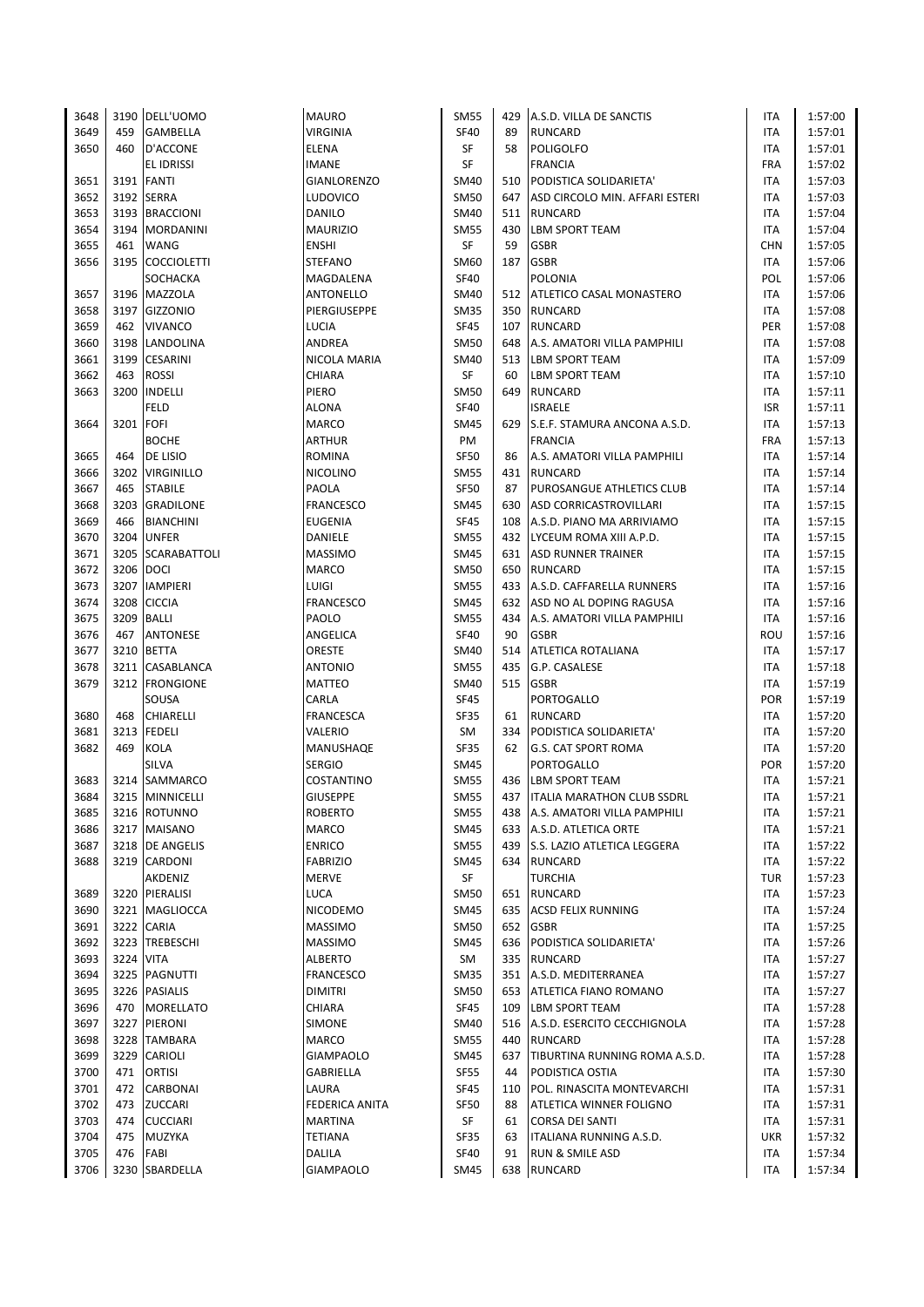| | | | | | | | | |
|---|---|---|---|---|---|---|---|---|
| 3648 | 3190 | DELL'UOMO | MAURO | SM55 | 429 | A.S.D. VILLA DE SANCTIS | ITA | 1:57:00 |
| 3649 | 459 | GAMBELLA | VIRGINIA | SF40 | 89 | RUNCARD | ITA | 1:57:01 |
| 3650 | 460 | D'ACCONE | ELENA | SF | 58 | POLIGOLFO | ITA | 1:57:01 |
| | | EL IDRISSI | IMANE | SF | | FRANCIA | FRA | 1:57:02 |
| 3651 | 3191 | FANTI | GIANLORENZO | SM40 | 510 | PODISTICA SOLIDARIETA' | ITA | 1:57:03 |
| 3652 | 3192 | SERRA | LUDOVICO | SM50 | 647 | ASD CIRCOLO MIN. AFFARI ESTERI | ITA | 1:57:03 |
| 3653 | 3193 | BRACCIONI | DANILO | SM40 | 511 | RUNCARD | ITA | 1:57:04 |
| 3654 | 3194 | MORDANINI | MAURIZIO | SM55 | 430 | LBM SPORT TEAM | ITA | 1:57:04 |
| 3655 | 461 | WANG | ENSHI | SF | 59 | GSBR | CHN | 1:57:05 |
| 3656 | 3195 | COCCIOLETTI | STEFANO | SM60 | 187 | GSBR | ITA | 1:57:06 |
| | | SOCHACKA | MAGDALENA | SF40 | | POLONIA | POL | 1:57:06 |
| 3657 | 3196 | MAZZOLA | ANTONELLO | SM40 | 512 | ATLETICO CASAL MONASTERO | ITA | 1:57:06 |
| 3658 | 3197 | GIZZONIO | PIERGIUSEPPE | SM35 | 350 | RUNCARD | ITA | 1:57:08 |
| 3659 | 462 | VIVANCO | LUCIA | SF45 | 107 | RUNCARD | PER | 1:57:08 |
| 3660 | 3198 | LANDOLINA | ANDREA | SM50 | 648 | A.S. AMATORI VILLA PAMPHILI | ITA | 1:57:08 |
| 3661 | 3199 | CESARINI | NICOLA MARIA | SM40 | 513 | LBM SPORT TEAM | ITA | 1:57:09 |
| 3662 | 463 | ROSSI | CHIARA | SF | 60 | LBM SPORT TEAM | ITA | 1:57:10 |
| 3663 | 3200 | INDELLI | PIERO | SM50 | 649 | RUNCARD | ITA | 1:57:11 |
| | | FELD | ALONA | SF40 | | ISRAELE | ISR | 1:57:11 |
| 3664 | 3201 | FOFI | MARCO | SM45 | 629 | S.E.F. STAMURA ANCONA A.S.D. | ITA | 1:57:13 |
| | | BOCHE | ARTHUR | PM | | FRANCIA | FRA | 1:57:13 |
| 3665 | 464 | DE LISIO | ROMINA | SF50 | 86 | A.S. AMATORI VILLA PAMPHILI | ITA | 1:57:14 |
| 3666 | 3202 | VIRGINILLO | NICOLINO | SM55 | 431 | RUNCARD | ITA | 1:57:14 |
| 3667 | 465 | STABILE | PAOLA | SF50 | 87 | PUROSANGUE ATHLETICS CLUB | ITA | 1:57:14 |
| 3668 | 3203 | GRADILONE | FRANCESCO | SM45 | 630 | ASD CORRICASTROVILLARI | ITA | 1:57:15 |
| 3669 | 466 | BIANCHINI | EUGENIA | SF45 | 108 | A.S.D. PIANO MA ARRIVIAMO | ITA | 1:57:15 |
| 3670 | 3204 | UNFER | DANIELE | SM55 | 432 | LYCEUM ROMA XIII A.P.D. | ITA | 1:57:15 |
| 3671 | 3205 | SCARABATTOLI | MASSIMO | SM45 | 631 | ASD RUNNER TRAINER | ITA | 1:57:15 |
| 3672 | 3206 | DOCI | MARCO | SM50 | 650 | RUNCARD | ITA | 1:57:15 |
| 3673 | 3207 | IAMPIERI | LUIGI | SM55 | 433 | A.S.D. CAFFARELLA RUNNERS | ITA | 1:57:16 |
| 3674 | 3208 | CICCIA | FRANCESCO | SM45 | 632 | ASD NO AL DOPING RAGUSA | ITA | 1:57:16 |
| 3675 | 3209 | BALLI | PAOLO | SM55 | 434 | A.S. AMATORI VILLA PAMPHILI | ITA | 1:57:16 |
| 3676 | 467 | ANTONESE | ANGELICA | SF40 | 90 | GSBR | ROU | 1:57:16 |
| 3677 | 3210 | BETTA | ORESTE | SM40 | 514 | ATLETICA ROTALIANA | ITA | 1:57:17 |
| 3678 | 3211 | CASABLANCA | ANTONIO | SM55 | 435 | G.P. CASALESE | ITA | 1:57:18 |
| 3679 | 3212 | FRONGIONE | MATTEO | SM40 | 515 | GSBR | ITA | 1:57:19 |
| | | SOUSA | CARLA | SF45 | | PORTOGALLO | POR | 1:57:19 |
| 3680 | 468 | CHIARELLI | FRANCESCA | SF35 | 61 | RUNCARD | ITA | 1:57:20 |
| 3681 | 3213 | FEDELI | VALERIO | SM | 334 | PODISTICA SOLIDARIETA' | ITA | 1:57:20 |
| 3682 | 469 | KOLA | MANUSHAQE | SF35 | 62 | G.S. CAT SPORT ROMA | ITA | 1:57:20 |
| | | SILVA | SERGIO | SM45 | | PORTOGALLO | POR | 1:57:20 |
| 3683 | 3214 | SAMMARCO | COSTANTINO | SM55 | 436 | LBM SPORT TEAM | ITA | 1:57:21 |
| 3684 | 3215 | MINNICELLI | GIUSEPPE | SM55 | 437 | ITALIA MARATHON CLUB SSDRL | ITA | 1:57:21 |
| 3685 | 3216 | ROTUNNO | ROBERTO | SM55 | 438 | A.S. AMATORI VILLA PAMPHILI | ITA | 1:57:21 |
| 3686 | 3217 | MAISANO | MARCO | SM45 | 633 | A.S.D. ATLETICA ORTE | ITA | 1:57:21 |
| 3687 | 3218 | DE ANGELIS | ENRICO | SM55 | 439 | S.S. LAZIO ATLETICA LEGGERA | ITA | 1:57:22 |
| 3688 | 3219 | CARDONI | FABRIZIO | SM45 | 634 | RUNCARD | ITA | 1:57:22 |
| | | AKDENIZ | MERVE | SF | | TURCHIA | TUR | 1:57:23 |
| 3689 | 3220 | PIERALISI | LUCA | SM50 | 651 | RUNCARD | ITA | 1:57:23 |
| 3690 | 3221 | MAGLIOCCA | NICODEMO | SM45 | 635 | ACSD FELIX RUNNING | ITA | 1:57:24 |
| 3691 | 3222 | CARIA | MASSIMO | SM50 | 652 | GSBR | ITA | 1:57:25 |
| 3692 | 3223 | TREBESCHI | MASSIMO | SM45 | 636 | PODISTICA SOLIDARIETA' | ITA | 1:57:26 |
| 3693 | 3224 | VITA | ALBERTO | SM | 335 | RUNCARD | ITA | 1:57:27 |
| 3694 | 3225 | PAGNUTTI | FRANCESCO | SM35 | 351 | A.S.D. MEDITERRANEA | ITA | 1:57:27 |
| 3695 | 3226 | PASIALIS | DIMITRI | SM50 | 653 | ATLETICA FIANO ROMANO | ITA | 1:57:27 |
| 3696 | 470 | MORELLATO | CHIARA | SF45 | 109 | LBM SPORT TEAM | ITA | 1:57:28 |
| 3697 | 3227 | PIERONI | SIMONE | SM40 | 516 | A.S.D. ESERCITO CECCHIGNOLA | ITA | 1:57:28 |
| 3698 | 3228 | TAMBARA | MARCO | SM55 | 440 | RUNCARD | ITA | 1:57:28 |
| 3699 | 3229 | CARIOLI | GIAMPAOLO | SM45 | 637 | TIBURTINA RUNNING ROMA A.S.D. | ITA | 1:57:28 |
| 3700 | 471 | ORTISI | GABRIELLA | SF55 | 44 | PODISTICA OSTIA | ITA | 1:57:30 |
| 3701 | 472 | CARBONAI | LAURA | SF45 | 110 | POL. RINASCITA MONTEVARCHI | ITA | 1:57:31 |
| 3702 | 473 | ZUCCARI | FEDERICA ANITA | SF50 | 88 | ATLETICA WINNER FOLIGNO | ITA | 1:57:31 |
| 3703 | 474 | CUCCIARI | MARTINA | SF | 61 | CORSA DEI SANTI | ITA | 1:57:31 |
| 3704 | 475 | MUZYKA | TETIANA | SF35 | 63 | ITALIANA RUNNING A.S.D. | UKR | 1:57:32 |
| 3705 | 476 | FABI | DALILA | SF40 | 91 | RUN & SMILE ASD | ITA | 1:57:34 |
| 3706 | 3230 | SBARDELLA | GIAMPAOLO | SM45 | 638 | RUNCARD | ITA | 1:57:34 |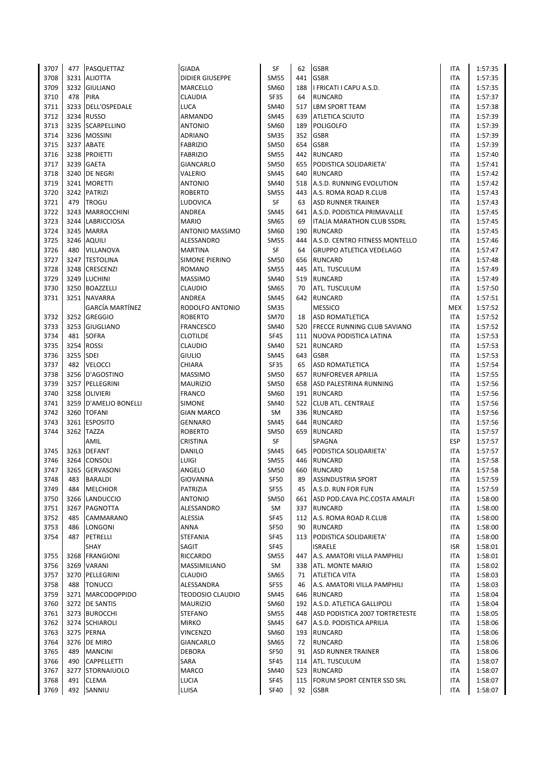| | | | | | | | | |
|---|---|---|---|---|---|---|---|---|
| 3707 | 477 | PASQUETTAZ | GIADA | SF | 62 | GSBR | ITA | 1:57:35 |
| 3708 | 3231 | ALIOTTA | DIDIER GIUSEPPE | SM55 | 441 | GSBR | ITA | 1:57:35 |
| 3709 | 3232 | GIULIANO | MARCELLO | SM60 | 188 | I FRICATI I CAPU A.S.D. | ITA | 1:57:35 |
| 3710 | 478 | PIRA | CLAUDIA | SF35 | 64 | RUNCARD | ITA | 1:57:37 |
| 3711 | 3233 | DELL'OSPEDALE | LUCA | SM40 | 517 | LBM SPORT TEAM | ITA | 1:57:38 |
| 3712 | 3234 | RUSSO | ARMANDO | SM45 | 639 | ATLETICA SCIUTO | ITA | 1:57:39 |
| 3713 | 3235 | SCARPELLINO | ANTONIO | SM60 | 189 | POLIGOLFO | ITA | 1:57:39 |
| 3714 | 3236 | MOSSINI | ADRIANO | SM35 | 352 | GSBR | ITA | 1:57:39 |
| 3715 | 3237 | ABATE | FABRIZIO | SM50 | 654 | GSBR | ITA | 1:57:39 |
| 3716 | 3238 | PROIETTI | FABRIZIO | SM55 | 442 | RUNCARD | ITA | 1:57:40 |
| 3717 | 3239 | GAETA | GIANCARLO | SM50 | 655 | PODISTICA SOLIDARIETA' | ITA | 1:57:41 |
| 3718 | 3240 | DE NEGRI | VALERIO | SM45 | 640 | RUNCARD | ITA | 1:57:42 |
| 3719 | 3241 | MORETTI | ANTONIO | SM40 | 518 | A.S.D. RUNNING EVOLUTION | ITA | 1:57:42 |
| 3720 | 3242 | PATRIZI | ROBERTO | SM55 | 443 | A.S. ROMA ROAD R.CLUB | ITA | 1:57:43 |
| 3721 | 479 | TROGU | LUDOVICA | SF | 63 | ASD RUNNER TRAINER | ITA | 1:57:43 |
| 3722 | 3243 | MARROCCHINI | ANDREA | SM45 | 641 | A.S.D. PODISTICA PRIMAVALLE | ITA | 1:57:45 |
| 3723 | 3244 | LABRICCIOSA | MARIO | SM65 | 69 | ITALIA MARATHON CLUB SSDRL | ITA | 1:57:45 |
| 3724 | 3245 | MARRA | ANTONIO MASSIMO | SM60 | 190 | RUNCARD | ITA | 1:57:45 |
| 3725 | 3246 | AQUILI | ALESSANDRO | SM55 | 444 | A.S.D. CENTRO FITNESS MONTELLO | ITA | 1:57:46 |
| 3726 | 480 | VILLANOVA | MARTINA | SF | 64 | GRUPPO ATLETICA VEDELAGO | ITA | 1:57:47 |
| 3727 | 3247 | TESTOLINA | SIMONE PIERINO | SM50 | 656 | RUNCARD | ITA | 1:57:48 |
| 3728 | 3248 | CRESCENZI | ROMANO | SM55 | 445 | ATL. TUSCULUM | ITA | 1:57:49 |
| 3729 | 3249 | LUCHINI | MASSIMO | SM40 | 519 | RUNCARD | ITA | 1:57:49 |
| 3730 | 3250 | BOAZZELLI | CLAUDIO | SM65 | 70 | ATL. TUSCULUM | ITA | 1:57:50 |
| 3731 | 3251 | NAVARRA | ANDREA | SM45 | 642 | RUNCARD | ITA | 1:57:51 |
| | | GARCÍA MARTÍNEZ | RODOLFO ANTONIO | SM35 | | MESSICO | MEX | 1:57:52 |
| 3732 | 3252 | GREGGIO | ROBERTO | SM70 | 18 | ASD ROMATLETICA | ITA | 1:57:52 |
| 3733 | 3253 | GIUGLIANO | FRANCESCO | SM40 | 520 | FRECCE RUNNING CLUB SAVIANO | ITA | 1:57:52 |
| 3734 | 481 | SOFRA | CLOTILDE | SF45 | 111 | NUOVA PODISTICA LATINA | ITA | 1:57:53 |
| 3735 | 3254 | ROSSI | CLAUDIO | SM40 | 521 | RUNCARD | ITA | 1:57:53 |
| 3736 | 3255 | SDEI | GIULIO | SM45 | 643 | GSBR | ITA | 1:57:53 |
| 3737 | 482 | VELOCCI | CHIARA | SF35 | 65 | ASD ROMATLETICA | ITA | 1:57:54 |
| 3738 | 3256 | D'AGOSTINO | MASSIMO | SM50 | 657 | RUNFOREVER APRILIA | ITA | 1:57:55 |
| 3739 | 3257 | PELLEGRINI | MAURIZIO | SM50 | 658 | ASD PALESTRINA RUNNING | ITA | 1:57:56 |
| 3740 | 3258 | OLIVIERI | FRANCO | SM60 | 191 | RUNCARD | ITA | 1:57:56 |
| 3741 | 3259 | D'AMELIO BONELLI | SIMONE | SM40 | 522 | CLUB ATL. CENTRALE | ITA | 1:57:56 |
| 3742 | 3260 | TOFANI | GIAN MARCO | SM | 336 | RUNCARD | ITA | 1:57:56 |
| 3743 | 3261 | ESPOSITO | GENNARO | SM45 | 644 | RUNCARD | ITA | 1:57:56 |
| 3744 | 3262 | TAZZA | ROBERTO | SM50 | 659 | RUNCARD | ITA | 1:57:57 |
| | | AMIL | CRISTINA | SF | | SPAGNA | ESP | 1:57:57 |
| 3745 | 3263 | DEFANT | DANILO | SM45 | 645 | PODISTICA SOLIDARIETA' | ITA | 1:57:57 |
| 3746 | 3264 | CONSOLI | LUIGI | SM55 | 446 | RUNCARD | ITA | 1:57:58 |
| 3747 | 3265 | GERVASONI | ANGELO | SM50 | 660 | RUNCARD | ITA | 1:57:58 |
| 3748 | 483 | BARALDI | GIOVANNA | SF50 | 89 | ASSINDUSTRIA SPORT | ITA | 1:57:59 |
| 3749 | 484 | MELCHIOR | PATRIZIA | SF55 | 45 | A.S.D. RUN FOR FUN | ITA | 1:57:59 |
| 3750 | 3266 | LANDUCCIO | ANTONIO | SM50 | 661 | ASD POD.CAVA PIC.COSTA AMALFI | ITA | 1:58:00 |
| 3751 | 3267 | PAGNOTTA | ALESSANDRO | SM | 337 | RUNCARD | ITA | 1:58:00 |
| 3752 | 485 | CAMMARANO | ALESSIA | SF45 | 112 | A.S. ROMA ROAD R.CLUB | ITA | 1:58:00 |
| 3753 | 486 | LONGONI | ANNA | SF50 | 90 | RUNCARD | ITA | 1:58:00 |
| 3754 | 487 | PETRELLI | STEFANIA | SF45 | 113 | PODISTICA SOLIDARIETA' | ITA | 1:58:00 |
| | | SHAY | SAGIT | SF45 | | ISRAELE | ISR | 1:58:01 |
| 3755 | 3268 | FRANGIONI | RICCARDO | SM55 | 447 | A.S. AMATORI VILLA PAMPHILI | ITA | 1:58:01 |
| 3756 | 3269 | VARANI | MASSIMILIANO | SM | 338 | ATL. MONTE MARIO | ITA | 1:58:02 |
| 3757 | 3270 | PELLEGRINI | CLAUDIO | SM65 | 71 | ATLETICA VITA | ITA | 1:58:03 |
| 3758 | 488 | TONUCCI | ALESSANDRA | SF55 | 46 | A.S. AMATORI VILLA PAMPHILI | ITA | 1:58:03 |
| 3759 | 3271 | MARCODOPPIDO | TEODOSIO CLAUDIO | SM45 | 646 | RUNCARD | ITA | 1:58:04 |
| 3760 | 3272 | DE SANTIS | MAURIZIO | SM60 | 192 | A.S.D. ATLETICA GALLIPOLI | ITA | 1:58:04 |
| 3761 | 3273 | BUROCCHI | STEFANO | SM55 | 448 | ASD PODISTICA 2007 TORTRETESTE | ITA | 1:58:05 |
| 3762 | 3274 | SCHIAROLI | MIRKO | SM45 | 647 | A.S.D. PODISTICA APRILIA | ITA | 1:58:06 |
| 3763 | 3275 | PERNA | VINCENZO | SM60 | 193 | RUNCARD | ITA | 1:58:06 |
| 3764 | 3276 | DE MIRO | GIANCARLO | SM65 | 72 | RUNCARD | ITA | 1:58:06 |
| 3765 | 489 | MANCINI | DEBORA | SF50 | 91 | ASD RUNNER TRAINER | ITA | 1:58:06 |
| 3766 | 490 | CAPPELLETTI | SARA | SF45 | 114 | ATL. TUSCULUM | ITA | 1:58:07 |
| 3767 | 3277 | STORNAIUOLO | MARCO | SM40 | 523 | RUNCARD | ITA | 1:58:07 |
| 3768 | 491 | CLEMA | LUCIA | SF45 | 115 | FORUM SPORT CENTER SSD SRL | ITA | 1:58:07 |
| 3769 | 492 | SANNIU | LUISA | SF40 | 92 | GSBR | ITA | 1:58:07 |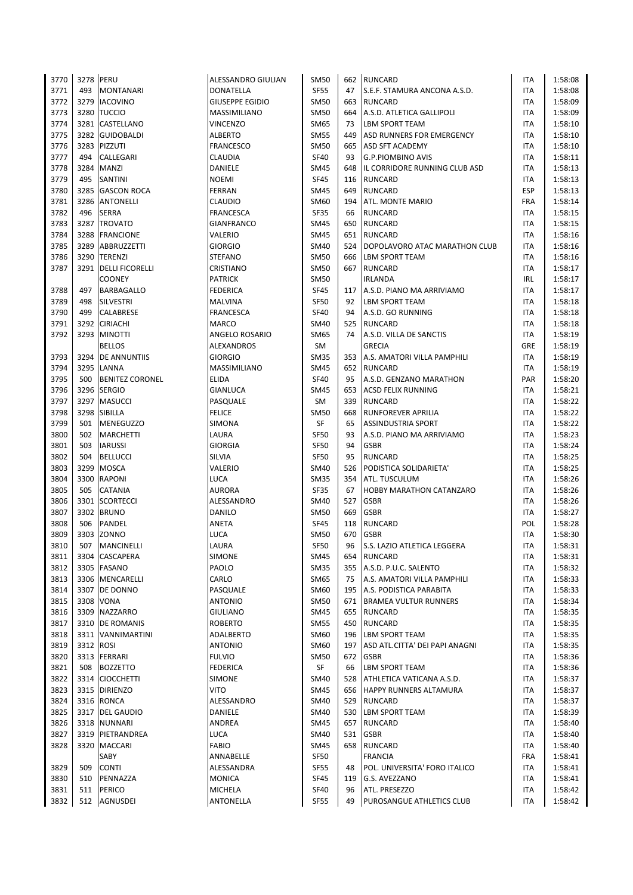| | | | | | | | | |
|---|---|---|---|---|---|---|---|---|
| 3770 | 3278 | PERU | ALESSANDRO GIULIAN | SM50 | 662 | RUNCARD | ITA | 1:58:08 |
| 3771 | 493 | MONTANARI | DONATELLA | SF55 | 47 | S.E.F. STAMURA ANCONA A.S.D. | ITA | 1:58:08 |
| 3772 | 3279 | IACOVINO | GIUSEPPE EGIDIO | SM50 | 663 | RUNCARD | ITA | 1:58:09 |
| 3773 | 3280 | TUCCIO | MASSIMILIANO | SM50 | 664 | A.S.D. ATLETICA GALLIPOLI | ITA | 1:58:09 |
| 3774 | 3281 | CASTELLANO | VINCENZO | SM65 | 73 | LBM SPORT TEAM | ITA | 1:58:10 |
| 3775 | 3282 | GUIDOBALDI | ALBERTO | SM55 | 449 | ASD RUNNERS FOR EMERGENCY | ITA | 1:58:10 |
| 3776 | 3283 | PIZZUTI | FRANCESCO | SM50 | 665 | ASD SFT ACADEMY | ITA | 1:58:10 |
| 3777 | 494 | CALLEGARI | CLAUDIA | SF40 | 93 | G.P.PIOMBINO AVIS | ITA | 1:58:11 |
| 3778 | 3284 | MANZI | DANIELE | SM45 | 648 | IL CORRIDORE RUNNING CLUB ASD | ITA | 1:58:13 |
| 3779 | 495 | SANTINI | NOEMI | SF45 | 116 | RUNCARD | ITA | 1:58:13 |
| 3780 | 3285 | GASCON ROCA | FERRAN | SM45 | 649 | RUNCARD | ESP | 1:58:13 |
| 3781 | 3286 | ANTONELLI | CLAUDIO | SM60 | 194 | ATL. MONTE MARIO | FRA | 1:58:14 |
| 3782 | 496 | SERRA | FRANCESCA | SF35 | 66 | RUNCARD | ITA | 1:58:15 |
| 3783 | 3287 | TROVATO | GIANFRANCO | SM45 | 650 | RUNCARD | ITA | 1:58:15 |
| 3784 | 3288 | FRANCIONE | VALERIO | SM45 | 651 | RUNCARD | ITA | 1:58:16 |
| 3785 | 3289 | ABBRUZZETTI | GIORGIO | SM40 | 524 | DOPOLAVORO ATAC MARATHON CLUB | ITA | 1:58:16 |
| 3786 | 3290 | TERENZI | STEFANO | SM50 | 666 | LBM SPORT TEAM | ITA | 1:58:16 |
| 3787 | 3291 | DELLI FICORELLI | CRISTIANO | SM50 | 667 | RUNCARD | ITA | 1:58:17 |
| | | COONEY | PATRICK | SM50 | | IRLANDA | IRL | 1:58:17 |
| 3788 | 497 | BARBAGALLO | FEDERICA | SF45 | 117 | A.S.D. PIANO MA ARRIVIAMO | ITA | 1:58:17 |
| 3789 | 498 | SILVESTRI | MALVINA | SF50 | 92 | LBM SPORT TEAM | ITA | 1:58:18 |
| 3790 | 499 | CALABRESE | FRANCESCA | SF40 | 94 | A.S.D. GO RUNNING | ITA | 1:58:18 |
| 3791 | 3292 | CIRIACHI | MARCO | SM40 | 525 | RUNCARD | ITA | 1:58:18 |
| 3792 | 3293 | MINOTTI | ANGELO ROSARIO | SM65 | 74 | A.S.D. VILLA DE SANCTIS | ITA | 1:58:19 |
| | | BELLOS | ALEXANDROS | SM | | GRECIA | GRE | 1:58:19 |
| 3793 | 3294 | DE ANNUNTIIS | GIORGIO | SM35 | 353 | A.S. AMATORI VILLA PAMPHILI | ITA | 1:58:19 |
| 3794 | 3295 | LANNA | MASSIMILIANO | SM45 | 652 | RUNCARD | ITA | 1:58:19 |
| 3795 | 500 | BENITEZ CORONEL | ELIDA | SF40 | 95 | A.S.D. GENZANO MARATHON | PAR | 1:58:20 |
| 3796 | 3296 | SERGIO | GIANLUCA | SM45 | 653 | ACSD FELIX RUNNING | ITA | 1:58:21 |
| 3797 | 3297 | MASUCCI | PASQUALE | SM | 339 | RUNCARD | ITA | 1:58:22 |
| 3798 | 3298 | SIBILLA | FELICE | SM50 | 668 | RUNFOREVER APRILIA | ITA | 1:58:22 |
| 3799 | 501 | MENEGUZZO | SIMONA | SF | 65 | ASSINDUSTRIA SPORT | ITA | 1:58:22 |
| 3800 | 502 | MARCHETTI | LAURA | SF50 | 93 | A.S.D. PIANO MA ARRIVIAMO | ITA | 1:58:23 |
| 3801 | 503 | IARUSSI | GIORGIA | SF50 | 94 | GSBR | ITA | 1:58:24 |
| 3802 | 504 | BELLUCCI | SILVIA | SF50 | 95 | RUNCARD | ITA | 1:58:25 |
| 3803 | 3299 | MOSCA | VALERIO | SM40 | 526 | PODISTICA SOLIDARIETA' | ITA | 1:58:25 |
| 3804 | 3300 | RAPONI | LUCA | SM35 | 354 | ATL. TUSCULUM | ITA | 1:58:26 |
| 3805 | 505 | CATANIA | AURORA | SF35 | 67 | HOBBY MARATHON CATANZARO | ITA | 1:58:26 |
| 3806 | 3301 | SCORTECCI | ALESSANDRO | SM40 | 527 | GSBR | ITA | 1:58:26 |
| 3807 | 3302 | BRUNO | DANILO | SM50 | 669 | GSBR | ITA | 1:58:27 |
| 3808 | 506 | PANDEL | ANETA | SF45 | 118 | RUNCARD | POL | 1:58:28 |
| 3809 | 3303 | ZONNO | LUCA | SM50 | 670 | GSBR | ITA | 1:58:30 |
| 3810 | 507 | MANCINELLI | LAURA | SF50 | 96 | S.S. LAZIO ATLETICA LEGGERA | ITA | 1:58:31 |
| 3811 | 3304 | CASCAPERA | SIMONE | SM45 | 654 | RUNCARD | ITA | 1:58:31 |
| 3812 | 3305 | FASANO | PAOLO | SM35 | 355 | A.S.D. P.U.C. SALENTO | ITA | 1:58:32 |
| 3813 | 3306 | MENCARELLI | CARLO | SM65 | 75 | A.S. AMATORI VILLA PAMPHILI | ITA | 1:58:33 |
| 3814 | 3307 | DE DONNO | PASQUALE | SM60 | 195 | A.S. PODISTICA PARABITA | ITA | 1:58:33 |
| 3815 | 3308 | VONA | ANTONIO | SM50 | 671 | BRAMEA VULTUR RUNNERS | ITA | 1:58:34 |
| 3816 | 3309 | NAZZARRO | GIULIANO | SM45 | 655 | RUNCARD | ITA | 1:58:35 |
| 3817 | 3310 | DE ROMANIS | ROBERTO | SM55 | 450 | RUNCARD | ITA | 1:58:35 |
| 3818 | 3311 | VANNIMARTINI | ADALBERTO | SM60 | 196 | LBM SPORT TEAM | ITA | 1:58:35 |
| 3819 | 3312 | ROSI | ANTONIO | SM60 | 197 | ASD ATL.CITTA' DEI PAPI ANAGNI | ITA | 1:58:35 |
| 3820 | 3313 | FERRARI | FULVIO | SM50 | 672 | GSBR | ITA | 1:58:36 |
| 3821 | 508 | BOZZETTO | FEDERICA | SF | 66 | LBM SPORT TEAM | ITA | 1:58:36 |
| 3822 | 3314 | CIOCCHETTI | SIMONE | SM40 | 528 | ATHLETICA VATICANA A.S.D. | ITA | 1:58:37 |
| 3823 | 3315 | DIRIENZO | VITO | SM45 | 656 | HAPPY RUNNERS ALTAMURA | ITA | 1:58:37 |
| 3824 | 3316 | RONCA | ALESSANDRO | SM40 | 529 | RUNCARD | ITA | 1:58:37 |
| 3825 | 3317 | DEL GAUDIO | DANIELE | SM40 | 530 | LBM SPORT TEAM | ITA | 1:58:39 |
| 3826 | 3318 | NUNNARI | ANDREA | SM45 | 657 | RUNCARD | ITA | 1:58:40 |
| 3827 | 3319 | PIETRANDREA | LUCA | SM40 | 531 | GSBR | ITA | 1:58:40 |
| 3828 | 3320 | MACCARI | FABIO | SM45 | 658 | RUNCARD | ITA | 1:58:40 |
| | | SABY | ANNABELLE | SF50 | | FRANCIA | FRA | 1:58:41 |
| 3829 | 509 | CONTI | ALESSANDRA | SF55 | 48 | POL. UNIVERSITA' FORO ITALICO | ITA | 1:58:41 |
| 3830 | 510 | PENNAZZA | MONICA | SF45 | 119 | G.S. AVEZZANO | ITA | 1:58:41 |
| 3831 | 511 | PERICO | MICHELA | SF40 | 96 | ATL. PRESEZZO | ITA | 1:58:42 |
| 3832 | 512 | AGNUSDEI | ANTONELLA | SF55 | 49 | PUROSANGUE ATHLETICS CLUB | ITA | 1:58:42 |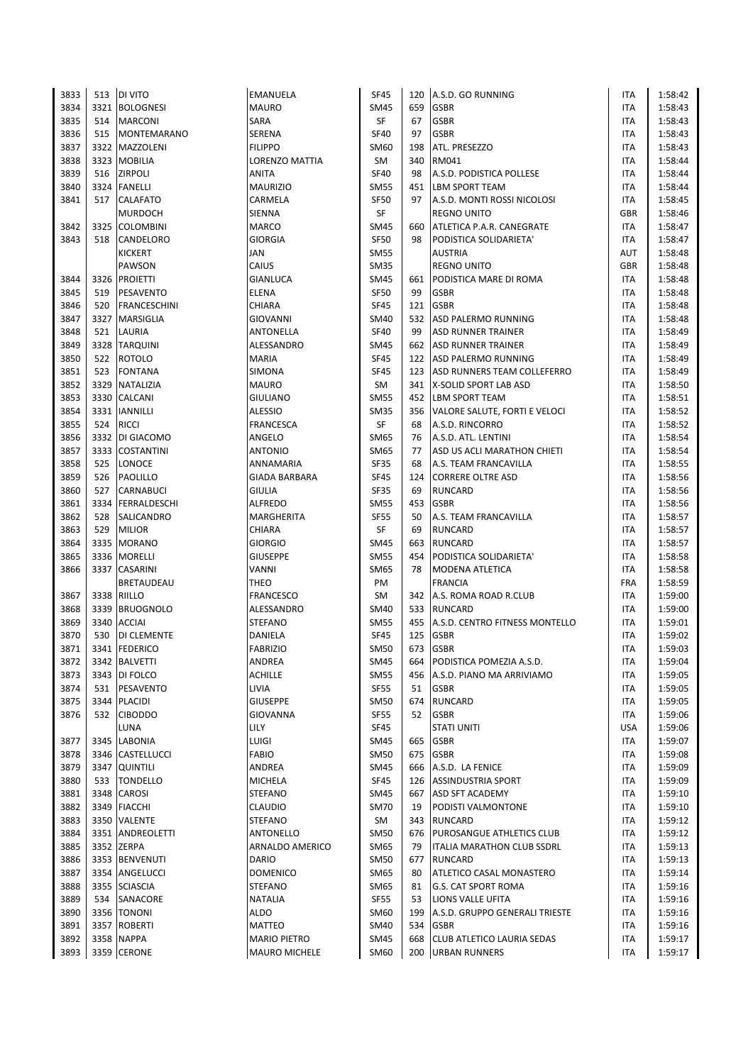| | | | | | | | | |
|---|---|---|---|---|---|---|---|---|
| 3833 | 513 | DI VITO | EMANUELA | SF45 | 120 | A.S.D. GO RUNNING | ITA | 1:58:42 |
| 3834 | 3321 | BOLOGNESI | MAURO | SM45 | 659 | GSBR | ITA | 1:58:43 |
| 3835 | 514 | MARCONI | SARA | SF | 67 | GSBR | ITA | 1:58:43 |
| 3836 | 515 | MONTEMARANO | SERENA | SF40 | 97 | GSBR | ITA | 1:58:43 |
| 3837 | 3322 | MAZZOLENI | FILIPPO | SM60 | 198 | ATL. PRESEZZO | ITA | 1:58:43 |
| 3838 | 3323 | MOBILIA | LORENZO MATTIA | SM | 340 | RM041 | ITA | 1:58:44 |
| 3839 | 516 | ZIRPOLI | ANITA | SF40 | 98 | A.S.D. PODISTICA POLLESE | ITA | 1:58:44 |
| 3840 | 3324 | FANELLI | MAURIZIO | SM55 | 451 | LBM SPORT TEAM | ITA | 1:58:44 |
| 3841 | 517 | CALAFATO | CARMELA | SF50 | 97 | A.S.D. MONTI ROSSI NICOLOSI | ITA | 1:58:45 |
| | | MURDOCH | SIENNA | SF | | REGNO UNITO | GBR | 1:58:46 |
| 3842 | 3325 | COLOMBINI | MARCO | SM45 | 660 | ATLETICA P.A.R. CANEGRATE | ITA | 1:58:47 |
| 3843 | 518 | CANDELORO | GIORGIA | SF50 | 98 | PODISTICA SOLIDARIETA' | ITA | 1:58:47 |
| | | KICKERT | JAN | SM55 | | AUSTRIA | AUT | 1:58:48 |
| | | PAWSON | CAIUS | SM35 | | REGNO UNITO | GBR | 1:58:48 |
| 3844 | 3326 | PROIETTI | GIANLUCA | SM45 | 661 | PODISTICA MARE DI ROMA | ITA | 1:58:48 |
| 3845 | 519 | PESAVENTO | ELENA | SF50 | 99 | GSBR | ITA | 1:58:48 |
| 3846 | 520 | FRANCESCHINI | CHIARA | SF45 | 121 | GSBR | ITA | 1:58:48 |
| 3847 | 3327 | MARSIGLIA | GIOVANNI | SM40 | 532 | ASD PALERMO RUNNING | ITA | 1:58:48 |
| 3848 | 521 | LAURIA | ANTONELLA | SF40 | 99 | ASD RUNNER TRAINER | ITA | 1:58:49 |
| 3849 | 3328 | TARQUINI | ALESSANDRO | SM45 | 662 | ASD RUNNER TRAINER | ITA | 1:58:49 |
| 3850 | 522 | ROTOLO | MARIA | SF45 | 122 | ASD PALERMO RUNNING | ITA | 1:58:49 |
| 3851 | 523 | FONTANA | SIMONA | SF45 | 123 | ASD RUNNERS TEAM COLLEFERRO | ITA | 1:58:49 |
| 3852 | 3329 | NATALIZIA | MAURO | SM | 341 | X-SOLID SPORT LAB ASD | ITA | 1:58:50 |
| 3853 | 3330 | CALCANI | GIULIANO | SM55 | 452 | LBM SPORT TEAM | ITA | 1:58:51 |
| 3854 | 3331 | IANNILLI | ALESSIO | SM35 | 356 | VALORE SALUTE, FORTI E VELOCI | ITA | 1:58:52 |
| 3855 | 524 | RICCI | FRANCESCA | SF | 68 | A.S.D. RINCORRO | ITA | 1:58:52 |
| 3856 | 3332 | DI GIACOMO | ANGELO | SM65 | 76 | A.S.D. ATL. LENTINI | ITA | 1:58:54 |
| 3857 | 3333 | COSTANTINI | ANTONIO | SM65 | 77 | ASD US ACLI MARATHON CHIETI | ITA | 1:58:54 |
| 3858 | 525 | LONOCE | ANNAMARIA | SF35 | 68 | A.S. TEAM FRANCAVILLA | ITA | 1:58:55 |
| 3859 | 526 | PAOLILLO | GIADA BARBARA | SF45 | 124 | CORRERE OLTRE ASD | ITA | 1:58:56 |
| 3860 | 527 | CARNABUCI | GIULIA | SF35 | 69 | RUNCARD | ITA | 1:58:56 |
| 3861 | 3334 | FERRALDESCHI | ALFREDO | SM55 | 453 | GSBR | ITA | 1:58:56 |
| 3862 | 528 | SALICANDRO | MARGHERITA | SF55 | 50 | A.S. TEAM FRANCAVILLA | ITA | 1:58:57 |
| 3863 | 529 | MILIOR | CHIARA | SF | 69 | RUNCARD | ITA | 1:58:57 |
| 3864 | 3335 | MORANO | GIORGIO | SM45 | 663 | RUNCARD | ITA | 1:58:57 |
| 3865 | 3336 | MORELLI | GIUSEPPE | SM55 | 454 | PODISTICA SOLIDARIETA' | ITA | 1:58:58 |
| 3866 | 3337 | CASARINI | VANNI | SM65 | 78 | MODENA ATLETICA | ITA | 1:58:58 |
| | | BRETAUDEAU | THEO | PM | | FRANCIA | FRA | 1:58:59 |
| 3867 | 3338 | RIILLO | FRANCESCO | SM | 342 | A.S. ROMA ROAD R.CLUB | ITA | 1:59:00 |
| 3868 | 3339 | BRUOGNOLO | ALESSANDRO | SM40 | 533 | RUNCARD | ITA | 1:59:00 |
| 3869 | 3340 | ACCIAI | STEFANO | SM55 | 455 | A.S.D. CENTRO FITNESS MONTELLO | ITA | 1:59:01 |
| 3870 | 530 | DI CLEMENTE | DANIELA | SF45 | 125 | GSBR | ITA | 1:59:02 |
| 3871 | 3341 | FEDERICO | FABRIZIO | SM50 | 673 | GSBR | ITA | 1:59:03 |
| 3872 | 3342 | BALVETTI | ANDREA | SM45 | 664 | PODISTICA POMEZIA A.S.D. | ITA | 1:59:04 |
| 3873 | 3343 | DI FOLCO | ACHILLE | SM55 | 456 | A.S.D. PIANO MA ARRIVIAMO | ITA | 1:59:05 |
| 3874 | 531 | PESAVENTO | LIVIA | SF55 | 51 | GSBR | ITA | 1:59:05 |
| 3875 | 3344 | PLACIDI | GIUSEPPE | SM50 | 674 | RUNCARD | ITA | 1:59:05 |
| 3876 | 532 | CIBODDO | GIOVANNA | SF55 | 52 | GSBR | ITA | 1:59:06 |
| | | LUNA | LILY | SF45 | | STATI UNITI | USA | 1:59:06 |
| 3877 | 3345 | LABONIA | LUIGI | SM45 | 665 | GSBR | ITA | 1:59:07 |
| 3878 | 3346 | CASTELLUCCI | FABIO | SM50 | 675 | GSBR | ITA | 1:59:08 |
| 3879 | 3347 | QUINTILI | ANDREA | SM45 | 666 | A.S.D. LA FENICE | ITA | 1:59:09 |
| 3880 | 533 | TONDELLO | MICHELA | SF45 | 126 | ASSINDUSTRIA SPORT | ITA | 1:59:09 |
| 3881 | 3348 | CAROSI | STEFANO | SM45 | 667 | ASD SFT ACADEMY | ITA | 1:59:10 |
| 3882 | 3349 | FIACCHI | CLAUDIO | SM70 | 19 | PODISTI VALMONTONE | ITA | 1:59:10 |
| 3883 | 3350 | VALENTE | STEFANO | SM | 343 | RUNCARD | ITA | 1:59:12 |
| 3884 | 3351 | ANDREOLETTI | ANTONELLO | SM50 | 676 | PUROSANGUE ATHLETICS CLUB | ITA | 1:59:12 |
| 3885 | 3352 | ZERPA | ARNALDO AMERICO | SM65 | 79 | ITALIA MARATHON CLUB SSDRL | ITA | 1:59:13 |
| 3886 | 3353 | BENVENUTI | DARIO | SM50 | 677 | RUNCARD | ITA | 1:59:13 |
| 3887 | 3354 | ANGELUCCI | DOMENICO | SM65 | 80 | ATLETICO CASAL MONASTERO | ITA | 1:59:14 |
| 3888 | 3355 | SCIASCIA | STEFANO | SM65 | 81 | G.S. CAT SPORT ROMA | ITA | 1:59:16 |
| 3889 | 534 | SANACORE | NATALIA | SF55 | 53 | LIONS VALLE UFITA | ITA | 1:59:16 |
| 3890 | 3356 | TONONI | ALDO | SM60 | 199 | A.S.D. GRUPPO GENERALI TRIESTE | ITA | 1:59:16 |
| 3891 | 3357 | ROBERTI | MATTEO | SM40 | 534 | GSBR | ITA | 1:59:16 |
| 3892 | 3358 | NAPPA | MARIO PIETRO | SM45 | 668 | CLUB ATLETICO LAURIA SEDAS | ITA | 1:59:17 |
| 3893 | 3359 | CERONE | MAURO MICHELE | SM60 | 200 | URBAN RUNNERS | ITA | 1:59:17 |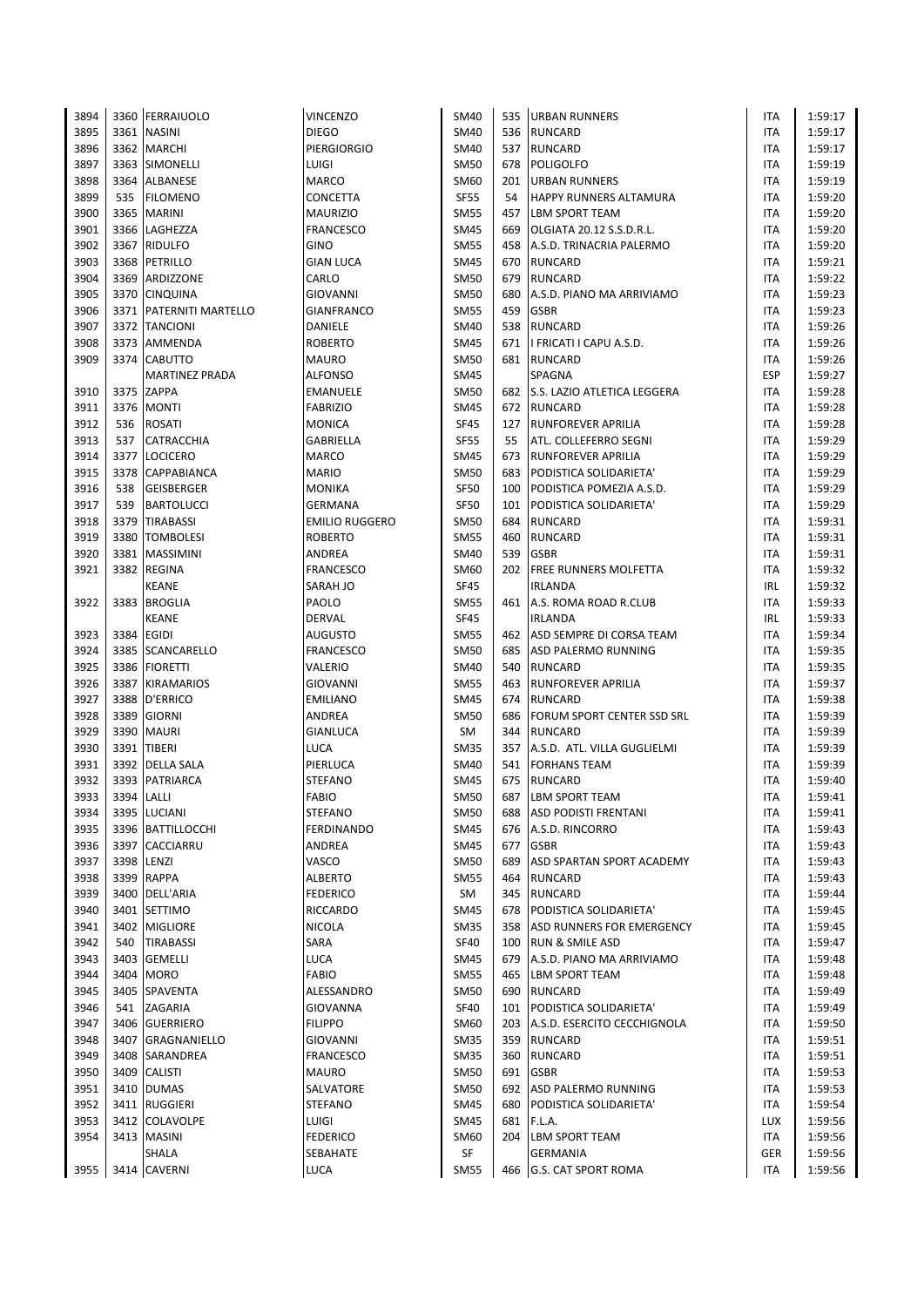| | | | | | | | | |
|---|---|---|---|---|---|---|---|---|
| 3894 | 3360 | FERRAIUOLO | VINCENZO | SM40 | 535 | URBAN RUNNERS | ITA | 1:59:17 |
| 3895 | 3361 | NASINI | DIEGO | SM40 | 536 | RUNCARD | ITA | 1:59:17 |
| 3896 | 3362 | MARCHI | PIERGIORGIO | SM40 | 537 | RUNCARD | ITA | 1:59:17 |
| 3897 | 3363 | SIMONELLI | LUIGI | SM50 | 678 | POLIGOLFO | ITA | 1:59:19 |
| 3898 | 3364 | ALBANESE | MARCO | SM60 | 201 | URBAN RUNNERS | ITA | 1:59:19 |
| 3899 | 535 | FILOMENO | CONCETTA | SF55 | 54 | HAPPY RUNNERS ALTAMURA | ITA | 1:59:20 |
| 3900 | 3365 | MARINI | MAURIZIO | SM55 | 457 | LBM SPORT TEAM | ITA | 1:59:20 |
| 3901 | 3366 | LAGHEZZA | FRANCESCO | SM45 | 669 | OLGIATA 20.12 S.S.D.R.L. | ITA | 1:59:20 |
| 3902 | 3367 | RIDULFO | GINO | SM55 | 458 | A.S.D. TRINACRIA PALERMO | ITA | 1:59:20 |
| 3903 | 3368 | PETRILLO | GIAN LUCA | SM45 | 670 | RUNCARD | ITA | 1:59:21 |
| 3904 | 3369 | ARDIZZONE | CARLO | SM50 | 679 | RUNCARD | ITA | 1:59:22 |
| 3905 | 3370 | CINQUINA | GIOVANNI | SM50 | 680 | A.S.D. PIANO MA ARRIVIAMO | ITA | 1:59:23 |
| 3906 | 3371 | PATERNITI MARTELLO | GIANFRANCO | SM55 | 459 | GSBR | ITA | 1:59:23 |
| 3907 | 3372 | TANCIONI | DANIELE | SM40 | 538 | RUNCARD | ITA | 1:59:26 |
| 3908 | 3373 | AMMENDA | ROBERTO | SM45 | 671 | I FRICATI I CAPU A.S.D. | ITA | 1:59:26 |
| 3909 | 3374 | CABUTTO | MAURO | SM50 | 681 | RUNCARD | ITA | 1:59:26 |
| | | MARTINEZ PRADA | ALFONSO | SM45 | | SPAGNA | ESP | 1:59:27 |
| 3910 | 3375 | ZAPPA | EMANUELE | SM50 | 682 | S.S. LAZIO ATLETICA LEGGERA | ITA | 1:59:28 |
| 3911 | 3376 | MONTI | FABRIZIO | SM45 | 672 | RUNCARD | ITA | 1:59:28 |
| 3912 | 536 | ROSATI | MONICA | SF45 | 127 | RUNFOREVER APRILIA | ITA | 1:59:28 |
| 3913 | 537 | CATRACCHIA | GABRIELLA | SF55 | 55 | ATL. COLLEFERRO SEGNI | ITA | 1:59:29 |
| 3914 | 3377 | LOCICERO | MARCO | SM45 | 673 | RUNFOREVER APRILIA | ITA | 1:59:29 |
| 3915 | 3378 | CAPPABIANCA | MARIO | SM50 | 683 | PODISTICA SOLIDARIETA' | ITA | 1:59:29 |
| 3916 | 538 | GEISBERGER | MONIKA | SF50 | 100 | PODISTICA POMEZIA A.S.D. | ITA | 1:59:29 |
| 3917 | 539 | BARTOLUCCI | GERMANA | SF50 | 101 | PODISTICA SOLIDARIETA' | ITA | 1:59:29 |
| 3918 | 3379 | TIRABASSI | EMILIO RUGGERO | SM50 | 684 | RUNCARD | ITA | 1:59:31 |
| 3919 | 3380 | TOMBOLESI | ROBERTO | SM55 | 460 | RUNCARD | ITA | 1:59:31 |
| 3920 | 3381 | MASSIMINI | ANDREA | SM40 | 539 | GSBR | ITA | 1:59:31 |
| 3921 | 3382 | REGINA | FRANCESCO | SM60 | 202 | FREE RUNNERS MOLFETTA | ITA | 1:59:32 |
| | | KEANE | SARAH JO | SF45 | | IRLANDA | IRL | 1:59:32 |
| 3922 | 3383 | BROGLIA | PAOLO | SM55 | 461 | A.S. ROMA ROAD R.CLUB | ITA | 1:59:33 |
| | | KEANE | DERVAL | SF45 | | IRLANDA | IRL | 1:59:33 |
| 3923 | 3384 | EGIDI | AUGUSTO | SM55 | 462 | ASD SEMPRE DI CORSA TEAM | ITA | 1:59:34 |
| 3924 | 3385 | SCANCARELLO | FRANCESCO | SM50 | 685 | ASD PALERMO RUNNING | ITA | 1:59:35 |
| 3925 | 3386 | FIORETTI | VALERIO | SM40 | 540 | RUNCARD | ITA | 1:59:35 |
| 3926 | 3387 | KIRAMARIOS | GIOVANNI | SM55 | 463 | RUNFOREVER APRILIA | ITA | 1:59:37 |
| 3927 | 3388 | D'ERRICO | EMILIANO | SM45 | 674 | RUNCARD | ITA | 1:59:38 |
| 3928 | 3389 | GIORNI | ANDREA | SM50 | 686 | FORUM SPORT CENTER SSD SRL | ITA | 1:59:39 |
| 3929 | 3390 | MAURI | GIANLUCA | SM | 344 | RUNCARD | ITA | 1:59:39 |
| 3930 | 3391 | TIBERI | LUCA | SM35 | 357 | A.S.D. ATL. VILLA GUGLIELMI | ITA | 1:59:39 |
| 3931 | 3392 | DELLA SALA | PIERLUCA | SM40 | 541 | FORHANS TEAM | ITA | 1:59:39 |
| 3932 | 3393 | PATRIARCA | STEFANO | SM45 | 675 | RUNCARD | ITA | 1:59:40 |
| 3933 | 3394 | LALLI | FABIO | SM50 | 687 | LBM SPORT TEAM | ITA | 1:59:41 |
| 3934 | 3395 | LUCIANI | STEFANO | SM50 | 688 | ASD PODISTI FRENTANI | ITA | 1:59:41 |
| 3935 | 3396 | BATTILLOCCHI | FERDINANDO | SM45 | 676 | A.S.D. RINCORRO | ITA | 1:59:43 |
| 3936 | 3397 | CACCIARRU | ANDREA | SM45 | 677 | GSBR | ITA | 1:59:43 |
| 3937 | 3398 | LENZI | VASCO | SM50 | 689 | ASD SPARTAN SPORT ACADEMY | ITA | 1:59:43 |
| 3938 | 3399 | RAPPA | ALBERTO | SM55 | 464 | RUNCARD | ITA | 1:59:43 |
| 3939 | 3400 | DELL'ARIA | FEDERICO | SM | 345 | RUNCARD | ITA | 1:59:44 |
| 3940 | 3401 | SETTIMO | RICCARDO | SM45 | 678 | PODISTICA SOLIDARIETA' | ITA | 1:59:45 |
| 3941 | 3402 | MIGLIORE | NICOLA | SM35 | 358 | ASD RUNNERS FOR EMERGENCY | ITA | 1:59:45 |
| 3942 | 540 | TIRABASSI | SARA | SF40 | 100 | RUN & SMILE ASD | ITA | 1:59:47 |
| 3943 | 3403 | GEMELLI | LUCA | SM45 | 679 | A.S.D. PIANO MA ARRIVIAMO | ITA | 1:59:48 |
| 3944 | 3404 | MORO | FABIO | SM55 | 465 | LBM SPORT TEAM | ITA | 1:59:48 |
| 3945 | 3405 | SPAVENTA | ALESSANDRO | SM50 | 690 | RUNCARD | ITA | 1:59:49 |
| 3946 | 541 | ZAGARIA | GIOVANNA | SF40 | 101 | PODISTICA SOLIDARIETA' | ITA | 1:59:49 |
| 3947 | 3406 | GUERRIERO | FILIPPO | SM60 | 203 | A.S.D. ESERCITO CECCHIGNOLA | ITA | 1:59:50 |
| 3948 | 3407 | GRAGNANIELLO | GIOVANNI | SM35 | 359 | RUNCARD | ITA | 1:59:51 |
| 3949 | 3408 | SARANDREA | FRANCESCO | SM35 | 360 | RUNCARD | ITA | 1:59:51 |
| 3950 | 3409 | CALISTI | MAURO | SM50 | 691 | GSBR | ITA | 1:59:53 |
| 3951 | 3410 | DUMAS | SALVATORE | SM50 | 692 | ASD PALERMO RUNNING | ITA | 1:59:53 |
| 3952 | 3411 | RUGGIERI | STEFANO | SM45 | 680 | PODISTICA SOLIDARIETA' | ITA | 1:59:54 |
| 3953 | 3412 | COLAVOLPE | LUIGI | SM45 | 681 | F.L.A. | LUX | 1:59:56 |
| 3954 | 3413 | MASINI | FEDERICO | SM60 | 204 | LBM SPORT TEAM | ITA | 1:59:56 |
| | | SHALA | SEBAHATE | SF | | GERMANIA | GER | 1:59:56 |
| 3955 | 3414 | CAVERNI | LUCA | SM55 | 466 | G.S. CAT SPORT ROMA | ITA | 1:59:56 |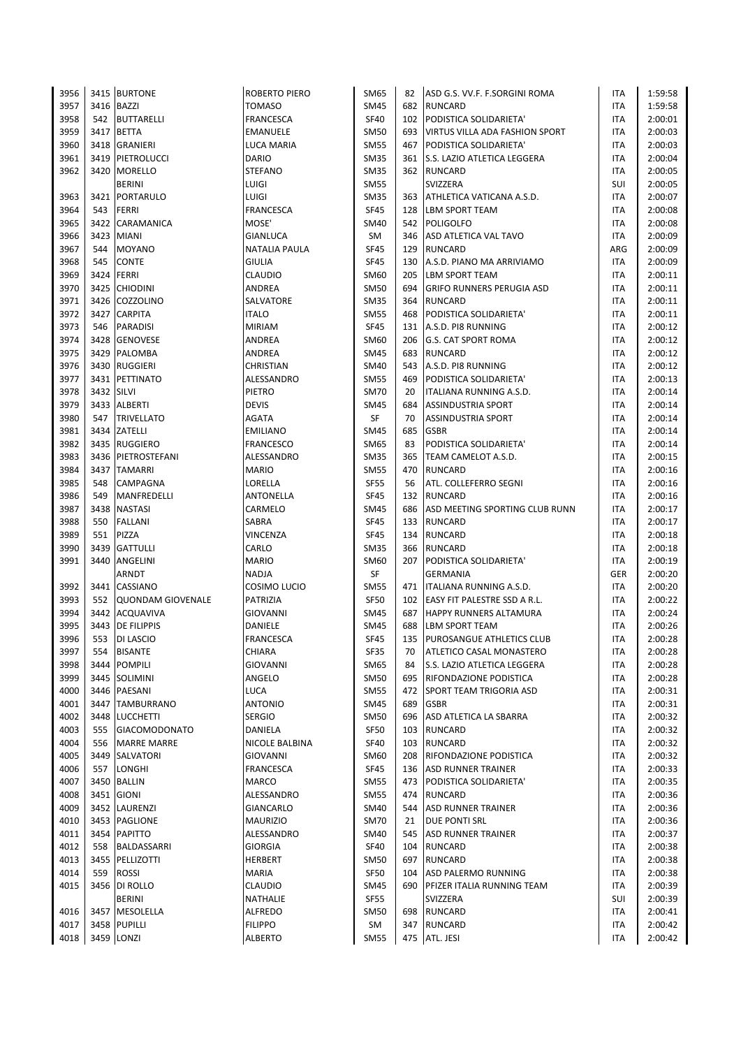| | | | | | | | | |
|---|---|---|---|---|---|---|---|---|
| 3956 | 3415 | BURTONE | ROBERTO PIERO | SM65 | 82 | ASD G.S. VV.F. F.SORGINI ROMA | ITA | 1:59:58 |
| 3957 | 3416 | BAZZI | TOMASO | SM45 | 682 | RUNCARD | ITA | 1:59:58 |
| 3958 | 542 | BUTTARELLI | FRANCESCA | SF40 | 102 | PODISTICA SOLIDARIETA' | ITA | 2:00:01 |
| 3959 | 3417 | BETTA | EMANUELE | SM50 | 693 | VIRTUS VILLA ADA FASHION SPORT | ITA | 2:00:03 |
| 3960 | 3418 | GRANIERI | LUCA MARIA | SM55 | 467 | PODISTICA SOLIDARIETA' | ITA | 2:00:03 |
| 3961 | 3419 | PIETROLUCCI | DARIO | SM35 | 361 | S.S. LAZIO ATLETICA LEGGERA | ITA | 2:00:04 |
| 3962 | 3420 | MORELLO | STEFANO | SM35 | 362 | RUNCARD | ITA | 2:00:05 |
| | | BERINI | LUIGI | SM55 | | SVIZZERA | SUI | 2:00:05 |
| 3963 | 3421 | PORTARULO | LUIGI | SM35 | 363 | ATHLETICA VATICANA A.S.D. | ITA | 2:00:07 |
| 3964 | 543 | FERRI | FRANCESCA | SF45 | 128 | LBM SPORT TEAM | ITA | 2:00:08 |
| 3965 | 3422 | CARAMANICA | MOSE' | SM40 | 542 | POLIGOLFO | ITA | 2:00:08 |
| 3966 | 3423 | MIANI | GIANLUCA | SM | 346 | ASD ATLETICA VAL TAVO | ITA | 2:00:09 |
| 3967 | 544 | MOYANO | NATALIA PAULA | SF45 | 129 | RUNCARD | ARG | 2:00:09 |
| 3968 | 545 | CONTE | GIULIA | SF45 | 130 | A.S.D. PIANO MA ARRIVIAMO | ITA | 2:00:09 |
| 3969 | 3424 | FERRI | CLAUDIO | SM60 | 205 | LBM SPORT TEAM | ITA | 2:00:11 |
| 3970 | 3425 | CHIODINI | ANDREA | SM50 | 694 | GRIFO RUNNERS PERUGIA ASD | ITA | 2:00:11 |
| 3971 | 3426 | COZZOLINO | SALVATORE | SM35 | 364 | RUNCARD | ITA | 2:00:11 |
| 3972 | 3427 | CARPITA | ITALO | SM55 | 468 | PODISTICA SOLIDARIETA' | ITA | 2:00:11 |
| 3973 | 546 | PARADISI | MIRIAM | SF45 | 131 | A.S.D. PI8 RUNNING | ITA | 2:00:12 |
| 3974 | 3428 | GENOVESE | ANDREA | SM60 | 206 | G.S. CAT SPORT ROMA | ITA | 2:00:12 |
| 3975 | 3429 | PALOMBA | ANDREA | SM45 | 683 | RUNCARD | ITA | 2:00:12 |
| 3976 | 3430 | RUGGIERI | CHRISTIAN | SM40 | 543 | A.S.D. PI8 RUNNING | ITA | 2:00:12 |
| 3977 | 3431 | PETTINATO | ALESSANDRO | SM55 | 469 | PODISTICA SOLIDARIETA' | ITA | 2:00:13 |
| 3978 | 3432 | SILVI | PIETRO | SM70 | 20 | ITALIANA RUNNING A.S.D. | ITA | 2:00:14 |
| 3979 | 3433 | ALBERTI | DEVIS | SM45 | 684 | ASSINDUSTRIA SPORT | ITA | 2:00:14 |
| 3980 | 547 | TRIVELLATO | AGATA | SF | 70 | ASSINDUSTRIA SPORT | ITA | 2:00:14 |
| 3981 | 3434 | ZATELLI | EMILIANO | SM45 | 685 | GSBR | ITA | 2:00:14 |
| 3982 | 3435 | RUGGIERO | FRANCESCO | SM65 | 83 | PODISTICA SOLIDARIETA' | ITA | 2:00:14 |
| 3983 | 3436 | PIETROSTEFANI | ALESSANDRO | SM35 | 365 | TEAM CAMELOT A.S.D. | ITA | 2:00:15 |
| 3984 | 3437 | TAMARRI | MARIO | SM55 | 470 | RUNCARD | ITA | 2:00:16 |
| 3985 | 548 | CAMPAGNA | LORELLA | SF55 | 56 | ATL. COLLEFERRO SEGNI | ITA | 2:00:16 |
| 3986 | 549 | MANFREDELLI | ANTONELLA | SF45 | 132 | RUNCARD | ITA | 2:00:16 |
| 3987 | 3438 | NASTASI | CARMELO | SM45 | 686 | ASD MEETING SPORTING CLUB RUNN | ITA | 2:00:17 |
| 3988 | 550 | FALLANI | SABRA | SF45 | 133 | RUNCARD | ITA | 2:00:17 |
| 3989 | 551 | PIZZA | VINCENZA | SF45 | 134 | RUNCARD | ITA | 2:00:18 |
| 3990 | 3439 | GATTULLI | CARLO | SM35 | 366 | RUNCARD | ITA | 2:00:18 |
| 3991 | 3440 | ANGELINI | MARIO | SM60 | 207 | PODISTICA SOLIDARIETA' | ITA | 2:00:19 |
| | | ARNDT | NADJA | SF | | GERMANIA | GER | 2:00:20 |
| 3992 | 3441 | CASSIANO | COSIMO LUCIO | SM55 | 471 | ITALIANA RUNNING A.S.D. | ITA | 2:00:20 |
| 3993 | 552 | QUONDAM GIOVENALE | PATRIZIA | SF50 | 102 | EASY FIT PALESTRE SSD A R.L. | ITA | 2:00:22 |
| 3994 | 3442 | ACQUAVIVA | GIOVANNI | SM45 | 687 | HAPPY RUNNERS ALTAMURA | ITA | 2:00:24 |
| 3995 | 3443 | DE FILIPPIS | DANIELE | SM45 | 688 | LBM SPORT TEAM | ITA | 2:00:26 |
| 3996 | 553 | DI LASCIO | FRANCESCA | SF45 | 135 | PUROSANGUE ATHLETICS CLUB | ITA | 2:00:28 |
| 3997 | 554 | BISANTE | CHIARA | SF35 | 70 | ATLETICO CASAL MONASTERO | ITA | 2:00:28 |
| 3998 | 3444 | POMPILI | GIOVANNI | SM65 | 84 | S.S. LAZIO ATLETICA LEGGERA | ITA | 2:00:28 |
| 3999 | 3445 | SOLIMINI | ANGELO | SM50 | 695 | RIFONDAZIONE PODISTICA | ITA | 2:00:28 |
| 4000 | 3446 | PAESANI | LUCA | SM55 | 472 | SPORT TEAM TRIGORIA ASD | ITA | 2:00:31 |
| 4001 | 3447 | TAMBURRANO | ANTONIO | SM45 | 689 | GSBR | ITA | 2:00:31 |
| 4002 | 3448 | LUCCHETTI | SERGIO | SM50 | 696 | ASD ATLETICA LA SBARRA | ITA | 2:00:32 |
| 4003 | 555 | GIACOMODONATO | DANIELA | SF50 | 103 | RUNCARD | ITA | 2:00:32 |
| 4004 | 556 | MARRE MARRE | NICOLE BALBINA | SF40 | 103 | RUNCARD | ITA | 2:00:32 |
| 4005 | 3449 | SALVATORI | GIOVANNI | SM60 | 208 | RIFONDAZIONE PODISTICA | ITA | 2:00:32 |
| 4006 | 557 | LONGHI | FRANCESCA | SF45 | 136 | ASD RUNNER TRAINER | ITA | 2:00:33 |
| 4007 | 3450 | BALLIN | MARCO | SM55 | 473 | PODISTICA SOLIDARIETA' | ITA | 2:00:35 |
| 4008 | 3451 | GIONI | ALESSANDRO | SM55 | 474 | RUNCARD | ITA | 2:00:36 |
| 4009 | 3452 | LAURENZI | GIANCARLO | SM40 | 544 | ASD RUNNER TRAINER | ITA | 2:00:36 |
| 4010 | 3453 | PAGLIONE | MAURIZIO | SM70 | 21 | DUE PONTI SRL | ITA | 2:00:36 |
| 4011 | 3454 | PAPITTO | ALESSANDRO | SM40 | 545 | ASD RUNNER TRAINER | ITA | 2:00:37 |
| 4012 | 558 | BALDASSARRI | GIORGIA | SF40 | 104 | RUNCARD | ITA | 2:00:38 |
| 4013 | 3455 | PELLIZOTTI | HERBERT | SM50 | 697 | RUNCARD | ITA | 2:00:38 |
| 4014 | 559 | ROSSI | MARIA | SF50 | 104 | ASD PALERMO RUNNING | ITA | 2:00:38 |
| 4015 | 3456 | DI ROLLO | CLAUDIO | SM45 | 690 | PFIZER ITALIA RUNNING TEAM | ITA | 2:00:39 |
| | | BERINI | NATHALIE | SF55 | | SVIZZERA | SUI | 2:00:39 |
| 4016 | 3457 | MESOLELLA | ALFREDO | SM50 | 698 | RUNCARD | ITA | 2:00:41 |
| 4017 | 3458 | PUPILLI | FILIPPO | SM | 347 | RUNCARD | ITA | 2:00:42 |
| 4018 | 3459 | LONZI | ALBERTO | SM55 | 475 | ATL. JESI | ITA | 2:00:42 |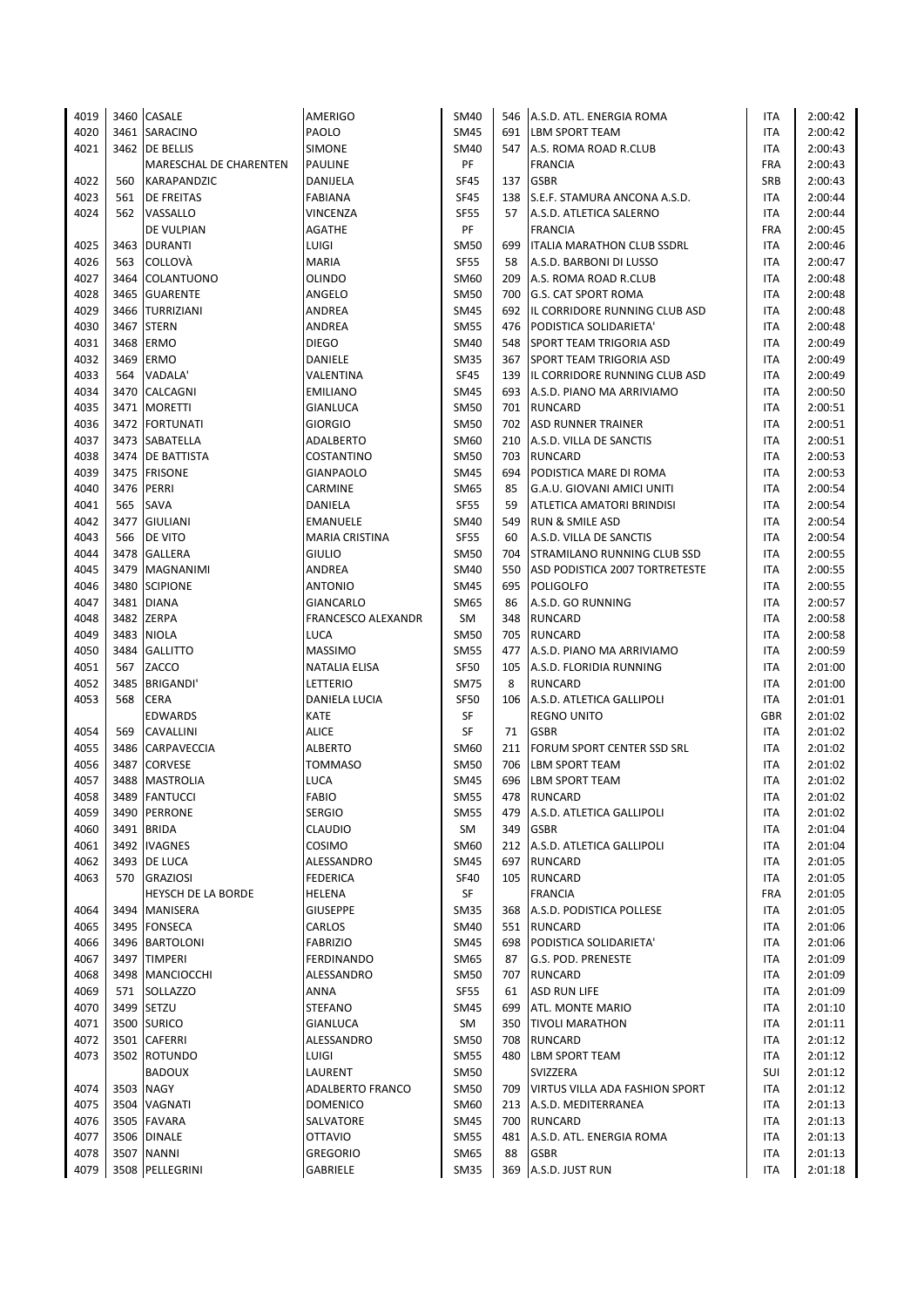| | | | | | | | | |
|---|---|---|---|---|---|---|---|---|
| 4019 | 3460 | CASALE | AMERIGO | SM40 | 546 | A.S.D. ATL. ENERGIA ROMA | ITA | 2:00:42 |
| 4020 | 3461 | SARACINO | PAOLO | SM45 | 691 | LBM SPORT TEAM | ITA | 2:00:42 |
| 4021 | 3462 | DE BELLIS | SIMONE | SM40 | 547 | A.S. ROMA ROAD R.CLUB | ITA | 2:00:43 |
| | | MARESCHAL DE CHARENTEN | PAULINE | PF | | FRANCIA | FRA | 2:00:43 |
| 4022 | 560 | KARAPANDZIC | DANIJELA | SF45 | 137 | GSBR | SRB | 2:00:43 |
| 4023 | 561 | DE FREITAS | FABIANA | SF45 | 138 | S.E.F. STAMURA ANCONA A.S.D. | ITA | 2:00:44 |
| 4024 | 562 | VASSALLO | VINCENZA | SF55 | 57 | A.S.D. ATLETICA SALERNO | ITA | 2:00:44 |
| | | DE VULPIAN | AGATHE | PF | | FRANCIA | FRA | 2:00:45 |
| 4025 | 3463 | DURANTI | LUIGI | SM50 | 699 | ITALIA MARATHON CLUB SSDRL | ITA | 2:00:46 |
| 4026 | 563 | COLLOVÀ | MARIA | SF55 | 58 | A.S.D. BARBONI DI LUSSO | ITA | 2:00:47 |
| 4027 | 3464 | COLANTUONO | OLINDO | SM60 | 209 | A.S. ROMA ROAD R.CLUB | ITA | 2:00:48 |
| 4028 | 3465 | GUARENTE | ANGELO | SM50 | 700 | G.S. CAT SPORT ROMA | ITA | 2:00:48 |
| 4029 | 3466 | TURRIZIANI | ANDREA | SM45 | 692 | IL CORRIDORE RUNNING CLUB ASD | ITA | 2:00:48 |
| 4030 | 3467 | STERN | ANDREA | SM55 | 476 | PODISTICA SOLIDARIETA' | ITA | 2:00:48 |
| 4031 | 3468 | ERMO | DIEGO | SM40 | 548 | SPORT TEAM TRIGORIA ASD | ITA | 2:00:49 |
| 4032 | 3469 | ERMO | DANIELE | SM35 | 367 | SPORT TEAM TRIGORIA ASD | ITA | 2:00:49 |
| 4033 | 564 | VADALA' | VALENTINA | SF45 | 139 | IL CORRIDORE RUNNING CLUB ASD | ITA | 2:00:49 |
| 4034 | 3470 | CALCAGNI | EMILIANO | SM45 | 693 | A.S.D. PIANO MA ARRIVIAMO | ITA | 2:00:50 |
| 4035 | 3471 | MORETTI | GIANLUCA | SM50 | 701 | RUNCARD | ITA | 2:00:51 |
| 4036 | 3472 | FORTUNATI | GIORGIO | SM50 | 702 | ASD RUNNER TRAINER | ITA | 2:00:51 |
| 4037 | 3473 | SABATELLA | ADALBERTO | SM60 | 210 | A.S.D. VILLA DE SANCTIS | ITA | 2:00:51 |
| 4038 | 3474 | DE BATTISTA | COSTANTINO | SM50 | 703 | RUNCARD | ITA | 2:00:53 |
| 4039 | 3475 | FRISONE | GIANPAOLO | SM45 | 694 | PODISTICA MARE DI ROMA | ITA | 2:00:53 |
| 4040 | 3476 | PERRI | CARMINE | SM65 | 85 | G.A.U. GIOVANI AMICI UNITI | ITA | 2:00:54 |
| 4041 | 565 | SAVA | DANIELA | SF55 | 59 | ATLETICA AMATORI BRINDISI | ITA | 2:00:54 |
| 4042 | 3477 | GIULIANI | EMANUELE | SM40 | 549 | RUN & SMILE ASD | ITA | 2:00:54 |
| 4043 | 566 | DE VITO | MARIA CRISTINA | SF55 | 60 | A.S.D. VILLA DE SANCTIS | ITA | 2:00:54 |
| 4044 | 3478 | GALLERA | GIULIO | SM50 | 704 | STRAMILANO RUNNING CLUB SSD | ITA | 2:00:55 |
| 4045 | 3479 | MAGNANIMI | ANDREA | SM40 | 550 | ASD PODISTICA 2007 TORTRETESTE | ITA | 2:00:55 |
| 4046 | 3480 | SCIPIONE | ANTONIO | SM45 | 695 | POLIGOLFO | ITA | 2:00:55 |
| 4047 | 3481 | DIANA | GIANCARLO | SM65 | 86 | A.S.D. GO RUNNING | ITA | 2:00:57 |
| 4048 | 3482 | ZERPA | FRANCESCO ALEXANDR | SM | 348 | RUNCARD | ITA | 2:00:58 |
| 4049 | 3483 | NIOLA | LUCA | SM50 | 705 | RUNCARD | ITA | 2:00:58 |
| 4050 | 3484 | GALLITTO | MASSIMO | SM55 | 477 | A.S.D. PIANO MA ARRIVIAMO | ITA | 2:00:59 |
| 4051 | 567 | ZACCO | NATALIA ELISA | SF50 | 105 | A.S.D. FLORIDIA RUNNING | ITA | 2:01:00 |
| 4052 | 3485 | BRIGANDI' | LETTERIO | SM75 | 8 | RUNCARD | ITA | 2:01:00 |
| 4053 | 568 | CERA | DANIELA LUCIA | SF50 | 106 | A.S.D. ATLETICA GALLIPOLI | ITA | 2:01:01 |
| | | EDWARDS | KATE | SF | | REGNO UNITO | GBR | 2:01:02 |
| 4054 | 569 | CAVALLINI | ALICE | SF | 71 | GSBR | ITA | 2:01:02 |
| 4055 | 3486 | CARPAVECCIA | ALBERTO | SM60 | 211 | FORUM SPORT CENTER SSD SRL | ITA | 2:01:02 |
| 4056 | 3487 | CORVESE | TOMMASO | SM50 | 706 | LBM SPORT TEAM | ITA | 2:01:02 |
| 4057 | 3488 | MASTROLIA | LUCA | SM45 | 696 | LBM SPORT TEAM | ITA | 2:01:02 |
| 4058 | 3489 | FANTUCCI | FABIO | SM55 | 478 | RUNCARD | ITA | 2:01:02 |
| 4059 | 3490 | PERRONE | SERGIO | SM55 | 479 | A.S.D. ATLETICA GALLIPOLI | ITA | 2:01:02 |
| 4060 | 3491 | BRIDA | CLAUDIO | SM | 349 | GSBR | ITA | 2:01:04 |
| 4061 | 3492 | IVAGNES | COSIMO | SM60 | 212 | A.S.D. ATLETICA GALLIPOLI | ITA | 2:01:04 |
| 4062 | 3493 | DE LUCA | ALESSANDRO | SM45 | 697 | RUNCARD | ITA | 2:01:05 |
| 4063 | 570 | GRAZIOSI | FEDERICA | SF40 | 105 | RUNCARD | ITA | 2:01:05 |
| | | HEYSCH DE LA BORDE | HELENA | SF | | FRANCIA | FRA | 2:01:05 |
| 4064 | 3494 | MANISERA | GIUSEPPE | SM35 | 368 | A.S.D. PODISTICA POLLESE | ITA | 2:01:05 |
| 4065 | 3495 | FONSECA | CARLOS | SM40 | 551 | RUNCARD | ITA | 2:01:06 |
| 4066 | 3496 | BARTOLONI | FABRIZIO | SM45 | 698 | PODISTICA SOLIDARIETA' | ITA | 2:01:06 |
| 4067 | 3497 | TIMPERI | FERDINANDO | SM65 | 87 | G.S. POD. PRENESTE | ITA | 2:01:09 |
| 4068 | 3498 | MANCIOCCHI | ALESSANDRO | SM50 | 707 | RUNCARD | ITA | 2:01:09 |
| 4069 | 571 | SOLLAZZO | ANNA | SF55 | 61 | ASD RUN LIFE | ITA | 2:01:09 |
| 4070 | 3499 | SETZU | STEFANO | SM45 | 699 | ATL. MONTE MARIO | ITA | 2:01:10 |
| 4071 | 3500 | SURICO | GIANLUCA | SM | 350 | TIVOLI MARATHON | ITA | 2:01:11 |
| 4072 | 3501 | CAFERRI | ALESSANDRO | SM50 | 708 | RUNCARD | ITA | 2:01:12 |
| 4073 | 3502 | ROTUNDO | LUIGI | SM55 | 480 | LBM SPORT TEAM | ITA | 2:01:12 |
| | | BADOUX | LAURENT | SM50 | | SVIZZERA | SUI | 2:01:12 |
| 4074 | 3503 | NAGY | ADALBERTO FRANCO | SM50 | 709 | VIRTUS VILLA ADA FASHION SPORT | ITA | 2:01:12 |
| 4075 | 3504 | VAGNATI | DOMENICO | SM60 | 213 | A.S.D. MEDITERRANEA | ITA | 2:01:13 |
| 4076 | 3505 | FAVARA | SALVATORE | SM45 | 700 | RUNCARD | ITA | 2:01:13 |
| 4077 | 3506 | DINALE | OTTAVIO | SM55 | 481 | A.S.D. ATL. ENERGIA ROMA | ITA | 2:01:13 |
| 4078 | 3507 | NANNI | GREGORIO | SM65 | 88 | GSBR | ITA | 2:01:13 |
| 4079 | 3508 | PELLEGRINI | GABRIELE | SM35 | 369 | A.S.D. JUST RUN | ITA | 2:01:18 |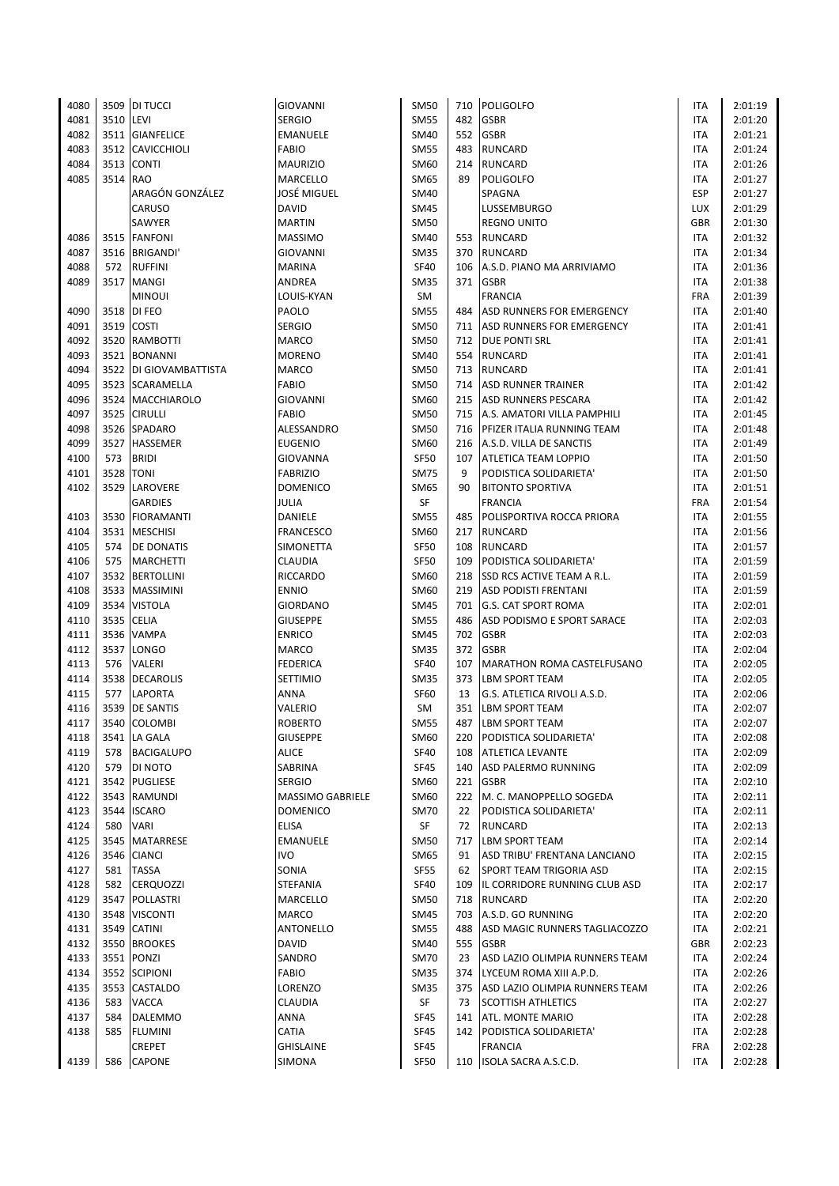| | | | | | | | | |
|---|---|---|---|---|---|---|---|---|
| 4080 | 3509 | DI TUCCI | GIOVANNI | SM50 | 710 | POLIGOLFO | ITA | 2:01:19 |
| 4081 | 3510 | LEVI | SERGIO | SM55 | 482 | GSBR | ITA | 2:01:20 |
| 4082 | 3511 | GIANFELICE | EMANUELE | SM40 | 552 | GSBR | ITA | 2:01:21 |
| 4083 | 3512 | CAVICCHIOLI | FABIO | SM55 | 483 | RUNCARD | ITA | 2:01:24 |
| 4084 | 3513 | CONTI | MAURIZIO | SM60 | 214 | RUNCARD | ITA | 2:01:26 |
| 4085 | 3514 | RAO | MARCELLO | SM65 | 89 | POLIGOLFO | ITA | 2:01:27 |
| | | ARAGÓN GONZÁLEZ | JOSÉ MIGUEL | SM40 | | SPAGNA | ESP | 2:01:27 |
| | | CARUSO | DAVID | SM45 | | LUSSEMBURGO | LUX | 2:01:29 |
| | | SAWYER | MARTIN | SM50 | | REGNO UNITO | GBR | 2:01:30 |
| 4086 | 3515 | FANFONI | MASSIMO | SM40 | 553 | RUNCARD | ITA | 2:01:32 |
| 4087 | 3516 | BRIGANDI' | GIOVANNI | SM35 | 370 | RUNCARD | ITA | 2:01:34 |
| 4088 | 572 | RUFFINI | MARINA | SF40 | 106 | A.S.D. PIANO MA ARRIVIAMO | ITA | 2:01:36 |
| 4089 | 3517 | MANGI | ANDREA | SM35 | 371 | GSBR | ITA | 2:01:38 |
| | | MINOUI | LOUIS-KYAN | SM | | FRANCIA | FRA | 2:01:39 |
| 4090 | 3518 | DI FEO | PAOLO | SM55 | 484 | ASD RUNNERS FOR EMERGENCY | ITA | 2:01:40 |
| 4091 | 3519 | COSTI | SERGIO | SM50 | 711 | ASD RUNNERS FOR EMERGENCY | ITA | 2:01:41 |
| 4092 | 3520 | RAMBOTTI | MARCO | SM50 | 712 | DUE PONTI SRL | ITA | 2:01:41 |
| 4093 | 3521 | BONANNI | MORENO | SM40 | 554 | RUNCARD | ITA | 2:01:41 |
| 4094 | 3522 | DI GIOVAMBATTISTA | MARCO | SM50 | 713 | RUNCARD | ITA | 2:01:41 |
| 4095 | 3523 | SCARAMELLA | FABIO | SM50 | 714 | ASD RUNNER TRAINER | ITA | 2:01:42 |
| 4096 | 3524 | MACCHIAROLO | GIOVANNI | SM60 | 215 | ASD RUNNERS PESCARA | ITA | 2:01:42 |
| 4097 | 3525 | CIRULLI | FABIO | SM50 | 715 | A.S. AMATORI VILLA PAMPHILI | ITA | 2:01:45 |
| 4098 | 3526 | SPADARO | ALESSANDRO | SM50 | 716 | PFIZER ITALIA RUNNING TEAM | ITA | 2:01:48 |
| 4099 | 3527 | HASSEMER | EUGENIO | SM60 | 216 | A.S.D. VILLA DE SANCTIS | ITA | 2:01:49 |
| 4100 | 573 | BRIDI | GIOVANNA | SF50 | 107 | ATLETICA TEAM LOPPIO | ITA | 2:01:50 |
| 4101 | 3528 | TONI | FABRIZIO | SM75 | 9 | PODISTICA SOLIDARIETA' | ITA | 2:01:50 |
| 4102 | 3529 | LAROVERE | DOMENICO | SM65 | 90 | BITONTO SPORTIVA | ITA | 2:01:51 |
| | | GARDIES | JULIA | SF | | FRANCIA | FRA | 2:01:54 |
| 4103 | 3530 | FIORAMANTI | DANIELE | SM55 | 485 | POLISPORTIVA ROCCA PRIORA | ITA | 2:01:55 |
| 4104 | 3531 | MESCHISI | FRANCESCO | SM60 | 217 | RUNCARD | ITA | 2:01:56 |
| 4105 | 574 | DE DONATIS | SIMONETTA | SF50 | 108 | RUNCARD | ITA | 2:01:57 |
| 4106 | 575 | MARCHETTI | CLAUDIA | SF50 | 109 | PODISTICA SOLIDARIETA' | ITA | 2:01:59 |
| 4107 | 3532 | BERTOLLINI | RICCARDO | SM60 | 218 | SSD RCS ACTIVE TEAM A R.L. | ITA | 2:01:59 |
| 4108 | 3533 | MASSIMINI | ENNIO | SM60 | 219 | ASD PODISTI FRENTANI | ITA | 2:01:59 |
| 4109 | 3534 | VISTOLA | GIORDANO | SM45 | 701 | G.S. CAT SPORT ROMA | ITA | 2:02:01 |
| 4110 | 3535 | CELIA | GIUSEPPE | SM55 | 486 | ASD PODISMO E SPORT SARACE | ITA | 2:02:03 |
| 4111 | 3536 | VAMPA | ENRICO | SM45 | 702 | GSBR | ITA | 2:02:03 |
| 4112 | 3537 | LONGO | MARCO | SM35 | 372 | GSBR | ITA | 2:02:04 |
| 4113 | 576 | VALERI | FEDERICA | SF40 | 107 | MARATHON ROMA CASTELFUSANO | ITA | 2:02:05 |
| 4114 | 3538 | DECAROLIS | SETTIMIO | SM35 | 373 | LBM SPORT TEAM | ITA | 2:02:05 |
| 4115 | 577 | LAPORTA | ANNA | SF60 | 13 | G.S. ATLETICA RIVOLI A.S.D. | ITA | 2:02:06 |
| 4116 | 3539 | DE SANTIS | VALERIO | SM | 351 | LBM SPORT TEAM | ITA | 2:02:07 |
| 4117 | 3540 | COLOMBI | ROBERTO | SM55 | 487 | LBM SPORT TEAM | ITA | 2:02:07 |
| 4118 | 3541 | LA GALA | GIUSEPPE | SM60 | 220 | PODISTICA SOLIDARIETA' | ITA | 2:02:08 |
| 4119 | 578 | BACIGALUPO | ALICE | SF40 | 108 | ATLETICA LEVANTE | ITA | 2:02:09 |
| 4120 | 579 | DI NOTO | SABRINA | SF45 | 140 | ASD PALERMO RUNNING | ITA | 2:02:09 |
| 4121 | 3542 | PUGLIESE | SERGIO | SM60 | 221 | GSBR | ITA | 2:02:10 |
| 4122 | 3543 | RAMUNDI | MASSIMO GABRIELE | SM60 | 222 | M. C. MANOPPELLO SOGEDA | ITA | 2:02:11 |
| 4123 | 3544 | ISCARO | DOMENICO | SM70 | 22 | PODISTICA SOLIDARIETA' | ITA | 2:02:11 |
| 4124 | 580 | VARI | ELISA | SF | 72 | RUNCARD | ITA | 2:02:13 |
| 4125 | 3545 | MATARRESE | EMANUELE | SM50 | 717 | LBM SPORT TEAM | ITA | 2:02:14 |
| 4126 | 3546 | CIANCI | IVO | SM65 | 91 | ASD TRIBU' FRENTANA LANCIANO | ITA | 2:02:15 |
| 4127 | 581 | TASSA | SONIA | SF55 | 62 | SPORT TEAM TRIGORIA ASD | ITA | 2:02:15 |
| 4128 | 582 | CERQUOZZI | STEFANIA | SF40 | 109 | IL CORRIDORE RUNNING CLUB ASD | ITA | 2:02:17 |
| 4129 | 3547 | POLLASTRI | MARCELLO | SM50 | 718 | RUNCARD | ITA | 2:02:20 |
| 4130 | 3548 | VISCONTI | MARCO | SM45 | 703 | A.S.D. GO RUNNING | ITA | 2:02:20 |
| 4131 | 3549 | CATINI | ANTONELLO | SM55 | 488 | ASD MAGIC RUNNERS TAGLIACOZZO | ITA | 2:02:21 |
| 4132 | 3550 | BROOKES | DAVID | SM40 | 555 | GSBR | GBR | 2:02:23 |
| 4133 | 3551 | PONZI | SANDRO | SM70 | 23 | ASD LAZIO OLIMPIA RUNNERS TEAM | ITA | 2:02:24 |
| 4134 | 3552 | SCIPIONI | FABIO | SM35 | 374 | LYCEUM ROMA XIII A.P.D. | ITA | 2:02:26 |
| 4135 | 3553 | CASTALDO | LORENZO | SM35 | 375 | ASD LAZIO OLIMPIA RUNNERS TEAM | ITA | 2:02:26 |
| 4136 | 583 | VACCA | CLAUDIA | SF | 73 | SCOTTISH ATHLETICS | ITA | 2:02:27 |
| 4137 | 584 | DALEMMO | ANNA | SF45 | 141 | ATL. MONTE MARIO | ITA | 2:02:28 |
| 4138 | 585 | FLUMINI | CATIA | SF45 | 142 | PODISTICA SOLIDARIETA' | ITA | 2:02:28 |
| | | CREPET | GHISLAINE | SF45 | | FRANCIA | FRA | 2:02:28 |
| 4139 | 586 | CAPONE | SIMONA | SF50 | 110 | ISOLA SACRA A.S.C.D. | ITA | 2:02:28 |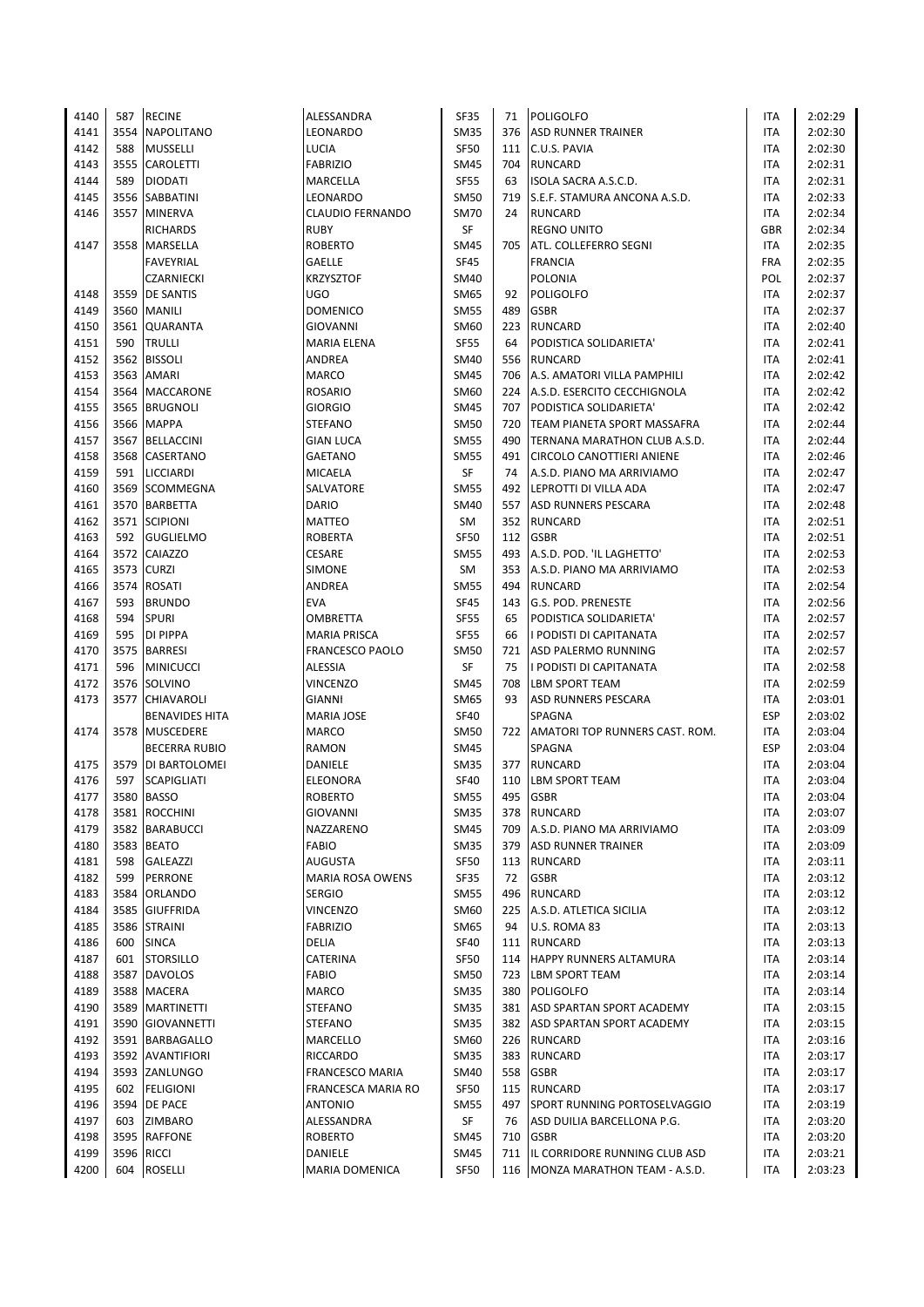| | | | | | | | | |
|---|---|---|---|---|---|---|---|---|
| 4140 | 587 | RECINE | ALESSANDRA | SF35 | 71 | POLIGOLFO | ITA | 2:02:29 |
| 4141 | 3554 | NAPOLITANO | LEONARDO | SM35 | 376 | ASD RUNNER TRAINER | ITA | 2:02:30 |
| 4142 | 588 | MUSSELLI | LUCIA | SF50 | 111 | C.U.S. PAVIA | ITA | 2:02:30 |
| 4143 | 3555 | CAROLETTI | FABRIZIO | SM45 | 704 | RUNCARD | ITA | 2:02:31 |
| 4144 | 589 | DIODATI | MARCELLA | SF55 | 63 | ISOLA SACRA A.S.C.D. | ITA | 2:02:31 |
| 4145 | 3556 | SABBATINI | LEONARDO | SM50 | 719 | S.E.F. STAMURA ANCONA A.S.D. | ITA | 2:02:33 |
| 4146 | 3557 | MINERVA | CLAUDIO FERNANDO | SM70 | 24 | RUNCARD | ITA | 2:02:34 |
| | | RICHARDS | RUBY | SF | | REGNO UNITO | GBR | 2:02:34 |
| 4147 | 3558 | MARSELLA | ROBERTO | SM45 | 705 | ATL. COLLEFERRO SEGNI | ITA | 2:02:35 |
| | | FAVEYRIAL | GAELLE | SF45 | | FRANCIA | FRA | 2:02:35 |
| | | CZARNIECKI | KRZYSZTOF | SM40 | | POLONIA | POL | 2:02:37 |
| 4148 | 3559 | DE SANTIS | UGO | SM65 | 92 | POLIGOLFO | ITA | 2:02:37 |
| 4149 | 3560 | MANILI | DOMENICO | SM55 | 489 | GSBR | ITA | 2:02:37 |
| 4150 | 3561 | QUARANTA | GIOVANNI | SM60 | 223 | RUNCARD | ITA | 2:02:40 |
| 4151 | 590 | TRULLI | MARIA ELENA | SF55 | 64 | PODISTICA SOLIDARIETA' | ITA | 2:02:41 |
| 4152 | 3562 | BISSOLI | ANDREA | SM40 | 556 | RUNCARD | ITA | 2:02:41 |
| 4153 | 3563 | AMARI | MARCO | SM45 | 706 | A.S. AMATORI VILLA PAMPHILI | ITA | 2:02:42 |
| 4154 | 3564 | MACCARONE | ROSARIO | SM60 | 224 | A.S.D. ESERCITO CECCHIGNOLA | ITA | 2:02:42 |
| 4155 | 3565 | BRUGNOLI | GIORGIO | SM45 | 707 | PODISTICA SOLIDARIETA' | ITA | 2:02:42 |
| 4156 | 3566 | MAPPA | STEFANO | SM50 | 720 | TEAM PIANETA SPORT MASSAFRA | ITA | 2:02:44 |
| 4157 | 3567 | BELLACCINI | GIAN LUCA | SM55 | 490 | TERNANA MARATHON CLUB A.S.D. | ITA | 2:02:44 |
| 4158 | 3568 | CASERTANO | GAETANO | SM55 | 491 | CIRCOLO CANOTTIERI ANIENE | ITA | 2:02:46 |
| 4159 | 591 | LICCIARDI | MICAELA | SF | 74 | A.S.D. PIANO MA ARRIVIAMO | ITA | 2:02:47 |
| 4160 | 3569 | SCOMMEGNA | SALVATORE | SM55 | 492 | LEPROTTI DI VILLA ADA | ITA | 2:02:47 |
| 4161 | 3570 | BARBETTA | DARIO | SM40 | 557 | ASD RUNNERS PESCARA | ITA | 2:02:48 |
| 4162 | 3571 | SCIPIONI | MATTEO | SM | 352 | RUNCARD | ITA | 2:02:51 |
| 4163 | 592 | GUGLIELMO | ROBERTA | SF50 | 112 | GSBR | ITA | 2:02:51 |
| 4164 | 3572 | CAIAZZO | CESARE | SM55 | 493 | A.S.D. POD. 'IL LAGHETTO' | ITA | 2:02:53 |
| 4165 | 3573 | CURZI | SIMONE | SM | 353 | A.S.D. PIANO MA ARRIVIAMO | ITA | 2:02:53 |
| 4166 | 3574 | ROSATI | ANDREA | SM55 | 494 | RUNCARD | ITA | 2:02:54 |
| 4167 | 593 | BRUNDO | EVA | SF45 | 143 | G.S. POD. PRENESTE | ITA | 2:02:56 |
| 4168 | 594 | SPURI | OMBRETTA | SF55 | 65 | PODISTICA SOLIDARIETA' | ITA | 2:02:57 |
| 4169 | 595 | DI PIPPA | MARIA PRISCA | SF55 | 66 | I PODISTI DI CAPITANATA | ITA | 2:02:57 |
| 4170 | 3575 | BARRESI | FRANCESCO PAOLO | SM50 | 721 | ASD PALERMO RUNNING | ITA | 2:02:57 |
| 4171 | 596 | MINICUCCI | ALESSIA | SF | 75 | I PODISTI DI CAPITANATA | ITA | 2:02:58 |
| 4172 | 3576 | SOLVINO | VINCENZO | SM45 | 708 | LBM SPORT TEAM | ITA | 2:02:59 |
| 4173 | 3577 | CHIAVAROLI | GIANNI | SM65 | 93 | ASD RUNNERS PESCARA | ITA | 2:03:01 |
| | | BENAVIDES HITA | MARIA JOSE | SF40 | | SPAGNA | ESP | 2:03:02 |
| 4174 | 3578 | MUSCEDERE | MARCO | SM50 | 722 | AMATORI TOP RUNNERS CAST. ROM. | ITA | 2:03:04 |
| | | BECERRA RUBIO | RAMON | SM45 | | SPAGNA | ESP | 2:03:04 |
| 4175 | 3579 | DI BARTOLOMEI | DANIELE | SM35 | 377 | RUNCARD | ITA | 2:03:04 |
| 4176 | 597 | SCAPIGLIATI | ELEONORA | SF40 | 110 | LBM SPORT TEAM | ITA | 2:03:04 |
| 4177 | 3580 | BASSO | ROBERTO | SM55 | 495 | GSBR | ITA | 2:03:04 |
| 4178 | 3581 | ROCCHINI | GIOVANNI | SM35 | 378 | RUNCARD | ITA | 2:03:07 |
| 4179 | 3582 | BARABUCCI | NAZZARENO | SM45 | 709 | A.S.D. PIANO MA ARRIVIAMO | ITA | 2:03:09 |
| 4180 | 3583 | BEATO | FABIO | SM35 | 379 | ASD RUNNER TRAINER | ITA | 2:03:09 |
| 4181 | 598 | GALEAZZI | AUGUSTA | SF50 | 113 | RUNCARD | ITA | 2:03:11 |
| 4182 | 599 | PERRONE | MARIA ROSA OWENS | SF35 | 72 | GSBR | ITA | 2:03:12 |
| 4183 | 3584 | ORLANDO | SERGIO | SM55 | 496 | RUNCARD | ITA | 2:03:12 |
| 4184 | 3585 | GIUFFRIDA | VINCENZO | SM60 | 225 | A.S.D. ATLETICA SICILIA | ITA | 2:03:12 |
| 4185 | 3586 | STRAINI | FABRIZIO | SM65 | 94 | U.S. ROMA 83 | ITA | 2:03:13 |
| 4186 | 600 | SINCA | DELIA | SF40 | 111 | RUNCARD | ITA | 2:03:13 |
| 4187 | 601 | STORSILLO | CATERINA | SF50 | 114 | HAPPY RUNNERS ALTAMURA | ITA | 2:03:14 |
| 4188 | 3587 | DAVOLOS | FABIO | SM50 | 723 | LBM SPORT TEAM | ITA | 2:03:14 |
| 4189 | 3588 | MACERA | MARCO | SM35 | 380 | POLIGOLFO | ITA | 2:03:14 |
| 4190 | 3589 | MARTINETTI | STEFANO | SM35 | 381 | ASD SPARTAN SPORT ACADEMY | ITA | 2:03:15 |
| 4191 | 3590 | GIOVANNETTI | STEFANO | SM35 | 382 | ASD SPARTAN SPORT ACADEMY | ITA | 2:03:15 |
| 4192 | 3591 | BARBAGALLO | MARCELLO | SM60 | 226 | RUNCARD | ITA | 2:03:16 |
| 4193 | 3592 | AVANTIFIORI | RICCARDO | SM35 | 383 | RUNCARD | ITA | 2:03:17 |
| 4194 | 3593 | ZANLUNGO | FRANCESCO MARIA | SM40 | 558 | GSBR | ITA | 2:03:17 |
| 4195 | 602 | FELIGIONI | FRANCESCA MARIA RO | SF50 | 115 | RUNCARD | ITA | 2:03:17 |
| 4196 | 3594 | DE PACE | ANTONIO | SM55 | 497 | SPORT RUNNING PORTOSELVAGGIO | ITA | 2:03:19 |
| 4197 | 603 | ZIMBARO | ALESSANDRA | SF | 76 | ASD DUILIA BARCELLONA P.G. | ITA | 2:03:20 |
| 4198 | 3595 | RAFFONE | ROBERTO | SM45 | 710 | GSBR | ITA | 2:03:20 |
| 4199 | 3596 | RICCI | DANIELE | SM45 | 711 | IL CORRIDORE RUNNING CLUB ASD | ITA | 2:03:21 |
| 4200 | 604 | ROSELLI | MARIA DOMENICA | SF50 | 116 | MONZA MARATHON TEAM - A.S.D. | ITA | 2:03:23 |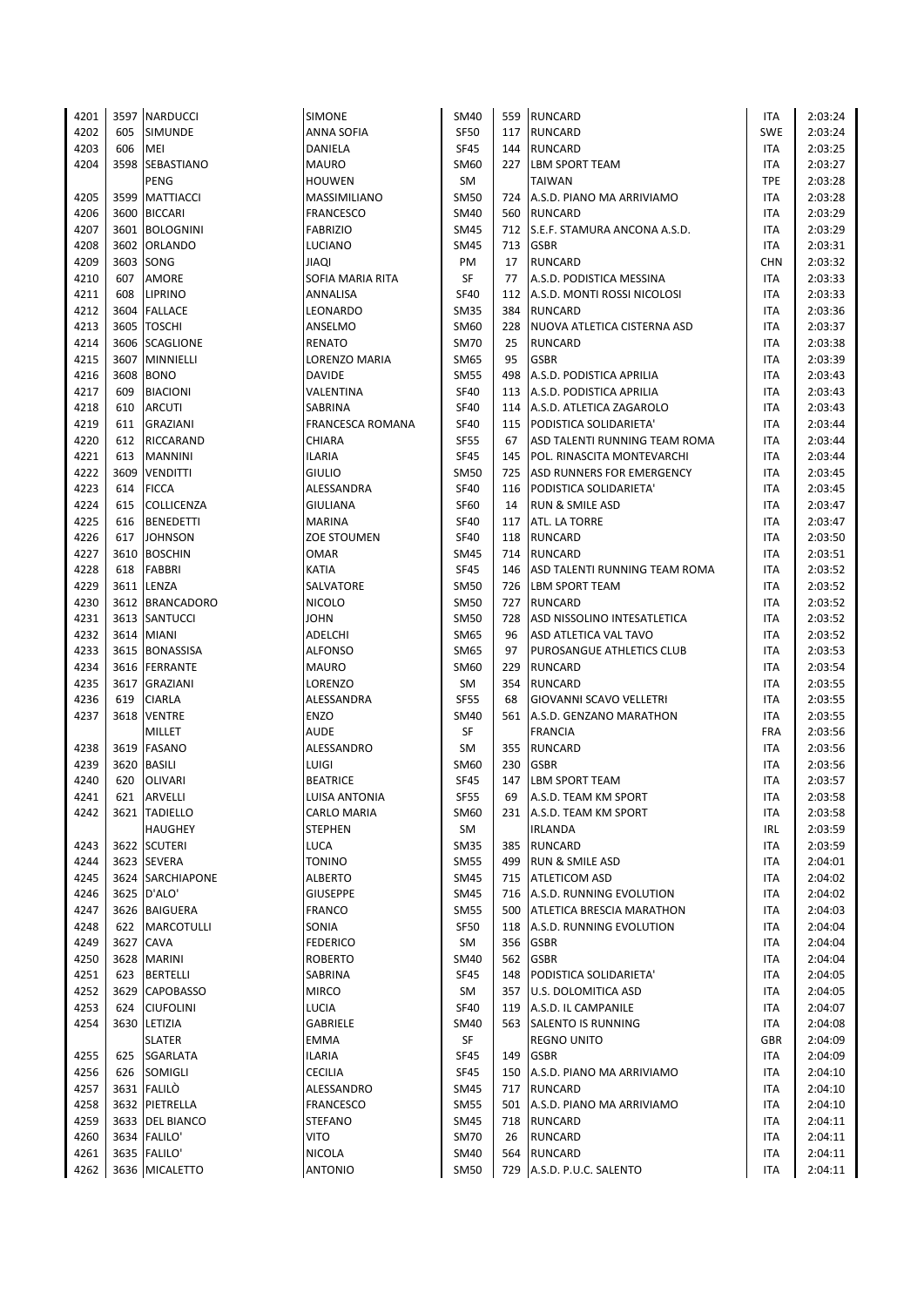| | | | | | | | | |
|---|---|---|---|---|---|---|---|---|
| 4201 | 3597 | NARDUCCI | SIMONE | SM40 | 559 | RUNCARD | ITA | 2:03:24 |
| 4202 | 605 | SIMUNDE | ANNA SOFIA | SF50 | 117 | RUNCARD | SWE | 2:03:24 |
| 4203 | 606 | MEI | DANIELA | SF45 | 144 | RUNCARD | ITA | 2:03:25 |
| 4204 | 3598 | SEBASTIANO | MAURO | SM60 | 227 | LBM SPORT TEAM | ITA | 2:03:27 |
| | | PENG | HOUWEN | SM | | TAIWAN | TPE | 2:03:28 |
| 4205 | 3599 | MATTIACCI | MASSIMILIANO | SM50 | 724 | A.S.D. PIANO MA ARRIVIAMO | ITA | 2:03:28 |
| 4206 | 3600 | BICCARI | FRANCESCO | SM40 | 560 | RUNCARD | ITA | 2:03:29 |
| 4207 | 3601 | BOLOGNINI | FABRIZIO | SM45 | 712 | S.E.F. STAMURA ANCONA A.S.D. | ITA | 2:03:29 |
| 4208 | 3602 | ORLANDO | LUCIANO | SM45 | 713 | GSBR | ITA | 2:03:31 |
| 4209 | 3603 | SONG | JIAQI | PM | 17 | RUNCARD | CHN | 2:03:32 |
| 4210 | 607 | AMORE | SOFIA MARIA RITA | SF | 77 | A.S.D. PODISTICA MESSINA | ITA | 2:03:33 |
| 4211 | 608 | LIPRINO | ANNALISA | SF40 | 112 | A.S.D. MONTI ROSSI NICOLOSI | ITA | 2:03:33 |
| 4212 | 3604 | FALLACE | LEONARDO | SM35 | 384 | RUNCARD | ITA | 2:03:36 |
| 4213 | 3605 | TOSCHI | ANSELMO | SM60 | 228 | NUOVA ATLETICA CISTERNA ASD | ITA | 2:03:37 |
| 4214 | 3606 | SCAGLIONE | RENATO | SM70 | 25 | RUNCARD | ITA | 2:03:38 |
| 4215 | 3607 | MINNIELLI | LORENZO MARIA | SM65 | 95 | GSBR | ITA | 2:03:39 |
| 4216 | 3608 | BONO | DAVIDE | SM55 | 498 | A.S.D. PODISTICA APRILIA | ITA | 2:03:43 |
| 4217 | 609 | BIACIONI | VALENTINA | SF40 | 113 | A.S.D. PODISTICA APRILIA | ITA | 2:03:43 |
| 4218 | 610 | ARCUTI | SABRINA | SF40 | 114 | A.S.D. ATLETICA ZAGAROLO | ITA | 2:03:43 |
| 4219 | 611 | GRAZIANI | FRANCESCA ROMANA | SF40 | 115 | PODISTICA SOLIDARIETA' | ITA | 2:03:44 |
| 4220 | 612 | RICCARAND | CHIARA | SF55 | 67 | ASD TALENTI RUNNING TEAM ROMA | ITA | 2:03:44 |
| 4221 | 613 | MANNINI | ILARIA | SF45 | 145 | POL. RINASCITA MONTEVARCHI | ITA | 2:03:44 |
| 4222 | 3609 | VENDITTI | GIULIO | SM50 | 725 | ASD RUNNERS FOR EMERGENCY | ITA | 2:03:45 |
| 4223 | 614 | FICCA | ALESSANDRA | SF40 | 116 | PODISTICA SOLIDARIETA' | ITA | 2:03:45 |
| 4224 | 615 | COLLICENZA | GIULIANA | SF60 | 14 | RUN & SMILE ASD | ITA | 2:03:47 |
| 4225 | 616 | BENEDETTI | MARINA | SF40 | 117 | ATL. LA TORRE | ITA | 2:03:47 |
| 4226 | 617 | JOHNSON | ZOE STOUMEN | SF40 | 118 | RUNCARD | ITA | 2:03:50 |
| 4227 | 3610 | BOSCHIN | OMAR | SM45 | 714 | RUNCARD | ITA | 2:03:51 |
| 4228 | 618 | FABBRI | KATIA | SF45 | 146 | ASD TALENTI RUNNING TEAM ROMA | ITA | 2:03:52 |
| 4229 | 3611 | LENZA | SALVATORE | SM50 | 726 | LBM SPORT TEAM | ITA | 2:03:52 |
| 4230 | 3612 | BRANCADORO | NICOLO | SM50 | 727 | RUNCARD | ITA | 2:03:52 |
| 4231 | 3613 | SANTUCCI | JOHN | SM50 | 728 | ASD NISSOLINO INTESATLETICA | ITA | 2:03:52 |
| 4232 | 3614 | MIANI | ADELCHI | SM65 | 96 | ASD ATLETICA VAL TAVO | ITA | 2:03:52 |
| 4233 | 3615 | BONASSISA | ALFONSO | SM65 | 97 | PUROSANGUE ATHLETICS CLUB | ITA | 2:03:53 |
| 4234 | 3616 | FERRANTE | MAURO | SM60 | 229 | RUNCARD | ITA | 2:03:54 |
| 4235 | 3617 | GRAZIANI | LORENZO | SM | 354 | RUNCARD | ITA | 2:03:55 |
| 4236 | 619 | CIARLA | ALESSANDRA | SF55 | 68 | GIOVANNI SCAVO VELLETRI | ITA | 2:03:55 |
| 4237 | 3618 | VENTRE | ENZO | SM40 | 561 | A.S.D. GENZANO MARATHON | ITA | 2:03:55 |
| | | MILLET | AUDE | SF | | FRANCIA | FRA | 2:03:56 |
| 4238 | 3619 | FASANO | ALESSANDRO | SM | 355 | RUNCARD | ITA | 2:03:56 |
| 4239 | 3620 | BASILI | LUIGI | SM60 | 230 | GSBR | ITA | 2:03:56 |
| 4240 | 620 | OLIVARI | BEATRICE | SF45 | 147 | LBM SPORT TEAM | ITA | 2:03:57 |
| 4241 | 621 | ARVELLI | LUISA ANTONIA | SF55 | 69 | A.S.D. TEAM KM SPORT | ITA | 2:03:58 |
| 4242 | 3621 | TADIELLO | CARLO MARIA | SM60 | 231 | A.S.D. TEAM KM SPORT | ITA | 2:03:58 |
| | | HAUGHEY | STEPHEN | SM | | IRLANDA | IRL | 2:03:59 |
| 4243 | 3622 | SCUTERI | LUCA | SM35 | 385 | RUNCARD | ITA | 2:03:59 |
| 4244 | 3623 | SEVERA | TONINO | SM55 | 499 | RUN & SMILE ASD | ITA | 2:04:01 |
| 4245 | 3624 | SARCHIAPONE | ALBERTO | SM45 | 715 | ATLETICOM ASD | ITA | 2:04:02 |
| 4246 | 3625 | D'ALO' | GIUSEPPE | SM45 | 716 | A.S.D. RUNNING EVOLUTION | ITA | 2:04:02 |
| 4247 | 3626 | BAIGUERA | FRANCO | SM55 | 500 | ATLETICA BRESCIA MARATHON | ITA | 2:04:03 |
| 4248 | 622 | MARCOTULLI | SONIA | SF50 | 118 | A.S.D. RUNNING EVOLUTION | ITA | 2:04:04 |
| 4249 | 3627 | CAVA | FEDERICO | SM | 356 | GSBR | ITA | 2:04:04 |
| 4250 | 3628 | MARINI | ROBERTO | SM40 | 562 | GSBR | ITA | 2:04:04 |
| 4251 | 623 | BERTELLI | SABRINA | SF45 | 148 | PODISTICA SOLIDARIETA' | ITA | 2:04:05 |
| 4252 | 3629 | CAPOBASSO | MIRCO | SM | 357 | U.S. DOLOMITICA ASD | ITA | 2:04:05 |
| 4253 | 624 | CIUFOLINI | LUCIA | SF40 | 119 | A.S.D. IL CAMPANILE | ITA | 2:04:07 |
| 4254 | 3630 | LETIZIA | GABRIELE | SM40 | 563 | SALENTO IS RUNNING | ITA | 2:04:08 |
| | | SLATER | EMMA | SF | | REGNO UNITO | GBR | 2:04:09 |
| 4255 | 625 | SGARLATA | ILARIA | SF45 | 149 | GSBR | ITA | 2:04:09 |
| 4256 | 626 | SOMIGLI | CECILIA | SF45 | 150 | A.S.D. PIANO MA ARRIVIAMO | ITA | 2:04:10 |
| 4257 | 3631 | FALILÒ | ALESSANDRO | SM45 | 717 | RUNCARD | ITA | 2:04:10 |
| 4258 | 3632 | PIETRELLA | FRANCESCO | SM55 | 501 | A.S.D. PIANO MA ARRIVIAMO | ITA | 2:04:10 |
| 4259 | 3633 | DEL BIANCO | STEFANO | SM45 | 718 | RUNCARD | ITA | 2:04:11 |
| 4260 | 3634 | FALILO' | VITO | SM70 | 26 | RUNCARD | ITA | 2:04:11 |
| 4261 | 3635 | FALILO' | NICOLA | SM40 | 564 | RUNCARD | ITA | 2:04:11 |
| 4262 | 3636 | MICALETTO | ANTONIO | SM50 | 729 | A.S.D. P.U.C. SALENTO | ITA | 2:04:11 |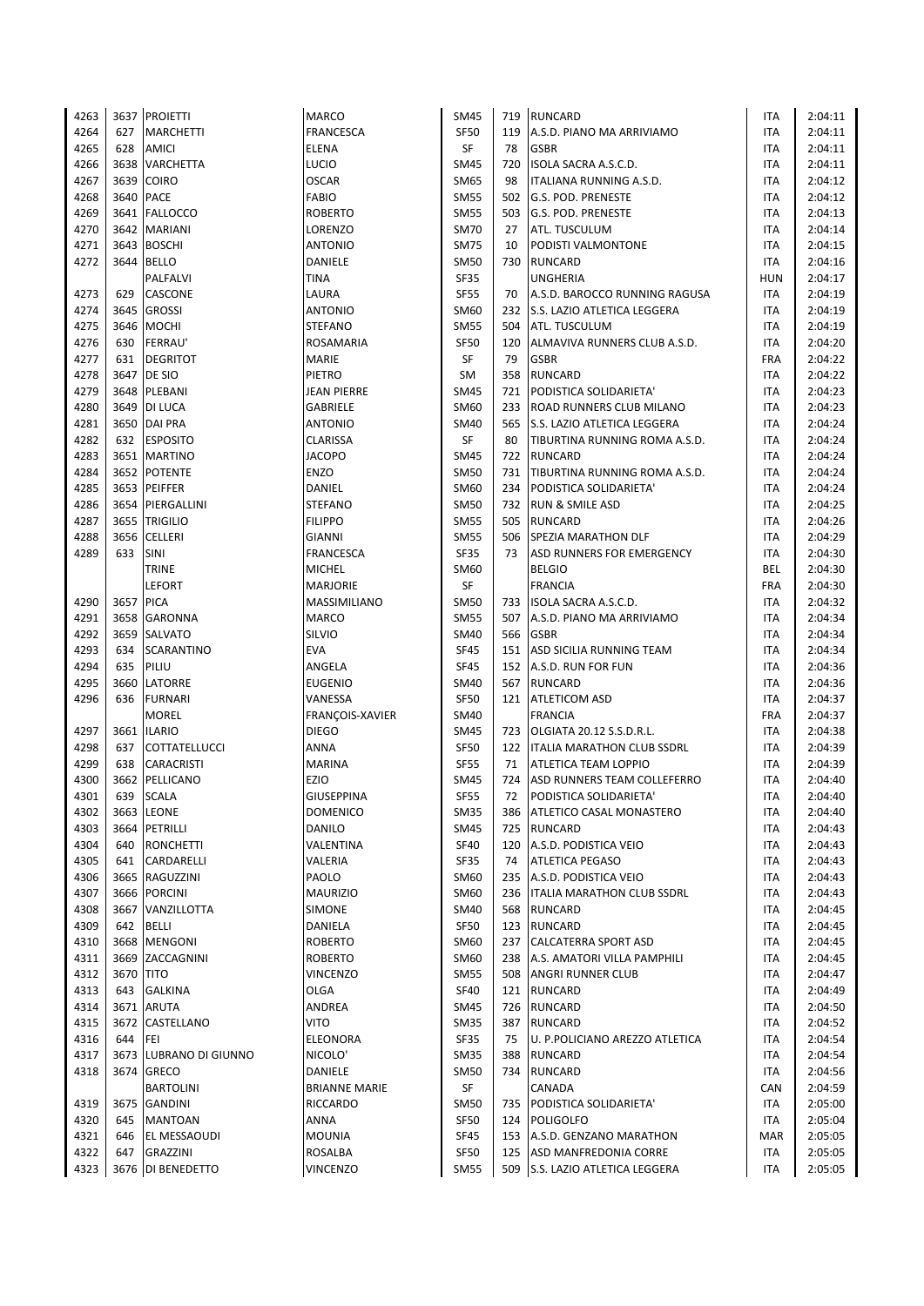| | | | | | | | | |
|---|---|---|---|---|---|---|---|---|
| 4263 | 3637 | PROIETTI | MARCO | SM45 | 719 | RUNCARD | ITA | 2:04:11 |
| 4264 | 627 | MARCHETTI | FRANCESCA | SF50 | 119 | A.S.D. PIANO MA ARRIVIAMO | ITA | 2:04:11 |
| 4265 | 628 | AMICI | ELENA | SF | 78 | GSBR | ITA | 2:04:11 |
| 4266 | 3638 | VARCHETTA | LUCIO | SM45 | 720 | ISOLA SACRA A.S.C.D. | ITA | 2:04:11 |
| 4267 | 3639 | COIRO | OSCAR | SM65 | 98 | ITALIANA RUNNING A.S.D. | ITA | 2:04:12 |
| 4268 | 3640 | PACE | FABIO | SM55 | 502 | G.S. POD. PRENESTE | ITA | 2:04:12 |
| 4269 | 3641 | FALLOCCO | ROBERTO | SM55 | 503 | G.S. POD. PRENESTE | ITA | 2:04:13 |
| 4270 | 3642 | MARIANI | LORENZO | SM70 | 27 | ATL. TUSCULUM | ITA | 2:04:14 |
| 4271 | 3643 | BOSCHI | ANTONIO | SM75 | 10 | PODISTI VALMONTONE | ITA | 2:04:15 |
| 4272 | 3644 | BELLO | DANIELE | SM50 | 730 | RUNCARD | ITA | 2:04:16 |
| | | PALFALVI | TINA | SF35 | | UNGHERIA | HUN | 2:04:17 |
| 4273 | 629 | CASCONE | LAURA | SF55 | 70 | A.S.D. BAROCCO RUNNING RAGUSA | ITA | 2:04:19 |
| 4274 | 3645 | GROSSI | ANTONIO | SM60 | 232 | S.S. LAZIO ATLETICA LEGGERA | ITA | 2:04:19 |
| 4275 | 3646 | MOCHI | STEFANO | SM55 | 504 | ATL. TUSCULUM | ITA | 2:04:19 |
| 4276 | 630 | FERRAU' | ROSAMARIA | SF50 | 120 | ALMAVIVA RUNNERS CLUB A.S.D. | ITA | 2:04:20 |
| 4277 | 631 | DEGRITOT | MARIE | SF | 79 | GSBR | FRA | 2:04:22 |
| 4278 | 3647 | DE SIO | PIETRO | SM | 358 | RUNCARD | ITA | 2:04:22 |
| 4279 | 3648 | PLEBANI | JEAN PIERRE | SM45 | 721 | PODISTICA SOLIDARIETA' | ITA | 2:04:23 |
| 4280 | 3649 | DI LUCA | GABRIELE | SM60 | 233 | ROAD RUNNERS CLUB MILANO | ITA | 2:04:23 |
| 4281 | 3650 | DAI PRA | ANTONIO | SM40 | 565 | S.S. LAZIO ATLETICA LEGGERA | ITA | 2:04:24 |
| 4282 | 632 | ESPOSITO | CLARISSA | SF | 80 | TIBURTINA RUNNING ROMA A.S.D. | ITA | 2:04:24 |
| 4283 | 3651 | MARTINO | JACOPO | SM45 | 722 | RUNCARD | ITA | 2:04:24 |
| 4284 | 3652 | POTENTE | ENZO | SM50 | 731 | TIBURTINA RUNNING ROMA A.S.D. | ITA | 2:04:24 |
| 4285 | 3653 | PEIFFER | DANIEL | SM60 | 234 | PODISTICA SOLIDARIETA' | ITA | 2:04:24 |
| 4286 | 3654 | PIERGALLINI | STEFANO | SM50 | 732 | RUN & SMILE ASD | ITA | 2:04:25 |
| 4287 | 3655 | TRIGILIO | FILIPPO | SM55 | 505 | RUNCARD | ITA | 2:04:26 |
| 4288 | 3656 | CELLERI | GIANNI | SM55 | 506 | SPEZIA MARATHON DLF | ITA | 2:04:29 |
| 4289 | 633 | SINI | FRANCESCA | SF35 | 73 | ASD RUNNERS FOR EMERGENCY | ITA | 2:04:30 |
| | | TRINE | MICHEL | SM60 | | BELGIO | BEL | 2:04:30 |
| | | LEFORT | MARJORIE | SF | | FRANCIA | FRA | 2:04:30 |
| 4290 | 3657 | PICA | MASSIMILIANO | SM50 | 733 | ISOLA SACRA A.S.C.D. | ITA | 2:04:32 |
| 4291 | 3658 | GARONNA | MARCO | SM55 | 507 | A.S.D. PIANO MA ARRIVIAMO | ITA | 2:04:34 |
| 4292 | 3659 | SALVATO | SILVIO | SM40 | 566 | GSBR | ITA | 2:04:34 |
| 4293 | 634 | SCARANTINO | EVA | SF45 | 151 | ASD SICILIA RUNNING TEAM | ITA | 2:04:34 |
| 4294 | 635 | PILIU | ANGELA | SF45 | 152 | A.S.D. RUN FOR FUN | ITA | 2:04:36 |
| 4295 | 3660 | LATORRE | EUGENIO | SM40 | 567 | RUNCARD | ITA | 2:04:36 |
| 4296 | 636 | FURNARI | VANESSA | SF50 | 121 | ATLETICOM ASD | ITA | 2:04:37 |
| | | MOREL | FRANÇOIS-XAVIER | SM40 | | FRANCIA | FRA | 2:04:37 |
| 4297 | 3661 | ILARIO | DIEGO | SM45 | 723 | OLGIATA 20.12 S.S.D.R.L. | ITA | 2:04:38 |
| 4298 | 637 | COTTATELLUCCI | ANNA | SF50 | 122 | ITALIA MARATHON CLUB SSDRL | ITA | 2:04:39 |
| 4299 | 638 | CARACRISTI | MARINA | SF55 | 71 | ATLETICA TEAM LOPPIO | ITA | 2:04:39 |
| 4300 | 3662 | PELLICANO | EZIO | SM45 | 724 | ASD RUNNERS TEAM COLLEFERRO | ITA | 2:04:40 |
| 4301 | 639 | SCALA | GIUSEPPINA | SF55 | 72 | PODISTICA SOLIDARIETA' | ITA | 2:04:40 |
| 4302 | 3663 | LEONE | DOMENICO | SM35 | 386 | ATLETICO CASAL MONASTERO | ITA | 2:04:40 |
| 4303 | 3664 | PETRILLI | DANILO | SM45 | 725 | RUNCARD | ITA | 2:04:43 |
| 4304 | 640 | RONCHETTI | VALENTINA | SF40 | 120 | A.S.D. PODISTICA VEIO | ITA | 2:04:43 |
| 4305 | 641 | CARDARELLI | VALERIA | SF35 | 74 | ATLETICA PEGASO | ITA | 2:04:43 |
| 4306 | 3665 | RAGUZZINI | PAOLO | SM60 | 235 | A.S.D. PODISTICA VEIO | ITA | 2:04:43 |
| 4307 | 3666 | PORCINI | MAURIZIO | SM60 | 236 | ITALIA MARATHON CLUB SSDRL | ITA | 2:04:43 |
| 4308 | 3667 | VANZILLOTTA | SIMONE | SM40 | 568 | RUNCARD | ITA | 2:04:45 |
| 4309 | 642 | BELLI | DANIELA | SF50 | 123 | RUNCARD | ITA | 2:04:45 |
| 4310 | 3668 | MENGONI | ROBERTO | SM60 | 237 | CALCATERRA SPORT ASD | ITA | 2:04:45 |
| 4311 | 3669 | ZACCAGNINI | ROBERTO | SM60 | 238 | A.S. AMATORI VILLA PAMPHILI | ITA | 2:04:45 |
| 4312 | 3670 | TITO | VINCENZO | SM55 | 508 | ANGRI RUNNER CLUB | ITA | 2:04:47 |
| 4313 | 643 | GALKINA | OLGA | SF40 | 121 | RUNCARD | ITA | 2:04:49 |
| 4314 | 3671 | ARUTA | ANDREA | SM45 | 726 | RUNCARD | ITA | 2:04:50 |
| 4315 | 3672 | CASTELLANO | VITO | SM35 | 387 | RUNCARD | ITA | 2:04:52 |
| 4316 | 644 | FEI | ELEONORA | SF35 | 75 | U. P.POLICIANO AREZZO ATLETICA | ITA | 2:04:54 |
| 4317 | 3673 | LUBRANO DI GIUNNO | NICOLO' | SM35 | 388 | RUNCARD | ITA | 2:04:54 |
| 4318 | 3674 | GRECO | DANIELE | SM50 | 734 | RUNCARD | ITA | 2:04:56 |
| | | BARTOLINI | BRIANNE MARIE | SF | | CANADA | CAN | 2:04:59 |
| 4319 | 3675 | GANDINI | RICCARDO | SM50 | 735 | PODISTICA SOLIDARIETA' | ITA | 2:05:00 |
| 4320 | 645 | MANTOAN | ANNA | SF50 | 124 | POLIGOLFO | ITA | 2:05:04 |
| 4321 | 646 | EL MESSAOUDI | MOUNIA | SF45 | 153 | A.S.D. GENZANO MARATHON | MAR | 2:05:05 |
| 4322 | 647 | GRAZZINI | ROSALBA | SF50 | 125 | ASD MANFREDONIA CORRE | ITA | 2:05:05 |
| 4323 | 3676 | DI BENEDETTO | VINCENZO | SM55 | 509 | S.S. LAZIO ATLETICA LEGGERA | ITA | 2:05:05 |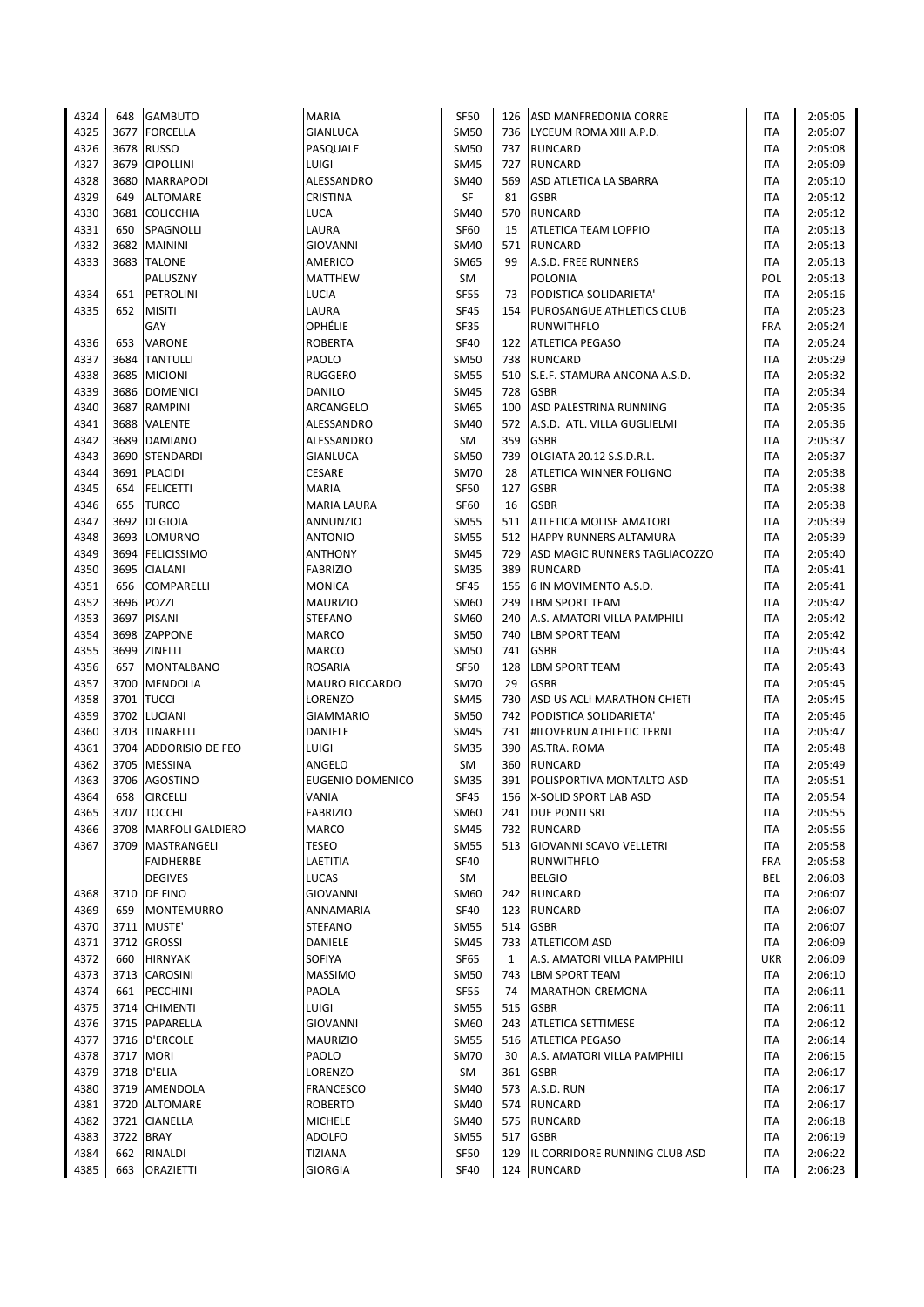| | | | | | | | | |
|---|---|---|---|---|---|---|---|---|
| 4324 | 648 | GAMBUTO | MARIA | SF50 | 126 | ASD MANFREDONIA CORRE | ITA | 2:05:05 |
| 4325 | 3677 | FORCELLA | GIANLUCA | SM50 | 736 | LYCEUM ROMA XIII A.P.D. | ITA | 2:05:07 |
| 4326 | 3678 | RUSSO | PASQUALE | SM50 | 737 | RUNCARD | ITA | 2:05:08 |
| 4327 | 3679 | CIPOLLINI | LUIGI | SM45 | 727 | RUNCARD | ITA | 2:05:09 |
| 4328 | 3680 | MARRAPODI | ALESSANDRO | SM40 | 569 | ASD ATLETICA LA SBARRA | ITA | 2:05:10 |
| 4329 | 649 | ALTOMARE | CRISTINA | SF | 81 | GSBR | ITA | 2:05:12 |
| 4330 | 3681 | COLICCHIA | LUCA | SM40 | 570 | RUNCARD | ITA | 2:05:12 |
| 4331 | 650 | SPAGNOLLI | LAURA | SF60 | 15 | ATLETICA TEAM LOPPIO | ITA | 2:05:13 |
| 4332 | 3682 | MAININI | GIOVANNI | SM40 | 571 | RUNCARD | ITA | 2:05:13 |
| 4333 | 3683 | TALONE | AMERICO | SM65 | 99 | A.S.D. FREE RUNNERS | ITA | 2:05:13 |
| | | PALUSZNY | MATTHEW | SM | | POLONIA | POL | 2:05:13 |
| 4334 | 651 | PETROLINI | LUCIA | SF55 | 73 | PODISTICA SOLIDARIETA' | ITA | 2:05:16 |
| 4335 | 652 | MISITI | LAURA | SF45 | 154 | PUROSANGUE ATHLETICS CLUB | ITA | 2:05:23 |
| | | GAY | OPHÉLIE | SF35 | | RUNWITHFLO | FRA | 2:05:24 |
| 4336 | 653 | VARONE | ROBERTA | SF40 | 122 | ATLETICA PEGASO | ITA | 2:05:24 |
| 4337 | 3684 | TANTULLI | PAOLO | SM50 | 738 | RUNCARD | ITA | 2:05:29 |
| 4338 | 3685 | MICIONI | RUGGERO | SM55 | 510 | S.E.F. STAMURA ANCONA A.S.D. | ITA | 2:05:32 |
| 4339 | 3686 | DOMENICI | DANILO | SM45 | 728 | GSBR | ITA | 2:05:34 |
| 4340 | 3687 | RAMPINI | ARCANGELO | SM65 | 100 | ASD PALESTRINA RUNNING | ITA | 2:05:36 |
| 4341 | 3688 | VALENTE | ALESSANDRO | SM40 | 572 | A.S.D. ATL. VILLA GUGLIELMI | ITA | 2:05:36 |
| 4342 | 3689 | DAMIANO | ALESSANDRO | SM | 359 | GSBR | ITA | 2:05:37 |
| 4343 | 3690 | STENDARDI | GIANLUCA | SM50 | 739 | OLGIATA 20.12 S.S.D.R.L. | ITA | 2:05:37 |
| 4344 | 3691 | PLACIDI | CESARE | SM70 | 28 | ATLETICA WINNER FOLIGNO | ITA | 2:05:38 |
| 4345 | 654 | FELICETTI | MARIA | SF50 | 127 | GSBR | ITA | 2:05:38 |
| 4346 | 655 | TURCO | MARIA LAURA | SF60 | 16 | GSBR | ITA | 2:05:38 |
| 4347 | 3692 | DI GIOIA | ANNUNZIO | SM55 | 511 | ATLETICA MOLISE AMATORI | ITA | 2:05:39 |
| 4348 | 3693 | LOMURNO | ANTONIO | SM55 | 512 | HAPPY RUNNERS ALTAMURA | ITA | 2:05:39 |
| 4349 | 3694 | FELICISSIMO | ANTHONY | SM45 | 729 | ASD MAGIC RUNNERS TAGLIACOZZO | ITA | 2:05:40 |
| 4350 | 3695 | CIALANI | FABRIZIO | SM35 | 389 | RUNCARD | ITA | 2:05:41 |
| 4351 | 656 | COMPARELLI | MONICA | SF45 | 155 | 6 IN MOVIMENTO A.S.D. | ITA | 2:05:41 |
| 4352 | 3696 | POZZI | MAURIZIO | SM60 | 239 | LBM SPORT TEAM | ITA | 2:05:42 |
| 4353 | 3697 | PISANI | STEFANO | SM60 | 240 | A.S. AMATORI VILLA PAMPHILI | ITA | 2:05:42 |
| 4354 | 3698 | ZAPPONE | MARCO | SM50 | 740 | LBM SPORT TEAM | ITA | 2:05:42 |
| 4355 | 3699 | ZINELLI | MARCO | SM50 | 741 | GSBR | ITA | 2:05:43 |
| 4356 | 657 | MONTALBANO | ROSARIA | SF50 | 128 | LBM SPORT TEAM | ITA | 2:05:43 |
| 4357 | 3700 | MENDOLIA | MAURO RICCARDO | SM70 | 29 | GSBR | ITA | 2:05:45 |
| 4358 | 3701 | TUCCI | LORENZO | SM45 | 730 | ASD US ACLI MARATHON CHIETI | ITA | 2:05:45 |
| 4359 | 3702 | LUCIANI | GIAMMARIO | SM50 | 742 | PODISTICA SOLIDARIETA' | ITA | 2:05:46 |
| 4360 | 3703 | TINARELLI | DANIELE | SM45 | 731 | #ILOVERUN ATHLETIC TERNI | ITA | 2:05:47 |
| 4361 | 3704 | ADDORISIO DE FEO | LUIGI | SM35 | 390 | AS.TRA. ROMA | ITA | 2:05:48 |
| 4362 | 3705 | MESSINA | ANGELO | SM | 360 | RUNCARD | ITA | 2:05:49 |
| 4363 | 3706 | AGOSTINO | EUGENIO DOMENICO | SM35 | 391 | POLISPORTIVA MONTALTO ASD | ITA | 2:05:51 |
| 4364 | 658 | CIRCELLI | VANIA | SF45 | 156 | X-SOLID SPORT LAB ASD | ITA | 2:05:54 |
| 4365 | 3707 | TOCCHI | FABRIZIO | SM60 | 241 | DUE PONTI SRL | ITA | 2:05:55 |
| 4366 | 3708 | MARFOLI GALDIERO | MARCO | SM45 | 732 | RUNCARD | ITA | 2:05:56 |
| 4367 | 3709 | MASTRANGELI | TESEO | SM55 | 513 | GIOVANNI SCAVO VELLETRI | ITA | 2:05:58 |
| | | FAIDHERBE | LAETITIA | SF40 | | RUNWITHFLO | FRA | 2:05:58 |
| | | DEGIVES | LUCAS | SM | | BELGIO | BEL | 2:06:03 |
| 4368 | 3710 | DE FINO | GIOVANNI | SM60 | 242 | RUNCARD | ITA | 2:06:07 |
| 4369 | 659 | MONTEMURRO | ANNAMARIA | SF40 | 123 | RUNCARD | ITA | 2:06:07 |
| 4370 | 3711 | MUSTE' | STEFANO | SM55 | 514 | GSBR | ITA | 2:06:07 |
| 4371 | 3712 | GROSSI | DANIELE | SM45 | 733 | ATLETICOM ASD | ITA | 2:06:09 |
| 4372 | 660 | HIRNYAK | SOFIYA | SF65 | 1 | A.S. AMATORI VILLA PAMPHILI | UKR | 2:06:09 |
| 4373 | 3713 | CAROSINI | MASSIMO | SM50 | 743 | LBM SPORT TEAM | ITA | 2:06:10 |
| 4374 | 661 | PECCHINI | PAOLA | SF55 | 74 | MARATHON CREMONA | ITA | 2:06:11 |
| 4375 | 3714 | CHIMENTI | LUIGI | SM55 | 515 | GSBR | ITA | 2:06:11 |
| 4376 | 3715 | PAPARELLA | GIOVANNI | SM60 | 243 | ATLETICA SETTIMESE | ITA | 2:06:12 |
| 4377 | 3716 | D'ERCOLE | MAURIZIO | SM55 | 516 | ATLETICA PEGASO | ITA | 2:06:14 |
| 4378 | 3717 | MORI | PAOLO | SM70 | 30 | A.S. AMATORI VILLA PAMPHILI | ITA | 2:06:15 |
| 4379 | 3718 | D'ELIA | LORENZO | SM | 361 | GSBR | ITA | 2:06:17 |
| 4380 | 3719 | AMENDOLA | FRANCESCO | SM40 | 573 | A.S.D. RUN | ITA | 2:06:17 |
| 4381 | 3720 | ALTOMARE | ROBERTO | SM40 | 574 | RUNCARD | ITA | 2:06:17 |
| 4382 | 3721 | CIANELLA | MICHELE | SM40 | 575 | RUNCARD | ITA | 2:06:18 |
| 4383 | 3722 | BRAY | ADOLFO | SM55 | 517 | GSBR | ITA | 2:06:19 |
| 4384 | 662 | RINALDI | TIZIANA | SF50 | 129 | IL CORRIDORE RUNNING CLUB ASD | ITA | 2:06:22 |
| 4385 | 663 | ORAZIETTI | GIORGIA | SF40 | 124 | RUNCARD | ITA | 2:06:23 |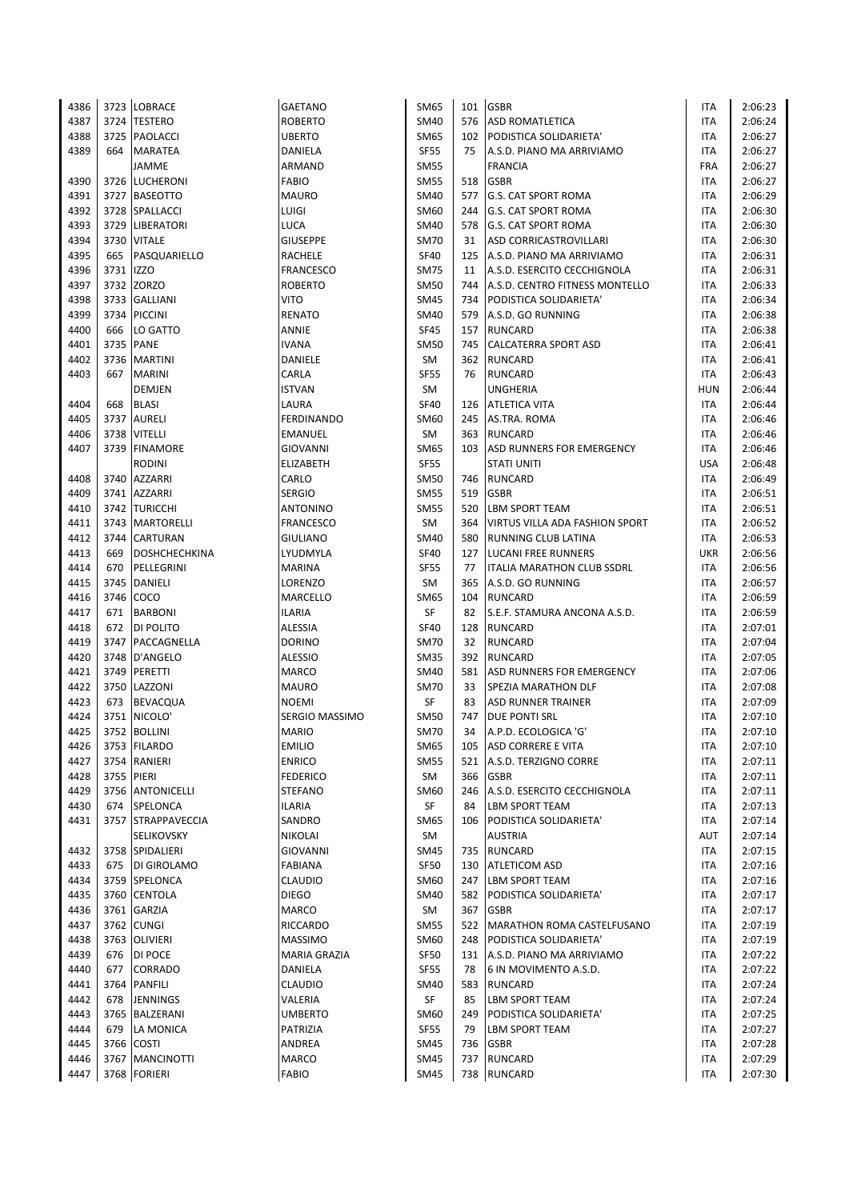| | | | | | | | | |
|---|---|---|---|---|---|---|---|---|
| 4386 | 3723 | LOBRACE | GAETANO | SM65 | 101 | GSBR | ITA | 2:06:23 |
| 4387 | 3724 | TESTERO | ROBERTO | SM40 | 576 | ASD ROMATLETICA | ITA | 2:06:24 |
| 4388 | 3725 | PAOLACCI | UBERTO | SM65 | 102 | PODISTICA SOLIDARIETA' | ITA | 2:06:27 |
| 4389 | 664 | MARATEA | DANIELA | SF55 | 75 | A.S.D. PIANO MA ARRIVIAMO | ITA | 2:06:27 |
| | | JAMME | ARMAND | SM55 | | FRANCIA | FRA | 2:06:27 |
| 4390 | 3726 | LUCHERONI | FABIO | SM55 | 518 | GSBR | ITA | 2:06:27 |
| 4391 | 3727 | BASEOTTO | MAURO | SM40 | 577 | G.S. CAT SPORT ROMA | ITA | 2:06:29 |
| 4392 | 3728 | SPALLACCI | LUIGI | SM60 | 244 | G.S. CAT SPORT ROMA | ITA | 2:06:30 |
| 4393 | 3729 | LIBERATORI | LUCA | SM40 | 578 | G.S. CAT SPORT ROMA | ITA | 2:06:30 |
| 4394 | 3730 | VITALE | GIUSEPPE | SM70 | 31 | ASD CORRICASTROVILLARI | ITA | 2:06:30 |
| 4395 | 665 | PASQUARIELLO | RACHELE | SF40 | 125 | A.S.D. PIANO MA ARRIVIAMO | ITA | 2:06:31 |
| 4396 | 3731 | IZZO | FRANCESCO | SM75 | 11 | A.S.D. ESERCITO CECCHIGNOLA | ITA | 2:06:31 |
| 4397 | 3732 | ZORZO | ROBERTO | SM50 | 744 | A.S.D. CENTRO FITNESS MONTELLO | ITA | 2:06:33 |
| 4398 | 3733 | GALLIANI | VITO | SM45 | 734 | PODISTICA SOLIDARIETA' | ITA | 2:06:34 |
| 4399 | 3734 | PICCINI | RENATO | SM40 | 579 | A.S.D. GO RUNNING | ITA | 2:06:38 |
| 4400 | 666 | LO GATTO | ANNIE | SF45 | 157 | RUNCARD | ITA | 2:06:38 |
| 4401 | 3735 | PANE | IVANA | SM50 | 745 | CALCATERRA SPORT ASD | ITA | 2:06:41 |
| 4402 | 3736 | MARTINI | DANIELE | SM | 362 | RUNCARD | ITA | 2:06:41 |
| 4403 | 667 | MARINI | CARLA | SF55 | 76 | RUNCARD | ITA | 2:06:43 |
| | | DEMJEN | ISTVAN | SM | | UNGHERIA | HUN | 2:06:44 |
| 4404 | 668 | BLASI | LAURA | SF40 | 126 | ATLETICA VITA | ITA | 2:06:44 |
| 4405 | 3737 | AURELI | FERDINANDO | SM60 | 245 | AS.TRA. ROMA | ITA | 2:06:46 |
| 4406 | 3738 | VITELLI | EMANUEL | SM | 363 | RUNCARD | ITA | 2:06:46 |
| 4407 | 3739 | FINAMORE | GIOVANNI | SM65 | 103 | ASD RUNNERS FOR EMERGENCY | ITA | 2:06:46 |
| | | RODINI | ELIZABETH | SF55 | | STATI UNITI | USA | 2:06:48 |
| 4408 | 3740 | AZZARRI | CARLO | SM50 | 746 | RUNCARD | ITA | 2:06:49 |
| 4409 | 3741 | AZZARRI | SERGIO | SM55 | 519 | GSBR | ITA | 2:06:51 |
| 4410 | 3742 | TURICCHI | ANTONINO | SM55 | 520 | LBM SPORT TEAM | ITA | 2:06:51 |
| 4411 | 3743 | MARTORELLI | FRANCESCO | SM | 364 | VIRTUS VILLA ADA FASHION SPORT | ITA | 2:06:52 |
| 4412 | 3744 | CARTURAN | GIULIANO | SM40 | 580 | RUNNING CLUB LATINA | ITA | 2:06:53 |
| 4413 | 669 | DOSHCHECHKINA | LYUDMYLA | SF40 | 127 | LUCANI FREE RUNNERS | UKR | 2:06:56 |
| 4414 | 670 | PELLEGRINI | MARINA | SF55 | 77 | ITALIA MARATHON CLUB SSDRL | ITA | 2:06:56 |
| 4415 | 3745 | DANIELI | LORENZO | SM | 365 | A.S.D. GO RUNNING | ITA | 2:06:57 |
| 4416 | 3746 | COCO | MARCELLO | SM65 | 104 | RUNCARD | ITA | 2:06:59 |
| 4417 | 671 | BARBONI | ILARIA | SF | 82 | S.E.F. STAMURA ANCONA A.S.D. | ITA | 2:06:59 |
| 4418 | 672 | DI POLITO | ALESSIA | SF40 | 128 | RUNCARD | ITA | 2:07:01 |
| 4419 | 3747 | PACCAGNELLA | DORINO | SM70 | 32 | RUNCARD | ITA | 2:07:04 |
| 4420 | 3748 | D'ANGELO | ALESSIO | SM35 | 392 | RUNCARD | ITA | 2:07:05 |
| 4421 | 3749 | PERETTI | MARCO | SM40 | 581 | ASD RUNNERS FOR EMERGENCY | ITA | 2:07:06 |
| 4422 | 3750 | LAZZONI | MAURO | SM70 | 33 | SPEZIA MARATHON DLF | ITA | 2:07:08 |
| 4423 | 673 | BEVACQUA | NOEMI | SF | 83 | ASD RUNNER TRAINER | ITA | 2:07:09 |
| 4424 | 3751 | NICOLO' | SERGIO MASSIMO | SM50 | 747 | DUE PONTI SRL | ITA | 2:07:10 |
| 4425 | 3752 | BOLLINI | MARIO | SM70 | 34 | A.P.D. ECOLOGICA 'G' | ITA | 2:07:10 |
| 4426 | 3753 | FILARDO | EMILIO | SM65 | 105 | ASD CORRERE E VITA | ITA | 2:07:10 |
| 4427 | 3754 | RANIERI | ENRICO | SM55 | 521 | A.S.D. TERZIGNO CORRE | ITA | 2:07:11 |
| 4428 | 3755 | PIERI | FEDERICO | SM | 366 | GSBR | ITA | 2:07:11 |
| 4429 | 3756 | ANTONICELLI | STEFANO | SM60 | 246 | A.S.D. ESERCITO CECCHIGNOLA | ITA | 2:07:11 |
| 4430 | 674 | SPELONCA | ILARIA | SF | 84 | LBM SPORT TEAM | ITA | 2:07:13 |
| 4431 | 3757 | STRAPPAVECCIA | SANDRO | SM65 | 106 | PODISTICA SOLIDARIETA' | ITA | 2:07:14 |
| | | SELIKOVSKY | NIKOLAI | SM | | AUSTRIA | AUT | 2:07:14 |
| 4432 | 3758 | SPIDALIERI | GIOVANNI | SM45 | 735 | RUNCARD | ITA | 2:07:15 |
| 4433 | 675 | DI GIROLAMO | FABIANA | SF50 | 130 | ATLETICOM ASD | ITA | 2:07:16 |
| 4434 | 3759 | SPELONCA | CLAUDIO | SM60 | 247 | LBM SPORT TEAM | ITA | 2:07:16 |
| 4435 | 3760 | CENTOLA | DIEGO | SM40 | 582 | PODISTICA SOLIDARIETA' | ITA | 2:07:17 |
| 4436 | 3761 | GARZIA | MARCO | SM | 367 | GSBR | ITA | 2:07:17 |
| 4437 | 3762 | CUNGI | RICCARDO | SM55 | 522 | MARATHON ROMA CASTELFUSANO | ITA | 2:07:19 |
| 4438 | 3763 | OLIVIERI | MASSIMO | SM60 | 248 | PODISTICA SOLIDARIETA' | ITA | 2:07:19 |
| 4439 | 676 | DI POCE | MARIA GRAZIA | SF50 | 131 | A.S.D. PIANO MA ARRIVIAMO | ITA | 2:07:22 |
| 4440 | 677 | CORRADO | DANIELA | SF55 | 78 | 6 IN MOVIMENTO A.S.D. | ITA | 2:07:22 |
| 4441 | 3764 | PANFILI | CLAUDIO | SM40 | 583 | RUNCARD | ITA | 2:07:24 |
| 4442 | 678 | JENNINGS | VALERIA | SF | 85 | LBM SPORT TEAM | ITA | 2:07:24 |
| 4443 | 3765 | BALZERANI | UMBERTO | SM60 | 249 | PODISTICA SOLIDARIETA' | ITA | 2:07:25 |
| 4444 | 679 | LA MONICA | PATRIZIA | SF55 | 79 | LBM SPORT TEAM | ITA | 2:07:27 |
| 4445 | 3766 | COSTI | ANDREA | SM45 | 736 | GSBR | ITA | 2:07:28 |
| 4446 | 3767 | MANCINOTTI | MARCO | SM45 | 737 | RUNCARD | ITA | 2:07:29 |
| 4447 | 3768 | FORIERI | FABIO | SM45 | 738 | RUNCARD | ITA | 2:07:30 |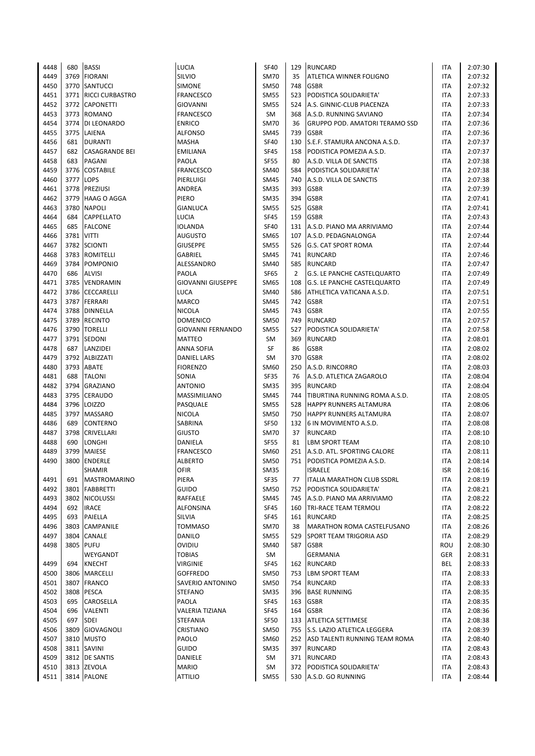| | | | | | | | | |
|---|---|---|---|---|---|---|---|---|
| 4448 | 680 | BASSI | LUCIA | SF40 | 129 | RUNCARD | ITA | 2:07:30 |
| 4449 | 3769 | FIORANI | SILVIO | SM70 | 35 | ATLETICA WINNER FOLIGNO | ITA | 2:07:32 |
| 4450 | 3770 | SANTUCCI | SIMONE | SM50 | 748 | GSBR | ITA | 2:07:32 |
| 4451 | 3771 | RICCI CURBASTRO | FRANCESCO | SM55 | 523 | PODISTICA SOLIDARIETA' | ITA | 2:07:33 |
| 4452 | 3772 | CAPONETTI | GIOVANNI | SM55 | 524 | A.S. GINNIC-CLUB PIACENZA | ITA | 2:07:33 |
| 4453 | 3773 | ROMANO | FRANCESCO | SM | 368 | A.S.D. RUNNING SAVIANO | ITA | 2:07:34 |
| 4454 | 3774 | DI LEONARDO | ENRICO | SM70 | 36 | GRUPPO POD. AMATORI TERAMO SSD | ITA | 2:07:36 |
| 4455 | 3775 | LAIENA | ALFONSO | SM45 | 739 | GSBR | ITA | 2:07:36 |
| 4456 | 681 | DURANTI | MASHA | SF40 | 130 | S.E.F. STAMURA ANCONA A.S.D. | ITA | 2:07:37 |
| 4457 | 682 | CASAGRANDE BEI | EMILIANA | SF45 | 158 | PODISTICA POMEZIA A.S.D. | ITA | 2:07:37 |
| 4458 | 683 | PAGANI | PAOLA | SF55 | 80 | A.S.D. VILLA DE SANCTIS | ITA | 2:07:38 |
| 4459 | 3776 | COSTABILE | FRANCESCO | SM40 | 584 | PODISTICA SOLIDARIETA' | ITA | 2:07:38 |
| 4460 | 3777 | LOPS | PIERLUIGI | SM45 | 740 | A.S.D. VILLA DE SANCTIS | ITA | 2:07:38 |
| 4461 | 3778 | PREZIUSI | ANDREA | SM35 | 393 | GSBR | ITA | 2:07:39 |
| 4462 | 3779 | HAAG O AGGA | PIERO | SM35 | 394 | GSBR | ITA | 2:07:41 |
| 4463 | 3780 | NAPOLI | GIANLUCA | SM55 | 525 | GSBR | ITA | 2:07:41 |
| 4464 | 684 | CAPPELLATO | LUCIA | SF45 | 159 | GSBR | ITA | 2:07:43 |
| 4465 | 685 | FALCONE | IOLANDA | SF40 | 131 | A.S.D. PIANO MA ARRIVIAMO | ITA | 2:07:44 |
| 4466 | 3781 | VITTI | AUGUSTO | SM65 | 107 | A.S.D. PEDAGNALONGA | ITA | 2:07:44 |
| 4467 | 3782 | SCIONTI | GIUSEPPE | SM55 | 526 | G.S. CAT SPORT ROMA | ITA | 2:07:44 |
| 4468 | 3783 | ROMITELLI | GABRIEL | SM45 | 741 | RUNCARD | ITA | 2:07:46 |
| 4469 | 3784 | POMPONIO | ALESSANDRO | SM40 | 585 | RUNCARD | ITA | 2:07:47 |
| 4470 | 686 | ALVISI | PAOLA | SF65 | 2 | G.S. LE PANCHE CASTELQUARTO | ITA | 2:07:49 |
| 4471 | 3785 | VENDRAMIN | GIOVANNI GIUSEPPE | SM65 | 108 | G.S. LE PANCHE CASTELQUARTO | ITA | 2:07:49 |
| 4472 | 3786 | CECCARELLI | LUCA | SM40 | 586 | ATHLETICA VATICANA A.S.D. | ITA | 2:07:51 |
| 4473 | 3787 | FERRARI | MARCO | SM45 | 742 | GSBR | ITA | 2:07:51 |
| 4474 | 3788 | DINNELLA | NICOLA | SM45 | 743 | GSBR | ITA | 2:07:55 |
| 4475 | 3789 | RECINTO | DOMENICO | SM50 | 749 | RUNCARD | ITA | 2:07:57 |
| 4476 | 3790 | TORELLI | GIOVANNI FERNANDO | SM55 | 527 | PODISTICA SOLIDARIETA' | ITA | 2:07:58 |
| 4477 | 3791 | SEDONI | MATTEO | SM | 369 | RUNCARD | ITA | 2:08:01 |
| 4478 | 687 | LANZIDEI | ANNA SOFIA | SF | 86 | GSBR | ITA | 2:08:02 |
| 4479 | 3792 | ALBIZZATI | DANIEL LARS | SM | 370 | GSBR | ITA | 2:08:02 |
| 4480 | 3793 | ABATE | FIORENZO | SM60 | 250 | A.S.D. RINCORRO | ITA | 2:08:03 |
| 4481 | 688 | TALONI | SONIA | SF35 | 76 | A.S.D. ATLETICA ZAGAROLO | ITA | 2:08:04 |
| 4482 | 3794 | GRAZIANO | ANTONIO | SM35 | 395 | RUNCARD | ITA | 2:08:04 |
| 4483 | 3795 | CERAUDO | MASSIMILIANO | SM45 | 744 | TIBURTINA RUNNING ROMA A.S.D. | ITA | 2:08:05 |
| 4484 | 3796 | LOIZZO | PASQUALE | SM55 | 528 | HAPPY RUNNERS ALTAMURA | ITA | 2:08:06 |
| 4485 | 3797 | MASSARO | NICOLA | SM50 | 750 | HAPPY RUNNERS ALTAMURA | ITA | 2:08:07 |
| 4486 | 689 | CONTERNO | SABRINA | SF50 | 132 | 6 IN MOVIMENTO A.S.D. | ITA | 2:08:08 |
| 4487 | 3798 | CRIVELLARI | GIUSTO | SM70 | 37 | RUNCARD | ITA | 2:08:10 |
| 4488 | 690 | LONGHI | DANIELA | SF55 | 81 | LBM SPORT TEAM | ITA | 2:08:10 |
| 4489 | 3799 | MAIESE | FRANCESCO | SM60 | 251 | A.S.D. ATL. SPORTING CALORE | ITA | 2:08:11 |
| 4490 | 3800 | ENDERLE | ALBERTO | SM50 | 751 | PODISTICA POMEZIA A.S.D. | ITA | 2:08:14 |
| | | SHAMIR | OFIR | SM35 | | ISRAELE | ISR | 2:08:16 |
| 4491 | 691 | MASTROMARINO | PIERA | SF35 | 77 | ITALIA MARATHON CLUB SSDRL | ITA | 2:08:19 |
| 4492 | 3801 | FABBRETTI | GUIDO | SM50 | 752 | PODISTICA SOLIDARIETA' | ITA | 2:08:21 |
| 4493 | 3802 | NICOLUSSI | RAFFAELE | SM45 | 745 | A.S.D. PIANO MA ARRIVIAMO | ITA | 2:08:22 |
| 4494 | 692 | IRACE | ALFONSINA | SF45 | 160 | TRI-RACE TEAM TERMOLI | ITA | 2:08:22 |
| 4495 | 693 | PAIELLA | SILVIA | SF45 | 161 | RUNCARD | ITA | 2:08:25 |
| 4496 | 3803 | CAMPANILE | TOMMASO | SM70 | 38 | MARATHON ROMA CASTELFUSANO | ITA | 2:08:26 |
| 4497 | 3804 | CANALE | DANILO | SM55 | 529 | SPORT TEAM TRIGORIA ASD | ITA | 2:08:29 |
| 4498 | 3805 | PUFU | OVIDIU | SM40 | 587 | GSBR | ROU | 2:08:30 |
| | | WEYGANDT | TOBIAS | SM | | GERMANIA | GER | 2:08:31 |
| 4499 | 694 | KNECHT | VIRGINIE | SF45 | 162 | RUNCARD | BEL | 2:08:33 |
| 4500 | 3806 | MARCELLI | GOFFREDO | SM50 | 753 | LBM SPORT TEAM | ITA | 2:08:33 |
| 4501 | 3807 | FRANCO | SAVERIO ANTONINO | SM50 | 754 | RUNCARD | ITA | 2:08:33 |
| 4502 | 3808 | PESCA | STEFANO | SM35 | 396 | BASE RUNNING | ITA | 2:08:35 |
| 4503 | 695 | CAROSELLA | PAOLA | SF45 | 163 | GSBR | ITA | 2:08:35 |
| 4504 | 696 | VALENTI | VALERIA TIZIANA | SF45 | 164 | GSBR | ITA | 2:08:36 |
| 4505 | 697 | SDEI | STEFANIA | SF50 | 133 | ATLETICA SETTIMESE | ITA | 2:08:38 |
| 4506 | 3809 | GIOVAGNOLI | CRISTIANO | SM50 | 755 | S.S. LAZIO ATLETICA LEGGERA | ITA | 2:08:39 |
| 4507 | 3810 | MUSTO | PAOLO | SM60 | 252 | ASD TALENTI RUNNING TEAM ROMA | ITA | 2:08:40 |
| 4508 | 3811 | SAVINI | GUIDO | SM35 | 397 | RUNCARD | ITA | 2:08:43 |
| 4509 | 3812 | DE SANTIS | DANIELE | SM | 371 | RUNCARD | ITA | 2:08:43 |
| 4510 | 3813 | ZEVOLA | MARIO | SM | 372 | PODISTICA SOLIDARIETA' | ITA | 2:08:43 |
| 4511 | 3814 | PALONE | ATTILIO | SM55 | 530 | A.S.D. GO RUNNING | ITA | 2:08:44 |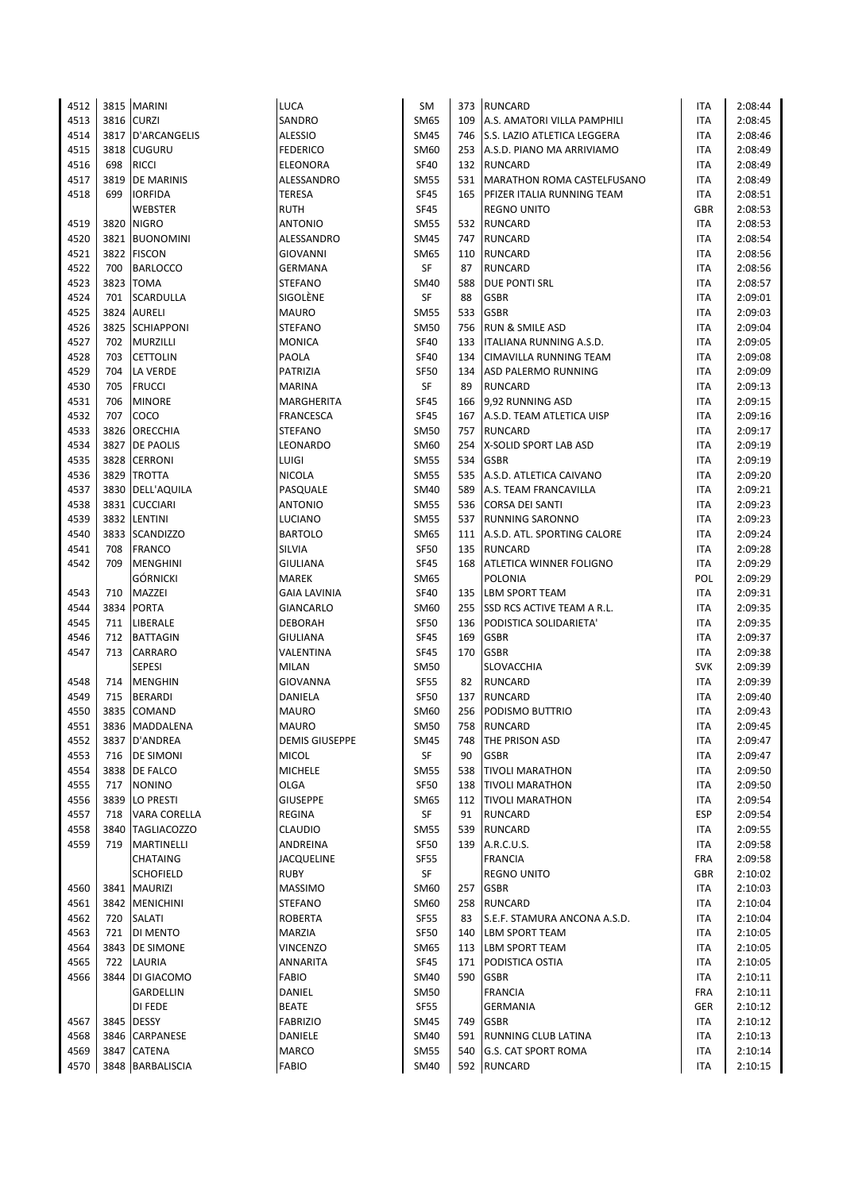| | | | | | | | | |
|---|---|---|---|---|---|---|---|---|
| 4512 | 3815 | MARINI | LUCA | SM | 373 | RUNCARD | ITA | 2:08:44 |
| 4513 | 3816 | CURZI | SANDRO | SM65 | 109 | A.S. AMATORI VILLA PAMPHILI | ITA | 2:08:45 |
| 4514 | 3817 | D'ARCANGELIS | ALESSIO | SM45 | 746 | S.S. LAZIO ATLETICA LEGGERA | ITA | 2:08:46 |
| 4515 | 3818 | CUGURU | FEDERICO | SM60 | 253 | A.S.D. PIANO MA ARRIVIAMO | ITA | 2:08:49 |
| 4516 | 698 | RICCI | ELEONORA | SF40 | 132 | RUNCARD | ITA | 2:08:49 |
| 4517 | 3819 | DE MARINIS | ALESSANDRO | SM55 | 531 | MARATHON ROMA CASTELFUSANO | ITA | 2:08:49 |
| 4518 | 699 | IORFIDA | TERESA | SF45 | 165 | PFIZER ITALIA RUNNING TEAM | ITA | 2:08:51 |
| | | WEBSTER | RUTH | SF45 | | REGNO UNITO | GBR | 2:08:53 |
| 4519 | 3820 | NIGRO | ANTONIO | SM55 | 532 | RUNCARD | ITA | 2:08:53 |
| 4520 | 3821 | BUONOMINI | ALESSANDRO | SM45 | 747 | RUNCARD | ITA | 2:08:54 |
| 4521 | 3822 | FISCON | GIOVANNI | SM65 | 110 | RUNCARD | ITA | 2:08:56 |
| 4522 | 700 | BARLOCCO | GERMANA | SF | 87 | RUNCARD | ITA | 2:08:56 |
| 4523 | 3823 | TOMA | STEFANO | SM40 | 588 | DUE PONTI SRL | ITA | 2:08:57 |
| 4524 | 701 | SCARDULLA | SIGOLÈNE | SF | 88 | GSBR | ITA | 2:09:01 |
| 4525 | 3824 | AURELI | MAURO | SM55 | 533 | GSBR | ITA | 2:09:03 |
| 4526 | 3825 | SCHIAPPONI | STEFANO | SM50 | 756 | RUN & SMILE ASD | ITA | 2:09:04 |
| 4527 | 702 | MURZILLI | MONICA | SF40 | 133 | ITALIANA RUNNING A.S.D. | ITA | 2:09:05 |
| 4528 | 703 | CETTOLIN | PAOLA | SF40 | 134 | CIMAVILLA RUNNING TEAM | ITA | 2:09:08 |
| 4529 | 704 | LA VERDE | PATRIZIA | SF50 | 134 | ASD PALERMO RUNNING | ITA | 2:09:09 |
| 4530 | 705 | FRUCCI | MARINA | SF | 89 | RUNCARD | ITA | 2:09:13 |
| 4531 | 706 | MINORE | MARGHERITA | SF45 | 166 | 9,92 RUNNING ASD | ITA | 2:09:15 |
| 4532 | 707 | COCO | FRANCESCA | SF45 | 167 | A.S.D. TEAM ATLETICA UISP | ITA | 2:09:16 |
| 4533 | 3826 | ORECCHIA | STEFANO | SM50 | 757 | RUNCARD | ITA | 2:09:17 |
| 4534 | 3827 | DE PAOLIS | LEONARDO | SM60 | 254 | X-SOLID SPORT LAB ASD | ITA | 2:09:19 |
| 4535 | 3828 | CERRONI | LUIGI | SM55 | 534 | GSBR | ITA | 2:09:19 |
| 4536 | 3829 | TROTTA | NICOLA | SM55 | 535 | A.S.D. ATLETICA CAIVANO | ITA | 2:09:20 |
| 4537 | 3830 | DELL'AQUILA | PASQUALE | SM40 | 589 | A.S. TEAM FRANCAVILLA | ITA | 2:09:21 |
| 4538 | 3831 | CUCCIARI | ANTONIO | SM55 | 536 | CORSA DEI SANTI | ITA | 2:09:23 |
| 4539 | 3832 | LENTINI | LUCIANO | SM55 | 537 | RUNNING SARONNO | ITA | 2:09:23 |
| 4540 | 3833 | SCANDIZZO | BARTOLO | SM65 | 111 | A.S.D. ATL. SPORTING CALORE | ITA | 2:09:24 |
| 4541 | 708 | FRANCO | SILVIA | SF50 | 135 | RUNCARD | ITA | 2:09:28 |
| 4542 | 709 | MENGHINI | GIULIANA | SF45 | 168 | ATLETICA WINNER FOLIGNO | ITA | 2:09:29 |
| | | GÓRNICKI | MAREK | SM65 | | POLONIA | POL | 2:09:29 |
| 4543 | 710 | MAZZEI | GAIA LAVINIA | SF40 | 135 | LBM SPORT TEAM | ITA | 2:09:31 |
| 4544 | 3834 | PORTA | GIANCARLO | SM60 | 255 | SSD RCS ACTIVE TEAM A R.L. | ITA | 2:09:35 |
| 4545 | 711 | LIBERALE | DEBORAH | SF50 | 136 | PODISTICA SOLIDARIETA' | ITA | 2:09:35 |
| 4546 | 712 | BATTAGIN | GIULIANA | SF45 | 169 | GSBR | ITA | 2:09:37 |
| 4547 | 713 | CARRARO | VALENTINA | SF45 | 170 | GSBR | ITA | 2:09:38 |
| | | SEPESI | MILAN | SM50 | | SLOVACCHIA | SVK | 2:09:39 |
| 4548 | 714 | MENGHIN | GIOVANNA | SF55 | 82 | RUNCARD | ITA | 2:09:39 |
| 4549 | 715 | BERARDI | DANIELA | SF50 | 137 | RUNCARD | ITA | 2:09:40 |
| 4550 | 3835 | COMAND | MAURO | SM60 | 256 | PODISMO BUTTRIO | ITA | 2:09:43 |
| 4551 | 3836 | MADDALENA | MAURO | SM50 | 758 | RUNCARD | ITA | 2:09:45 |
| 4552 | 3837 | D'ANDREA | DEMIS GIUSEPPE | SM45 | 748 | THE PRISON ASD | ITA | 2:09:47 |
| 4553 | 716 | DE SIMONI | MICOL | SF | 90 | GSBR | ITA | 2:09:47 |
| 4554 | 3838 | DE FALCO | MICHELE | SM55 | 538 | TIVOLI MARATHON | ITA | 2:09:50 |
| 4555 | 717 | NONINO | OLGA | SF50 | 138 | TIVOLI MARATHON | ITA | 2:09:50 |
| 4556 | 3839 | LO PRESTI | GIUSEPPE | SM65 | 112 | TIVOLI MARATHON | ITA | 2:09:54 |
| 4557 | 718 | VARA CORELLA | REGINA | SF | 91 | RUNCARD | ESP | 2:09:54 |
| 4558 | 3840 | TAGLIACOZZO | CLAUDIO | SM55 | 539 | RUNCARD | ITA | 2:09:55 |
| 4559 | 719 | MARTINELLI | ANDREINA | SF50 | 139 | A.R.C.U.S. | ITA | 2:09:58 |
| | | CHATAING | JACQUELINE | SF55 | | FRANCIA | FRA | 2:09:58 |
| | | SCHOFIELD | RUBY | SF | | REGNO UNITO | GBR | 2:10:02 |
| 4560 | 3841 | MAURIZI | MASSIMO | SM60 | 257 | GSBR | ITA | 2:10:03 |
| 4561 | 3842 | MENICHINI | STEFANO | SM60 | 258 | RUNCARD | ITA | 2:10:04 |
| 4562 | 720 | SALATI | ROBERTA | SF55 | 83 | S.E.F. STAMURA ANCONA A.S.D. | ITA | 2:10:04 |
| 4563 | 721 | DI MENTO | MARZIA | SF50 | 140 | LBM SPORT TEAM | ITA | 2:10:05 |
| 4564 | 3843 | DE SIMONE | VINCENZO | SM65 | 113 | LBM SPORT TEAM | ITA | 2:10:05 |
| 4565 | 722 | LAURIA | ANNARITA | SF45 | 171 | PODISTICA OSTIA | ITA | 2:10:05 |
| 4566 | 3844 | DI GIACOMO | FABIO | SM40 | 590 | GSBR | ITA | 2:10:11 |
| | | GARDELLIN | DANIEL | SM50 | | FRANCIA | FRA | 2:10:11 |
| | | DI FEDE | BEATE | SF55 | | GERMANIA | GER | 2:10:12 |
| 4567 | 3845 | DESSY | FABRIZIO | SM45 | 749 | GSBR | ITA | 2:10:12 |
| 4568 | 3846 | CARPANESE | DANIELE | SM40 | 591 | RUNNING CLUB LATINA | ITA | 2:10:13 |
| 4569 | 3847 | CATENA | MARCO | SM55 | 540 | G.S. CAT SPORT ROMA | ITA | 2:10:14 |
| 4570 | 3848 | BARBALISCIA | FABIO | SM40 | 592 | RUNCARD | ITA | 2:10:15 |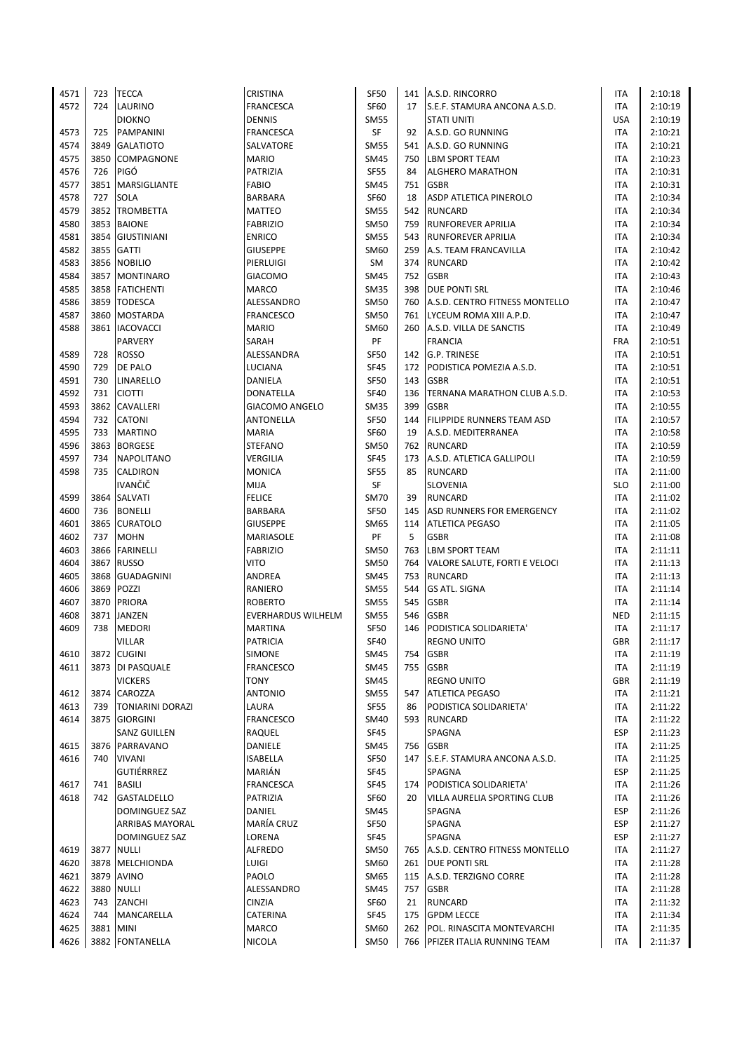| | | | | | | | | |
|---|---|---|---|---|---|---|---|---|
| 4571 | 723 | TECCA | CRISTINA | SF50 | 141 | A.S.D. RINCORRO | ITA | 2:10:18 |
| 4572 | 724 | LAURINO | FRANCESCA | SF60 | 17 | S.E.F. STAMURA ANCONA A.S.D. | ITA | 2:10:19 |
| | | DIOKNO | DENNIS | SM55 | | STATI UNITI | USA | 2:10:19 |
| 4573 | 725 | PAMPANINI | FRANCESCA | SF | 92 | A.S.D. GO RUNNING | ITA | 2:10:21 |
| 4574 | 3849 | GALATIOTO | SALVATORE | SM55 | 541 | A.S.D. GO RUNNING | ITA | 2:10:21 |
| 4575 | 3850 | COMPAGNONE | MARIO | SM45 | 750 | LBM SPORT TEAM | ITA | 2:10:23 |
| 4576 | 726 | PIGÓ | PATRIZIA | SF55 | 84 | ALGHERO MARATHON | ITA | 2:10:31 |
| 4577 | 3851 | MARSIGLIANTE | FABIO | SM45 | 751 | GSBR | ITA | 2:10:31 |
| 4578 | 727 | SOLA | BARBARA | SF60 | 18 | ASDP ATLETICA PINEROLO | ITA | 2:10:34 |
| 4579 | 3852 | TROMBETTA | MATTEO | SM55 | 542 | RUNCARD | ITA | 2:10:34 |
| 4580 | 3853 | BAIONE | FABRIZIO | SM50 | 759 | RUNFOREVER APRILIA | ITA | 2:10:34 |
| 4581 | 3854 | GIUSTINIANI | ENRICO | SM55 | 543 | RUNFOREVER APRILIA | ITA | 2:10:34 |
| 4582 | 3855 | GATTI | GIUSEPPE | SM60 | 259 | A.S. TEAM FRANCAVILLA | ITA | 2:10:42 |
| 4583 | 3856 | NOBILIO | PIERLUIGI | SM | 374 | RUNCARD | ITA | 2:10:42 |
| 4584 | 3857 | MONTINARO | GIACOMO | SM45 | 752 | GSBR | ITA | 2:10:43 |
| 4585 | 3858 | FATICHENTI | MARCO | SM35 | 398 | DUE PONTI SRL | ITA | 2:10:46 |
| 4586 | 3859 | TODESCA | ALESSANDRO | SM50 | 760 | A.S.D. CENTRO FITNESS MONTELLO | ITA | 2:10:47 |
| 4587 | 3860 | MOSTARDA | FRANCESCO | SM50 | 761 | LYCEUM ROMA XIII A.P.D. | ITA | 2:10:47 |
| 4588 | 3861 | IACOVACCI | MARIO | SM60 | 260 | A.S.D. VILLA DE SANCTIS | ITA | 2:10:49 |
| | | PARVERY | SARAH | PF | | FRANCIA | FRA | 2:10:51 |
| 4589 | 728 | ROSSO | ALESSANDRA | SF50 | 142 | G.P. TRINESE | ITA | 2:10:51 |
| 4590 | 729 | DE PALO | LUCIANA | SF45 | 172 | PODISTICA POMEZIA A.S.D. | ITA | 2:10:51 |
| 4591 | 730 | LINARELLO | DANIELA | SF50 | 143 | GSBR | ITA | 2:10:51 |
| 4592 | 731 | CIOTTI | DONATELLA | SF40 | 136 | TERNANA MARATHON CLUB A.S.D. | ITA | 2:10:53 |
| 4593 | 3862 | CAVALLERI | GIACOMO ANGELO | SM35 | 399 | GSBR | ITA | 2:10:55 |
| 4594 | 732 | CATONI | ANTONELLA | SF50 | 144 | FILIPPIDE RUNNERS TEAM ASD | ITA | 2:10:57 |
| 4595 | 733 | MARTINO | MARIA | SF60 | 19 | A.S.D. MEDITERRANEA | ITA | 2:10:58 |
| 4596 | 3863 | BORGESE | STEFANO | SM50 | 762 | RUNCARD | ITA | 2:10:59 |
| 4597 | 734 | NAPOLITANO | VERGILIA | SF45 | 173 | A.S.D. ATLETICA GALLIPOLI | ITA | 2:10:59 |
| 4598 | 735 | CALDIRON | MONICA | SF55 | 85 | RUNCARD | ITA | 2:11:00 |
| | | IVANČIČ | MIJA | SF | | SLOVENIA | SLO | 2:11:00 |
| 4599 | 3864 | SALVATI | FELICE | SM70 | 39 | RUNCARD | ITA | 2:11:02 |
| 4600 | 736 | BONELLI | BARBARA | SF50 | 145 | ASD RUNNERS FOR EMERGENCY | ITA | 2:11:02 |
| 4601 | 3865 | CURATOLO | GIUSEPPE | SM65 | 114 | ATLETICA PEGASO | ITA | 2:11:05 |
| 4602 | 737 | MOHN | MARIASOLE | PF | 5 | GSBR | ITA | 2:11:08 |
| 4603 | 3866 | FARINELLI | FABRIZIO | SM50 | 763 | LBM SPORT TEAM | ITA | 2:11:11 |
| 4604 | 3867 | RUSSO | VITO | SM50 | 764 | VALORE SALUTE, FORTI E VELOCI | ITA | 2:11:13 |
| 4605 | 3868 | GUADAGNINI | ANDREA | SM45 | 753 | RUNCARD | ITA | 2:11:13 |
| 4606 | 3869 | POZZI | RANIERO | SM55 | 544 | GS ATL. SIGNA | ITA | 2:11:14 |
| 4607 | 3870 | PRIORA | ROBERTO | SM55 | 545 | GSBR | ITA | 2:11:14 |
| 4608 | 3871 | JANZEN | EVERHARDUS WILHELM | SM55 | 546 | GSBR | NED | 2:11:15 |
| 4609 | 738 | MEDORI | MARTINA | SF50 | 146 | PODISTICA SOLIDARIETA' | ITA | 2:11:17 |
| | | VILLAR | PATRICIA | SF40 | | REGNO UNITO | GBR | 2:11:17 |
| 4610 | 3872 | CUGINI | SIMONE | SM45 | 754 | GSBR | ITA | 2:11:19 |
| 4611 | 3873 | DI PASQUALE | FRANCESCO | SM45 | 755 | GSBR | ITA | 2:11:19 |
| | | VICKERS | TONY | SM45 | | REGNO UNITO | GBR | 2:11:19 |
| 4612 | 3874 | CAROZZA | ANTONIO | SM55 | 547 | ATLETICA PEGASO | ITA | 2:11:21 |
| 4613 | 739 | TONIARINI DORAZI | LAURA | SF55 | 86 | PODISTICA SOLIDARIETA' | ITA | 2:11:22 |
| 4614 | 3875 | GIORGINI | FRANCESCO | SM40 | 593 | RUNCARD | ITA | 2:11:22 |
| | | SANZ GUILLEN | RAQUEL | SF45 | | SPAGNA | ESP | 2:11:23 |
| 4615 | 3876 | PARRAVANO | DANIELE | SM45 | 756 | GSBR | ITA | 2:11:25 |
| 4616 | 740 | VIVANI | ISABELLA | SF50 | 147 | S.E.F. STAMURA ANCONA A.S.D. | ITA | 2:11:25 |
| | | GUTIÉRRREZ | MARIÁN | SF45 | | SPAGNA | ESP | 2:11:25 |
| 4617 | 741 | BASILI | FRANCESCA | SF45 | 174 | PODISTICA SOLIDARIETA' | ITA | 2:11:26 |
| 4618 | 742 | GASTALDELLO | PATRIZIA | SF60 | 20 | VILLA AURELIA SPORTING CLUB | ITA | 2:11:26 |
| | | DOMINGUEZ SAZ | DANIEL | SM45 | | SPAGNA | ESP | 2:11:26 |
| | | ARRIBAS MAYORAL | MARÍA CRUZ | SF50 | | SPAGNA | ESP | 2:11:27 |
| | | DOMINGUEZ SAZ | LORENA | SF45 | | SPAGNA | ESP | 2:11:27 |
| 4619 | 3877 | NULLI | ALFREDO | SM50 | 765 | A.S.D. CENTRO FITNESS MONTELLO | ITA | 2:11:27 |
| 4620 | 3878 | MELCHIONDA | LUIGI | SM60 | 261 | DUE PONTI SRL | ITA | 2:11:28 |
| 4621 | 3879 | AVINO | PAOLO | SM65 | 115 | A.S.D. TERZIGNO CORRE | ITA | 2:11:28 |
| 4622 | 3880 | NULLI | ALESSANDRO | SM45 | 757 | GSBR | ITA | 2:11:28 |
| 4623 | 743 | ZANCHI | CINZIA | SF60 | 21 | RUNCARD | ITA | 2:11:32 |
| 4624 | 744 | MANCARELLA | CATERINA | SF45 | 175 | GPDM LECCE | ITA | 2:11:34 |
| 4625 | 3881 | MINI | MARCO | SM60 | 262 | POL. RINASCITA MONTEVARCHI | ITA | 2:11:35 |
| 4626 | 3882 | FONTANELLA | NICOLA | SM50 | 766 | PFIZER ITALIA RUNNING TEAM | ITA | 2:11:37 |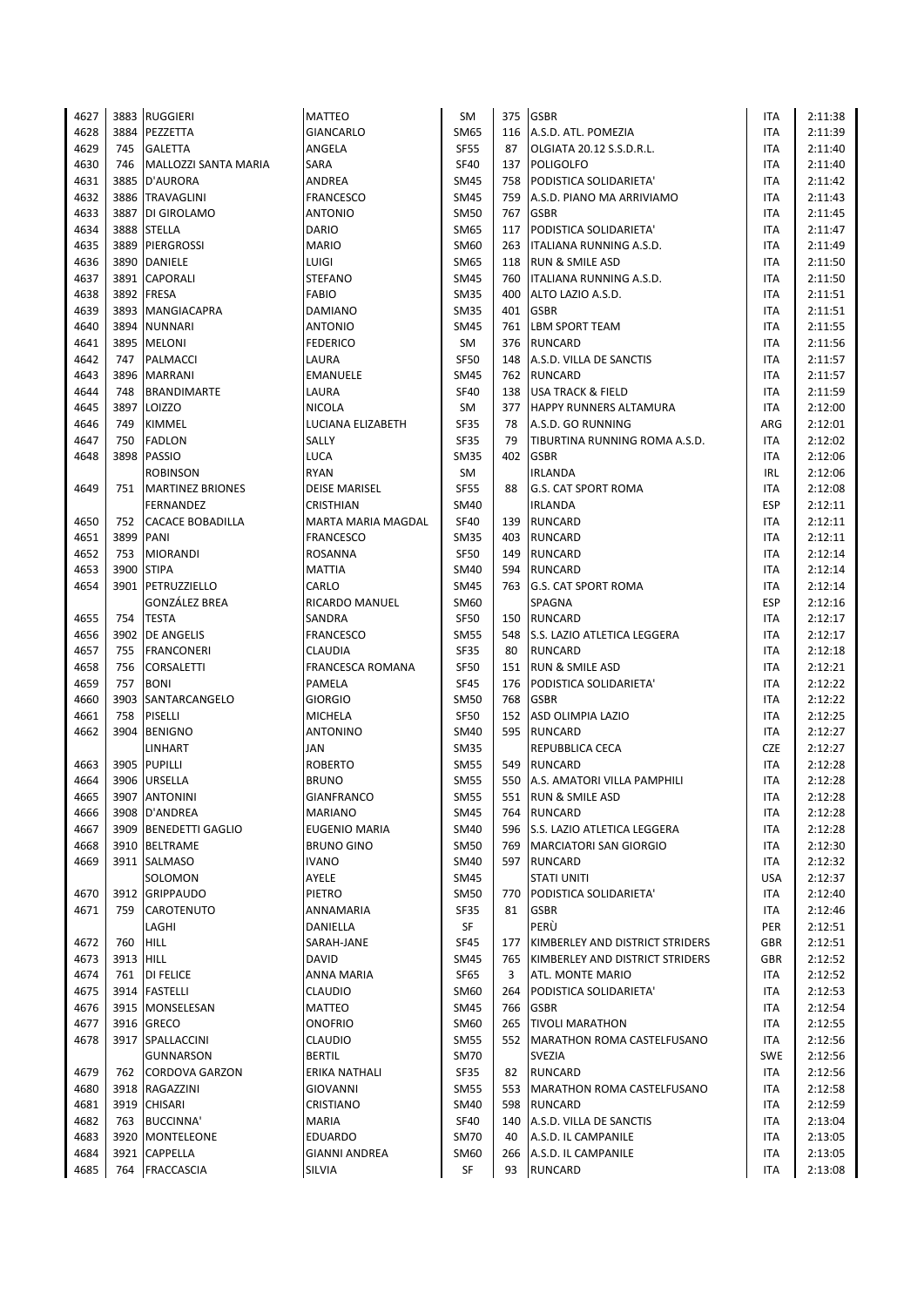| | | | | | | | | |
|---|---|---|---|---|---|---|---|---|
| 4627 | 3883 | RUGGIERI | MATTEO | SM | 375 | GSBR | ITA | 2:11:38 |
| 4628 | 3884 | PEZZETTA | GIANCARLO | SM65 | 116 | A.S.D. ATL. POMEZIA | ITA | 2:11:39 |
| 4629 | 745 | GALETTA | ANGELA | SF55 | 87 | OLGIATA 20.12 S.S.D.R.L. | ITA | 2:11:40 |
| 4630 | 746 | MALLOZZI SANTA MARIA | SARA | SF40 | 137 | POLIGOLFO | ITA | 2:11:40 |
| 4631 | 3885 | D'AURORA | ANDREA | SM45 | 758 | PODISTICA SOLIDARIETA' | ITA | 2:11:42 |
| 4632 | 3886 | TRAVAGLINI | FRANCESCO | SM45 | 759 | A.S.D. PIANO MA ARRIVIAMO | ITA | 2:11:43 |
| 4633 | 3887 | DI GIROLAMO | ANTONIO | SM50 | 767 | GSBR | ITA | 2:11:45 |
| 4634 | 3888 | STELLA | DARIO | SM65 | 117 | PODISTICA SOLIDARIETA' | ITA | 2:11:47 |
| 4635 | 3889 | PIERGROSSI | MARIO | SM60 | 263 | ITALIANA RUNNING A.S.D. | ITA | 2:11:49 |
| 4636 | 3890 | DANIELE | LUIGI | SM65 | 118 | RUN & SMILE ASD | ITA | 2:11:50 |
| 4637 | 3891 | CAPORALI | STEFANO | SM45 | 760 | ITALIANA RUNNING A.S.D. | ITA | 2:11:50 |
| 4638 | 3892 | FRESA | FABIO | SM35 | 400 | ALTO LAZIO A.S.D. | ITA | 2:11:51 |
| 4639 | 3893 | MANGIACAPRA | DAMIANO | SM35 | 401 | GSBR | ITA | 2:11:51 |
| 4640 | 3894 | NUNNARI | ANTONIO | SM45 | 761 | LBM SPORT TEAM | ITA | 2:11:55 |
| 4641 | 3895 | MELONI | FEDERICO | SM | 376 | RUNCARD | ITA | 2:11:56 |
| 4642 | 747 | PALMACCI | LAURA | SF50 | 148 | A.S.D. VILLA DE SANCTIS | ITA | 2:11:57 |
| 4643 | 3896 | MARRANI | EMANUELE | SM45 | 762 | RUNCARD | ITA | 2:11:57 |
| 4644 | 748 | BRANDIMARTE | LAURA | SF40 | 138 | USA TRACK & FIELD | ITA | 2:11:59 |
| 4645 | 3897 | LOIZZO | NICOLA | SM | 377 | HAPPY RUNNERS ALTAMURA | ITA | 2:12:00 |
| 4646 | 749 | KIMMEL | LUCIANA ELIZABETH | SF35 | 78 | A.S.D. GO RUNNING | ARG | 2:12:01 |
| 4647 | 750 | FADLON | SALLY | SF35 | 79 | TIBURTINA RUNNING ROMA A.S.D. | ITA | 2:12:02 |
| 4648 | 3898 | PASSIO | LUCA | SM35 | 402 | GSBR | ITA | 2:12:06 |
| | | ROBINSON | RYAN | SM | | IRLANDA | IRL | 2:12:06 |
| 4649 | 751 | MARTINEZ BRIONES | DEISE MARISEL | SF55 | 88 | G.S. CAT SPORT ROMA | ITA | 2:12:08 |
| | | FERNANDEZ | CRISTHIAN | SM40 | | IRLANDA | ESP | 2:12:11 |
| 4650 | 752 | CACACE BOBADILLA | MARTA MARIA MAGDAL | SF40 | 139 | RUNCARD | ITA | 2:12:11 |
| 4651 | 3899 | PANI | FRANCESCO | SM35 | 403 | RUNCARD | ITA | 2:12:11 |
| 4652 | 753 | MIORANDI | ROSANNA | SF50 | 149 | RUNCARD | ITA | 2:12:14 |
| 4653 | 3900 | STIPA | MATTIA | SM40 | 594 | RUNCARD | ITA | 2:12:14 |
| 4654 | 3901 | PETRUZZIELLO | CARLO | SM45 | 763 | G.S. CAT SPORT ROMA | ITA | 2:12:14 |
| | | GONZÁLEZ BREA | RICARDO MANUEL | SM60 | | SPAGNA | ESP | 2:12:16 |
| 4655 | 754 | TESTA | SANDRA | SF50 | 150 | RUNCARD | ITA | 2:12:17 |
| 4656 | 3902 | DE ANGELIS | FRANCESCO | SM55 | 548 | S.S. LAZIO ATLETICA LEGGERA | ITA | 2:12:17 |
| 4657 | 755 | FRANCONERI | CLAUDIA | SF35 | 80 | RUNCARD | ITA | 2:12:18 |
| 4658 | 756 | CORSALETTI | FRANCESCA ROMANA | SF50 | 151 | RUN & SMILE ASD | ITA | 2:12:21 |
| 4659 | 757 | BONI | PAMELA | SF45 | 176 | PODISTICA SOLIDARIETA' | ITA | 2:12:22 |
| 4660 | 3903 | SANTARCANGELO | GIORGIO | SM50 | 768 | GSBR | ITA | 2:12:22 |
| 4661 | 758 | PISELLI | MICHELA | SF50 | 152 | ASD OLIMPIA LAZIO | ITA | 2:12:25 |
| 4662 | 3904 | BENIGNO | ANTONINO | SM40 | 595 | RUNCARD | ITA | 2:12:27 |
| | | LINHART | JAN | SM35 | | REPUBBLICA CECA | CZE | 2:12:27 |
| 4663 | 3905 | PUPILLI | ROBERTO | SM55 | 549 | RUNCARD | ITA | 2:12:28 |
| 4664 | 3906 | URSELLA | BRUNO | SM55 | 550 | A.S. AMATORI VILLA PAMPHILI | ITA | 2:12:28 |
| 4665 | 3907 | ANTONINI | GIANFRANCO | SM55 | 551 | RUN & SMILE ASD | ITA | 2:12:28 |
| 4666 | 3908 | D'ANDREA | MARIANO | SM45 | 764 | RUNCARD | ITA | 2:12:28 |
| 4667 | 3909 | BENEDETTI GAGLIO | EUGENIO MARIA | SM40 | 596 | S.S. LAZIO ATLETICA LEGGERA | ITA | 2:12:28 |
| 4668 | 3910 | BELTRAME | BRUNO GINO | SM50 | 769 | MARCIATORI SAN GIORGIO | ITA | 2:12:30 |
| 4669 | 3911 | SALMASO | IVANO | SM40 | 597 | RUNCARD | ITA | 2:12:32 |
| | | SOLOMON | AYELE | SM45 | | STATI UNITI | USA | 2:12:37 |
| 4670 | 3912 | GRIPPAUDO | PIETRO | SM50 | 770 | PODISTICA SOLIDARIETA' | ITA | 2:12:40 |
| 4671 | 759 | CAROTENUTO | ANNAMARIA | SF35 | 81 | GSBR | ITA | 2:12:46 |
| | | LAGHI | DANIELLA | SF | | PERÙ | PER | 2:12:51 |
| 4672 | 760 | HILL | SARAH-JANE | SF45 | 177 | KIMBERLEY AND DISTRICT STRIDERS | GBR | 2:12:51 |
| 4673 | 3913 | HILL | DAVID | SM45 | 765 | KIMBERLEY AND DISTRICT STRIDERS | GBR | 2:12:52 |
| 4674 | 761 | DI FELICE | ANNA MARIA | SF65 | 3 | ATL. MONTE MARIO | ITA | 2:12:52 |
| 4675 | 3914 | FASTELLI | CLAUDIO | SM60 | 264 | PODISTICA SOLIDARIETA' | ITA | 2:12:53 |
| 4676 | 3915 | MONSELESAN | MATTEO | SM45 | 766 | GSBR | ITA | 2:12:54 |
| 4677 | 3916 | GRECO | ONOFRIO | SM60 | 265 | TIVOLI MARATHON | ITA | 2:12:55 |
| 4678 | 3917 | SPALLACCINI | CLAUDIO | SM55 | 552 | MARATHON ROMA CASTELFUSANO | ITA | 2:12:56 |
| | | GUNNARSON | BERTIL | SM70 | | SVEZIA | SWE | 2:12:56 |
| 4679 | 762 | CORDOVA GARZON | ERIKA NATHALI | SF35 | 82 | RUNCARD | ITA | 2:12:56 |
| 4680 | 3918 | RAGAZZINI | GIOVANNI | SM55 | 553 | MARATHON ROMA CASTELFUSANO | ITA | 2:12:58 |
| 4681 | 3919 | CHISARI | CRISTIANO | SM40 | 598 | RUNCARD | ITA | 2:12:59 |
| 4682 | 763 | BUCCINNA' | MARIA | SF40 | 140 | A.S.D. VILLA DE SANCTIS | ITA | 2:13:04 |
| 4683 | 3920 | MONTELEONE | EDUARDO | SM70 | 40 | A.S.D. IL CAMPANILE | ITA | 2:13:05 |
| 4684 | 3921 | CAPPELLA | GIANNI ANDREA | SM60 | 266 | A.S.D. IL CAMPANILE | ITA | 2:13:05 |
| 4685 | 764 | FRACCASCIA | SILVIA | SF | 93 | RUNCARD | ITA | 2:13:08 |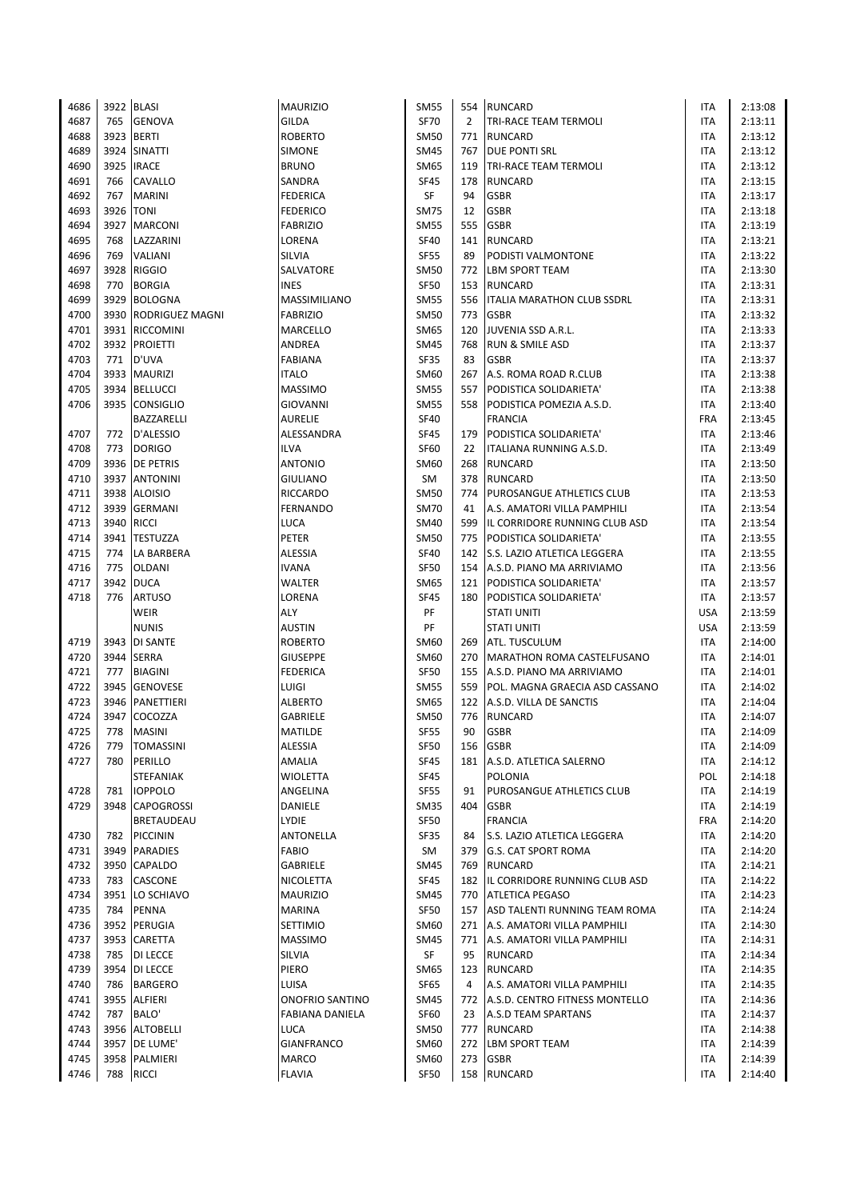| | | | | | | | | |
|---|---|---|---|---|---|---|---|---|
| 4686 | 3922 | BLASI | MAURIZIO | SM55 | 554 | RUNCARD | ITA | 2:13:08 |
| 4687 | 765 | GENOVA | GILDA | SF70 | 2 | TRI-RACE TEAM TERMOLI | ITA | 2:13:11 |
| 4688 | 3923 | BERTI | ROBERTO | SM50 | 771 | RUNCARD | ITA | 2:13:12 |
| 4689 | 3924 | SINATTI | SIMONE | SM45 | 767 | DUE PONTI SRL | ITA | 2:13:12 |
| 4690 | 3925 | IRACE | BRUNO | SM65 | 119 | TRI-RACE TEAM TERMOLI | ITA | 2:13:12 |
| 4691 | 766 | CAVALLO | SANDRA | SF45 | 178 | RUNCARD | ITA | 2:13:15 |
| 4692 | 767 | MARINI | FEDERICA | SF | 94 | GSBR | ITA | 2:13:17 |
| 4693 | 3926 | TONI | FEDERICO | SM75 | 12 | GSBR | ITA | 2:13:18 |
| 4694 | 3927 | MARCONI | FABRIZIO | SM55 | 555 | GSBR | ITA | 2:13:19 |
| 4695 | 768 | LAZZARINI | LORENA | SF40 | 141 | RUNCARD | ITA | 2:13:21 |
| 4696 | 769 | VALIANI | SILVIA | SF55 | 89 | PODISTI VALMONTONE | ITA | 2:13:22 |
| 4697 | 3928 | RIGGIO | SALVATORE | SM50 | 772 | LBM SPORT TEAM | ITA | 2:13:30 |
| 4698 | 770 | BORGIA | INES | SF50 | 153 | RUNCARD | ITA | 2:13:31 |
| 4699 | 3929 | BOLOGNA | MASSIMILIANO | SM55 | 556 | ITALIA MARATHON CLUB SSDRL | ITA | 2:13:31 |
| 4700 | 3930 | RODRIGUEZ MAGNI | FABRIZIO | SM50 | 773 | GSBR | ITA | 2:13:32 |
| 4701 | 3931 | RICCOMINI | MARCELLO | SM65 | 120 | JUVENIA SSD A.R.L. | ITA | 2:13:33 |
| 4702 | 3932 | PROIETTI | ANDREA | SM45 | 768 | RUN & SMILE ASD | ITA | 2:13:37 |
| 4703 | 771 | D'UVA | FABIANA | SF35 | 83 | GSBR | ITA | 2:13:37 |
| 4704 | 3933 | MAURIZI | ITALO | SM60 | 267 | A.S. ROMA ROAD R.CLUB | ITA | 2:13:38 |
| 4705 | 3934 | BELLUCCI | MASSIMO | SM55 | 557 | PODISTICA SOLIDARIETA' | ITA | 2:13:38 |
| 4706 | 3935 | CONSIGLIO | GIOVANNI | SM55 | 558 | PODISTICA POMEZIA A.S.D. | ITA | 2:13:40 |
| | | BAZZARELLI | AURELIE | SF40 | | FRANCIA | FRA | 2:13:45 |
| 4707 | 772 | D'ALESSIO | ALESSANDRA | SF45 | 179 | PODISTICA SOLIDARIETA' | ITA | 2:13:46 |
| 4708 | 773 | DORIGO | ILVA | SF60 | 22 | ITALIANA RUNNING A.S.D. | ITA | 2:13:49 |
| 4709 | 3936 | DE PETRIS | ANTONIO | SM60 | 268 | RUNCARD | ITA | 2:13:50 |
| 4710 | 3937 | ANTONINI | GIULIANO | SM | 378 | RUNCARD | ITA | 2:13:50 |
| 4711 | 3938 | ALOISIO | RICCARDO | SM50 | 774 | PUROSANGUE ATHLETICS CLUB | ITA | 2:13:53 |
| 4712 | 3939 | GERMANI | FERNANDO | SM70 | 41 | A.S. AMATORI VILLA PAMPHILI | ITA | 2:13:54 |
| 4713 | 3940 | RICCI | LUCA | SM40 | 599 | IL CORRIDORE RUNNING CLUB ASD | ITA | 2:13:54 |
| 4714 | 3941 | TESTUZZA | PETER | SM50 | 775 | PODISTICA SOLIDARIETA' | ITA | 2:13:55 |
| 4715 | 774 | LA BARBERA | ALESSIA | SF40 | 142 | S.S. LAZIO ATLETICA LEGGERA | ITA | 2:13:55 |
| 4716 | 775 | OLDANI | IVANA | SF50 | 154 | A.S.D. PIANO MA ARRIVIAMO | ITA | 2:13:56 |
| 4717 | 3942 | DUCA | WALTER | SM65 | 121 | PODISTICA SOLIDARIETA' | ITA | 2:13:57 |
| 4718 | 776 | ARTUSO | LORENA | SF45 | 180 | PODISTICA SOLIDARIETA' | ITA | 2:13:57 |
| | | WEIR | ALY | PF | | STATI UNITI | USA | 2:13:59 |
| | | NUNIS | AUSTIN | PF | | STATI UNITI | USA | 2:13:59 |
| 4719 | 3943 | DI SANTE | ROBERTO | SM60 | 269 | ATL. TUSCULUM | ITA | 2:14:00 |
| 4720 | 3944 | SERRA | GIUSEPPE | SM60 | 270 | MARATHON ROMA CASTELFUSANO | ITA | 2:14:01 |
| 4721 | 777 | BIAGINI | FEDERICA | SF50 | 155 | A.S.D. PIANO MA ARRIVIAMO | ITA | 2:14:01 |
| 4722 | 3945 | GENOVESE | LUIGI | SM55 | 559 | POL. MAGNA GRAECIA ASD CASSANO | ITA | 2:14:02 |
| 4723 | 3946 | PANETTIERI | ALBERTO | SM65 | 122 | A.S.D. VILLA DE SANCTIS | ITA | 2:14:04 |
| 4724 | 3947 | COCOZZA | GABRIELE | SM50 | 776 | RUNCARD | ITA | 2:14:07 |
| 4725 | 778 | MASINI | MATILDE | SF55 | 90 | GSBR | ITA | 2:14:09 |
| 4726 | 779 | TOMASSINI | ALESSIA | SF50 | 156 | GSBR | ITA | 2:14:09 |
| 4727 | 780 | PERILLO | AMALIA | SF45 | 181 | A.S.D. ATLETICA SALERNO | ITA | 2:14:12 |
| | | STEFANIAK | WIOLETTA | SF45 | | POLONIA | POL | 2:14:18 |
| 4728 | 781 | IOPPOLO | ANGELINA | SF55 | 91 | PUROSANGUE ATHLETICS CLUB | ITA | 2:14:19 |
| 4729 | 3948 | CAPOGROSSI | DANIELE | SM35 | 404 | GSBR | ITA | 2:14:19 |
| | | BRETAUDEAU | LYDIE | SF50 | | FRANCIA | FRA | 2:14:20 |
| 4730 | 782 | PICCININ | ANTONELLA | SF35 | 84 | S.S. LAZIO ATLETICA LEGGERA | ITA | 2:14:20 |
| 4731 | 3949 | PARADIES | FABIO | SM | 379 | G.S. CAT SPORT ROMA | ITA | 2:14:20 |
| 4732 | 3950 | CAPALDO | GABRIELE | SM45 | 769 | RUNCARD | ITA | 2:14:21 |
| 4733 | 783 | CASCONE | NICOLETTA | SF45 | 182 | IL CORRIDORE RUNNING CLUB ASD | ITA | 2:14:22 |
| 4734 | 3951 | LO SCHIAVO | MAURIZIO | SM45 | 770 | ATLETICA PEGASO | ITA | 2:14:23 |
| 4735 | 784 | PENNA | MARINA | SF50 | 157 | ASD TALENTI RUNNING TEAM ROMA | ITA | 2:14:24 |
| 4736 | 3952 | PERUGIA | SETTIMIO | SM60 | 271 | A.S. AMATORI VILLA PAMPHILI | ITA | 2:14:30 |
| 4737 | 3953 | CARETTA | MASSIMO | SM45 | 771 | A.S. AMATORI VILLA PAMPHILI | ITA | 2:14:31 |
| 4738 | 785 | DI LECCE | SILVIA | SF | 95 | RUNCARD | ITA | 2:14:34 |
| 4739 | 3954 | DI LECCE | PIERO | SM65 | 123 | RUNCARD | ITA | 2:14:35 |
| 4740 | 786 | BARGERO | LUISA | SF65 | 4 | A.S. AMATORI VILLA PAMPHILI | ITA | 2:14:35 |
| 4741 | 3955 | ALFIERI | ONOFRIO SANTINO | SM45 | 772 | A.S.D. CENTRO FITNESS MONTELLO | ITA | 2:14:36 |
| 4742 | 787 | BALO' | FABIANA DANIELA | SF60 | 23 | A.S.D TEAM SPARTANS | ITA | 2:14:37 |
| 4743 | 3956 | ALTOBELLI | LUCA | SM50 | 777 | RUNCARD | ITA | 2:14:38 |
| 4744 | 3957 | DE LUME' | GIANFRANCO | SM60 | 272 | LBM SPORT TEAM | ITA | 2:14:39 |
| 4745 | 3958 | PALMIERI | MARCO | SM60 | 273 | GSBR | ITA | 2:14:39 |
| 4746 | 788 | RICCI | FLAVIA | SF50 | 158 | RUNCARD | ITA | 2:14:40 |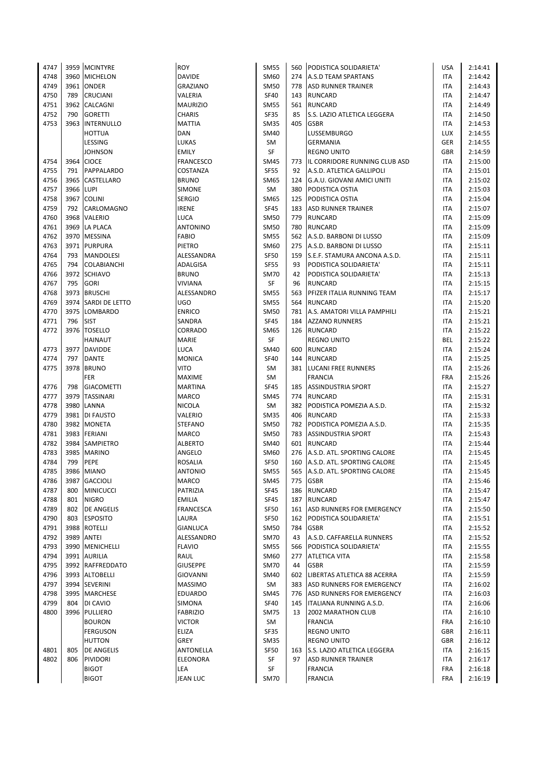| | | | | | | | | |
|---|---|---|---|---|---|---|---|---|
| 4747 | 3959 | MCINTYRE | ROY | SM55 | 560 | PODISTICA SOLIDARIETA' | USA | 2:14:41 |
| 4748 | 3960 | MICHELON | DAVIDE | SM60 | 274 | A.S.D TEAM SPARTANS | ITA | 2:14:42 |
| 4749 | 3961 | ONDER | GRAZIANO | SM50 | 778 | ASD RUNNER TRAINER | ITA | 2:14:43 |
| 4750 | 789 | CRUCIANI | VALERIA | SF40 | 143 | RUNCARD | ITA | 2:14:47 |
| 4751 | 3962 | CALCAGNI | MAURIZIO | SM55 | 561 | RUNCARD | ITA | 2:14:49 |
| 4752 | 790 | GORETTI | CHARIS | SF35 | 85 | S.S. LAZIO ATLETICA LEGGERA | ITA | 2:14:50 |
| 4753 | 3963 | INTERNULLO | MATTIA | SM35 | 405 | GSBR | ITA | 2:14:53 |
| | | HOTTUA | DAN | SM40 | | LUSSEMBURGO | LUX | 2:14:55 |
| | | LESSING | LUKAS | SM | | GERMANIA | GER | 2:14:55 |
| | | JOHNSON | EMILY | SF | | REGNO UNITO | GBR | 2:14:59 |
| 4754 | 3964 | CIOCE | FRANCESCO | SM45 | 773 | IL CORRIDORE RUNNING CLUB ASD | ITA | 2:15:00 |
| 4755 | 791 | PAPPALARDO | COSTANZA | SF55 | 92 | A.S.D. ATLETICA GALLIPOLI | ITA | 2:15:01 |
| 4756 | 3965 | CASTELLARO | BRUNO | SM65 | 124 | G.A.U. GIOVANI AMICI UNITI | ITA | 2:15:02 |
| 4757 | 3966 | LUPI | SIMONE | SM | 380 | PODISTICA OSTIA | ITA | 2:15:03 |
| 4758 | 3967 | COLINI | SERGIO | SM65 | 125 | PODISTICA OSTIA | ITA | 2:15:04 |
| 4759 | 792 | CARLOMAGNO | IRENE | SF45 | 183 | ASD RUNNER TRAINER | ITA | 2:15:07 |
| 4760 | 3968 | VALERIO | LUCA | SM50 | 779 | RUNCARD | ITA | 2:15:09 |
| 4761 | 3969 | LA PLACA | ANTONINO | SM50 | 780 | RUNCARD | ITA | 2:15:09 |
| 4762 | 3970 | MESSINA | FABIO | SM55 | 562 | A.S.D. BARBONI DI LUSSO | ITA | 2:15:09 |
| 4763 | 3971 | PURPURA | PIETRO | SM60 | 275 | A.S.D. BARBONI DI LUSSO | ITA | 2:15:11 |
| 4764 | 793 | MANDOLESI | ALESSANDRA | SF50 | 159 | S.E.F. STAMURA ANCONA A.S.D. | ITA | 2:15:11 |
| 4765 | 794 | COLABIANCHI | ADALGISA | SF55 | 93 | PODISTICA SOLIDARIETA' | ITA | 2:15:11 |
| 4766 | 3972 | SCHIAVO | BRUNO | SM70 | 42 | PODISTICA SOLIDARIETA' | ITA | 2:15:13 |
| 4767 | 795 | GORI | VIVIANA | SF | 96 | RUNCARD | ITA | 2:15:15 |
| 4768 | 3973 | BRUSCHI | ALESSANDRO | SM55 | 563 | PFIZER ITALIA RUNNING TEAM | ITA | 2:15:17 |
| 4769 | 3974 | SARDI DE LETTO | UGO | SM55 | 564 | RUNCARD | ITA | 2:15:20 |
| 4770 | 3975 | LOMBARDO | ENRICO | SM50 | 781 | A.S. AMATORI VILLA PAMPHILI | ITA | 2:15:21 |
| 4771 | 796 | SIST | SANDRA | SF45 | 184 | AZZANO RUNNERS | ITA | 2:15:21 |
| 4772 | 3976 | TOSELLO | CORRADO | SM65 | 126 | RUNCARD | ITA | 2:15:22 |
| | | HAINAUT | MARIE | SF | | REGNO UNITO | BEL | 2:15:22 |
| 4773 | 3977 | DAVIDDE | LUCA | SM40 | 600 | RUNCARD | ITA | 2:15:24 |
| 4774 | 797 | DANTE | MONICA | SF40 | 144 | RUNCARD | ITA | 2:15:25 |
| 4775 | 3978 | BRUNO | VITO | SM | 381 | LUCANI FREE RUNNERS | ITA | 2:15:26 |
| | | FER | MAXIME | SM | | FRANCIA | FRA | 2:15:26 |
| 4776 | 798 | GIACOMETTI | MARTINA | SF45 | 185 | ASSINDUSTRIA SPORT | ITA | 2:15:27 |
| 4777 | 3979 | TASSINARI | MARCO | SM45 | 774 | RUNCARD | ITA | 2:15:31 |
| 4778 | 3980 | LANNA | NICOLA | SM | 382 | PODISTICA POMEZIA A.S.D. | ITA | 2:15:32 |
| 4779 | 3981 | DI FAUSTO | VALERIO | SM35 | 406 | RUNCARD | ITA | 2:15:33 |
| 4780 | 3982 | MONETA | STEFANO | SM50 | 782 | PODISTICA POMEZIA A.S.D. | ITA | 2:15:35 |
| 4781 | 3983 | FERIANI | MARCO | SM50 | 783 | ASSINDUSTRIA SPORT | ITA | 2:15:43 |
| 4782 | 3984 | SAMPIETRO | ALBERTO | SM40 | 601 | RUNCARD | ITA | 2:15:44 |
| 4783 | 3985 | MARINO | ANGELO | SM60 | 276 | A.S.D. ATL. SPORTING CALORE | ITA | 2:15:45 |
| 4784 | 799 | PEPE | ROSALIA | SF50 | 160 | A.S.D. ATL. SPORTING CALORE | ITA | 2:15:45 |
| 4785 | 3986 | MIANO | ANTONIO | SM55 | 565 | A.S.D. ATL. SPORTING CALORE | ITA | 2:15:45 |
| 4786 | 3987 | GACCIOLI | MARCO | SM45 | 775 | GSBR | ITA | 2:15:46 |
| 4787 | 800 | MINICUCCI | PATRIZIA | SF45 | 186 | RUNCARD | ITA | 2:15:47 |
| 4788 | 801 | NIGRO | EMILIA | SF45 | 187 | RUNCARD | ITA | 2:15:47 |
| 4789 | 802 | DE ANGELIS | FRANCESCA | SF50 | 161 | ASD RUNNERS FOR EMERGENCY | ITA | 2:15:50 |
| 4790 | 803 | ESPOSITO | LAURA | SF50 | 162 | PODISTICA SOLIDARIETA' | ITA | 2:15:51 |
| 4791 | 3988 | ROTELLI | GIANLUCA | SM50 | 784 | GSBR | ITA | 2:15:52 |
| 4792 | 3989 | ANTEI | ALESSANDRO | SM70 | 43 | A.S.D. CAFFARELLA RUNNERS | ITA | 2:15:52 |
| 4793 | 3990 | MENICHELLI | FLAVIO | SM55 | 566 | PODISTICA SOLIDARIETA' | ITA | 2:15:55 |
| 4794 | 3991 | AURILIA | RAUL | SM60 | 277 | ATLETICA VITA | ITA | 2:15:58 |
| 4795 | 3992 | RAFFREDDATO | GIUSEPPE | SM70 | 44 | GSBR | ITA | 2:15:59 |
| 4796 | 3993 | ALTOBELLI | GIOVANNI | SM40 | 602 | LIBERTAS ATLETICA 88 ACERRA | ITA | 2:15:59 |
| 4797 | 3994 | SEVERINI | MASSIMO | SM | 383 | ASD RUNNERS FOR EMERGENCY | ITA | 2:16:02 |
| 4798 | 3995 | MARCHESE | EDUARDO | SM45 | 776 | ASD RUNNERS FOR EMERGENCY | ITA | 2:16:03 |
| 4799 | 804 | DI CAVIO | SIMONA | SF40 | 145 | ITALIANA RUNNING A.S.D. | ITA | 2:16:06 |
| 4800 | 3996 | PULLIERO | FABRIZIO | SM75 | 13 | 2002 MARATHON CLUB | ITA | 2:16:10 |
| | | BOURON | VICTOR | SM | | FRANCIA | FRA | 2:16:10 |
| | | FERGUSON | ELIZA | SF35 | | REGNO UNITO | GBR | 2:16:11 |
| | | HUTTON | GREY | SM35 | | REGNO UNITO | GBR | 2:16:12 |
| 4801 | 805 | DE ANGELIS | ANTONELLA | SF50 | 163 | S.S. LAZIO ATLETICA LEGGERA | ITA | 2:16:15 |
| 4802 | 806 | PIVIDORI | ELEONORA | SF | 97 | ASD RUNNER TRAINER | ITA | 2:16:17 |
| | | BIGOT | LEA | SF | | FRANCIA | FRA | 2:16:18 |
| | | BIGOT | JEAN LUC | SM70 | | FRANCIA | FRA | 2:16:19 |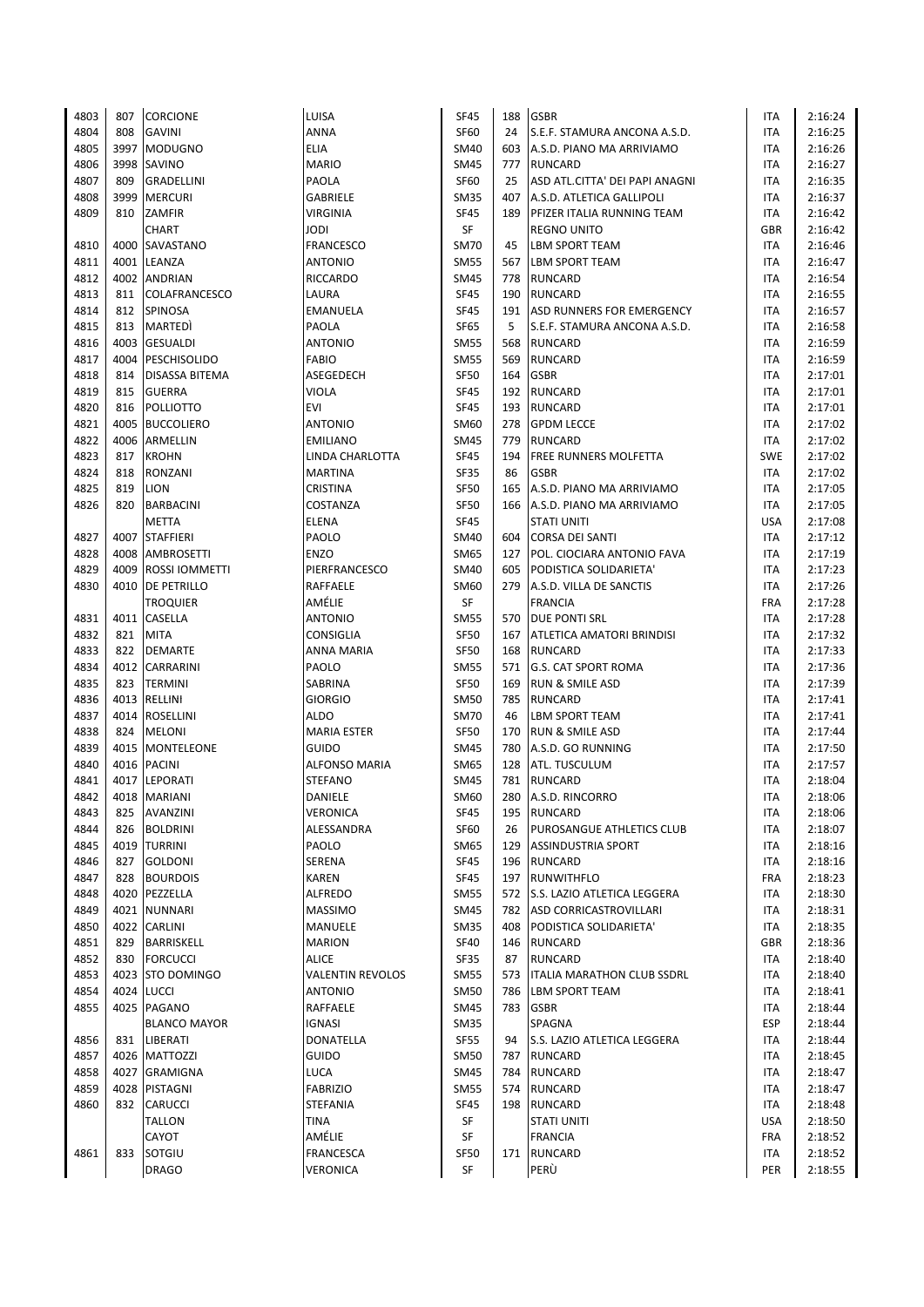| | | | | | | | | |
|---|---|---|---|---|---|---|---|---|
| 4803 | 807 | CORCIONE | LUISA | SF45 | 188 | GSBR | ITA | 2:16:24 |
| 4804 | 808 | GAVINI | ANNA | SF60 | 24 | S.E.F. STAMURA ANCONA A.S.D. | ITA | 2:16:25 |
| 4805 | 3997 | MODUGNO | ELIA | SM40 | 603 | A.S.D. PIANO MA ARRIVIAMO | ITA | 2:16:26 |
| 4806 | 3998 | SAVINO | MARIO | SM45 | 777 | RUNCARD | ITA | 2:16:27 |
| 4807 | 809 | GRADELLINI | PAOLA | SF60 | 25 | ASD ATL.CITTA' DEI PAPI ANAGNI | ITA | 2:16:35 |
| 4808 | 3999 | MERCURI | GABRIELE | SM35 | 407 | A.S.D. ATLETICA GALLIPOLI | ITA | 2:16:37 |
| 4809 | 810 | ZAMFIR | VIRGINIA | SF45 | 189 | PFIZER ITALIA RUNNING TEAM | ITA | 2:16:42 |
| | | CHART | JODI | SF | | REGNO UNITO | GBR | 2:16:42 |
| 4810 | 4000 | SAVASTANO | FRANCESCO | SM70 | 45 | LBM SPORT TEAM | ITA | 2:16:46 |
| 4811 | 4001 | LEANZA | ANTONIO | SM55 | 567 | LBM SPORT TEAM | ITA | 2:16:47 |
| 4812 | 4002 | ANDRIAN | RICCARDO | SM45 | 778 | RUNCARD | ITA | 2:16:54 |
| 4813 | 811 | COLAFRANCESCO | LAURA | SF45 | 190 | RUNCARD | ITA | 2:16:55 |
| 4814 | 812 | SPINOSA | EMANUELA | SF45 | 191 | ASD RUNNERS FOR EMERGENCY | ITA | 2:16:57 |
| 4815 | 813 | MARTEDÌ | PAOLA | SF65 | 5 | S.E.F. STAMURA ANCONA A.S.D. | ITA | 2:16:58 |
| 4816 | 4003 | GESUALDI | ANTONIO | SM55 | 568 | RUNCARD | ITA | 2:16:59 |
| 4817 | 4004 | PESCHISOLIDO | FABIO | SM55 | 569 | RUNCARD | ITA | 2:16:59 |
| 4818 | 814 | DISASSA BITEMA | ASEGEDECH | SF50 | 164 | GSBR | ITA | 2:17:01 |
| 4819 | 815 | GUERRA | VIOLA | SF45 | 192 | RUNCARD | ITA | 2:17:01 |
| 4820 | 816 | POLLIOTTO | EVI | SF45 | 193 | RUNCARD | ITA | 2:17:01 |
| 4821 | 4005 | BUCCOLIERO | ANTONIO | SM60 | 278 | GPDM LECCE | ITA | 2:17:02 |
| 4822 | 4006 | ARMELLIN | EMILIANO | SM45 | 779 | RUNCARD | ITA | 2:17:02 |
| 4823 | 817 | KROHN | LINDA CHARLOTTA | SF45 | 194 | FREE RUNNERS MOLFETTA | SWE | 2:17:02 |
| 4824 | 818 | RONZANI | MARTINA | SF35 | 86 | GSBR | ITA | 2:17:02 |
| 4825 | 819 | LION | CRISTINA | SF50 | 165 | A.S.D. PIANO MA ARRIVIAMO | ITA | 2:17:05 |
| 4826 | 820 | BARBACINI | COSTANZA | SF50 | 166 | A.S.D. PIANO MA ARRIVIAMO | ITA | 2:17:05 |
| | | METTA | ELENA | SF45 | | STATI UNITI | USA | 2:17:08 |
| 4827 | 4007 | STAFFIERI | PAOLO | SM40 | 604 | CORSA DEI SANTI | ITA | 2:17:12 |
| 4828 | 4008 | AMBROSETTI | ENZO | SM65 | 127 | POL. CIOCIARA ANTONIO FAVA | ITA | 2:17:19 |
| 4829 | 4009 | ROSSI IOMMETTI | PIERFRANCESCO | SM40 | 605 | PODISTICA SOLIDARIETA' | ITA | 2:17:23 |
| 4830 | 4010 | DE PETRILLO | RAFFAELE | SM60 | 279 | A.S.D. VILLA DE SANCTIS | ITA | 2:17:26 |
| | | TROQUIER | AMÉLIE | SF | | FRANCIA | FRA | 2:17:28 |
| 4831 | 4011 | CASELLA | ANTONIO | SM55 | 570 | DUE PONTI SRL | ITA | 2:17:28 |
| 4832 | 821 | MITA | CONSIGLIA | SF50 | 167 | ATLETICA AMATORI BRINDISI | ITA | 2:17:32 |
| 4833 | 822 | DEMARTE | ANNA MARIA | SF50 | 168 | RUNCARD | ITA | 2:17:33 |
| 4834 | 4012 | CARRARINI | PAOLO | SM55 | 571 | G.S. CAT SPORT ROMA | ITA | 2:17:36 |
| 4835 | 823 | TERMINI | SABRINA | SF50 | 169 | RUN & SMILE ASD | ITA | 2:17:39 |
| 4836 | 4013 | RELLINI | GIORGIO | SM50 | 785 | RUNCARD | ITA | 2:17:41 |
| 4837 | 4014 | ROSELLINI | ALDO | SM70 | 46 | LBM SPORT TEAM | ITA | 2:17:41 |
| 4838 | 824 | MELONI | MARIA ESTER | SF50 | 170 | RUN & SMILE ASD | ITA | 2:17:44 |
| 4839 | 4015 | MONTELEONE | GUIDO | SM45 | 780 | A.S.D. GO RUNNING | ITA | 2:17:50 |
| 4840 | 4016 | PACINI | ALFONSO MARIA | SM65 | 128 | ATL. TUSCULUM | ITA | 2:17:57 |
| 4841 | 4017 | LEPORATI | STEFANO | SM45 | 781 | RUNCARD | ITA | 2:18:04 |
| 4842 | 4018 | MARIANI | DANIELE | SM60 | 280 | A.S.D. RINCORRO | ITA | 2:18:06 |
| 4843 | 825 | AVANZINI | VERONICA | SF45 | 195 | RUNCARD | ITA | 2:18:06 |
| 4844 | 826 | BOLDRINI | ALESSANDRA | SF60 | 26 | PUROSANGUE ATHLETICS CLUB | ITA | 2:18:07 |
| 4845 | 4019 | TURRINI | PAOLO | SM65 | 129 | ASSINDUSTRIA SPORT | ITA | 2:18:16 |
| 4846 | 827 | GOLDONI | SERENA | SF45 | 196 | RUNCARD | ITA | 2:18:16 |
| 4847 | 828 | BOURDOIS | KAREN | SF45 | 197 | RUNWITHFLO | FRA | 2:18:23 |
| 4848 | 4020 | PEZZELLA | ALFREDO | SM55 | 572 | S.S. LAZIO ATLETICA LEGGERA | ITA | 2:18:30 |
| 4849 | 4021 | NUNNARI | MASSIMO | SM45 | 782 | ASD CORRICASTROVILLARI | ITA | 2:18:31 |
| 4850 | 4022 | CARLINI | MANUELE | SM35 | 408 | PODISTICA SOLIDARIETA' | ITA | 2:18:35 |
| 4851 | 829 | BARRISKELL | MARION | SF40 | 146 | RUNCARD | GBR | 2:18:36 |
| 4852 | 830 | FORCUCCI | ALICE | SF35 | 87 | RUNCARD | ITA | 2:18:40 |
| 4853 | 4023 | STO DOMINGO | VALENTIN REVOLOS | SM55 | 573 | ITALIA MARATHON CLUB SSDRL | ITA | 2:18:40 |
| 4854 | 4024 | LUCCI | ANTONIO | SM50 | 786 | LBM SPORT TEAM | ITA | 2:18:41 |
| 4855 | 4025 | PAGANO | RAFFAELE | SM45 | 783 | GSBR | ITA | 2:18:44 |
| | | BLANCO MAYOR | IGNASI | SM35 | | SPAGNA | ESP | 2:18:44 |
| 4856 | 831 | LIBERATI | DONATELLA | SF55 | 94 | S.S. LAZIO ATLETICA LEGGERA | ITA | 2:18:44 |
| 4857 | 4026 | MATTOZZI | GUIDO | SM50 | 787 | RUNCARD | ITA | 2:18:45 |
| 4858 | 4027 | GRAMIGNA | LUCA | SM45 | 784 | RUNCARD | ITA | 2:18:47 |
| 4859 | 4028 | PISTAGNI | FABRIZIO | SM55 | 574 | RUNCARD | ITA | 2:18:47 |
| 4860 | 832 | CARUCCI | STEFANIA | SF45 | 198 | RUNCARD | ITA | 2:18:48 |
| | | TALLON | TINA | SF | | STATI UNITI | USA | 2:18:50 |
| | | CAYOT | AMÉLIE | SF | | FRANCIA | FRA | 2:18:52 |
| 4861 | 833 | SOTGIU | FRANCESCA | SF50 | 171 | RUNCARD | ITA | 2:18:52 |
| | | DRAGO | VERONICA | SF | | PERÙ | PER | 2:18:55 |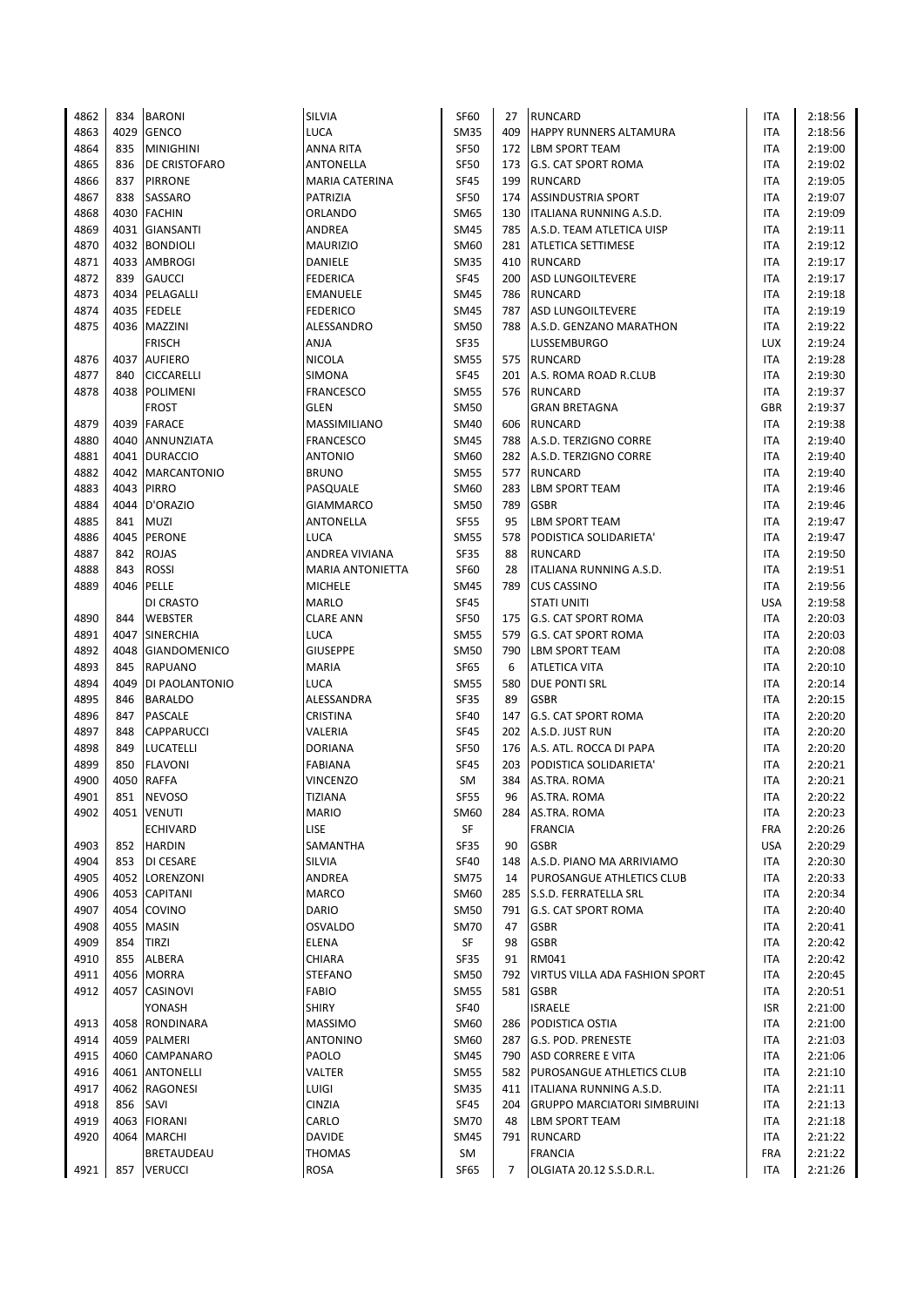| | | | | | | | | |
|---|---|---|---|---|---|---|---|---|
| 4862 | 834 | BARONI | SILVIA | SF60 | 27 | RUNCARD | ITA | 2:18:56 |
| 4863 | 4029 | GENCO | LUCA | SM35 | 409 | HAPPY RUNNERS ALTAMURA | ITA | 2:18:56 |
| 4864 | 835 | MINIGHINI | ANNA RITA | SF50 | 172 | LBM SPORT TEAM | ITA | 2:19:00 |
| 4865 | 836 | DE CRISTOFARO | ANTONELLA | SF50 | 173 | G.S. CAT SPORT ROMA | ITA | 2:19:02 |
| 4866 | 837 | PIRRONE | MARIA CATERINA | SF45 | 199 | RUNCARD | ITA | 2:19:05 |
| 4867 | 838 | SASSARO | PATRIZIA | SF50 | 174 | ASSINDUSTRIA SPORT | ITA | 2:19:07 |
| 4868 | 4030 | FACHIN | ORLANDO | SM65 | 130 | ITALIANA RUNNING A.S.D. | ITA | 2:19:09 |
| 4869 | 4031 | GIANSANTI | ANDREA | SM45 | 785 | A.S.D. TEAM ATLETICA UISP | ITA | 2:19:11 |
| 4870 | 4032 | BONDIOLI | MAURIZIO | SM60 | 281 | ATLETICA SETTIMESE | ITA | 2:19:12 |
| 4871 | 4033 | AMBROGI | DANIELE | SM35 | 410 | RUNCARD | ITA | 2:19:17 |
| 4872 | 839 | GAUCCI | FEDERICA | SF45 | 200 | ASD LUNGOILTEVERE | ITA | 2:19:17 |
| 4873 | 4034 | PELAGALLI | EMANUELE | SM45 | 786 | RUNCARD | ITA | 2:19:18 |
| 4874 | 4035 | FEDELE | FEDERICO | SM45 | 787 | ASD LUNGOILTEVERE | ITA | 2:19:19 |
| 4875 | 4036 | MAZZINI | ALESSANDRO | SM50 | 788 | A.S.D. GENZANO MARATHON | ITA | 2:19:22 |
| | | FRISCH | ANJA | SF35 | | LUSSEMBURGO | LUX | 2:19:24 |
| 4876 | 4037 | AUFIERO | NICOLA | SM55 | 575 | RUNCARD | ITA | 2:19:28 |
| 4877 | 840 | CICCARELLI | SIMONA | SF45 | 201 | A.S. ROMA ROAD R.CLUB | ITA | 2:19:30 |
| 4878 | 4038 | POLIMENI | FRANCESCO | SM55 | 576 | RUNCARD | ITA | 2:19:37 |
| | | FROST | GLEN | SM50 | | GRAN BRETAGNA | GBR | 2:19:37 |
| 4879 | 4039 | FARACE | MASSIMILIANO | SM40 | 606 | RUNCARD | ITA | 2:19:38 |
| 4880 | 4040 | ANNUNZIATA | FRANCESCO | SM45 | 788 | A.S.D. TERZIGNO CORRE | ITA | 2:19:40 |
| 4881 | 4041 | DURACCIO | ANTONIO | SM60 | 282 | A.S.D. TERZIGNO CORRE | ITA | 2:19:40 |
| 4882 | 4042 | MARCANTONIO | BRUNO | SM55 | 577 | RUNCARD | ITA | 2:19:40 |
| 4883 | 4043 | PIRRO | PASQUALE | SM60 | 283 | LBM SPORT TEAM | ITA | 2:19:46 |
| 4884 | 4044 | D'ORAZIO | GIAMMARCO | SM50 | 789 | GSBR | ITA | 2:19:46 |
| 4885 | 841 | MUZI | ANTONELLA | SF55 | 95 | LBM SPORT TEAM | ITA | 2:19:47 |
| 4886 | 4045 | PERONE | LUCA | SM55 | 578 | PODISTICA SOLIDARIETA' | ITA | 2:19:47 |
| 4887 | 842 | ROJAS | ANDREA VIVIANA | SF35 | 88 | RUNCARD | ITA | 2:19:50 |
| 4888 | 843 | ROSSI | MARIA ANTONIETTA | SF60 | 28 | ITALIANA RUNNING A.S.D. | ITA | 2:19:51 |
| 4889 | 4046 | PELLE | MICHELE | SM45 | 789 | CUS CASSINO | ITA | 2:19:56 |
| | | DI CRASTO | MARLO | SF45 | | STATI UNITI | USA | 2:19:58 |
| 4890 | 844 | WEBSTER | CLARE ANN | SF50 | 175 | G.S. CAT SPORT ROMA | ITA | 2:20:03 |
| 4891 | 4047 | SINERCHIA | LUCA | SM55 | 579 | G.S. CAT SPORT ROMA | ITA | 2:20:03 |
| 4892 | 4048 | GIANDOMENICO | GIUSEPPE | SM50 | 790 | LBM SPORT TEAM | ITA | 2:20:08 |
| 4893 | 845 | RAPUANO | MARIA | SF65 | 6 | ATLETICA VITA | ITA | 2:20:10 |
| 4894 | 4049 | DI PAOLANTONIO | LUCA | SM55 | 580 | DUE PONTI SRL | ITA | 2:20:14 |
| 4895 | 846 | BARALDO | ALESSANDRA | SF35 | 89 | GSBR | ITA | 2:20:15 |
| 4896 | 847 | PASCALE | CRISTINA | SF40 | 147 | G.S. CAT SPORT ROMA | ITA | 2:20:20 |
| 4897 | 848 | CAPPARUCCI | VALERIA | SF45 | 202 | A.S.D. JUST RUN | ITA | 2:20:20 |
| 4898 | 849 | LUCATELLI | DORIANA | SF50 | 176 | A.S. ATL. ROCCA DI PAPA | ITA | 2:20:20 |
| 4899 | 850 | FLAVONI | FABIANA | SF45 | 203 | PODISTICA SOLIDARIETA' | ITA | 2:20:21 |
| 4900 | 4050 | RAFFA | VINCENZO | SM | 384 | AS.TRA. ROMA | ITA | 2:20:21 |
| 4901 | 851 | NEVOSO | TIZIANA | SF55 | 96 | AS.TRA. ROMA | ITA | 2:20:22 |
| 4902 | 4051 | VENUTI | MARIO | SM60 | 284 | AS.TRA. ROMA | ITA | 2:20:23 |
| | | ECHIVARD | LISE | SF | | FRANCIA | FRA | 2:20:26 |
| 4903 | 852 | HARDIN | SAMANTHA | SF35 | 90 | GSBR | USA | 2:20:29 |
| 4904 | 853 | DI CESARE | SILVIA | SF40 | 148 | A.S.D. PIANO MA ARRIVIAMO | ITA | 2:20:30 |
| 4905 | 4052 | LORENZONI | ANDREA | SM75 | 14 | PUROSANGUE ATHLETICS CLUB | ITA | 2:20:33 |
| 4906 | 4053 | CAPITANI | MARCO | SM60 | 285 | S.S.D. FERRATELLA SRL | ITA | 2:20:34 |
| 4907 | 4054 | COVINO | DARIO | SM50 | 791 | G.S. CAT SPORT ROMA | ITA | 2:20:40 |
| 4908 | 4055 | MASIN | OSVALDO | SM70 | 47 | GSBR | ITA | 2:20:41 |
| 4909 | 854 | TIRZI | ELENA | SF | 98 | GSBR | ITA | 2:20:42 |
| 4910 | 855 | ALBERA | CHIARA | SF35 | 91 | RM041 | ITA | 2:20:42 |
| 4911 | 4056 | MORRA | STEFANO | SM50 | 792 | VIRTUS VILLA ADA FASHION SPORT | ITA | 2:20:45 |
| 4912 | 4057 | CASINOVI | FABIO | SM55 | 581 | GSBR | ITA | 2:20:51 |
| | | YONASH | SHIRY | SF40 | | ISRAELE | ISR | 2:21:00 |
| 4913 | 4058 | RONDINARA | MASSIMO | SM60 | 286 | PODISTICA OSTIA | ITA | 2:21:00 |
| 4914 | 4059 | PALMERI | ANTONINO | SM60 | 287 | G.S. POD. PRENESTE | ITA | 2:21:03 |
| 4915 | 4060 | CAMPANARO | PAOLO | SM45 | 790 | ASD CORRERE E VITA | ITA | 2:21:06 |
| 4916 | 4061 | ANTONELLI | VALTER | SM55 | 582 | PUROSANGUE ATHLETICS CLUB | ITA | 2:21:10 |
| 4917 | 4062 | RAGONESI | LUIGI | SM35 | 411 | ITALIANA RUNNING A.S.D. | ITA | 2:21:11 |
| 4918 | 856 | SAVI | CINZIA | SF45 | 204 | GRUPPO MARCIATORI SIMBRUINI | ITA | 2:21:13 |
| 4919 | 4063 | FIORANI | CARLO | SM70 | 48 | LBM SPORT TEAM | ITA | 2:21:18 |
| 4920 | 4064 | MARCHI | DAVIDE | SM45 | 791 | RUNCARD | ITA | 2:21:22 |
| | | BRETAUDEAU | THOMAS | SM | | FRANCIA | FRA | 2:21:22 |
| 4921 | 857 | VERUCCI | ROSA | SF65 | 7 | OLGIATA 20.12 S.S.D.R.L. | ITA | 2:21:26 |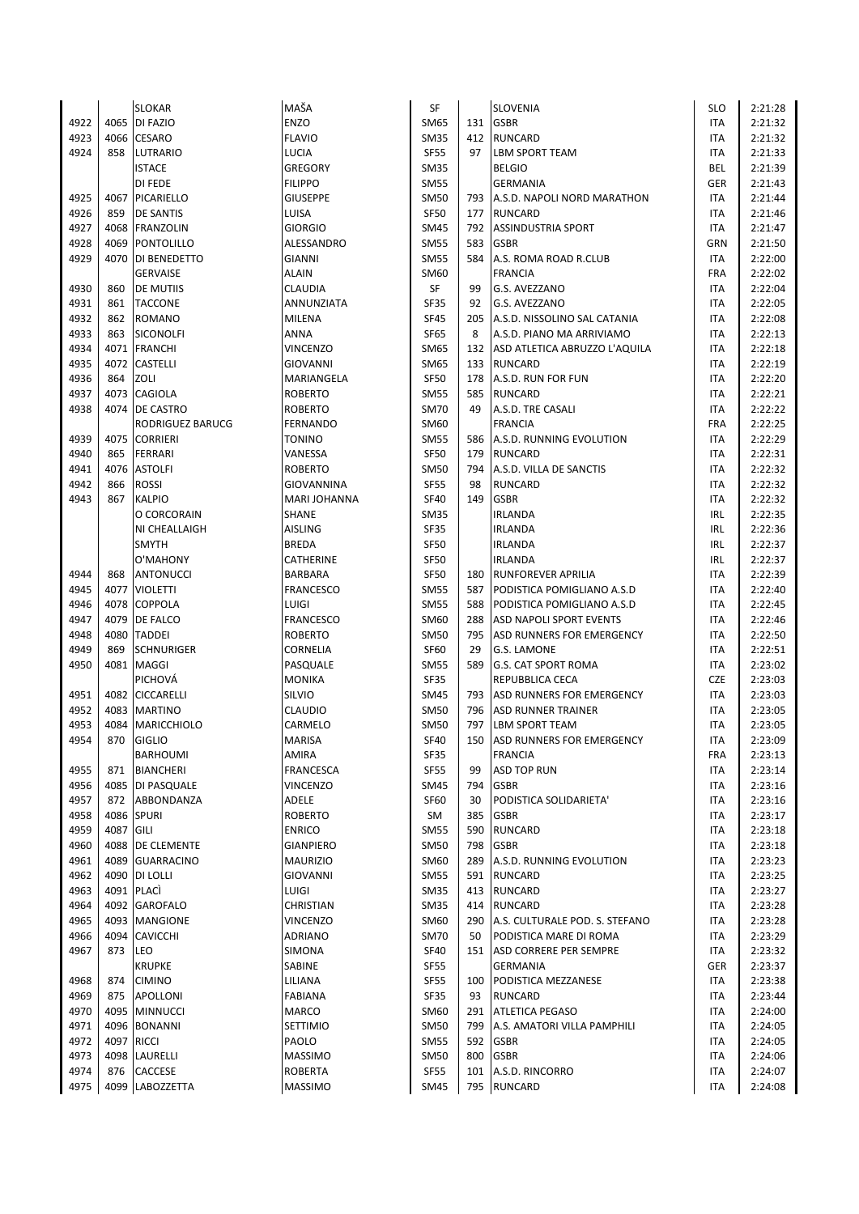| | | | | | | | | |
|---|---|---|---|---|---|---|---|---|
| | | SLOKAR | MAŠA | SF | | SLOVENIA | SLO | 2:21:28 |
| 4922 | 4065 | DI FAZIO | ENZO | SM65 | 131 | GSBR | ITA | 2:21:32 |
| 4923 | 4066 | CESARO | FLAVIO | SM35 | 412 | RUNCARD | ITA | 2:21:32 |
| 4924 | 858 | LUTRARIO | LUCIA | SF55 | 97 | LBM SPORT TEAM | ITA | 2:21:33 |
| | | ISTACE | GREGORY | SM35 | | BELGIO | BEL | 2:21:39 |
| | | DI FEDE | FILIPPO | SM55 | | GERMANIA | GER | 2:21:43 |
| 4925 | 4067 | PICARIELLO | GIUSEPPE | SM50 | 793 | A.S.D. NAPOLI NORD MARATHON | ITA | 2:21:44 |
| 4926 | 859 | DE SANTIS | LUISA | SF50 | 177 | RUNCARD | ITA | 2:21:46 |
| 4927 | 4068 | FRANZOLIN | GIORGIO | SM45 | 792 | ASSINDUSTRIA SPORT | ITA | 2:21:47 |
| 4928 | 4069 | PONTOLILLO | ALESSANDRO | SM55 | 583 | GSBR | GRN | 2:21:50 |
| 4929 | 4070 | DI BENEDETTO | GIANNI | SM55 | 584 | A.S. ROMA ROAD R.CLUB | ITA | 2:22:00 |
| | | GERVAISE | ALAIN | SM60 | | FRANCIA | FRA | 2:22:02 |
| 4930 | 860 | DE MUTIIS | CLAUDIA | SF | 99 | G.S. AVEZZANO | ITA | 2:22:04 |
| 4931 | 861 | TACCONE | ANNUNZIATA | SF35 | 92 | G.S. AVEZZANO | ITA | 2:22:05 |
| 4932 | 862 | ROMANO | MILENA | SF45 | 205 | A.S.D. NISSOLINO SAL CATANIA | ITA | 2:22:08 |
| 4933 | 863 | SICONOLFI | ANNA | SF65 | 8 | A.S.D. PIANO MA ARRIVIAMO | ITA | 2:22:13 |
| 4934 | 4071 | FRANCHI | VINCENZO | SM65 | 132 | ASD ATLETICA ABRUZZO L'AQUILA | ITA | 2:22:18 |
| 4935 | 4072 | CASTELLI | GIOVANNI | SM65 | 133 | RUNCARD | ITA | 2:22:19 |
| 4936 | 864 | ZOLI | MARIANGELA | SF50 | 178 | A.S.D. RUN FOR FUN | ITA | 2:22:20 |
| 4937 | 4073 | CAGIOLA | ROBERTO | SM55 | 585 | RUNCARD | ITA | 2:22:21 |
| 4938 | 4074 | DE CASTRO | ROBERTO | SM70 | 49 | A.S.D. TRE CASALI | ITA | 2:22:22 |
| | | RODRIGUEZ BARUCG | FERNANDO | SM60 | | FRANCIA | FRA | 2:22:25 |
| 4939 | 4075 | CORRIERI | TONINO | SM55 | 586 | A.S.D. RUNNING EVOLUTION | ITA | 2:22:29 |
| 4940 | 865 | FERRARI | VANESSA | SF50 | 179 | RUNCARD | ITA | 2:22:31 |
| 4941 | 4076 | ASTOLFI | ROBERTO | SM50 | 794 | A.S.D. VILLA DE SANCTIS | ITA | 2:22:32 |
| 4942 | 866 | ROSSI | GIOVANNINA | SF55 | 98 | RUNCARD | ITA | 2:22:32 |
| 4943 | 867 | KALPIO | MARI JOHANNA | SF40 | 149 | GSBR | ITA | 2:22:32 |
| | | O CORCORAIN | SHANE | SM35 | | IRLANDA | IRL | 2:22:35 |
| | | NI CHEALLAIGH | AISLING | SF35 | | IRLANDA | IRL | 2:22:36 |
| | | SMYTH | BREDA | SF50 | | IRLANDA | IRL | 2:22:37 |
| | | O'MAHONY | CATHERINE | SF50 | | IRLANDA | IRL | 2:22:37 |
| 4944 | 868 | ANTONUCCI | BARBARA | SF50 | 180 | RUNFOREVER APRILIA | ITA | 2:22:39 |
| 4945 | 4077 | VIOLETTI | FRANCESCO | SM55 | 587 | PODISTICA POMIGLIANO A.S.D | ITA | 2:22:40 |
| 4946 | 4078 | COPPOLA | LUIGI | SM55 | 588 | PODISTICA POMIGLIANO A.S.D | ITA | 2:22:45 |
| 4947 | 4079 | DE FALCO | FRANCESCO | SM60 | 288 | ASD NAPOLI SPORT EVENTS | ITA | 2:22:46 |
| 4948 | 4080 | TADDEI | ROBERTO | SM50 | 795 | ASD RUNNERS FOR EMERGENCY | ITA | 2:22:50 |
| 4949 | 869 | SCHNURIGER | CORNELIA | SF60 | 29 | G.S. LAMONE | ITA | 2:22:51 |
| 4950 | 4081 | MAGGI | PASQUALE | SM55 | 589 | G.S. CAT SPORT ROMA | ITA | 2:23:02 |
| | | PICHOVÁ | MONIKA | SF35 | | REPUBBLICA CECA | CZE | 2:23:03 |
| 4951 | 4082 | CICCARELLI | SILVIO | SM45 | 793 | ASD RUNNERS FOR EMERGENCY | ITA | 2:23:03 |
| 4952 | 4083 | MARTINO | CLAUDIO | SM50 | 796 | ASD RUNNER TRAINER | ITA | 2:23:05 |
| 4953 | 4084 | MARICCHIOLO | CARMELO | SM50 | 797 | LBM SPORT TEAM | ITA | 2:23:05 |
| 4954 | 870 | GIGLIO | MARISA | SF40 | 150 | ASD RUNNERS FOR EMERGENCY | ITA | 2:23:09 |
| | | BARHOUMI | AMIRA | SF35 | | FRANCIA | FRA | 2:23:13 |
| 4955 | 871 | BIANCHERI | FRANCESCA | SF55 | 99 | ASD TOP RUN | ITA | 2:23:14 |
| 4956 | 4085 | DI PASQUALE | VINCENZO | SM45 | 794 | GSBR | ITA | 2:23:16 |
| 4957 | 872 | ABBONDANZA | ADELE | SF60 | 30 | PODISTICA SOLIDARIETA' | ITA | 2:23:16 |
| 4958 | 4086 | SPURI | ROBERTO | SM | 385 | GSBR | ITA | 2:23:17 |
| 4959 | 4087 | GILI | ENRICO | SM55 | 590 | RUNCARD | ITA | 2:23:18 |
| 4960 | 4088 | DE CLEMENTE | GIANPIERO | SM50 | 798 | GSBR | ITA | 2:23:18 |
| 4961 | 4089 | GUARRACINO | MAURIZIO | SM60 | 289 | A.S.D. RUNNING EVOLUTION | ITA | 2:23:23 |
| 4962 | 4090 | DI LOLLI | GIOVANNI | SM55 | 591 | RUNCARD | ITA | 2:23:25 |
| 4963 | 4091 | PLACÌ | LUIGI | SM35 | 413 | RUNCARD | ITA | 2:23:27 |
| 4964 | 4092 | GAROFALO | CHRISTIAN | SM35 | 414 | RUNCARD | ITA | 2:23:28 |
| 4965 | 4093 | MANGIONE | VINCENZO | SM60 | 290 | A.S. CULTURALE POD. S. STEFANO | ITA | 2:23:28 |
| 4966 | 4094 | CAVICCHI | ADRIANO | SM70 | 50 | PODISTICA MARE DI ROMA | ITA | 2:23:29 |
| 4967 | 873 | LEO | SIMONA | SF40 | 151 | ASD CORRERE PER SEMPRE | ITA | 2:23:32 |
| | | KRUPKE | SABINE | SF55 | | GERMANIA | GER | 2:23:37 |
| 4968 | 874 | CIMINO | LILIANA | SF55 | 100 | PODISTICA MEZZANESE | ITA | 2:23:38 |
| 4969 | 875 | APOLLONI | FABIANA | SF35 | 93 | RUNCARD | ITA | 2:23:44 |
| 4970 | 4095 | MINNUCCI | MARCO | SM60 | 291 | ATLETICA PEGASO | ITA | 2:24:00 |
| 4971 | 4096 | BONANNI | SETTIMIO | SM50 | 799 | A.S. AMATORI VILLA PAMPHILI | ITA | 2:24:05 |
| 4972 | 4097 | RICCI | PAOLO | SM55 | 592 | GSBR | ITA | 2:24:05 |
| 4973 | 4098 | LAURELLI | MASSIMO | SM50 | 800 | GSBR | ITA | 2:24:06 |
| 4974 | 876 | CACCESE | ROBERTA | SF55 | 101 | A.S.D. RINCORRO | ITA | 2:24:07 |
| 4975 | 4099 | LABOZZETTA | MASSIMO | SM45 | 795 | RUNCARD | ITA | 2:24:08 |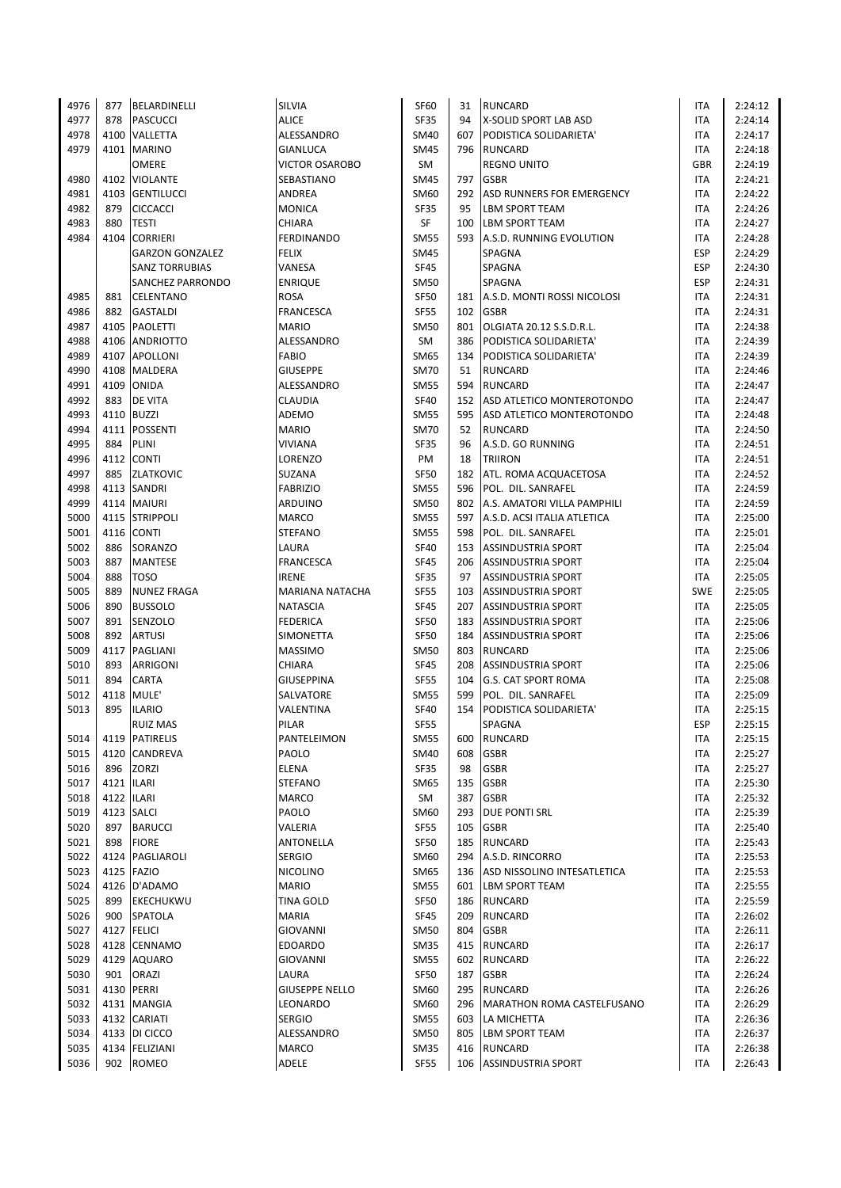| | | | | | | | | |
|---|---|---|---|---|---|---|---|---|
| 4976 | 877 | BELARDINELLI | SILVIA | SF60 | 31 | RUNCARD | ITA | 2:24:12 |
| 4977 | 878 | PASCUCCI | ALICE | SF35 | 94 | X-SOLID SPORT LAB ASD | ITA | 2:24:14 |
| 4978 | 4100 | VALLETTA | ALESSANDRO | SM40 | 607 | PODISTICA SOLIDARIETA' | ITA | 2:24:17 |
| 4979 | 4101 | MARINO | GIANLUCA | SM45 | 796 | RUNCARD | ITA | 2:24:18 |
| | | OMERE | VICTOR OSAROBO | SM | | REGNO UNITO | GBR | 2:24:19 |
| 4980 | 4102 | VIOLANTE | SEBASTIANO | SM45 | 797 | GSBR | ITA | 2:24:21 |
| 4981 | 4103 | GENTILUCCI | ANDREA | SM60 | 292 | ASD RUNNERS FOR EMERGENCY | ITA | 2:24:22 |
| 4982 | 879 | CICCACCI | MONICA | SF35 | 95 | LBM SPORT TEAM | ITA | 2:24:26 |
| 4983 | 880 | TESTI | CHIARA | SF | 100 | LBM SPORT TEAM | ITA | 2:24:27 |
| 4984 | 4104 | CORRIERI | FERDINANDO | SM55 | 593 | A.S.D. RUNNING EVOLUTION | ITA | 2:24:28 |
| | | GARZON GONZALEZ | FELIX | SM45 | | SPAGNA | ESP | 2:24:29 |
| | | SANZ TORRUBIAS | VANESA | SF45 | | SPAGNA | ESP | 2:24:30 |
| | | SANCHEZ PARRONDO | ENRIQUE | SM50 | | SPAGNA | ESP | 2:24:31 |
| 4985 | 881 | CELENTANO | ROSA | SF50 | 181 | A.S.D. MONTI ROSSI NICOLOSI | ITA | 2:24:31 |
| 4986 | 882 | GASTALDI | FRANCESCA | SF55 | 102 | GSBR | ITA | 2:24:31 |
| 4987 | 4105 | PAOLETTI | MARIO | SM50 | 801 | OLGIATA 20.12 S.S.D.R.L. | ITA | 2:24:38 |
| 4988 | 4106 | ANDRIOTTO | ALESSANDRO | SM | 386 | PODISTICA SOLIDARIETA' | ITA | 2:24:39 |
| 4989 | 4107 | APOLLONI | FABIO | SM65 | 134 | PODISTICA SOLIDARIETA' | ITA | 2:24:39 |
| 4990 | 4108 | MALDERA | GIUSEPPE | SM70 | 51 | RUNCARD | ITA | 2:24:46 |
| 4991 | 4109 | ONIDA | ALESSANDRO | SM55 | 594 | RUNCARD | ITA | 2:24:47 |
| 4992 | 883 | DE VITA | CLAUDIA | SF40 | 152 | ASD ATLETICO MONTEROTONDO | ITA | 2:24:47 |
| 4993 | 4110 | BUZZI | ADEMO | SM55 | 595 | ASD ATLETICO MONTEROTONDO | ITA | 2:24:48 |
| 4994 | 4111 | POSSENTI | MARIO | SM70 | 52 | RUNCARD | ITA | 2:24:50 |
| 4995 | 884 | PLINI | VIVIANA | SF35 | 96 | A.S.D. GO RUNNING | ITA | 2:24:51 |
| 4996 | 4112 | CONTI | LORENZO | PM | 18 | TRIIRON | ITA | 2:24:51 |
| 4997 | 885 | ZLATKOVIC | SUZANA | SF50 | 182 | ATL. ROMA ACQUACETOSA | ITA | 2:24:52 |
| 4998 | 4113 | SANDRI | FABRIZIO | SM55 | 596 | POL. DIL. SANRAFEL | ITA | 2:24:59 |
| 4999 | 4114 | MAIURI | ARDUINO | SM50 | 802 | A.S. AMATORI VILLA PAMPHILI | ITA | 2:24:59 |
| 5000 | 4115 | STRIPPOLI | MARCO | SM55 | 597 | A.S.D. ACSI ITALIA ATLETICA | ITA | 2:25:00 |
| 5001 | 4116 | CONTI | STEFANO | SM55 | 598 | POL. DIL. SANRAFEL | ITA | 2:25:01 |
| 5002 | 886 | SORANZO | LAURA | SF40 | 153 | ASSINDUSTRIA SPORT | ITA | 2:25:04 |
| 5003 | 887 | MANTESE | FRANCESCA | SF45 | 206 | ASSINDUSTRIA SPORT | ITA | 2:25:04 |
| 5004 | 888 | TOSO | IRENE | SF35 | 97 | ASSINDUSTRIA SPORT | ITA | 2:25:05 |
| 5005 | 889 | NUNEZ FRAGA | MARIANA NATACHA | SF55 | 103 | ASSINDUSTRIA SPORT | SWE | 2:25:05 |
| 5006 | 890 | BUSSOLO | NATASCIA | SF45 | 207 | ASSINDUSTRIA SPORT | ITA | 2:25:05 |
| 5007 | 891 | SENZOLO | FEDERICA | SF50 | 183 | ASSINDUSTRIA SPORT | ITA | 2:25:06 |
| 5008 | 892 | ARTUSI | SIMONETTA | SF50 | 184 | ASSINDUSTRIA SPORT | ITA | 2:25:06 |
| 5009 | 4117 | PAGLIANI | MASSIMO | SM50 | 803 | RUNCARD | ITA | 2:25:06 |
| 5010 | 893 | ARRIGONI | CHIARA | SF45 | 208 | ASSINDUSTRIA SPORT | ITA | 2:25:06 |
| 5011 | 894 | CARTA | GIUSEPPINA | SF55 | 104 | G.S. CAT SPORT ROMA | ITA | 2:25:08 |
| 5012 | 4118 | MULE' | SALVATORE | SM55 | 599 | POL. DIL. SANRAFEL | ITA | 2:25:09 |
| 5013 | 895 | ILARIO | VALENTINA | SF40 | 154 | PODISTICA SOLIDARIETA' | ITA | 2:25:15 |
| | | RUIZ MAS | PILAR | SF55 | | SPAGNA | ESP | 2:25:15 |
| 5014 | 4119 | PATIRELIS | PANTELEIMON | SM55 | 600 | RUNCARD | ITA | 2:25:15 |
| 5015 | 4120 | CANDREVA | PAOLO | SM40 | 608 | GSBR | ITA | 2:25:27 |
| 5016 | 896 | ZORZI | ELENA | SF35 | 98 | GSBR | ITA | 2:25:27 |
| 5017 | 4121 | ILARI | STEFANO | SM65 | 135 | GSBR | ITA | 2:25:30 |
| 5018 | 4122 | ILARI | MARCO | SM | 387 | GSBR | ITA | 2:25:32 |
| 5019 | 4123 | SALCI | PAOLO | SM60 | 293 | DUE PONTI SRL | ITA | 2:25:39 |
| 5020 | 897 | BARUCCI | VALERIA | SF55 | 105 | GSBR | ITA | 2:25:40 |
| 5021 | 898 | FIORE | ANTONELLA | SF50 | 185 | RUNCARD | ITA | 2:25:43 |
| 5022 | 4124 | PAGLIAROLI | SERGIO | SM60 | 294 | A.S.D. RINCORRO | ITA | 2:25:53 |
| 5023 | 4125 | FAZIO | NICOLINO | SM65 | 136 | ASD NISSOLINO INTESATLETICA | ITA | 2:25:53 |
| 5024 | 4126 | D'ADAMO | MARIO | SM55 | 601 | LBM SPORT TEAM | ITA | 2:25:55 |
| 5025 | 899 | EKECHUKWU | TINA GOLD | SF50 | 186 | RUNCARD | ITA | 2:25:59 |
| 5026 | 900 | SPATOLA | MARIA | SF45 | 209 | RUNCARD | ITA | 2:26:02 |
| 5027 | 4127 | FELICI | GIOVANNI | SM50 | 804 | GSBR | ITA | 2:26:11 |
| 5028 | 4128 | CENNAMO | EDOARDO | SM35 | 415 | RUNCARD | ITA | 2:26:17 |
| 5029 | 4129 | AQUARO | GIOVANNI | SM55 | 602 | RUNCARD | ITA | 2:26:22 |
| 5030 | 901 | ORAZI | LAURA | SF50 | 187 | GSBR | ITA | 2:26:24 |
| 5031 | 4130 | PERRI | GIUSEPPE NELLO | SM60 | 295 | RUNCARD | ITA | 2:26:26 |
| 5032 | 4131 | MANGIA | LEONARDO | SM60 | 296 | MARATHON ROMA CASTELFUSANO | ITA | 2:26:29 |
| 5033 | 4132 | CARIATI | SERGIO | SM55 | 603 | LA MICHETTA | ITA | 2:26:36 |
| 5034 | 4133 | DI CICCO | ALESSANDRO | SM50 | 805 | LBM SPORT TEAM | ITA | 2:26:37 |
| 5035 | 4134 | FELIZIANI | MARCO | SM35 | 416 | RUNCARD | ITA | 2:26:38 |
| 5036 | 902 | ROMEO | ADELE | SF55 | 106 | ASSINDUSTRIA SPORT | ITA | 2:26:43 |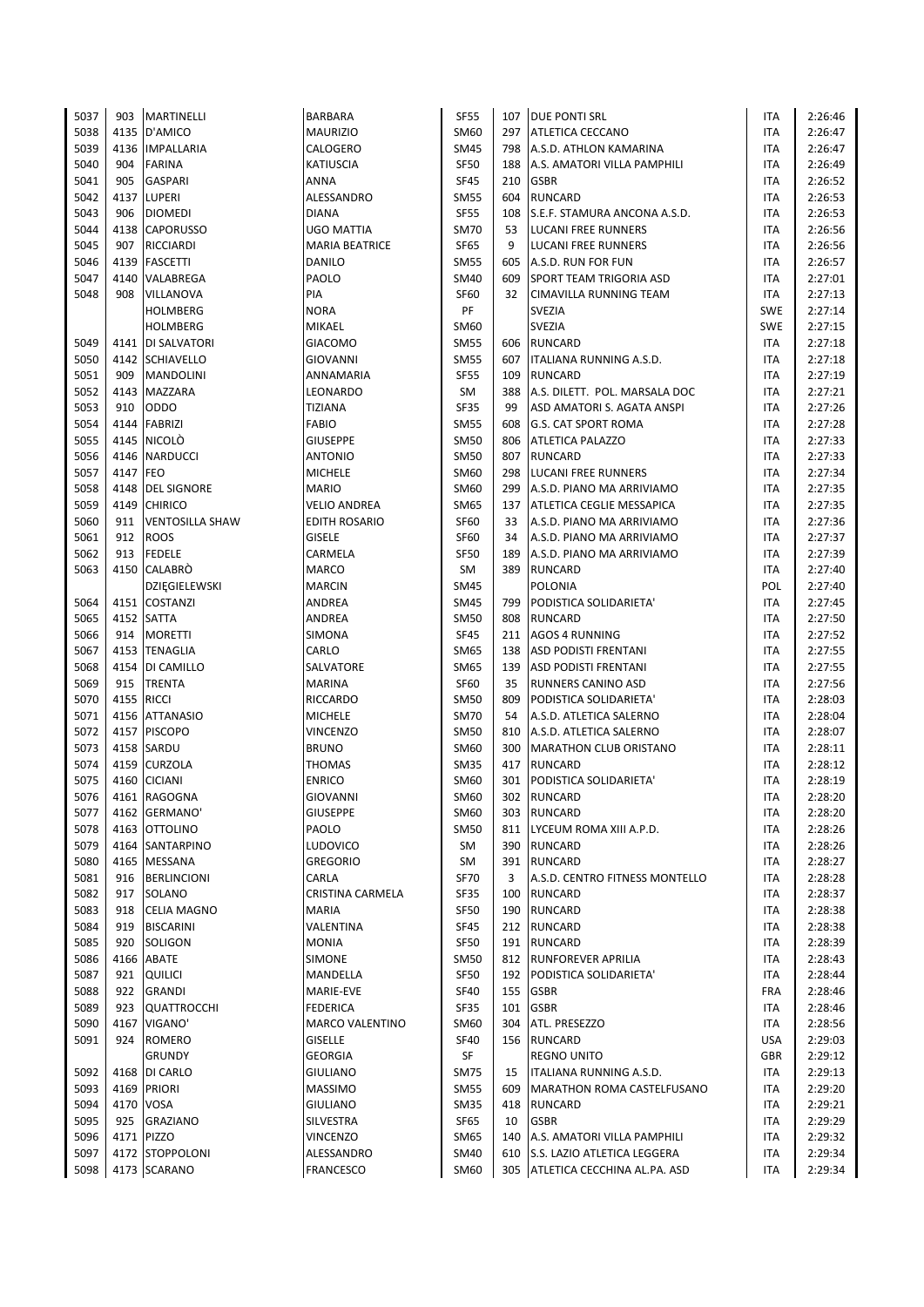| | | | | | | | | |
|---|---|---|---|---|---|---|---|---|
| 5037 | 903 | MARTINELLI | BARBARA | SF55 | 107 | DUE PONTI SRL | ITA | 2:26:46 |
| 5038 | 4135 | D'AMICO | MAURIZIO | SM60 | 297 | ATLETICA CECCANO | ITA | 2:26:47 |
| 5039 | 4136 | IMPALLARIA | CALOGERO | SM45 | 798 | A.S.D. ATHLON KAMARINA | ITA | 2:26:47 |
| 5040 | 904 | FARINA | KATIUSCIA | SF50 | 188 | A.S. AMATORI VILLA PAMPHILI | ITA | 2:26:49 |
| 5041 | 905 | GASPARI | ANNA | SF45 | 210 | GSBR | ITA | 2:26:52 |
| 5042 | 4137 | LUPERI | ALESSANDRO | SM55 | 604 | RUNCARD | ITA | 2:26:53 |
| 5043 | 906 | DIOMEDI | DIANA | SF55 | 108 | S.E.F. STAMURA ANCONA A.S.D. | ITA | 2:26:53 |
| 5044 | 4138 | CAPORUSSO | UGO MATTIA | SM70 | 53 | LUCANI FREE RUNNERS | ITA | 2:26:56 |
| 5045 | 907 | RICCIARDI | MARIA BEATRICE | SF65 | 9 | LUCANI FREE RUNNERS | ITA | 2:26:56 |
| 5046 | 4139 | FASCETTI | DANILO | SM55 | 605 | A.S.D. RUN FOR FUN | ITA | 2:26:57 |
| 5047 | 4140 | VALABREGA | PAOLO | SM40 | 609 | SPORT TEAM TRIGORIA ASD | ITA | 2:27:01 |
| 5048 | 908 | VILLANOVA | PIA | SF60 | 32 | CIMAVILLA RUNNING TEAM | ITA | 2:27:13 |
| | | HOLMBERG | NORA | PF | | SVEZIA | SWE | 2:27:14 |
| | | HOLMBERG | MIKAEL | SM60 | | SVEZIA | SWE | 2:27:15 |
| 5049 | 4141 | DI SALVATORI | GIACOMO | SM55 | 606 | RUNCARD | ITA | 2:27:18 |
| 5050 | 4142 | SCHIAVELLO | GIOVANNI | SM55 | 607 | ITALIANA RUNNING A.S.D. | ITA | 2:27:18 |
| 5051 | 909 | MANDOLINI | ANNAMARIA | SF55 | 109 | RUNCARD | ITA | 2:27:19 |
| 5052 | 4143 | MAZZARA | LEONARDO | SM | 388 | A.S. DILETT. POL. MARSALA DOC | ITA | 2:27:21 |
| 5053 | 910 | ODDO | TIZIANA | SF35 | 99 | ASD AMATORI S. AGATA ANSPI | ITA | 2:27:26 |
| 5054 | 4144 | FABRIZI | FABIO | SM55 | 608 | G.S. CAT SPORT ROMA | ITA | 2:27:28 |
| 5055 | 4145 | NICOLÒ | GIUSEPPE | SM50 | 806 | ATLETICA PALAZZO | ITA | 2:27:33 |
| 5056 | 4146 | NARDUCCI | ANTONIO | SM50 | 807 | RUNCARD | ITA | 2:27:33 |
| 5057 | 4147 | FEO | MICHELE | SM60 | 298 | LUCANI FREE RUNNERS | ITA | 2:27:34 |
| 5058 | 4148 | DEL SIGNORE | MARIO | SM60 | 299 | A.S.D. PIANO MA ARRIVIAMO | ITA | 2:27:35 |
| 5059 | 4149 | CHIRICO | VELIO ANDREA | SM65 | 137 | ATLETICA CEGLIE MESSAPICA | ITA | 2:27:35 |
| 5060 | 911 | VENTOSILLA SHAW | EDITH ROSARIO | SF60 | 33 | A.S.D. PIANO MA ARRIVIAMO | ITA | 2:27:36 |
| 5061 | 912 | ROOS | GISELE | SF60 | 34 | A.S.D. PIANO MA ARRIVIAMO | ITA | 2:27:37 |
| 5062 | 913 | FEDELE | CARMELA | SF50 | 189 | A.S.D. PIANO MA ARRIVIAMO | ITA | 2:27:39 |
| 5063 | 4150 | CALABRÒ | MARCO | SM | 389 | RUNCARD | ITA | 2:27:40 |
| | | DZIĘGIELEWSKI | MARCIN | SM45 | | POLONIA | POL | 2:27:40 |
| 5064 | 4151 | COSTANZI | ANDREA | SM45 | 799 | PODISTICA SOLIDARIETA' | ITA | 2:27:45 |
| 5065 | 4152 | SATTA | ANDREA | SM50 | 808 | RUNCARD | ITA | 2:27:50 |
| 5066 | 914 | MORETTI | SIMONA | SF45 | 211 | AGOS 4 RUNNING | ITA | 2:27:52 |
| 5067 | 4153 | TENAGLIA | CARLO | SM65 | 138 | ASD PODISTI FRENTANI | ITA | 2:27:55 |
| 5068 | 4154 | DI CAMILLO | SALVATORE | SM65 | 139 | ASD PODISTI FRENTANI | ITA | 2:27:55 |
| 5069 | 915 | TRENTA | MARINA | SF60 | 35 | RUNNERS CANINO ASD | ITA | 2:27:56 |
| 5070 | 4155 | RICCI | RICCARDO | SM50 | 809 | PODISTICA SOLIDARIETA' | ITA | 2:28:03 |
| 5071 | 4156 | ATTANASIO | MICHELE | SM70 | 54 | A.S.D. ATLETICA SALERNO | ITA | 2:28:04 |
| 5072 | 4157 | PISCOPO | VINCENZO | SM50 | 810 | A.S.D. ATLETICA SALERNO | ITA | 2:28:07 |
| 5073 | 4158 | SARDU | BRUNO | SM60 | 300 | MARATHON CLUB ORISTANO | ITA | 2:28:11 |
| 5074 | 4159 | CURZOLA | THOMAS | SM35 | 417 | RUNCARD | ITA | 2:28:12 |
| 5075 | 4160 | CICIANI | ENRICO | SM60 | 301 | PODISTICA SOLIDARIETA' | ITA | 2:28:19 |
| 5076 | 4161 | RAGOGNA | GIOVANNI | SM60 | 302 | RUNCARD | ITA | 2:28:20 |
| 5077 | 4162 | GERMANO' | GIUSEPPE | SM60 | 303 | RUNCARD | ITA | 2:28:20 |
| 5078 | 4163 | OTTOLINO | PAOLO | SM50 | 811 | LYCEUM ROMA XIII A.P.D. | ITA | 2:28:26 |
| 5079 | 4164 | SANTARPINO | LUDOVICO | SM | 390 | RUNCARD | ITA | 2:28:26 |
| 5080 | 4165 | MESSANA | GREGORIO | SM | 391 | RUNCARD | ITA | 2:28:27 |
| 5081 | 916 | BERLINCIONI | CARLA | SF70 | 3 | A.S.D. CENTRO FITNESS MONTELLO | ITA | 2:28:28 |
| 5082 | 917 | SOLANO | CRISTINA CARMELA | SF35 | 100 | RUNCARD | ITA | 2:28:37 |
| 5083 | 918 | CELIA MAGNO | MARIA | SF50 | 190 | RUNCARD | ITA | 2:28:38 |
| 5084 | 919 | BISCARINI | VALENTINA | SF45 | 212 | RUNCARD | ITA | 2:28:38 |
| 5085 | 920 | SOLIGON | MONIA | SF50 | 191 | RUNCARD | ITA | 2:28:39 |
| 5086 | 4166 | ABATE | SIMONE | SM50 | 812 | RUNFOREVER APRILIA | ITA | 2:28:43 |
| 5087 | 921 | QUILICI | MANDELLA | SF50 | 192 | PODISTICA SOLIDARIETA' | ITA | 2:28:44 |
| 5088 | 922 | GRANDI | MARIE-EVE | SF40 | 155 | GSBR | FRA | 2:28:46 |
| 5089 | 923 | QUATTROCCHI | FEDERICA | SF35 | 101 | GSBR | ITA | 2:28:46 |
| 5090 | 4167 | VIGANO' | MARCO VALENTINO | SM60 | 304 | ATL. PRESEZZO | ITA | 2:28:56 |
| 5091 | 924 | ROMERO | GISELLE | SF40 | 156 | RUNCARD | USA | 2:29:03 |
| | | GRUNDY | GEORGIA | SF | | REGNO UNITO | GBR | 2:29:12 |
| 5092 | 4168 | DI CARLO | GIULIANO | SM75 | 15 | ITALIANA RUNNING A.S.D. | ITA | 2:29:13 |
| 5093 | 4169 | PRIORI | MASSIMO | SM55 | 609 | MARATHON ROMA CASTELFUSANO | ITA | 2:29:20 |
| 5094 | 4170 | VOSA | GIULIANO | SM35 | 418 | RUNCARD | ITA | 2:29:21 |
| 5095 | 925 | GRAZIANO | SILVESTRA | SF65 | 10 | GSBR | ITA | 2:29:29 |
| 5096 | 4171 | PIZZO | VINCENZO | SM65 | 140 | A.S. AMATORI VILLA PAMPHILI | ITA | 2:29:32 |
| 5097 | 4172 | STOPPOLONI | ALESSANDRO | SM40 | 610 | S.S. LAZIO ATLETICA LEGGERA | ITA | 2:29:34 |
| 5098 | 4173 | SCARANO | FRANCESCO | SM60 | 305 | ATLETICA CECCHINA AL.PA. ASD | ITA | 2:29:34 |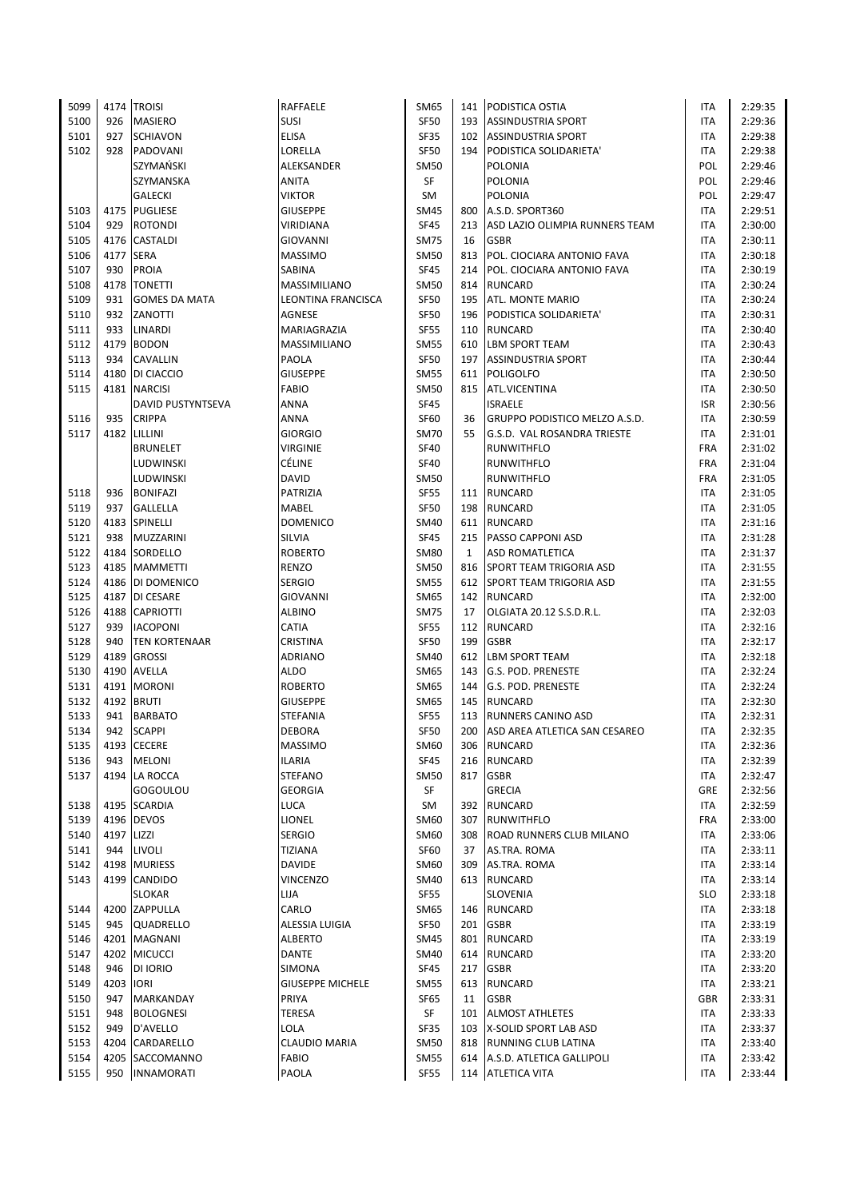| | | | | | | | | |
|---|---|---|---|---|---|---|---|---|
| 5099 | 4174 | TROISI | RAFFAELE | SM65 | 141 | PODISTICA OSTIA | ITA | 2:29:35 |
| 5100 | 926 | MASIERO | SUSI | SF50 | 193 | ASSINDUSTRIA SPORT | ITA | 2:29:36 |
| 5101 | 927 | SCHIAVON | ELISA | SF35 | 102 | ASSINDUSTRIA SPORT | ITA | 2:29:38 |
| 5102 | 928 | PADOVANI | LORELLA | SF50 | 194 | PODISTICA SOLIDARIETA' | ITA | 2:29:38 |
| | | SZYMAŃSKI | ALEKSANDER | SM50 | | POLONIA | POL | 2:29:46 |
| | | SZYMANSKA | ANITA | SF | | POLONIA | POL | 2:29:46 |
| | | GALECKI | VIKTOR | SM | | POLONIA | POL | 2:29:47 |
| 5103 | 4175 | PUGLIESE | GIUSEPPE | SM45 | 800 | A.S.D. SPORT360 | ITA | 2:29:51 |
| 5104 | 929 | ROTONDI | VIRIDIANA | SF45 | 213 | ASD LAZIO OLIMPIA RUNNERS TEAM | ITA | 2:30:00 |
| 5105 | 4176 | CASTALDI | GIOVANNI | SM75 | 16 | GSBR | ITA | 2:30:11 |
| 5106 | 4177 | SERA | MASSIMO | SM50 | 813 | POL. CIOCIARA ANTONIO FAVA | ITA | 2:30:18 |
| 5107 | 930 | PROIA | SABINA | SF45 | 214 | POL. CIOCIARA ANTONIO FAVA | ITA | 2:30:19 |
| 5108 | 4178 | TONETTI | MASSIMILIANO | SM50 | 814 | RUNCARD | ITA | 2:30:24 |
| 5109 | 931 | GOMES DA MATA | LEONTINA FRANCISCA | SF50 | 195 | ATL. MONTE MARIO | ITA | 2:30:24 |
| 5110 | 932 | ZANOTTI | AGNESE | SF50 | 196 | PODISTICA SOLIDARIETA' | ITA | 2:30:31 |
| 5111 | 933 | LINARDI | MARIAGRAZIA | SF55 | 110 | RUNCARD | ITA | 2:30:40 |
| 5112 | 4179 | BODON | MASSIMILIANO | SM55 | 610 | LBM SPORT TEAM | ITA | 2:30:43 |
| 5113 | 934 | CAVALLIN | PAOLA | SF50 | 197 | ASSINDUSTRIA SPORT | ITA | 2:30:44 |
| 5114 | 4180 | DI CIACCIO | GIUSEPPE | SM55 | 611 | POLIGOLFO | ITA | 2:30:50 |
| 5115 | 4181 | NARCISI | FABIO | SM50 | 815 | ATL.VICENTINA | ITA | 2:30:50 |
| | | DAVID PUSTYNTSEVA | ANNA | SF45 | | ISRAELE | ISR | 2:30:56 |
| 5116 | 935 | CRIPPA | ANNA | SF60 | 36 | GRUPPO PODISTICO MELZO A.S.D. | ITA | 2:30:59 |
| 5117 | 4182 | LILLINI | GIORGIO | SM70 | 55 | G.S.D. VAL ROSANDRA TRIESTE | ITA | 2:31:01 |
| | | BRUNELET | VIRGINIE | SF40 | | RUNWITHFLO | FRA | 2:31:02 |
| | | LUDWINSKI | CÉLINE | SF40 | | RUNWITHFLO | FRA | 2:31:04 |
| | | LUDWINSKI | DAVID | SM50 | | RUNWITHFLO | FRA | 2:31:05 |
| 5118 | 936 | BONIFAZI | PATRIZIA | SF55 | 111 | RUNCARD | ITA | 2:31:05 |
| 5119 | 937 | GALLELLA | MABEL | SF50 | 198 | RUNCARD | ITA | 2:31:05 |
| 5120 | 4183 | SPINELLI | DOMENICO | SM40 | 611 | RUNCARD | ITA | 2:31:16 |
| 5121 | 938 | MUZZARINI | SILVIA | SF45 | 215 | PASSO CAPPONI ASD | ITA | 2:31:28 |
| 5122 | 4184 | SORDELLO | ROBERTO | SM80 | 1 | ASD ROMATLETICA | ITA | 2:31:37 |
| 5123 | 4185 | MAMMETTI | RENZO | SM50 | 816 | SPORT TEAM TRIGORIA ASD | ITA | 2:31:55 |
| 5124 | 4186 | DI DOMENICO | SERGIO | SM55 | 612 | SPORT TEAM TRIGORIA ASD | ITA | 2:31:55 |
| 5125 | 4187 | DI CESARE | GIOVANNI | SM65 | 142 | RUNCARD | ITA | 2:32:00 |
| 5126 | 4188 | CAPRIOTTI | ALBINO | SM75 | 17 | OLGIATA 20.12 S.S.D.R.L. | ITA | 2:32:03 |
| 5127 | 939 | IACOPONI | CATIA | SF55 | 112 | RUNCARD | ITA | 2:32:16 |
| 5128 | 940 | TEN KORTENAAR | CRISTINA | SF50 | 199 | GSBR | ITA | 2:32:17 |
| 5129 | 4189 | GROSSI | ADRIANO | SM40 | 612 | LBM SPORT TEAM | ITA | 2:32:18 |
| 5130 | 4190 | AVELLA | ALDO | SM65 | 143 | G.S. POD. PRENESTE | ITA | 2:32:24 |
| 5131 | 4191 | MORONI | ROBERTO | SM65 | 144 | G.S. POD. PRENESTE | ITA | 2:32:24 |
| 5132 | 4192 | BRUTI | GIUSEPPE | SM65 | 145 | RUNCARD | ITA | 2:32:30 |
| 5133 | 941 | BARBATO | STEFANIA | SF55 | 113 | RUNNERS CANINO ASD | ITA | 2:32:31 |
| 5134 | 942 | SCAPPI | DEBORA | SF50 | 200 | ASD AREA ATLETICA SAN CESAREO | ITA | 2:32:35 |
| 5135 | 4193 | CECERE | MASSIMO | SM60 | 306 | RUNCARD | ITA | 2:32:36 |
| 5136 | 943 | MELONI | ILARIA | SF45 | 216 | RUNCARD | ITA | 2:32:39 |
| 5137 | 4194 | LA ROCCA | STEFANO | SM50 | 817 | GSBR | ITA | 2:32:47 |
| | | GOGOULOU | GEORGIA | SF | | GRECIA | GRE | 2:32:56 |
| 5138 | 4195 | SCARDIA | LUCA | SM | 392 | RUNCARD | ITA | 2:32:59 |
| 5139 | 4196 | DEVOS | LIONEL | SM60 | 307 | RUNWITHFLO | FRA | 2:33:00 |
| 5140 | 4197 | LIZZI | SERGIO | SM60 | 308 | ROAD RUNNERS CLUB MILANO | ITA | 2:33:06 |
| 5141 | 944 | LIVOLI | TIZIANA | SF60 | 37 | AS.TRA. ROMA | ITA | 2:33:11 |
| 5142 | 4198 | MURIESS | DAVIDE | SM60 | 309 | AS.TRA. ROMA | ITA | 2:33:14 |
| 5143 | 4199 | CANDIDO | VINCENZO | SM40 | 613 | RUNCARD | ITA | 2:33:14 |
| | | SLOKAR | LIJA | SF55 | | SLOVENIA | SLO | 2:33:18 |
| 5144 | 4200 | ZAPPULLA | CARLO | SM65 | 146 | RUNCARD | ITA | 2:33:18 |
| 5145 | 945 | QUADRELLO | ALESSIA LUIGIA | SF50 | 201 | GSBR | ITA | 2:33:19 |
| 5146 | 4201 | MAGNANI | ALBERTO | SM45 | 801 | RUNCARD | ITA | 2:33:19 |
| 5147 | 4202 | MICUCCI | DANTE | SM40 | 614 | RUNCARD | ITA | 2:33:20 |
| 5148 | 946 | DI IORIO | SIMONA | SF45 | 217 | GSBR | ITA | 2:33:20 |
| 5149 | 4203 | IORI | GIUSEPPE MICHELE | SM55 | 613 | RUNCARD | ITA | 2:33:21 |
| 5150 | 947 | MARKANDAY | PRIYA | SF65 | 11 | GSBR | GBR | 2:33:31 |
| 5151 | 948 | BOLOGNESI | TERESA | SF | 101 | ALMOST ATHLETES | ITA | 2:33:33 |
| 5152 | 949 | D'AVELLO | LOLA | SF35 | 103 | X-SOLID SPORT LAB ASD | ITA | 2:33:37 |
| 5153 | 4204 | CARDARELLO | CLAUDIO MARIA | SM50 | 818 | RUNNING CLUB LATINA | ITA | 2:33:40 |
| 5154 | 4205 | SACCOMANNO | FABIO | SM55 | 614 | A.S.D. ATLETICA GALLIPOLI | ITA | 2:33:42 |
| 5155 | 950 | INNAMORATI | PAOLA | SF55 | 114 | ATLETICA VITA | ITA | 2:33:44 |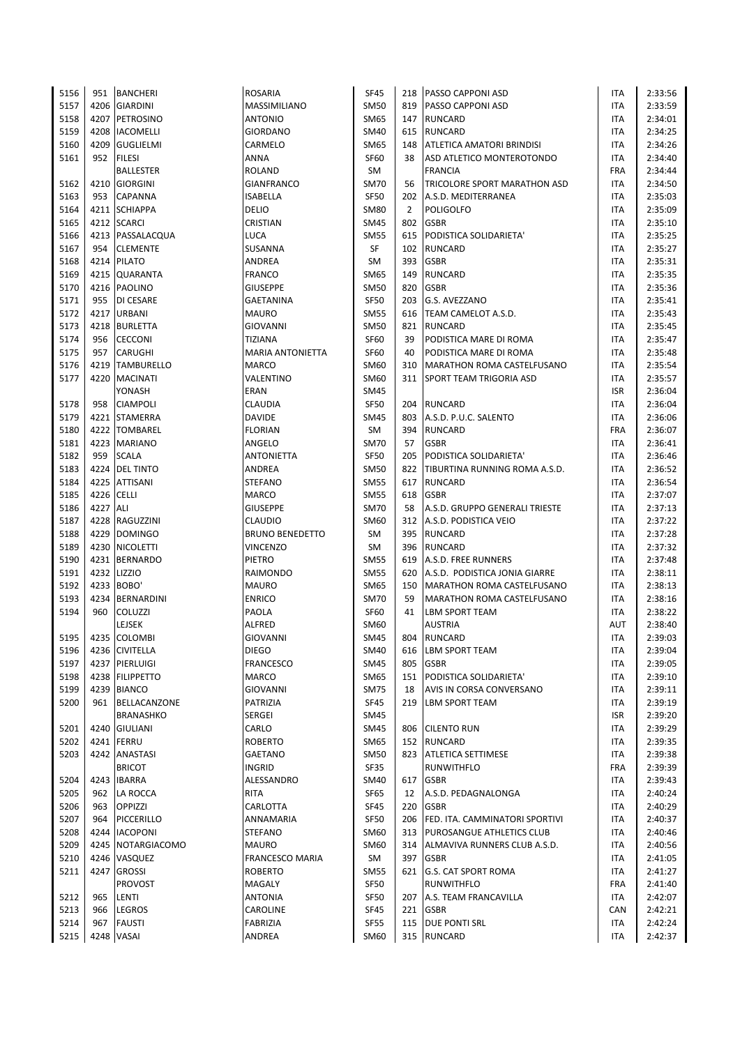| | | | | | | | | |
|---|---|---|---|---|---|---|---|---|
| 5156 | 951 | BANCHERI | ROSARIA | SF45 | 218 | PASSO CAPPONI ASD | ITA | 2:33:56 |
| 5157 | 4206 | GIARDINI | MASSIMILIANO | SM50 | 819 | PASSO CAPPONI ASD | ITA | 2:33:59 |
| 5158 | 4207 | PETROSINO | ANTONIO | SM65 | 147 | RUNCARD | ITA | 2:34:01 |
| 5159 | 4208 | IACOMELLI | GIORDANO | SM40 | 615 | RUNCARD | ITA | 2:34:25 |
| 5160 | 4209 | GUGLIELMI | CARMELO | SM65 | 148 | ATLETICA AMATORI BRINDISI | ITA | 2:34:26 |
| 5161 | 952 | FILESI | ANNA | SF60 | 38 | ASD ATLETICO MONTEROTONDO | ITA | 2:34:40 |
| | | BALLESTER | ROLAND | SM | | FRANCIA | FRA | 2:34:44 |
| 5162 | 4210 | GIORGINI | GIANFRANCO | SM70 | 56 | TRICOLORE SPORT MARATHON ASD | ITA | 2:34:50 |
| 5163 | 953 | CAPANNA | ISABELLA | SF50 | 202 | A.S.D. MEDITERRANEA | ITA | 2:35:03 |
| 5164 | 4211 | SCHIAPPA | DELIO | SM80 | 2 | POLIGOLFO | ITA | 2:35:09 |
| 5165 | 4212 | SCARCI | CRISTIAN | SM45 | 802 | GSBR | ITA | 2:35:10 |
| 5166 | 4213 | PASSALACQUA | LUCA | SM55 | 615 | PODISTICA SOLIDARIETA' | ITA | 2:35:25 |
| 5167 | 954 | CLEMENTE | SUSANNA | SF | 102 | RUNCARD | ITA | 2:35:27 |
| 5168 | 4214 | PILATO | ANDREA | SM | 393 | GSBR | ITA | 2:35:31 |
| 5169 | 4215 | QUARANTA | FRANCO | SM65 | 149 | RUNCARD | ITA | 2:35:35 |
| 5170 | 4216 | PAOLINO | GIUSEPPE | SM50 | 820 | GSBR | ITA | 2:35:36 |
| 5171 | 955 | DI CESARE | GAETANINA | SF50 | 203 | G.S. AVEZZANO | ITA | 2:35:41 |
| 5172 | 4217 | URBANI | MAURO | SM55 | 616 | TEAM CAMELOT A.S.D. | ITA | 2:35:43 |
| 5173 | 4218 | BURLETTA | GIOVANNI | SM50 | 821 | RUNCARD | ITA | 2:35:45 |
| 5174 | 956 | CECCONI | TIZIANA | SF60 | 39 | PODISTICA MARE DI ROMA | ITA | 2:35:47 |
| 5175 | 957 | CARUGHI | MARIA ANTONIETTA | SF60 | 40 | PODISTICA MARE DI ROMA | ITA | 2:35:48 |
| 5176 | 4219 | TAMBURELLO | MARCO | SM60 | 310 | MARATHON ROMA CASTELFUSANO | ITA | 2:35:54 |
| 5177 | 4220 | MACINATI | VALENTINO | SM60 | 311 | SPORT TEAM TRIGORIA ASD | ITA | 2:35:57 |
| | | YONASH | ERAN | SM45 | | | ISR | 2:36:04 |
| 5178 | 958 | CIAMPOLI | CLAUDIA | SF50 | 204 | RUNCARD | ITA | 2:36:04 |
| 5179 | 4221 | STAMERRA | DAVIDE | SM45 | 803 | A.S.D. P.U.C. SALENTO | ITA | 2:36:06 |
| 5180 | 4222 | TOMBAREL | FLORIAN | SM | 394 | RUNCARD | FRA | 2:36:07 |
| 5181 | 4223 | MARIANO | ANGELO | SM70 | 57 | GSBR | ITA | 2:36:41 |
| 5182 | 959 | SCALA | ANTONIETTA | SF50 | 205 | PODISTICA SOLIDARIETA' | ITA | 2:36:46 |
| 5183 | 4224 | DEL TINTO | ANDREA | SM50 | 822 | TIBURTINA RUNNING ROMA A.S.D. | ITA | 2:36:52 |
| 5184 | 4225 | ATTISANI | STEFANO | SM55 | 617 | RUNCARD | ITA | 2:36:54 |
| 5185 | 4226 | CELLI | MARCO | SM55 | 618 | GSBR | ITA | 2:37:07 |
| 5186 | 4227 | ALI | GIUSEPPE | SM70 | 58 | A.S.D. GRUPPO GENERALI TRIESTE | ITA | 2:37:13 |
| 5187 | 4228 | RAGUZZINI | CLAUDIO | SM60 | 312 | A.S.D. PODISTICA VEIO | ITA | 2:37:22 |
| 5188 | 4229 | DOMINGO | BRUNO BENEDETTO | SM | 395 | RUNCARD | ITA | 2:37:28 |
| 5189 | 4230 | NICOLETTI | VINCENZO | SM | 396 | RUNCARD | ITA | 2:37:32 |
| 5190 | 4231 | BERNARDO | PIETRO | SM55 | 619 | A.S.D. FREE RUNNERS | ITA | 2:37:48 |
| 5191 | 4232 | LIZZIO | RAIMONDO | SM55 | 620 | A.S.D. PODISTICA JONIA GIARRE | ITA | 2:38:11 |
| 5192 | 4233 | BOBO' | MAURO | SM65 | 150 | MARATHON ROMA CASTELFUSANO | ITA | 2:38:13 |
| 5193 | 4234 | BERNARDINI | ENRICO | SM70 | 59 | MARATHON ROMA CASTELFUSANO | ITA | 2:38:16 |
| 5194 | 960 | COLUZZI | PAOLA | SF60 | 41 | LBM SPORT TEAM | ITA | 2:38:22 |
| | | LEJSEK | ALFRED | SM60 | | AUSTRIA | AUT | 2:38:40 |
| 5195 | 4235 | COLOMBI | GIOVANNI | SM45 | 804 | RUNCARD | ITA | 2:39:03 |
| 5196 | 4236 | CIVITELLA | DIEGO | SM40 | 616 | LBM SPORT TEAM | ITA | 2:39:04 |
| 5197 | 4237 | PIERLUIGI | FRANCESCO | SM45 | 805 | GSBR | ITA | 2:39:05 |
| 5198 | 4238 | FILIPPETTO | MARCO | SM65 | 151 | PODISTICA SOLIDARIETA' | ITA | 2:39:10 |
| 5199 | 4239 | BIANCO | GIOVANNI | SM75 | 18 | AVIS IN CORSA CONVERSANO | ITA | 2:39:11 |
| 5200 | 961 | BELLACANZONE | PATRIZIA | SF45 | 219 | LBM SPORT TEAM | ITA | 2:39:19 |
| | | BRANASHKO | SERGEI | SM45 | | | ISR | 2:39:20 |
| 5201 | 4240 | GIULIANI | CARLO | SM45 | 806 | CILENTO RUN | ITA | 2:39:29 |
| 5202 | 4241 | FERRU | ROBERTO | SM65 | 152 | RUNCARD | ITA | 2:39:35 |
| 5203 | 4242 | ANASTASI | GAETANO | SM50 | 823 | ATLETICA SETTIMESE | ITA | 2:39:38 |
| | | BRICOT | INGRID | SF35 | | RUNWITHFLO | FRA | 2:39:39 |
| 5204 | 4243 | IBARRA | ALESSANDRO | SM40 | 617 | GSBR | ITA | 2:39:43 |
| 5205 | 962 | LA ROCCA | RITA | SF65 | 12 | A.S.D. PEDAGNALONGA | ITA | 2:40:24 |
| 5206 | 963 | OPPIZZI | CARLOTTA | SF45 | 220 | GSBR | ITA | 2:40:29 |
| 5207 | 964 | PICCERILLO | ANNAMARIA | SF50 | 206 | FED. ITA. CAMMINATORI SPORTIVI | ITA | 2:40:37 |
| 5208 | 4244 | IACOPONI | STEFANO | SM60 | 313 | PUROSANGUE ATHLETICS CLUB | ITA | 2:40:46 |
| 5209 | 4245 | NOTARGIACOMO | MAURO | SM60 | 314 | ALMAVIVA RUNNERS CLUB A.S.D. | ITA | 2:40:56 |
| 5210 | 4246 | VASQUEZ | FRANCESCO MARIA | SM | 397 | GSBR | ITA | 2:41:05 |
| 5211 | 4247 | GROSSI | ROBERTO | SM55 | 621 | G.S. CAT SPORT ROMA | ITA | 2:41:27 |
| | | PROVOST | MAGALY | SF50 | | RUNWITHFLO | FRA | 2:41:40 |
| 5212 | 965 | LENTI | ANTONIA | SF50 | 207 | A.S. TEAM FRANCAVILLA | ITA | 2:42:07 |
| 5213 | 966 | LEGROS | CAROLINE | SF45 | 221 | GSBR | CAN | 2:42:21 |
| 5214 | 967 | FAUSTI | FABRIZIA | SF55 | 115 | DUE PONTI SRL | ITA | 2:42:24 |
| 5215 | 4248 | VASAI | ANDREA | SM60 | 315 | RUNCARD | ITA | 2:42:37 |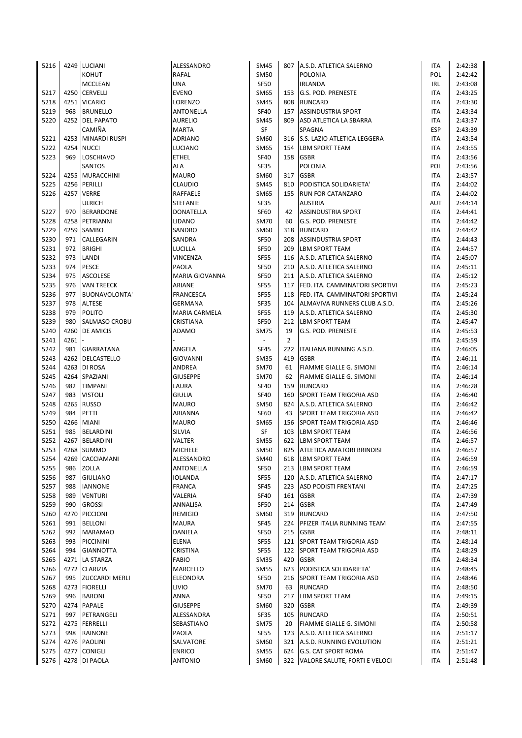| | | | | | | | | |
|---|---|---|---|---|---|---|---|---|
| 5216 | 4249 | LUCIANI | ALESSANDRO | SM45 | 807 | A.S.D. ATLETICA SALERNO | ITA | 2:42:38 |
| | | KOHUT | RAFAL | SM50 | | POLONIA | POL | 2:42:42 |
| | | MCCLEAN | UNA | SF50 | | IRLANDA | IRL | 2:43:08 |
| 5217 | 4250 | CERVELLI | EVENO | SM65 | 153 | G.S. POD. PRENESTE | ITA | 2:43:25 |
| 5218 | 4251 | VICARIO | LORENZO | SM45 | 808 | RUNCARD | ITA | 2:43:30 |
| 5219 | 968 | BRUNELLO | ANTONELLA | SF40 | 157 | ASSINDUSTRIA SPORT | ITA | 2:43:34 |
| 5220 | 4252 | DEL PAPATO | AURELIO | SM45 | 809 | ASD ATLETICA LA SBARRA | ITA | 2:43:37 |
| | | CAMIÑA | MARTA | SF | | SPAGNA | ESP | 2:43:39 |
| 5221 | 4253 | MINARDI RUSPI | ADRIANO | SM60 | 316 | S.S. LAZIO ATLETICA LEGGERA | ITA | 2:43:54 |
| 5222 | 4254 | NUCCI | LUCIANO | SM65 | 154 | LBM SPORT TEAM | ITA | 2:43:55 |
| 5223 | 969 | LOSCHIAVO | ETHEL | SF40 | 158 | GSBR | ITA | 2:43:56 |
| | | SANTOS | ALA | SF35 | | POLONIA | POL | 2:43:56 |
| 5224 | 4255 | MURACCHINI | MAURO | SM60 | 317 | GSBR | ITA | 2:43:57 |
| 5225 | 4256 | PERILLI | CLAUDIO | SM45 | 810 | PODISTICA SOLIDARIETA' | ITA | 2:44:02 |
| 5226 | 4257 | VERRE | RAFFAELE | SM65 | 155 | RUN FOR CATANZARO | ITA | 2:44:02 |
| | | ULRICH | STEFANIE | SF35 | | AUSTRIA | AUT | 2:44:14 |
| 5227 | 970 | BERARDONE | DONATELLA | SF60 | 42 | ASSINDUSTRIA SPORT | ITA | 2:44:41 |
| 5228 | 4258 | PETRIANNI | LIDANO | SM70 | 60 | G.S. POD. PRENESTE | ITA | 2:44:42 |
| 5229 | 4259 | SAMBO | SANDRO | SM60 | 318 | RUNCARD | ITA | 2:44:42 |
| 5230 | 971 | CALLEGARIN | SANDRA | SF50 | 208 | ASSINDUSTRIA SPORT | ITA | 2:44:43 |
| 5231 | 972 | BRIGHI | LUCILLA | SF50 | 209 | LBM SPORT TEAM | ITA | 2:44:57 |
| 5232 | 973 | LANDI | VINCENZA | SF55 | 116 | A.S.D. ATLETICA SALERNO | ITA | 2:45:07 |
| 5233 | 974 | PESCE | PAOLA | SF50 | 210 | A.S.D. ATLETICA SALERNO | ITA | 2:45:11 |
| 5234 | 975 | ASCOLESE | MARIA GIOVANNA | SF50 | 211 | A.S.D. ATLETICA SALERNO | ITA | 2:45:12 |
| 5235 | 976 | VAN TREECK | ARIANE | SF55 | 117 | FED. ITA. CAMMINATORI SPORTIVI | ITA | 2:45:23 |
| 5236 | 977 | BUONAVOLONTA' | FRANCESCA | SF55 | 118 | FED. ITA. CAMMINATORI SPORTIVI | ITA | 2:45:24 |
| 5237 | 978 | ALTESE | GERMANA | SF35 | 104 | ALMAVIVA RUNNERS CLUB A.S.D. | ITA | 2:45:26 |
| 5238 | 979 | POLITO | MARIA CARMELA | SF55 | 119 | A.S.D. ATLETICA SALERNO | ITA | 2:45:30 |
| 5239 | 980 | SALMASO CROBU | CRISTIANA | SF50 | 212 | LBM SPORT TEAM | ITA | 2:45:47 |
| 5240 | 4260 | DE AMICIS | ADAMO | SM75 | 19 | G.S. POD. PRENESTE | ITA | 2:45:53 |
| 5241 | 4261 | - | - | - | 2 | | ITA | 2:45:59 |
| 5242 | 981 | GIARRATANA | ANGELA | SF45 | 222 | ITALIANA RUNNING A.S.D. | ITA | 2:46:05 |
| 5243 | 4262 | DELCASTELLO | GIOVANNI | SM35 | 419 | GSBR | ITA | 2:46:11 |
| 5244 | 4263 | DI ROSA | ANDREA | SM70 | 61 | FIAMME GIALLE G. SIMONI | ITA | 2:46:14 |
| 5245 | 4264 | SPAZIANI | GIUSEPPE | SM70 | 62 | FIAMME GIALLE G. SIMONI | ITA | 2:46:14 |
| 5246 | 982 | TIMPANI | LAURA | SF40 | 159 | RUNCARD | ITA | 2:46:28 |
| 5247 | 983 | VISTOLI | GIULIA | SF40 | 160 | SPORT TEAM TRIGORIA ASD | ITA | 2:46:40 |
| 5248 | 4265 | RUSSO | MAURO | SM50 | 824 | A.S.D. ATLETICA SALERNO | ITA | 2:46:42 |
| 5249 | 984 | PETTI | ARIANNA | SF60 | 43 | SPORT TEAM TRIGORIA ASD | ITA | 2:46:42 |
| 5250 | 4266 | MIANI | MAURO | SM65 | 156 | SPORT TEAM TRIGORIA ASD | ITA | 2:46:46 |
| 5251 | 985 | BELARDINI | SILVIA | SF | 103 | LBM SPORT TEAM | ITA | 2:46:56 |
| 5252 | 4267 | BELARDINI | VALTER | SM55 | 622 | LBM SPORT TEAM | ITA | 2:46:57 |
| 5253 | 4268 | SUMMO | MICHELE | SM50 | 825 | ATLETICA AMATORI BRINDISI | ITA | 2:46:57 |
| 5254 | 4269 | CACCIAMANI | ALESSANDRO | SM40 | 618 | LBM SPORT TEAM | ITA | 2:46:59 |
| 5255 | 986 | ZOLLA | ANTONELLA | SF50 | 213 | LBM SPORT TEAM | ITA | 2:46:59 |
| 5256 | 987 | GIULIANO | IOLANDA | SF55 | 120 | A.S.D. ATLETICA SALERNO | ITA | 2:47:17 |
| 5257 | 988 | IANNONE | FRANCA | SF45 | 223 | ASD PODISTI FRENTANI | ITA | 2:47:25 |
| 5258 | 989 | VENTURI | VALERIA | SF40 | 161 | GSBR | ITA | 2:47:39 |
| 5259 | 990 | GROSSI | ANNALISA | SF50 | 214 | GSBR | ITA | 2:47:49 |
| 5260 | 4270 | PICCIONI | REMIGIO | SM60 | 319 | RUNCARD | ITA | 2:47:50 |
| 5261 | 991 | BELLONI | MAURA | SF45 | 224 | PFIZER ITALIA RUNNING TEAM | ITA | 2:47:55 |
| 5262 | 992 | MARAMAO | DANIELA | SF50 | 215 | GSBR | ITA | 2:48:11 |
| 5263 | 993 | PICCININI | ELENA | SF55 | 121 | SPORT TEAM TRIGORIA ASD | ITA | 2:48:14 |
| 5264 | 994 | GIANNOTTA | CRISTINA | SF55 | 122 | SPORT TEAM TRIGORIA ASD | ITA | 2:48:29 |
| 5265 | 4271 | LA STARZA | FABIO | SM35 | 420 | GSBR | ITA | 2:48:34 |
| 5266 | 4272 | CLARIZIA | MARCELLO | SM55 | 623 | PODISTICA SOLIDARIETA' | ITA | 2:48:45 |
| 5267 | 995 | ZUCCARDI MERLI | ELEONORA | SF50 | 216 | SPORT TEAM TRIGORIA ASD | ITA | 2:48:46 |
| 5268 | 4273 | FIORELLI | LIVIO | SM70 | 63 | RUNCARD | ITA | 2:48:50 |
| 5269 | 996 | BARONI | ANNA | SF50 | 217 | LBM SPORT TEAM | ITA | 2:49:15 |
| 5270 | 4274 | PAPALE | GIUSEPPE | SM60 | 320 | GSBR | ITA | 2:49:39 |
| 5271 | 997 | PETRANGELI | ALESSANDRA | SF35 | 105 | RUNCARD | ITA | 2:50:51 |
| 5272 | 4275 | FERRELLI | SEBASTIANO | SM75 | 20 | FIAMME GIALLE G. SIMONI | ITA | 2:50:58 |
| 5273 | 998 | RAINONE | PAOLA | SF55 | 123 | A.S.D. ATLETICA SALERNO | ITA | 2:51:17 |
| 5274 | 4276 | PAOLINI | SALVATORE | SM60 | 321 | A.S.D. RUNNING EVOLUTION | ITA | 2:51:21 |
| 5275 | 4277 | CONIGLI | ENRICO | SM55 | 624 | G.S. CAT SPORT ROMA | ITA | 2:51:47 |
| 5276 | 4278 | DI PAOLA | ANTONIO | SM60 | 322 | VALORE SALUTE, FORTI E VELOCI | ITA | 2:51:48 |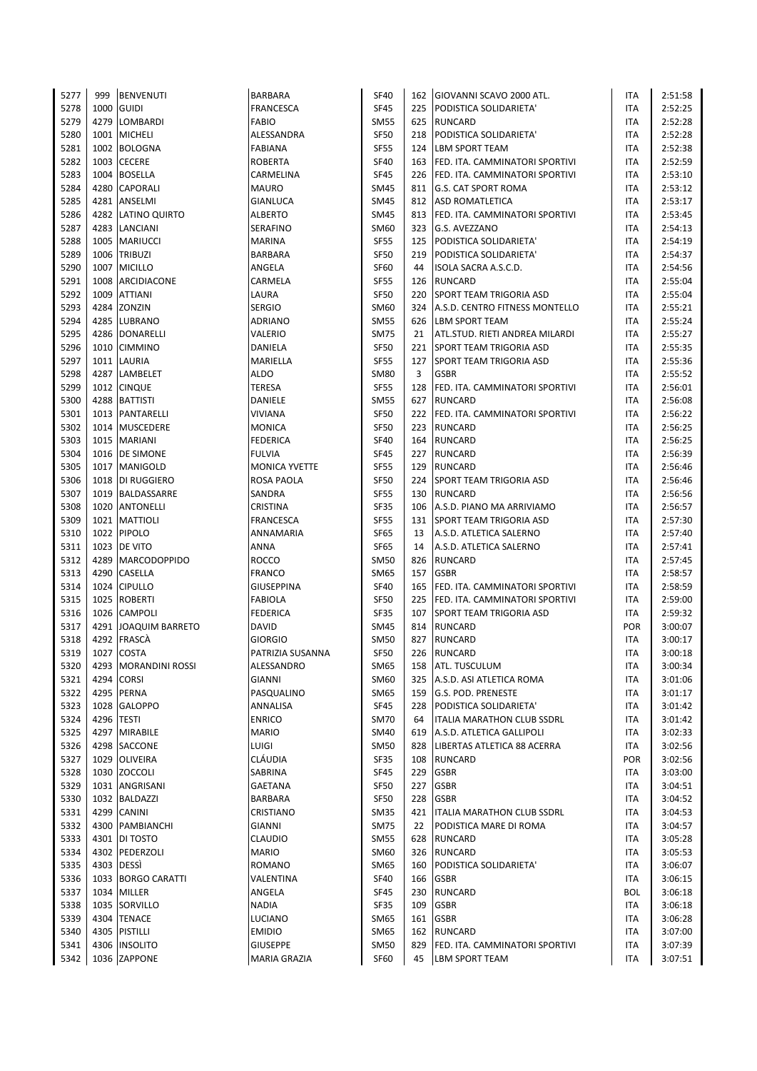| | | | | | | | | |
|---|---|---|---|---|---|---|---|---|
| 5277 | 999 | BENVENUTI | BARBARA | SF40 | 162 | GIOVANNI SCAVO 2000 ATL. | ITA | 2:51:58 |
| 5278 | 1000 | GUIDI | FRANCESCA | SF45 | 225 | PODISTICA SOLIDARIETA' | ITA | 2:52:25 |
| 5279 | 4279 | LOMBARDI | FABIO | SM55 | 625 | RUNCARD | ITA | 2:52:28 |
| 5280 | 1001 | MICHELI | ALESSANDRA | SF50 | 218 | PODISTICA SOLIDARIETA' | ITA | 2:52:28 |
| 5281 | 1002 | BOLOGNA | FABIANA | SF55 | 124 | LBM SPORT TEAM | ITA | 2:52:38 |
| 5282 | 1003 | CECERE | ROBERTA | SF40 | 163 | FED. ITA. CAMMINATORI SPORTIVI | ITA | 2:52:59 |
| 5283 | 1004 | BOSELLA | CARMELINA | SF45 | 226 | FED. ITA. CAMMINATORI SPORTIVI | ITA | 2:53:10 |
| 5284 | 4280 | CAPORALI | MAURO | SM45 | 811 | G.S. CAT SPORT ROMA | ITA | 2:53:12 |
| 5285 | 4281 | ANSELMI | GIANLUCA | SM45 | 812 | ASD ROMATLETICA | ITA | 2:53:17 |
| 5286 | 4282 | LATINO QUIRTO | ALBERTO | SM45 | 813 | FED. ITA. CAMMINATORI SPORTIVI | ITA | 2:53:45 |
| 5287 | 4283 | LANCIANI | SERAFINO | SM60 | 323 | G.S. AVEZZANO | ITA | 2:54:13 |
| 5288 | 1005 | MARIUCCI | MARINA | SF55 | 125 | PODISTICA SOLIDARIETA' | ITA | 2:54:19 |
| 5289 | 1006 | TRIBUZI | BARBARA | SF50 | 219 | PODISTICA SOLIDARIETA' | ITA | 2:54:37 |
| 5290 | 1007 | MICILLO | ANGELA | SF60 | 44 | ISOLA SACRA A.S.C.D. | ITA | 2:54:56 |
| 5291 | 1008 | ARCIDIACONE | CARMELA | SF55 | 126 | RUNCARD | ITA | 2:55:04 |
| 5292 | 1009 | ATTIANI | LAURA | SF50 | 220 | SPORT TEAM TRIGORIA ASD | ITA | 2:55:04 |
| 5293 | 4284 | ZONZIN | SERGIO | SM60 | 324 | A.S.D. CENTRO FITNESS MONTELLO | ITA | 2:55:21 |
| 5294 | 4285 | LUBRANO | ADRIANO | SM55 | 626 | LBM SPORT TEAM | ITA | 2:55:24 |
| 5295 | 4286 | DONARELLI | VALERIO | SM75 | 21 | ATL.STUD. RIETI ANDREA MILARDI | ITA | 2:55:27 |
| 5296 | 1010 | CIMMINO | DANIELA | SF50 | 221 | SPORT TEAM TRIGORIA ASD | ITA | 2:55:35 |
| 5297 | 1011 | LAURIA | MARIELLA | SF55 | 127 | SPORT TEAM TRIGORIA ASD | ITA | 2:55:36 |
| 5298 | 4287 | LAMBELET | ALDO | SM80 | 3 | GSBR | ITA | 2:55:52 |
| 5299 | 1012 | CINQUE | TERESA | SF55 | 128 | FED. ITA. CAMMINATORI SPORTIVI | ITA | 2:56:01 |
| 5300 | 4288 | BATTISTI | DANIELE | SM55 | 627 | RUNCARD | ITA | 2:56:08 |
| 5301 | 1013 | PANTARELLI | VIVIANA | SF50 | 222 | FED. ITA. CAMMINATORI SPORTIVI | ITA | 2:56:22 |
| 5302 | 1014 | MUSCEDERE | MONICA | SF50 | 223 | RUNCARD | ITA | 2:56:25 |
| 5303 | 1015 | MARIANI | FEDERICA | SF40 | 164 | RUNCARD | ITA | 2:56:25 |
| 5304 | 1016 | DE SIMONE | FULVIA | SF45 | 227 | RUNCARD | ITA | 2:56:39 |
| 5305 | 1017 | MANIGOLD | MONICA YVETTE | SF55 | 129 | RUNCARD | ITA | 2:56:46 |
| 5306 | 1018 | DI RUGGIERO | ROSA PAOLA | SF50 | 224 | SPORT TEAM TRIGORIA ASD | ITA | 2:56:46 |
| 5307 | 1019 | BALDASSARRE | SANDRA | SF55 | 130 | RUNCARD | ITA | 2:56:56 |
| 5308 | 1020 | ANTONELLI | CRISTINA | SF35 | 106 | A.S.D. PIANO MA ARRIVIAMO | ITA | 2:56:57 |
| 5309 | 1021 | MATTIOLI | FRANCESCA | SF55 | 131 | SPORT TEAM TRIGORIA ASD | ITA | 2:57:30 |
| 5310 | 1022 | PIPOLO | ANNAMARIA | SF65 | 13 | A.S.D. ATLETICA SALERNO | ITA | 2:57:40 |
| 5311 | 1023 | DE VITO | ANNA | SF65 | 14 | A.S.D. ATLETICA SALERNO | ITA | 2:57:41 |
| 5312 | 4289 | MARCODOPPIDO | ROCCO | SM50 | 826 | RUNCARD | ITA | 2:57:45 |
| 5313 | 4290 | CASELLA | FRANCO | SM65 | 157 | GSBR | ITA | 2:58:57 |
| 5314 | 1024 | CIPULLO | GIUSEPPINA | SF40 | 165 | FED. ITA. CAMMINATORI SPORTIVI | ITA | 2:58:59 |
| 5315 | 1025 | ROBERTI | FABIOLA | SF50 | 225 | FED. ITA. CAMMINATORI SPORTIVI | ITA | 2:59:00 |
| 5316 | 1026 | CAMPOLI | FEDERICA | SF35 | 107 | SPORT TEAM TRIGORIA ASD | ITA | 2:59:32 |
| 5317 | 4291 | JOAQUIM BARRETO | DAVID | SM45 | 814 | RUNCARD | POR | 3:00:07 |
| 5318 | 4292 | FRASCÀ | GIORGIO | SM50 | 827 | RUNCARD | ITA | 3:00:17 |
| 5319 | 1027 | COSTA | PATRIZIA SUSANNA | SF50 | 226 | RUNCARD | ITA | 3:00:18 |
| 5320 | 4293 | MORANDINI ROSSI | ALESSANDRO | SM65 | 158 | ATL. TUSCULUM | ITA | 3:00:34 |
| 5321 | 4294 | CORSI | GIANNI | SM60 | 325 | A.S.D. ASI ATLETICA ROMA | ITA | 3:01:06 |
| 5322 | 4295 | PERNA | PASQUALINO | SM65 | 159 | G.S. POD. PRENESTE | ITA | 3:01:17 |
| 5323 | 1028 | GALOPPO | ANNALISA | SF45 | 228 | PODISTICA SOLIDARIETA' | ITA | 3:01:42 |
| 5324 | 4296 | TESTI | ENRICO | SM70 | 64 | ITALIA MARATHON CLUB SSDRL | ITA | 3:01:42 |
| 5325 | 4297 | MIRABILE | MARIO | SM40 | 619 | A.S.D. ATLETICA GALLIPOLI | ITA | 3:02:33 |
| 5326 | 4298 | SACCONE | LUIGI | SM50 | 828 | LIBERTAS ATLETICA 88 ACERRA | ITA | 3:02:56 |
| 5327 | 1029 | OLIVEIRA | CLÁUDIA | SF35 | 108 | RUNCARD | POR | 3:02:56 |
| 5328 | 1030 | ZOCCOLI | SABRINA | SF45 | 229 | GSBR | ITA | 3:03:00 |
| 5329 | 1031 | ANGRISANI | GAETANA | SF50 | 227 | GSBR | ITA | 3:04:51 |
| 5330 | 1032 | BALDAZZI | BARBARA | SF50 | 228 | GSBR | ITA | 3:04:52 |
| 5331 | 4299 | CANINI | CRISTIANO | SM35 | 421 | ITALIA MARATHON CLUB SSDRL | ITA | 3:04:53 |
| 5332 | 4300 | PAMBIANCHI | GIANNI | SM75 | 22 | PODISTICA MARE DI ROMA | ITA | 3:04:57 |
| 5333 | 4301 | DI TOSTO | CLAUDIO | SM55 | 628 | RUNCARD | ITA | 3:05:28 |
| 5334 | 4302 | PEDERZOLI | MARIO | SM60 | 326 | RUNCARD | ITA | 3:05:53 |
| 5335 | 4303 | DESSÌ | ROMANO | SM65 | 160 | PODISTICA SOLIDARIETA' | ITA | 3:06:07 |
| 5336 | 1033 | BORGO CARATTI | VALENTINA | SF40 | 166 | GSBR | ITA | 3:06:15 |
| 5337 | 1034 | MILLER | ANGELA | SF45 | 230 | RUNCARD | BOL | 3:06:18 |
| 5338 | 1035 | SORVILLO | NADIA | SF35 | 109 | GSBR | ITA | 3:06:18 |
| 5339 | 4304 | TENACE | LUCIANO | SM65 | 161 | GSBR | ITA | 3:06:28 |
| 5340 | 4305 | PISTILLI | EMIDIO | SM65 | 162 | RUNCARD | ITA | 3:07:00 |
| 5341 | 4306 | INSOLITO | GIUSEPPE | SM50 | 829 | FED. ITA. CAMMINATORI SPORTIVI | ITA | 3:07:39 |
| 5342 | 1036 | ZAPPONE | MARIA GRAZIA | SF60 | 45 | LBM SPORT TEAM | ITA | 3:07:51 |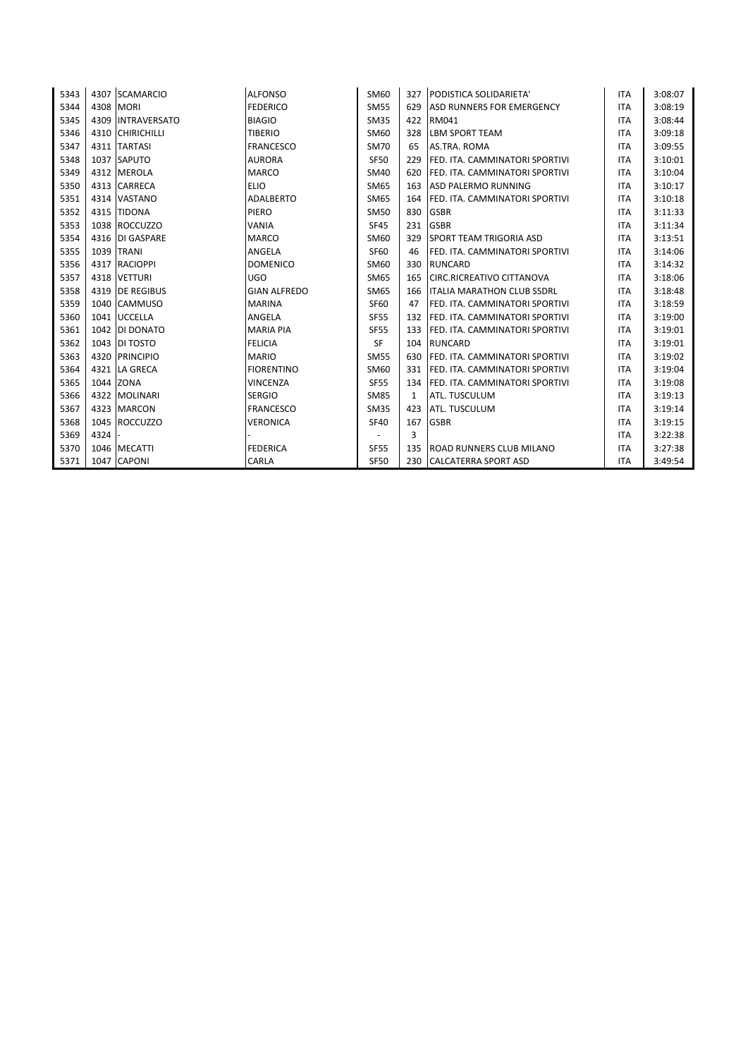| | | | | | | | | |
|---|---|---|---|---|---|---|---|---|
| 5343 | 4307 | SCAMARCIO | ALFONSO | SM60 | 327 | PODISTICA SOLIDARIETA' | ITA | 3:08:07 |
| 5344 | 4308 | MORI | FEDERICO | SM55 | 629 | ASD RUNNERS FOR EMERGENCY | ITA | 3:08:19 |
| 5345 | 4309 | INTRAVERSATO | BIAGIO | SM35 | 422 | RM041 | ITA | 3:08:44 |
| 5346 | 4310 | CHIRICHILLI | TIBERIO | SM60 | 328 | LBM SPORT TEAM | ITA | 3:09:18 |
| 5347 | 4311 | TARTASI | FRANCESCO | SM70 | 65 | AS.TRA. ROMA | ITA | 3:09:55 |
| 5348 | 1037 | SAPUTO | AURORA | SF50 | 229 | FED. ITA. CAMMINATORI SPORTIVI | ITA | 3:10:01 |
| 5349 | 4312 | MEROLA | MARCO | SM40 | 620 | FED. ITA. CAMMINATORI SPORTIVI | ITA | 3:10:04 |
| 5350 | 4313 | CARRECA | ELIO | SM65 | 163 | ASD PALERMO RUNNING | ITA | 3:10:17 |
| 5351 | 4314 | VASTANO | ADALBERTO | SM65 | 164 | FED. ITA. CAMMINATORI SPORTIVI | ITA | 3:10:18 |
| 5352 | 4315 | TIDONA | PIERO | SM50 | 830 | GSBR | ITA | 3:11:33 |
| 5353 | 1038 | ROCCUZZO | VANIA | SF45 | 231 | GSBR | ITA | 3:11:34 |
| 5354 | 4316 | DI GASPARE | MARCO | SM60 | 329 | SPORT TEAM TRIGORIA ASD | ITA | 3:13:51 |
| 5355 | 1039 | TRANI | ANGELA | SF60 | 46 | FED. ITA. CAMMINATORI SPORTIVI | ITA | 3:14:06 |
| 5356 | 4317 | RACIOPPI | DOMENICO | SM60 | 330 | RUNCARD | ITA | 3:14:32 |
| 5357 | 4318 | VETTURI | UGO | SM65 | 165 | CIRC.RICREATIVO CITTANOVA | ITA | 3:18:06 |
| 5358 | 4319 | DE REGIBUS | GIAN ALFREDO | SM65 | 166 | ITALIA MARATHON CLUB SSDRL | ITA | 3:18:48 |
| 5359 | 1040 | CAMMUSO | MARINA | SF60 | 47 | FED. ITA. CAMMINATORI SPORTIVI | ITA | 3:18:59 |
| 5360 | 1041 | UCCELLA | ANGELA | SF55 | 132 | FED. ITA. CAMMINATORI SPORTIVI | ITA | 3:19:00 |
| 5361 | 1042 | DI DONATO | MARIA PIA | SF55 | 133 | FED. ITA. CAMMINATORI SPORTIVI | ITA | 3:19:01 |
| 5362 | 1043 | DI TOSTO | FELICIA | SF | 104 | RUNCARD | ITA | 3:19:01 |
| 5363 | 4320 | PRINCIPIO | MARIO | SM55 | 630 | FED. ITA. CAMMINATORI SPORTIVI | ITA | 3:19:02 |
| 5364 | 4321 | LA GRECA | FIORENTINO | SM60 | 331 | FED. ITA. CAMMINATORI SPORTIVI | ITA | 3:19:04 |
| 5365 | 1044 | ZONA | VINCENZA | SF55 | 134 | FED. ITA. CAMMINATORI SPORTIVI | ITA | 3:19:08 |
| 5366 | 4322 | MOLINARI | SERGIO | SM85 | 1 | ATL. TUSCULUM | ITA | 3:19:13 |
| 5367 | 4323 | MARCON | FRANCESCO | SM35 | 423 | ATL. TUSCULUM | ITA | 3:19:14 |
| 5368 | 1045 | ROCCUZZO | VERONICA | SF40 | 167 | GSBR | ITA | 3:19:15 |
| 5369 | 4324 | - | - | - | 3 | | ITA | 3:22:38 |
| 5370 | 1046 | MECATTI | FEDERICA | SF55 | 135 | ROAD RUNNERS CLUB MILANO | ITA | 3:27:38 |
| 5371 | 1047 | CAPONI | CARLA | SF50 | 230 | CALCATERRA SPORT ASD | ITA | 3:49:54 |